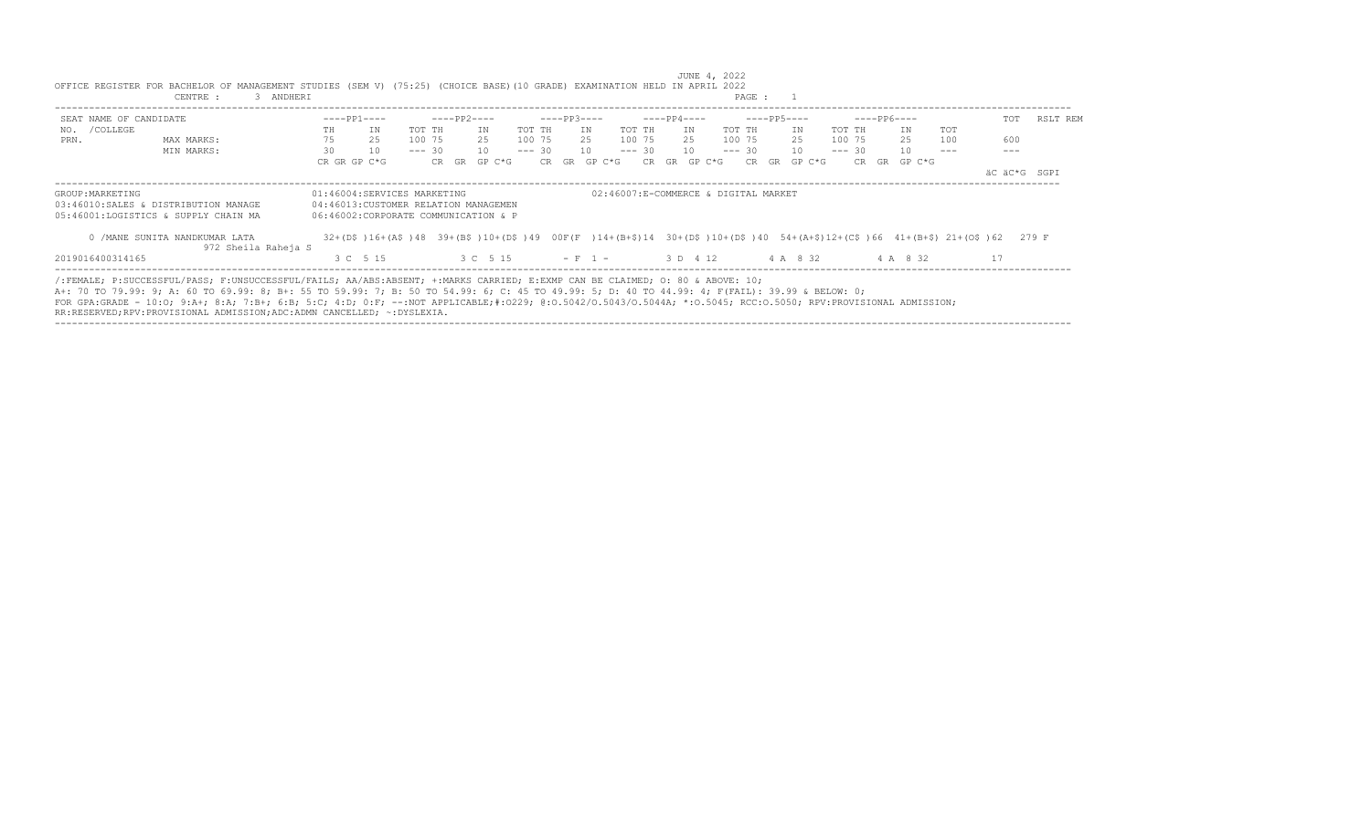JUNE 4, 2022

OFFICE REGISTER FOR BACHELOR OF MANAGEMENT STUDIES (SEM V) (75:25) (CHOICE BASE)(10 GRADE) EXAMINATION HELD IN APRIL 2022

CENTRE : 3 ANDHERI

| SEAT NAME OF CANDIDATE | ----PP1---- | | | ----PP2---- | | | ----PP3---- | | | ----PP4---- | | | ----PP5---- | | | ----PP6---- | | | TOT | RSLT REM |
|---|---|---|---|---|---|---|---|---|---|---|---|---|---|---|---|---|---|---|---|---|
| NO. /COLLEGE | TH | IN | TOT | TH | IN | TOT | TH | IN | TOT | TH | IN | TOT | TH | IN | TOT | TH | IN | TOT | | |
| PRN. MAX MARKS: | 75 | 25 | 100 | 75 | 25 | 100 | 75 | 25 | 100 | 75 | 25 | 100 | 75 | 25 | 100 | 75 | 25 | 100 | 600 | |
| MIN MARKS: | 30 | 10 | --- | 30 | 10 | --- | 30 | 10 | --- | 30 | 10 | --- | 30 | 10 | --- | 30 | 10 | --- | --- | |
| | CR GR GP C*G | | | CR GR GP C*G | | | CR GR GP C*G | | | CR GR GP C*G | | | CR GR GP C*G | | | CR GR GP C*G | | | äC äC*G SGPI | |

GROUP:MARKETING
01:46004:SERVICES MARKETING
02:46007:E-COMMERCE & DIGITAL MARKET
03:46010:SALES & DISTRIBUTION MANAGE
04:46013:CUSTOMER RELATION MANAGEMEN
05:46001:LOGISTICS & SUPPLY CHAIN MA
06:46002:CORPORATE COMMUNICATION & P

| SEAT NAME OF CANDIDATE | PP1 | PP2 | PP3 | PP4 | PP5 | PP6 | TOT | RSLT |
|---|---|---|---|---|---|---|---|---|
| 0 /MANE SUNITA NANDKUMAR LATA 972 Sheila Raheja S | 32+(D$ )16+(A$ )48 | 39+(B$ )10+(D$ )49 | 00F(F )14+(B+$)14 | 30+(D$ )10+(D$ )40 | 54+(A+$)12+(C$ )66 | 41+(B+$) 21+(O$ )62 | 279 | F |
| 2019016400314165 | 3 C 5 15 | 3 C 5 15 | - F 1 - | 3 D 4 12 | 4 A 8 32 | 4 A 8 32 | 17 | |

/:FEMALE; P:SUCCESSFUL/PASS; F:UNSUCCESSFUL/FAILS; AA/ABS:ABSENT; +:MARKS CARRIED; E:EXMP CAN BE CLAIMED; O: 80 & ABOVE: 10;
A+: 70 TO 79.99: 9; A: 60 TO 69.99: 8; B+: 55 TO 59.99: 7; B: 50 TO 54.99: 6; C: 45 TO 49.99: 5; D: 40 TO 44.99: 4; F(FAIL): 39.99 & BELOW: 0;
FOR GPA:GRADE - 10:O; 9:A+; 8:A; 7:B+; 6:B; 5:C; 4:D; 0:F; --:NOT APPLICABLE;#:O229; @:O.5042/O.5043/O.5044A; *:O.5045; RCC:O.5050; RPV:PROVISIONAL ADMISSION;
RR:RESERVED;RPV:PROVISIONAL ADMISSION;ADC:ADMN CANCELLED; ~:DYSLEXIA.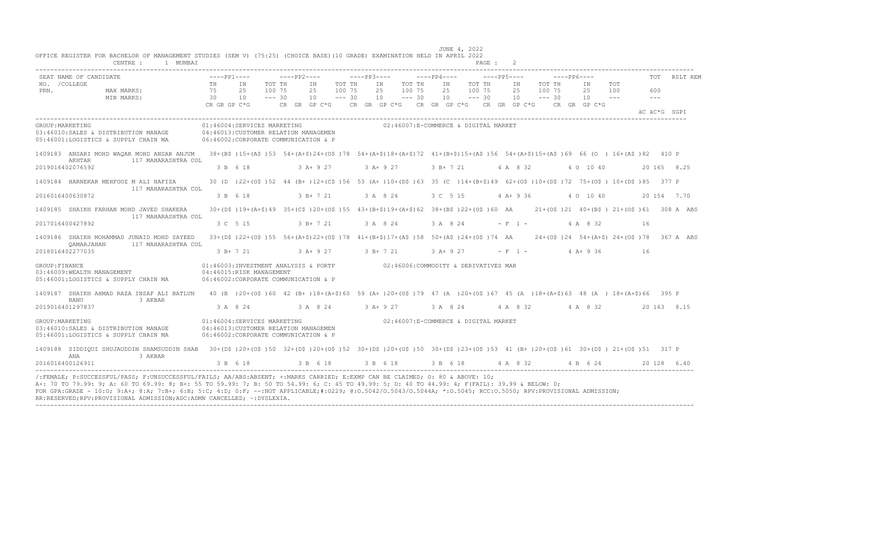JUNE 4, 2022

OFFICE REGISTER FOR BACHELOR OF MANAGEMENT STUDIES (SEM V) (75:25) (CHOICE BASE)(10 GRADE) EXAMINATION HELD IN APRIL 2022

CENTRE : 1 MUMBAI

| SEAT NO. / COLLEGE / PRN. | NAME OF CANDIDATE | PP1 TH | PP1 IN | PP1 TOT | PP2 TH | PP2 IN | PP2 TOT | PP3 TH | PP3 IN | PP3 TOT | PP4 TH | PP4 IN | PP4 TOT | PP5 TH | PP5 IN | PP5 TOT | PP6 TH | PP6 IN | PP6 TOT | TOT | RSLT | REM |
|---|---|---|---|---|---|---|---|---|---|---|---|---|---|---|---|---|---|---|---|---|---|---|
| | MAX MARKS: | 75 | 25 | 100 | 75 | 25 | 100 | 75 | 25 | 100 | 75 | 25 | 100 | 75 | 25 | 100 | 75 | 25 | 100 | 600 | | |
| | MIN MARKS: | 30 | 10 | --- | 30 | 10 | --- | 30 | 10 | --- | 30 | 10 | --- | 30 | 10 | --- | 30 | 10 | --- | --- | | |
| | | CR GR GP C*G | | | CR GR GP C*G | | | CR GR GP C*G | | | CR GR GP C*G | | | CR GR GP C*G | | | CR GR GP C*G | | | äC äC*G SGPI | | |

GROUP:MARKETING
01:46004:SERVICES MARKETING
02:46007:E-COMMERCE & DIGITAL MARKET
03:46010:SALES & DISTRIBUTION MANAGE
04:46013:CUSTOMER RELATION MANAGEMEN
05:46001:LOGISTICS & SUPPLY CHAIN MA
06:46002:CORPORATE COMMUNICATION & P

| SEAT NO. / PRN | NAME | PP1 | PP2 | PP3 | PP4 | PP5 | PP6 | TOT | RSLT | REM |
|---|---|---|---|---|---|---|---|---|---|---|
| 1409183 | ANSARI MOHD WAQAR MOHD ANSAR ANJUM AKHTAR 117 MAHARASHTRA COL | 38+(B$ )15+(A$ )53 | 54+(A+$)24+(O$ )78 | 54+(A+$)18+(A+$)72 | 41+(B+$)15+(A$ )56 | 54+(A+$)15+(A$ )69 | 66 (O ) 16+(A$ )82 | 410 | P | |
| 2019016402076592 | | 3 B 6 18 | 3 A+ 9 27 | 3 A+ 9 27 | 3 B+ 7 21 | 4 A 8 32 | 4 O 10 40 | 20 165 8.25 | | |
| 1409184 | HARNEKAR MEHFOOZ M ALI HAFIZA 117 MAHARASHTRA COL | 30 (D )22+(O$ )52 | 44 (B+ )12+(C$ )56 | 53 (A+ )10+(D$ )63 | 35 (C )14+(B+$)49 | 62+(O$ )10+(D$ )72 | 75+(O$ ) 10+(D$ )85 | 377 | P | |
| 2016016400630872 | | 3 B 6 18 | 3 B+ 7 21 | 3 A 8 24 | 3 C 5 15 | 4 A+ 9 36 | 4 O 10 40 | 20 154 7.70 | | |
| 1409185 | SHAIKH FARHAN MOHD JAVED SHAKERA 117 MAHARASHTRA COL | 30+(D$ )19+(A+$)49 | 35+(C$ )20+(O$ )55 | 43+(B+$)19+(A+$)62 | 38+(B$ )22+(O$ )60 | AA 21+(O$ )21 | 40+(B$ ) 21+(O$ )61 | 308 | A | ABS |
| 2017016400427892 | | 3 C 5 15 | 3 B+ 7 21 | 3 A 8 24 | 3 A 8 24 | - F 1 - | 4 A 8 32 | 16 | | |
| 1409186 | SHAIKH MOHAMMAD JUNAID MOHD SAYEED QAMARJAHAN 117 MAHARASHTRA COL | 33+(D$ )22+(O$ )55 | 56+(A+$)22+(O$ )78 | 41+(B+$)17+(A$ )58 | 50+(A$ )24+(O$ )74 | AA 24+(O$ )24 | 54+(A+$) 24+(O$ )78 | 367 | A | ABS |
| 2018016402277035 | | 3 B+ 7 21 | 3 A+ 9 27 | 3 B+ 7 21 | 3 A+ 9 27 | - F 1 - | 4 A+ 9 36 | 16 | | |

GROUP:FINANCE
01:46003:INVESTMENT ANALYSIS & PORTF
02:46006:COMMODITY & DERIVATIVES MAR
03:46009:WEALTH MANAGEMENT
04:46015:RISK MANAGEMENT
05:46001:LOGISTICS & SUPPLY CHAIN MA
06:46002:CORPORATE COMMUNICATION & P

| SEAT NO. / PRN | NAME | PP1 | PP2 | PP3 | PP4 | PP5 | PP6 | TOT | RSLT | REM |
|---|---|---|---|---|---|---|---|---|---|---|
| 1409187 | SHAIKH AHMAD RAZA INSAF ALI BATLUN BANU 3 AKBAR | 40 (B )20+(O$ )60 | 42 (B+ )18+(A+$)60 | 59 (A+ )20+(O$ )79 | 47 (A )20+(O$ )67 | 45 (A )18+(A+$)63 | 48 (A ) 18+(A+$)66 | 395 | P | |
| 2019016401297837 | | 3 A 8 24 | 3 A 8 24 | 3 A+ 9 27 | 3 A 8 24 | 4 A 8 32 | 4 A 8 32 | 20 163 8.15 | | |

GROUP:MARKETING
01:46004:SERVICES MARKETING
02:46007:E-COMMERCE & DIGITAL MARKET
03:46010:SALES & DISTRIBUTION MANAGE
04:46013:CUSTOMER RELATION MANAGEMEN
05:46001:LOGISTICS & SUPPLY CHAIN MA
06:46002:CORPORATE COMMUNICATION & P

| SEAT NO. / PRN | NAME | PP1 | PP2 | PP3 | PP4 | PP5 | PP6 | TOT | RSLT | REM |
|---|---|---|---|---|---|---|---|---|---|---|
| 1409188 | SIDDIQUI SHUJAUDDIN SHAMSUDDIN SHAB ANA 3 AKBAR | 30+(D$ )20+(O$ )50 | 32+(D$ )20+(O$ )52 | 30+(D$ )20+(O$ )50 | 30+(D$ )23+(O$ )53 | 41 (B+ )20+(O$ )61 | 30+(D$ ) 21+(O$ )51 | 317 | P | |
| 2016016400126911 | | 3 B 6 18 | 3 B 6 18 | 3 B 6 18 | 3 B 6 18 | 4 A 8 32 | 4 B 6 24 | 20 128 6.40 | | |

/:FEMALE; P:SUCCESSFUL/PASS; F:UNSUCCESSFUL/FAILS; AA/ABS:ABSENT; +:MARKS CARRIED; E:EXMP CAN BE CLAIMED; O: 80 & ABOVE: 10;
A+: 70 TO 79.99: 9; A: 60 TO 69.99: 8; B+: 55 TO 59.99: 7; B: 50 TO 54.99: 6; C: 45 TO 49.99: 5; D: 40 TO 44.99: 4; F(FAIL): 39.99 & BELOW: 0;
FOR GPA:GRADE - 10:O; 9:A+; 8:A; 7:B+; 6:B; 5:C; 4:D; 0:F; --:NOT APPLICABLE;#:O229; @:O.5042/O.5043/O.5044A; *:O.5045; RCC:O.5050; RPV:PROVISIONAL ADMISSION;
RR:RESERVED;RPV:PROVISIONAL ADMISSION;ADC:ADMN CANCELLED; ~:DYSLEXIA.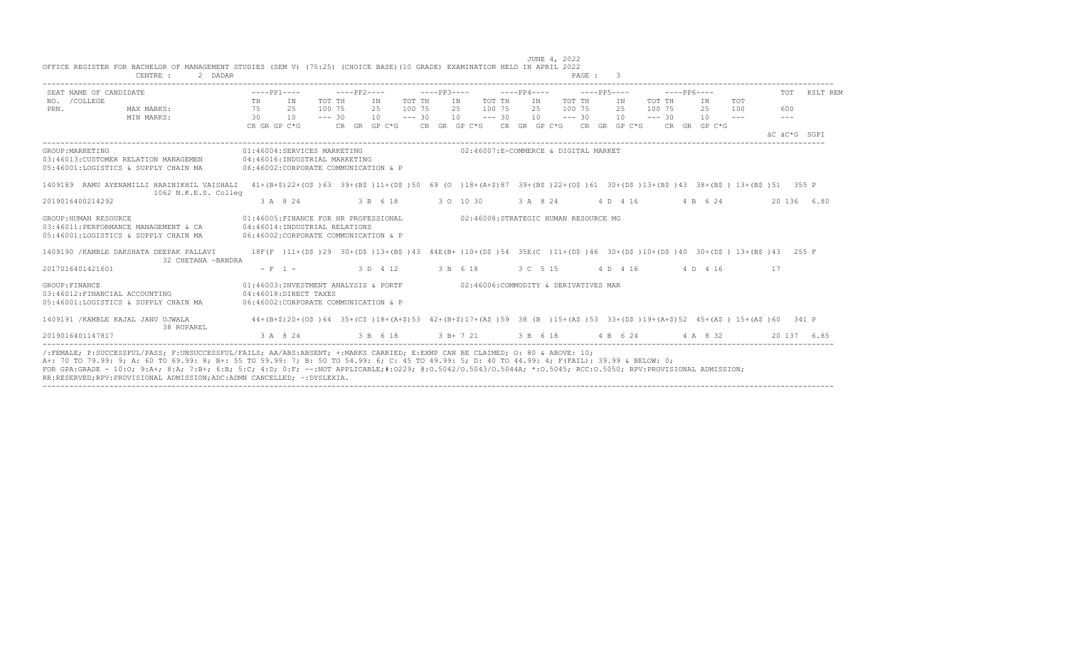JUNE 4, 2022

OFFICE REGISTER FOR BACHELOR OF MANAGEMENT STUDIES (SEM V) (75:25) (CHOICE BASE)(10 GRADE) EXAMINATION HELD IN APRIL 2022

CENTRE : 2 DADAR

| SEAT NO. /COLLEGE PRN. | NAME OF CANDIDATE | ----PP1---- TH IN TOT | ----PP2---- TH IN TOT | ----PP3---- TH IN TOT | ----PP4---- TH IN TOT | ----PP5---- TH IN TOT | ----PP6---- TH IN TOT | TOT | RSLT | REM |
|---|---|---|---|---|---|---|---|---|---|---|
| | MAX MARKS: | 75 25 100 | 75 25 100 | 75 25 100 | 75 25 100 | 75 25 100 | 75 25 100 | 600 | | |
| | MIN MARKS: | 30 10 --- | 30 10 --- | 30 10 --- | 30 10 --- | 30 10 --- | 30 10 --- | --- | | |
| | | CR GR GP C*G | CR GR GP C*G | CR GR GP C*G | CR GR GP C*G | CR GR GP C*G | CR GR GP C*G | äC äC*G SGPI | | |

GROUP:MARKETING
01:46004:SERVICES MARKETING
02:46007:E-COMMERCE & DIGITAL MARKET
03:46013:CUSTOMER RELATION MANAGEMEN
04:46016:INDUSTRIAL MARKETING
05:46001:LOGISTICS & SUPPLY CHAIN MA
06:46002:CORPORATE COMMUNICATION & P

| SEAT NO. /COLLEGE PRN. | NAME OF CANDIDATE | PP1 | PP2 | PP3 | PP4 | PP5 | PP6 | TOT | RSLT |
|---|---|---|---|---|---|---|---|---|---|
| 1409189 1062 N.K.E.S. Colleg | RAMU AYENAMILLI HARINIKHIL VAISHALI | 41+(B+$)22+(O$ )63 | 39+(B$ )11+(D$ )50 | 69 (O )18+(A+$)87 | 39+(B$ )22+(O$ )61 | 30+(D$ )13+(B$ )43 | 38+(B$ ) 13+(B$ )51 | 355 | P |
| 2019016400214292 | | 3 A 8 24 | 3 B 6 18 | 3 O 10 30 | 3 A 8 24 | 4 D 4 16 | 4 B 6 24 | 20 136 6.80 | |

GROUP:HUMAN RESOURCE
01:46005:FINANCE FOR HR PROFESSIONAL
02:46008:STRATEGIC HUMAN RESOURCE MG
03:46011:PERFORMANCE MANAGEMENT & CA
04:46014:INDUSTRIAL RELATIONS
05:46001:LOGISTICS & SUPPLY CHAIN MA
06:46002:CORPORATE COMMUNICATION & P

| SEAT NO. /COLLEGE PRN. | NAME OF CANDIDATE | PP1 | PP2 | PP3 | PP4 | PP5 | PP6 | TOT | RSLT |
|---|---|---|---|---|---|---|---|---|---|
| 1409190 32 CHETANA -BANDRA | /KAMBLE DAKSHATA DEEPAK PALLAVI | 18F(F )11+(D$ )29 | 30+(D$ )13+(B$ )43 | 44E(B+ )10+(D$ )54 | 35E(C )11+(D$ )46 | 30+(D$ )10+(D$ )40 | 30+(D$ ) 13+(B$ )43 | 255 | F |
| 2017016401421601 | | - F 1 - | 3 D 4 12 | 3 B 6 18 | 3 C 5 15 | 4 D 4 16 | 4 D 4 16 | 17 | |

GROUP:FINANCE
01:46003:INVESTMENT ANALYSIS & PORTF
02:46006:COMMODITY & DERIVATIVES MAR
03:46012:FINANCIAL ACCOUNTING
04:46018:DIRECT TAXES
05:46001:LOGISTICS & SUPPLY CHAIN MA
06:46002:CORPORATE COMMUNICATION & P

| SEAT NO. /COLLEGE PRN. | NAME OF CANDIDATE | PP1 | PP2 | PP3 | PP4 | PP5 | PP6 | TOT | RSLT |
|---|---|---|---|---|---|---|---|---|---|
| 1409191 38 RUPAREL | /KAMBLE KAJAL JANU UJWALA | 44+(B+$)20+(O$ )64 | 35+(C$ )18+(A+$)53 | 42+(B+$)17+(A$ )59 | 38 (B )15+(A$ )53 | 33+(D$ )19+(A+$)52 | 45+(A$ ) 15+(A$ )60 | 341 | P |
| 2019016401147817 | | 3 A 8 24 | 3 B 6 18 | 3 B+ 7 21 | 3 B 6 18 | 4 B 6 24 | 4 A 8 32 | 20 137 6.85 | |

/:FEMALE; P:SUCCESSFUL/PASS; F:UNSUCCESSFUL/FAILS; AA/ABS:ABSENT; +:MARKS CARRIED; E:EXMP CAN BE CLAIMED; O: 80 & ABOVE: 10; A+: 70 TO 79.99: 9; A: 60 TO 69.99: 8; B+: 55 TO 59.99: 7; B: 50 TO 54.99: 6; C: 45 TO 49.99: 5; D: 40 TO 44.99: 4; F(FAIL): 39.99 & BELOW: 0; FOR GPA:GRADE - 10:O; 9:A+; 8:A; 7:B+; 6:B; 5:C; 4:D; 0:F; --:NOT APPLICABLE;#:O229; @:O.5042/O.5043/O.5044A; *:O.5045; RCC:O.5050; RPV:PROVISIONAL ADMISSION; RR:RESERVED;RPV:PROVISIONAL ADMISSION;ADC:ADMN CANCELLED; ~:DYSLEXIA.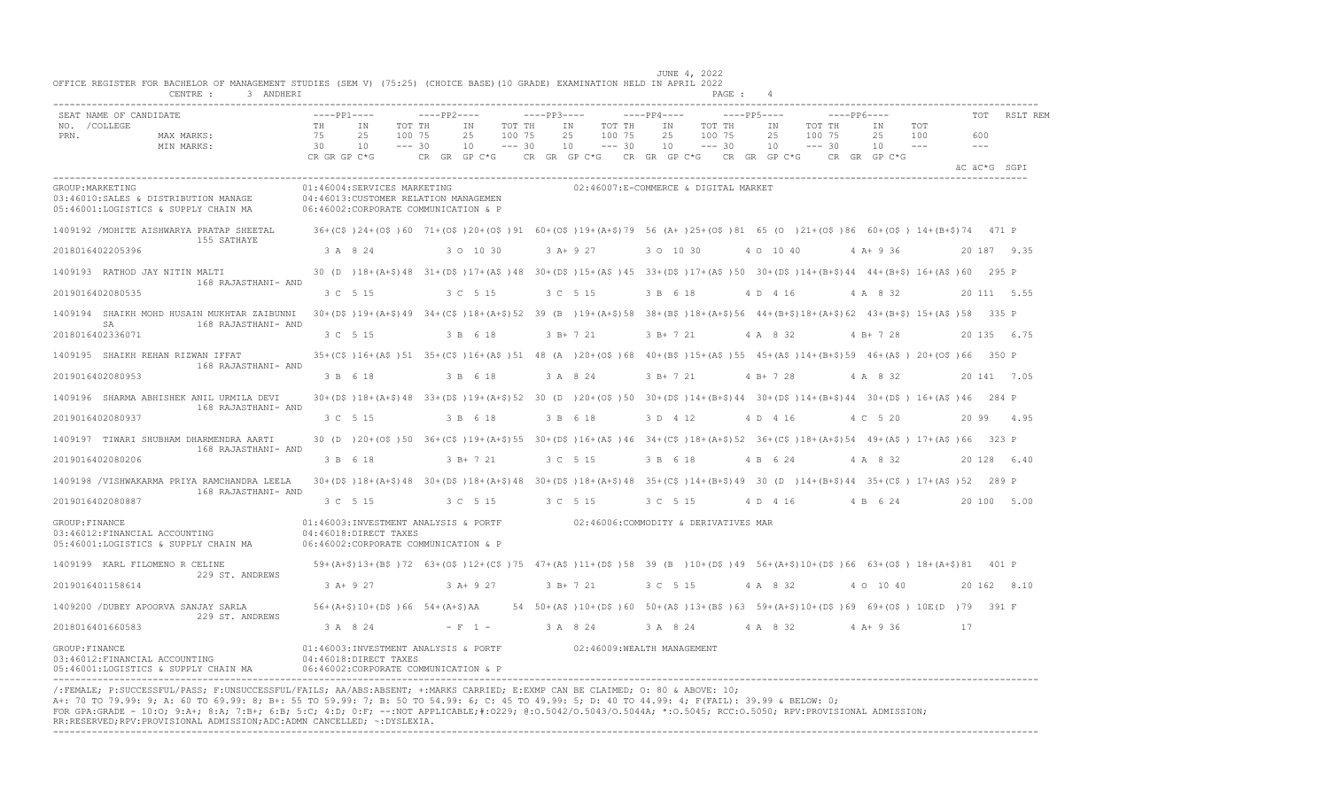JUNE 4, 2022

OFFICE REGISTER FOR BACHELOR OF MANAGEMENT STUDIES (SEM V) (75:25) (CHOICE BASE)(10 GRADE) EXAMINATION HELD IN APRIL 2022

CENTRE : 3 ANDHERI

| SEAT NO. /COLLEGE PRN. | NAME OF CANDIDATE | PP1 TH | PP1 IN | PP1 TOT | PP2 TH | PP2 IN | PP2 TOT | PP3 TH | PP3 IN | PP3 TOT | PP4 TH | PP4 IN | PP4 TOT | PP5 TH | PP5 IN | PP5 TOT | PP6 TH | PP6 IN | PP6 TOT | TOT | RSLT REM |
|---|---|---|---|---|---|---|---|---|---|---|---|---|---|---|---|---|---|---|---|---|---|
| | MAX MARKS: | 75 | 25 | 100 | 75 | 25 | 100 | 75 | 25 | 100 | 75 | 25 | 100 | 75 | 25 | 100 | 75 | 25 | 100 | 600 | |
| | MIN MARKS: | 30 | 10 | --- | 30 | 10 | --- | 30 | 10 | --- | 30 | 10 | --- | 30 | 10 | --- | 30 | 10 | --- | --- | |
| | | CR GR GP C*G | | | CR GR GP C*G | | | CR GR GP C*G | | | CR GR GP C*G | | | CR GR GP C*G | | | CR GR GP C*G | | | äC äC*G SGPI | |

GROUP:MARKETING
01:46004:SERVICES MARKETING
02:46007:E-COMMERCE & DIGITAL MARKET
03:46010:SALES & DISTRIBUTION MANAGE
04:46013:CUSTOMER RELATION MANAGEMEN
05:46001:LOGISTICS & SUPPLY CHAIN MA
06:46002:CORPORATE COMMUNICATION & P

```
1409192 /MOHITE AISHWARYA PRATAP SHEETAL     36+(C$ )24+(O$ )60  71+(O$ )20+(O$ )91  60+(O$ )19+(A+$)79  56 (A+ )25+(O$ )81  65 (O )21+(O$ )86  60+(O$ ) 14+(B+$)74  471 P
        155 SATHAYE
2018016402205396                              3 A  8 24          3 O  10 30         3 A+ 9 27          3 O  10 30         4 O  10 40         4 A+ 9 36          20 187  9.35

1409193  RATHOD JAY NITIN MALTI              30 (D )18+(A+$)48  31+(D$ )17+(A$ )48  30+(D$ )15+(A$ )45  33+(D$ )17+(A$ )50  30+(D$ )14+(B+$)44  44+(B+$) 16+(A$ )60  295 P
        168 RAJASTHANI- AND
2019016402080535                              3 C  5 15          3 C  5 15          3 C  5 15          3 B  6 18          4 D  4 16          4 A  8 32          20 111  5.55

1409194  SHAIKH MOHD HUSAIN MUKHTAR ZAIBUNNI 30+(D$ )19+(A+$)49  34+(C$ )18+(A+$)52  39 (B )19+(A+$)58  38+(B$ )18+(A+$)56  44+(B+$)18+(A+$)62  43+(B+$) 15+(A$ )58  335 P
        SA      168 RAJASTHANI- AND
2018016402336071                              3 C  5 15          3 B  6 18          3 B+ 7 21          3 B+ 7 21          4 A  8 32          4 B+ 7 28          20 135  6.75

1409195  SHAIKH REHAN RIZWAN IFFAT           35+(C$ )16+(A$ )51  35+(C$ )16+(A$ )51  48 (A )20+(O$ )68  40+(B$ )15+(A$ )55  45+(A$ )14+(B+$)59  46+(A$ ) 20+(O$ )66  350 P
        168 RAJASTHANI- AND
2019016402080953                              3 B  6 18          3 B  6 18          3 A  8 24          3 B+ 7 21          4 B+ 7 28          4 A  8 32          20 141  7.05

1409196  SHARMA ABHISHEK ANIL URMILA DEVI    30+(D$ )18+(A+$)48  33+(D$ )19+(A+$)52  30 (D )20+(O$ )50  30+(D$ )14+(B+$)44  30+(D$ )14+(B+$)44  30+(D$ ) 16+(A$ )46  284 P
        168 RAJASTHANI- AND
2019016402080937                              3 C  5 15          3 B  6 18          3 B  6 18          3 D  4 12          4 D  4 16          4 C  5 20          20 99   4.95

1409197  TIWARI SHUBHAM DHARMENDRA AARTI     30 (D )20+(O$ )50  36+(C$ )19+(A+$)55  30+(D$ )16+(A$ )46  34+(C$ )18+(A+$)52  36+(C$ )18+(A+$)54  49+(A$ ) 17+(A$ )66  323 P
        168 RAJASTHANI- AND
2019016402080206                              3 B  6 18          3 B+ 7 21          3 C  5 15          3 B  6 18          4 B  6 24          4 A  8 32          20 128  6.40

1409198 /VISHWAKARMA PRIYA RAMCHANDRA LEELA  30+(D$ )18+(A+$)48  30+(D$ )18+(A+$)48  30+(D$ )18+(A+$)48  35+(C$ )14+(B+$)49  30 (D )14+(B+$)44  35+(C$ ) 17+(A$ )52  289 P
        168 RAJASTHANI- AND
2019016402080887                              3 C  5 15          3 C  5 15          3 C  5 15          3 C  5 15          4 D  4 16          4 B  6 24          20 100  5.00
```

GROUP:FINANCE
01:46003:INVESTMENT ANALYSIS & PORTF
02:46006:COMMODITY & DERIVATIVES MAR
03:46012:FINANCIAL ACCOUNTING
04:46018:DIRECT TAXES
05:46001:LOGISTICS & SUPPLY CHAIN MA
06:46002:CORPORATE COMMUNICATION & P

```
1409199  KARL FILOMENO R CELINE              59+(A+$)13+(B$ )72  63+(O$ )12+(C$ )75  47+(A$ )11+(D$ )58  39 (B )10+(D$ )49  56+(A+$)10+(D$ )66  63+(O$ ) 18+(A+$)81  401 P
        229 ST. ANDREWS
2019016401158614                              3 A+ 9 27          3 A+ 9 27          3 B+ 7 21          3 C  5 15          4 A  8 32          4 O  10 40          20 162  8.10

1409200 /DUBEY APOORVA SANJAY SARLA          56+(A+$)10+(D$ )66  54+(A+$)AA        54  50+(A$ )10+(D$ )60  50+(A$ )13+(B$ )63  59+(A+$)10+(D$ )69  69+(O$ ) 10E(D )79  391 F
        229 ST. ANDREWS
2018016401660583                              3 A  8 24          - F  1 -           3 A  8 24          3 A  8 24          4 A  8 32          4 A+ 9 36          17
```

GROUP:FINANCE
01:46003:INVESTMENT ANALYSIS & PORTF
02:46009:WEALTH MANAGEMENT
03:46012:FINANCIAL ACCOUNTING
04:46018:DIRECT TAXES
05:46001:LOGISTICS & SUPPLY CHAIN MA
06:46002:CORPORATE COMMUNICATION & P

/:FEMALE; P:SUCCESSFUL/PASS; F:UNSUCCESSFUL/FAILS; AA/ABS:ABSENT; +:MARKS CARRIED; E:EXMP CAN BE CLAIMED; O: 80 & ABOVE: 10;
A+: 70 TO 79.99: 9; A: 60 TO 69.99: 8; B+: 55 TO 59.99: 7; B: 50 TO 54.99: 6; C: 45 TO 49.99: 5; D: 40 TO 44.99: 4; F(FAIL): 39.99 & BELOW: 0;
FOR GPA:GRADE - 10:O; 9:A+; 8:A; 7:B+; 6:B; 5:C; 4:D; 0:F; --:NOT APPLICABLE;#:O229; @:O.5042/O.5043/O.5044A; *:O.5045; RCC:O.5050; RPV:PROVISIONAL ADMISSION;
RR:RESERVED;RPV:PROVISIONAL ADMISSION;ADC:ADMN CANCELLED; ~:DYSLEXIA.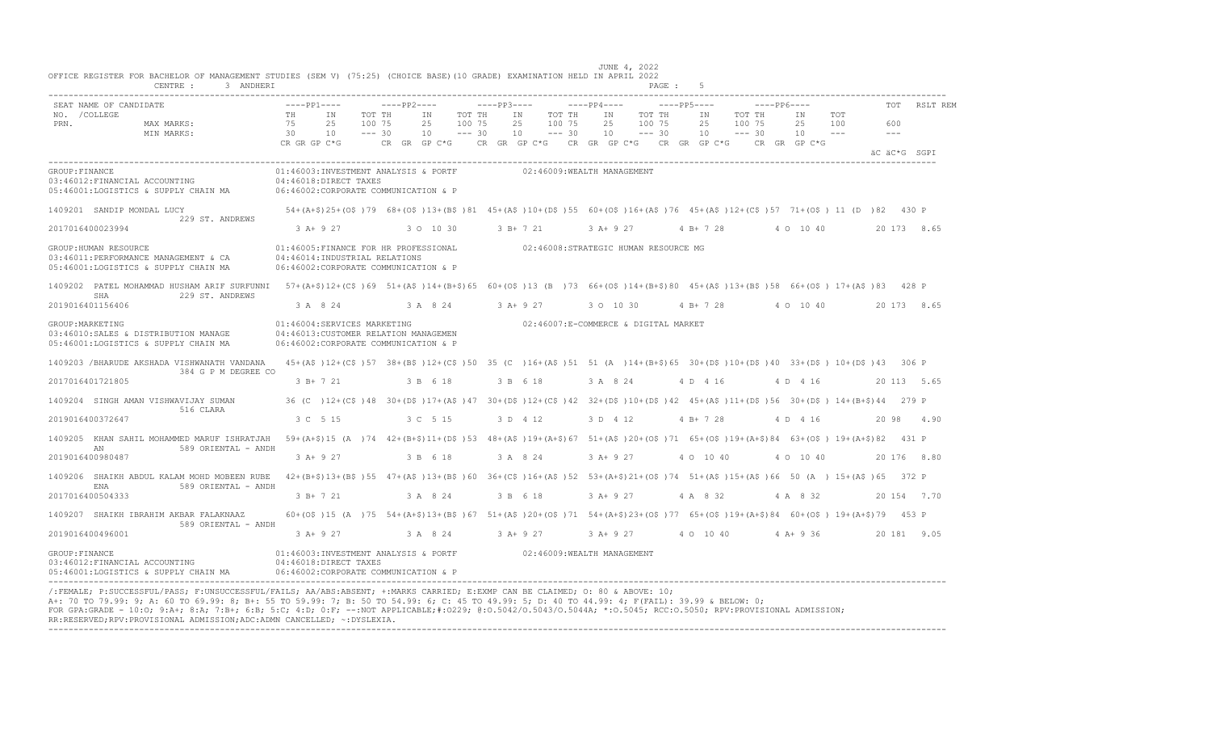JUNE 4, 2022

OFFICE REGISTER FOR BACHELOR OF MANAGEMENT STUDIES (SEM V) (75:25) (CHOICE BASE)(10 GRADE) EXAMINATION HELD IN APRIL 2022

CENTRE : 3 ANDHERI

| SEAT NO. / PRN. | NAME OF CANDIDATE / COLLEGE | PP1 TH | PP1 IN | PP1 TOT | PP2 TH | PP2 IN | PP2 TOT | PP3 TH | PP3 IN | PP3 TOT | PP4 TH | PP4 IN | PP4 TOT | PP5 TH | PP5 IN | PP5 TOT | PP6 TH | PP6 IN | PP6 TOT | TOT | RSLT REM |
|---|---|---|---|---|---|---|---|---|---|---|---|---|---|---|---|---|---|---|---|---|---|
| MAX MARKS: | | 75 | 25 | 100 | 75 | 25 | 100 | 75 | 25 | 100 | 75 | 25 | 100 | 75 | 25 | 100 | 75 | 25 | 100 | 600 | |
| MIN MARKS: | | 30 | 10 | --- | 30 | 10 | --- | 30 | 10 | --- | 30 | 10 | --- | 30 | 10 | --- | 30 | 10 | --- | --- | |
| | | CR GR GP C*G | | | CR GR GP C*G | | | CR GR GP C*G | | | CR GR GP C*G | | | CR GR GP C*G | | | CR GR GP C*G | | | äC äC*G SGPI | |

GROUP:FINANCE
01:46003:INVESTMENT ANALYSIS & PORTF
02:46009:WEALTH MANAGEMENT
03:46012:FINANCIAL ACCOUNTING
04:46018:DIRECT TAXES
05:46001:LOGISTICS & SUPPLY CHAIN MA
06:46002:CORPORATE COMMUNICATION & P

| SEAT NO. / PRN. | NAME / COLLEGE | PP1 | PP2 | PP3 | PP4 | PP5 | PP6 | TOT | RSLT |
|---|---|---|---|---|---|---|---|---|---|
| 1409201 | SANDIP MONDAL LUCY / 229 ST. ANDREWS | 54+(A+$)25+(O$ )79 | 68+(O$ )13+(B$ )81 | 45+(A$ )10+(D$ )55 | 60+(O$ )16+(A$ )76 | 45+(A$ )12+(C$ )57 | 71+(O$ ) 11 (D )82 | 430 | P |
| 2017016400023994 | | 3 A+ 9 27 | 3 O 10 30 | 3 B+ 7 21 | 3 A+ 9 27 | 4 B+ 7 28 | 4 O 10 40 | 20 173 | 8.65 |

GROUP:HUMAN RESOURCE
01:46005:FINANCE FOR HR PROFESSIONAL
02:46008:STRATEGIC HUMAN RESOURCE MG
03:46011:PERFORMANCE MANAGEMENT & CA
04:46014:INDUSTRIAL RELATIONS
05:46001:LOGISTICS & SUPPLY CHAIN MA
06:46002:CORPORATE COMMUNICATION & P

| SEAT NO. / PRN. | NAME / COLLEGE | PP1 | PP2 | PP3 | PP4 | PP5 | PP6 | TOT | RSLT |
|---|---|---|---|---|---|---|---|---|---|
| 1409202 | PATEL MOHAMMAD HUSHAM ARIF SURFUNNI SHA / 229 ST. ANDREWS | 57+(A+$)12+(C$ )69 | 51+(A$ )14+(B+$)65 | 60+(O$ )13 (B )73 | 66+(O$ )14+(B+$)80 | 45+(A$ )13+(B$ )58 | 66+(O$ ) 17+(A$ )83 | 428 | P |
| 2019016401156406 | | 3 A 8 24 | 3 A 8 24 | 3 A+ 9 27 | 3 O 10 30 | 4 B+ 7 28 | 4 O 10 40 | 20 173 | 8.65 |

GROUP:MARKETING
01:46004:SERVICES MARKETING
02:46007:E-COMMERCE & DIGITAL MARKET
03:46010:SALES & DISTRIBUTION MANAGE
04:46013:CUSTOMER RELATION MANAGEMEN
05:46001:LOGISTICS & SUPPLY CHAIN MA
06:46002:CORPORATE COMMUNICATION & P

| SEAT NO. / PRN. | NAME / COLLEGE | PP1 | PP2 | PP3 | PP4 | PP5 | PP6 | TOT | RSLT |
|---|---|---|---|---|---|---|---|---|---|
| 1409203 | /BHARUDE AKSHADA VISHWANATH VANDANA / 384 G P M DEGREE CO | 45+(A$ )12+(C$ )57 | 38+(B$ )12+(C$ )50 | 35 (C )16+(A$ )51 | 51 (A )14+(B+$)65 | 30+(D$ )10+(D$ )40 | 33+(D$ ) 10+(D$ )43 | 306 | P |
| 2017016401721805 | | 3 B+ 7 21 | 3 B 6 18 | 3 B 6 18 | 3 A 8 24 | 4 D 4 16 | 4 D 4 16 | 20 113 | 5.65 |
| 1409204 | SINGH AMAN VISHWAVIJAY SUMAN / 516 CLARA | 36 (C )12+(C$ )48 | 30+(D$ )17+(A$ )47 | 30+(D$ )12+(C$ )42 | 32+(D$ )10+(D$ )42 | 45+(A$ )11+(D$ )56 | 30+(D$ ) 14+(B+$)44 | 279 | P |
| 2019016400372647 | | 3 C 5 15 | 3 C 5 15 | 3 D 4 12 | 3 D 4 12 | 4 B+ 7 28 | 4 D 4 16 | 20 98 | 4.90 |
| 1409205 | KHAN SAHIL MOHAMMED MARUF ISHRATJAH AN / 589 ORIENTAL - ANDH | 59+(A+$)15 (A )74 | 42+(B+$)11+(D$ )53 | 48+(A$ )19+(A+$)67 | 51+(A$ )20+(O$ )71 | 65+(O$ )19+(A+$)84 | 63+(O$ ) 19+(A+$)82 | 431 | P |
| 2019016400980487 | | 3 A+ 9 27 | 3 B 6 18 | 3 A 8 24 | 3 A+ 9 27 | 4 O 10 40 | 4 O 10 40 | 20 176 | 8.80 |
| 1409206 | SHAIKH ABDUL KALAM MOHD MOBEEN RUBE ENA / 589 ORIENTAL - ANDH | 42+(B+$)13+(B$ )55 | 47+(A$ )13+(B$ )60 | 36+(C$ )16+(A$ )52 | 53+(A+$)21+(O$ )74 | 51+(A$ )15+(A$ )66 | 50 (A ) 15+(A$ )65 | 372 | P |
| 2017016400504333 | | 3 B+ 7 21 | 3 A 8 24 | 3 B 6 18 | 3 A+ 9 27 | 4 A 8 32 | 4 A 8 32 | 20 154 | 7.70 |
| 1409207 | SHAIKH IBRAHIM AKBAR FALAKNAAZ / 589 ORIENTAL - ANDH | 60+(O$ )15 (A )75 | 54+(A+$)13+(B$ )67 | 51+(A$ )20+(O$ )71 | 54+(A+$)23+(O$ )77 | 65+(O$ )19+(A+$)84 | 60+(O$ ) 19+(A+$)79 | 453 | P |
| 2019016400496001 | | 3 A+ 9 27 | 3 A 8 24 | 3 A+ 9 27 | 3 A+ 9 27 | 4 O 10 40 | 4 A+ 9 36 | 20 181 | 9.05 |

GROUP:FINANCE
01:46003:INVESTMENT ANALYSIS & PORTF
02:46009:WEALTH MANAGEMENT
03:46012:FINANCIAL ACCOUNTING
04:46018:DIRECT TAXES
05:46001:LOGISTICS & SUPPLY CHAIN MA
06:46002:CORPORATE COMMUNICATION & P

/:FEMALE; P:SUCCESSFUL/PASS; F:UNSUCCESSFUL/FAILS; AA/ABS:ABSENT; +:MARKS CARRIED; E:EXMP CAN BE CLAIMED; O: 80 & ABOVE: 10;
A+: 70 TO 79.99: 9; A: 60 TO 69.99: 8; B+: 55 TO 59.99: 7; B: 50 TO 54.99: 6; C: 45 TO 49.99: 5; D: 40 TO 44.99: 4; F(FAIL): 39.99 & BELOW: 0;
FOR GPA:GRADE - 10:O; 9:A+; 8:A; 7:B+; 6:B; 5:C; 4:D; 0:F; --:NOT APPLICABLE;#:O229; @:O.5042/O.5043/O.5044A; *:O.5045; RCC:O.5050; RPV:PROVISIONAL ADMISSION;
RR:RESERVED;RPV:PROVISIONAL ADMISSION;ADC:ADMN CANCELLED; ~:DYSLEXIA.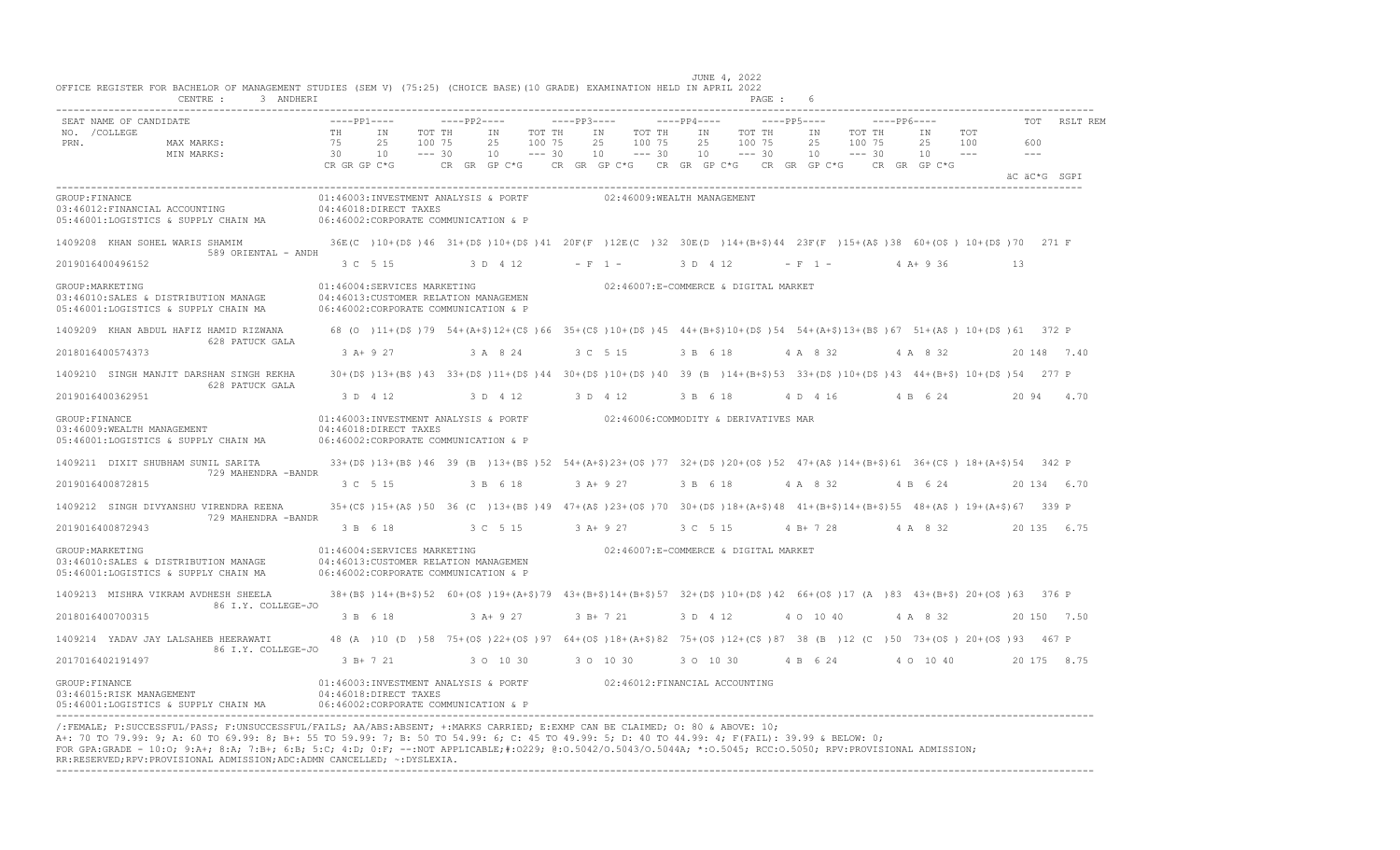JUNE 4, 2022

OFFICE REGISTER FOR BACHELOR OF MANAGEMENT STUDIES (SEM V) (75:25) (CHOICE BASE)(10 GRADE) EXAMINATION HELD IN APRIL 2022

CENTRE : 3 ANDHERI

```
SEAT NAME OF CANDIDATE                     ----PP1----       ----PP2----       ----PP3----       ----PP4----       ----PP5----       ----PP6----            TOT   RSLT REM
NO. /COLLEGE                               TH     IN     TOT TH     IN     TOT TH     IN     TOT TH     IN     TOT TH     IN     TOT TH     IN     TOT
PRN.            MAX MARKS:                 75     25     100 75     25     100 75     25     100 75     25     100 75     25     100 75     25     100      600
                MIN MARKS:                 30     10     --- 30     10     --- 30     10     --- 30     10     --- 30     10     --- 30     10     ---      ---
                                           CR GR GP C*G      CR  GR  GP C*G    CR  GR  GP C*G    CR  GR  GP C*G    CR  GR  GP C*G    CR  GR  GP C*G
                                                                                                                                                     äC äC*G  SGPI
```

```
GROUP:FINANCE                                   01:46003:INVESTMENT ANALYSIS & PORTF            02:46009:WEALTH MANAGEMENT
03:46012:FINANCIAL ACCOUNTING                   04:46018:DIRECT TAXES
05:46001:LOGISTICS & SUPPLY CHAIN MA            06:46002:CORPORATE COMMUNICATION & P

1409208  KHAN SOHEL WARIS SHAMIM               36E(C )10+(D$ )46  31+(D$ )10+(D$ )41  20F(F )12E(C )32  30E(D )14+(B+$)44  23F(F )15+(A$ )38  60+(O$ ) 10+(D$ )70   271 F
                 589 ORIENTAL - ANDH
2019016400496152                                  3 C  5 15          3 D  4 12         - F  1 -          3 D  4 12         - F  1 -          4 A+ 9 36           13

GROUP:MARKETING                                 01:46004:SERVICES MARKETING                     02:46007:E-COMMERCE & DIGITAL MARKET
03:46010:SALES & DISTRIBUTION MANAGE            04:46013:CUSTOMER RELATION MANAGEMEN
05:46001:LOGISTICS & SUPPLY CHAIN MA            06:46002:CORPORATE COMMUNICATION & P

1409209  KHAN ABDUL HAFIZ HAMID RIZWANA        68 (O )11+(D$ )79  54+(A+$)12+(C$ )66  35+(C$ )10+(D$ )45  44+(B+$)10+(D$ )54  54+(A+$)13+(B$ )67  51+(A$ ) 10+(D$ )61   372 P
                 628 PATUCK GALA
2018016400574373                                  3 A+ 9 27          3 A  8 24         3 C  5 15         3 B  6 18         4 A  8 32         4 A  8 32          20 148  7.40

1409210  SINGH MANJIT DARSHAN SINGH REKHA      30+(D$ )13+(B$ )43  33+(D$ )11+(D$ )44  30+(D$ )10+(D$ )40  39 (B )14+(B+$)53  33+(D$ )10+(D$ )43  44+(B+$) 10+(D$ )54   277 P
                 628 PATUCK GALA
2019016400362951                                  3 D  4 12          3 D  4 12         3 D  4 12         3 B  6 18         4 D  4 16         4 B  6 24          20 94   4.70

GROUP:FINANCE                                   01:46003:INVESTMENT ANALYSIS & PORTF            02:46006:COMMODITY & DERIVATIVES MAR
03:46009:WEALTH MANAGEMENT                       04:46018:DIRECT TAXES
05:46001:LOGISTICS & SUPPLY CHAIN MA            06:46002:CORPORATE COMMUNICATION & P

1409211  DIXIT SHUBHAM SUNIL SARITA            33+(D$ )13+(B$ )46  39 (B )13+(B$ )52  54+(A+$)23+(O$ )77  32+(D$ )20+(O$ )52  47+(A$ )14+(B+$)61  36+(C$ ) 18+(A+$)54   342 P
                 729 MAHENDRA -BANDR
2019016400872815                                  3 C  5 15          3 B  6 18         3 A+ 9 27         3 B  6 18         4 A  8 32         4 B  6 24          20 134  6.70

1409212  SINGH DIVYANSHU VIRENDRA REENA        35+(C$ )15+(A$ )50  36 (C )13+(B$ )49  47+(A$ )23+(O$ )70  30+(D$ )18+(A+$)48  41+(B+$)14+(B+$)55  48+(A$ ) 19+(A+$)67   339 P
                 729 MAHENDRA -BANDR
2019016400872943                                  3 B  6 18          3 C  5 15         3 A+ 9 27         3 C  5 15         4 B+ 7 28         4 A  8 32          20 135  6.75

GROUP:MARKETING                                 01:46004:SERVICES MARKETING                     02:46007:E-COMMERCE & DIGITAL MARKET
03:46010:SALES & DISTRIBUTION MANAGE            04:46013:CUSTOMER RELATION MANAGEMEN
05:46001:LOGISTICS & SUPPLY CHAIN MA            06:46002:CORPORATE COMMUNICATION & P

1409213  MISHRA VIKRAM AVDHESH SHEELA          38+(B$ )14+(B+$)52  60+(O$ )19+(A+$)79  43+(B+$)14+(B+$)57  32+(D$ )10+(D$ )42  66+(O$ )17 (A )83  43+(B+$) 20+(O$ )63   376 P
                 86 I.Y. COLLEGE-JO
2018016400700315                                  3 B  6 18          3 A+ 9 27         3 B+ 7 21         3 D  4 12         4 O  10 40        4 A  8 32          20 150  7.50

1409214  YADAV JAY LALSAHEB HEERAWATI          48 (A )10 (D )58  75+(O$ )22+(O$ )97  64+(O$ )18+(A+$)82  75+(O$ )12+(C$ )87  38 (B )12 (C )50  73+(O$ ) 20+(O$ )93   467 P
                 86 I.Y. COLLEGE-JO
2017016402191497                                  3 B+ 7 21          3 O  10 30        3 O  10 30        3 O  10 30        4 B  6 24         4 O  10 40         20 175  8.75

GROUP:FINANCE                                   01:46003:INVESTMENT ANALYSIS & PORTF            02:46012:FINANCIAL ACCOUNTING
03:46015:RISK MANAGEMENT                        04:46018:DIRECT TAXES
05:46001:LOGISTICS & SUPPLY CHAIN MA            06:46002:CORPORATE COMMUNICATION & P
```

/:FEMALE; P:SUCCESSFUL/PASS; F:UNSUCCESSFUL/FAILS; AA/ABS:ABSENT; +:MARKS CARRIED; E:EXMP CAN BE CLAIMED; O: 80 & ABOVE: 10;
A+: 70 TO 79.99: 9; A: 60 TO 69.99: 8; B+: 55 TO 59.99: 7; B: 50 TO 54.99: 6; C: 45 TO 49.99: 5; D: 40 TO 44.99: 4; F(FAIL): 39.99 & BELOW: 0;
FOR GPA:GRADE - 10:O; 9:A+; 8:A; 7:B+; 6:B; 5:C; 4:D; 0:F; --:NOT APPLICABLE;#:O229; @:O.5042/O.5043/O.5044A; *:O.5045; RCC:O.5050; RPV:PROVISIONAL ADMISSION;
RR:RESERVED;RPV:PROVISIONAL ADMISSION;ADC:ADMN CANCELLED; ~:DYSLEXIA.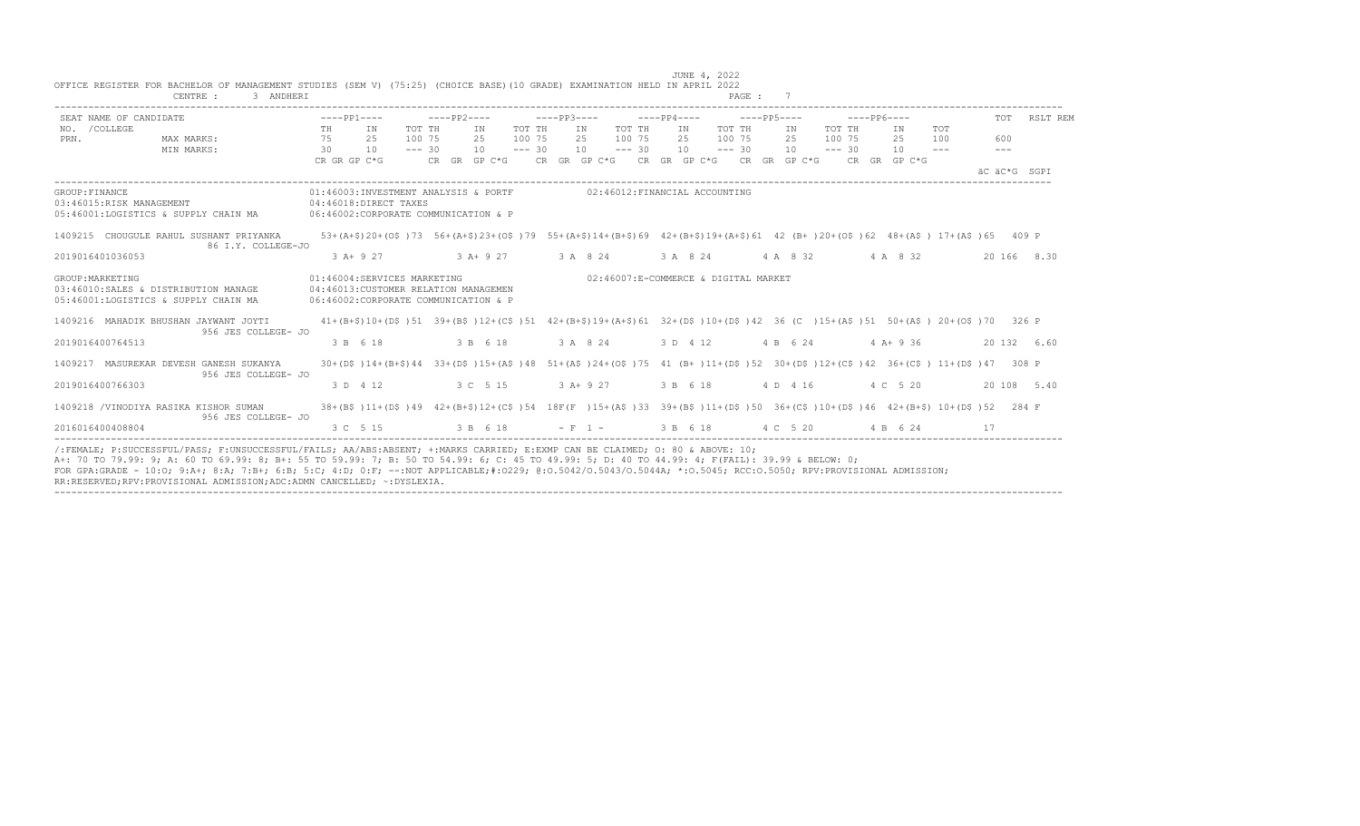JUNE 4, 2022

OFFICE REGISTER FOR BACHELOR OF MANAGEMENT STUDIES (SEM V) (75:25) (CHOICE BASE)(10 GRADE) EXAMINATION HELD IN APRIL 2022

CENTRE : 3 ANDHERI

```
SEAT NAME OF CANDIDATE                 ----PP1----       ----PP2----       ----PP3----       ----PP4----       ----PP5----       ----PP6----            TOT   RSLT REM
NO.  /COLLEGE                          TH    IN    TOT TH    IN    TOT TH    IN    TOT TH    IN    TOT TH    IN    TOT TH    IN    TOT
PRN.             MAX MARKS:            75    25    100 75    25    100 75    25    100 75    25    100 75    25    100 75    25    100    600
                 MIN MARKS:            30    10    --- 30    10    --- 30    10    --- 30    10    --- 30    10    --- 30    10    ---    ---
                                       CR GR GP C*G      CR  GR  GP C*G    CR  GR  GP C*G    CR  GR  GP C*G    CR  GR  GP C*G    CR  GR  GP C*G
                                                                                                                                            äC äC*G  SGPI
```

```
GROUP:FINANCE                              01:46003:INVESTMENT ANALYSIS & PORTF          02:46012:FINANCIAL ACCOUNTING
03:46015:RISK MANAGEMENT                   04:46018:DIRECT TAXES
05:46001:LOGISTICS & SUPPLY CHAIN MA       06:46002:CORPORATE COMMUNICATION & P

1409215  CHOUGULE RAHUL SUSHANT PRIYANKA     53+(A+$)20+(O$ )73  56+(A+$)14+(B+$)69  42+(B+$)19+(A+$)61  42 (B+ )20+(O$ )62  48+(A$ ) 17+(A$ )65   409 P
                 86 I.Y. COLLEGE-JO
2019016401036053                             3 A+ 9 27           3 A+ 9 27          3 A  8 24          3 A  8 24          4 A  8 32          4 A  8 32          20 166  8.30

GROUP:MARKETING                            01:46004:SERVICES MARKETING                   02:46007:E-COMMERCE & DIGITAL MARKET
03:46010:SALES & DISTRIBUTION MANAGE       04:46013:CUSTOMER RELATION MANAGEMEN
05:46001:LOGISTICS & SUPPLY CHAIN MA       06:46002:CORPORATE COMMUNICATION & P

1409216  MAHADIK BHUSHAN JAYWANT JOYTI       41+(B+$)10+(D$ )51  39+(B$ )12+(C$ )51  42+(B+$)19+(A+$)61  32+(D$ )10+(D$ )42  36 (C  )15+(A$ )51  50+(A$ ) 20+(O$ )70   326 P
                 956 JES COLLEGE- JO
2019016400764513                             3 B  6 18           3 B  6 18          3 A  8 24          3 D  4 12          4 B  6 24          4 A+ 9 36          20 132  6.60

1409217  MASUREKAR DEVESH GANESH SUKANYA     30+(D$ )14+(B+$)44  33+(D$ )15+(A$ )48  51+(A$ )24+(O$ )75  41 (B+ )11+(D$ )52  30+(D$ )12+(C$ )42  36+(C$ ) 11+(D$ )47   308 P
                 956 JES COLLEGE- JO
2019016400766303                             3 D  4 12           3 C  5 15          3 A+ 9 27          3 B  6 18          4 D  4 16          4 C  5 20          20 108  5.40

1409218 /VINODIYA RASIKA KISHOR SUMAN        38+(B$ )11+(D$ )49  42+(B+$)12+(C$ )54  18F(F  )15+(A$ )33  39+(B$ )11+(D$ )50  36+(C$ )10+(D$ )46  42+(B+$) 10+(D$ )52   284 F
                 956 JES COLLEGE- JO
2016016400408804                             3 C  5 15           3 B  6 18          - F  1 -           3 B  6 18          4 C  5 20          4 B  6 24          17
```

/:FEMALE; P:SUCCESSFUL/PASS; F:UNSUCCESSFUL/FAILS; AA/ABS:ABSENT; +:MARKS CARRIED; E:EXMP CAN BE CLAIMED; O: 80 & ABOVE: 10;
A+: 70 TO 79.99: 9; A: 60 TO 69.99: 8; B+: 55 TO 59.99: 7; B: 50 TO 54.99: 6; C: 45 TO 49.99: 5; D: 40 TO 44.99: 4; F(FAIL): 39.99 & BELOW: 0;
FOR GPA:GRADE - 10:O; 9:A+; 8:A; 7:B+; 6:B; 5:C; 4:D; 0:F; --:NOT APPLICABLE;#:O229; @:O.5042/O.5043/O.5044A; *:O.5045; RCC:O.5050; RPV:PROVISIONAL ADMISSION;
RR:RESERVED;RPV:PROVISIONAL ADMISSION;ADC:ADMN CANCELLED; ~:DYSLEXIA.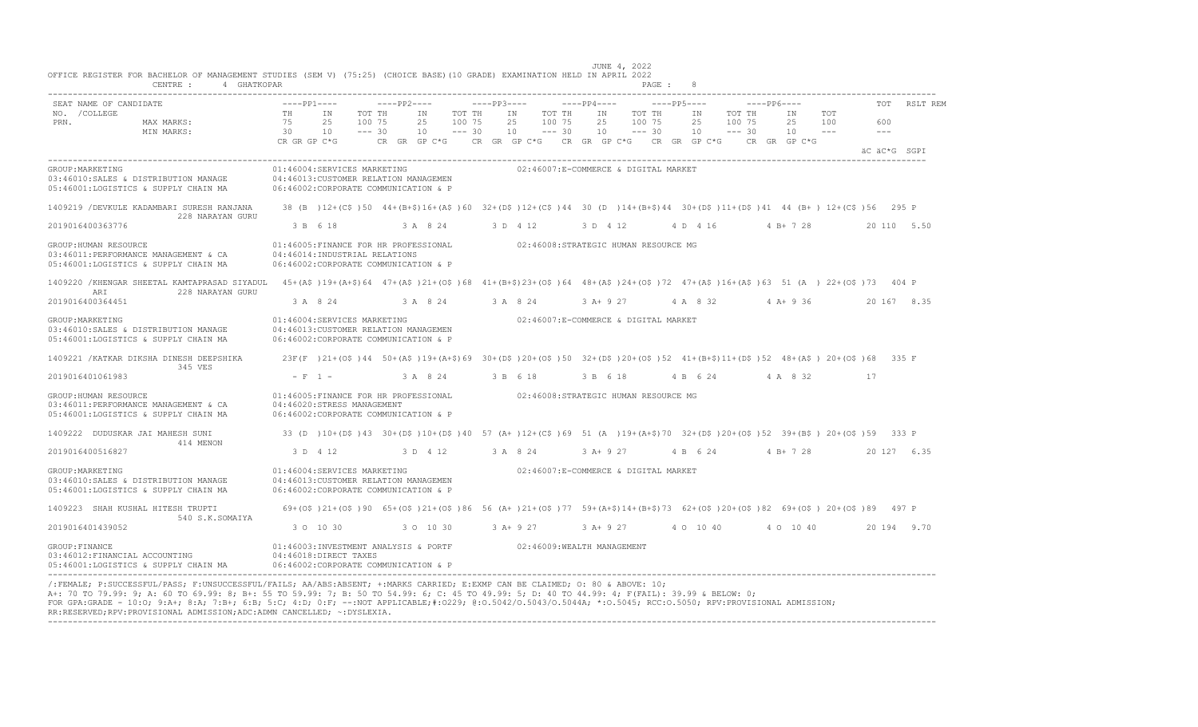OFFICE REGISTER FOR BACHELOR OF MANAGEMENT STUDIES (SEM V) (75:25) (CHOICE BASE)(10 GRADE) EXAMINATION HELD IN APRIL 2022

JUNE 4, 2022

CENTRE : 4 GHATKOPAR

| SEAT NO. / PRN. | NAME OF CANDIDATE / COLLEGE | PP1 TH | PP1 IN | PP1 TOT | PP2 TH | PP2 IN | PP2 TOT | PP3 TH | PP3 IN | PP3 TOT | PP4 TH | PP4 IN | PP4 TOT | PP5 TH | PP5 IN | PP5 TOT | PP6 TH | PP6 IN | PP6 TOT | TOT | RSLT | REM |
|---|---|---|---|---|---|---|---|---|---|---|---|---|---|---|---|---|---|---|---|---|---|---|
| | MAX MARKS: | 75 | 25 | 100 | 75 | 25 | 100 | 75 | 25 | 100 | 75 | 25 | 100 | 75 | 25 | 100 | 75 | 25 | 100 | 600 | | |
| | MIN MARKS: | 30 | 10 | --- | 30 | 10 | --- | 30 | 10 | --- | 30 | 10 | --- | 30 | 10 | --- | 30 | 10 | --- | --- | | |
| | | CR GR GP C*G | | | CR GR GP C*G | | | CR GR GP C*G | | | CR GR GP C*G | | | CR GR GP C*G | | | CR GR GP C*G | | | äC äC*G SGPI | | |
| 1409219 | /DEVKULE KADAMBARI SURESH RANJANA / 228 NARAYAN GURU | 38 (B ) | 12+(C$ ) | 50 | 44+(B+$) | 16+(A$ ) | 60 | 32+(D$ ) | 12+(C$ ) | 44 | 30 (D ) | 14+(B+$) | 44 | 30+(D$ ) | 11+(D$ ) | 41 | 44 (B+ ) | 12+(C$ ) | 56 | 295 | P | |
| 2019016400363776 | | 3 B 6 18 | | | 3 A 8 24 | | | 3 D 4 12 | | | 3 D 4 12 | | | 4 D 4 16 | | | 4 B+ 7 28 | | | 20 110 5.50 | | |
| 1409220 | /KHENGAR SHEETAL KAMTAPRASAD SIYADULARI / 228 NARAYAN GURU | 45+(A$ ) | 19+(A+$) | 64 | 47+(A$ ) | 21+(O$ ) | 68 | 41+(B+$) | 23+(O$ ) | 64 | 48+(A$ ) | 24+(O$ ) | 72 | 47+(A$ ) | 16+(A$ ) | 63 | 51 (A ) | 22+(O$ ) | 73 | 404 | P | |
| 2019016400364451 | | 3 A 8 24 | | | 3 A 8 24 | | | 3 A 8 24 | | | 3 A+ 9 27 | | | 4 A 8 32 | | | 4 A+ 9 36 | | | 20 167 8.35 | | |
| 1409221 | /KATKAR DIKSHA DINESH DEEPSHIKA / 345 VES | 23F(F ) | 21+(O$ ) | 44 | 50+(A$ ) | 19+(A+$) | 69 | 30+(D$ ) | 20+(O$ ) | 50 | 32+(D$ ) | 20+(O$ ) | 52 | 41+(B+$) | 11+(D$ ) | 52 | 48+(A$ ) | 20+(O$ ) | 68 | 335 | F | |
| 2019016401061983 | | - F 1 - | | | 3 A 8 24 | | | 3 B 6 18 | | | 3 B 6 18 | | | 4 B 6 24 | | | 4 A 8 32 | | | 17 | | |
| 1409222 | DUDUSKAR JAI MAHESH SUNI / 414 MENON | 33 (D ) | 10+(D$ ) | 43 | 30+(D$ ) | 10+(D$ ) | 40 | 57 (A+ ) | 12+(C$ ) | 69 | 51 (A ) | 19+(A+$) | 70 | 32+(D$ ) | 20+(O$ ) | 52 | 39+(B$ ) | 20+(O$ ) | 59 | 333 | P | |
| 2019016400516827 | | 3 D 4 12 | | | 3 D 4 12 | | | 3 A 8 24 | | | 3 A+ 9 27 | | | 4 B 6 24 | | | 4 B+ 7 28 | | | 20 127 6.35 | | |
| 1409223 | SHAH KUSHAL HITESH TRUPTI / 540 S.K.SOMAIYA | 69+(O$ ) | 21+(O$ ) | 90 | 65+(O$ ) | 21+(O$ ) | 86 | 56 (A+ ) | 21+(O$ ) | 77 | 59+(A+$) | 14+(B+$) | 73 | 62+(O$ ) | 20+(O$ ) | 82 | 69+(O$ ) | 20+(O$ ) | 89 | 497 | P | |
| 2019016401439052 | | 3 O 10 30 | | | 3 O 10 30 | | | 3 A+ 9 27 | | | 3 A+ 9 27 | | | 4 O 10 40 | | | 4 O 10 40 | | | 20 194 9.70 | | |

**1409219** – GROUP: MARKETING — 01:46004:SERVICES MARKETING; 02:46007:E-COMMERCE & DIGITAL MARKET; 03:46010:SALES & DISTRIBUTION MANAGE; 04:46013:CUSTOMER RELATION MANAGEMEN; 05:46001:LOGISTICS & SUPPLY CHAIN MA; 06:46002:CORPORATE COMMUNICATION & P

**1409220** – GROUP: HUMAN RESOURCE — 01:46005:FINANCE FOR HR PROFESSIONAL; 02:46008:STRATEGIC HUMAN RESOURCE MG; 03:46011:PERFORMANCE MANAGEMENT & CA; 04:46014:INDUSTRIAL RELATIONS; 05:46001:LOGISTICS & SUPPLY CHAIN MA; 06:46002:CORPORATE COMMUNICATION & P

**1409221** – GROUP: MARKETING — 01:46004:SERVICES MARKETING; 02:46007:E-COMMERCE & DIGITAL MARKET; 03:46010:SALES & DISTRIBUTION MANAGE; 04:46013:CUSTOMER RELATION MANAGEMEN; 05:46001:LOGISTICS & SUPPLY CHAIN MA; 06:46002:CORPORATE COMMUNICATION & P

**1409222** – GROUP: HUMAN RESOURCE — 01:46005:FINANCE FOR HR PROFESSIONAL; 02:46008:STRATEGIC HUMAN RESOURCE MG; 03:46011:PERFORMANCE MANAGEMENT & CA; 04:46020:STRESS MANAGEMENT; 05:46001:LOGISTICS & SUPPLY CHAIN MA; 06:46002:CORPORATE COMMUNICATION & P

**1409223** – GROUP: MARKETING — 01:46004:SERVICES MARKETING; 02:46007:E-COMMERCE & DIGITAL MARKET; 03:46010:SALES & DISTRIBUTION MANAGE; 04:46013:CUSTOMER RELATION MANAGEMEN; 05:46001:LOGISTICS & SUPPLY CHAIN MA; 06:46002:CORPORATE COMMUNICATION & P

GROUP: FINANCE — 01:46003:INVESTMENT ANALYSIS & PORTF; 02:46009:WEALTH MANAGEMENT; 03:46012:FINANCIAL ACCOUNTING; 04:46018:DIRECT TAXES; 05:46001:LOGISTICS & SUPPLY CHAIN MA; 06:46002:CORPORATE COMMUNICATION & P

/:FEMALE; P:SUCCESSFUL/PASS; F:UNSUCCESSFUL/FAILS; AA/ABS:ABSENT; +:MARKS CARRIED; E:EXMP CAN BE CLAIMED; O: 80 & ABOVE: 10;
A+: 70 TO 79.99: 9; A: 60 TO 69.99: 8; B+: 55 TO 59.99: 7; B: 50 TO 54.99: 6; C: 45 TO 49.99: 5; D: 40 TO 44.99: 4; F(FAIL): 39.99 & BELOW: 0;
FOR GPA:GRADE - 10:O; 9:A+; 8:A; 7:B+; 6:B; 5:C; 4:D; 0:F; --:NOT APPLICABLE;#:O229; @:O.5042/O.5043/O.5044A; *:O.5045; RCC:O.5050; RPV:PROVISIONAL ADMISSION;
RR:RESERVED;RPV:PROVISIONAL ADMISSION;ADC:ADMN CANCELLED; ~:DYSLEXIA.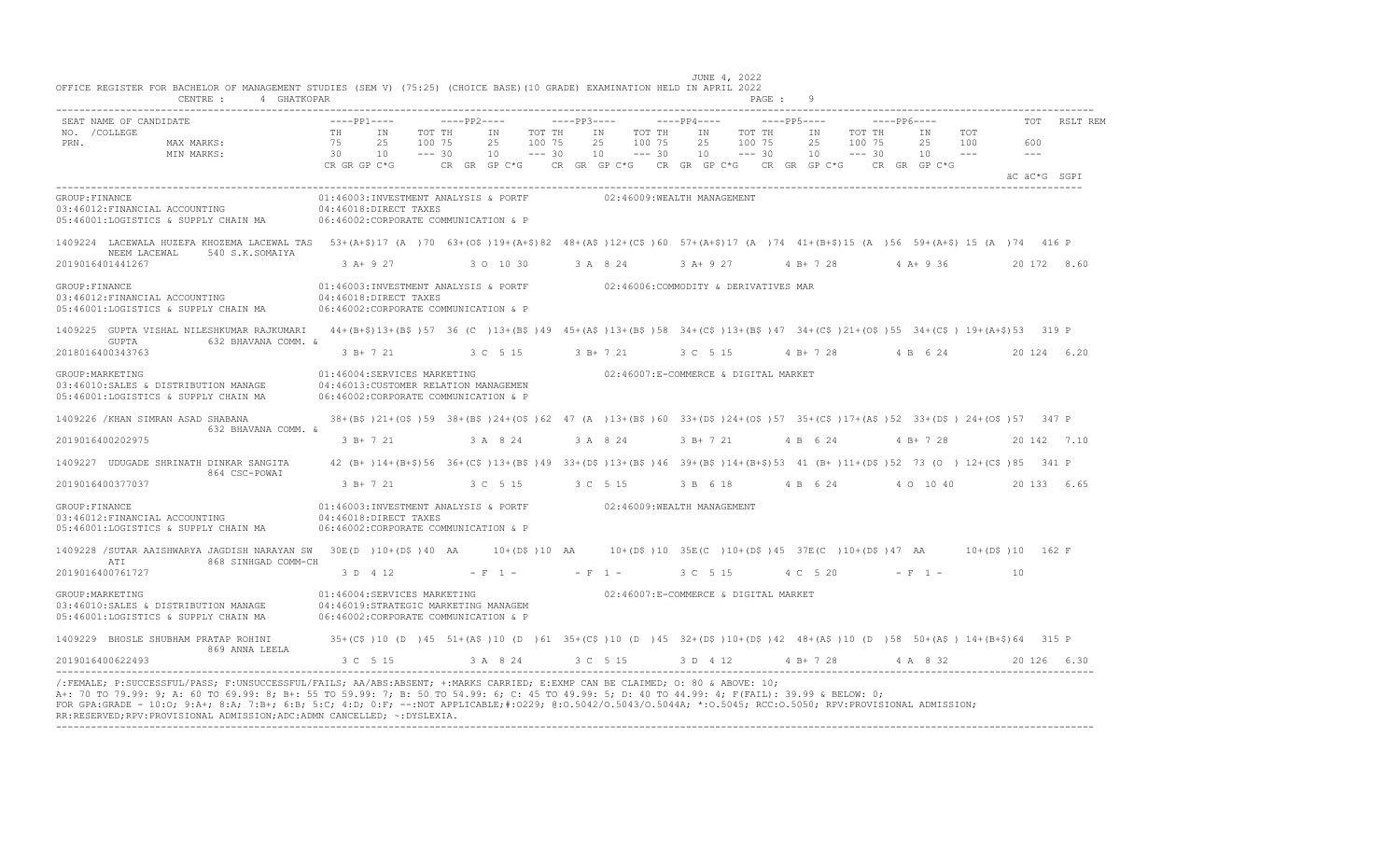JUNE 4, 2022

OFFICE REGISTER FOR BACHELOR OF MANAGEMENT STUDIES (SEM V) (75:25) (CHOICE BASE)(10 GRADE) EXAMINATION HELD IN APRIL 2022

CENTRE : 4 GHATKOPAR

```
 SEAT NAME OF CANDIDATE                    ----PP1----       ----PP2----       ----PP3----       ----PP4----       ----PP5----       ----PP6----              TOT   RSLT REM
 NO. /COLLEGE                              TH     IN     TOT TH     IN     TOT TH     IN     TOT TH     IN     TOT TH     IN     TOT TH     IN     TOT
 PRN.              MAX MARKS:              75     25     100 75     25     100 75     25     100 75     25     100 75     25     100 75     25     100         600
                   MIN MARKS:              30     10     --- 30     10     --- 30     10     --- 30     10     --- 30     10     --- 30     10     ---         ---
                                           CR GR GP C*G      CR  GR  GP C*G    CR  GR  GP C*G   CR  GR  GP C*G   CR  GR  GP C*G    CR  GR  GP C*G
                                                                                                                                                          äC äC*G  SGPI
```

```
GROUP:FINANCE                                01:46003:INVESTMENT ANALYSIS & PORTF            02:46009:WEALTH MANAGEMENT
03:46012:FINANCIAL ACCOUNTING                04:46018:DIRECT TAXES
05:46001:LOGISTICS & SUPPLY CHAIN MA         06:46002:CORPORATE COMMUNICATION & P

1409224  LACEWALA HUZEFA KHOZEMA LACEWAL TAS  53+(A+$)17 (A )70  63+(O$ )19+(A+$)82  48+(A$ )12+(C$ )60  57+(A+$)17 (A )74  41+(B+$)15 (A )56  59+(A+$) 15 (A )74   416 P
         NEEM LACEWAL     540 S.K.SOMAIYA
2019016401441267                              3 A+ 9 27          3 O  10 30       3 A  8 24        3 A+ 9 27        4 B+ 7 28         4 A+ 9 36          20 172  8.60

GROUP:FINANCE                                01:46003:INVESTMENT ANALYSIS & PORTF            02:46006:COMMODITY & DERIVATIVES MAR
03:46012:FINANCIAL ACCOUNTING                04:46018:DIRECT TAXES
05:46001:LOGISTICS & SUPPLY CHAIN MA         06:46002:CORPORATE COMMUNICATION & P

1409225  GUPTA VISHAL NILESHKUMAR RAJKUMARI   44+(B+$)13+(B$ )57  36 (C )13+(B$ )49  45+(A$ )13+(B$ )58  34+(C$ )13+(B$ )47  34+(C$ )21+(O$ )55  34+(C$ ) 19+(A+$)53   319 P
         GUPTA           632 BHAVANA COMM. &
2018016400343763                              3 B+ 7 21          3 C  5 15        3 B+ 7 21        3 C  5 15        4 B+ 7 28         4 B  6 24          20 124  6.20

GROUP:MARKETING                              01:46004:SERVICES MARKETING                     02:46007:E-COMMERCE & DIGITAL MARKET
03:46010:SALES & DISTRIBUTION MANAGE         04:46013:CUSTOMER RELATION MANAGEMEN
05:46001:LOGISTICS & SUPPLY CHAIN MA         06:46002:CORPORATE COMMUNICATION & P

1409226 /KHAN SIMRAN ASAD SHABANA             38+(B$ )21+(O$ )59  38+(B$ )24+(O$ )62  47 (A )13+(B$ )60  33+(D$ )24+(O$ )57  35+(C$ )17+(A$ )52  33+(D$ ) 24+(O$ )57   347 P
                         632 BHAVANA COMM. &
2019016400202975                              3 B+ 7 21          3 A  8 24        3 A  8 24        3 B+ 7 21        4 B  6 24         4 B+ 7 28          20 142  7.10

1409227  UDUGADE SHRINATH DINKAR SANGITA      42 (B+ )14+(B+$)56  36+(C$ )13+(B$ )49  33+(D$ )13+(B$ )46  39+(B$ )14+(B+$)53  41 (B+ )11+(D$ )52  73 (O ) 12+(C$ )85   341 P
                         864 CSC-POWAI
2019016400377037                              3 B+ 7 21          3 C  5 15        3 C  5 15        3 B  6 18        4 B  6 24         4 O  10 40         20 133  6.65

GROUP:FINANCE                                01:46003:INVESTMENT ANALYSIS & PORTF            02:46009:WEALTH MANAGEMENT
03:46012:FINANCIAL ACCOUNTING                04:46018:DIRECT TAXES
05:46001:LOGISTICS & SUPPLY CHAIN MA         06:46002:CORPORATE COMMUNICATION & P

1409228 /SUTAR AAISHWARYA JAGDISH NARAYAN SW  30E(D )10+(D$ )40  AA      10+(D$ )10  AA      10+(D$ )10  35E(C )10+(D$ )45  37E(C )10+(D$ )47  AA       10+(D$ )10   162 F
         ATI             868 SINHGAD COMM-CH
2019016400761727                              3 D  4 12          - F  1 -         - F  1 -         3 C  5 15        4 C  5 20         - F  1 -           10

GROUP:MARKETING                              01:46004:SERVICES MARKETING                     02:46007:E-COMMERCE & DIGITAL MARKET
03:46010:SALES & DISTRIBUTION MANAGE         04:46019:STRATEGIC MARKETING MANAGEM
05:46001:LOGISTICS & SUPPLY CHAIN MA         06:46002:CORPORATE COMMUNICATION & P

1409229  BHOSLE SHUBHAM PRATAP ROHINI         35+(C$ )10 (D )45  51+(A$ )10 (D )61  35+(C$ )10 (D )45  32+(D$ )10+(D$ )42  48+(A$ )10 (D )58  50+(A$ ) 14+(B+$)64   315 P
                         869 ANNA LEELA
2019016400622493                              3 C  5 15          3 A  8 24        3 C  5 15        3 D  4 12        4 B+ 7 28         4 A  8 32          20 126  6.30
```

/:FEMALE; P:SUCCESSFUL/PASS; F:UNSUCCESSFUL/FAILS; AA/ABS:ABSENT; +:MARKS CARRIED; E:EXMP CAN BE CLAIMED; O: 80 & ABOVE: 10;
A+: 70 TO 79.99: 9; A: 60 TO 69.99: 8; B+: 55 TO 59.99: 7; B: 50 TO 54.99: 6; C: 45 TO 49.99: 5; D: 40 TO 44.99: 4; F(FAIL): 39.99 & BELOW: 0;
FOR GPA:GRADE - 10:O; 9:A+; 8:A; 7:B+; 6:B; 5:C; 4:D; 0:F; --:NOT APPLICABLE;#:0229; @:O.5042/O.5043/O.5044A; *:O.5045; RCC:O.5050; RPV:PROVISIONAL ADMISSION;
RR:RESERVED;RPV:PROVISIONAL ADMISSION;ADC:ADMN CANCELLED; ~:DYSLEXIA.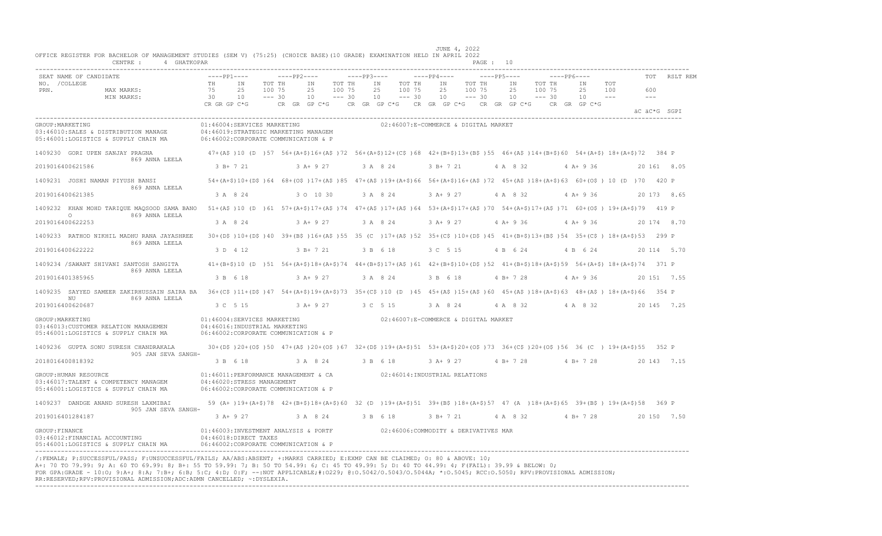JUNE 4, 2022

OFFICE REGISTER FOR BACHELOR OF MANAGEMENT STUDIES (SEM V) (75:25) (CHOICE BASE)(10 GRADE) EXAMINATION HELD IN APRIL 2022

CENTRE : 4 GHATKOPAR

```
SEAT NAME OF CANDIDATE              ----PP1----       ----PP2----       ----PP3----       ----PP4----       ----PP5----       ----PP6----          TOT   RSLT REM
NO.  /COLLEGE                        TH    IN   TOT TH    IN   TOT TH    IN   TOT TH    IN   TOT TH    IN   TOT TH    IN   TOT
PRN.           MAX MARKS:            75    25   100 75    25   100 75    25   100 75    25   100 75    25   100 75    25   100    600
               MIN MARKS:            30    10   --- 30    10   --- 30    10   --- 30    10   --- 30    10   --- 30    10   ---    ---
                                     CR GR GP C*G     CR GR GP C*G     CR GR GP C*G     CR GR GP C*G     CR GR GP C*G     CR GR GP C*G
                                                                                                                              äC äC*G  SGPI
```

GROUP:MARKETING
01:46004:SERVICES MARKETING
02:46007:E-COMMERCE & DIGITAL MARKET
03:46010:SALES & DISTRIBUTION MANAGE
04:46019:STRATEGIC MARKETING MANAGEM
05:46001:LOGISTICS & SUPPLY CHAIN MA
06:46002:CORPORATE COMMUNICATION & P

```
1409230  GORI UPEN SANJAY PRAGNA             47+(A$ )10 (D )57  56+(A+$)16+(A$ )72  56+(A+$)12+(C$ )68  42+(B+$)13+(B$ )55  46+(A$ )14+(B+$)60  54+(A+$) 18+(A+$)72   384 P
                    869 ANNA LEELA
2019016400621586                            3 B+ 7 21          3 A+ 9 27          3 A  8 24          3 B+ 7 21          4 A  8 32          4 A+ 9 36          20 161  8.05

1409231  JOSHI NAMAN PIYUSH BANSI            54+(A+$)10+(D$ )64  68+(O$ )17+(A$ )85  47+(A$ )19+(A+$)66  56+(A+$)16+(A$ )72  45+(A$ )18+(A+$)63  60+(O$ ) 10 (D )70   420 P
                    869 ANNA LEELA
2019016400621385                            3 A  8 24          3 O  10 30         3 A  8 24          3 A+ 9 27          4 A  8 32          4 A+ 9 36          20 173  8.65

1409232  KHAN MOHD TARIQUE MAQSOOD SAMA BANO 51+(A$ )10 (D )61  57+(A+$)17+(A$ )74  47+(A$ )17+(A$ )64  53+(A+$)17+(A$ )70  54+(A+$)17+(A$ )71  60+(O$ ) 19+(A+$)79   419 P
         O          869 ANNA LEELA
2019016400622253                            3 A  8 24          3 A+ 9 27          3 A  8 24          3 A+ 9 27          4 A+ 9 36          4 A+ 9 36          20 174  8.70

1409233  RATHOD NIKHIL MADHU RANA JAYASHREE  30+(D$ )10+(D$ )40  39+(B$ )16+(A$ )55  35 (C )17+(A$ )52  35+(C$ )10+(D$ )45  41+(B+$)13+(B$ )54  35+(C$ ) 18+(A+$)53   299 P
                    869 ANNA LEELA
2019016400622222                            3 D  4 12          3 B+ 7 21          3 B  6 18          3 C  5 15          4 B  6 24          4 B  6 24          20 114  5.70

1409234 /SAWANT SHIVANI SANTOSH SANGITA      41+(B+$)10 (D )51  56+(A+$)18+(A+$)74  44+(B+$)17+(A$ )61  42+(B+$)10+(D$ )52  41+(B+$)18+(A+$)59  56+(A+$) 18+(A+$)74   371 P
                    869 ANNA LEELA
2019016401385965                            3 B  6 18          3 A+ 9 27          3 A  8 24          3 B  6 18          4 B+ 7 28          4 A+ 9 36          20 151  7.55

1409235  SAYYED SAMEER ZAKIRHUSSAIN SAIRA BA 36+(C$ )11+(D$ )47  54+(A+$)19+(A+$)73  35+(C$ )10 (D )45  45+(A$ )15+(A$ )60  45+(A$ )18+(A+$)63  48+(A$ ) 18+(A+$)66   354 P
         NU         869 ANNA LEELA
2019016400620687                            3 C  5 15          3 A+ 9 27          3 C  5 15          3 A  8 24          4 A  8 32          4 A  8 32          20 145  7.25
```

GROUP:MARKETING
01:46004:SERVICES MARKETING
02:46007:E-COMMERCE & DIGITAL MARKET
03:46013:CUSTOMER RELATION MANAGEMEN
04:46016:INDUSTRIAL MARKETING
05:46001:LOGISTICS & SUPPLY CHAIN MA
06:46002:CORPORATE COMMUNICATION & P

```
1409236  GUPTA SONU SURESH CHANDRAKALA       30+(D$ )20+(O$ )50  47+(A$ )20+(O$ )67  32+(D$ )19+(A+$)51  53+(A+$)20+(O$ )73  36+(C$ )20+(O$ )56  36 (C ) 19+(A+$)55   352 P
                    905 JAN SEVA SANGH-
2018016400818392                            3 B  6 18          3 A  8 24          3 B  6 18          3 A+ 9 27          4 B+ 7 28          4 B+ 7 28          20 143  7.15
```

GROUP:HUMAN RESOURCE
01:46011:PERFORMANCE MANAGEMENT & CA
02:46014:INDUSTRIAL RELATIONS
03:46017:TALENT & COMPETENCY MANAGEM
04:46020:STRESS MANAGEMENT
05:46001:LOGISTICS & SUPPLY CHAIN MA
06:46002:CORPORATE COMMUNICATION & P

```
1409237  DANDGE ANAND SURESH LAXMIBAI        59 (A+ )19+(A+$)78  42+(B+$)18+(A+$)60  32 (D )19+(A+$)51  39+(B$ )18+(A+$)57  47 (A )18+(A+$)65  39+(B$ ) 19+(A+$)58   369 P
                    905 JAN SEVA SANGH-
2019016401284187                            3 A+ 9 27          3 A  8 24          3 B  6 18          3 B+ 7 21          4 A  8 32          4 B+ 7 28          20 150  7.50
```

GROUP:FINANCE
01:46003:INVESTMENT ANALYSIS & PORTF
02:46006:COMMODITY & DERIVATIVES MAR
03:46012:FINANCIAL ACCOUNTING
04:46018:DIRECT TAXES
05:46001:LOGISTICS & SUPPLY CHAIN MA
06:46002:CORPORATE COMMUNICATION & P

/:FEMALE; P:SUCCESSFUL/PASS; F:UNSUCCESSFUL/FAILS; AA/ABS:ABSENT; +:MARKS CARRIED; E:EXMP CAN BE CLAIMED; O: 80 & ABOVE: 10;
A+: 70 TO 79.99: 9; A: 60 TO 69.99: 8; B+: 55 TO 59.99: 7; B: 50 TO 54.99: 6; C: 45 TO 49.99: 5; D: 40 TO 44.99: 4; F(FAIL): 39.99 & BELOW: 0;
FOR GPA:GRADE - 10:O; 9:A+; 8:A; 7:B+; 6:B; 5:C; 4:D; 0:F; --:NOT APPLICABLE;#:O229; @:O.5042/O.5043/O.5044A; *:O.5045; RCC:O.5050; RPV:PROVISIONAL ADMISSION;
RR:RESERVED;RPV:PROVISIONAL ADMISSION;ADC:ADMN CANCELLED; ~:DYSLEXIA.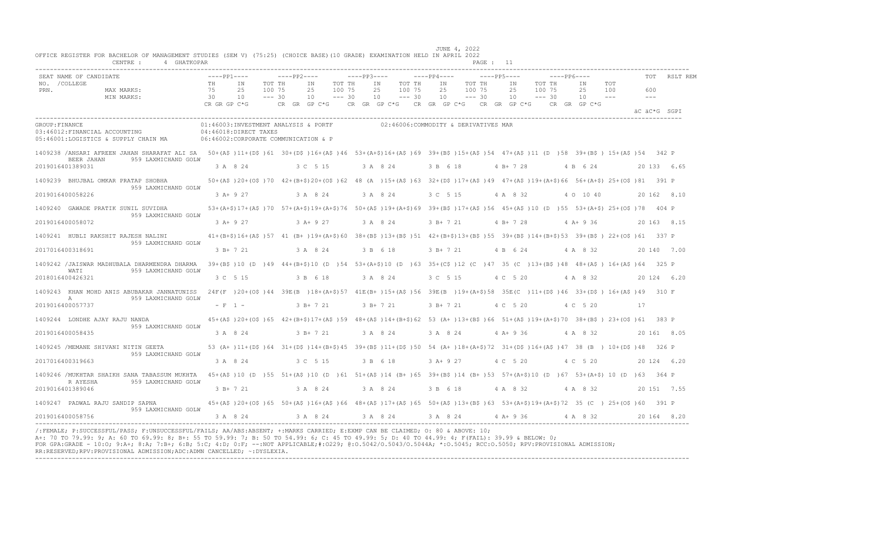JUNE 4, 2022

OFFICE REGISTER FOR BACHELOR OF MANAGEMENT STUDIES (SEM V) (75:25) (CHOICE BASE)(10 GRADE) EXAMINATION HELD IN APRIL 2022

CENTRE : 4 GHATKOPAR

| SEAT NO. /COLLEGE PRN. | NAME OF CANDIDATE | PP1 TH | PP1 IN | PP1 TOT | PP2 TH | PP2 IN | PP2 TOT | PP3 TH | PP3 IN | PP3 TOT | PP4 TH | PP4 IN | PP4 TOT | PP5 TH | PP5 IN | PP5 TOT | PP6 TH | PP6 IN | PP6 TOT | TOT | RSLT REM |
|---|---|---|---|---|---|---|---|---|---|---|---|---|---|---|---|---|---|---|---|---|---|
| MAX MARKS: | | 75 | 25 | 100 | 75 | 25 | 100 | 75 | 25 | 100 | 75 | 25 | 100 | 75 | 25 | 100 | 75 | 25 | 100 | 600 | |
| MIN MARKS: | | 30 | 10 | --- | 30 | 10 | --- | 30 | 10 | --- | 30 | 10 | --- | 30 | 10 | --- | 30 | 10 | --- | --- | |
| | | CR GR GP C*G | | | CR GR GP C*G | | | CR GR GP C*G | | | CR GR GP C*G | | | CR GR GP C*G | | | CR GR GP C*G | | | äC äC*G | SGPI |

GROUP:FINANCE
01:46003:INVESTMENT ANALYSIS & PORTF
02:46006:COMMODITY & DERIVATIVES MAR
03:46012:FINANCIAL ACCOUNTING
04:46018:DIRECT TAXES
05:46001:LOGISTICS & SUPPLY CHAIN MA
06:46002:CORPORATE COMMUNICATION & P

| SEAT NO. | NAME / COLLEGE / PRN | PP1 | PP2 | PP3 | PP4 | PP5 | PP6 | TOT | RSLT |
|---|---|---|---|---|---|---|---|---|---|
| 1409238 | /ANSARI AFREEN JAHAN SHARAFAT ALI SA BEER JAHAN 959 LAXMICHAND GOLW | 50+(A$ )11+(D$ )61 | 30+(D$ )16+(A$ )46 | 53+(A+$)16+(A$ )69 | 39+(B$ )15+(A$ )54 | 47+(A$ )11 (D )58 | 39+(B$ ) 15+(A$ )54 | 342 | P |
| 2019016401389031 | | 3 A 8 24 | 3 C 5 15 | 3 A 8 24 | 3 B 6 18 | 4 B+ 7 28 | 4 B 6 24 | 20 133 | 6.65 |
| 1409239 | BHUJBAL OMKAR PRATAP SHOBHA 959 LAXMICHAND GOLW | 50+(A$ )20+(O$ )70 | 42+(B+$)20+(O$ )62 | 48 (A )15+(A$ )63 | 32+(D$ )17+(A$ )49 | 47+(A$ )19+(A+$)66 | 56+(A+$) 25+(O$ )81 | 391 | P |
| 2019016400058226 | | 3 A+ 9 27 | 3 A 8 24 | 3 A 8 24 | 3 C 5 15 | 4 A 8 32 | 4 O 10 40 | 20 162 | 8.10 |
| 1409240 | GAWADE PRATIK SUNIL SUVIDHA 959 LAXMICHAND GOLW | 53+(A+$)17+(A$ )70 | 57+(A+$)19+(A+$)76 | 50+(A$ )19+(A+$)69 | 39+(B$ )17+(A$ )56 | 45+(A$ )10 (D )55 | 53+(A+$) 25+(O$ )78 | 404 | P |
| 2019016400058072 | | 3 A+ 9 27 | 3 A+ 9 27 | 3 A 8 24 | 3 B+ 7 21 | 4 B+ 7 28 | 4 A+ 9 36 | 20 163 | 8.15 |
| 1409241 | HUBLI RAKSHIT RAJESH NALINI 959 LAXMICHAND GOLW | 41+(B+$)16+(A$ )57 | 41 (B+ )19+(A+$)60 | 38+(B$ )13+(B$ )51 | 42+(B+$)13+(B$ )55 | 39+(B$ )14+(B+$)53 | 39+(B$ ) 22+(O$ )61 | 337 | P |
| 2017016400318691 | | 3 B+ 7 21 | 3 A 8 24 | 3 B 6 18 | 3 B+ 7 21 | 4 B 6 24 | 4 A 8 32 | 20 140 | 7.00 |
| 1409242 | /JAISWAR MADHUBALA DHARMENDRA DHARMA WATI 959 LAXMICHAND GOLW | 39+(B$ )10 (D )49 | 44+(B+$)10 (D )54 | 53+(A+$)10 (D )63 | 35+(C$ )12 (C )47 | 35 (C )13+(B$ )48 | 48+(A$ ) 16+(A$ )64 | 325 | P |
| 2018016400426321 | | 3 C 5 15 | 3 B 6 18 | 3 A 8 24 | 3 C 5 15 | 4 C 5 20 | 4 A 8 32 | 20 124 | 6.20 |
| 1409243 | KHAN MOHD ANIS ABUBAKAR JANNATUNISS A 959 LAXMICHAND GOLW | 24F(F )20+(O$ )44 | 39E(B )18+(A+$)57 | 41E(B+ )15+(A$ )56 | 39E(B )19+(A+$)58 | 35E(C )11+(D$ )46 | 33+(D$ ) 16+(A$ )49 | 310 | F |
| 2019016400057737 | | - F 1 - | 3 B+ 7 21 | 3 B+ 7 21 | 3 B+ 7 21 | 4 C 5 20 | 4 C 5 20 | 17 | |
| 1409244 | LONDHE AJAY RAJU NANDA 959 LAXMICHAND GOLW | 45+(A$ )20+(O$ )65 | 42+(B+$)17+(A$ )59 | 48+(A$ )14+(B+$)62 | 53 (A+ )13+(B$ )66 | 51+(A$ )19+(A+$)70 | 38+(B$ ) 23+(O$ )61 | 383 | P |
| 2019016400058435 | | 3 A 8 24 | 3 B+ 7 21 | 3 A 8 24 | 3 A 8 24 | 4 A+ 9 36 | 4 A 8 32 | 20 161 | 8.05 |
| 1409245 | /MEMANE SHIVANI NITIN GEETA 959 LAXMICHAND GOLW | 53 (A+ )11+(D$ )64 | 31+(D$ )14+(B+$)45 | 39+(B$ )11+(D$ )50 | 54 (A+ )18+(A+$)72 | 31+(D$ )16+(A$ )47 | 38 (B ) 10+(D$ )48 | 326 | P |
| 2017016400319663 | | 3 A 8 24 | 3 C 5 15 | 3 B 6 18 | 3 A+ 9 27 | 4 C 5 20 | 4 C 5 20 | 20 124 | 6.20 |
| 1409246 | /MUKHTAR SHAIKH SANA TABASSUM MUKHTA R AYESHA 959 LAXMICHAND GOLW | 45+(A$ )10 (D )55 | 51+(A$ )10 (D )61 | 51+(A$ )14 (B+ )65 | 39+(B$ )14 (B+ )53 | 57+(A+$)10 (D )67 | 53+(A+$) 10 (D )63 | 364 | P |
| 2019016401389046 | | 3 B+ 7 21 | 3 A 8 24 | 3 A 8 24 | 3 B 6 18 | 4 A 8 32 | 4 A 8 32 | 20 151 | 7.55 |
| 1409247 | PADWAL RAJU SANDIP SAPNA 959 LAXMICHAND GOLW | 45+(A$ )20+(O$ )65 | 50+(A$ )16+(A$ )66 | 48+(A$ )17+(A$ )65 | 50+(A$ )13+(B$ )63 | 53+(A+$)19+(A+$)72 | 35 (C ) 25+(O$ )60 | 391 | P |
| 2019016400058756 | | 3 A 8 24 | 3 A 8 24 | 3 A 8 24 | 3 A 8 24 | 4 A+ 9 36 | 4 A 8 32 | 20 164 | 8.20 |

/:FEMALE; P:SUCCESSFUL/PASS; F:UNSUCCESSFUL/FAILS; AA/ABS:ABSENT; +:MARKS CARRIED; E:EXMP CAN BE CLAIMED; O: 80 & ABOVE: 10;
A+: 70 TO 79.99: 9; A: 60 TO 69.99: 8; B+: 55 TO 59.99: 7; B: 50 TO 54.99: 6; C: 45 TO 49.99: 5; D: 40 TO 44.99: 4; F(FAIL): 39.99 & BELOW: 0;
FOR GPA:GRADE - 10:O; 9:A+; 8:A; 7:B+; 6:B; 5:C; 4:D; 0:F; --:NOT APPLICABLE;#:0229; @:O.5042/O.5043/O.5044A; *:O.5045; RCC:O.5050; RPV:PROVISIONAL ADMISSION;
RR:RESERVED;RPV:PROVISIONAL ADMISSION;ADC:ADMN CANCELLED; ~:DYSLEXIA.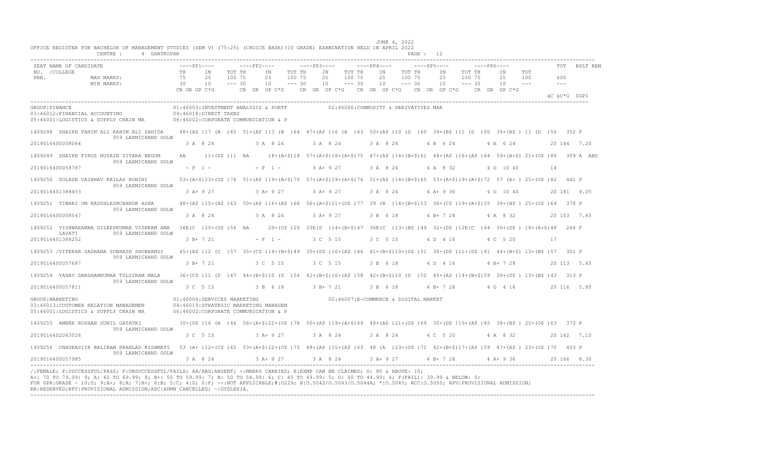JUNE 4, 2022

OFFICE REGISTER FOR BACHELOR OF MANAGEMENT STUDIES (SEM V) (75:25) (CHOICE BASE)(10 GRADE) EXAMINATION HELD IN APRIL 2022

CENTRE : 4 GHATKOPAR

| SEAT NO. /COLLEGE PRN. | NAME OF CANDIDATE | ----PP1---- TH IN TOT | ----PP2---- TH IN TOT | ----PP3---- TH IN TOT | ----PP4---- TH IN TOT | ----PP5---- TH IN TOT | ----PP6---- TH IN TOT | TOT | RSLT REM |
|---|---|---|---|---|---|---|---|---|---|
| | MAX MARKS: | 75 25 100 | 75 25 100 | 75 25 100 | 75 25 100 | 75 25 100 | 75 25 100 | 600 | |
| | MIN MARKS: | 30 10 --- | 30 10 --- | 30 10 --- | 30 10 --- | 30 10 --- | 30 10 --- | --- | |
| | | CR GR GP C*G | CR GR GP C*G | CR GR GP C*G | CR GR GP C*G | CR GR GP C*G | CR GR GP C*G | äC äC*G SGPI | |

GROUP:FINANCE
01:46003:INVESTMENT ANALYSIS & PORTF  02:46006:COMMODITY & DERIVATIVES MAR
03:46012:FINANCIAL ACCOUNTING  04:46018:DIRECT TAXES
05:46001:LOGISTICS & SUPPLY CHAIN MA  06:46002:CORPORATE COMMUNICATION & P

| SEAT NO. /COLLEGE PRN. | NAME OF CANDIDATE | PP1 | PP2 | PP3 | PP4 | PP5 | PP6 | TOT | RSLT REM |
|---|---|---|---|---|---|---|---|---|---|
| 1409248 | SHAIKH FAHIM ALI RAHIM ALI ZAHIDA 959 LAXMICHAND GOLW | 48+(A$ )17 (A )65 | 51+(A$ )13 (B )64 | 47+(A$ )16 (A )63 | 50+(A$ )10 (D )60 | 39+(B$ )11 (D )50 | 39+(B$ ) 11 (D )50 | 352 | P |
| 2019016400058064 | | 3 A 8 24 | 3 A 8 24 | 3 A 8 24 | 3 A 8 24 | 4 B 6 24 | 4 B 6 24 | 20 144 7.20 | |
| 1409249 | SHAIKH FIROZ HUSAIN SITARA BEGUM 959 LAXMICHAND GOLW | AA 11+(D$ )11 | AA 18+(A+$)18 | 57+(A+$)18+(A+$)75 | 47+(A$ )14+(B+$)61 | 48+(A$ )16+(A$ )64 | 59+(A+$) 21+(O$ )80 | 309 | A ABS |
| 2019016400058787 | | - F 1 - | - F 1 - | 3 A+ 9 27 | 3 A 8 24 | 4 A 8 32 | 4 O 10 40 | 14 | |
| 1409250 | SOLASE VAIBHAV KAILAS ROHINI 959 LAXMICHAND GOLW | 53+(A+$)23+(O$ )76 | 51+(A$ )19+(A+$)70 | 57+(A+$)19+(A+$)76 | 51+(A$ )14+(B+$)65 | 53+(A+$)19+(A+$)72 | 57 (A+ ) 25+(O$ )82 | 441 | P |
| 2019016401388453 | | 3 A+ 9 27 | 3 A+ 9 27 | 3 A+ 9 27 | 3 A 8 24 | 4 A+ 9 36 | 4 O 10 40 | 20 181 9.05 | |
| 1409251 | TIWARI OM KAUSHLESHCHANDR ASHA 959 LAXMICHAND GOLW | 48+(A$ )15+(A$ )63 | 50+(A$ )16+(A$ )66 | 56+(A+$)21+(O$ )77 | 39 (B )14+(B+$)53 | 36+(C$ )19+(A+$)55 | 39+(B$ ) 25+(O$ )64 | 378 | P |
| 2019016400058547 | | 3 A 8 24 | 3 A 8 24 | 3 A+ 9 27 | 3 B 6 18 | 4 B+ 7 28 | 4 A 8 32 | 20 153 7.65 | |
| 1409252 | VISHWAKARMA DILEEPKUMAR VISHRAM AMA LAVATI 959 LAXMICHAND GOLW | 36E(C )20+(O$ )56 | AA 20+(O$ )20 | 33E(D )14+(B+$)47 | 36E(C )13+(B$ )49 | 32+(D$ )12E(C )44 | 30+(D$ ) 18+(A+$)48 | 264 | F |
| 2019016401388252 | | 3 B+ 7 21 | - F 1 - | 3 C 5 15 | 3 C 5 15 | 4 D 4 16 | 4 C 5 20 | 17 | |
| 1409253 | /VITEKAR SADHANA SUBHASH SHUBHANGI 959 LAXMICHAND GOLW | 45+(A$ )12 (C )57 | 35+(C$ )14+(B+$)49 | 30+(D$ )16+(A$ )46 | 41+(B+$)10+(D$ )51 | 30+(D$ )11+(D$ )41 | 44+(B+$) 13+(B$ )57 | 301 | P |
| 2019016400057687 | | 3 B+ 7 21 | 3 C 5 15 | 3 C 5 15 | 3 B 6 18 | 4 D 4 16 | 4 B+ 7 28 | 20 113 5.65 | |
| 1409254 | YADAV DARSHANKUMAR TULSIRAM MALA 959 LAXMICHAND GOLW | 36+(C$ )11 (D )47 | 44+(B+$)10 (D )54 | 42+(B+$)16+(A$ )58 | 42+(B+$)10 (D )52 | 45+(A$ )14+(B+$)59 | 30+(D$ ) 13+(B$ )43 | 313 | P |
| 2019016400057811 | | 3 C 5 15 | 3 B 6 18 | 3 B+ 7 21 | 3 B 6 18 | 4 B+ 7 28 | 4 D 4 16 | 20 116 5.80 | |

GROUP:MARKETING
01:46004:SERVICES MARKETING  02:46007:E-COMMERCE & DIGITAL MARKET
03:46013:CUSTOMER RELATION MANAGEMEN  04:46019:STRATEGIC MARKETING MANAGEM
05:46001:LOGISTICS & SUPPLY CHAIN MA  06:46002:CORPORATE COMMUNICATION & P

| SEAT NO. /COLLEGE PRN. | NAME OF CANDIDATE | PP1 | PP2 | PP3 | PP4 | PP5 | PP6 | TOT | RSLT REM |
|---|---|---|---|---|---|---|---|---|---|
| 1409255 | AMBRE ROSHAN SUNIL GAYATRI 959 LAXMICHAND GOLW | 30+(D$ )16 (A )46 | 56+(A+$)22+(O$ )78 | 50+(A$ )19+(A+$)69 | 48+(A$ )21+(O$ )69 | 30+(D$ )15+(A$ )45 | 38+(B$ ) 25+(O$ )63 | 370 | P |
| 2019016402063026 | | 3 C 5 15 | 3 A+ 9 27 | 3 A 8 24 | 3 A 8 24 | 4 C 5 20 | 4 A 8 32 | 20 142 7.10 | |
| 1409256 | CHAURASIYA BALIRAM PRAHLAD KISHMATI 959 LAXMICHAND GOLW | 53 (A+ )12+(C$ )65 | 53+(A+$)22+(O$ )75 | 48+(A$ )15+(A$ )63 | 48 (A )23+(O$ )71 | 42+(B+$)17+(A$ )59 | 47+(A$ ) 23+(O$ )70 | 403 | P |
| 2019016400057985 | | 3 A 8 24 | 3 A+ 9 27 | 3 A 8 24 | 3 A+ 9 27 | 4 B+ 7 28 | 4 A+ 9 36 | 20 166 8.30 | |

/:FEMALE; P:SUCCESSFUL/PASS; F:UNSUCCESSFUL/FAILS; AA/ABS:ABSENT; +:MARKS CARRIED; E:EXMP CAN BE CLAIMED; O: 80 & ABOVE: 10;
A+: 70 TO 79.99: 9; A: 60 TO 69.99: 8; B+: 55 TO 59.99: 7; B: 50 TO 54.99: 6; C: 45 TO 49.99: 5; D: 40 TO 44.99: 4; F(FAIL): 39.99 & BELOW: 0;
FOR GPA:GRADE - 10:O; 9:A+; 8:A; 7:B+; 6:B; 5:C; 4:D; 0:F; --:NOT APPLICABLE;#:0229; @:O.5042/O.5043/O.5044A; *:O.5045; RCC:O.5050; RPV:PROVISIONAL ADMISSION;
RR:RESERVED;RPV:PROVISIONAL ADMISSION;ADC:ADMN CANCELLED; ~:DYSLEXIA.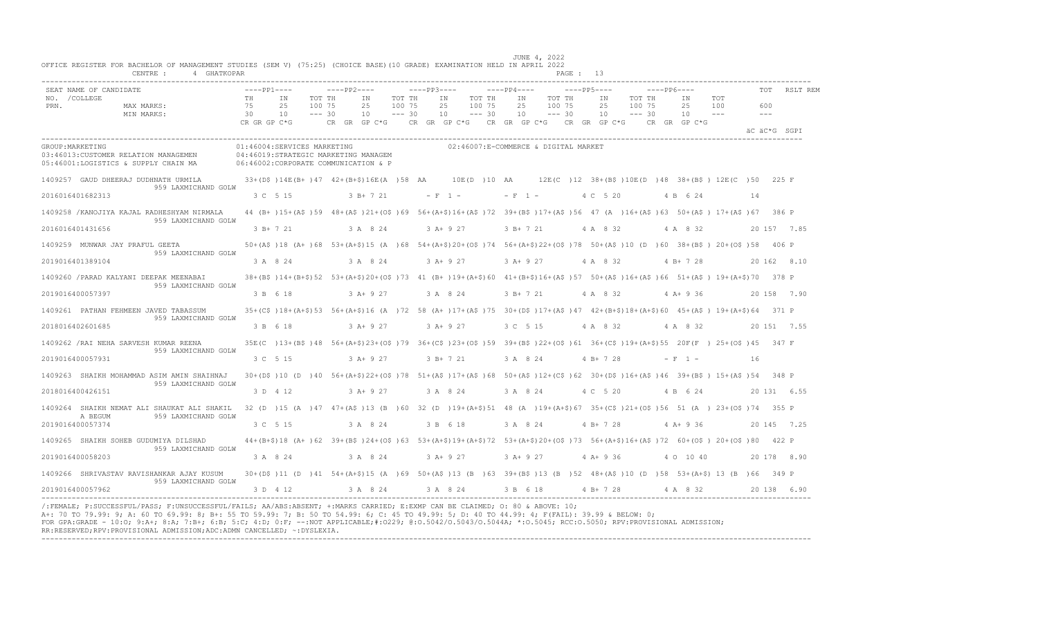JUNE 4, 2022

OFFICE REGISTER FOR BACHELOR OF MANAGEMENT STUDIES (SEM V) (75:25) (CHOICE BASE)(10 GRADE) EXAMINATION HELD IN APRIL 2022

CENTRE : 4 GHATKOPAR

| SEAT NO. /COLLEGE PRN. | NAME OF CANDIDATE | PP1 TH | PP1 IN | PP1 TOT | PP2 TH | PP2 IN | PP2 TOT | PP3 TH | PP3 IN | PP3 TOT | PP4 TH | PP4 IN | PP4 TOT | PP5 TH | PP5 IN | PP5 TOT | PP6 TH | PP6 IN | PP6 TOT | TOT | RSLT | REM |
|---|---|---|---|---|---|---|---|---|---|---|---|---|---|---|---|---|---|---|---|---|---|---|
| MAX MARKS: | | 75 | 25 | 100 | 75 | 25 | 100 | 75 | 25 | 100 | 75 | 25 | 100 | 75 | 25 | 100 | 75 | 25 | 100 | 600 | | |
| MIN MARKS: | | 30 | 10 | --- | 30 | 10 | --- | 30 | 10 | --- | 30 | 10 | --- | 30 | 10 | --- | 30 | 10 | --- | --- | | |
| | | CR GR GP C*G | | | CR GR GP C*G | | | CR GR GP C*G | | | CR GR GP C*G | | | CR GR GP C*G | | | CR GR GP C*G | | | äC äC*G SGPI | | |

GROUP:MARKETING
01:46004:SERVICES MARKETING
02:46007:E-COMMERCE & DIGITAL MARKET
03:46013:CUSTOMER RELATION MANAGEMEN
04:46019:STRATEGIC MARKETING MANAGEM
05:46001:LOGISTICS & SUPPLY CHAIN MA
06:46002:CORPORATE COMMUNICATION & P

| SEAT NO. / PRN | NAME / COLLEGE | PP1 | PP2 | PP3 | PP4 | PP5 | PP6 | TOT | RSLT |
|---|---|---|---|---|---|---|---|---|---|
| 1409257 | GAUD DHEERAJ DUDHNATH URMILA / 959 LAXMICHAND GOLW | 33+(D$ )14E(B+ )47 | 42+(B+$)16E(A )58 | AA 10E(D )10 | AA 12E(C )12 | 38+(B$ )10E(D )48 | 38+(B$ ) 12E(C )50 | 225 | F |
| 2016016401682313 | | 3 C 5 15 | 3 B+ 7 21 | - F 1 - | - F 1 - | 4 C 5 20 | 4 B 6 24 | 14 | |
| 1409258 | /KANOJIYA KAJAL RADHESHYAM NIRMALA / 959 LAXMICHAND GOLW | 44 (B+ )15+(A$ )59 | 48+(A$ )21+(O$ )69 | 56+(A+$)16+(A$ )72 | 39+(B$ )17+(A$ )56 | 47 (A )16+(A$ )63 | 50+(A$ ) 17+(A$ )67 | 386 | P |
| 2016016401431656 | | 3 B+ 7 21 | 3 A 8 24 | 3 A+ 9 27 | 3 B+ 7 21 | 4 A 8 32 | 4 A 8 32 | 20 157 7.85 | |
| 1409259 | MUNWAR JAY PRAFUL GEETA / 959 LAXMICHAND GOLW | 50+(A$ )18 (A+ )68 | 53+(A+$)15 (A )68 | 54+(A+$)20+(O$ )74 | 56+(A+$)22+(O$ )78 | 50+(A$ )10 (D )60 | 38+(B$ ) 20+(O$ )58 | 406 | P |
| 2019016401389104 | | 3 A 8 24 | 3 A 8 24 | 3 A+ 9 27 | 3 A+ 9 27 | 4 A 8 32 | 4 B+ 7 28 | 20 162 8.10 | |
| 1409260 | /PARAD KALYANI DEEPAK MEENABAI / 959 LAXMICHAND GOLW | 38+(B$ )14+(B+$)52 | 53+(A+$)20+(O$ )73 | 41 (B+ )19+(A+$)60 | 41+(B+$)16+(A$ )57 | 50+(A$ )16+(A$ )66 | 51+(A$ ) 19+(A+$)70 | 378 | P |
| 2019016400057397 | | 3 B 6 18 | 3 A+ 9 27 | 3 A 8 24 | 3 B+ 7 21 | 4 A 8 32 | 4 A+ 9 36 | 20 158 7.90 | |
| 1409261 | PATHAN FEHMEEN JAVED TABASSUM / 959 LAXMICHAND GOLW | 35+(C$ )18+(A+$)53 | 56+(A+$)16 (A )72 | 58 (A+ )17+(A$ )75 | 30+(D$ )17+(A$ )47 | 42+(B+$)18+(A+$)60 | 45+(A$ ) 19+(A+$)64 | 371 | P |
| 2018016402601685 | | 3 B 6 18 | 3 A+ 9 27 | 3 A+ 9 27 | 3 C 5 15 | 4 A 8 32 | 4 A 8 32 | 20 151 7.55 | |
| 1409262 | /RAI NEHA SARVESH KUMAR REENA / 959 LAXMICHAND GOLW | 35E(C )13+(B$ )48 | 56+(A+$)23+(O$ )79 | 36+(C$ )23+(O$ )59 | 39+(B$ )22+(O$ )61 | 36+(C$ )19+(A+$)55 | 20F(F ) 25+(O$ )45 | 347 | F |
| 2019016400057931 | | 3 C 5 15 | 3 A+ 9 27 | 3 B+ 7 21 | 3 A 8 24 | 4 B+ 7 28 | - F 1 - | 16 | |
| 1409263 | SHAIKH MOHAMMAD ASIM AMIN SHAIHNAJ / 959 LAXMICHAND GOLW | 30+(D$ )10 (D )40 | 56+(A+$)22+(O$ )78 | 51+(A$ )17+(A$ )68 | 50+(A$ )12+(C$ )62 | 30+(D$ )16+(A$ )46 | 39+(B$ ) 15+(A$ )54 | 348 | P |
| 2018016400426151 | | 3 D 4 12 | 3 A+ 9 27 | 3 A 8 24 | 3 A 8 24 | 4 C 5 20 | 4 B 6 24 | 20 131 6.55 | |
| 1409264 | SHAIKH NEMAT ALI SHAUKAT ALI SHAKIL A BEGUM / 959 LAXMICHAND GOLW | 32 (D )15 (A )47 | 47+(A$ )13 (B )60 | 32 (D )19+(A+$)51 | 48 (A )19+(A+$)67 | 35+(C$ )21+(O$ )56 | 51 (A ) 23+(O$ )74 | 355 | P |
| 2019016400057374 | | 3 C 5 15 | 3 A 8 24 | 3 B 6 18 | 3 A 8 24 | 4 B+ 7 28 | 4 A+ 9 36 | 20 145 7.25 | |
| 1409265 | SHAIKH SOHEB GUDUMIYA DILSHAD / 959 LAXMICHAND GOLW | 44+(B+$)18 (A+ )62 | 39+(B$ )24+(O$ )63 | 53+(A+$)19+(A+$)72 | 53+(A+$)20+(O$ )73 | 56+(A+$)16+(A$ )72 | 60+(O$ ) 20+(O$ )80 | 422 | P |
| 2019016400058203 | | 3 A 8 24 | 3 A 8 24 | 3 A+ 9 27 | 3 A+ 9 27 | 4 A+ 9 36 | 4 O 10 40 | 20 178 8.90 | |
| 1409266 | SHRIVASTAV RAVISHANKAR AJAY KUSUM / 959 LAXMICHAND GOLW | 30+(D$ )11 (D )41 | 54+(A+$)15 (A )69 | 50+(A$ )13 (B )63 | 39+(B$ )13 (B )52 | 48+(A$ )10 (D )58 | 53+(A+$) 13 (B )66 | 349 | P |
| 2019016400057962 | | 3 D 4 12 | 3 A 8 24 | 3 A 8 24 | 3 B 6 18 | 4 B+ 7 28 | 4 A 8 32 | 20 138 6.90 | |

/:FEMALE; P:SUCCESSFUL/PASS; F:UNSUCCESSFUL/FAILS; AA/ABS:ABSENT; +:MARKS CARRIED; E:EXMP CAN BE CLAIMED; O: 80 & ABOVE: 10;
A+: 70 TO 79.99: 9; A: 60 TO 69.99: 8; B+: 55 TO 59.99: 7; B: 50 TO 54.99: 6; C: 45 TO 49.99: 5; D: 40 TO 44.99: 4; F(FAIL): 39.99 & BELOW: 0;
FOR GPA:GRADE - 10:O; 9:A+; 8:A; 7:B+; 6:B; 5:C; 4:D; 0:F; --:NOT APPLICABLE;#:0229; @:O.5042/O.5043/O.5044A; *:O.5045; RCC:O.5050; RPV:PROVISIONAL ADMISSION;
RR:RESERVED;RPV:PROVISIONAL ADMISSION;ADC:ADMN CANCELLED; ~:DYSLEXIA.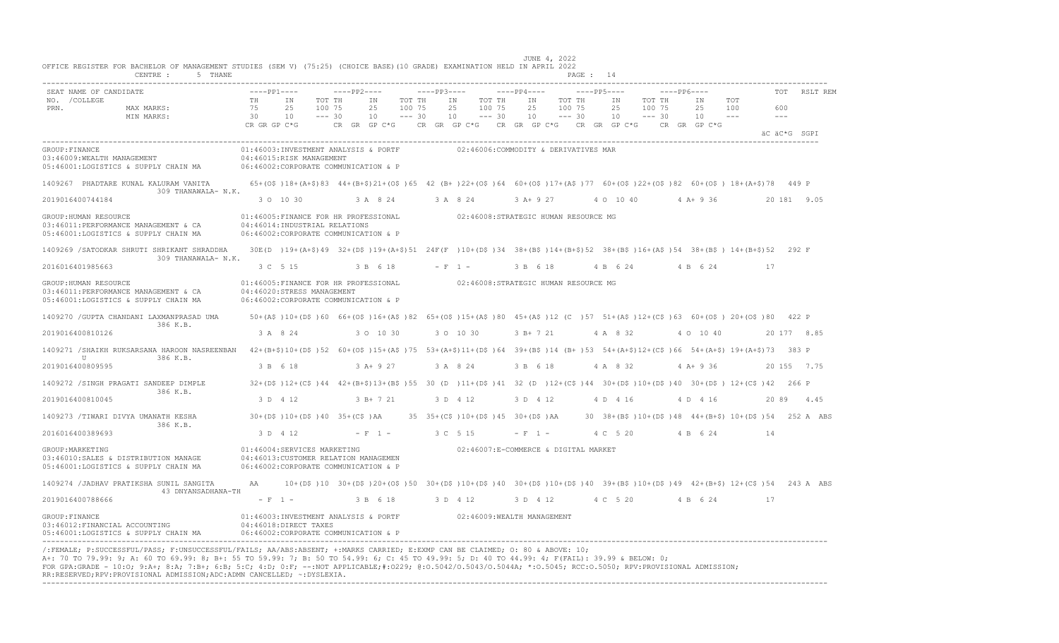JUNE 4, 2022

OFFICE REGISTER FOR BACHELOR OF MANAGEMENT STUDIES (SEM V) (75:25) (CHOICE BASE)(10 GRADE) EXAMINATION HELD IN APRIL 2022

CENTRE : 5 THANE

```
SEAT NAME OF CANDIDATE                    ----PP1----      ----PP2----      ----PP3----      ----PP4----      ----PP5----      ----PP6----           TOT  RSLT REM
NO.  /COLLEGE                             TH    IN    TOT TH    IN    TOT TH    IN    TOT TH    IN    TOT TH    IN    TOT TH    IN    TOT
PRN.              MAX MARKS:              75    25    100 75    25    100 75    25    100 75    25    100 75    25    100 75    25    100          600
                  MIN MARKS:              30    10    --- 30    10    --- 30    10    --- 30    10    --- 30    10    --- 30    10    ---          ---
                                          CR GR GP C*G     CR GR GP C*G     CR GR GP C*G     CR GR GP C*G     CR GR GP C*G     CR GR GP C*G
                                                                                                                                           äC äC*G SGPI
```

```
GROUP:FINANCE                               01:46003:INVESTMENT ANALYSIS & PORTF            02:46006:COMMODITY & DERIVATIVES MAR
03:46009:WEALTH MANAGEMENT                  04:46015:RISK MANAGEMENT
05:46001:LOGISTICS & SUPPLY CHAIN MA        06:46002:CORPORATE COMMUNICATION & P

1409267  PHADTARE KUNAL KALURAM VANITA      65+(O$ )18+(A+$)83  44+(B+$)21+(O$ )65  42 (B+ )22+(O$ )64  60+(O$ )17+(A$ )77  60+(O$ )22+(O$ )82  60+(O$ ) 18+(A+$)78   449 P
                  309 THANAWALA- N.K.
2019016400744184                             3 O  10 30          3 A  8 24        3 A  8 24        3 A+ 9 27        4 O  10 40        4 A+ 9 36          20 181  9.05

GROUP:HUMAN RESOURCE                        01:46005:FINANCE FOR HR PROFESSIONAL            02:46008:STRATEGIC HUMAN RESOURCE MG
03:46011:PERFORMANCE MANAGEMENT & CA        04:46014:INDUSTRIAL RELATIONS
05:46001:LOGISTICS & SUPPLY CHAIN MA        06:46002:CORPORATE COMMUNICATION & P

1409269 /SATODKAR SHRUTI SHRIKANT SHRADDHA  30E(D )19+(A+$)49  32+(D$ )19+(A+$)51  24F(F )10+(D$ )34  38+(B$ )14+(B+$)52  38+(B$ )16+(A$ )54  38+(B$ ) 14+(B+$)52   292 F
                  309 THANAWALA- N.K.
2016016401985663                             3 C  5 15           3 B  6 18        - F  1 -         3 B  6 18        4 B  6 24         4 B  6 24          17

GROUP:HUMAN RESOURCE                        01:46005:FINANCE FOR HR PROFESSIONAL            02:46008:STRATEGIC HUMAN RESOURCE MG
03:46011:PERFORMANCE MANAGEMENT & CA        04:46020:STRESS MANAGEMENT
05:46001:LOGISTICS & SUPPLY CHAIN MA        06:46002:CORPORATE COMMUNICATION & P

1409270 /GUPTA CHANDANI LAXMANPRASAD UMA    50+(A$ )10+(D$ )60  66+(O$ )16+(A$ )82  65+(O$ )15+(A$ )80  45+(A$ )12 (C  )57  51+(A$ )12+(C$ )63  60+(O$ ) 20+(O$ )80   422 P
                  386 K.B.
2019016400810126                             3 A  8 24           3 O  10 30       3 O  10 30       3 B+ 7 21        4 A  8 32         4 O  10 40         20 177  8.85

1409271 /SHAIKH RUKSARSANA HAROON NASREENBAN 42+(B+$)10+(D$ )52  60+(O$ )15+(A$ )75  53+(A+$)11+(D$ )64  39+(B$ )14 (B+ )53  54+(A+$)12+(C$ )66  54+(A+$) 19+(A+$)73   383 P
         U        386 K.B.
2019016400809595                             3 B  6 18           3 A+ 9 27        3 A  8 24        3 B  6 18        4 A  8 32         4 A+ 9 36          20 155  7.75

1409272 /SINGH PRAGATI SANDEEP DIMPLE       32+(D$ )12+(C$ )44  42+(B+$)13+(B$ )55  30 (D  )11+(D$ )41  32 (D  )12+(C$ )44  30+(D$ )10+(D$ )40  30+(D$ ) 12+(C$ )42   266 P
                  386 K.B.
2019016400810045                             3 D  4 12           3 B+ 7 21        3 D  4 12        3 D  4 12        4 D  4 16         4 D  4 16          20 89   4.45

1409273 /TIWARI DIVYA UMANATH KESHA         30+(D$ )10+(D$ )40  35+(C$ )AA     35  35+(C$ )10+(D$ )45  30+(D$ )AA     30  38+(B$ )10+(D$ )48  44+(B+$) 10+(D$ )54   252 A  ABS
                  386 K.B.
2016016400389693                             3 D  4 12           - F  1 -         3 C  5 15        - F  1 -         4 C  5 20         4 B  6 24          14

GROUP:MARKETING                             01:46004:SERVICES MARKETING                     02:46007:E-COMMERCE & DIGITAL MARKET
03:46010:SALES & DISTRIBUTION MANAGE        04:46013:CUSTOMER RELATION MANAGEMEN
05:46001:LOGISTICS & SUPPLY CHAIN MA        06:46002:CORPORATE COMMUNICATION & P

1409274 /JADHAV PRATIKSHA SUNIL SANGITA     AA      10+(D$ )10  30+(D$ )20+(O$ )50  30+(D$ )10+(D$ )40  30+(D$ )10+(D$ )40  39+(B$ )10+(D$ )49  42+(B+$) 12+(C$ )54   243 A  ABS
                  43 DNYANSADHANA-TH
2019016400788666                             - F  1 -            3 B  6 18        3 D  4 12        3 D  4 12        4 C  5 20         4 B  6 24          17

GROUP:FINANCE                               01:46003:INVESTMENT ANALYSIS & PORTF            02:46009:WEALTH MANAGEMENT
03:46012:FINANCIAL ACCOUNTING               04:46018:DIRECT TAXES
05:46001:LOGISTICS & SUPPLY CHAIN MA        06:46002:CORPORATE COMMUNICATION & P
```

/:FEMALE; P:SUCCESSFUL/PASS; F:UNSUCCESSFUL/FAILS; AA/ABS:ABSENT; +:MARKS CARRIED; E:EXMP CAN BE CLAIMED; O: 80 & ABOVE: 10;
A+: 70 TO 79.99: 9; A: 60 TO 69.99: 8; B+: 55 TO 59.99: 7; B: 50 TO 54.99: 6; C: 45 TO 49.99: 5; D: 40 TO 44.99: 4; F(FAIL): 39.99 & BELOW: 0;
FOR GPA:GRADE - 10:O; 9:A+; 8:A; 7:B+; 6:B; 5:C; 4:D; 0:F; --:NOT APPLICABLE;#:O229; @:O.5042/O.5043/O.5044A; *:O.5045; RCC:O.5050; RPV:PROVISIONAL ADMISSION;
RR:RESERVED;RPV:PROVISIONAL ADMISSION;ADC:ADMN CANCELLED; ~:DYSLEXIA.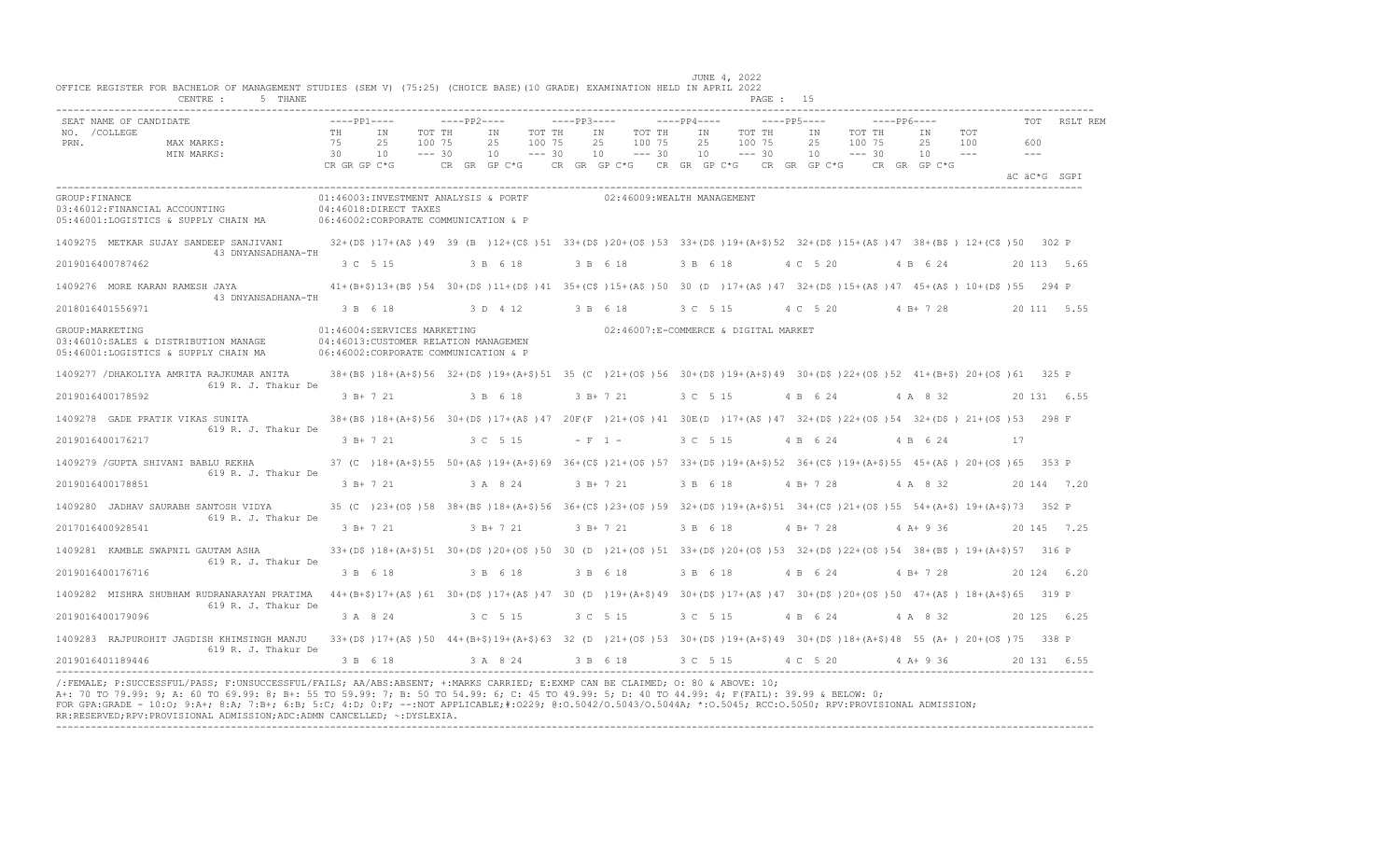JUNE 4, 2022

OFFICE REGISTER FOR BACHELOR OF MANAGEMENT STUDIES (SEM V) (75:25) (CHOICE BASE)(10 GRADE) EXAMINATION HELD IN APRIL 2022

CENTRE : 5 THANE

| SEAT NO. /COLLEGE PRN. | NAME OF CANDIDATE | PP1 TH | PP1 IN | PP1 TOT | PP2 TH | PP2 IN | PP2 TOT | PP3 TH | PP3 IN | PP3 TOT | PP4 TH | PP4 IN | PP4 TOT | PP5 TH | PP5 IN | PP5 TOT | PP6 TH | PP6 IN | PP6 TOT | TOT | RSLT | REM |
|---|---|---|---|---|---|---|---|---|---|---|---|---|---|---|---|---|---|---|---|---|---|---|
| MAX MARKS: | | 75 | 25 | 100 | 75 | 25 | 100 | 75 | 25 | 100 | 75 | 25 | 100 | 75 | 25 | 100 | 75 | 25 | 100 | 600 | | |
| MIN MARKS: | | 30 | 10 | --- | 30 | 10 | --- | 30 | 10 | --- | 30 | 10 | --- | 30 | 10 | --- | 30 | 10 | --- | --- | | |
| | | CR GR GP C*G | | | CR GR GP C*G | | | CR GR GP C*G | | | CR GR GP C*G | | | CR GR GP C*G | | | CR GR GP C*G | | | äC äC*G SGPI | | |

GROUP:FINANCE
01:46003:INVESTMENT ANALYSIS & PORTF
02:46009:WEALTH MANAGEMENT
03:46012:FINANCIAL ACCOUNTING
04:46018:DIRECT TAXES
05:46001:LOGISTICS & SUPPLY CHAIN MA
06:46002:CORPORATE COMMUNICATION & P

| SEAT NO. | NAME / COLLEGE / PRN | PP1 | PP2 | PP3 | PP4 | PP5 | PP6 | TOT | RSLT |
|---|---|---|---|---|---|---|---|---|---|
| 1409275 | METKAR SUJAY SANDEEP SANJIVANI, 43 DNYANSADHANA-TH | 32+(D$ )17+(A$ )49 | 39 (B )12+(C$ )51 | 33+(D$ )20+(O$ )53 | 33+(D$ )19+(A+$)52 | 32+(D$ )15+(A$ )47 | 38+(B$ ) 12+(C$ )50 | 302 | P |
| | 2019016400787462 | 3 C 5 15 | 3 B 6 18 | 3 B 6 18 | 3 B 6 18 | 4 C 5 20 | 4 B 6 24 | 20 113 5.65 | |
| 1409276 | MORE KARAN RAMESH JAYA, 43 DNYANSADHANA-TH | 41+(B+$)13+(B$ )54 | 30+(D$ )11+(D$ )41 | 35+(C$ )15+(A$ )50 | 30 (D )17+(A$ )47 | 32+(D$ )15+(A$ )47 | 45+(A$ ) 10+(D$ )55 | 294 | P |
| | 2018016401556971 | 3 B 6 18 | 3 D 4 12 | 3 B 6 18 | 3 C 5 15 | 4 C 5 20 | 4 B+ 7 28 | 20 111 5.55 | |

GROUP:MARKETING
01:46004:SERVICES MARKETING
02:46007:E-COMMERCE & DIGITAL MARKET
03:46010:SALES & DISTRIBUTION MANAGE
04:46013:CUSTOMER RELATION MANAGEMEN
05:46001:LOGISTICS & SUPPLY CHAIN MA
06:46002:CORPORATE COMMUNICATION & P

| SEAT NO. | NAME / COLLEGE / PRN | PP1 | PP2 | PP3 | PP4 | PP5 | PP6 | TOT | RSLT |
|---|---|---|---|---|---|---|---|---|---|
| 1409277 | /DHAKOLIYA AMRITA RAJKUMAR ANITA, 619 R. J. Thakur De | 38+(B$ )18+(A+$)56 | 32+(D$ )19+(A+$)51 | 35 (C )21+(O$ )56 | 30+(D$ )19+(A+$)49 | 30+(D$ )22+(O$ )52 | 41+(B+$) 20+(O$ )61 | 325 | P |
| | 2019016400178592 | 3 B+ 7 21 | 3 B 6 18 | 3 B+ 7 21 | 3 C 5 15 | 4 B 6 24 | 4 A 8 32 | 20 131 6.55 | |
| 1409278 | GADE PRATIK VIKAS SUNITA, 619 R. J. Thakur De | 38+(B$ )18+(A+$)56 | 30+(D$ )17+(A$ )47 | 20F(F )21+(O$ )41 | 30E(D )17+(A$ )47 | 32+(D$ )22+(O$ )54 | 32+(D$ ) 21+(O$ )53 | 298 | F |
| | 2019016400176217 | 3 B+ 7 21 | 3 C 5 15 | - F 1 - | 3 C 5 15 | 4 B 6 24 | 4 B 6 24 | 17 | |
| 1409279 | /GUPTA SHIVANI BABLU REKHA, 619 R. J. Thakur De | 37 (C )18+(A+$)55 | 50+(A$ )19+(A+$)69 | 36+(C$ )21+(O$ )57 | 33+(D$ )19+(A+$)52 | 36+(C$ )19+(A+$)55 | 45+(A$ ) 20+(O$ )65 | 353 | P |
| | 2019016400178851 | 3 B+ 7 21 | 3 A 8 24 | 3 B+ 7 21 | 3 B 6 18 | 4 B+ 7 28 | 4 A 8 32 | 20 144 7.20 | |
| 1409280 | JADHAV SAURABH SANTOSH VIDYA, 619 R. J. Thakur De | 35 (C )23+(O$ )58 | 38+(B$ )18+(A+$)56 | 36+(C$ )23+(O$ )59 | 32+(D$ )19+(A+$)51 | 34+(C$ )21+(O$ )55 | 54+(A+$) 19+(A+$)73 | 352 | P |
| | 2017016400928541 | 3 B+ 7 21 | 3 B+ 7 21 | 3 B+ 7 21 | 3 B 6 18 | 4 B+ 7 28 | 4 A+ 9 36 | 20 145 7.25 | |
| 1409281 | KAMBLE SWAPNIL GAUTAM ASHA, 619 R. J. Thakur De | 33+(D$ )18+(A+$)51 | 30+(D$ )20+(O$ )50 | 30 (D )21+(O$ )51 | 33+(D$ )20+(O$ )53 | 32+(D$ )22+(O$ )54 | 38+(B$ ) 19+(A+$)57 | 316 | P |
| | 2019016400176716 | 3 B 6 18 | 3 B 6 18 | 3 B 6 18 | 3 B 6 18 | 4 B 6 24 | 4 B+ 7 28 | 20 124 6.20 | |
| 1409282 | MISHRA SHUBHAM RUDRANARAYAN PRATIMA, 619 R. J. Thakur De | 44+(B+$)17+(A$ )61 | 30+(D$ )17+(A$ )47 | 30 (D )19+(A+$)49 | 30+(D$ )17+(A$ )47 | 30+(D$ )20+(O$ )50 | 47+(A$ ) 18+(A+$)65 | 319 | P |
| | 2019016400179096 | 3 A 8 24 | 3 C 5 15 | 3 C 5 15 | 3 C 5 15 | 4 B 6 24 | 4 A 8 32 | 20 125 6.25 | |
| 1409283 | RAJPUROHIT JAGDISH KHIMSINGH MANJU, 619 R. J. Thakur De | 33+(D$ )17+(A$ )50 | 44+(B+$)19+(A+$)63 | 32 (D )21+(O$ )53 | 30+(D$ )19+(A+$)49 | 30+(D$ )18+(A+$)48 | 55 (A+ ) 20+(O$ )75 | 338 | P |
| | 2019016401189446 | 3 B 6 18 | 3 A 8 24 | 3 B 6 18 | 3 C 5 15 | 4 C 5 20 | 4 A+ 9 36 | 20 131 6.55 | |

/:FEMALE; P:SUCCESSFUL/PASS; F:UNSUCCESSFUL/FAILS; AA/ABS:ABSENT; +:MARKS CARRIED; E:EXMP CAN BE CLAIMED; O: 80 & ABOVE: 10;
A+: 70 TO 79.99: 9; A: 60 TO 69.99: 8; B+: 55 TO 59.99: 7; B: 50 TO 54.99: 6; C: 45 TO 49.99: 5; D: 40 TO 44.99: 4; F(FAIL): 39.99 & BELOW: 0;
FOR GPA:GRADE - 10:O; 9:A+; 8:A; 7:B+; 6:B; 5:C; 4:D; 0:F; --:NOT APPLICABLE;#:0229; @:O.5042/O.5043/O.5044A; *:O.5045; RCC:O.5050; RPV:PROVISIONAL ADMISSION;
RR:RESERVED;RPV:PROVISIONAL ADMISSION;ADC:ADMN CANCELLED; ~:DYSLEXIA.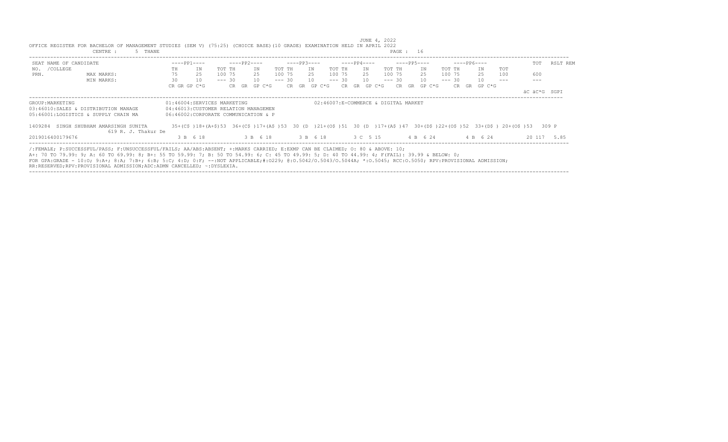JUNE 4, 2022

OFFICE REGISTER FOR BACHELOR OF MANAGEMENT STUDIES (SEM V) (75:25) (CHOICE BASE)(10 GRADE) EXAMINATION HELD IN APRIL 2022

CENTRE : 5 THANE

| SEAT NO. / PRN. | NAME OF CANDIDATE /COLLEGE | ----PP1---- | | | ----PP2---- | | | ----PP3---- | | | ----PP4---- | | | ----PP5---- | | | ----PP6---- | | | TOT | RSLT | REM |
|---|---|---|---|---|---|---|---|---|---|---|---|---|---|---|---|---|---|---|---|---|---|---|---|
| | | TH | IN | TOT | TH | IN | TOT | TH | IN | TOT | TH | IN | TOT | TH | IN | TOT | TH | IN | TOT | | | |
| | MAX MARKS: | 75 | 25 | 100 | 75 | 25 | 100 | 75 | 25 | 100 | 75 | 25 | 100 | 75 | 25 | 100 | 75 | 25 | 100 | 600 | | |
| | MIN MARKS: | 30 | 10 | --- | 30 | 10 | --- | 30 | 10 | --- | 30 | 10 | --- | 30 | 10 | --- | 30 | 10 | --- | --- | | |
| | | CR GR GP C*G | | | CR GR GP C*G | | | CR GR GP C*G | | | CR GR GP C*G | | | CR GR GP C*G | | | CR GR GP C*G | | | äC äC*G SGPI | | |

GROUP:MARKETING
01:46004:SERVICES MARKETING
02:46007:E-COMMERCE & DIGITAL MARKET
03:46010:SALES & DISTRIBUTION MANAGE
04:46013:CUSTOMER RELATION MANAGEMEN
05:46001:LOGISTICS & SUPPLY CHAIN MA
06:46002:CORPORATE COMMUNICATION & P

| SEAT NO. / PRN. | NAME OF CANDIDATE /COLLEGE | PP1 | PP2 | PP3 | PP4 | PP5 | PP6 | TOT | RSLT |
|---|---|---|---|---|---|---|---|---|---|
| 1409284 | SINGH SHUBHAM AMARSINGH SUNITA 619 R. J. Thakur De | 35+(C$ )18+(A+$)53 | 36+(C$ )17+(A$ )53 | 30 (D )21+(O$ )51 | 30 (D )17+(A$ )47 | 30+(D$ )22+(O$ )52 | 33+(D$ ) 20+(O$ )53 | 309 | P |
| 2019016400179676 | | 3 B 6 18 | 3 B 6 18 | 3 B 6 18 | 3 C 5 15 | 4 B 6 24 | 4 B 6 24 | 20 117 5.85 | |

/:FEMALE; P:SUCCESSFUL/PASS; F:UNSUCCESSFUL/FAILS; AA/ABS:ABSENT; +:MARKS CARRIED; E:EXMP CAN BE CLAIMED; O: 80 & ABOVE: 10;
A+: 70 TO 79.99: 9; A: 60 TO 69.99: 8; B+: 55 TO 59.99: 7; B: 50 TO 54.99: 6; C: 45 TO 49.99: 5; D: 40 TO 44.99: 4; F(FAIL): 39.99 & BELOW: 0;
FOR GPA:GRADE - 10:O; 9:A+; 8:A; 7:B+; 6:B; 5:C; 4:D; 0:F; --:NOT APPLICABLE;#:O229; @:O.5042/O.5043/O.5044A; *:O.5045; RCC:O.5050; RPV:PROVISIONAL ADMISSION;
RR:RESERVED;RPV:PROVISIONAL ADMISSION;ADC:ADMN CANCELLED; ~:DYSLEXIA.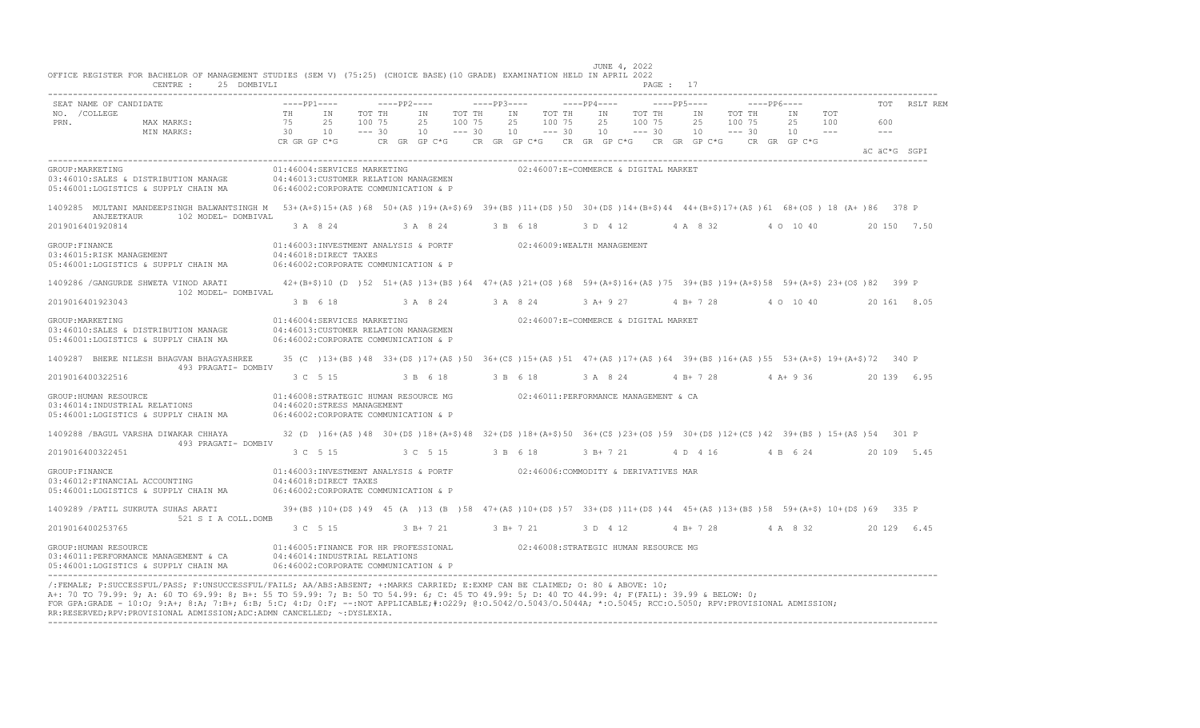OFFICE REGISTER FOR BACHELOR OF MANAGEMENT STUDIES (SEM V) (75:25) (CHOICE BASE)(10 GRADE) EXAMINATION HELD IN APRIL 2022

JUNE 4, 2022

CENTRE : 25 DOMBIVLI

```
SEAT NAME OF CANDIDATE                       ----PP1----      ----PP2----      ----PP3----      ----PP4----      ----PP5----      ----PP6----             TOT  RSLT REM
NO. /COLLEGE                                 TH     IN    TOT TH     IN    TOT TH     IN    TOT TH     IN    TOT TH     IN    TOT TH     IN    TOT
PRN.          MAX MARKS:                     75     25    100 75     25    100 75     25    100 75     25    100 75     25    100 75     25    100      600
              MIN MARKS:                     30     10    --- 30     10    --- 30     10    --- 30     10    --- 30     10    --- 30     10    ---      ---
                                             CR GR GP C*G     CR GR GP C*G     CR GR GP C*G     CR GR GP C*G     CR GR GP C*G     CR GR GP C*G
                                                                                                                                                    äC äC*G SGPI

GROUP:MARKETING                              01:46004:SERVICES MARKETING                 02:46007:E-COMMERCE & DIGITAL MARKET
03:46010:SALES & DISTRIBUTION MANAGE         04:46013:CUSTOMER RELATION MANAGEMEN
05:46001:LOGISTICS & SUPPLY CHAIN MA         06:46002:CORPORATE COMMUNICATION & P

1409285  MULTANI MANDEEPSINGH BALWANTSINGH M   53+(A+$)15+(A$ )68  50+(A$ )19+(A+$)69  39+(B$ )11+(D$ )50  30+(D$ )14+(B+$)44  44+(B+$)17+(A$ )61  68+(O$ ) 18 (A+ )86  378 P
         ANJEETKAUR       102 MODEL- DOMBIVAL
2019016401920814                               3 A  8 24          3 A  8 24         3 B  6 18         3 D  4 12         4 A  8 32          4 O  10 40         20 150  7.50

GROUP:FINANCE                                01:46003:INVESTMENT ANALYSIS & PORTF        02:46009:WEALTH MANAGEMENT
03:46015:RISK MANAGEMENT                     04:46018:DIRECT TAXES
05:46001:LOGISTICS & SUPPLY CHAIN MA         06:46002:CORPORATE COMMUNICATION & P

1409286 /GANGURDE SHWETA VINOD ARATI           42+(B+$)10 (D  )52  51+(A$ )13+(B$ )64  47+(A$ )21+(O$ )68  59+(A+$)16+(A$ )75  39+(B$ )19+(A+$)58  59+(A+$) 23+(O$ )82  399 P
                          102 MODEL- DOMBIVAL
2019016401923043                               3 B  6 18          3 A  8 24         3 A  8 24         3 A+ 9 27         4 B+ 7 28          4 O  10 40         20 161  8.05

GROUP:MARKETING                              01:46004:SERVICES MARKETING                 02:46007:E-COMMERCE & DIGITAL MARKET
03:46010:SALES & DISTRIBUTION MANAGE         04:46013:CUSTOMER RELATION MANAGEMEN
05:46001:LOGISTICS & SUPPLY CHAIN MA         06:46002:CORPORATE COMMUNICATION & P

1409287  BHERE NILESH BHAGVAN BHAGYASHREE      35 (C  )13+(B$ )48  33+(D$ )17+(A$ )50  36+(C$ )15+(A$ )51  47+(A$ )17+(A$ )64  39+(B$ )16+(A$ )55  53+(A+$) 19+(A+$)72  340 P
                          493 PRAGATI- DOMBIV
2019016400322516                               3 C  5 15          3 B  6 18         3 B  6 18         3 A  8 24         4 B+ 7 28          4 A+ 9 36          20 139  6.95

GROUP:HUMAN RESOURCE                         01:46008:STRATEGIC HUMAN RESOURCE MG        02:46011:PERFORMANCE MANAGEMENT & CA
03:46014:INDUSTRIAL RELATIONS                04:46020:STRESS MANAGEMENT
05:46001:LOGISTICS & SUPPLY CHAIN MA         06:46002:CORPORATE COMMUNICATION & P

1409288 /BAGUL VARSHA DIWAKAR CHHAYA           32 (D  )16+(A$ )48  30+(D$ )18+(A+$)48  32+(D$ )18+(A+$)50  36+(C$ )23+(O$ )59  30+(D$ )12+(C$ )42  39+(B$ ) 15+(A$ )54  301 P
                          493 PRAGATI- DOMBIV
2019016400322451                               3 C  5 15          3 C  5 15         3 B  6 18         3 B+ 7 21         4 D  4 16          4 B  6 24          20 109  5.45

GROUP:FINANCE                                01:46003:INVESTMENT ANALYSIS & PORTF        02:46006:COMMODITY & DERIVATIVES MAR
03:46012:FINANCIAL ACCOUNTING                04:46018:DIRECT TAXES
05:46001:LOGISTICS & SUPPLY CHAIN MA         06:46002:CORPORATE COMMUNICATION & P

1409289 /PATIL SUKRUTA SUHAS ARATI             39+(B$ )10+(D$ )49  45 (A  )13 (B  )58  47+(A$ )10+(D$ )57  33+(D$ )11+(D$ )44  45+(A$ )13+(B$ )58  59+(A+$) 10+(D$ )69  335 P
                          521 S I A COLL.DOMB
2019016400253765                               3 C  5 15          3 B+ 7 21         3 B+ 7 21         3 D  4 12         4 B+ 7 28          4 A  8 32          20 129  6.45

GROUP:HUMAN RESOURCE                         01:46005:FINANCE FOR HR PROFESSIONAL        02:46008:STRATEGIC HUMAN RESOURCE MG
03:46011:PERFORMANCE MANAGEMENT & CA         04:46014:INDUSTRIAL RELATIONS
05:46001:LOGISTICS & SUPPLY CHAIN MA         06:46002:CORPORATE COMMUNICATION & P
```

/:FEMALE; P:SUCCESSFUL/PASS; F:UNSUCCESSFUL/FAILS; AA/ABS:ABSENT; +:MARKS CARRIED; E:EXMP CAN BE CLAIMED; O: 80 & ABOVE: 10;
A+: 70 TO 79.99: 9; A: 60 TO 69.99: 8; B+: 55 TO 59.99: 7; B: 50 TO 54.99: 6; C: 45 TO 49.99: 5; D: 40 TO 44.99: 4; F(FAIL): 39.99 & BELOW: 0;
FOR GPA:GRADE - 10:O; 9:A+; 8:A; 7:B+; 6:B; 5:C; 4:D; 0:F; --:NOT APPLICABLE;#:O229; @:O.5042/O.5043/O.5044A; *:O.5045; RCC:O.5050; RPV:PROVISIONAL ADMISSION;
RR:RESERVED;RPV:PROVISIONAL ADMISSION;ADC:ADMN CANCELLED; ~:DYSLEXIA.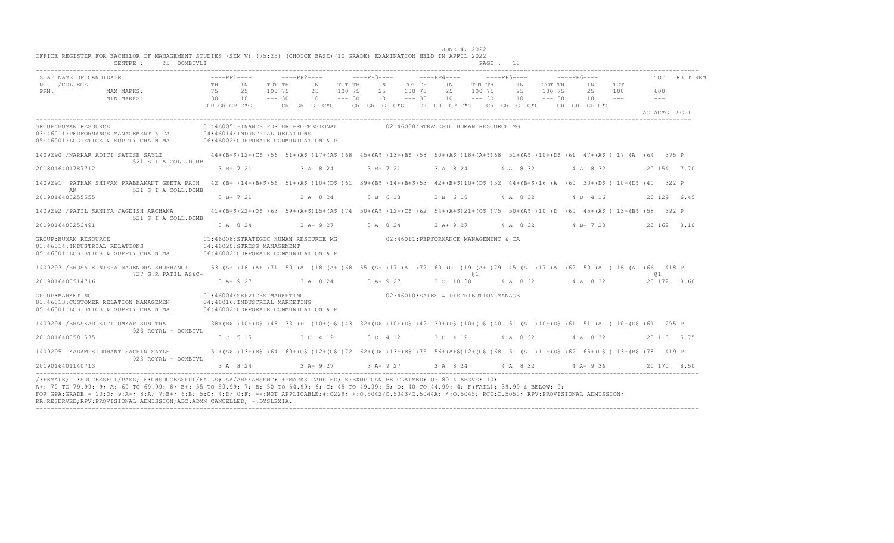OFFICE REGISTER FOR BACHELOR OF MANAGEMENT STUDIES (SEM V) (75:25) (CHOICE BASE)(10 GRADE) EXAMINATION HELD IN APRIL 2022

JUNE 4, 2022

CENTRE : 25 DOMBIVLI

| SEAT NO. /COLLEGE PRN. | NAME OF CANDIDATE | ----PP1---- TH IN TOT | ----PP2---- TH IN TOT | ----PP3---- TH IN TOT | ----PP4---- TH IN TOT | ----PP5---- TH IN TOT | ----PP6---- TH IN TOT | TOT | RSLT | REM |
|---|---|---|---|---|---|---|---|---|---|---|
| | MAX MARKS: | 75 25 100 | 75 25 100 | 75 25 100 | 75 25 100 | 75 25 100 | 75 25 100 | 600 | | |
| | MIN MARKS: | 30 10 --- | 30 10 --- | 30 10 --- | 30 10 --- | 30 10 --- | 30 10 --- | --- | | |
| | | CR GR GP C*G | CR GR GP C*G | CR GR GP C*G | CR GR GP C*G | CR GR GP C*G | CR GR GP C*G | äC äC*G SGPI | | |

GROUP:HUMAN RESOURCE
01:46005:FINANCE FOR HR PROFESSIONAL
02:46008:STRATEGIC HUMAN RESOURCE MG
03:46011:PERFORMANCE MANAGEMENT & CA
04:46014:INDUSTRIAL RELATIONS
05:46001:LOGISTICS & SUPPLY CHAIN MA
06:46002:CORPORATE COMMUNICATION & P

| SEAT NO. /COLLEGE PRN. | NAME OF CANDIDATE | PP1 | PP2 | PP3 | PP4 | PP5 | PP6 | TOT | RSLT | REM |
|---|---|---|---|---|---|---|---|---|---|---|
| 1409290 / 521 S I A COLL.DOMB 2018016401787712 | NARKAR ADITI SATISH SAYLI | 44+(B+$)12+(C$ )56 3 B+ 7 21 | 51+(A$ )17+(A$ )68 3 A 8 24 | 45+(A$ )13+(B$ )58 3 B+ 7 21 | 50+(A$ )18+(A+$)68 3 A 8 24 | 51+(A$ )10+(D$ )61 4 A 8 32 | 47+(A$ ) 17 (A )64 4 A 8 32 | 375 20 154 7.70 | P | |
| 1409291 521 S I A COLL.DOMB 2019016400255555 | PATHAK SHIVAM PRABHAKANT GEETA PATHAK | 42 (B+ )14+(B+$)56 3 B+ 7 21 | 51+(A$ )10+(D$ )61 3 A 8 24 | 39+(B$ )14+(B+$)53 3 B 6 18 | 42+(B+$)10+(D$ )52 3 B 6 18 | 44+(B+$)16 (A )60 4 A 8 32 | 30+(D$ ) 10+(D$ )40 4 D 4 16 | 322 20 129 6.45 | P | |
| 1409292 / 521 S I A COLL.DOMB 2019016400253491 | PATIL SANIYA JAGDISH ARCHANA | 41+(B+$)22+(O$ )63 3 A 8 24 | 59+(A+$)15+(A$ )74 3 A+ 9 27 | 50+(A$ )12+(C$ )62 3 A 8 24 | 54+(A+$)21+(O$ )75 3 A+ 9 27 | 50+(A$ )10 (D )60 4 A 8 32 | 45+(A$ ) 13+(B$ )58 4 B+ 7 28 | 392 20 162 8.10 | P | |

GROUP:HUMAN RESOURCE
01:46008:STRATEGIC HUMAN RESOURCE MG
02:46011:PERFORMANCE MANAGEMENT & CA
03:46014:INDUSTRIAL RELATIONS
04:46020:STRESS MANAGEMENT
05:46001:LOGISTICS & SUPPLY CHAIN MA
06:46002:CORPORATE COMMUNICATION & P

| SEAT NO. /COLLEGE PRN. | NAME OF CANDIDATE | PP1 | PP2 | PP3 | PP4 | PP5 | PP6 | TOT | RSLT | REM |
|---|---|---|---|---|---|---|---|---|---|---|
| 1409293 / 727 G.R PATIL AS&C- 2019016400514716 | BHOSALE NISHA RAJENDRA SHUBHANGI | 53 (A+ )18 (A+ )71 3 A+ 9 27 | 50 (A )18 (A+ )68 3 A 8 24 | 55 (A+ )17 (A )72 3 A+ 9 27 | 60 (O )19 (A+ )79 @1 3 O 10 30 | 45 (A )17 (A )62 4 A 8 32 | 50 (A ) 16 (A )66 4 A 8 32 | 418 @1 20 172 8.60 | P | |

GROUP:MARKETING
01:46004:SERVICES MARKETING
02:46010:SALES & DISTRIBUTION MANAGE
03:46013:CUSTOMER RELATION MANAGEMEN
04:46016:INDUSTRIAL MARKETING
05:46001:LOGISTICS & SUPPLY CHAIN MA
06:46002:CORPORATE COMMUNICATION & P

| SEAT NO. /COLLEGE PRN. | NAME OF CANDIDATE | PP1 | PP2 | PP3 | PP4 | PP5 | PP6 | TOT | RSLT | REM |
|---|---|---|---|---|---|---|---|---|---|---|
| 1409294 / 923 ROYAL - DOMBIVL 2018016400581535 | BHASKAR SITI OMKAR SUMITRA | 38+(B$ )10+(D$ )48 3 C 5 15 | 33 (D )10+(D$ )43 3 D 4 12 | 32+(D$ )10+(D$ )42 3 D 4 12 | 30+(D$ )10+(D$ )40 3 D 4 12 | 51 (A )10+(D$ )61 4 A 8 32 | 51 (A ) 10+(D$ )61 4 A 8 32 | 295 20 115 5.75 | P | |
| 1409295 923 ROYAL - DOMBIVL 2019016401140713 | KADAM SIDDHANT SACHIN SAYLE | 51+(A$ )13+(B$ )64 3 A 8 24 | 60+(O$ )12+(C$ )72 3 A+ 9 27 | 62+(O$ )13+(B$ )75 3 A+ 9 27 | 56+(A+$)12+(C$ )68 3 A 8 24 | 51 (A )11+(D$ )62 4 A 8 32 | 65+(O$ ) 13+(B$ )78 4 A+ 9 36 | 419 20 170 8.50 | P | |

/:FEMALE; P:SUCCESSFUL/PASS; F:UNSUCCESSFUL/FAILS; AA/ABS:ABSENT; +:MARKS CARRIED; E:EXMP CAN BE CLAIMED; O: 80 & ABOVE: 10;
A+: 70 TO 79.99: 9; A: 60 TO 69.99: 8; B+: 55 TO 59.99: 7; B: 50 TO 54.99: 6; C: 45 TO 49.99: 5; D: 40 TO 44.99: 4; F(FAIL): 39.99 & BELOW: 0;
FOR GPA:GRADE - 10:O; 9:A+; 8:A; 7:B+; 6:B; 5:C; 4:D; 0:F; --:NOT APPLICABLE;#:O229; @:O.5042/O.5043/O.5044A; *:O.5045; RCC:O.5050; RPV:PROVISIONAL ADMISSION;
RR:RESERVED;RPV:PROVISIONAL ADMISSION;ADC:ADMN CANCELLED; ~:DYSLEXIA.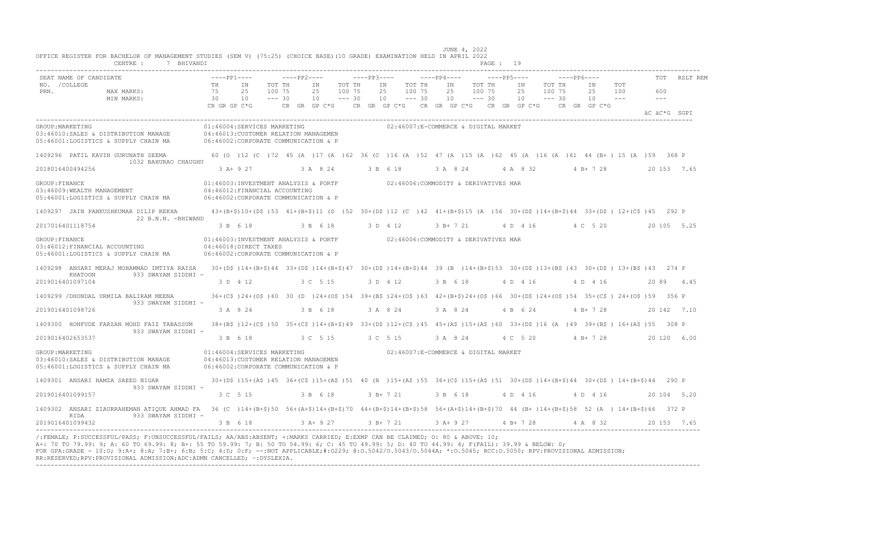JUNE 4, 2022

OFFICE REGISTER FOR BACHELOR OF MANAGEMENT STUDIES (SEM V) (75:25) (CHOICE BASE)(10 GRADE) EXAMINATION HELD IN APRIL 2022

CENTRE : 7 BHIVANDI

```
SEAT NAME OF CANDIDATE                          ----PP1----        ----PP2----        ----PP3----        ----PP4----        ----PP5----        ----PP6----              TOT   RSLT REM
NO. /COLLEGE                                    TH     IN    TOT TH     IN    TOT TH     IN    TOT TH     IN    TOT TH     IN    TOT TH     IN    TOT
PRN.              MAX MARKS:                    75     25    100 75     25    100 75     25    100 75     25    100 75     25    100 75     25    100           600
                  MIN MARKS:                    30     10    --- 30     10    --- 30     10    --- 30     10    --- 30     10    --- 30     10    ---           ---
                                                CR GR GP C*G       CR  GR  GP C*G     CR  GR  GP C*G    CR  GR  GP C*G    CR  GR  GP C*G    CR  GR  GP C*G
                                                                                                                                                         äC äC*G  SGPI
```

```
GROUP:MARKETING                                 01:46004:SERVICES MARKETING                    02:46007:E-COMMERCE & DIGITAL MARKET
03:46010:SALES & DISTRIBUTION MANAGE            04:46013:CUSTOMER RELATION MANAGEMEN
05:46001:LOGISTICS & SUPPLY CHAIN MA            06:46002:CORPORATE COMMUNICATION & P

1409296  PATIL KAVIN GURUNATH SEEMA             60 (O  )12 (C  )72  45 (A  )17 (A  )62  36 (C  )16 (A  )52  47 (A  )15 (A  )62  45 (A  )16 (A  )61  44 (B+ ) 15 (A  )59   368 P
                  1032 BAHURAO CHAUGHU
2018016400494256                                   3 A+ 9 27          3 A  8 24         3 B  6 18         3 A  8 24         4 A  8 32         4 B+ 7 28          20 153  7.65

GROUP:FINANCE                                   01:46003:INVESTMENT ANALYSIS & PORTF           02:46006:COMMODITY & DERIVATIVES MAR
03:46009:WEALTH MANAGEMENT                      04:46012:FINANCIAL ACCOUNTING
05:46001:LOGISTICS & SUPPLY CHAIN MA            06:46002:CORPORATE COMMUNICATION & P

1409297  JAIN PANKUSHKUMAR DILIP REKHA          43+(B+$)10+(D$ )53  41+(B+$)11 (D  )52  30+(D$ )12 (C  )42  41+(B+$)15 (A  )56  30+(D$ )14+(B+$)44  33+(D$ ) 12+(C$ )45   292 P
                  22 B.N.N. -BHIWAND
2017016401118754                                   3 B  6 18          3 B  6 18         3 D  4 12         3 B+ 7 21         4 D  4 16         4 C  5 20          20 105  5.25

GROUP:FINANCE                                   01:46003:INVESTMENT ANALYSIS & PORTF           02:46006:COMMODITY & DERIVATIVES MAR
03:46012:FINANCIAL ACCOUNTING                   04:46018:DIRECT TAXES
05:46001:LOGISTICS & SUPPLY CHAIN MA            06:46002:CORPORATE COMMUNICATION & P

1409298  ANSARI MERAJ MOHAMMAD IMTIYA RAISA     30+(D$ )14+(B+$)44  33+(D$ )14+(B+$)47  30+(D$ )14+(B+$)44  39 (B  )14+(B+$)53  30+(D$ )13+(B$ )43  30+(D$ ) 13+(B$ )43   274 P
      KHATOON          933 SWAYAM SIDDHI -
2019016401097104                                   3 D  4 12          3 C  5 15         3 D  4 12         3 B  6 18         4 D  4 16         4 D  4 16          20 89   4.45

1409299 /DHONDAL URMILA BALIRAM MEENA           36+(C$ )24+(O$ )60  30 (D  )24+(O$ )54  39+(B$ )24+(O$ )63  42+(B+$)24+(O$ )66  30+(D$ )24+(O$ )54  35+(C$ ) 24+(O$ )59   356 P
                  933 SWAYAM SIDDHI -
2019016401098726                                   3 A  8 24          3 B  6 18         3 A  8 24         3 A  8 24         4 B  6 24         4 B+ 7 28          20 142  7.10

1409300  HONFUDE FARZAN MOHD FAIZ TABASSUM      38+(B$ )12+(C$ )50  35+(C$ )14+(B+$)49  33+(D$ )12+(C$ )45  45+(A$ )15+(A$ )60  33+(D$ )16 (A  )49  39+(B$ ) 16+(A$ )55   308 P
                  933 SWAYAM SIDDHI -
2019016402653537                                   3 B  6 18          3 C  5 15         3 C  5 15         3 A  8 24         4 C  5 20         4 B+ 7 28          20 120  6.00

GROUP:MARKETING                                 01:46004:SERVICES MARKETING                    02:46007:E-COMMERCE & DIGITAL MARKET
03:46010:SALES & DISTRIBUTION MANAGE            04:46013:CUSTOMER RELATION MANAGEMEN
05:46001:LOGISTICS & SUPPLY CHAIN MA            06:46002:CORPORATE COMMUNICATION & P

1409301  ANSARI HAMZA SAEED NIGAR               30+(D$ )15+(A$ )45  36+(C$ )15+(A$ )51  40 (B  )15+(A$ )55  36+(C$ )15+(A$ )51  30+(D$ )14+(B+$)44  30+(D$ ) 14+(B+$)44   290 P
                  933 SWAYAM SIDDHI -
2019016401099157                                   3 C  5 15          3 B  6 18         3 B+ 7 21         3 B  6 18         4 D  4 16         4 D  4 16          20 104  5.20

1409302  ANSARI ZIAURRAHEMAN ATIQUE AHMAD FA    36 (C  )14+(B+$)50  56+(A+$)14+(B+$)70  44+(B+$)14+(B+$)58  56+(A+$)14+(B+$)70  44 (B+ )14+(B+$)58  52 (A  ) 14+(B+$)66   372 P
      RIDA             933 SWAYAM SIDDHI -
2019016401099432                                   3 B  6 18          3 A+ 9 27         3 B+ 7 21         3 A+ 9 27         4 B+ 7 28         4 A  8 32          20 153  7.65
```

/:FEMALE; P:SUCCESSFUL/PASS; F:UNSUCCESSFUL/FAILS; AA/ABS:ABSENT; +:MARKS CARRIED; E:EXMP CAN BE CLAIMED; O: 80 & ABOVE: 10;
A+: 70 TO 79.99: 9; A: 60 TO 69.99: 8; B+: 55 TO 59.99: 7; B: 50 TO 54.99: 6; C: 45 TO 49.99: 5; D: 40 TO 44.99: 4; F(FAIL): 39.99 & BELOW: 0;
FOR GPA:GRADE - 10:O; 9:A+; 8:A; 7:B+; 6:B; 5:C; 4:D; 0:F; --:NOT APPLICABLE;#:O229; @:O.5042/O.5043/O.5044A; *:O.5045; RCC:O.5050; RPV:PROVISIONAL ADMISSION;
RR:RESERVED;RPV:PROVISIONAL ADMISSION;ADC:ADMN CANCELLED; ~:DYSLEXIA.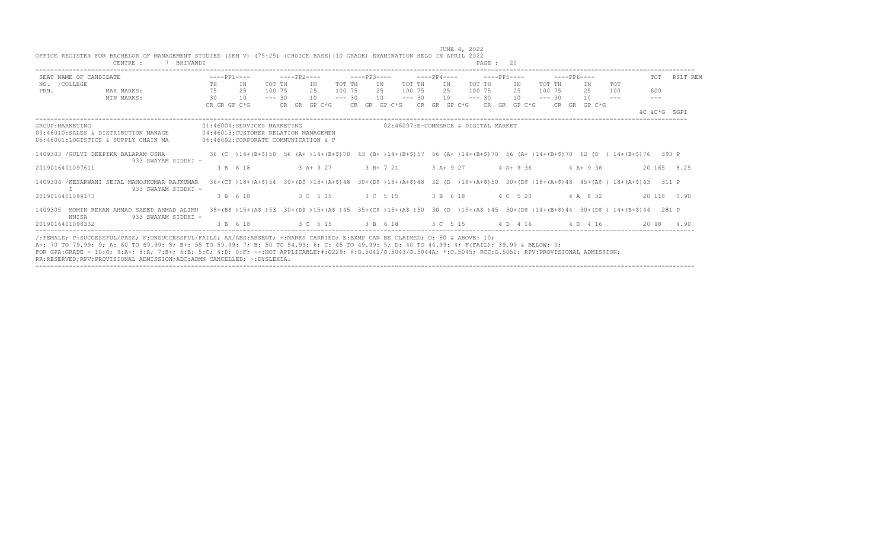OFFICE REGISTER FOR BACHELOR OF MANAGEMENT STUDIES (SEM V) (75:25) (CHOICE BASE)(10 GRADE) EXAMINATION HELD IN APRIL 2022

JUNE 4, 2022

CENTRE : 7 BHIVANDI

| SEAT NO. /COLLEGE PRN. | NAME OF CANDIDATE | ----PP1---- TH IN TOT | ----PP2---- TH IN TOT | ----PP3---- TH IN TOT | ----PP4---- TH IN TOT | ----PP5---- TH IN TOT | ----PP6---- TH IN TOT | TOT | RSLT REM |
|---|---|---|---|---|---|---|---|---|---|
| | MAX MARKS: | 75 25 100 | 75 25 100 | 75 25 100 | 75 25 100 | 75 25 100 | 75 25 100 | 600 | |
| | MIN MARKS: | 30 10 --- | 30 10 --- | 30 10 --- | 30 10 --- | 30 10 --- | 30 10 --- | --- | |
| | | CR GR GP C*G | CR GR GP C*G | CR GR GP C*G | CR GR GP C*G | CR GR GP C*G | CR GR GP C*G | äC äC*G | SGPI |

GROUP:MARKETING

01:46004:SERVICES MARKETING
02:46007:E-COMMERCE & DIGITAL MARKET
03:46010:SALES & DISTRIBUTION MANAGE
04:46013:CUSTOMER RELATION MANAGEMEN
05:46001:LOGISTICS & SUPPLY CHAIN MA
06:46002:CORPORATE COMMUNICATION & P

| SEAT NO. /COLLEGE PRN. | NAME OF CANDIDATE | PP1 | PP2 | PP3 | PP4 | PP5 | PP6 | TOT | RSLT REM |
|---|---|---|---|---|---|---|---|---|---|
| 1409303 /GULVI DEEPIKA BALARAM USHA 933 SWAYAM SIDDHI - | | 36 (C )14+(B+$)50 | 56 (A+ )14+(B+$)70 | 43 (B+ )14+(B+$)57 | 56 (A+ )14+(B+$)70 | 56 (A+ )14+(B+$)70 | 62 (O ) 14+(B+$)76 | 393 | P |
| 2019016401097611 | | 3 B 6 18 | 3 A+ 9 27 | 3 B+ 7 21 | 3 A+ 9 27 | 4 A+ 9 36 | 4 A+ 9 36 | 20 165 | 8.25 |
| 1409304 /KESARWANI SEJAL MANOJKUMAR RAJKUMAR I 933 SWAYAM SIDDHI - | | 36+(C$ )18+(A+$)54 | 30+(D$ )18+(A+$)48 | 30+(D$ )18+(A+$)48 | 32 (D )18+(A+$)50 | 30+(D$ )18+(A+$)48 | 45+(A$ ) 18+(A+$)63 | 311 | P |
| 2019016401099173 | | 3 B 6 18 | 3 C 5 15 | 3 C 5 15 | 3 B 6 18 | 4 C 5 20 | 4 A 8 32 | 20 118 | 5.90 |
| 1409305 MOMIN REHAN AHMAD SAEED AHMAD ALIMU NNISA 933 SWAYAM SIDDHI - | | 38+(B$ )15+(A$ )53 | 30+(D$ )15+(A$ )45 | 35+(C$ )15+(A$ )50 | 30 (D )15+(A$ )45 | 30+(D$ )14+(B+$)44 | 30+(D$ ) 14+(B+$)44 | 281 | P |
| 2019016401098332 | | 3 B 6 18 | 3 C 5 15 | 3 B 6 18 | 3 C 5 15 | 4 D 4 16 | 4 D 4 16 | 20 98 | 4.90 |

/:FEMALE; P:SUCCESSFUL/PASS; F:UNSUCCESSFUL/FAILS; AA/ABS:ABSENT; +:MARKS CARRIED; E:EXMP CAN BE CLAIMED; O: 80 & ABOVE: 10;
A+: 70 TO 79.99: 9; A: 60 TO 69.99: 8; B+: 55 TO 59.99: 7; B: 50 TO 54.99: 6; C: 45 TO 49.99: 5; D: 40 TO 44.99: 4; F(FAIL): 39.99 & BELOW: 0;
FOR GPA:GRADE - 10:O; 9:A+; 8:A; 7:B+; 6:B; 5:C; 4:D; 0:F; --:NOT APPLICABLE;#:O229; @:O.5042/O.5043/O.5044A; *:O.5045; RCC:O.5050; RPV:PROVISIONAL ADMISSION;
RR:RESERVED;RPV:PROVISIONAL ADMISSION;ADC:ADMN CANCELLED; ~:DYSLEXIA.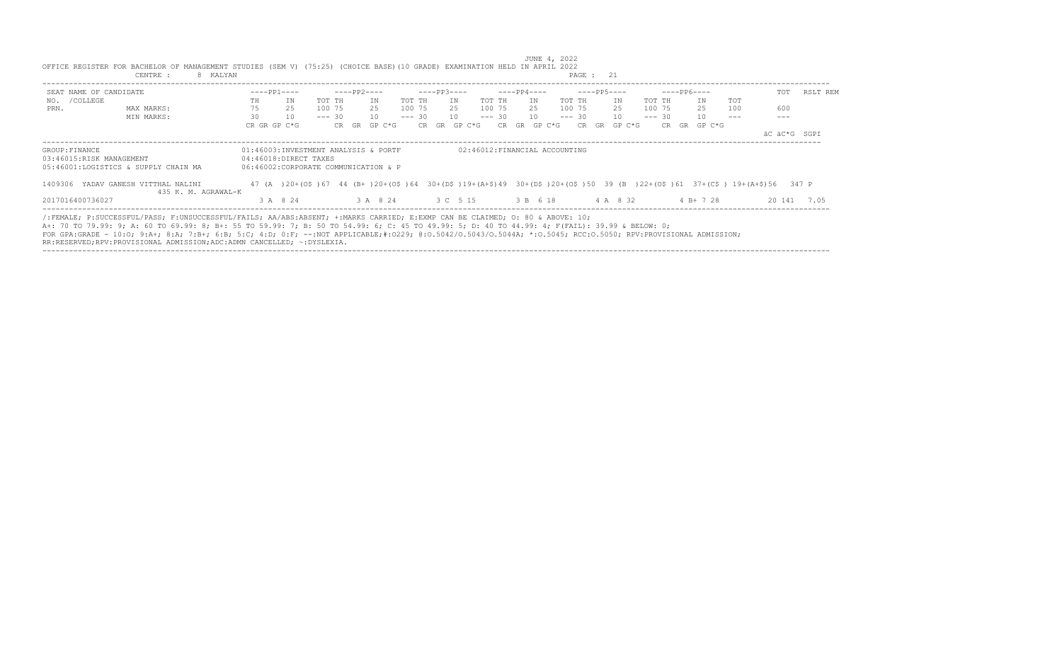JUNE 4, 2022

OFFICE REGISTER FOR BACHELOR OF MANAGEMENT STUDIES (SEM V) (75:25) (CHOICE BASE)(10 GRADE) EXAMINATION HELD IN APRIL 2022

CENTRE : 8 KALYAN

| SEAT NO. /COLLEGE PRN. | NAME OF CANDIDATE | ----PP1---- | | | ----PP2---- | | | ----PP3---- | | | ----PP4---- | | | ----PP5---- | | | ----PP6---- | | | TOT | RSLT REM |
|---|---|---|---|---|---|---|---|---|---|---|---|---|---|---|---|---|---|---|---|---|---|---|
| | | TH | IN | TOT | TH | IN | TOT | TH | IN | TOT | TH | IN | TOT | TH | IN | TOT | TH | IN | TOT | | |
| | MAX MARKS: | 75 | 25 | 100 | 75 | 25 | 100 | 75 | 25 | 100 | 75 | 25 | 100 | 75 | 25 | 100 | 75 | 25 | 100 | 600 | |
| | MIN MARKS: | 30 | 10 | --- | 30 | 10 | --- | 30 | 10 | --- | 30 | 10 | --- | 30 | 10 | --- | 30 | 10 | --- | --- | |
| | | CR GR GP C*G | | | CR GR GP C*G | | | CR GR GP C*G | | | CR GR GP C*G | | | CR GR GP C*G | | | CR GR GP C*G | | | äC äC*G | SGPI |

GROUP:FINANCE

01:46003:INVESTMENT ANALYSIS & PORTF
02:46012:FINANCIAL ACCOUNTING
03:46015:RISK MANAGEMENT
04:46018:DIRECT TAXES
05:46001:LOGISTICS & SUPPLY CHAIN MA
06:46002:CORPORATE COMMUNICATION & P

| SEAT NO. | NAME / COLLEGE | PP1 | PP2 | PP3 | PP4 | PP5 | PP6 | TOT | RSLT |
|---|---|---|---|---|---|---|---|---|---|
| 1409306 | YADAV GANESH VITTHAL NALINI | 47 (A )20+(O$ )67 | 44 (B+ )20+(O$ )64 | 30+(D$ )19+(A+$)49 | 30+(D$ )20+(O$ )50 | 39 (B )22+(O$ )61 | 37+(C$ ) 19+(A+$)56 | 347 | P |
| | 435 K. M. AGRAWAL-K | | | | | | | | |
| 2017016400736027 | | 3 A 8 24 | 3 A 8 24 | 3 C 5 15 | 3 B 6 18 | 4 A 8 32 | 4 B+ 7 28 | 20 141 | 7.05 |

/:FEMALE; P:SUCCESSFUL/PASS; F:UNSUCCESSFUL/FAILS; AA/ABS:ABSENT; +:MARKS CARRIED; E:EXMP CAN BE CLAIMED; O: 80 & ABOVE: 10;
A+: 70 TO 79.99: 9; A: 60 TO 69.99: 8; B+: 55 TO 59.99: 7; B: 50 TO 54.99: 6; C: 45 TO 49.99: 5; D: 40 TO 44.99: 4; F(FAIL): 39.99 & BELOW: 0;
FOR GPA:GRADE - 10:O; 9:A+; 8:A; 7:B+; 6:B; 5:C; 4:D; 0:F; --:NOT APPLICABLE;#:O229; @:O.5042/O.5043/O.5044A; *:O.5045; RCC:O.5050; RPV:PROVISIONAL ADMISSION;
RR:RESERVED;RPV:PROVISIONAL ADMISSION;ADC:ADMN CANCELLED; ~:DYSLEXIA.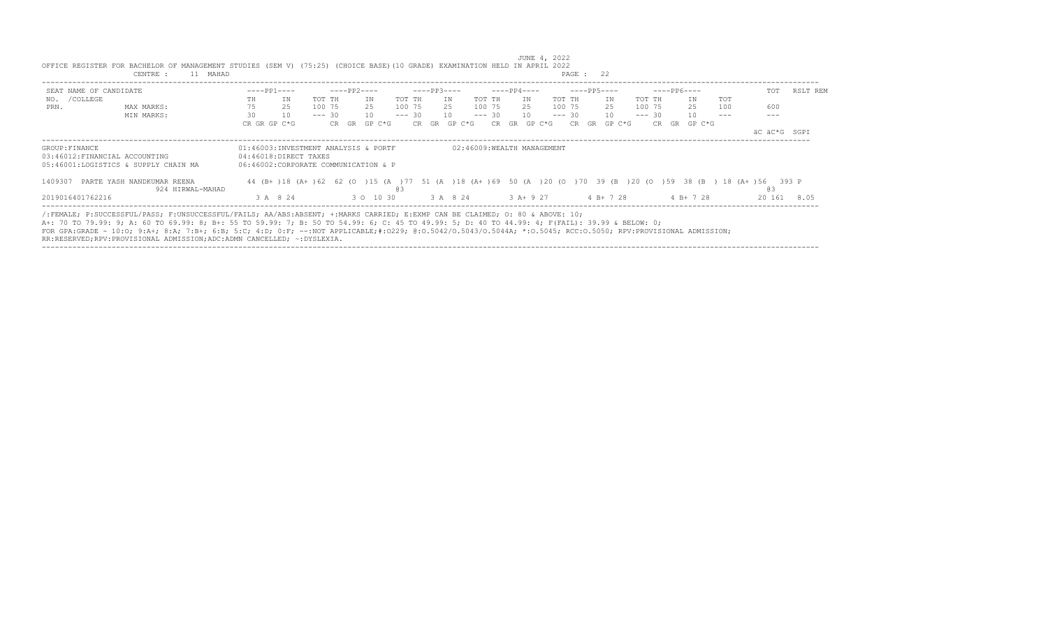JUNE 4, 2022

OFFICE REGISTER FOR BACHELOR OF MANAGEMENT STUDIES (SEM V) (75:25) (CHOICE BASE)(10 GRADE) EXAMINATION HELD IN APRIL 2022

CENTRE : 11 MAHAD

PAGE : 22

| SEAT NO. /COLLEGE PRN. | NAME OF CANDIDATE | ----PP1---- | | | ----PP2---- | | | ----PP3---- | | | ----PP4---- | | | ----PP5---- | | | ----PP6---- | | | TOT | RSLT | REM |
|---|---|---|---|---|---|---|---|---|---|---|---|---|---|---|---|---|---|---|---|---|---|---|---|
| | | TH | IN | TOT | TH | IN | TOT | TH | IN | TOT | TH | IN | TOT | TH | IN | TOT | TH | IN | TOT | | | |
| | MAX MARKS: | 75 | 25 | 100 | 75 | 25 | 100 | 75 | 25 | 100 | 75 | 25 | 100 | 75 | 25 | 100 | 75 | 25 | 100 | 600 | | |
| | MIN MARKS: | 30 | 10 | --- | 30 | 10 | --- | 30 | 10 | --- | 30 | 10 | --- | 30 | 10 | --- | 30 | 10 | --- | --- | | |
| | | CR GR GP C*G | | | CR GR GP C*G | | | CR GR GP C*G | | | CR GR GP C*G | | | CR GR GP C*G | | | CR GR GP C*G | | | äC äC*G SGPI | | |

GROUP:FINANCE

01:46003:INVESTMENT ANALYSIS & PORTF
02:46009:WEALTH MANAGEMENT
03:46012:FINANCIAL ACCOUNTING
04:46018:DIRECT TAXES
05:46001:LOGISTICS & SUPPLY CHAIN MA
06:46002:CORPORATE COMMUNICATION & P

| SEAT NO. / PRN | NAME / COLLEGE | PP1 TH | PP1 IN | PP1 TOT | PP2 TH | PP2 IN | PP2 TOT | PP3 TH | PP3 IN | PP3 TOT | PP4 TH | PP4 IN | PP4 TOT | PP5 TH | PP5 IN | PP5 TOT | PP6 TH | PP6 IN | PP6 TOT | TOT | RSLT |
|---|---|---|---|---|---|---|---|---|---|---|---|---|---|---|---|---|---|---|---|---|---|
| 1409307 | PARTE YASH NANDKUMAR REENA | 44 (B+) | 18 (A+) | 62 | 62 (O) | 15 (A) | 77 @3 | 51 (A) | 18 (A+) | 69 | 50 (A) | 20 (O) | 70 | 39 (B) | 20 (O) | 59 | 38 (B) | 18 (A+) | 56 | 393 @3 | P |
| 2019016401762216 | 924 HIRWAL-MAHAD | 3 A 8 24 | | | 3 O 10 30 | | | 3 A 8 24 | | | 3 A+ 9 27 | | | 4 B+ 7 28 | | | 4 B+ 7 28 | | | 20 161 8.05 | |

/:FEMALE; P:SUCCESSFUL/PASS; F:UNSUCCESSFUL/FAILS; AA/ABS:ABSENT; +:MARKS CARRIED; E:EXMP CAN BE CLAIMED; O: 80 & ABOVE: 10;
A+: 70 TO 79.99: 9; A: 60 TO 69.99: 8; B+: 55 TO 59.99: 7; B: 50 TO 54.99: 6; C: 45 TO 49.99: 5; D: 40 TO 44.99: 4; F(FAIL): 39.99 & BELOW: 0;
FOR GPA:GRADE - 10:O; 9:A+; 8:A; 7:B+; 6:B; 5:C; 4:D; 0:F; --:NOT APPLICABLE;#:O229; @:O.5042/O.5043/O.5044A; *:O.5045; RCC:O.5050; RPV:PROVISIONAL ADMISSION;
RR:RESERVED;RPV:PROVISIONAL ADMISSION;ADC:ADMN CANCELLED; ~:DYSLEXIA.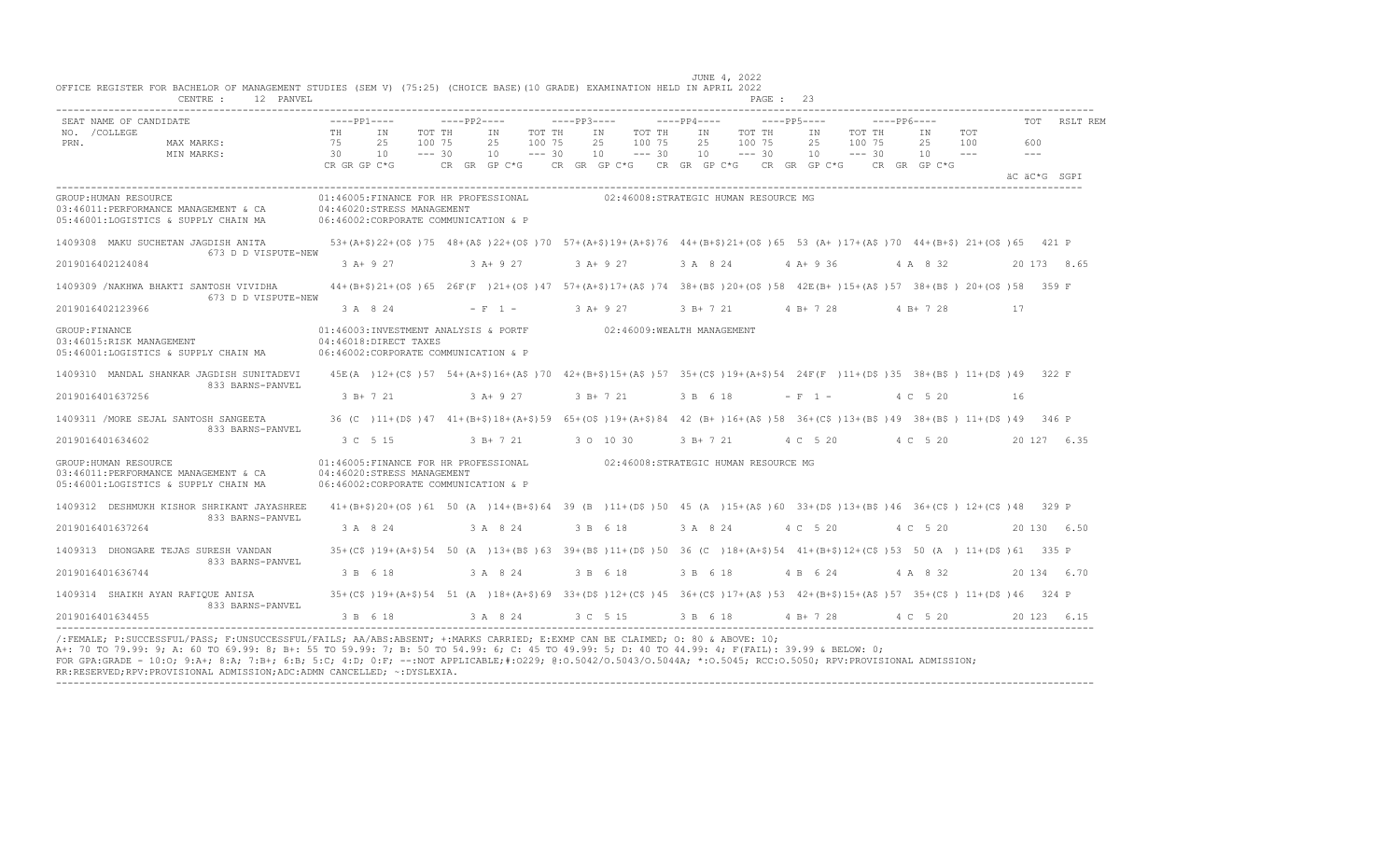JUNE 4, 2022

OFFICE REGISTER FOR BACHELOR OF MANAGEMENT STUDIES (SEM V) (75:25) (CHOICE BASE)(10 GRADE) EXAMINATION HELD IN APRIL 2022

CENTRE : 12 PANVEL

```
SEAT NAME OF CANDIDATE              ----PP1----        ----PP2----        ----PP3----        ----PP4----        ----PP5----        ----PP6----          TOT  RSLT REM
NO. /COLLEGE                        TH    IN   TOT TH   IN   TOT TH   IN   TOT TH   IN   TOT TH   IN   TOT TH   IN   TOT
PRN.           MAX MARKS:           75    25   100 75   25   100 75   25   100 75   25   100 75   25   100 75   25   100     600
               MIN MARKS:           30    10   --- 30   10   --- 30   10   --- 30   10   --- 30   10   --- 30   10   ---     ---
                                    CR GR GP C*G    CR GR GP C*G    CR GR GP C*G    CR GR GP C*G    CR GR GP C*G    CR GR GP C*G
                                                                                                                                  äC äC*G SGPI
```

```
GROUP:HUMAN RESOURCE                        01:46005:FINANCE FOR HR PROFESSIONAL          02:46008:STRATEGIC HUMAN RESOURCE MG
03:46011:PERFORMANCE MANAGEMENT & CA        04:46020:STRESS MANAGEMENT
05:46001:LOGISTICS & SUPPLY CHAIN MA        06:46002:CORPORATE COMMUNICATION & P

1409308  MAKU SUCHETAN JAGDISH ANITA          53+(A+$)22+(O$ )75  48+(A$ )22+(O$ )70  57+(A+$)19+(A+$)76  44+(B+$)21+(O$ )65  53 (A+ )17+(A$ )70  44+(B+$) 21+(O$ )65   421 P
                673 D D VISPUTE-NEW
2019016402124084                               3 A+ 9 27          3 A+ 9 27          3 A+ 9 27          3 A  8 24          4 A+ 9 36          4 A  8 32          20 173  8.65

1409309 /NAKHWA BHAKTI SANTOSH VIVIDHA        44+(B+$)21+(O$ )65  26F(F  )21+(O$ )47  57+(A+$)17+(A$ )74  38+(B$ )20+(O$ )58  42E(B+ )15+(A$ )57  38+(B$ ) 20+(O$ )58   359 F
                673 D D VISPUTE-NEW
2019016402123966                               3 A  8 24          - F  1 -           3 A+ 9 27          3 B+ 7 21          4 B+ 7 28          4 B+ 7 28          17

GROUP:FINANCE                               01:46003:INVESTMENT ANALYSIS & PORTF          02:46009:WEALTH MANAGEMENT
03:46015:RISK MANAGEMENT                    04:46018:DIRECT TAXES
05:46001:LOGISTICS & SUPPLY CHAIN MA        06:46002:CORPORATE COMMUNICATION & P

1409310  MANDAL SHANKAR JAGDISH SUNITADEVI    45E(A  )12+(C$ )57  54+(A+$)16+(A$ )70  42+(B+$)15+(A$ )57  35+(C$ )19+(A+$)54  24F(F  )11+(D$ )35  38+(B$ ) 11+(D$ )49   322 F
                833 BARNS-PANVEL
2019016401637256                               3 B+ 7 21          3 A+ 9 27          3 B+ 7 21          3 B  6 18          - F  1 -           4 C  5 20          16

1409311 /MORE SEJAL SANTOSH SANGEETA          36 (C  )11+(D$ )47  41+(B+$)18+(A+$)59  65+(O$ )19+(A+$)84  42 (B+ )16+(A$ )58  36+(C$ )13+(B$ )49  38+(B$ ) 11+(D$ )49   346 P
                833 BARNS-PANVEL
2019016401634602                               3 C  5 15          3 B+ 7 21          3 O  10 30         3 B+ 7 21          4 C  5 20          4 C  5 20          20 127  6.35

GROUP:HUMAN RESOURCE                        01:46005:FINANCE FOR HR PROFESSIONAL          02:46008:STRATEGIC HUMAN RESOURCE MG
03:46011:PERFORMANCE MANAGEMENT & CA        04:46020:STRESS MANAGEMENT
05:46001:LOGISTICS & SUPPLY CHAIN MA        06:46002:CORPORATE COMMUNICATION & P

1409312  DESHMUKH KISHOR SHRIKANT JAYASHREE   41+(B+$)20+(O$ )61  50 (A  )14+(B+$)64  39 (B  )11+(D$ )50  45 (A  )15+(A$ )60  33+(D$ )13+(B$ )46  36+(C$ ) 12+(C$ )48   329 P
                833 BARNS-PANVEL
2019016401637264                               3 A  8 24          3 A  8 24          3 B  6 18          3 A  8 24          4 C  5 20          4 C  5 20          20 130  6.50

1409313  DHONGARE TEJAS SURESH VANDAN         35+(C$ )19+(A+$)54  50 (A  )13+(B$ )63  39+(B$ )11+(D$ )50  36 (C  )18+(A+$)54  41+(B+$)12+(C$ )53  50 (A  ) 11+(D$ )61   335 P
                833 BARNS-PANVEL
2019016401636744                               3 B  6 18          3 A  8 24          3 B  6 18          3 B  6 18          4 B  6 24          4 A  8 32          20 134  6.70

1409314  SHAIKH AYAN RAFIQUE ANISA            35+(C$ )19+(A+$)54  51 (A  )18+(A+$)69  33+(D$ )12+(C$ )45  36+(C$ )17+(A$ )53  42+(B+$)15+(A$ )57  35+(C$ ) 11+(D$ )46   324 P
                833 BARNS-PANVEL
2019016401634455                               3 B  6 18          3 A  8 24          3 C  5 15          3 B  6 18          4 B+ 7 28          4 C  5 20          20 123  6.15
```

/:FEMALE; P:SUCCESSFUL/PASS; F:UNSUCCESSFUL/FAILS; AA/ABS:ABSENT; +:MARKS CARRIED; E:EXMP CAN BE CLAIMED; O: 80 & ABOVE: 10;
A+: 70 TO 79.99: 9; A: 60 TO 69.99: 8; B+: 55 TO 59.99: 7; B: 50 TO 54.99: 6; C: 45 TO 49.99: 5; D: 40 TO 44.99: 4; F(FAIL): 39.99 & BELOW: 0;
FOR GPA:GRADE - 10:O; 9:A+; 8:A; 7:B+; 6:B; 5:C; 4:D; 0:F; --:NOT APPLICABLE;#:O229; @:O.5042/O.5043/O.5044A; *:O.5045; RCC:O.5050; RPV:PROVISIONAL ADMISSION;
RR:RESERVED;RPV:PROVISIONAL ADMISSION;ADC:ADMN CANCELLED; ~:DYSLEXIA.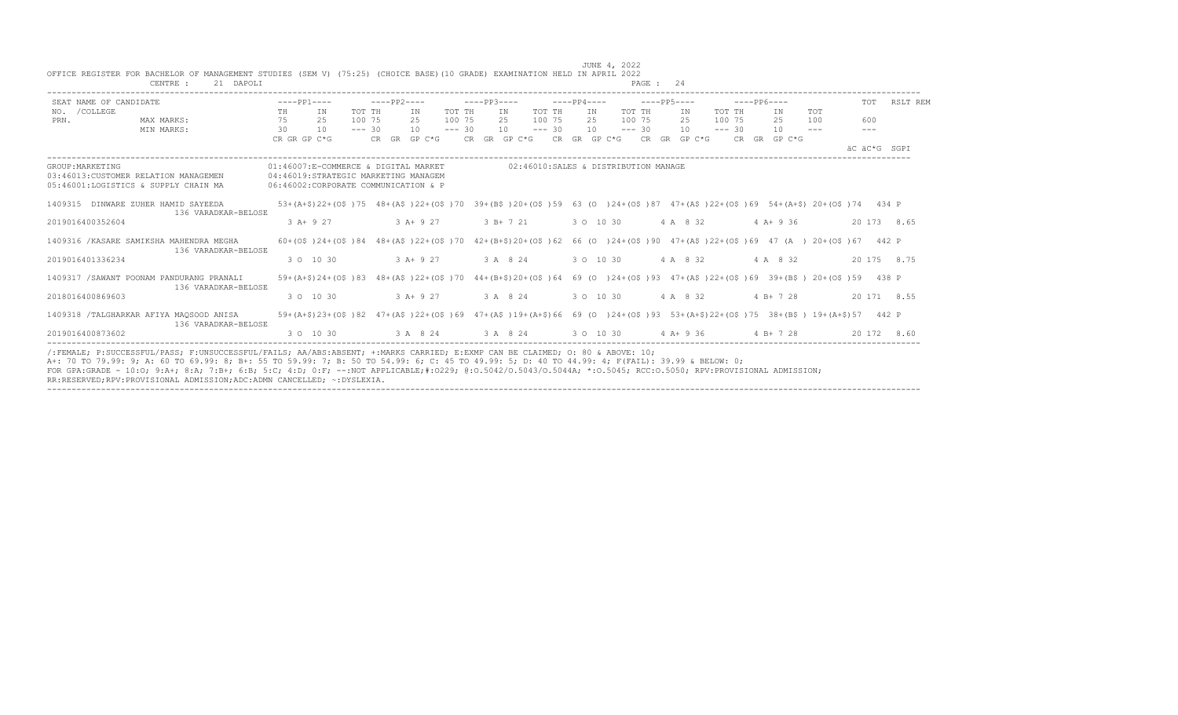JUNE 4, 2022

OFFICE REGISTER FOR BACHELOR OF MANAGEMENT STUDIES (SEM V) (75:25) (CHOICE BASE)(10 GRADE) EXAMINATION HELD IN APRIL 2022

CENTRE : 21 DAPOLI

PAGE : 24

```
SEAT NAME OF CANDIDATE              ----PP1----       ----PP2----       ----PP3----       ----PP4----       ----PP5----       ----PP6----          TOT   RSLT REM
NO. /COLLEGE                        TH    IN    TOT TH    IN    TOT TH    IN    TOT TH    IN    TOT TH    IN    TOT TH    IN    TOT
PRN.            MAX MARKS:          75    25    100 75    25    100 75    25    100 75    25    100 75    25    100 75    25    100          600
                MIN MARKS:          30    10    --- 30    10    --- 30    10    --- 30    10    --- 30    10    --- 30    10    ---          ---
                                    CR GR GP C*G      CR GR GP C*G      CR GR GP C*G      CR GR GP C*G      CR GR GP C*G      CR GR GP C*G
                                                                                                                                        äC äC*G SGPI
---------------------------------------------------------------------------------------------------------------------------------------------------------
GROUP:MARKETING                     01:46007:E-COMMERCE & DIGITAL MARKET           02:46010:SALES & DISTRIBUTION MANAGE
03:46013:CUSTOMER RELATION MANAGEMEN 04:46019:STRATEGIC MARKETING MANAGEM
05:46001:LOGISTICS & SUPPLY CHAIN MA 06:46002:CORPORATE COMMUNICATION & P

1409315  DINWARE ZUHER HAMID SAYEEDA      53+(A+$)22+(O$ )75  48+(A$ )22+(O$ )70  39+(B$ )20+(O$ )59  63 (O  )24+(O$ )87  47+(A$ )22+(O$ )69  54+(A+$) 20+(O$ )74   434 P
                136 VARADKAR-BELOSE
2019016400352604                    3 A+ 9 27         3 A+ 9 27         3 B+ 7 21         3 O  10 30        4 A  8 32         4 A+ 9 36            20 173  8.65

1409316 /KASARE SAMIKSHA MAHENDRA MEGHA   60+(O$ )24+(O$ )84  48+(A$ )22+(O$ )70  42+(B+$)20+(O$ )62  66 (O  )24+(O$ )90  47+(A$ )22+(O$ )69  47 (A  ) 20+(O$ )67   442 P
                136 VARADKAR-BELOSE
2019016401336234                    3 O  10 30        3 A+ 9 27         3 A  8 24         3 O  10 30        4 A  8 32         4 A  8 32            20 175  8.75

1409317 /SAWANT POONAM PANDURANG PRANALI   59+(A+$)24+(O$ )83  48+(A$ )22+(O$ )70  44+(B+$)20+(O$ )64  69 (O  )24+(O$ )93  47+(A$ )22+(O$ )69  39+(B$ ) 20+(O$ )59   438 P
                136 VARADKAR-BELOSE
2018016400869603                    3 O  10 30        3 A+ 9 27         3 A  8 24         3 O  10 30        4 A  8 32         4 B+ 7 28            20 171  8.55

1409318 /TALGHARKAR AFIYA MAQSOOD ANISA    59+(A+$)23+(O$ )82  47+(A$ )22+(O$ )69  47+(A$ )19+(A+$)66  69 (O  )24+(O$ )93  53+(A+$)22+(O$ )75  38+(B$ ) 19+(A+$)57   442 P
                136 VARADKAR-BELOSE
2019016400873602                    3 O  10 30        3 A  8 24         3 A  8 24         3 O  10 30        4 A+ 9 36         4 B+ 7 28            20 172  8.60
---------------------------------------------------------------------------------------------------------------------------------------------------------
```

/:FEMALE; P:SUCCESSFUL/PASS; F:UNSUCCESSFUL/FAILS; AA/ABS:ABSENT; +:MARKS CARRIED; E:EXMP CAN BE CLAIMED; O: 80 & ABOVE: 10;
A+: 70 TO 79.99: 9; A: 60 TO 69.99: 8; B+: 55 TO 59.99: 7; B: 50 TO 54.99: 6; C: 45 TO 49.99: 5; D: 40 TO 44.99: 4; F(FAIL): 39.99 & BELOW: 0;
FOR GPA:GRADE - 10:O; 9:A+; 8:A; 7:B+; 6:B; 5:C; 4:D; 0:F; --:NOT APPLICABLE;#:O229; @:O.5042/O.5043/O.5044A; *:O.5045; RCC:O.5050; RPV:PROVISIONAL ADMISSION;
RR:RESERVED;RPV:PROVISIONAL ADMISSION;ADC:ADMN CANCELLED; ~:DYSLEXIA.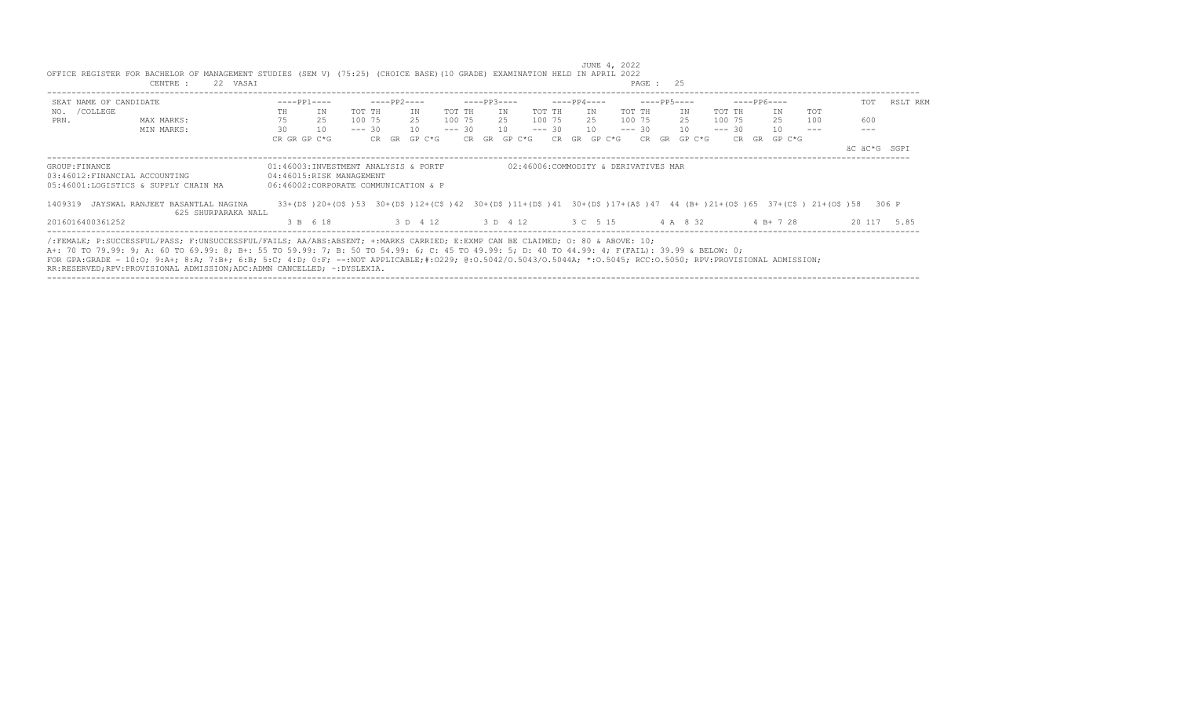JUNE 4, 2022

OFFICE REGISTER FOR BACHELOR OF MANAGEMENT STUDIES (SEM V) (75:25) (CHOICE BASE)(10 GRADE) EXAMINATION HELD IN APRIL 2022

CENTRE : 22 VASAI

| SEAT NO. /COLLEGE PRN. | NAME OF CANDIDATE | ----PP1---- | | | ----PP2---- | | | ----PP3---- | | | ----PP4---- | | | ----PP5---- | | | ----PP6---- | | | TOT | RSLT REM |
|---|---|---|---|---|---|---|---|---|---|---|---|---|---|---|---|---|---|---|---|---|---|---|
| | | TH | IN | TOT | TH | IN | TOT | TH | IN | TOT | TH | IN | TOT | TH | IN | TOT | TH | IN | TOT | | | |
| | MAX MARKS: | 75 | 25 | 100 | 75 | 25 | 100 | 75 | 25 | 100 | 75 | 25 | 100 | 75 | 25 | 100 | 75 | 25 | 100 | 600 | |
| | MIN MARKS: | 30 | 10 | --- | 30 | 10 | --- | 30 | 10 | --- | 30 | 10 | --- | 30 | 10 | --- | 30 | 10 | --- | --- | |
| | | CR GR GP C*G | | | CR GR GP C*G | | | CR GR GP C*G | | | CR GR GP C*G | | | CR GR GP C*G | | | CR GR GP C*G | | | äC äC*G | SGPI |

GROUP:FINANCE
01:46003:INVESTMENT ANALYSIS & PORTF
02:46006:COMMODITY & DERIVATIVES MAR
03:46012:FINANCIAL ACCOUNTING
04:46015:RISK MANAGEMENT
05:46001:LOGISTICS & SUPPLY CHAIN MA
06:46002:CORPORATE COMMUNICATION & P

| SEAT NO. | NAME OF CANDIDATE | PP1 | PP2 | PP3 | PP4 | PP5 | PP6 | TOT | RSLT |
|---|---|---|---|---|---|---|---|---|---|
| 1409319 | JAYSWAL RANJEET BASANTLAL NAGINA 625 SHURPARAKA NALL | 33+(D$ )20+(O$ )53 | 30+(D$ )12+(C$ )42 | 30+(D$ )11+(D$ )41 | 30+(D$ )17+(A$ )47 | 44 (B+ )21+(O$ )65 | 37+(C$ ) 21+(O$ )58 | 306 | P |
| 2016016400361252 | | 3 B 6 18 | 3 D 4 12 | 3 D 4 12 | 3 C 5 15 | 4 A 8 32 | 4 B+ 7 28 | 20 117 | 5.85 |

/:FEMALE; P:SUCCESSFUL/PASS; F:UNSUCCESSFUL/FAILS; AA/ABS:ABSENT; +:MARKS CARRIED; E:EXMP CAN BE CLAIMED; O: 80 & ABOVE: 10;
A+: 70 TO 79.99: 9; A: 60 TO 69.99: 8; B+: 55 TO 59.99: 7; B: 50 TO 54.99: 6; C: 45 TO 49.99: 5; D: 40 TO 44.99: 4; F(FAIL): 39.99 & BELOW: 0;
FOR GPA:GRADE - 10:O; 9:A+; 8:A; 7:B+; 6:B; 5:C; 4:D; 0:F; --:NOT APPLICABLE;#:O229; @:O.5042/O.5043/O.5044A; *:O.5045; RCC:O.5050; RPV:PROVISIONAL ADMISSION;
RR:RESERVED;RPV:PROVISIONAL ADMISSION;ADC:ADMN CANCELLED; ~:DYSLEXIA.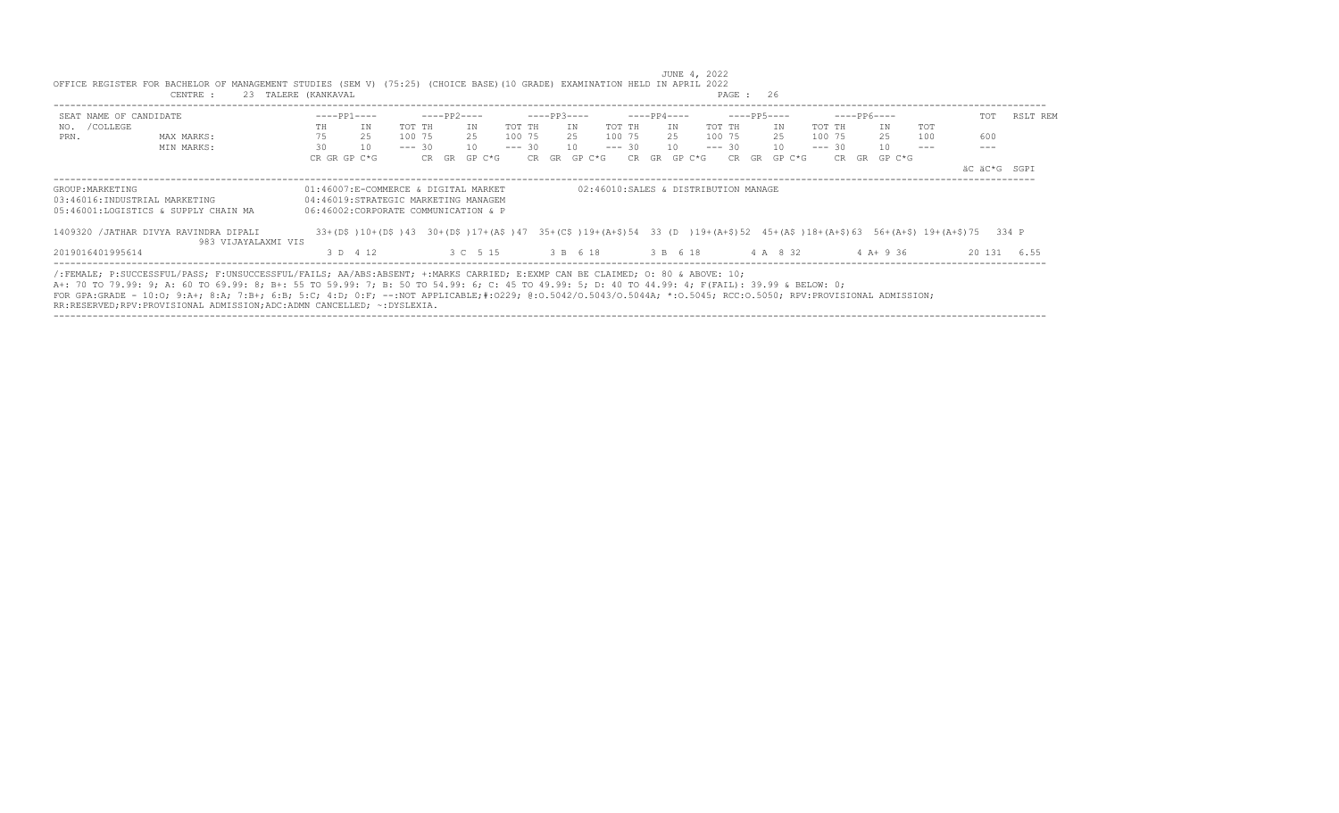JUNE 4, 2022

OFFICE REGISTER FOR BACHELOR OF MANAGEMENT STUDIES (SEM V) (75:25) (CHOICE BASE)(10 GRADE) EXAMINATION HELD IN APRIL 2022

CENTRE : 23 TALERE (KANKAVAL

| SEAT NO. /COLLEGE PRN. | NAME OF CANDIDATE | ----PP1---- | | | ----PP2---- | | | ----PP3---- | | | ----PP4---- | | | ----PP5---- | | | ----PP6---- | | | TOT | RSLT REM |
|---|---|---|---|---|---|---|---|---|---|---|---|---|---|---|---|---|---|---|---|---|---|---|
| | | TH | IN | TOT | TH | IN | TOT | TH | IN | TOT | TH | IN | TOT | TH | IN | TOT | TH | IN | TOT | | |
| | MAX MARKS: | 75 | 25 | 100 | 75 | 25 | 100 | 75 | 25 | 100 | 75 | 25 | 100 | 75 | 25 | 100 | 75 | 25 | 100 | 600 | |
| | MIN MARKS: | 30 | 10 | --- | 30 | 10 | --- | 30 | 10 | --- | 30 | 10 | --- | 30 | 10 | --- | 30 | 10 | --- | --- | |
| | | CR GR GP C*G | | | CR GR GP C*G | | | CR GR GP C*G | | | CR GR GP C*G | | | CR GR GP C*G | | | CR GR GP C*G | | | äC äC*G SGPI | |

GROUP:MARKETING
01:46007:E-COMMERCE & DIGITAL MARKET
02:46010:SALES & DISTRIBUTION MANAGE
03:46016:INDUSTRIAL MARKETING
04:46019:STRATEGIC MARKETING MANAGEM
05:46001:LOGISTICS & SUPPLY CHAIN MA
06:46002:CORPORATE COMMUNICATION & P

| SEAT NO. / PRN | NAME OF CANDIDATE | PP1 | PP2 | PP3 | PP4 | PP5 | PP6 | TOT | RSLT |
|---|---|---|---|---|---|---|---|---|---|
| 1409320 | /JATHAR DIVYA RAVINDRA DIPALI 983 VIJAYALAXMI VIS | 33+(D$ )10+(D$ )43 | 30+(D$ )17+(A$ )47 | 35+(C$ )19+(A+$)54 | 33 (D )19+(A+$)52 | 45+(A$ )18+(A+$)63 | 56+(A+$) 19+(A+$)75 | 334 | P |
| 2019016401995614 | | 3 D 4 12 | 3 C 5 15 | 3 B 6 18 | 3 B 6 18 | 4 A 8 32 | 4 A+ 9 36 | 20 131 6.55 | |

/:FEMALE; P:SUCCESSFUL/PASS; F:UNSUCCESSFUL/FAILS; AA/ABS:ABSENT; +:MARKS CARRIED; E:EXMP CAN BE CLAIMED; O: 80 & ABOVE: 10;
A+: 70 TO 79.99: 9; A: 60 TO 69.99: 8; B+: 55 TO 59.99: 7; B: 50 TO 54.99: 6; C: 45 TO 49.99: 5; D: 40 TO 44.99: 4; F(FAIL): 39.99 & BELOW: 0;
FOR GPA:GRADE - 10:O; 9:A+; 8:A; 7:B+; 6:B; 5:C; 4:D; 0:F; --:NOT APPLICABLE;#:O229; @:O.5042/O.5043/O.5044A; *:O.5045; RCC:O.5050; RPV:PROVISIONAL ADMISSION;
RR:RESERVED;RPV:PROVISIONAL ADMISSION;ADC:ADMN CANCELLED; ~:DYSLEXIA.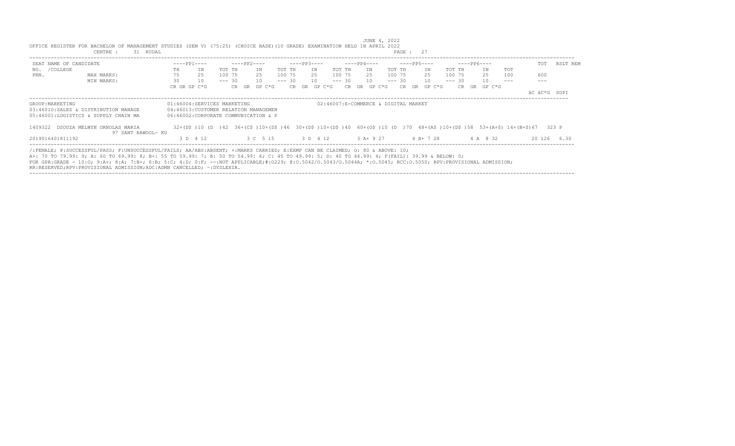JUNE 4, 2022

OFFICE REGISTER FOR BACHELOR OF MANAGEMENT STUDIES (SEM V) (75:25) (CHOICE BASE)(10 GRADE) EXAMINATION HELD IN APRIL 2022

CENTRE : 31 KUDAL

| SEAT NAME OF CANDIDATE | ----PP1---- | | | ----PP2---- | | | ----PP3---- | | | ----PP4---- | | | ----PP5---- | | | ----PP6---- | | | TOT | RSLT REM |
|---|---|---|---|---|---|---|---|---|---|---|---|---|---|---|---|---|---|---|---|---|
| NO. /COLLEGE | TH | IN | TOT | TH | IN | TOT | TH | IN | TOT | TH | IN | TOT | TH | IN | TOT | TH | IN | TOT | | |
| PRN. MAX MARKS: | 75 | 25 | 100 | 75 | 25 | 100 | 75 | 25 | 100 | 75 | 25 | 100 | 75 | 25 | 100 | 75 | 25 | 100 | 600 | |
| MIN MARKS: | 30 | 10 | --- | 30 | 10 | --- | 30 | 10 | --- | 30 | 10 | --- | 30 | 10 | --- | 30 | 10 | --- | --- | |
| | CR GR GP C*G | | | CR GR GP C*G | | | CR GR GP C*G | | | CR GR GP C*G | | | CR GR GP C*G | | | CR GR GP C*G | | | äC äC*G | SGPI |

GROUP:MARKETING
01:46004:SERVICES MARKETING
02:46007:E-COMMERCE & DIGITAL MARKET
03:46010:SALES & DISTRIBUTION MANAGE
04:46013:CUSTOMER RELATION MANAGEMEN
05:46001:LOGISTICS & SUPPLY CHAIN MA
06:46002:CORPORATE COMMUNICATION & P

| SEAT NO. / NAME / PRN | PP1 | PP2 | PP3 | PP4 | PP5 | PP6 | TOT | RSLT |
|---|---|---|---|---|---|---|---|---|
| 1409322 DSOUZA MELWYN ORNOLAS MARIA, 97 SANT RAWOOL- KU | 32+(D$ )10 (D )42 | 36+(C$ )10+(D$ )46 | 30+(D$ )10+(D$ )40 | 60+(O$ )10 (D )70 | 48+(A$ )10+(D$ )58 | 53+(A+$) 14+(B+$)67 | 323 | P |
| 2019016401811192 | 3 D 4 12 | 3 C 5 15 | 3 D 4 12 | 3 A+ 9 27 | 4 B+ 7 28 | 4 A 8 32 | 20 126 | 6.30 |

/:FEMALE; P:SUCCESSFUL/PASS; F:UNSUCCESSFUL/FAILS; AA/ABS:ABSENT; +:MARKS CARRIED; E:EXMP CAN BE CLAIMED; O: 80 & ABOVE: 10;
A+: 70 TO 79.99: 9; A: 60 TO 69.99: 8; B+: 55 TO 59.99: 7; B: 50 TO 54.99: 6; C: 45 TO 49.99: 5; D: 40 TO 44.99: 4; F(FAIL): 39.99 & BELOW: 0;
FOR GPA:GRADE - 10:O; 9:A+; 8:A; 7:B+; 6:B; 5:C; 4:D; 0:F; --:NOT APPLICABLE;#:O229; @:O.5042/O.5043/O.5044A; *:O.5045; RCC:O.5050; RPV:PROVISIONAL ADMISSION;
RR:RESERVED;RPV:PROVISIONAL ADMISSION;ADC:ADMN CANCELLED; ~:DYSLEXIA.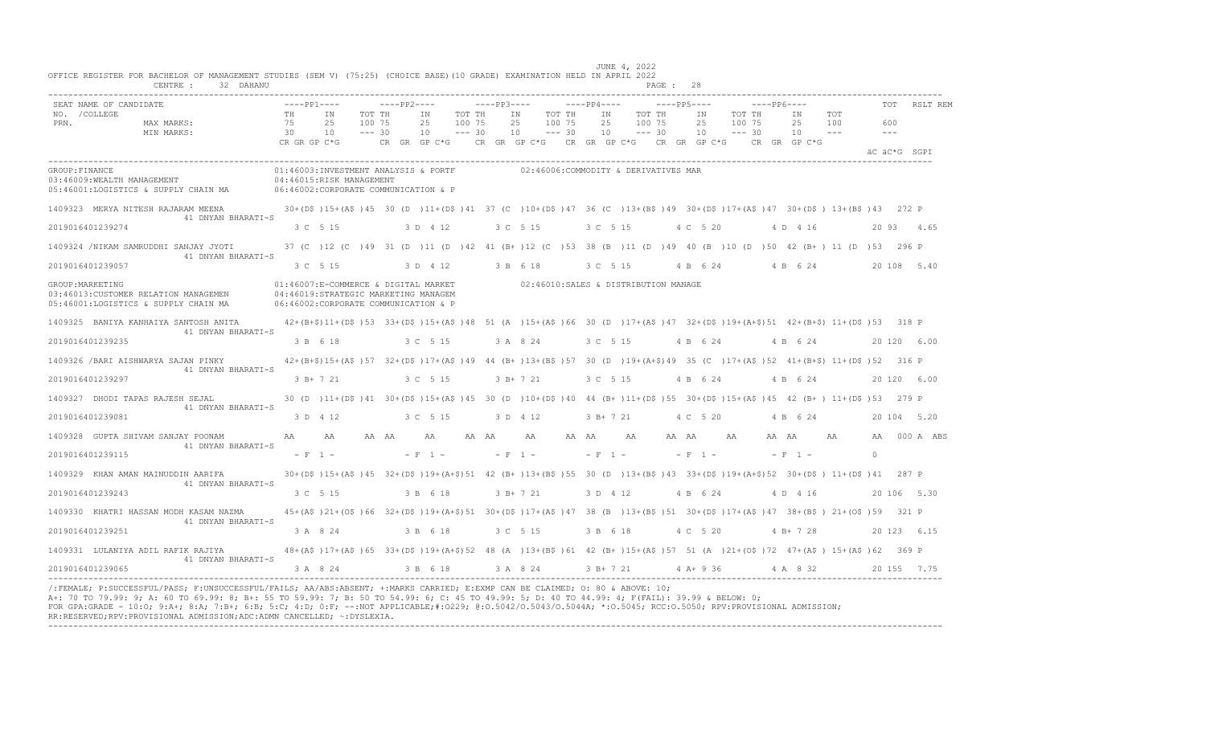JUNE 4, 2022

OFFICE REGISTER FOR BACHELOR OF MANAGEMENT STUDIES (SEM V) (75:25) (CHOICE BASE)(10 GRADE) EXAMINATION HELD IN APRIL 2022

CENTRE : 32 DAHANU

| SEAT NO. /COLLEGE PRN. | NAME OF CANDIDATE | PP1 TH | PP1 IN | PP1 TOT | PP2 TH | PP2 IN | PP2 TOT | PP3 TH | PP3 IN | PP3 TOT | PP4 TH | PP4 IN | PP4 TOT | PP5 TH | PP5 IN | PP5 TOT | PP6 TH | PP6 IN | PP6 TOT | TOT | RSLT | REM |
|---|---|---|---|---|---|---|---|---|---|---|---|---|---|---|---|---|---|---|---|---|---|---|
| | MAX MARKS: | 75 | 25 | 100 | 75 | 25 | 100 | 75 | 25 | 100 | 75 | 25 | 100 | 75 | 25 | 100 | 75 | 25 | 100 | 600 | | |
| | MIN MARKS: | 30 | 10 | --- | 30 | 10 | --- | 30 | 10 | --- | 30 | 10 | --- | 30 | 10 | --- | 30 | 10 | --- | --- | | |
| | | CR GR GP C*G | | | CR GR GP C*G | | | CR GR GP C*G | | | CR GR GP C*G | | | CR GR GP C*G | | | CR GR GP C*G | | | äC äC*G SGPI | | |

GROUP:FINANCE
01:46003:INVESTMENT ANALYSIS & PORTF — 02:46006:COMMODITY & DERIVATIVES MAR
03:46009:WEALTH MANAGEMENT — 04:46015:RISK MANAGEMENT
05:46001:LOGISTICS & SUPPLY CHAIN MA — 06:46002:CORPORATE COMMUNICATION & P

| SEAT NO. / PRN | NAME / COLLEGE | PP1 | PP2 | PP3 | PP4 | PP5 | PP6 | TOT | RSLT |
|---|---|---|---|---|---|---|---|---|---|
| 1409323 | MERYA NITESH RAJARAM MEENA (41 DNYAN BHARATI-S) | 30+(D$ )15+(A$ )45 | 30 (D )11+(D$ )41 | 37 (C )10+(D$ )47 | 36 (C )13+(B$ )49 | 30+(D$ )17+(A$ )47 | 30+(D$ ) 13+(B$ )43 | 272 | P |
| 2019016401239274 | | 3 C 5 15 | 3 D 4 12 | 3 C 5 15 | 3 C 5 15 | 4 C 5 20 | 4 D 4 16 | 20 93 | 4.65 |
| 1409324 | /NIKAM SAMRUDDHI SANJAY JYOTI (41 DNYAN BHARATI-S) | 37 (C )12 (C )49 | 31 (D )11 (D )42 | 41 (B+ )12 (C )53 | 38 (B )11 (D )49 | 40 (B )10 (D )50 | 42 (B+ ) 11 (D )53 | 296 | P |
| 2019016401239057 | | 3 C 5 15 | 3 D 4 12 | 3 B 6 18 | 3 C 5 15 | 4 B 6 24 | 4 B 6 24 | 20 108 | 5.40 |

GROUP:MARKETING
01:46007:E-COMMERCE & DIGITAL MARKET — 02:46010:SALES & DISTRIBUTION MANAGE
03:46013:CUSTOMER RELATION MANAGEMEN — 04:46019:STRATEGIC MARKETING MANAGEM
05:46001:LOGISTICS & SUPPLY CHAIN MA — 06:46002:CORPORATE COMMUNICATION & P

| SEAT NO. / PRN | NAME / COLLEGE | PP1 | PP2 | PP3 | PP4 | PP5 | PP6 | TOT | RSLT |
|---|---|---|---|---|---|---|---|---|---|
| 1409325 | BANIYA KANHAIYA SANTOSH ANITA (41 DNYAN BHARATI-S) | 42+(B+$)11+(D$ )53 | 33+(D$ )15+(A$ )48 | 51 (A )15+(A$ )66 | 30 (D )17+(A$ )47 | 32+(D$ )19+(A+$)51 | 42+(B+$) 11+(D$ )53 | 318 | P |
| 2019016401239235 | | 3 B 6 18 | 3 C 5 15 | 3 A 8 24 | 3 C 5 15 | 4 B 6 24 | 4 B 6 24 | 20 120 | 6.00 |
| 1409326 | /BARI AISHWARYA SAJAN PINKY (41 DNYAN BHARATI-S) | 42+(B+$)15+(A$ )57 | 32+(D$ )17+(A$ )49 | 44 (B+ )13+(B$ )57 | 30 (D )19+(A+$)49 | 35 (C )17+(A$ )52 | 41+(B+$) 11+(D$ )52 | 316 | P |
| 2019016401239297 | | 3 B+ 7 21 | 3 C 5 15 | 3 B+ 7 21 | 3 C 5 15 | 4 B 6 24 | 4 B 6 24 | 20 120 | 6.00 |
| 1409327 | DHODI TAPAS RAJESH SEJAL (41 DNYAN BHARATI-S) | 30 (D )11+(D$ )41 | 30+(D$ )15+(A$ )45 | 30 (D )10+(D$ )40 | 44 (B+ )11+(D$ )55 | 30+(D$ )15+(A$ )45 | 42 (B+ ) 11+(D$ )53 | 279 | P |
| 2019016401239081 | | 3 D 4 12 | 3 C 5 15 | 3 D 4 12 | 3 B+ 7 21 | 4 C 5 20 | 4 B 6 24 | 20 104 | 5.20 |
| 1409328 | GUPTA SHIVAM SANJAY POONAM (41 DNYAN BHARATI-S) | AA AA AA | AA AA AA | AA AA AA | AA AA AA | AA AA AA | AA AA AA | 000 | A ABS |
| 2019016401239115 | | - F 1 - | - F 1 - | - F 1 - | - F 1 - | - F 1 - | - F 1 - | 0 | |
| 1409329 | KHAN AMAN MAINUDDIN AARIFA (41 DNYAN BHARATI-S) | 30+(D$ )15+(A$ )45 | 32+(D$ )19+(A+$)51 | 42 (B+ )13+(B$ )55 | 30 (D )13+(B$ )43 | 33+(D$ )19+(A+$)52 | 30+(D$ ) 11+(D$ )41 | 287 | P |
| 2019016401239243 | | 3 C 5 15 | 3 B 6 18 | 3 B+ 7 21 | 3 D 4 12 | 4 B 6 24 | 4 D 4 16 | 20 106 | 5.30 |
| 1409330 | KHATRI HASSAN MODH KASAM NAZMA (41 DNYAN BHARATI-S) | 45+(A$ )21+(O$ )66 | 32+(D$ )19+(A+$)51 | 30+(D$ )17+(A$ )47 | 38 (B )13+(B$ )51 | 30+(D$ )17+(A$ )47 | 38+(B$ ) 21+(O$ )59 | 321 | P |
| 2019016401239251 | | 3 A 8 24 | 3 B 6 18 | 3 C 5 15 | 3 B 6 18 | 4 C 5 20 | 4 B+ 7 28 | 20 123 | 6.15 |
| 1409331 | LULANIYA ADIL RAFIK RAJIYA (41 DNYAN BHARATI-S) | 48+(A$ )17+(A$ )65 | 33+(D$ )19+(A+$)52 | 48 (A )13+(B$ )61 | 42 (B+ )15+(A$ )57 | 51 (A )21+(O$ )72 | 47+(A$ ) 15+(A$ )62 | 369 | P |
| 2019016401239065 | | 3 A 8 24 | 3 B 6 18 | 3 A 8 24 | 3 B+ 7 21 | 4 A+ 9 36 | 4 A 8 32 | 20 155 | 7.75 |

/:FEMALE; P:SUCCESSFUL/PASS; F:UNSUCCESSFUL/FAILS; AA/ABS:ABSENT; +:MARKS CARRIED; E:EXMP CAN BE CLAIMED; O: 80 & ABOVE: 10;
A+: 70 TO 79.99: 9; A: 60 TO 69.99: 8; B+: 55 TO 59.99: 7; B: 50 TO 54.99: 6; C: 45 TO 49.99: 5; D: 40 TO 44.99: 4; F(FAIL): 39.99 & BELOW: 0;
FOR GPA:GRADE - 10:O; 9:A+; 8:A; 7:B+; 6:B; 5:C; 4:D; 0:F; --:NOT APPLICABLE;#:0229; @:O.5042/O.5043/O.5044A; *:O.5045; RCC:O.5050; RPV:PROVISIONAL ADMISSION;
RR:RESERVED;RPV:PROVISIONAL ADMISSION;ADC:ADMN CANCELLED; ~:DYSLEXIA.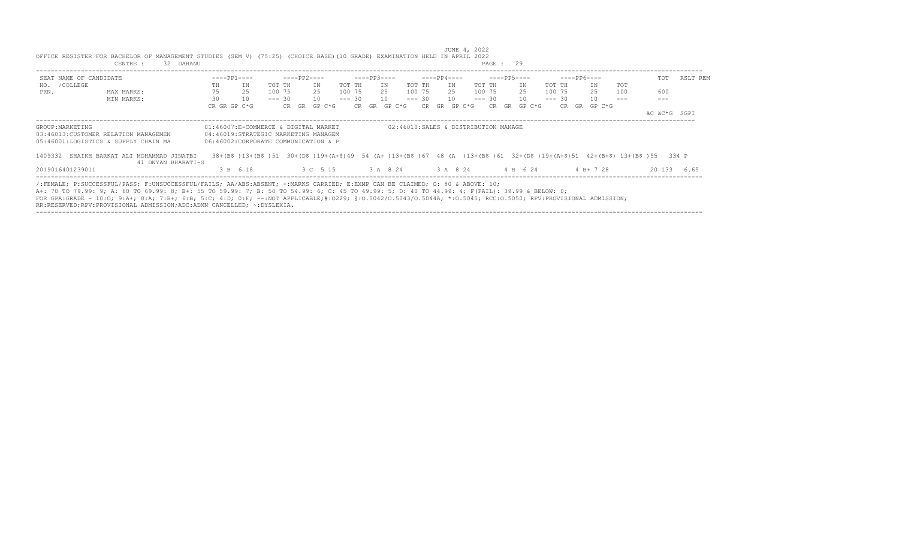JUNE 4, 2022

OFFICE REGISTER FOR BACHELOR OF MANAGEMENT STUDIES (SEM V) (75:25) (CHOICE BASE)(10 GRADE) EXAMINATION HELD IN APRIL 2022

CENTRE : 32 DAHANU

| SEAT NO. / PRN. | NAME OF CANDIDATE /COLLEGE | ----PP1---- | | | ----PP2---- | | | ----PP3---- | | | ----PP4---- | | | ----PP5---- | | | ----PP6---- | | | TOT | RSLT REM |
|---|---|---|---|---|---|---|---|---|---|---|---|---|---|---|---|---|---|---|---|---|---|
| | | TH | IN | TOT | TH | IN | TOT | TH | IN | TOT | TH | IN | TOT | TH | IN | TOT | TH | IN | TOT | | |
| | MAX MARKS: | 75 | 25 | 100 | 75 | 25 | 100 | 75 | 25 | 100 | 75 | 25 | 100 | 75 | 25 | 100 | 75 | 25 | 100 | 600 | |
| | MIN MARKS: | 30 | 10 | --- | 30 | 10 | --- | 30 | 10 | --- | 30 | 10 | --- | 30 | 10 | --- | 30 | 10 | --- | --- | |
| | | CR GR GP C*G | | | CR GR GP C*G | | | CR GR GP C*G | | | CR GR GP C*G | | | CR GR GP C*G | | | CR GR GP C*G | | | äC äC*G SGPI | |

GROUP:MARKETING

01:46007:E-COMMERCE & DIGITAL MARKET
02:46010:SALES & DISTRIBUTION MANAGE
03:46013:CUSTOMER RELATION MANAGEMEN
04:46019:STRATEGIC MARKETING MANAGEM
05:46001:LOGISTICS & SUPPLY CHAIN MA
06:46002:CORPORATE COMMUNICATION & P

| SEAT NO. / PRN. | NAME OF CANDIDATE /COLLEGE | PP1 | | | PP2 | | | PP3 | | | PP4 | | | PP5 | | | PP6 | | | TOT | RSLT |
|---|---|---|---|---|---|---|---|---|---|---|---|---|---|---|---|---|---|---|---|---|---|
| 1409332 | SHAIKH BARKAT ALI MOHAMMAD JINATBI / 41 DNYAN BHARATI-S | 38+(B$ ) | 13+(B$ ) | 51 | 30+(D$ ) | 19+(A+$) | 49 | 54 (A+ ) | 13+(B$ ) | 67 | 48 (A ) | 13+(B$ ) | 61 | 32+(D$ ) | 19+(A+$) | 51 | 42+(B+$) | 13+(B$ ) | 55 | 334 | P |
| 2019016401239011 | | 3 B 6 18 | | | 3 C 5 15 | | | 3 A 8 24 | | | 3 A 8 24 | | | 4 B 6 24 | | | 4 B+ 7 28 | | | 20 133 6.65 | |

/:FEMALE; P:SUCCESSFUL/PASS; F:UNSUCCESSFUL/FAILS; AA/ABS:ABSENT; +:MARKS CARRIED; E:EXMP CAN BE CLAIMED; O: 80 & ABOVE: 10;
A+: 70 TO 79.99: 9; A: 60 TO 69.99: 8; B+: 55 TO 59.99: 7; B: 50 TO 54.99: 6; C: 45 TO 49.99: 5; D: 40 TO 44.99: 4; F(FAIL): 39.99 & BELOW: 0;
FOR GPA:GRADE - 10:O; 9:A+; 8:A; 7:B+; 6:B; 5:C; 4:D; 0:F; --:NOT APPLICABLE;#:O229; @:O.5042/O.5043/O.5044A; *:O.5045; RCC:O.5050; RPV:PROVISIONAL ADMISSION;
RR:RESERVED;RPV:PROVISIONAL ADMISSION;ADC:ADMN CANCELLED; ~:DYSLEXIA.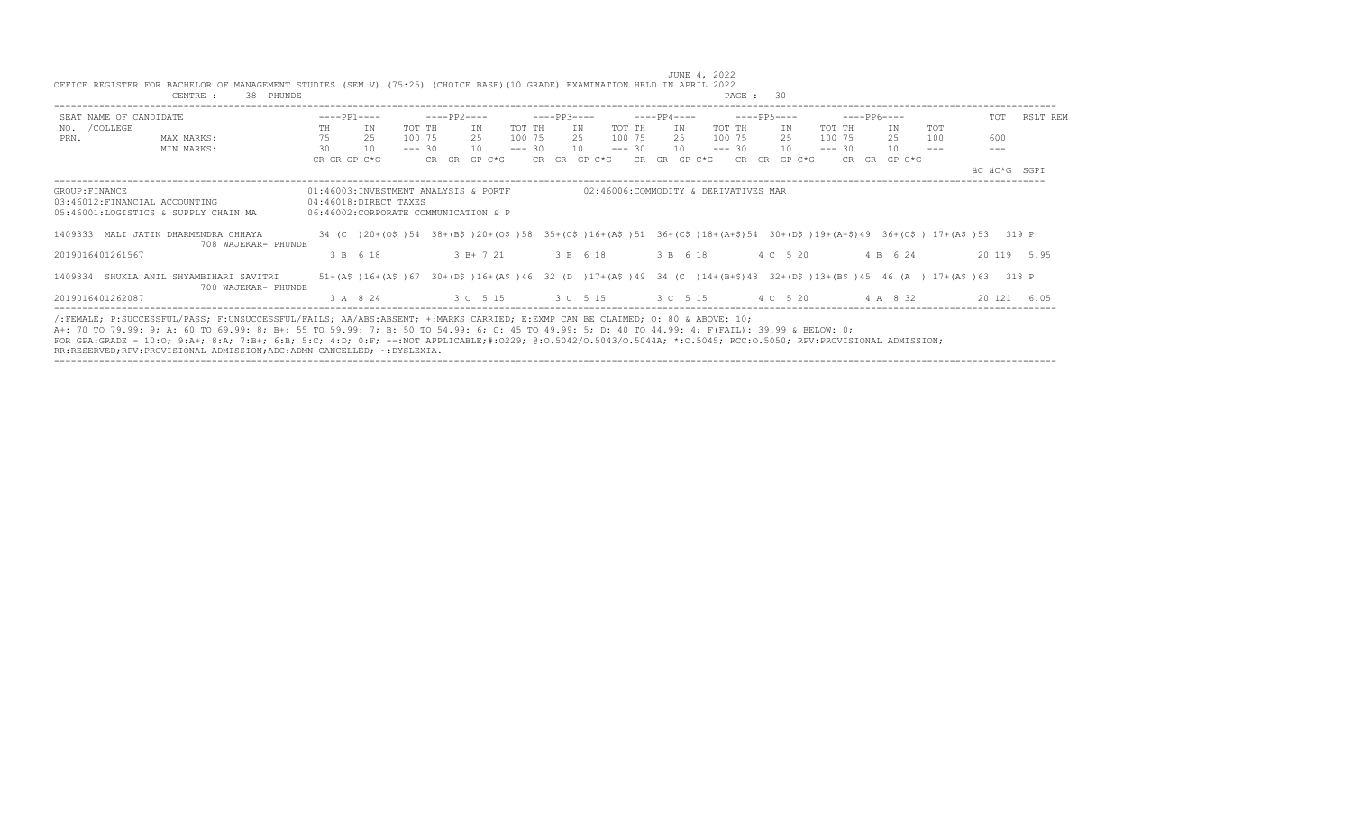JUNE 4, 2022

OFFICE REGISTER FOR BACHELOR OF MANAGEMENT STUDIES (SEM V) (75:25) (CHOICE BASE)(10 GRADE) EXAMINATION HELD IN APRIL 2022

CENTRE : 38 PHUNDE

PAGE : 30

| SEAT NO. / PRN. | NAME OF CANDIDATE / COLLEGE | ----PP1---- | | | ----PP2---- | | | ----PP3---- | | | ----PP4---- | | | ----PP5---- | | | ----PP6---- | | | TOT | RSLT | REM |
|---|---|---|---|---|---|---|---|---|---|---|---|---|---|---|---|---|---|---|---|---|---|---|---|
| | | TH | IN | TOT | TH | IN | TOT | TH | IN | TOT | TH | IN | TOT | TH | IN | TOT | TH | IN | TOT | | | |
| | MAX MARKS: | 75 | 25 | 100 | 75 | 25 | 100 | 75 | 25 | 100 | 75 | 25 | 100 | 75 | 25 | 100 | 75 | 25 | 100 | 600 | | |
| | MIN MARKS: | 30 | 10 | --- | 30 | 10 | --- | 30 | 10 | --- | 30 | 10 | --- | 30 | 10 | --- | 30 | 10 | --- | --- | | |
| | | CR GR GP C*G | | | CR GR GP C*G | | | CR GR GP C*G | | | CR GR GP C*G | | | CR GR GP C*G | | | CR GR GP C*G | | | äC äC*G | SGPI | |

GROUP:FINANCE

01:46003:INVESTMENT ANALYSIS & PORTF
02:46006:COMMODITY & DERIVATIVES MAR
03:46012:FINANCIAL ACCOUNTING
04:46018:DIRECT TAXES
05:46001:LOGISTICS & SUPPLY CHAIN MA
06:46002:CORPORATE COMMUNICATION & P

| SEAT NO. / PRN. | NAME OF CANDIDATE / COLLEGE | PP1 | PP2 | PP3 | PP4 | PP5 | PP6 | TOT | RSLT |
|---|---|---|---|---|---|---|---|---|---|
| 1409333 | MALI JATIN DHARMENDRA CHHAYA<br>708 WAJEKAR- PHUNDE | 34 (C )20+(O$ )54 | 38+(B$ )20+(O$ )58 | 35+(C$ )16+(A$ )51 | 36+(C$ )18+(A+$)54 | 30+(D$ )19+(A+$)49 | 36+(C$ ) 17+(A$ )53 | 319 | P |
| 2019016401261567 | | 3 B 6 18 | 3 B+ 7 21 | 3 B 6 18 | 3 B 6 18 | 4 C 5 20 | 4 B 6 24 | 20 119 | 5.95 |
| 1409334 | SHUKLA ANIL SHYAMBIHARI SAVITRI<br>708 WAJEKAR- PHUNDE | 51+(A$ )16+(A$ )67 | 30+(D$ )16+(A$ )46 | 32 (D )17+(A$ )49 | 34 (C )14+(B+$)48 | 32+(D$ )13+(B$ )45 | 46 (A ) 17+(A$ )63 | 318 | P |
| 2019016401262087 | | 3 A 8 24 | 3 C 5 15 | 3 C 5 15 | 3 C 5 15 | 4 C 5 20 | 4 A 8 32 | 20 121 | 6.05 |

/:FEMALE; P:SUCCESSFUL/PASS; F:UNSUCCESSFUL/FAILS; AA/ABS:ABSENT; +:MARKS CARRIED; E:EXMP CAN BE CLAIMED; O: 80 & ABOVE: 10;
A+: 70 TO 79.99: 9; A: 60 TO 69.99: 8; B+: 55 TO 59.99: 7; B: 50 TO 54.99: 6; C: 45 TO 49.99: 5; D: 40 TO 44.99: 4; F(FAIL): 39.99 & BELOW: 0;
FOR GPA:GRADE - 10:O; 9:A+; 8:A; 7:B+; 6:B; 5:C; 4:D; 0:F; --:NOT APPLICABLE;#:O229; @:O.5042/O.5043/O.5044A; *:O.5045; RCC:O.5050; RPV:PROVISIONAL ADMISSION;
RR:RESERVED;RPV:PROVISIONAL ADMISSION;ADC:ADMN CANCELLED; ~:DYSLEXIA.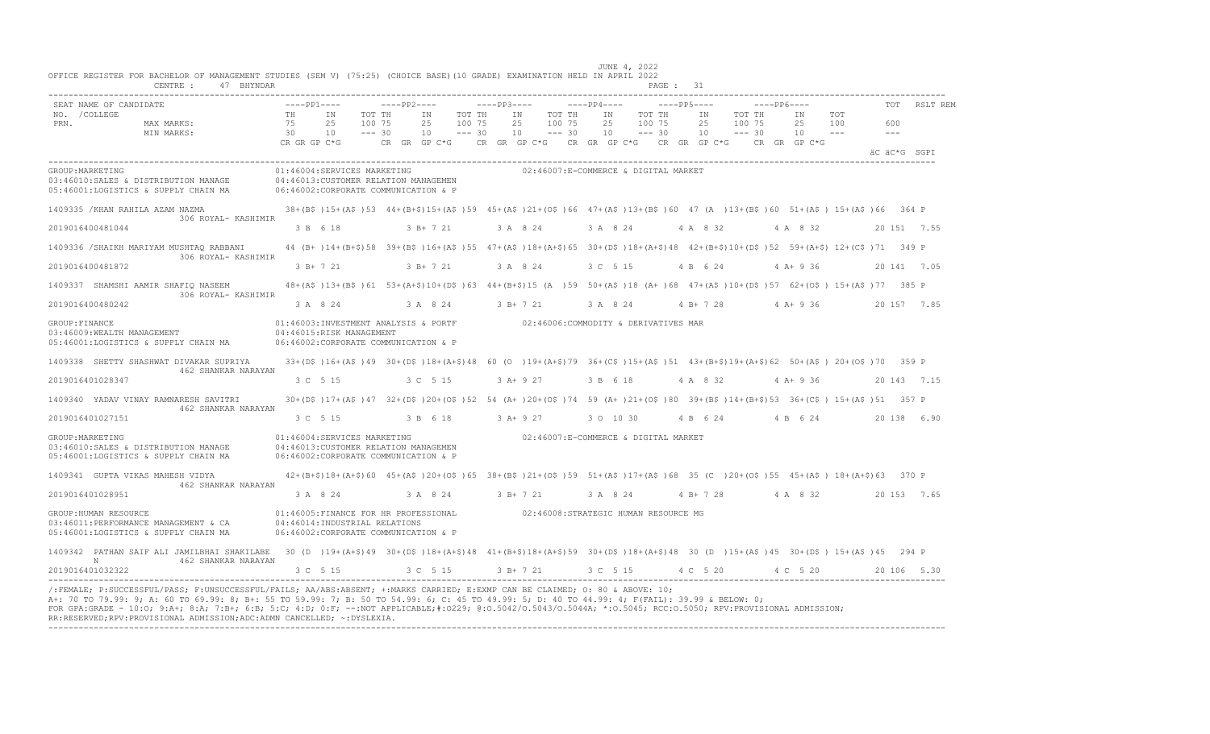JUNE 4, 2022

OFFICE REGISTER FOR BACHELOR OF MANAGEMENT STUDIES (SEM V) (75:25) (CHOICE BASE)(10 GRADE) EXAMINATION HELD IN APRIL 2022

CENTRE : 47 BHYNDAR

```
SEAT NAME OF CANDIDATE               ----PP1----      ----PP2----      ----PP3----      ----PP4----      ----PP5----      ----PP6----           TOT  RSLT REM
NO. /COLLEGE                         TH    IN    TOT TH    IN    TOT TH    IN    TOT TH    IN    TOT TH    IN    TOT TH    IN    TOT
PRN.          MAX MARKS:             75    25    100 75    25    100 75    25    100 75    25    100 75    25    100 75    25    100       600
              MIN MARKS:             30    10    --- 30    10    --- 30    10    --- 30    10    --- 30    10    --- 30    10    ---       ---
                                     CR GR GP C*G     CR GR GP C*G     CR GR GP C*G     CR GR GP C*G     CR GR GP C*G     CR GR GP C*G
                                                                                                                                     äC äC*G SGPI

GROUP:MARKETING                          01:46004:SERVICES MARKETING                02:46007:E-COMMERCE & DIGITAL MARKET
03:46010:SALES & DISTRIBUTION MANAGE     04:46013:CUSTOMER RELATION MANAGEMEN
05:46001:LOGISTICS & SUPPLY CHAIN MA     06:46002:CORPORATE COMMUNICATION & P

1409335 /KHAN RAHILA AZAM NAZMA          38+(B$ )15+(A$ )53  44+(B+$)15+(A$ )59  45+(A$ )21+(O$ )66  47+(A$ )13+(B$ )60  47 (A )13+(B$ )60  51+(A$ ) 15+(A$ )66  364 P
         306 ROYAL- KASHIMIR
2019016400481044                         3 B  6 18        3 B+ 7 21        3 A  8 24        3 A  8 24        4 A  8 32        4 A  8 32        20 151  7.55

1409336 /SHAIKH MARIYAM MUSHTAQ RABBANI  44 (B+ )14+(B+$)58  39+(B$ )16+(A$ )55  47+(A$ )18+(A+$)65  30+(D$ )18+(A+$)48  42+(B+$)10+(D$ )52  59+(A+$) 12+(C$ )71  349 P
         306 ROYAL- KASHIMIR
2019016400481872                         3 B+ 7 21        3 B+ 7 21        3 A  8 24        3 C  5 15        4 B  6 24        4 A+ 9 36        20 141  7.05

1409337  SHAMSHI AAMIR SHAFIQ NASEEM     48+(A$ )13+(B$ )61  53+(A+$)10+(D$ )63  44+(B+$)15 (A )59  50+(A$ )18 (A+ )68  47+(A$ )10+(D$ )57  62+(O$ ) 15+(A$ )77  385 P
         306 ROYAL- KASHIMIR
2019016400480242                         3 A  8 24        3 A  8 24        3 B+ 7 21        3 A  8 24        4 B+ 7 28        4 A+ 9 36        20 157  7.85

GROUP:FINANCE                            01:46003:INVESTMENT ANALYSIS & PORTF       02:46006:COMMODITY & DERIVATIVES MAR
03:46009:WEALTH MANAGEMENT               04:46015:RISK MANAGEMENT
05:46001:LOGISTICS & SUPPLY CHAIN MA     06:46002:CORPORATE COMMUNICATION & P

1409338  SHETTY SHASHWAT DIVAKAR SUPRIYA 33+(D$ )16+(A$ )49  30+(D$ )18+(A+$)48  60 (O )19+(A+$)79  36+(C$ )15+(A$ )51  43+(B+$)19+(A+$)62  50+(A$ ) 20+(O$ )70  359 P
         462 SHANKAR NARAYAN
2019016401028347                         3 C  5 15        3 C  5 15        3 A+ 9 27        3 B  6 18        4 A  8 32        4 A+ 9 36        20 143  7.15

1409340  YADAV VINAY RAMNARESH SAVITRI   30+(D$ )17+(A$ )47  32+(D$ )20+(O$ )52  54 (A+ )20+(O$ )74  59 (A+ )21+(O$ )80  39+(B$ )14+(B+$)53  36+(C$ ) 15+(A$ )51  357 P
         462 SHANKAR NARAYAN
2019016401027151                         3 C  5 15        3 B  6 18        3 A+ 9 27        3 O 10 30        4 B  6 24        4 B  6 24        20 138  6.90

GROUP:MARKETING                          01:46004:SERVICES MARKETING                02:46007:E-COMMERCE & DIGITAL MARKET
03:46010:SALES & DISTRIBUTION MANAGE     04:46013:CUSTOMER RELATION MANAGEMEN
05:46001:LOGISTICS & SUPPLY CHAIN MA     06:46002:CORPORATE COMMUNICATION & P

1409341  GUPTA VIKAS MAHESH VIDYA        42+(B+$)18+(A+$)60  45+(A$ )20+(O$ )65  38+(B$ )21+(O$ )59  51+(A$ )17+(A$ )68  35 (C )20+(O$ )55  45+(A$ ) 18+(A+$)63  370 P
         462 SHANKAR NARAYAN
2019016401028951                         3 A  8 24        3 A  8 24        3 B+ 7 21        3 A  8 24        4 B+ 7 28        4 A  8 32        20 153  7.65

GROUP:HUMAN RESOURCE                     01:46005:FINANCE FOR HR PROFESSIONAL       02:46008:STRATEGIC HUMAN RESOURCE MG
03:46011:PERFORMANCE MANAGEMENT & CA     04:46014:INDUSTRIAL RELATIONS
05:46001:LOGISTICS & SUPPLY CHAIN MA     06:46002:CORPORATE COMMUNICATION & P

1409342  PATHAN SAIF ALI JAMILBHAI SHAKILABE  30 (D )19+(A+$)49  30+(D$ )18+(A+$)48  41+(B+$)18+(A+$)59  30+(D$ )18+(A+$)48  30 (D )15+(A$ )45  30+(D$ ) 15+(A$ )45  294 P
         N            462 SHANKAR NARAYAN
2019016401032322                         3 C  5 15        3 C  5 15        3 B+ 7 21        3 C  5 15        4 C  5 20        4 C  5 20        20 106  5.30
```

/:FEMALE; P:SUCCESSFUL/PASS; F:UNSUCCESSFUL/FAILS; AA/ABS:ABSENT; +:MARKS CARRIED; E:EXMP CAN BE CLAIMED; O: 80 & ABOVE: 10;
A+: 70 TO 79.99: 9; A: 60 TO 69.99: 8; B+: 55 TO 59.99: 7; B: 50 TO 54.99: 6; C: 45 TO 49.99: 5; D: 40 TO 44.99: 4; F(FAIL): 39.99 & BELOW: 0;
FOR GPA:GRADE - 10:O; 9:A+; 8:A; 7:B+; 6:B; 5:C; 4:D; 0:F; --:NOT APPLICABLE;#:0229; @:O.5042/O.5043/O.5044A; *:O.5045; RCC:O.5050; RPV:PROVISIONAL ADMISSION;
RR:RESERVED;RPV:PROVISIONAL ADMISSION;ADC:ADMN CANCELLED; ~:DYSLEXIA.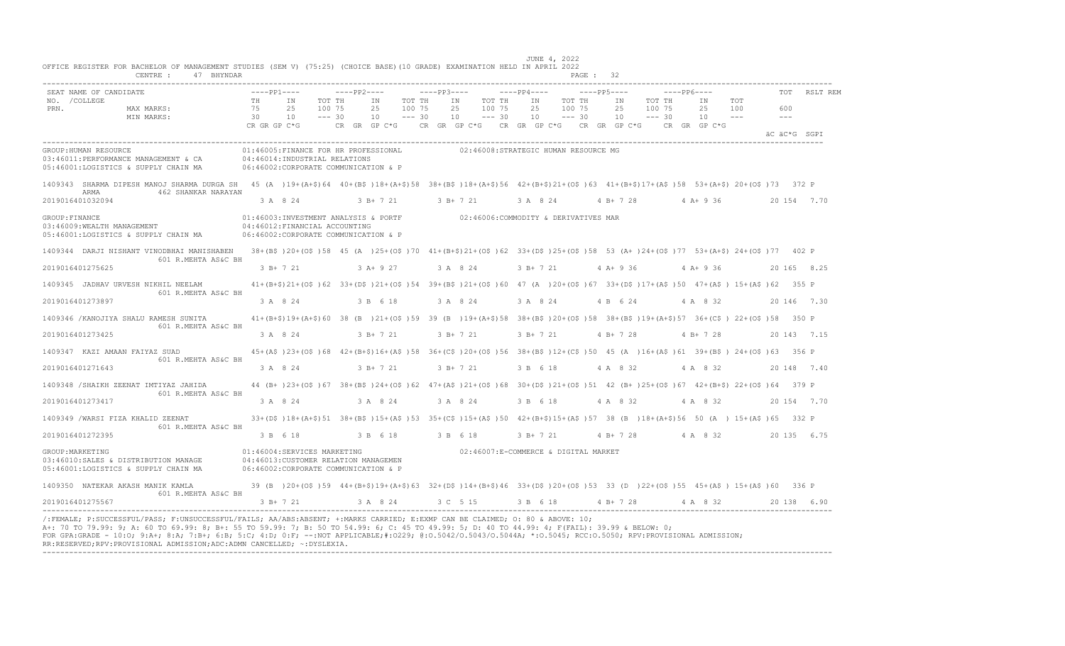JUNE 4, 2022

OFFICE REGISTER FOR BACHELOR OF MANAGEMENT STUDIES (SEM V) (75:25) (CHOICE BASE)(10 GRADE) EXAMINATION HELD IN APRIL 2022

CENTRE : 47 BHYNDAR

| SEAT NO. /COLLEGE PRN. | NAME OF CANDIDATE | ----PP1---- TH IN TOT | ----PP2---- TH IN TOT | ----PP3---- TH IN TOT | ----PP4---- TH IN TOT | ----PP5---- TH IN TOT | ----PP6---- TH IN TOT | TOT | RSLT | REM |
|---|---|---|---|---|---|---|---|---|---|---|
| | MAX MARKS: | 75 25 100 | 75 25 100 | 75 25 100 | 75 25 100 | 75 25 100 | 75 25 100 | 600 | | |
| | MIN MARKS: | 30 10 --- | 30 10 --- | 30 10 --- | 30 10 --- | 30 10 --- | 30 10 --- | --- | | |
| | | CR GR GP C*G | CR GR GP C*G | CR GR GP C*G | CR GR GP C*G | CR GR GP C*G | CR GR GP C*G | äC äC*G SGPI | | |

GROUP:HUMAN RESOURCE
01:46005:FINANCE FOR HR PROFESSIONAL
02:46008:STRATEGIC HUMAN RESOURCE MG
03:46011:PERFORMANCE MANAGEMENT & CA
04:46014:INDUSTRIAL RELATIONS
05:46001:LOGISTICS & SUPPLY CHAIN MA
06:46002:CORPORATE COMMUNICATION & P

| SEAT NO. / PRN | NAME / COLLEGE | PP1 | PP2 | PP3 | PP4 | PP5 | PP6 | TOT | RSLT |
|---|---|---|---|---|---|---|---|---|---|
| 1409343 | SHARMA DIPESH MANOJ SHARMA DURGA SHARMA / 462 SHANKAR NARAYAN | 45 (A )19+(A+$)64 | 40+(B$ )18+(A+$)58 | 38+(B$ )18+(A+$)56 | 42+(B+$)21+(O$ )63 | 41+(B+$)17+(A$ )58 | 53+(A+$) 20+(O$ )73 | 372 | P |
| 2019016401032094 | | 3 A 8 24 | 3 B+ 7 21 | 3 B+ 7 21 | 3 A 8 24 | 4 B+ 7 28 | 4 A+ 9 36 | 20 154 7.70 | |

GROUP:FINANCE
01:46003:INVESTMENT ANALYSIS & PORTF
02:46006:COMMODITY & DERIVATIVES MAR
03:46009:WEALTH MANAGEMENT
04:46012:FINANCIAL ACCOUNTING
05:46001:LOGISTICS & SUPPLY CHAIN MA
06:46002:CORPORATE COMMUNICATION & P

| SEAT NO. / PRN | NAME / COLLEGE | PP1 | PP2 | PP3 | PP4 | PP5 | PP6 | TOT | RSLT |
|---|---|---|---|---|---|---|---|---|---|
| 1409344 | DARJI NISHANT VINODBHAI MANISHABEN / 601 R.MEHTA AS&C BH | 38+(B$ )20+(O$ )58 | 45 (A )25+(O$ )70 | 41+(B+$)21+(O$ )62 | 33+(D$ )25+(O$ )58 | 53 (A+ )24+(O$ )77 | 53+(A+$) 24+(O$ )77 | 402 | P |
| 2019016401275625 | | 3 B+ 7 21 | 3 A+ 9 27 | 3 A 8 24 | 3 B+ 7 21 | 4 A+ 9 36 | 4 A+ 9 36 | 20 165 8.25 | |
| 1409345 | JADHAV URVESH NIKHIL NEELAM / 601 R.MEHTA AS&C BH | 41+(B+$)21+(O$ )62 | 33+(D$ )21+(O$ )54 | 39+(B$ )21+(O$ )60 | 47 (A )20+(O$ )67 | 33+(D$ )17+(A$ )50 | 47+(A$ ) 15+(A$ )62 | 355 | P |
| 2019016401273897 | | 3 A 8 24 | 3 B 6 18 | 3 A 8 24 | 3 A 8 24 | 4 B 6 24 | 4 A 8 32 | 20 146 7.30 | |
| 1409346 | /KANOJIYA SHALU RAMESH SUNITA / 601 R.MEHTA AS&C BH | 41+(B+$)19+(A+$)60 | 38 (B )21+(O$ )59 | 39 (B )19+(A+$)58 | 38+(B$ )20+(O$ )58 | 38+(B$ )19+(A+$)57 | 36+(C$ ) 22+(O$ )58 | 350 | P |
| 2019016401273425 | | 3 A 8 24 | 3 B+ 7 21 | 3 B+ 7 21 | 3 B+ 7 21 | 4 B+ 7 28 | 4 B+ 7 28 | 20 143 7.15 | |
| 1409347 | KAZI AMAAN FAIYAZ SUAD / 601 R.MEHTA AS&C BH | 45+(A$ )23+(O$ )68 | 42+(B+$)16+(A$ )58 | 36+(C$ )20+(O$ )56 | 38+(B$ )12+(C$ )50 | 45 (A )16+(A$ )61 | 39+(B$ ) 24+(O$ )63 | 356 | P |
| 2019016401271643 | | 3 A 8 24 | 3 B+ 7 21 | 3 B+ 7 21 | 3 B 6 18 | 4 A 8 32 | 4 A 8 32 | 20 148 7.40 | |
| 1409348 | /SHAIKH ZEENAT IMTIYAZ JAHIDA / 601 R.MEHTA AS&C BH | 44 (B+ )23+(O$ )67 | 38+(B$ )24+(O$ )62 | 47+(A$ )21+(O$ )68 | 30+(D$ )21+(O$ )51 | 42 (B+ )25+(O$ )67 | 42+(B+$) 22+(O$ )64 | 379 | P |
| 2019016401273417 | | 3 A 8 24 | 3 A 8 24 | 3 A 8 24 | 3 B 6 18 | 4 A 8 32 | 4 A 8 32 | 20 154 7.70 | |
| 1409349 | /WARSI FIZA KHALID ZEENAT / 601 R.MEHTA AS&C BH | 33+(D$ )18+(A+$)51 | 38+(B$ )15+(A$ )53 | 35+(C$ )15+(A$ )50 | 42+(B+$)15+(A$ )57 | 38 (B )18+(A+$)56 | 50 (A ) 15+(A$ )65 | 332 | P |
| 2019016401272395 | | 3 B 6 18 | 3 B 6 18 | 3 B 6 18 | 3 B+ 7 21 | 4 B+ 7 28 | 4 A 8 32 | 20 135 6.75 | |

GROUP:MARKETING
01:46004:SERVICES MARKETING
02:46007:E-COMMERCE & DIGITAL MARKET
03:46010:SALES & DISTRIBUTION MANAGE
04:46013:CUSTOMER RELATION MANAGEMEN
05:46001:LOGISTICS & SUPPLY CHAIN MA
06:46002:CORPORATE COMMUNICATION & P

| SEAT NO. / PRN | NAME / COLLEGE | PP1 | PP2 | PP3 | PP4 | PP5 | PP6 | TOT | RSLT |
|---|---|---|---|---|---|---|---|---|---|
| 1409350 | NATEKAR AKASH MANIK KAMLA / 601 R.MEHTA AS&C BH | 39 (B )20+(O$ )59 | 44+(B+$)19+(A+$)63 | 32+(D$ )14+(B+$)46 | 33+(D$ )20+(O$ )53 | 33 (D )22+(O$ )55 | 45+(A$ ) 15+(A$ )60 | 336 | P |
| 2019016401275567 | | 3 B+ 7 21 | 3 A 8 24 | 3 C 5 15 | 3 B 6 18 | 4 B+ 7 28 | 4 A 8 32 | 20 138 6.90 | |

/:FEMALE; P:SUCCESSFUL/PASS; F:UNSUCCESSFUL/FAILS; AA/ABS:ABSENT; +:MARKS CARRIED; E:EXMP CAN BE CLAIMED; O: 80 & ABOVE: 10;
A+: 70 TO 79.99: 9; A: 60 TO 69.99: 8; B+: 55 TO 59.99: 7; B: 50 TO 54.99: 6; C: 45 TO 49.99: 5; D: 40 TO 44.99: 4; F(FAIL): 39.99 & BELOW: 0;
FOR GPA:GRADE - 10:O; 9:A+; 8:A; 7:B+; 6:B; 5:C; 4:D; 0:F; --:NOT APPLICABLE;#:0229; @:O.5042/O.5043/O.5044A; *:O.5045; RCC:O.5050; RPV:PROVISIONAL ADMISSION;
RR:RESERVED;RPV:PROVISIONAL ADMISSION;ADC:ADMN CANCELLED; ~:DYSLEXIA.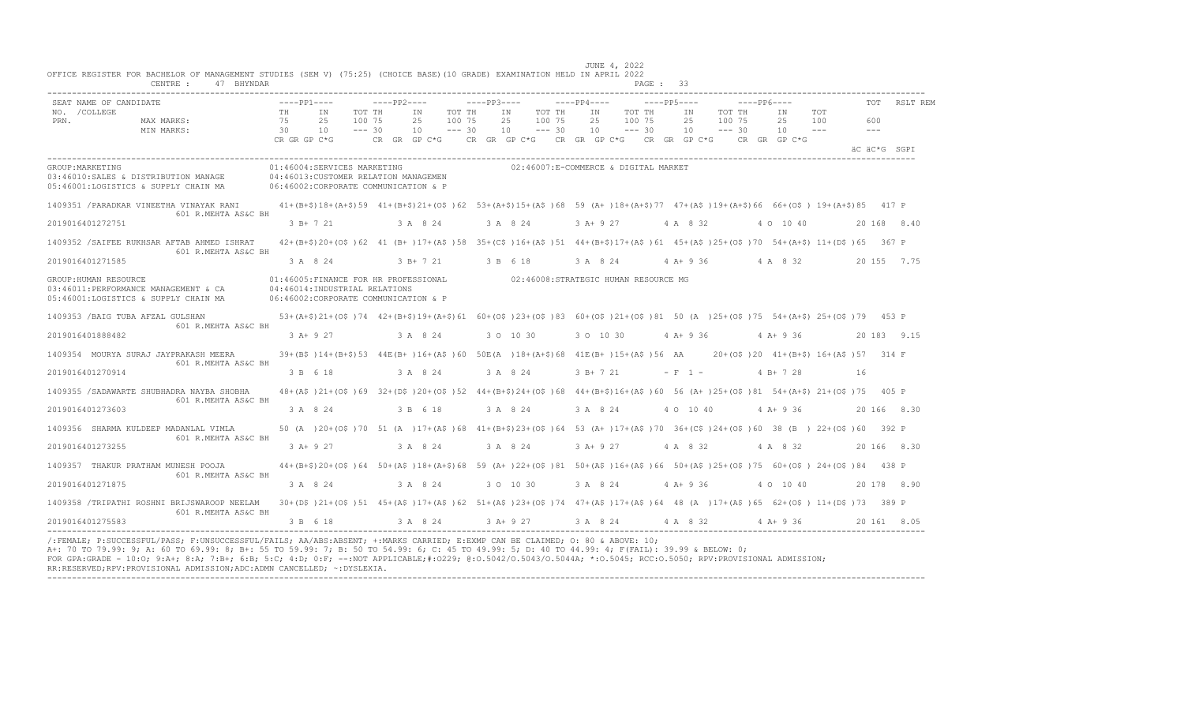JUNE 4, 2022

OFFICE REGISTER FOR BACHELOR OF MANAGEMENT STUDIES (SEM V) (75:25) (CHOICE BASE)(10 GRADE) EXAMINATION HELD IN APRIL 2022

CENTRE : 47 BHYNDAR

```
SEAT NAME OF CANDIDATE                    ----PP1----        ----PP2----        ----PP3----        ----PP4----        ----PP5----        ----PP6----              TOT   RSLT REM
NO. /COLLEGE                              TH     IN     TOT TH     IN     TOT TH     IN     TOT TH     IN     TOT TH     IN     TOT TH     IN     TOT
PRN.              MAX MARKS:              75     25     100 75     25     100 75     25     100 75     25     100 75     25     100 75     25     100          600
                  MIN MARKS:              30     10     --- 30     10     --- 30     10     --- 30     10     --- 30     10     --- 30     10     ---          ---
                                          CR GR GP C*G       CR  GR  GP C*G     CR  GR  GP C*G     CR  GR  GP C*G     CR  GR  GP C*G     CR  GR  GP C*G
                                                                                                                                                         äC äC*G  SGPI

GROUP:MARKETING                           01:46004:SERVICES MARKETING                     02:46007:E-COMMERCE & DIGITAL MARKET
03:46010:SALES & DISTRIBUTION MANAGE      04:46013:CUSTOMER RELATION MANAGEMEN
05:46001:LOGISTICS & SUPPLY CHAIN MA      06:46002:CORPORATE COMMUNICATION & P

1409351 /PARADKAR VINEETHA VINAYAK RANI      41+(B+$)18+(A+$)59  41+(B+$)21+(O$ )62  53+(A+$)15+(A$ )68  59 (A+ )18+(A+$)77  47+(A$ )19+(A+$)66  66+(O$ ) 19+(A+$)85   417 P
              601 R.MEHTA AS&C BH
2019016401272751                             3 B+ 7 21           3 A  8 24           3 A  8 24           3 A+ 9 27           4 A  8 32           4 O  10 40          20 168  8.40

1409352 /SAIFEE RUKHSAR AFTAB AHMED ISHRAT   42+(B+$)20+(O$ )62  41 (B+ )17+(A$ )58  35+(C$ )16+(A$ )51  44+(B+$)17+(A$ )61  45+(A$ )25+(O$ )70  54+(A+$) 11+(D$ )65   367 P
              601 R.MEHTA AS&C BH
2019016401271585                             3 A  8 24           3 B+ 7 21           3 B  6 18           3 A  8 24           4 A+ 9 36           4 A  8 32           20 155  7.75

GROUP:HUMAN RESOURCE                      01:46005:FINANCE FOR HR PROFESSIONAL            02:46008:STRATEGIC HUMAN RESOURCE MG
03:46011:PERFORMANCE MANAGEMENT & CA      04:46014:INDUSTRIAL RELATIONS
05:46001:LOGISTICS & SUPPLY CHAIN MA      06:46002:CORPORATE COMMUNICATION & P

1409353 /BAIG TUBA AFZAL GULSHAN             53+(A+$)21+(O$ )74  42+(B+$)19+(A+$)61  60+(O$ )23+(O$ )83  60+(O$ )21+(O$ )81  50 (A )25+(O$ )75  54+(A+$) 25+(O$ )79   453 P
              601 R.MEHTA AS&C BH
2019016401888482                             3 A+ 9 27           3 A  8 24           3 O  10 30          3 O  10 30          4 A+ 9 36           4 A+ 9 36           20 183  9.15

1409354  MOURYA SURAJ JAYPRAKASH MEERA       39+(B$ )14+(B+$)53  44E(B+ )16+(A$ )60  50E(A )18+(A+$)68  41E(B+ )15+(A$ )56  AA      20+(O$ )20  41+(B+$) 16+(A$ )57   314 F
              601 R.MEHTA AS&C BH
2019016401270914                             3 B  6 18           3 A  8 24           3 A  8 24           3 B+ 7 21           - F  1 -            4 B+ 7 28           16

1409355 /SADAWARTE SHUBHADRA NAYBA SHOBHA    48+(A$ )21+(O$ )69  32+(D$ )20+(O$ )52  44+(B+$)24+(O$ )68  44+(B+$)16+(A$ )60  56 (A+ )25+(O$ )81  54+(A+$) 21+(O$ )75   405 P
              601 R.MEHTA AS&C BH
2019016401273603                             3 A  8 24           3 B  6 18           3 A  8 24           3 A  8 24           4 O  10 40          4 A+ 9 36           20 166  8.30

1409356  SHARMA KULDEEP MADANLAL VIMLA       50 (A )20+(O$ )70  51 (A )17+(A$ )68  41+(B+$)23+(O$ )64  53 (A+ )17+(A$ )70  36+(C$ )24+(O$ )60  38 (B ) 22+(O$ )60   392 P
              601 R.MEHTA AS&C BH
2019016401273255                             3 A+ 9 27           3 A  8 24           3 A  8 24           3 A+ 9 27           4 A  8 32           4 A  8 32           20 166  8.30

1409357  THAKUR PRATHAM MUNESH POOJA         44+(B+$)20+(O$ )64  50+(A$ )18+(A+$)68  59 (A+ )22+(O$ )81  50+(A$ )16+(A$ )66  50+(A$ )25+(O$ )75  60+(O$ ) 24+(O$ )84   438 P
              601 R.MEHTA AS&C BH
2019016401271875                             3 A  8 24           3 A  8 24           3 O  10 30          3 A  8 24           4 A+ 9 36           4 O  10 40          20 178  8.90

1409358 /TRIPATHI ROSHNI BRIJSWAROOP NEELAM  30+(D$ )21+(O$ )51  45+(A$ )17+(A$ )62  51+(A$ )23+(O$ )74  47+(A$ )17+(A$ )64  48 (A )17+(A$ )65  62+(O$ ) 11+(D$ )73   389 P
              601 R.MEHTA AS&C BH
2019016401275583                             3 B  6 18           3 A  8 24           3 A+ 9 27           3 A  8 24           4 A  8 32           4 A+ 9 36           20 161  8.05
```

/:FEMALE; P:SUCCESSFUL/PASS; F:UNSUCCESSFUL/FAILS; AA/ABS:ABSENT; +:MARKS CARRIED; E:EXMP CAN BE CLAIMED; O: 80 & ABOVE: 10;
A+: 70 TO 79.99: 9; A: 60 TO 69.99: 8; B+: 55 TO 59.99: 7; B: 50 TO 54.99: 6; C: 45 TO 49.99: 5; D: 40 TO 44.99: 4; F(FAIL): 39.99 & BELOW: 0;
FOR GPA:GRADE - 10:O; 9:A+; 8:A; 7:B+; 6:B; 5:C; 4:D; 0:F; --:NOT APPLICABLE;#:O229; @:O.5042/O.5043/O.5044A; *:O.5045; RCC:O.5050; RPV:PROVISIONAL ADMISSION;
RR:RESERVED;RPV:PROVISIONAL ADMISSION;ADC:ADMN CANCELLED; ~:DYSLEXIA.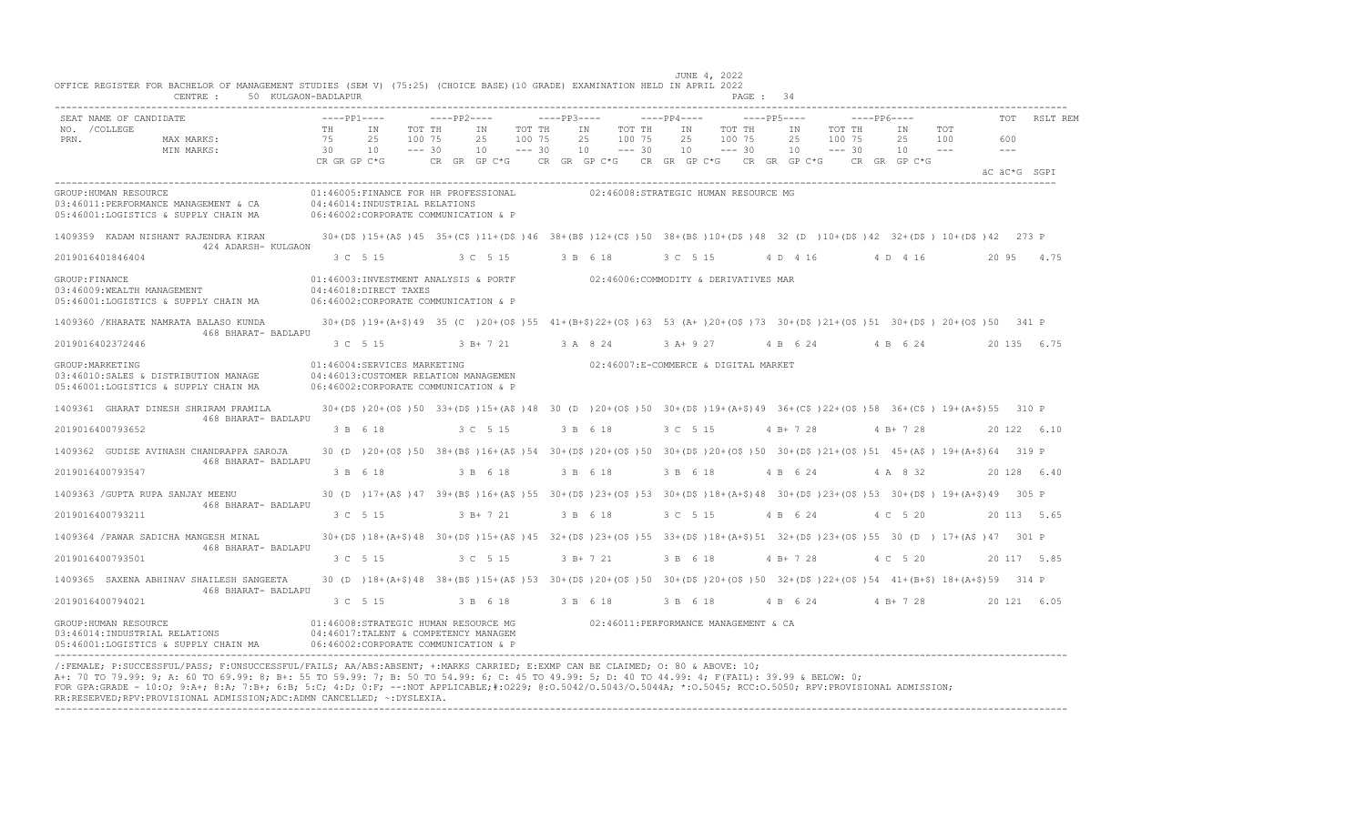JUNE 4, 2022

OFFICE REGISTER FOR BACHELOR OF MANAGEMENT STUDIES (SEM V) (75:25) (CHOICE BASE)(10 GRADE) EXAMINATION HELD IN APRIL 2022

CENTRE : 50 KULGAON-BADLAPUR

| SEAT NO. /COLLEGE PRN. | NAME OF CANDIDATE | ----PP1---- TH IN TOT | ----PP2---- TH IN TOT | ----PP3---- TH IN TOT | ----PP4---- TH IN TOT | ----PP5---- TH IN TOT | ----PP6---- TH IN TOT | TOT | RSLT | REM |
|---|---|---|---|---|---|---|---|---|---|---|
| | MAX MARKS: | 75 25 100 | 75 25 100 | 75 25 100 | 75 25 100 | 75 25 100 | 75 25 100 | 600 | | |
| | MIN MARKS: | 30 10 --- | 30 10 --- | 30 10 --- | 30 10 --- | 30 10 --- | 30 10 --- | --- | | |
| | | CR GR GP C*G | CR GR GP C*G | CR GR GP C*G | CR GR GP C*G | CR GR GP C*G | CR GR GP C*G | äC äC*G SGPI | | |

GROUP:HUMAN RESOURCE
01:46005:FINANCE FOR HR PROFESSIONAL
02:46008:STRATEGIC HUMAN RESOURCE MG
03:46011:PERFORMANCE MANAGEMENT & CA
04:46014:INDUSTRIAL RELATIONS
05:46001:LOGISTICS & SUPPLY CHAIN MA
06:46002:CORPORATE COMMUNICATION & P

| SEAT NO. / PRN | NAME / COLLEGE | PP1 | PP2 | PP3 | PP4 | PP5 | PP6 | TOT | RSLT |
|---|---|---|---|---|---|---|---|---|---|
| 1409359 | KADAM NISHANT RAJENDRA KIRAN, 424 ADARSH- KULGAON | 30+(D$ )15+(A$ )45 | 35+(C$ )11+(D$ )46 | 38+(B$ )12+(C$ )50 | 38+(B$ )10+(D$ )48 | 32 (D )10+(D$ )42 | 32+(D$ ) 10+(D$ )42 | 273 | P |
| 2019016401846404 | | 3 C 5 15 | 3 C 5 15 | 3 B 6 18 | 3 C 5 15 | 4 D 4 16 | 4 D 4 16 | 20 95 4.75 | |

GROUP:FINANCE
01:46003:INVESTMENT ANALYSIS & PORTF
02:46006:COMMODITY & DERIVATIVES MAR
03:46009:WEALTH MANAGEMENT
04:46018:DIRECT TAXES
05:46001:LOGISTICS & SUPPLY CHAIN MA
06:46002:CORPORATE COMMUNICATION & P

| SEAT NO. / PRN | NAME / COLLEGE | PP1 | PP2 | PP3 | PP4 | PP5 | PP6 | TOT | RSLT |
|---|---|---|---|---|---|---|---|---|---|
| 1409360 | /KHARATE NAMRATA BALASO KUNDA, 468 BHARAT- BADLAPU | 30+(D$ )19+(A+$)49 | 35 (C )20+(O$ )55 | 41+(B+$)22+(O$ )63 | 53 (A+ )20+(O$ )73 | 30+(D$ )21+(O$ )51 | 30+(D$ ) 20+(O$ )50 | 341 | P |
| 2019016402372446 | | 3 C 5 15 | 3 B+ 7 21 | 3 A 8 24 | 3 A+ 9 27 | 4 B 6 24 | 4 B 6 24 | 20 135 6.75 | |

GROUP:MARKETING
01:46004:SERVICES MARKETING
02:46007:E-COMMERCE & DIGITAL MARKET
03:46010:SALES & DISTRIBUTION MANAGE
04:46013:CUSTOMER RELATION MANAGEMEN
05:46001:LOGISTICS & SUPPLY CHAIN MA
06:46002:CORPORATE COMMUNICATION & P

| SEAT NO. / PRN | NAME / COLLEGE | PP1 | PP2 | PP3 | PP4 | PP5 | PP6 | TOT | RSLT |
|---|---|---|---|---|---|---|---|---|---|
| 1409361 | GHARAT DINESH SHRIRAM PRAMILA, 468 BHARAT- BADLAPU | 30+(D$ )20+(O$ )50 | 33+(D$ )15+(A$ )48 | 30 (D )20+(O$ )50 | 30+(D$ )19+(A+$)49 | 36+(C$ )22+(O$ )58 | 36+(C$ ) 19+(A+$)55 | 310 | P |
| 2019016400793652 | | 3 B 6 18 | 3 C 5 15 | 3 B 6 18 | 3 C 5 15 | 4 B+ 7 28 | 4 B+ 7 28 | 20 122 6.10 | |
| 1409362 | GUDISE AVINASH CHANDRAPPA SAROJA, 468 BHARAT- BADLAPU | 30 (D )20+(O$ )50 | 38+(B$ )16+(A$ )54 | 30+(D$ )20+(O$ )50 | 30+(D$ )20+(O$ )50 | 30+(D$ )21+(O$ )51 | 45+(A$ ) 19+(A+$)64 | 319 | P |
| 2019016400793547 | | 3 B 6 18 | 3 B 6 18 | 3 B 6 18 | 3 B 6 18 | 4 B 6 24 | 4 A 8 32 | 20 128 6.40 | |
| 1409363 | /GUPTA RUPA SANJAY MEENU, 468 BHARAT- BADLAPU | 30 (D )17+(A$ )47 | 39+(B$ )16+(A$ )55 | 30+(D$ )23+(O$ )53 | 30+(D$ )18+(A+$)48 | 30+(D$ )23+(O$ )53 | 30+(D$ ) 19+(A+$)49 | 305 | P |
| 2019016400793211 | | 3 C 5 15 | 3 B+ 7 21 | 3 B 6 18 | 3 C 5 15 | 4 B 6 24 | 4 C 5 20 | 20 113 5.65 | |
| 1409364 | /PAWAR SADICHA MANGESH MINAL, 468 BHARAT- BADLAPU | 30+(D$ )18+(A+$)48 | 30+(D$ )15+(A$ )45 | 32+(D$ )23+(O$ )55 | 33+(D$ )18+(A+$)51 | 32+(D$ )23+(O$ )55 | 30 (D ) 17+(A$ )47 | 301 | P |
| 2019016400793501 | | 3 C 5 15 | 3 C 5 15 | 3 B+ 7 21 | 3 B 6 18 | 4 B+ 7 28 | 4 C 5 20 | 20 117 5.85 | |
| 1409365 | SAXENA ABHINAV SHAILESH SANGEETA, 468 BHARAT- BADLAPU | 30 (D )18+(A+$)48 | 38+(B$ )15+(A$ )53 | 30+(D$ )20+(O$ )50 | 30+(D$ )20+(O$ )50 | 32+(D$ )22+(O$ )54 | 41+(B+$) 18+(A+$)59 | 314 | P |
| 2019016400794021 | | 3 C 5 15 | 3 B 6 18 | 3 B 6 18 | 3 B 6 18 | 4 B 6 24 | 4 B+ 7 28 | 20 121 6.05 | |

GROUP:HUMAN RESOURCE
01:46008:STRATEGIC HUMAN RESOURCE MG
02:46011:PERFORMANCE MANAGEMENT & CA
03:46014:INDUSTRIAL RELATIONS
04:46017:TALENT & COMPETENCY MANAGEM
05:46001:LOGISTICS & SUPPLY CHAIN MA
06:46002:CORPORATE COMMUNICATION & P

/:FEMALE; P:SUCCESSFUL/PASS; F:UNSUCCESSFUL/FAILS; AA/ABS:ABSENT; +:MARKS CARRIED; E:EXMP CAN BE CLAIMED; O: 80 & ABOVE: 10;
A+: 70 TO 79.99: 9; A: 60 TO 69.99: 8; B+: 55 TO 59.99: 7; B: 50 TO 54.99: 6; C: 45 TO 49.99: 5; D: 40 TO 44.99: 4; F(FAIL): 39.99 & BELOW: 0;
FOR GPA:GRADE - 10:O; 9:A+; 8:A; 7:B+; 6:B; 5:C; 4:D; 0:F; --:NOT APPLICABLE;#:O229; @:O.5042/O.5043/O.5044A; *:O.5045; RCC:O.5050; RPV:PROVISIONAL ADMISSION;
RR:RESERVED;RPV:PROVISIONAL ADMISSION;ADC:ADMN CANCELLED; ~:DYSLEXIA.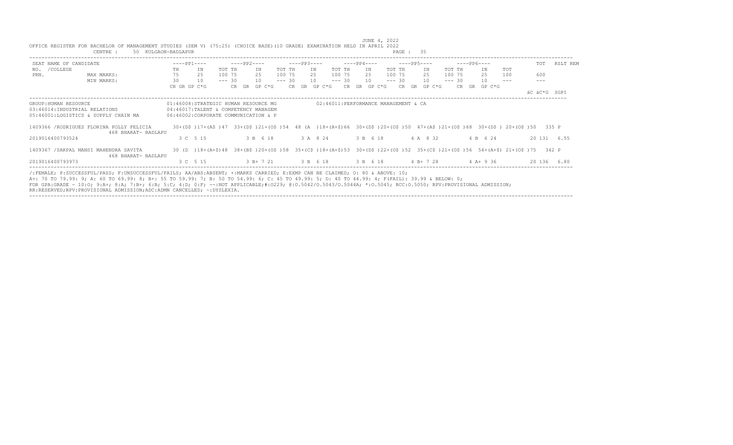JUNE 4, 2022

OFFICE REGISTER FOR BACHELOR OF MANAGEMENT STUDIES (SEM V) (75:25) (CHOICE BASE)(10 GRADE) EXAMINATION HELD IN APRIL 2022

CENTRE : 50 KULGAON-BADLAPUR PAGE : 35

| SEAT NAME OF CANDIDATE | ----PP1---- | | | ----PP2---- | | | ----PP3---- | | | ----PP4---- | | | ----PP5---- | | | ----PP6---- | | | TOT | RSLT REM |
|---|---|---|---|---|---|---|---|---|---|---|---|---|---|---|---|---|---|---|---|---|
| NO. /COLLEGE | TH | IN | TOT | TH | IN | TOT | TH | IN | TOT | TH | IN | TOT | TH | IN | TOT | TH | IN | TOT | | |
| PRN. MAX MARKS: | 75 | 25 | 100 | 75 | 25 | 100 | 75 | 25 | 100 | 75 | 25 | 100 | 75 | 25 | 100 | 75 | 25 | 100 | 600 | |
| MIN MARKS: | 30 | 10 | --- | 30 | 10 | --- | 30 | 10 | --- | 30 | 10 | --- | 30 | 10 | --- | 30 | 10 | --- | --- | |
| | CR GR GP C*G | | | CR GR GP C*G | | | CR GR GP C*G | | | CR GR GP C*G | | | CR GR GP C*G | | | CR GR GP C*G | | | äC äC*G | SGPI |

GROUP:HUMAN RESOURCE
01:46008:STRATEGIC HUMAN RESOURCE MG
02:46011:PERFORMANCE MANAGEMENT & CA
03:46014:INDUSTRIAL RELATIONS
04:46017:TALENT & COMPETENCY MANAGEM
05:46001:LOGISTICS & SUPPLY CHAIN MA
06:46002:CORPORATE COMMUNICATION & P

| SEAT NO. / NAME / COLLEGE / PRN | PP1 TH | PP1 IN | PP1 TOT | PP2 TH | PP2 IN | PP2 TOT | PP3 TH | PP3 IN | PP3 TOT | PP4 TH | PP4 IN | PP4 TOT | PP5 TH | PP5 IN | PP5 TOT | PP6 TH | PP6 IN | PP6 TOT | TOT | RSLT |
|---|---|---|---|---|---|---|---|---|---|---|---|---|---|---|---|---|---|---|---|---|
| 1409366 /RODRIGUES FLORINA POLLY FELICIA 468 BHARAT- BADLAPU | 30+(D$ ) | 17+(A$ ) | 47 | 33+(D$ ) | 21+(O$ ) | 54 | 48 (A ) | 18+(A+$) | 66 | 30+(D$ ) | 20+(O$ ) | 50 | 47+(A$ ) | 21+(O$ ) | 68 | 30+(D$ ) | 20+(O$ ) | 50 | 335 | P |
| 2019016400793524 | 3 C 5 15 | | | 3 B 6 18 | | | 3 A 8 24 | | | 3 B 6 18 | | | 4 A 8 32 | | | 4 B 6 24 | | | 20 131 | 6.55 |
| 1409367 /SAKPAL MANSI MAHENDRA SAVITA 468 BHARAT- BADLAPU | 30 (D ) | 18+(A+$) | 48 | 38+(B$ ) | 20+(O$ ) | 58 | 35+(C$ ) | 18+(A+$) | 53 | 30+(D$ ) | 22+(O$ ) | 52 | 35+(C$ ) | 21+(O$ ) | 56 | 54+(A+$) | 21+(O$ ) | 75 | 342 | P |
| 2019016400793973 | 3 C 5 15 | | | 3 B+ 7 21 | | | 3 B 6 18 | | | 3 B 6 18 | | | 4 B+ 7 28 | | | 4 A+ 9 36 | | | 20 136 | 6.80 |

/:FEMALE; P:SUCCESSFUL/PASS; F:UNSUCCESSFUL/FAILS; AA/ABS:ABSENT; +:MARKS CARRIED; E:EXMP CAN BE CLAIMED; O: 80 & ABOVE: 10;
A+: 70 TO 79.99: 9; A: 60 TO 69.99: 8; B+: 55 TO 59.99: 7; B: 50 TO 54.99: 6; C: 45 TO 49.99: 5; D: 40 TO 44.99: 4; F(FAIL): 39.99 & BELOW: 0;
FOR GPA:GRADE - 10:O; 9:A+; 8:A; 7:B+; 6:B; 5:C; 4:D; 0:F; --:NOT APPLICABLE;#:O229; @:O.5042/O.5043/O.5044A; *:O.5045; RCC:O.5050; RPV:PROVISIONAL ADMISSION;
RR:RESERVED;RPV:PROVISIONAL ADMISSION;ADC:ADMN CANCELLED; ~:DYSLEXIA.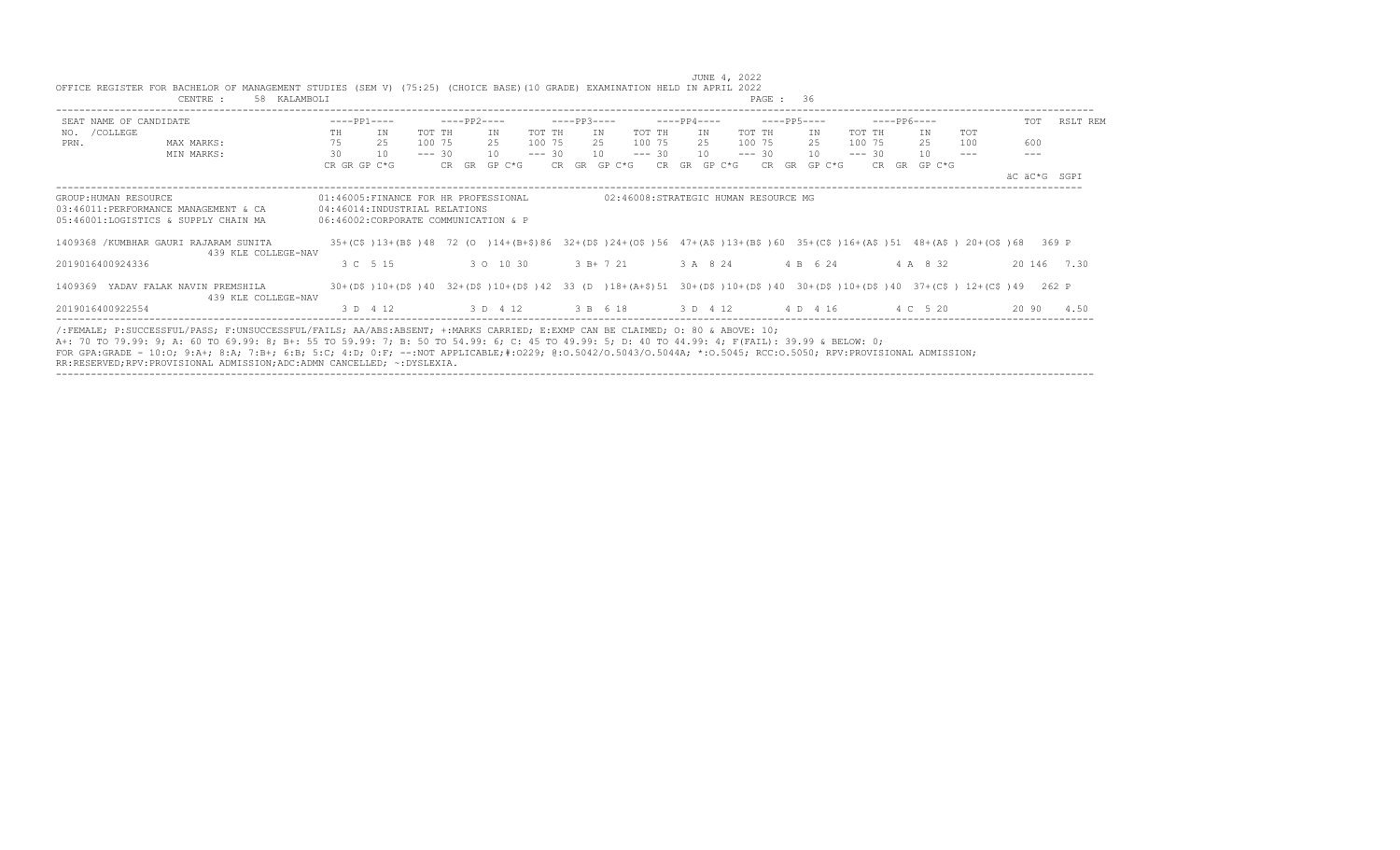JUNE 4, 2022

OFFICE REGISTER FOR BACHELOR OF MANAGEMENT STUDIES (SEM V) (75:25) (CHOICE BASE)(10 GRADE) EXAMINATION HELD IN APRIL 2022

CENTRE : 58 KALAMBOLI

| SEAT NO. /COLLEGE PRN. | NAME OF CANDIDATE | ----PP1---- TH | IN | TOT | ----PP2---- TH | IN | TOT | ----PP3---- TH | IN | TOT | ----PP4---- TH | IN | TOT | ----PP5---- TH | IN | TOT | ----PP6---- TH | IN | TOT | TOT | RSLT REM |
|---|---|---|---|---|---|---|---|---|---|---|---|---|---|---|---|---|---|---|---|---|---|
| | MAX MARKS: | 75 | 25 | 100 | 75 | 25 | 100 | 75 | 25 | 100 | 75 | 25 | 100 | 75 | 25 | 100 | 75 | 25 | 100 | 600 | |
| | MIN MARKS: | 30 | 10 | --- | 30 | 10 | --- | 30 | 10 | --- | 30 | 10 | --- | 30 | 10 | --- | 30 | 10 | --- | --- | |
| | | CR GR GP C*G | | | CR GR GP C*G | | | CR GR GP C*G | | | CR GR GP C*G | | | CR GR GP C*G | | | CR GR GP C*G | | | äC äC*G | SGPI |

GROUP:HUMAN RESOURCE
01:46005:FINANCE FOR HR PROFESSIONAL
02:46008:STRATEGIC HUMAN RESOURCE MG
03:46011:PERFORMANCE MANAGEMENT & CA
04:46014:INDUSTRIAL RELATIONS
05:46001:LOGISTICS & SUPPLY CHAIN MA
06:46002:CORPORATE COMMUNICATION & P

| SEAT NO. / PRN | NAME / COLLEGE | PP1 | PP2 | PP3 | PP4 | PP5 | PP6 | TOT | RSLT / SGPI |
|---|---|---|---|---|---|---|---|---|---|
| 1409368 | /KUMBHAR GAURI RAJARAM SUNITA, 439 KLE COLLEGE-NAV | 35+(C$ )13+(B$ )48 | 72 (O )14+(B+$)86 | 32+(D$ )24+(O$ )56 | 47+(A$ )13+(B$ )60 | 35+(C$ )16+(A$ )51 | 48+(A$ ) 20+(O$ )68 | 369 | P |
| 2019016400924336 | | 3 C 5 15 | 3 O 10 30 | 3 B+ 7 21 | 3 A 8 24 | 4 B 6 24 | 4 A 8 32 | 20 146 | 7.30 |
| 1409369 | YADAV FALAK NAVIN PREMSHILA, 439 KLE COLLEGE-NAV | 30+(D$ )10+(D$ )40 | 32+(D$ )10+(D$ )42 | 33 (D )18+(A+$)51 | 30+(D$ )10+(D$ )40 | 30+(D$ )10+(D$ )40 | 37+(C$ ) 12+(C$ )49 | 262 | P |
| 2019016400922554 | | 3 D 4 12 | 3 D 4 12 | 3 B 6 18 | 3 D 4 12 | 4 D 4 16 | 4 C 5 20 | 20 90 | 4.50 |

/:FEMALE; P:SUCCESSFUL/PASS; F:UNSUCCESSFUL/FAILS; AA/ABS:ABSENT; +:MARKS CARRIED; E:EXMP CAN BE CLAIMED; O: 80 & ABOVE: 10;
A+: 70 TO 79.99: 9; A: 60 TO 69.99: 8; B+: 55 TO 59.99: 7; B: 50 TO 54.99: 6; C: 45 TO 49.99: 5; D: 40 TO 44.99: 4; F(FAIL): 39.99 & BELOW: 0;
FOR GPA:GRADE - 10:O; 9:A+; 8:A; 7:B+; 6:B; 5:C; 4:D; 0:F; --:NOT APPLICABLE;#:O229; @:O.5042/O.5043/O.5044A; *:O.5045; RCC:O.5050; RPV:PROVISIONAL ADMISSION;
RR:RESERVED;RPV:PROVISIONAL ADMISSION;ADC:ADMN CANCELLED; ~:DYSLEXIA.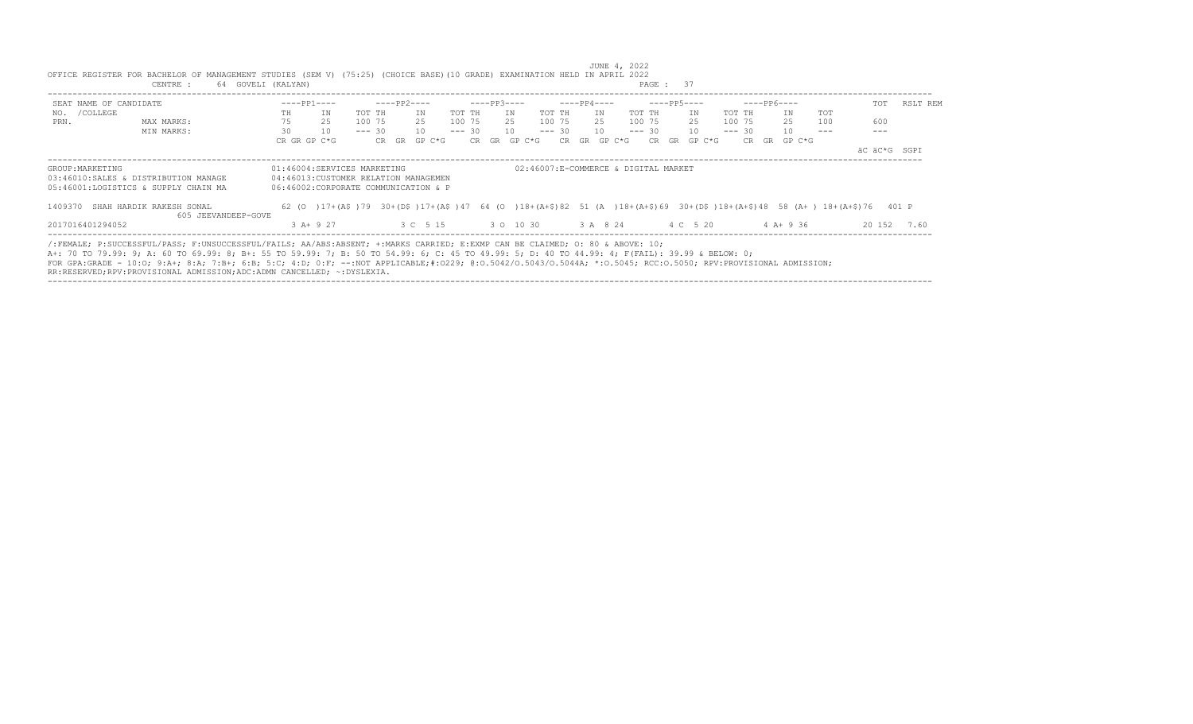JUNE 4, 2022

OFFICE REGISTER FOR BACHELOR OF MANAGEMENT STUDIES (SEM V) (75:25) (CHOICE BASE)(10 GRADE) EXAMINATION HELD IN APRIL 2022

CENTRE : 64 GOVELI (KALYAN)

| SEAT NO. /COLLEGE PRN. | NAME OF CANDIDATE | ----PP1---- | | | ----PP2---- | | | ----PP3---- | | | ----PP4---- | | | ----PP5---- | | | ----PP6---- | | | TOT | RSLT | REM |
|---|---|---|---|---|---|---|---|---|---|---|---|---|---|---|---|---|---|---|---|---|---|---|---|
| | | TH | IN | TOT | TH | IN | TOT | TH | IN | TOT | TH | IN | TOT | TH | IN | TOT | TH | IN | TOT | | | |
| | MAX MARKS: | 75 | 25 | 100 | 75 | 25 | 100 | 75 | 25 | 100 | 75 | 25 | 100 | 75 | 25 | 100 | 75 | 25 | 100 | 600 | | |
| | MIN MARKS: | 30 | 10 | --- | 30 | 10 | --- | 30 | 10 | --- | 30 | 10 | --- | 30 | 10 | --- | 30 | 10 | --- | --- | | |
| | | CR GR GP C*G | | | CR GR GP C*G | | | CR GR GP C*G | | | CR GR GP C*G | | | CR GR GP C*G | | | CR GR GP C*G | | | äC äC*G | SGPI | |

GROUP:MARKETING

01:46004:SERVICES MARKETING
02:46007:E-COMMERCE & DIGITAL MARKET
03:46010:SALES & DISTRIBUTION MANAGE
04:46013:CUSTOMER RELATION MANAGEMEN
05:46001:LOGISTICS & SUPPLY CHAIN MA
06:46002:CORPORATE COMMUNICATION & P

| SEAT NO. | NAME OF CANDIDATE | PP1 | PP2 | PP3 | PP4 | PP5 | PP6 | TOT | RSLT |
|---|---|---|---|---|---|---|---|---|---|
| 1409370 | SHAH HARDIK RAKESH SONAL / 605 JEEVANDEEP-GOVE | 62 (O )17+(A$ )79 | 30+(D$ )17+(A$ )47 | 64 (O )18+(A+$)82 | 51 (A )18+(A+$)69 | 30+(D$ )18+(A+$)48 | 58 (A+ ) 18+(A+$)76 | 401 | P |
| 2017016401294052 | | 3 A+ 9 27 | 3 C 5 15 | 3 O 10 30 | 3 A 8 24 | 4 C 5 20 | 4 A+ 9 36 | 20 152 | 7.60 |

/:FEMALE; P:SUCCESSFUL/PASS; F:UNSUCCESSFUL/FAILS; AA/ABS:ABSENT; +:MARKS CARRIED; E:EXMP CAN BE CLAIMED; O: 80 & ABOVE: 10;
A+: 70 TO 79.99: 9; A: 60 TO 69.99: 8; B+: 55 TO 59.99: 7; B: 50 TO 54.99: 6; C: 45 TO 49.99: 5; D: 40 TO 44.99: 4; F(FAIL): 39.99 & BELOW: 0;
FOR GPA:GRADE - 10:O; 9:A+; 8:A; 7:B+; 6:B; 5:C; 4:D; 0:F; --:NOT APPLICABLE;#:O229; @:O.5042/O.5043/O.5044A; *:O.5045; RCC:O.5050; RPV:PROVISIONAL ADMISSION;
RR:RESERVED;RPV:PROVISIONAL ADMISSION;ADC:ADMN CANCELLED; ~:DYSLEXIA.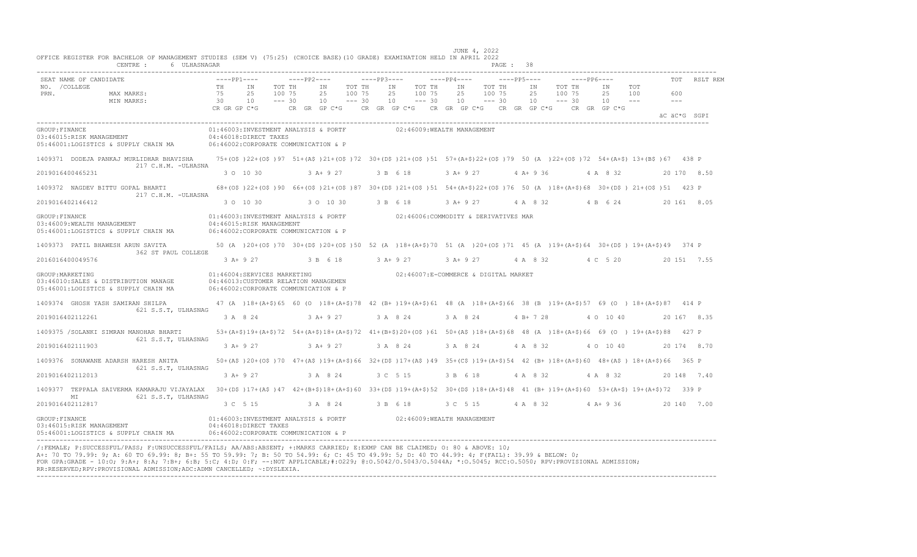JUNE 4, 2022

OFFICE REGISTER FOR BACHELOR OF MANAGEMENT STUDIES (SEM V) (75:25) (CHOICE BASE)(10 GRADE) EXAMINATION HELD IN APRIL 2022

CENTRE : 6 ULHASNAGAR

| SEAT NO. / PRN. | NAME OF CANDIDATE / COLLEGE | PP1 TH | PP1 IN | PP1 TOT | PP2 TH | PP2 IN | PP2 TOT | PP3 TH | PP3 IN | PP3 TOT | PP4 TH | PP4 IN | PP4 TOT | PP5 TH | PP5 IN | PP5 TOT | PP6 TH | PP6 IN | PP6 TOT | TOT | RSLT REM |
|---|---|---|---|---|---|---|---|---|---|---|---|---|---|---|---|---|---|---|---|---|---|
| | MAX MARKS: | 75 | 25 | 100 | 75 | 25 | 100 | 75 | 25 | 100 | 75 | 25 | 100 | 75 | 25 | 100 | 75 | 25 | 100 | 600 | |
| | MIN MARKS: | 30 | 10 | --- | 30 | 10 | --- | 30 | 10 | --- | 30 | 10 | --- | 30 | 10 | --- | 30 | 10 | --- | --- | |
| | | CR GR GP C*G | | | CR GR GP C*G | | | CR GR GP C*G | | | CR GR GP C*G | | | CR GR GP C*G | | | CR GR GP C*G | | | äC äC*G | SGPI |

GROUP:FINANCE
01:46003:INVESTMENT ANALYSIS & PORTF 02:46009:WEALTH MANAGEMENT
03:46015:RISK MANAGEMENT 04:46018:DIRECT TAXES
05:46001:LOGISTICS & SUPPLY CHAIN MA 06:46002:CORPORATE COMMUNICATION & P

| SEAT NO. / PRN. | NAME / COLLEGE | PP1 | PP2 | PP3 | PP4 | PP5 | PP6 | TOT | RSLT |
|---|---|---|---|---|---|---|---|---|---|
| 1409371 | DODEJA PANKAJ MURLIDHAR BHAVISHA / 217 C.H.M. -ULHASNA | 75+(O$ )22+(O$ )97 | 51+(A$ )21+(O$ )72 | 30+(D$ )21+(O$ )51 | 57+(A+$)22+(O$ )79 | 50 (A )22+(O$ )72 | 54+(A+$) 13+(B$ )67 | 438 | P |
| 2019016400465231 | | 3 O 10 30 | 3 A+ 9 27 | 3 B 6 18 | 3 A+ 9 27 | 4 A+ 9 36 | 4 A 8 32 | 20 170 | 8.50 |
| 1409372 | NAGDEV BITTU GOPAL BHARTI / 217 C.H.M. -ULHASNA | 68+(O$ )22+(O$ )90 | 66+(O$ )21+(O$ )87 | 30+(D$ )21+(O$ )51 | 54+(A+$)22+(O$ )76 | 50 (A )18+(A+$)68 | 30+(D$ ) 21+(O$ )51 | 423 | P |
| 2019016402146412 | | 3 O 10 30 | 3 O 10 30 | 3 B 6 18 | 3 A+ 9 27 | 4 A 8 32 | 4 B 6 24 | 20 161 | 8.05 |

GROUP:FINANCE
01:46003:INVESTMENT ANALYSIS & PORTF 02:46006:COMMODITY & DERIVATIVES MAR
03:46009:WEALTH MANAGEMENT 04:46015:RISK MANAGEMENT
05:46001:LOGISTICS & SUPPLY CHAIN MA 06:46002:CORPORATE COMMUNICATION & P

| SEAT NO. / PRN. | NAME / COLLEGE | PP1 | PP2 | PP3 | PP4 | PP5 | PP6 | TOT | RSLT |
|---|---|---|---|---|---|---|---|---|---|
| 1409373 | PATIL BHAWESH ARUN SAVITA / 362 ST PAUL COLLEGE | 50 (A )20+(O$ )70 | 30+(D$ )20+(O$ )50 | 52 (A )18+(A+$)70 | 51 (A )20+(O$ )71 | 45 (A )19+(A+$)64 | 30+(D$ ) 19+(A+$)49 | 374 | P |
| 2016016400049576 | | 3 A+ 9 27 | 3 B 6 18 | 3 A+ 9 27 | 3 A+ 9 27 | 4 A 8 32 | 4 C 5 20 | 20 151 | 7.55 |

GROUP:MARKETING
01:46004:SERVICES MARKETING 02:46007:E-COMMERCE & DIGITAL MARKET
03:46010:SALES & DISTRIBUTION MANAGE 04:46013:CUSTOMER RELATION MANAGEMEN
05:46001:LOGISTICS & SUPPLY CHAIN MA 06:46002:CORPORATE COMMUNICATION & P

| SEAT NO. / PRN. | NAME / COLLEGE | PP1 | PP2 | PP3 | PP4 | PP5 | PP6 | TOT | RSLT |
|---|---|---|---|---|---|---|---|---|---|
| 1409374 | GHOSH YASH SAMIRAN SHILPA / 621 S.S.T, ULHASNAG | 47 (A )18+(A+$)65 | 60 (O )18+(A+$)78 | 42 (B+ )19+(A+$)61 | 48 (A )18+(A+$)66 | 38 (B )19+(A+$)57 | 69 (O ) 18+(A+$)87 | 414 | P |
| 2019016402112261 | | 3 A 8 24 | 3 A+ 9 27 | 3 A 8 24 | 3 A 8 24 | 4 B+ 7 28 | 4 O 10 40 | 20 167 | 8.35 |
| 1409375 | /SOLANKI SIMRAN MANOHAR BHARTI / 621 S.S.T, ULHASNAG | 53+(A+$)19+(A+$)72 | 54+(A+$)18+(A+$)72 | 41+(B+$)20+(O$ )61 | 50+(A$ )18+(A+$)68 | 48 (A )18+(A+$)66 | 69 (O ) 19+(A+$)88 | 427 | P |
| 2019016402111903 | | 3 A+ 9 27 | 3 A+ 9 27 | 3 A 8 24 | 3 A 8 24 | 4 A 8 32 | 4 O 10 40 | 20 174 | 8.70 |
| 1409376 | SONAWANE ADARSH HARESH ANITA / 621 S.S.T, ULHASNAG | 50+(A$ )20+(O$ )70 | 47+(A$ )19+(A+$)66 | 32+(D$ )17+(A$ )49 | 35+(C$ )19+(A+$)54 | 42 (B+ )18+(A+$)60 | 48+(A$ ) 18+(A+$)66 | 365 | P |
| 2019016402112013 | | 3 A+ 9 27 | 3 A 8 24 | 3 C 5 15 | 3 B 6 18 | 4 A 8 32 | 4 A 8 32 | 20 148 | 7.40 |
| 1409377 | TEPPALA SAIVERMA KAMARAJU VIJAYALAXMI / 621 S.S.T, ULHASNAG | 30+(D$ )17+(A$ )47 | 42+(B+$)18+(A+$)60 | 33+(D$ )19+(A+$)52 | 30+(D$ )18+(A+$)48 | 41 (B+ )19+(A+$)60 | 53+(A+$) 19+(A+$)72 | 339 | P |
| 2019016402112817 | | 3 C 5 15 | 3 A 8 24 | 3 B 6 18 | 3 C 5 15 | 4 A 8 32 | 4 A+ 9 36 | 20 140 | 7.00 |

GROUP:FINANCE
01:46003:INVESTMENT ANALYSIS & PORTF 02:46009:WEALTH MANAGEMENT
03:46015:RISK MANAGEMENT 04:46018:DIRECT TAXES
05:46001:LOGISTICS & SUPPLY CHAIN MA 06:46002:CORPORATE COMMUNICATION & P

/:FEMALE; P:SUCCESSFUL/PASS; F:UNSUCCESSFUL/FAILS; AA/ABS:ABSENT; +:MARKS CARRIED; E:EXMP CAN BE CLAIMED; O: 80 & ABOVE: 10;
A+: 70 TO 79.99: 9; A: 60 TO 69.99: 8; B+: 55 TO 59.99: 7; B: 50 TO 54.99: 6; C: 45 TO 49.99: 5; D: 40 TO 44.99: 4; F(FAIL): 39.99 & BELOW: 0;
FOR GPA:GRADE - 10:O; 9:A+; 8:A; 7:B+; 6:B; 5:C; 4:D; 0:F; --:NOT APPLICABLE;#:0229; @:O.5042/O.5043/O.5044A; *:O.5045; RCC:O.5050; RPV:PROVISIONAL ADMISSION;
RR:RESERVED;RPV:PROVISIONAL ADMISSION;ADC:ADMN CANCELLED; ~:DYSLEXIA.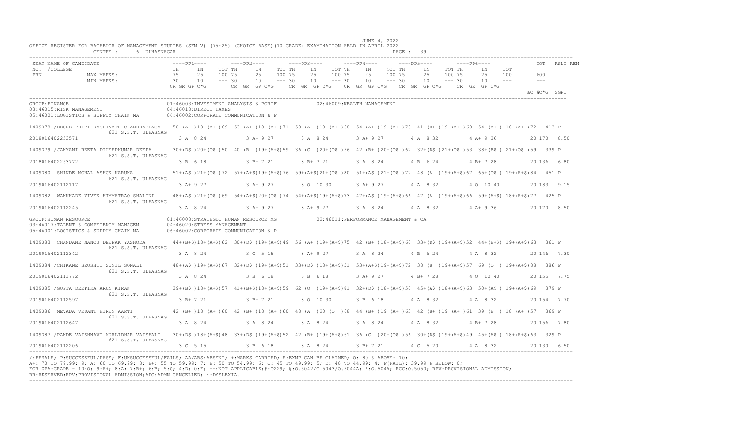OFFICE REGISTER FOR BACHELOR OF MANAGEMENT STUDIES (SEM V) (75:25) (CHOICE BASE)(10 GRADE) EXAMINATION HELD IN APRIL 2022

CENTRE : 6 ULHASNAGAR

JUNE 4, 2022

PAGE : 39

| SEAT NO. / PRN. | NAME OF CANDIDATE / COLLEGE | PP1 TH (75/30) | PP1 IN (25/10) | PP1 TOT (100) | PP2 TH | PP2 IN | PP2 TOT | PP3 TH | PP3 IN | PP3 TOT | PP4 TH | PP4 IN | PP4 TOT | PP5 TH | PP5 IN | PP5 TOT | PP6 TH | PP6 IN | PP6 TOT | TOT (600) | RSLT |
|---|---|---|---|---|---|---|---|---|---|---|---|---|---|---|---|---|---|---|---|---|---|
| | | CR GR GP C*G | | | CR GR GP C*G | | | CR GR GP C*G | | | CR GR GP C*G | | | CR GR GP C*G | | | CR GR GP C*G | | | äC äC*G SGPI | |

**GROUP:FINANCE**
01:46003:INVESTMENT ANALYSIS & PORTF — 02:46009:WEALTH MANAGEMENT — 03:46015:RISK MANAGEMENT — 04:46018:DIRECT TAXES — 05:46001:LOGISTICS & SUPPLY CHAIN MA — 06:46002:CORPORATE COMMUNICATION & P

| SEAT NO. / PRN. | NAME OF CANDIDATE / COLLEGE | PP1 TH | PP1 IN | PP1 TOT | PP2 TH | PP2 IN | PP2 TOT | PP3 TH | PP3 IN | PP3 TOT | PP4 TH | PP4 IN | PP4 TOT | PP5 TH | PP5 IN | PP5 TOT | PP6 TH | PP6 IN | PP6 TOT | TOT | RSLT |
|---|---|---|---|---|---|---|---|---|---|---|---|---|---|---|---|---|---|---|---|---|---|
| 1409378 | /DEORE PRITI KASHINATH CHANDRABHAGA, 621 S.S.T, ULHASNAG | 50 (A ) | 19 (A+ ) | 69 | 53 (A+ ) | 18 (A+ ) | 71 | 50 (A ) | 18 (A+ ) | 68 | 54 (A+ ) | 19 (A+ ) | 73 | 41 (B+ ) | 19 (A+ ) | 60 | 54 (A+ ) | 18 (A+ ) | 72 | 413 | P |
| 2018016402253571 | | 3 A 8 24 | | | 3 A+ 9 27 | | | 3 A 8 24 | | | 3 A+ 9 27 | | | 4 A 8 32 | | | 4 A+ 9 36 | | | 20 170 8.50 | |
| 1409379 | /JANYANI REETA DILEEPKUMAR DEEPA, 621 S.S.T, ULHASNAG | 30+(D$ ) | 20+(O$ ) | 50 | 40 (B ) | 19+(A+$) | 59 | 36 (C ) | 20+(O$ ) | 56 | 42 (B+ ) | 20+(O$ ) | 62 | 32+(D$ ) | 21+(O$ ) | 53 | 38+(B$ ) | 21+(O$ ) | 59 | 339 | P |
| 2018016402253772 | | 3 B 6 18 | | | 3 B+ 7 21 | | | 3 B+ 7 21 | | | 3 A 8 24 | | | 4 B 6 24 | | | 4 B+ 7 28 | | | 20 136 6.80 | |
| 1409380 | SHINDE MONAL ASHOK KARUNA, 621 S.S.T, ULHASNAG | 51+(A$ ) | 21+(O$ ) | 72 | 57+(A+$) | 19+(A+$) | 76 | 59+(A+$) | 21+(O$ ) | 80 | 51+(A$ ) | 21+(O$ ) | 72 | 48 (A ) | 19+(A+$) | 67 | 65+(O$ ) | 19+(A+$) | 84 | 451 | P |
| 2019016402112117 | | 3 A+ 9 27 | | | 3 A+ 9 27 | | | 3 O 10 30 | | | 3 A+ 9 27 | | | 4 A 8 32 | | | 4 O 10 40 | | | 20 183 9.15 | |
| 1409382 | WANKHADE VIVEK HIMMATRAO SHALINI, 621 S.S.T, ULHASNAG | 48+(A$ ) | 21+(O$ ) | 69 | 54+(A+$) | 20+(O$ ) | 74 | 54+(A+$) | 19+(A+$) | 73 | 47+(A$ ) | 19+(A+$) | 66 | 47 (A ) | 19+(A+$) | 66 | 59+(A+$) | 18+(A+$) | 77 | 425 | P |
| 2019016402112245 | | 3 A 8 24 | | | 3 A+ 9 27 | | | 3 A+ 9 27 | | | 3 A 8 24 | | | 4 A 8 32 | | | 4 A+ 9 36 | | | 20 170 8.50 | |

**GROUP:HUMAN RESOURCE**
01:46008:STRATEGIC HUMAN RESOURCE MG — 02:46011:PERFORMANCE MANAGEMENT & CA — 03:46017:TALENT & COMPETENCY MANAGEM — 04:46020:STRESS MANAGEMENT — 05:46001:LOGISTICS & SUPPLY CHAIN MA — 06:46002:CORPORATE COMMUNICATION & P

| SEAT NO. / PRN. | NAME OF CANDIDATE / COLLEGE | PP1 TH | PP1 IN | PP1 TOT | PP2 TH | PP2 IN | PP2 TOT | PP3 TH | PP3 IN | PP3 TOT | PP4 TH | PP4 IN | PP4 TOT | PP5 TH | PP5 IN | PP5 TOT | PP6 TH | PP6 IN | PP6 TOT | TOT | RSLT |
|---|---|---|---|---|---|---|---|---|---|---|---|---|---|---|---|---|---|---|---|---|---|
| 1409383 | CHANDANE MANOJ DEEPAK YASHODA, 621 S.S.T, ULHASNAG | 44+(B+$) | 18+(A+$) | 62 | 30+(D$ ) | 19+(A+$) | 49 | 56 (A+ ) | 19+(A+$) | 75 | 42 (B+ ) | 18+(A+$) | 60 | 33+(D$ ) | 19+(A+$) | 52 | 44+(B+$) | 19+(A+$) | 63 | 361 | P |
| 2019016402112342 | | 3 A 8 24 | | | 3 C 5 15 | | | 3 A+ 9 27 | | | 3 A 8 24 | | | 4 B 6 24 | | | 4 A 8 32 | | | 20 146 7.30 | |
| 1409384 | /CHIKANE SRUSHTI SUNIL SONALI, 621 S.S.T, ULHASNAG | 48+(A$ ) | 19+(A+$) | 67 | 32+(D$ ) | 19+(A+$) | 51 | 33+(D$ ) | 18+(A+$) | 51 | 53+(A+$) | 19+(A+$) | 72 | 38 (B ) | 19+(A+$) | 57 | 69 (O ) | 19+(A+$) | 88 | 386 | P |
| 2019016402111772 | | 3 A 8 24 | | | 3 B 6 18 | | | 3 B 6 18 | | | 3 A+ 9 27 | | | 4 B+ 7 28 | | | 4 O 10 40 | | | 20 155 7.75 | |
| 1409385 | /GUPTA DEEPIKA ARUN KIRAN, 621 S.S.T, ULHASNAG | 39+(B$ ) | 18+(A+$) | 57 | 41+(B+$) | 18+(A+$) | 59 | 62 (O ) | 19+(A+$) | 81 | 32+(D$ ) | 18+(A+$) | 50 | 45+(A$ ) | 18+(A+$) | 63 | 50+(A$ ) | 19+(A+$) | 69 | 379 | P |
| 2019016402112597 | | 3 B+ 7 21 | | | 3 B+ 7 21 | | | 3 O 10 30 | | | 3 B 6 18 | | | 4 A 8 32 | | | 4 A 8 32 | | | 20 154 7.70 | |
| 1409386 | MEVADA VEDANT HIREN AARTI, 621 S.S.T, ULHASNAG | 42 (B+ ) | 18 (A+ ) | 60 | 42 (B+ ) | 18 (A+ ) | 60 | 48 (A ) | 20 (O ) | 68 | 44 (B+ ) | 19 (A+ ) | 63 | 42 (B+ ) | 19 (A+ ) | 61 | 39 (B ) | 18 (A+ ) | 57 | 369 | P |
| 2019016402112647 | | 3 A 8 24 | | | 3 A 8 24 | | | 3 A 8 24 | | | 3 A 8 24 | | | 4 A 8 32 | | | 4 B+ 7 28 | | | 20 156 7.80 | |
| 1409387 | /PANDE VAISHNAVI MURLIDHAR VAISHALI, 621 S.S.T, ULHASNAG | 30+(D$ ) | 18+(A+$) | 48 | 33+(D$ ) | 19+(A+$) | 52 | 42 (B+ ) | 19+(A+$) | 61 | 36 (C ) | 20+(O$ ) | 56 | 30+(D$ ) | 19+(A+$) | 49 | 45+(A$ ) | 18+(A+$) | 63 | 329 | P |
| 2019016402112206 | | 3 C 5 15 | | | 3 B 6 18 | | | 3 A 8 24 | | | 3 B+ 7 21 | | | 4 C 5 20 | | | 4 A 8 32 | | | 20 130 6.50 | |

/:FEMALE; P:SUCCESSFUL/PASS; F:UNSUCCESSFUL/FAILS; AA/ABS:ABSENT; +:MARKS CARRIED; E:EXMP CAN BE CLAIMED; O: 80 & ABOVE: 10;
A+: 70 TO 79.99: 9; A: 60 TO 69.99: 8; B+: 55 TO 59.99: 7; B: 50 TO 54.99: 6; C: 45 TO 49.99: 5; D: 40 TO 44.99: 4; F(FAIL): 39.99 & BELOW: 0;
FOR GPA:GRADE - 10:O; 9:A+; 8:A; 7:B+; 6:B; 5:C; 4:D; 0:F; --:NOT APPLICABLE;#:0229; @:O.5042/O.5043/O.5044A; *:O.5045; RCC:O.5050; RPV:PROVISIONAL ADMISSION;
RR:RESERVED;RPV:PROVISIONAL ADMISSION;ADC:ADMN CANCELLED; ~:DYSLEXIA.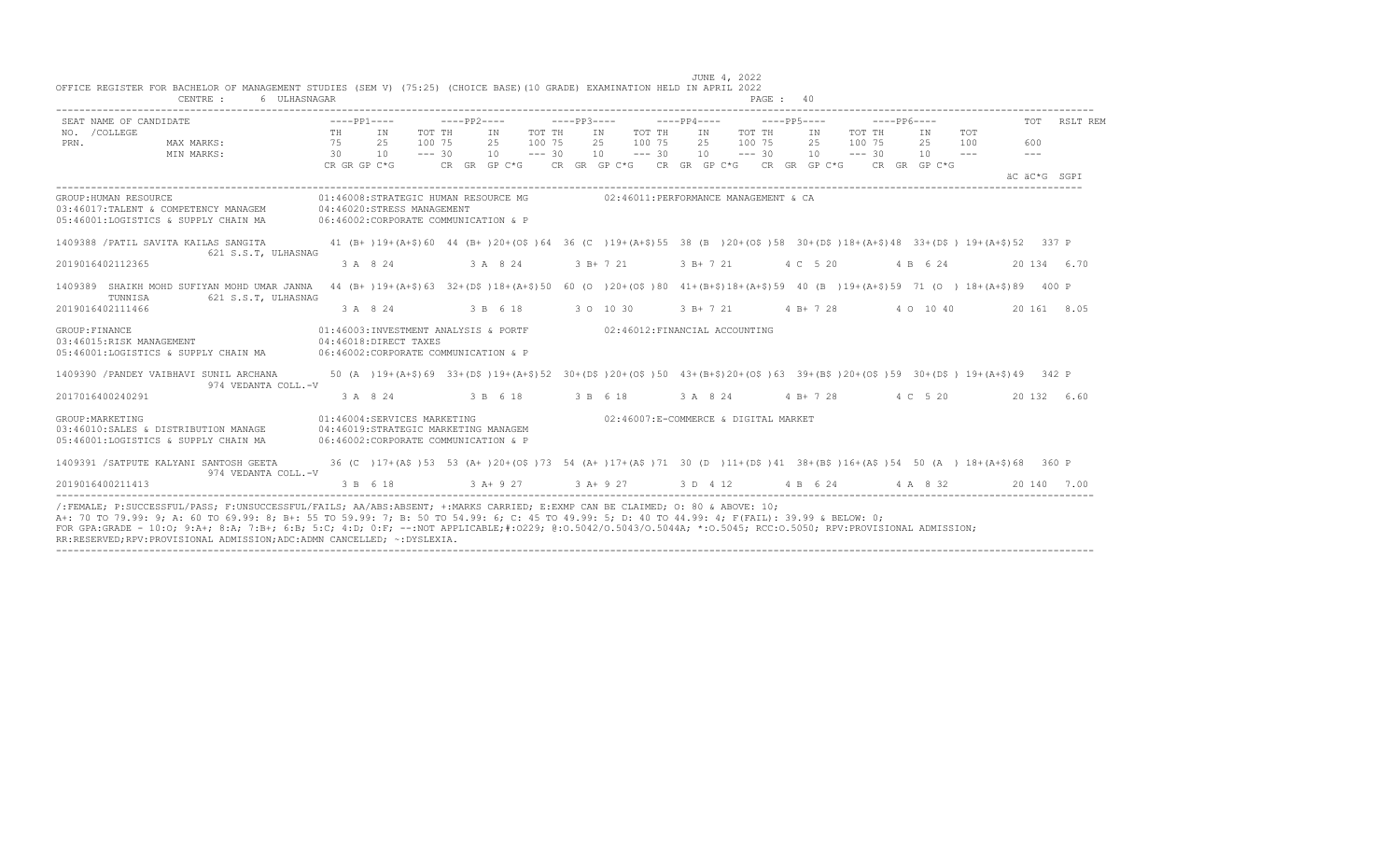JUNE 4, 2022

OFFICE REGISTER FOR BACHELOR OF MANAGEMENT STUDIES (SEM V) (75:25) (CHOICE BASE)(10 GRADE) EXAMINATION HELD IN APRIL 2022

CENTRE : 6 ULHASNAGAR PAGE : 40

```
SEAT NAME OF CANDIDATE                     ----PP1----       ----PP2----       ----PP3----       ----PP4----       ----PP5----       ----PP6----              TOT   RSLT REM
NO.  /COLLEGE                              TH     IN    TOT TH     IN    TOT TH     IN    TOT TH     IN    TOT TH     IN    TOT TH     IN    TOT
PRN.             MAX MARKS:                75     25    100 75     25    100 75     25    100 75     25    100 75     25    100 75     25    100       600
                 MIN MARKS:                30     10    --- 30     10    --- 30     10    --- 30     10    --- 30     10    --- 30     10    ---       ---
                                           CR GR GP C*G      CR  GR  GP C*G    CR  GR  GP C*G    CR  GR  GP C*G    CR  GR  GP C*G    CR  GR  GP C*G
                                                                                                                                             äC äC*G  SGPI
```

GROUP:HUMAN RESOURCE — 01:46008:STRATEGIC HUMAN RESOURCE MG; 02:46011:PERFORMANCE MANAGEMENT & CA; 03:46017:TALENT & COMPETENCY MANAGEM; 04:46020:STRESS MANAGEMENT; 05:46001:LOGISTICS & SUPPLY CHAIN MA; 06:46002:CORPORATE COMMUNICATION & P

```
1409388 /PATIL SAVITA KAILAS SANGITA      41 (B+ )19+(A+$)60  44 (B+ )20+(O$ )64  36 (C  )19+(A+$)55  38 (B  )20+(O$ )58  30+(D$ )18+(A+$)48  33+(D$ ) 19+(A+$)52   337 P
                621 S.S.T, ULHASNAG
2019016402112365                             3 A  8 24          3 A  8 24         3 B+ 7 21         3 B+ 7 21         4 C  5 20          4 B  6 24         20 134  6.70

1409389  SHAIKH MOHD SUFIYAN MOHD UMAR JANNA  44 (B+ )19+(A+$)63  32+(D$ )18+(A+$)50  60 (O  )20+(O$ )80  41+(B+$)18+(A+$)59  40 (B  )19+(A+$)59  71 (O  ) 18+(A+$)89   400 P
         TUNNISA        621 S.S.T, ULHASNAG
2019016402111466                             3 A  8 24          3 B  6 18         3 O  10 30        3 B+ 7 21         4 B+ 7 28          4 O  10 40        20 161  8.05
```

GROUP:FINANCE — 01:46003:INVESTMENT ANALYSIS & PORTF; 02:46012:FINANCIAL ACCOUNTING; 03:46015:RISK MANAGEMENT; 04:46018:DIRECT TAXES; 05:46001:LOGISTICS & SUPPLY CHAIN MA; 06:46002:CORPORATE COMMUNICATION & P

```
1409390 /PANDEY VAIBHAVI SUNIL ARCHANA    50 (A  )19+(A+$)69  33+(D$ )19+(A+$)52  30+(D$ )20+(O$ )50  43+(B+$)20+(O$ )63  39+(B$ )20+(O$ )59  30+(D$ ) 19+(A+$)49   342 P
                974 VEDANTA COLL.-V
2017016400240291                             3 A  8 24          3 B  6 18         3 B  6 18         3 A  8 24         4 B+ 7 28          4 C  5 20         20 132  6.60
```

GROUP:MARKETING — 01:46004:SERVICES MARKETING; 02:46007:E-COMMERCE & DIGITAL MARKET; 03:46010:SALES & DISTRIBUTION MANAGE; 04:46019:STRATEGIC MARKETING MANAGEM; 05:46001:LOGISTICS & SUPPLY CHAIN MA; 06:46002:CORPORATE COMMUNICATION & P

```
1409391 /SATPUTE KALYANI SANTOSH GEETA    36 (C  )17+(A$ )53  53 (A+ )20+(O$ )73  54 (A+ )17+(A$ )71  30 (D  )11+(D$ )41  38+(B$ )16+(A$ )54  50 (A  ) 18+(A+$)68   360 P
                974 VEDANTA COLL.-V
2019016400211413                             3 B  6 18          3 A+ 9 27         3 A+ 9 27         3 D  4 12         4 B  6 24          4 A  8 32         20 140  7.00
```

/:FEMALE; P:SUCCESSFUL/PASS; F:UNSUCCESSFUL/FAILS; AA/ABS:ABSENT; +:MARKS CARRIED; E:EXMP CAN BE CLAIMED; O: 80 & ABOVE: 10;
A+: 70 TO 79.99: 9; A: 60 TO 69.99: 8; B+: 55 TO 59.99: 7; B: 50 TO 54.99: 6; C: 45 TO 49.99: 5; D: 40 TO 44.99: 4; F(FAIL): 39.99 & BELOW: 0;
FOR GPA:GRADE - 10:O; 9:A+; 8:A; 7:B+; 6:B; 5:C; 4:D; 0:F; --:NOT APPLICABLE;#:O229; @:O.5042/O.5043/O.5044A; *:O.5045; RCC:O.5050; RPV:PROVISIONAL ADMISSION;
RR:RESERVED;RPV:PROVISIONAL ADMISSION;ADC:ADMN CANCELLED; ~:DYSLEXIA.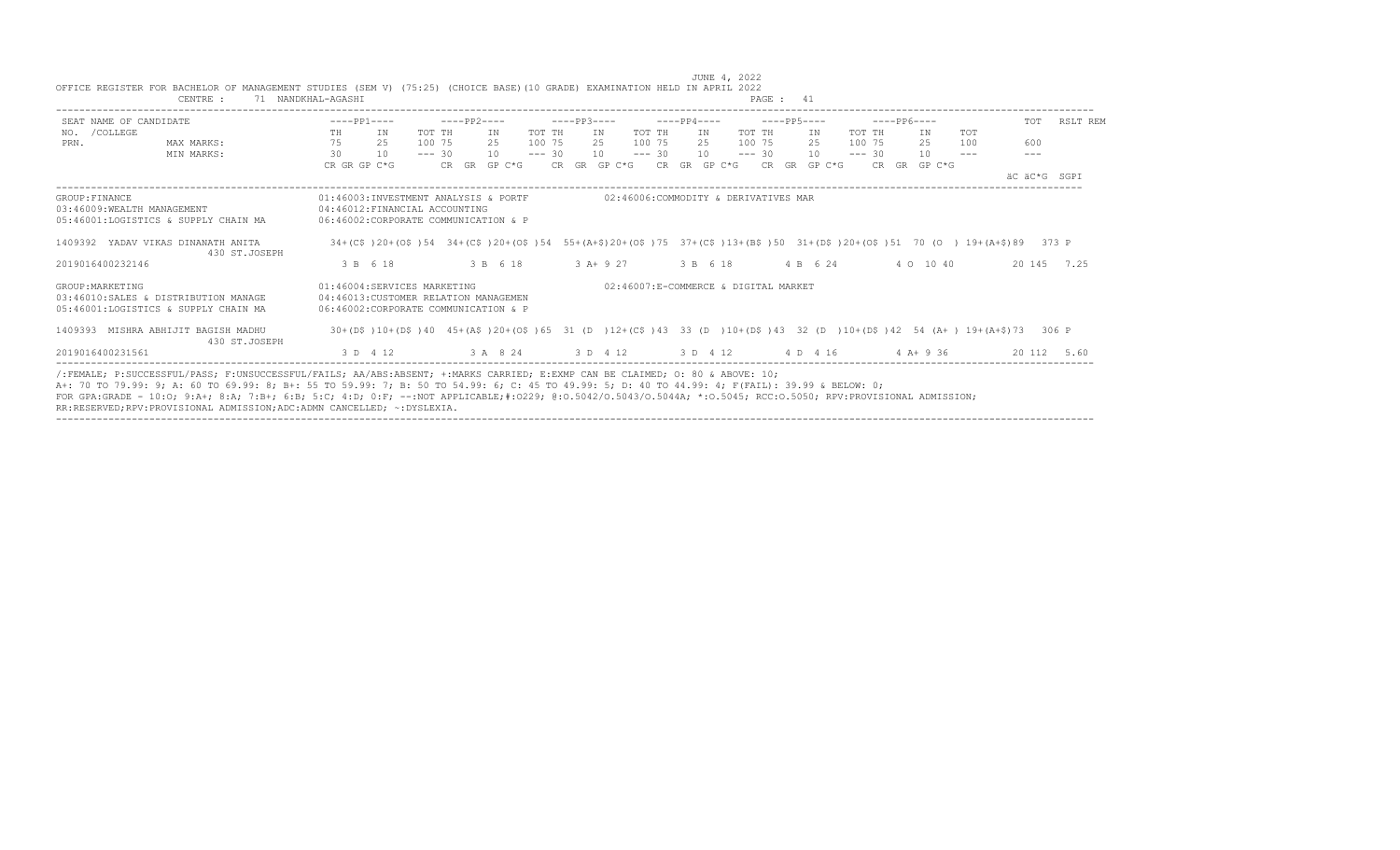JUNE 4, 2022

OFFICE REGISTER FOR BACHELOR OF MANAGEMENT STUDIES (SEM V) (75:25) (CHOICE BASE)(10 GRADE) EXAMINATION HELD IN APRIL 2022

CENTRE : 71 NANDKHAL-AGASHI

| SEAT NO. / PRN. | NAME OF CANDIDATE / COLLEGE | ----PP1---- | ----PP2---- | ----PP3---- | ----PP4---- | ----PP5---- | ----PP6---- | TOT | RSLT REM |
|---|---|---|---|---|---|---|---|---|---|
| | | TH IN TOT | TH IN TOT | TH IN TOT | TH IN TOT | TH IN TOT | TH IN TOT | | |
| | MAX MARKS: | 75 25 100 | 75 25 100 | 75 25 100 | 75 25 100 | 75 25 100 | 75 25 100 | 600 | |
| | MIN MARKS: | 30 10 --- | 30 10 --- | 30 10 --- | 30 10 --- | 30 10 --- | 30 10 --- | --- | |
| | | CR GR GP C*G | CR GR GP C*G | CR GR GP C*G | CR GR GP C*G | CR GR GP C*G | CR GR GP C*G | äC äC*G | SGPI |

GROUP:FINANCE
01:46003:INVESTMENT ANALYSIS & PORTF
02:46006:COMMODITY & DERIVATIVES MAR
03:46009:WEALTH MANAGEMENT
04:46012:FINANCIAL ACCOUNTING
05:46001:LOGISTICS & SUPPLY CHAIN MA
06:46002:CORPORATE COMMUNICATION & P

| SEAT NO. / PRN. | NAME OF CANDIDATE / COLLEGE | PP1 | PP2 | PP3 | PP4 | PP5 | PP6 | TOT | RSLT |
|---|---|---|---|---|---|---|---|---|---|
| 1409392 | YADAV VIKAS DINANATH ANITA / 430 ST.JOSEPH | 34+(C$ )20+(O$ )54 | 34+(C$ )20+(O$ )54 | 55+(A+$)20+(O$ )75 | 37+(C$ )13+(B$ )50 | 31+(D$ )20+(O$ )51 | 70 (O ) 19+(A+$)89 | 373 | P |
| 2019016400232146 | | 3 B 6 18 | 3 B 6 18 | 3 A+ 9 27 | 3 B 6 18 | 4 B 6 24 | 4 O 10 40 | 20 145 | 7.25 |

GROUP:MARKETING
01:46004:SERVICES MARKETING
02:46007:E-COMMERCE & DIGITAL MARKET
03:46010:SALES & DISTRIBUTION MANAGE
04:46013:CUSTOMER RELATION MANAGEMEN
05:46001:LOGISTICS & SUPPLY CHAIN MA
06:46002:CORPORATE COMMUNICATION & P

| SEAT NO. / PRN. | NAME OF CANDIDATE / COLLEGE | PP1 | PP2 | PP3 | PP4 | PP5 | PP6 | TOT | RSLT |
|---|---|---|---|---|---|---|---|---|---|
| 1409393 | MISHRA ABHIJIT BAGISH MADHU / 430 ST.JOSEPH | 30+(D$ )10+(D$ )40 | 45+(A$ )20+(O$ )65 | 31 (D )12+(C$ )43 | 33 (D )10+(D$ )43 | 32 (D )10+(D$ )42 | 54 (A+ ) 19+(A+$)73 | 306 | P |
| 2019016400231561 | | 3 D 4 12 | 3 A 8 24 | 3 D 4 12 | 3 D 4 12 | 4 D 4 16 | 4 A+ 9 36 | 20 112 | 5.60 |

/:FEMALE; P:SUCCESSFUL/PASS; F:UNSUCCESSFUL/FAILS; AA/ABS:ABSENT; +:MARKS CARRIED; E:EXMP CAN BE CLAIMED; O: 80 & ABOVE: 10;
A+: 70 TO 79.99: 9; A: 60 TO 69.99: 8; B+: 55 TO 59.99: 7; B: 50 TO 54.99: 6; C: 45 TO 49.99: 5; D: 40 TO 44.99: 4; F(FAIL): 39.99 & BELOW: 0;
FOR GPA:GRADE - 10:O; 9:A+; 8:A; 7:B+; 6:B; 5:C; 4:D; 0:F; --:NOT APPLICABLE;#:O229; @:O.5042/O.5043/O.5044A; *:O.5045; RCC:O.5050; RPV:PROVISIONAL ADMISSION;
RR:RESERVED;RPV:PROVISIONAL ADMISSION;ADC:ADMN CANCELLED; ~:DYSLEXIA.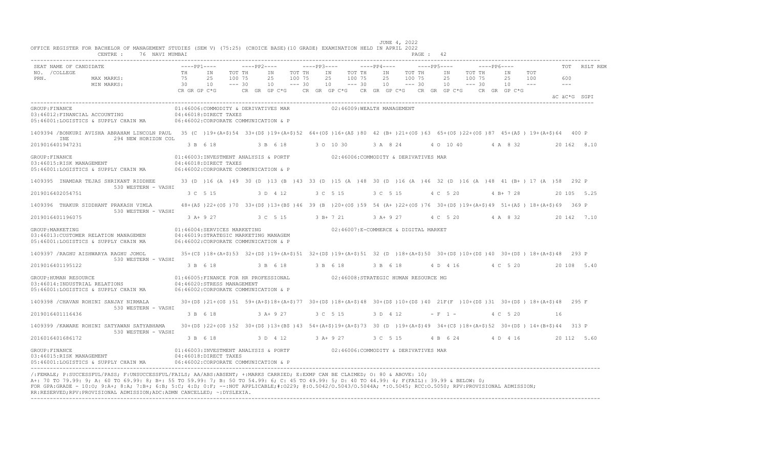JUNE 4, 2022

OFFICE REGISTER FOR BACHELOR OF MANAGEMENT STUDIES (SEM V) (75:25) (CHOICE BASE)(10 GRADE) EXAMINATION HELD IN APRIL 2022

CENTRE : 76 NAVI MUMBAI

| SEAT NO. /COLLEGE PRN. | NAME OF CANDIDATE | ----PP1---- TH IN TOT | ----PP2---- TH IN TOT | ----PP3---- TH IN TOT | ----PP4---- TH IN TOT | ----PP5---- TH IN TOT | ----PP6---- TH IN TOT | TOT | RSLT | REM |
|---|---|---|---|---|---|---|---|---|---|---|
| | MAX MARKS: | 75 25 100 | 75 25 100 | 75 25 100 | 75 25 100 | 75 25 100 | 75 25 100 | 600 | | |
| | MIN MARKS: | 30 10 --- | 30 10 --- | 30 10 --- | 30 10 --- | 30 10 --- | 30 10 --- | --- | | |
| | | CR GR GP C*G | CR GR GP C*G | CR GR GP C*G | CR GR GP C*G | CR GR GP C*G | CR GR GP C*G | äC äC*G | SGPI | |

GROUP:FINANCE
01:46006:COMMODITY & DERIVATIVES MAR
02:46009:WEALTH MANAGEMENT
03:46012:FINANCIAL ACCOUNTING
04:46018:DIRECT TAXES
05:46001:LOGISTICS & SUPPLY CHAIN MA
06:46002:CORPORATE COMMUNICATION & P

| SEAT NO. / PRN | NAME / COLLEGE | PP1 | PP2 | PP3 | PP4 | PP5 | PP6 | TOT | RSLT | REM |
|---|---|---|---|---|---|---|---|---|---|---|
| 1409394 / | BONKURI AVISHA ABRAHAM LINCOLN PAULINE 294 NEW HORIZON COL | 35 (C )19+(A+$)54 | 33+(D$ )19+(A+$)52 | 64+(O$ )16+(A$ )80 | 42 (B+ )21+(O$ )63 | 65+(O$ )22+(O$ )87 | 45+(A$ ) 19+(A+$)64 | 400 | P | |
| 2019016401947231 | | 3 B 6 18 | 3 B 6 18 | 3 O 10 30 | 3 A 8 24 | 4 O 10 40 | 4 A 8 32 | 20 162 | 8.10 | |

GROUP:FINANCE
01:46003:INVESTMENT ANALYSIS & PORTF
02:46006:COMMODITY & DERIVATIVES MAR
03:46015:RISK MANAGEMENT
04:46018:DIRECT TAXES
05:46001:LOGISTICS & SUPPLY CHAIN MA
06:46002:CORPORATE COMMUNICATION & P

| SEAT NO. / PRN | NAME / COLLEGE | PP1 | PP2 | PP3 | PP4 | PP5 | PP6 | TOT | RSLT | REM |
|---|---|---|---|---|---|---|---|---|---|---|
| 1409395 | INAMDAR TEJAS SHRIKANT RIDDHEE 530 WESTERN - VASHI | 33 (D )16 (A )49 | 30 (D )13 (B )43 | 33 (D )15 (A )48 | 30 (D )16 (A )46 | 32 (D )16 (A )48 | 41 (B+ ) 17 (A )58 | 292 | P | |
| 2019016402054751 | | 3 C 5 15 | 3 D 4 12 | 3 C 5 15 | 3 C 5 15 | 4 C 5 20 | 4 B+ 7 28 | 20 105 | 5.25 | |
| 1409396 | THAKUR SIDDHANT PRAKASH VIMLA 530 WESTERN - VASHI | 48+(A$ )22+(O$ )70 | 33+(D$ )13+(B$ )46 | 39 (B )20+(O$ )59 | 54 (A+ )22+(O$ )76 | 30+(D$ )19+(A+$)49 | 51+(A$ ) 18+(A+$)69 | 369 | P | |
| 2019016401196075 | | 3 A+ 9 27 | 3 C 5 15 | 3 B+ 7 21 | 3 A+ 9 27 | 4 C 5 20 | 4 A 8 32 | 20 142 | 7.10 | |

GROUP:MARKETING
01:46004:SERVICES MARKETING
02:46007:E-COMMERCE & DIGITAL MARKET
03:46013:CUSTOMER RELATION MANAGEMEN
04:46019:STRATEGIC MARKETING MANAGEM
05:46001:LOGISTICS & SUPPLY CHAIN MA
06:46002:CORPORATE COMMUNICATION & P

| SEAT NO. / PRN | NAME / COLLEGE | PP1 | PP2 | PP3 | PP4 | PP5 | PP6 | TOT | RSLT | REM |
|---|---|---|---|---|---|---|---|---|---|---|
| 1409397 / | RAGHU AISHWARYA RAGHU JOMOL 530 WESTERN - VASHI | 35+(C$ )18+(A+$)53 | 32+(D$ )19+(A+$)51 | 32+(D$ )19+(A+$)51 | 32 (D )18+(A+$)50 | 30+(D$ )10+(D$ )40 | 30+(D$ ) 18+(A+$)48 | 293 | P | |
| 2019016401195122 | | 3 B 6 18 | 3 B 6 18 | 3 B 6 18 | 3 B 6 18 | 4 D 4 16 | 4 C 5 20 | 20 108 | 5.40 | |

GROUP:HUMAN RESOURCE
01:46005:FINANCE FOR HR PROFESSIONAL
02:46008:STRATEGIC HUMAN RESOURCE MG
03:46014:INDUSTRIAL RELATIONS
04:46020:STRESS MANAGEMENT
05:46001:LOGISTICS & SUPPLY CHAIN MA
06:46002:CORPORATE COMMUNICATION & P

| SEAT NO. / PRN | NAME / COLLEGE | PP1 | PP2 | PP3 | PP4 | PP5 | PP6 | TOT | RSLT | REM |
|---|---|---|---|---|---|---|---|---|---|---|
| 1409398 / | CHAVAN ROHINI SANJAY NIRMALA 530 WESTERN - VASHI | 30+(D$ )21+(O$ )51 | 59+(A+$)18+(A+$)77 | 30+(D$ )18+(A+$)48 | 30+(D$ )10+(D$ )40 | 21F(F )10+(D$ )31 | 30+(D$ ) 18+(A+$)48 | 295 | F | |
| 2019016401116436 | | 3 B 6 18 | 3 A+ 9 27 | 3 C 5 15 | 3 D 4 12 | - F 1 - | 4 C 5 20 | 16 | | |
| 1409399 / | KAWARE ROHINI SATYAWAN SATYABHAMA 530 WESTERN - VASHI | 30+(D$ )22+(O$ )52 | 30+(D$ )13+(B$ )43 | 54+(A+$)19+(A+$)73 | 30 (D )19+(A+$)49 | 34+(C$ )18+(A+$)52 | 30+(D$ ) 14+(B+$)44 | 313 | P | |
| 2016016401686172 | | 3 B 6 18 | 3 D 4 12 | 3 A+ 9 27 | 3 C 5 15 | 4 B 6 24 | 4 D 4 16 | 20 112 | 5.60 | |

GROUP:FINANCE
01:46003:INVESTMENT ANALYSIS & PORTF
02:46006:COMMODITY & DERIVATIVES MAR
03:46015:RISK MANAGEMENT
04:46018:DIRECT TAXES
05:46001:LOGISTICS & SUPPLY CHAIN MA
06:46002:CORPORATE COMMUNICATION & P

/:FEMALE; P:SUCCESSFUL/PASS; F:UNSUCCESSFUL/FAILS; AA/ABS:ABSENT; +:MARKS CARRIED; E:EXMP CAN BE CLAIMED; O: 80 & ABOVE: 10;
A+: 70 TO 79.99: 9; A: 60 TO 69.99: 8; B+: 55 TO 59.99: 7; B: 50 TO 54.99: 6; C: 45 TO 49.99: 5; D: 40 TO 44.99: 4; F(FAIL): 39.99 & BELOW: 0;
FOR GPA:GRADE - 10:O; 9:A+; 8:A; 7:B+; 6:B; 5:C; 4:D; 0:F; --:NOT APPLICABLE;#:O229; @:O.5042/O.5043/O.5044A; *:O.5045; RCC:O.5050; RPV:PROVISIONAL ADMISSION;
RR:RESERVED;RPV:PROVISIONAL ADMISSION;ADC:ADMN CANCELLED; ~:DYSLEXIA.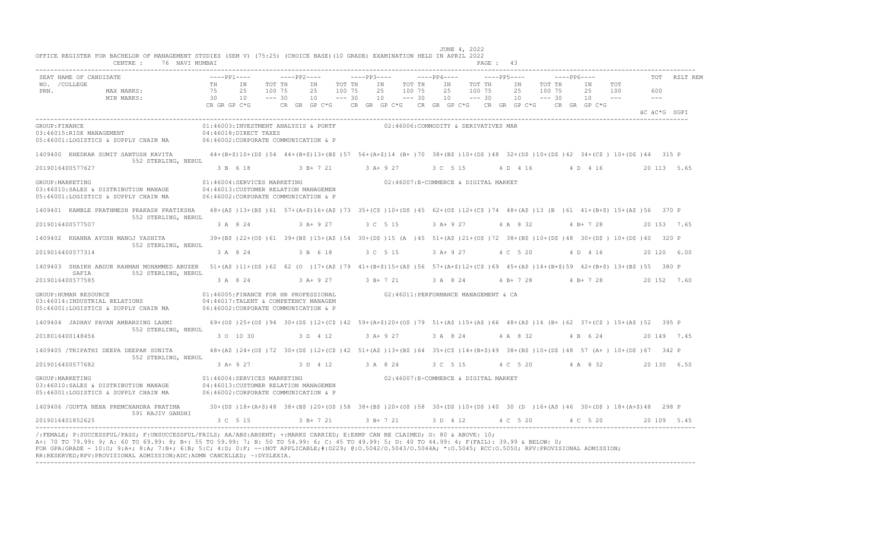JUNE 4, 2022

OFFICE REGISTER FOR BACHELOR OF MANAGEMENT STUDIES (SEM V) (75:25) (CHOICE BASE)(10 GRADE) EXAMINATION HELD IN APRIL 2022

CENTRE : 76 NAVI MUMBAI

```
SEAT NAME OF CANDIDATE              ----PP1----      ----PP2----      ----PP3----      ----PP4----      ----PP5----      ----PP6----           TOT   RSLT REM
NO.  /COLLEGE                       TH    IN   TOT TH    IN   TOT TH    IN   TOT TH    IN   TOT TH    IN   TOT TH    IN   TOT
PRN.           MAX MARKS:           75    25   100 75    25   100 75    25   100 75    25   100 75    25   100 75    25   100        600
               MIN MARKS:           30    10   --- 30    10   --- 30    10   --- 30    10   --- 30    10   --- 30    10   ---        ---
                                    CR GR GP C*G     CR GR GP C*G     CR GR GP C*G     CR GR GP C*G     CR GR GP C*G     CR GR GP C*G
                                                                                                                                 äC äC*G  SGPI
```

```
GROUP:FINANCE                              01:46003:INVESTMENT ANALYSIS & PORTF          02:46006:COMMODITY & DERIVATIVES MAR
03:46015:RISK MANAGEMENT                   04:46018:DIRECT TAXES
05:46001:LOGISTICS & SUPPLY CHAIN MA       06:46002:CORPORATE COMMUNICATION & P

1409400  KHEDKAR SUMIT SANTOSH KAVITA      44+(B+$)10+(D$ )54  44+(B+$)13+(B$ )57  56+(A+$)14 (B+ )70  38+(B$ )10+(D$ )48  32+(D$ )10+(D$ )42  34+(C$ ) 10+(D$ )44   315 P
         552 STERLING, NERUL
2019016400577627                            3 B  6 18          3 B+ 7 21         3 A+ 9 27         3 C  5 15         4 D  4 16         4 D  4 16          20 113  5.65

GROUP:MARKETING                            01:46004:SERVICES MARKETING                   02:46007:E-COMMERCE & DIGITAL MARKET
03:46010:SALES & DISTRIBUTION MANAGE       04:46013:CUSTOMER RELATION MANAGEMEN
05:46001:LOGISTICS & SUPPLY CHAIN MA       06:46002:CORPORATE COMMUNICATION & P

1409401  KAMBLE PRATHMESH PRAKASH PRATIKSHA  48+(A$ )13+(B$ )61  57+(A+$)16+(A$ )73  35+(C$ )10+(D$ )45  62+(O$ )12+(C$ )74  48+(A$ )13 (B )61  41+(B+$) 15+(A$ )56   370 P
         552 STERLING, NERUL
2019016400577507                            3 A  8 24          3 A+ 9 27         3 C  5 15         3 A+ 9 27         4 A  8 32         4 B+ 7 28          20 153  7.65

1409402  KHANNA AYUSH MANOJ YASHITA        39+(B$ )22+(O$ )61  39+(B$ )15+(A$ )54  30+(D$ )15 (A )45  51+(A$ )21+(O$ )72  38+(B$ )10+(D$ )48  30+(D$ ) 10+(D$ )40   320 P
         552 STERLING, NERUL
2019016400577314                            3 A  8 24          3 B  6 18         3 C  5 15         3 A+ 9 27         4 C  5 20         4 D  4 16          20 120  6.00

1409403  SHAIKH ABDUR RAHMAN MOHAMMED ABUZER  51+(A$ )11+(D$ )62  62 (O )17+(A$ )79  41+(B+$)15+(A$ )56  57+(A+$)12+(C$ )69  45+(A$ )14+(B+$)59  42+(B+$) 13+(B$ )55   380 P
         SAFIA        552 STERLING, NERUL
2019016400577585                            3 A  8 24          3 A+ 9 27         3 B+ 7 21         3 A  8 24         4 B+ 7 28         4 B+ 7 28          20 152  7.60

GROUP:HUMAN RESOURCE                       01:46005:FINANCE FOR HR PROFESSIONAL          02:46011:PERFORMANCE MANAGEMENT & CA
03:46014:INDUSTRIAL RELATIONS              04:46017:TALENT & COMPETENCY MANAGEM
05:46001:LOGISTICS & SUPPLY CHAIN MA       06:46002:CORPORATE COMMUNICATION & P

1409404  JADHAV PAVAN AMBARSING LAXMI      69+(O$ )25+(O$ )94  30+(D$ )12+(C$ )42  59+(A+$)20+(O$ )79  51+(A$ )15+(A$ )66  48+(A$ )14 (B+ )62  37+(C$ ) 15+(A$ )52   395 P
         552 STERLING, NERUL
2018016400148456                            3 O 10 30          3 D  4 12         3 A+ 9 27         3 A  8 24         4 A  8 32         4 B  6 24          20 149  7.45

1409405 /TRIPATHI DEEPA DEEPAK SUNITA      48+(A$ )24+(O$ )72  30+(D$ )12+(C$ )42  51+(A$ )13+(B$ )64  35+(C$ )14+(B+$)49  38+(B$ )10+(D$ )48  57 (A+ ) 10+(D$ )67   342 P
         552 STERLING, NERUL
2019016400577682                            3 A+ 9 27          3 D  4 12         3 A  8 24         3 C  5 15         4 C  5 20         4 A  8 32          20 130  6.50

GROUP:MARKETING                            01:46004:SERVICES MARKETING                   02:46007:E-COMMERCE & DIGITAL MARKET
03:46010:SALES & DISTRIBUTION MANAGE       04:46013:CUSTOMER RELATION MANAGEMEN
05:46001:LOGISTICS & SUPPLY CHAIN MA       06:46002:CORPORATE COMMUNICATION & P

1409406 /GUPTA NEHA PREMCHANDRA PRATIMA    30+(D$ )18+(A+$)48  38+(B$ )20+(O$ )58  38+(B$ )20+(O$ )58  30+(D$ )10+(D$ )40  30 (D )16+(A$ )46  30+(D$ ) 18+(A+$)48   298 P
         591 RAJIV GANDHI
2019016401852625                            3 C  5 15          3 B+ 7 21         3 B+ 7 21         3 D  4 12         4 C  5 20         4 C  5 20          20 109  5.45
```

/:FEMALE; P:SUCCESSFUL/PASS; F:UNSUCCESSFUL/FAILS; AA/ABS:ABSENT; +:MARKS CARRIED; E:EXMP CAN BE CLAIMED; O: 80 & ABOVE: 10;
A+: 70 TO 79.99: 9; A: 60 TO 69.99: 8; B+: 55 TO 59.99: 7; B: 50 TO 54.99: 6; C: 45 TO 49.99: 5; D: 40 TO 44.99: 4; F(FAIL): 39.99 & BELOW: 0;
FOR GPA:GRADE - 10:O; 9:A+; 8:A; 7:B+; 6:B; 5:C; 4:D; 0:F; --:NOT APPLICABLE;#:O229; @:O.5042/O.5043/O.5044A; *:O.5045; RCC:O.5050; RPV:PROVISIONAL ADMISSION;
RR:RESERVED;RPV:PROVISIONAL ADMISSION;ADC:ADMN CANCELLED; ~:DYSLEXIA.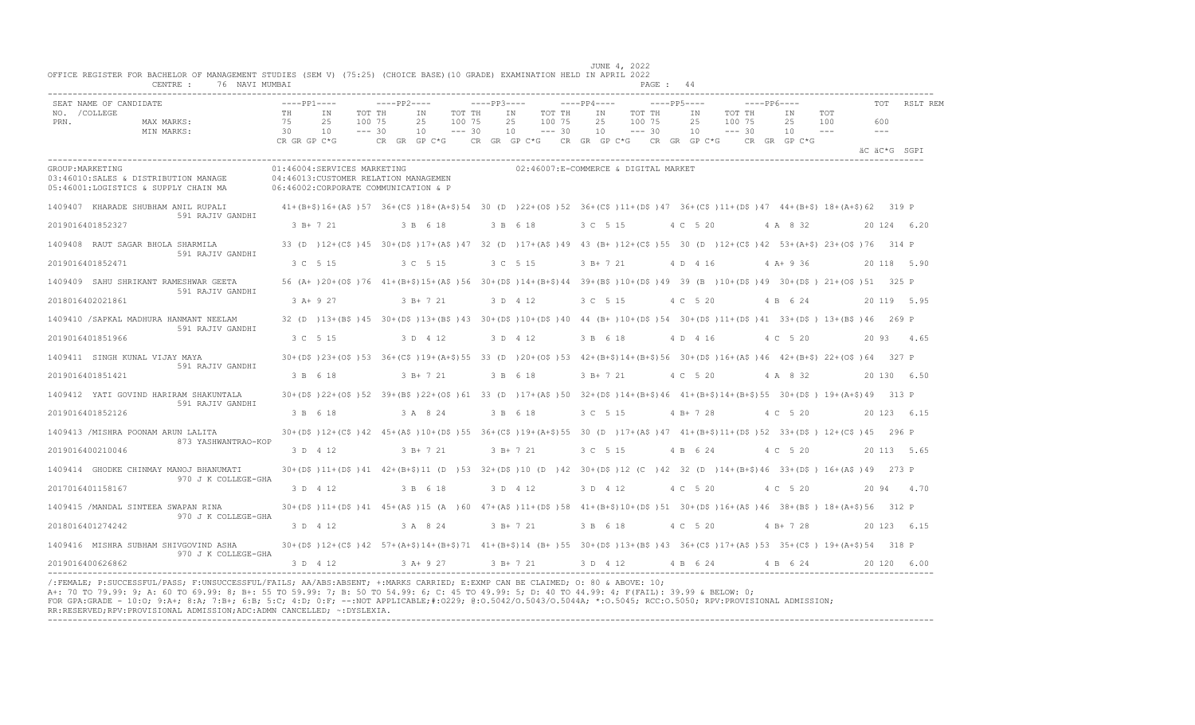JUNE 4, 2022

OFFICE REGISTER FOR BACHELOR OF MANAGEMENT STUDIES (SEM V) (75:25) (CHOICE BASE)(10 GRADE) EXAMINATION HELD IN APRIL 2022

CENTRE : 76 NAVI MUMBAI PAGE : 44

| SEAT NO. /COLLEGE PRN. | NAME OF CANDIDATE | PP1 TH | PP1 IN | PP1 TOT | PP2 TH | PP2 IN | PP2 TOT | PP3 TH | PP3 IN | PP3 TOT | PP4 TH | PP4 IN | PP4 TOT | PP5 TH | PP5 IN | PP5 TOT | PP6 TH | PP6 IN | PP6 TOT | TOT | RSLT REM |
|---|---|---|---|---|---|---|---|---|---|---|---|---|---|---|---|---|---|---|---|---|---|
| MAX MARKS: | | 75 | 25 | 100 | 75 | 25 | 100 | 75 | 25 | 100 | 75 | 25 | 100 | 75 | 25 | 100 | 75 | 25 | 100 | 600 | |
| MIN MARKS: | | 30 | 10 | --- | 30 | 10 | --- | 30 | 10 | --- | 30 | 10 | --- | 30 | 10 | --- | 30 | 10 | --- | --- | |
| | | CR GR GP C*G | | | CR GR GP C*G | | | CR GR GP C*G | | | CR GR GP C*G | | | CR GR GP C*G | | | CR GR GP C*G | | | äC äC*G SGPI | |

GROUP:MARKETING
01:46004:SERVICES MARKETING
02:46007:E-COMMERCE & DIGITAL MARKET
03:46010:SALES & DISTRIBUTION MANAGE
04:46013:CUSTOMER RELATION MANAGEMEN
05:46001:LOGISTICS & SUPPLY CHAIN MA
06:46002:CORPORATE COMMUNICATION & P

| SEAT NO. | NAME / COLLEGE / PRN | PP1 | PP2 | PP3 | PP4 | PP5 | PP6 | TOT | RSLT |
|---|---|---|---|---|---|---|---|---|---|
| 1409407 | KHARADE SHUBHAM ANIL RUPALI / 591 RAJIV GANDHI | 41+(B+$)16+(A$ )57 | 36+(C$ )18+(A+$)54 | 30 (D )22+(O$ )52 | 36+(C$ )11+(D$ )47 | 36+(C$ )11+(D$ )47 | 44+(B+$) 18+(A+$)62 | 319 | P |
| 2019016401852327 | | 3 B+ 7 21 | 3 B 6 18 | 3 B 6 18 | 3 C 5 15 | 4 C 5 20 | 4 A 8 32 | 20 124 | 6.20 |
| 1409408 | RAUT SAGAR BHOLA SHARMILA / 591 RAJIV GANDHI | 33 (D )12+(C$ )45 | 30+(D$ )17+(A$ )47 | 32 (D )17+(A$ )49 | 43 (B+ )12+(C$ )55 | 30 (D )12+(C$ )42 | 53+(A+$) 23+(O$ )76 | 314 | P |
| 2019016401852471 | | 3 C 5 15 | 3 C 5 15 | 3 C 5 15 | 3 B+ 7 21 | 4 D 4 16 | 4 A+ 9 36 | 20 118 | 5.90 |
| 1409409 | SAHU SHRIKANT RAMESHWAR GEETA / 591 RAJIV GANDHI | 56 (A+ )20+(O$ )76 | 41+(B+$)15+(A$ )56 | 30+(D$ )14+(B+$)44 | 39+(B$ )10+(D$ )49 | 39 (B )10+(D$ )49 | 30+(D$ ) 21+(O$ )51 | 325 | P |
| 2018016402021861 | | 3 A+ 9 27 | 3 B+ 7 21 | 3 D 4 12 | 3 C 5 15 | 4 C 5 20 | 4 B 6 24 | 20 119 | 5.95 |
| 1409410 | /SAPKAL MADHURA HANMANT NEELAM / 591 RAJIV GANDHI | 32 (D )13+(B$ )45 | 30+(D$ )13+(B$ )43 | 30+(D$ )10+(D$ )40 | 44 (B+ )10+(D$ )54 | 30+(D$ )11+(D$ )41 | 33+(D$ ) 13+(B$ )46 | 269 | P |
| 2019016401851966 | | 3 C 5 15 | 3 D 4 12 | 3 D 4 12 | 3 B 6 18 | 4 D 4 16 | 4 C 5 20 | 20 93 | 4.65 |
| 1409411 | SINGH KUNAL VIJAY MAYA / 591 RAJIV GANDHI | 30+(D$ )23+(O$ )53 | 36+(C$ )19+(A+$)55 | 33 (D )20+(O$ )53 | 42+(B+$)14+(B+$)56 | 30+(D$ )16+(A$ )46 | 42+(B+$) 22+(O$ )64 | 327 | P |
| 2019016401851421 | | 3 B 6 18 | 3 B+ 7 21 | 3 B 6 18 | 3 B+ 7 21 | 4 C 5 20 | 4 A 8 32 | 20 130 | 6.50 |
| 1409412 | YATI GOVIND HARIRAM SHAKUNTALA / 591 RAJIV GANDHI | 30+(D$ )22+(O$ )52 | 39+(B$ )22+(O$ )61 | 33 (D )17+(A$ )50 | 32+(D$ )14+(B+$)46 | 41+(B+$)14+(B+$)55 | 30+(D$ ) 19+(A+$)49 | 313 | P |
| 2019016401852126 | | 3 B 6 18 | 3 A 8 24 | 3 B 6 18 | 3 C 5 15 | 4 B+ 7 28 | 4 C 5 20 | 20 123 | 6.15 |
| 1409413 | /MISHRA POONAM ARUN LALITA / 873 YASHWANTRAO-KOP | 30+(D$ )12+(C$ )42 | 45+(A$ )10+(D$ )55 | 36+(C$ )19+(A+$)55 | 30 (D )17+(A$ )47 | 41+(B+$)11+(D$ )52 | 33+(D$ ) 12+(C$ )45 | 296 | P |
| 2019016400210046 | | 3 D 4 12 | 3 B+ 7 21 | 3 B+ 7 21 | 3 C 5 15 | 4 B 6 24 | 4 C 5 20 | 20 113 | 5.65 |
| 1409414 | GHODKE CHINMAY MANOJ BHANUMATI / 970 J K COLLEGE-GHA | 30+(D$ )11+(D$ )41 | 42+(B+$)11 (D )53 | 32+(D$ )10 (D )42 | 30+(D$ )12 (C )42 | 32 (D )14+(B+$)46 | 33+(D$ ) 16+(A$ )49 | 273 | P |
| 2017016401158167 | | 3 D 4 12 | 3 B 6 18 | 3 D 4 12 | 3 D 4 12 | 4 C 5 20 | 4 C 5 20 | 20 94 | 4.70 |
| 1409415 | /MANDAL SINTEEA SWAPAN RINA / 970 J K COLLEGE-GHA | 30+(D$ )11+(D$ )41 | 45+(A$ )15 (A )60 | 47+(A$ )11+(D$ )58 | 41+(B+$)10+(D$ )51 | 30+(D$ )16+(A$ )46 | 38+(B$ ) 18+(A+$)56 | 312 | P |
| 2018016401274242 | | 3 D 4 12 | 3 A 8 24 | 3 B+ 7 21 | 3 B 6 18 | 4 C 5 20 | 4 B+ 7 28 | 20 123 | 6.15 |
| 1409416 | MISHRA SUBHAM SHIVGOVIND ASHA / 970 J K COLLEGE-GHA | 30+(D$ )12+(C$ )42 | 57+(A+$)14+(B+$)71 | 41+(B+$)14 (B+ )55 | 30+(D$ )13+(B$ )43 | 36+(C$ )17+(A$ )53 | 35+(C$ ) 19+(A+$)54 | 318 | P |
| 2019016400626862 | | 3 D 4 12 | 3 A+ 9 27 | 3 B+ 7 21 | 3 D 4 12 | 4 B 6 24 | 4 B 6 24 | 20 120 | 6.00 |

/:FEMALE; P:SUCCESSFUL/PASS; F:UNSUCCESSFUL/FAILS; AA/ABS:ABSENT; +:MARKS CARRIED; E:EXMP CAN BE CLAIMED; O: 80 & ABOVE: 10;
A+: 70 TO 79.99: 9; A: 60 TO 69.99: 8; B+: 55 TO 59.99: 7; B: 50 TO 54.99: 6; C: 45 TO 49.99: 5; D: 40 TO 44.99: 4; F(FAIL): 39.99 & BELOW: 0;
FOR GPA:GRADE - 10:O; 9:A+; 8:A; 7:B+; 6:B; 5:C; 4:D; 0:F; --:NOT APPLICABLE;#:0229; @:O.5042/O.5043/O.5044A; *:O.5045; RCC:O.5050; RPV:PROVISIONAL ADMISSION;
RR:RESERVED;RPV:PROVISIONAL ADMISSION;ADC:ADMN CANCELLED; ~:DYSLEXIA.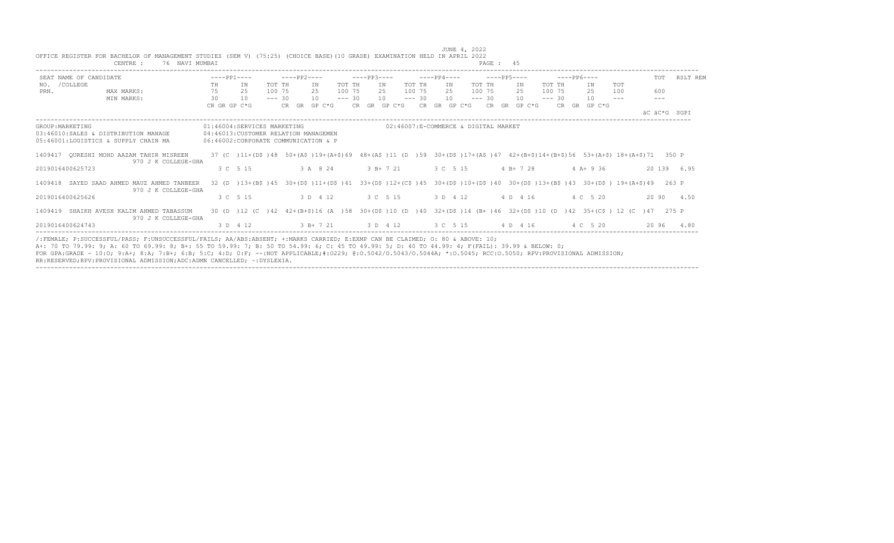OFFICE REGISTER FOR BACHELOR OF MANAGEMENT STUDIES (SEM V) (75:25) (CHOICE BASE)(10 GRADE) EXAMINATION HELD IN APRIL 2022

JUNE 4, 2022

CENTRE : 76 NAVI MUMBAI

| SEAT NO. / PRN. | NAME OF CANDIDATE / COLLEGE | | PP1 TH | PP1 IN | PP1 TOT | PP2 TH | PP2 IN | PP2 TOT | PP3 TH | PP3 IN | PP3 TOT | PP4 TH | PP4 IN | PP4 TOT | PP5 TH | PP5 IN | PP5 TOT | PP6 TH | PP6 IN | PP6 TOT | TOT | RSLT REM |
|---|---|---|---|---|---|---|---|---|---|---|---|---|---|---|---|---|---|---|---|---|---|---|
| | | MAX MARKS: | 75 | 25 | 100 | 75 | 25 | 100 | 75 | 25 | 100 | 75 | 25 | 100 | 75 | 25 | 100 | 75 | 25 | 100 | 600 | |
| | | MIN MARKS: | 30 | 10 | --- | 30 | 10 | --- | 30 | 10 | --- | 30 | 10 | --- | 30 | 10 | --- | 30 | 10 | --- | --- | |
| | | | CR GR GP C*G | | | CR GR GP C*G | | | CR GR GP C*G | | | CR GR GP C*G | | | CR GR GP C*G | | | CR GR GP C*G | | | äC äC*G | SGPI |

GROUP:MARKETING
01:46004:SERVICES MARKETING
02:46007:E-COMMERCE & DIGITAL MARKET
03:46010:SALES & DISTRIBUTION MANAGE
04:46013:CUSTOMER RELATION MANAGEMEN
05:46001:LOGISTICS & SUPPLY CHAIN MA
06:46002:CORPORATE COMMUNICATION & P

| SEAT NO. / PRN. | NAME OF CANDIDATE / COLLEGE | PP1 | PP2 | PP3 | PP4 | PP5 | PP6 | TOT | RSLT |
|---|---|---|---|---|---|---|---|---|---|
| 1409417 | QURESHI MOHD AAZAM TAHIR MISREEN / 970 J K COLLEGE-GHA | 37 (C )11+(D$ )48 | 50+(A$ )19+(A+$)69 | 48+(A$ )11 (D )59 | 30+(D$ )17+(A$ )47 | 42+(B+$)14+(B+$)56 | 53+(A+$) 18+(A+$)71 | 350 | P |
| 2019016400625723 | | 3 C 5 15 | 3 A 8 24 | 3 B+ 7 21 | 3 C 5 15 | 4 B+ 7 28 | 4 A+ 9 36 | 20 139 | 6.95 |
| 1409418 | SAYED SAAD AHMED MAUZ AHMED TANBEER / 970 J K COLLEGE-GHA | 32 (D )13+(B$ )45 | 30+(D$ )11+(D$ )41 | 33+(D$ )12+(C$ )45 | 30+(D$ )10+(D$ )40 | 30+(D$ )13+(B$ )43 | 30+(D$ ) 19+(A+$)49 | 263 | P |
| 2019016400625626 | | 3 C 5 15 | 3 D 4 12 | 3 C 5 15 | 3 D 4 12 | 4 D 4 16 | 4 C 5 20 | 20 90 | 4.50 |
| 1409419 | SHAIKH AVESH KALIM AHMED TABASSUM / 970 J K COLLEGE-GHA | 30 (D )12 (C )42 | 42+(B+$)16 (A )58 | 30+(D$ )10 (D )40 | 32+(D$ )14 (B+ )46 | 32+(D$ )10 (D )42 | 35+(C$ ) 12 (C )47 | 275 | P |
| 2019016400624743 | | 3 D 4 12 | 3 B+ 7 21 | 3 D 4 12 | 3 C 5 15 | 4 D 4 16 | 4 C 5 20 | 20 96 | 4.80 |

/:FEMALE; P:SUCCESSFUL/PASS; F:UNSUCCESSFUL/FAILS; AA/ABS:ABSENT; +:MARKS CARRIED; E:EXMP CAN BE CLAIMED; O: 80 & ABOVE: 10;
A+: 70 TO 79.99: 9; A: 60 TO 69.99: 8; B+: 55 TO 59.99: 7; B: 50 TO 54.99: 6; C: 45 TO 49.99: 5; D: 40 TO 44.99: 4; F(FAIL): 39.99 & BELOW: 0;
FOR GPA:GRADE - 10:O; 9:A+; 8:A; 7:B+; 6:B; 5:C; 4:D; 0:F; --:NOT APPLICABLE;#:O229; @:O.5042/O.5043/O.5044A; *:O.5045; RCC:O.5050; RPV:PROVISIONAL ADMISSION;
RR:RESERVED;RPV:PROVISIONAL ADMISSION;ADC:ADMN CANCELLED; ~:DYSLEXIA.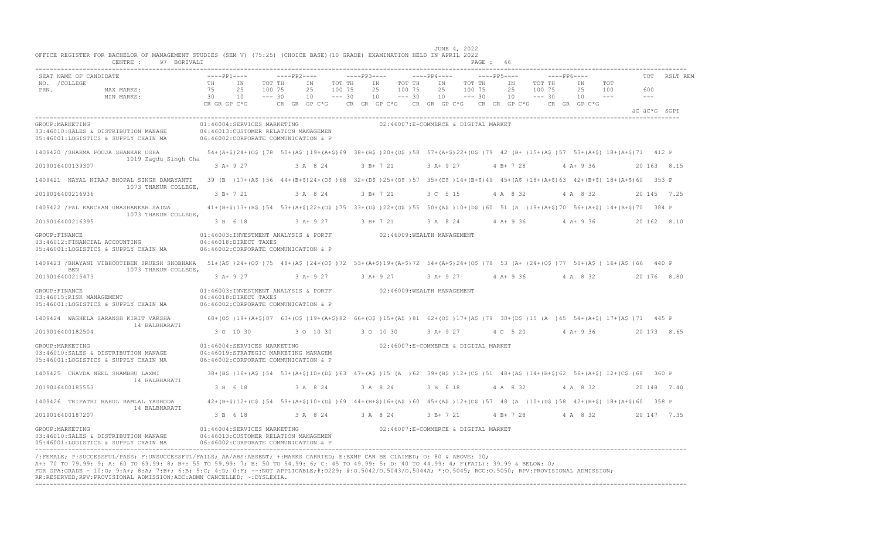JUNE 4, 2022

OFFICE REGISTER FOR BACHELOR OF MANAGEMENT STUDIES (SEM V) (75:25) (CHOICE BASE)(10 GRADE) EXAMINATION HELD IN APRIL 2022

CENTRE : 97 BORIVALI

PAGE : 46

```
SEAT NAME OF CANDIDATE              ----PP1----     ----PP2----     ----PP3----     ----PP4----     ----PP5----     ----PP6----          TOT  RSLT REM
NO. /COLLEGE                        TH   IN   TOT TH   IN   TOT TH   IN   TOT TH   IN   TOT TH   IN   TOT TH   IN   TOT
PRN.          MAX MARKS:            75   25   100 75   25   100 75   25   100 75   25   100 75   25   100 75   25   100      600
              MIN MARKS:            30   10   --- 30   10   --- 30   10   --- 30   10   --- 30   10   --- 30   10   ---      ---
                                    CR GR GP C*G    CR GR GP C*G    CR GR GP C*G    CR GR GP C*G    CR GR GP C*G    CR GR GP C*G
                                                                                                                            äC äC*G SGPI
-----------------------------------------------------------------------------------------------------------------------------------------
GROUP:MARKETING                            01:46004:SERVICES MARKETING                  02:46007:E-COMMERCE & DIGITAL MARKET
03:46010:SALES & DISTRIBUTION MANAGE       04:46013:CUSTOMER RELATION MANAGEMEN
05:46001:LOGISTICS & SUPPLY CHAIN MA       06:46002:CORPORATE COMMUNICATION & P

1409420 /SHARMA POOJA SHANKAR USHA         54+(A+$)24+(O$ )78  50+(A$ )19+(A+$)69  38+(B$ )20+(O$ )58  57+(A+$)22+(O$ )79  42 (B+ )15+(A$ )57  53+(A+$) 18+(A+$)71   412 P
              1019 Zagdu Singh Cha
2019016400139307                             3 A+ 9 27          3 A  8 24          3 B+ 7 21          3 A+ 9 27          4 B+ 7 28          4 A+ 9 36         20 163  8.15

1409421  NAYAL NIRAJ BHOPAL SINGH DAMAYANTI  39 (B )17+(A$ )56  44+(B+$)24+(O$ )68  32+(D$ )25+(O$ )57  35+(C$ )14+(B+$)49  45+(A$ )18+(A+$)63  42+(B+$) 18+(A+$)60   353 P
              1073 THAKUR COLLEGE,
2019016400216936                             3 B+ 7 21          3 A  8 24          3 B+ 7 21          3 C  5 15          4 A  8 32          4 A  8 32         20 145  7.25

1409422 /PAL KANCHAN UMASHANKAR SAINA       41+(B+$)13+(B$ )54  53+(A+$)22+(O$ )75  33+(D$ )22+(O$ )55  50+(A$ )10+(D$ )60  51 (A )19+(A+$)70  56+(A+$) 14+(B+$)70   384 P
              1073 THAKUR COLLEGE,
2019016400216395                             3 B  6 18          3 A+ 9 27          3 B+ 7 21          3 A  8 24          4 A+ 9 36          4 A+ 9 36         20 162  8.10

GROUP:FINANCE                              01:46003:INVESTMENT ANALYSIS & PORTF         02:46009:WEALTH MANAGEMENT
03:46012:FINANCIAL ACCOUNTING              04:46018:DIRECT TAXES
05:46001:LOGISTICS & SUPPLY CHAIN MA       06:46002:CORPORATE COMMUNICATION & P

1409423 /BHAYANI VIBHOOTIBEN SRUESH SHOBHANA 51+(A$ )24+(O$ )75  48+(A$ )24+(O$ )72  53+(A+$)19+(A+$)72  54+(A+$)24+(O$ )78  53 (A+ )24+(O$ )77  50+(A$ ) 16+(A$ )66   440 P
   BEN        1073 THAKUR COLLEGE,
2019016400215473                             3 A+ 9 27          3 A+ 9 27          3 A+ 9 27          3 A+ 9 27          4 A+ 9 36          4 A  8 32         20 176  8.80

GROUP:FINANCE                              01:46003:INVESTMENT ANALYSIS & PORTF         02:46009:WEALTH MANAGEMENT
03:46015:RISK MANAGEMENT                   04:46018:DIRECT TAXES
05:46001:LOGISTICS & SUPPLY CHAIN MA       06:46002:CORPORATE COMMUNICATION & P

1409424  WAGHELA SARANSH KIRIT VARSHA       68+(O$ )19+(A+$)87  63+(O$ )19+(A+$)82  66+(O$ )15+(A$ )81  62+(O$ )17+(A$ )79  30+(D$ )15 (A )45  54+(A+$) 17+(A$ )71   445 P
              14 BALBHARATI
2019016400182504                             3 O  10 30         3 O  10 30         3 O  10 30         3 A+ 9 27          4 C  5 20          4 A+ 9 36         20 173  8.65

GROUP:MARKETING                            01:46004:SERVICES MARKETING                  02:46007:E-COMMERCE & DIGITAL MARKET
03:46010:SALES & DISTRIBUTION MANAGE       04:46019:STRATEGIC MARKETING MANAGEM
05:46001:LOGISTICS & SUPPLY CHAIN MA       06:46002:CORPORATE COMMUNICATION & P

1409425  CHAVDA NEEL SHAMBHU LAXMI          38+(B$ )16+(A$ )54  53+(A+$)10+(D$ )63  47+(A$ )15 (A )62  39+(B$ )12+(C$ )51  48+(A$ )14+(B+$)62  56+(A+$) 12+(C$ )68   360 P
              14 BALBHARATI
2019016400185553                             3 B  6 18          3 A  8 24          3 A  8 24          3 B  6 18          4 A  8 32          4 A  8 32         20 148  7.40

1409426  TRIPATHI RAHUL RAMLAL YASHODA      42+(B+$)12+(C$ )54  59+(A+$)10+(D$ )69  44+(B+$)16+(A$ )60  45+(A$ )12+(C$ )57  48 (A )10+(D$ )58  42+(B+$) 18+(A+$)60   358 P
              14 BALBHARATI
2019016400187207                             3 B  6 18          3 A  8 24          3 A  8 24          3 B+ 7 21          4 B+ 7 28          4 A  8 32         20 147  7.35

GROUP:MARKETING                            01:46004:SERVICES MARKETING                  02:46007:E-COMMERCE & DIGITAL MARKET
03:46010:SALES & DISTRIBUTION MANAGE       04:46013:CUSTOMER RELATION MANAGEMEN
05:46001:LOGISTICS & SUPPLY CHAIN MA       06:46002:CORPORATE COMMUNICATION & P
-----------------------------------------------------------------------------------------------------------------------------------------
```

/:FEMALE; P:SUCCESSFUL/PASS; F:UNSUCCESSFUL/FAILS; AA/ABS:ABSENT; +:MARKS CARRIED; E:EXMP CAN BE CLAIMED; O: 80 & ABOVE: 10;
A+: 70 TO 79.99: 9; A: 60 TO 69.99: 8; B+: 55 TO 59.99: 7; B: 50 TO 54.99: 6; C: 45 TO 49.99: 5; D: 40 TO 44.99: 4; F(FAIL): 39.99 & BELOW: 0;
FOR GPA:GRADE - 10:O; 9:A+; 8:A; 7:B+; 6:B; 5:C; 4:D; 0:F; --:NOT APPLICABLE;#:O229; @:O.5042/O.5043/O.5044A; *:O.5045; RCC:O.5050; RPV:PROVISIONAL ADMISSION;
RR:RESERVED;RPV:PROVISIONAL ADMISSION;ADC:ADMN CANCELLED; ~:DYSLEXIA.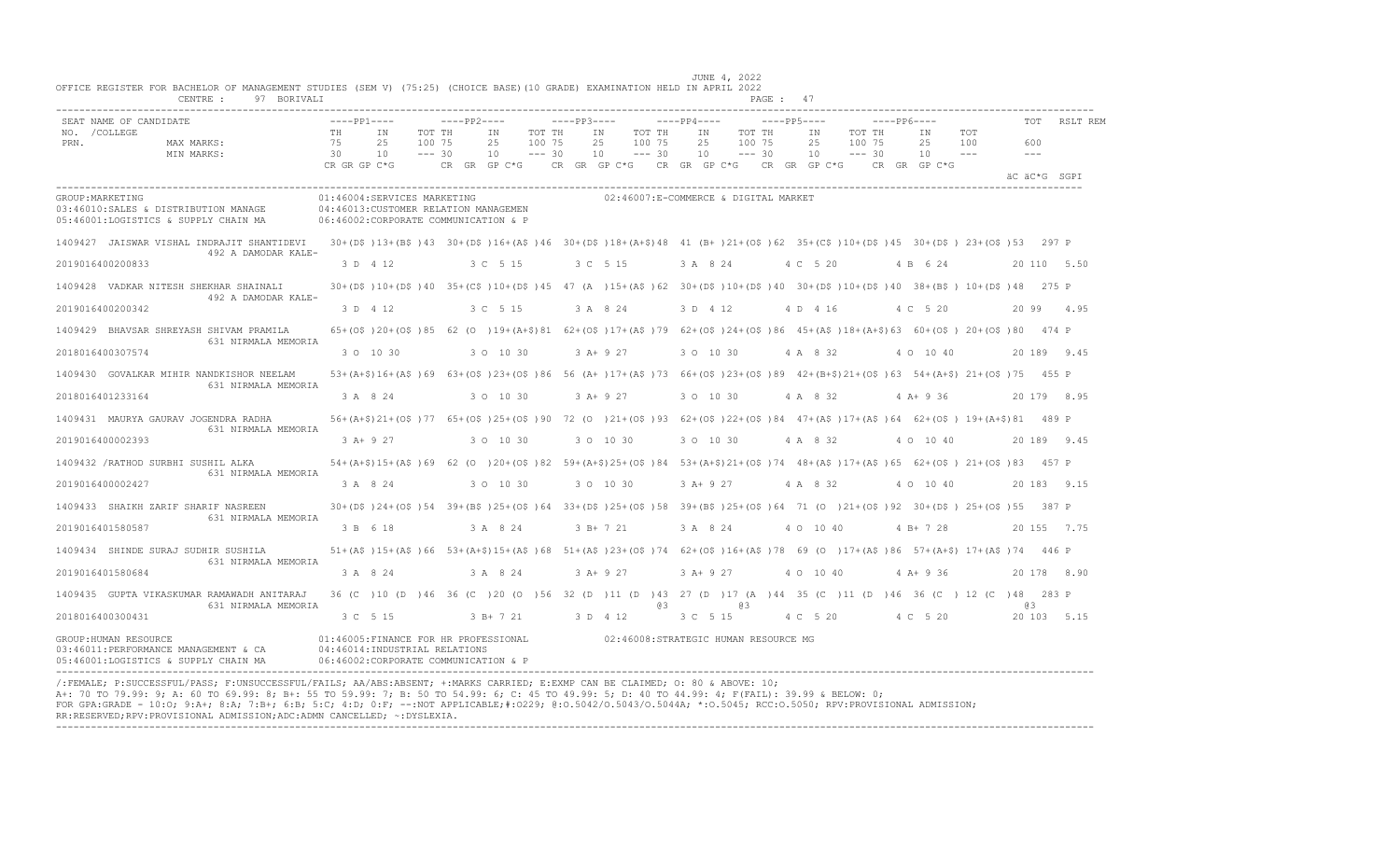JUNE 4, 2022

OFFICE REGISTER FOR BACHELOR OF MANAGEMENT STUDIES (SEM V) (75:25) (CHOICE BASE)(10 GRADE) EXAMINATION HELD IN APRIL 2022

CENTRE : 97 BORIVALI

| SEAT NO. /COLLEGE PRN. | NAME OF CANDIDATE | PP1 TH | PP1 IN | PP1 TOT | PP2 TH | PP2 IN | PP2 TOT | PP3 TH | PP3 IN | PP3 TOT | PP4 TH | PP4 IN | PP4 TOT | PP5 TH | PP5 IN | PP5 TOT | PP6 TH | PP6 IN | PP6 TOT | TOT | RSLT | REM |
|---|---|---|---|---|---|---|---|---|---|---|---|---|---|---|---|---|---|---|---|---|---|---|
| | MAX MARKS: | 75 | 25 | 100 | 75 | 25 | 100 | 75 | 25 | 100 | 75 | 25 | 100 | 75 | 25 | 100 | 75 | 25 | 100 | 600 | | |
| | MIN MARKS: | 30 | 10 | --- | 30 | 10 | --- | 30 | 10 | --- | 30 | 10 | --- | 30 | 10 | --- | 30 | 10 | --- | --- | | |
| | | CR GR GP C*G | | | CR GR GP C*G | | | CR GR GP C*G | | | CR GR GP C*G | | | CR GR GP C*G | | | CR GR GP C*G | | | äC äC*G SGPI | | |

GROUP:MARKETING
01:46004:SERVICES MARKETING
02:46007:E-COMMERCE & DIGITAL MARKET
03:46010:SALES & DISTRIBUTION MANAGE
04:46013:CUSTOMER RELATION MANAGEMEN
05:46001:LOGISTICS & SUPPLY CHAIN MA
06:46002:CORPORATE COMMUNICATION & P

| SEAT NO. | NAME / COLLEGE / PRN | PP1 | PP2 | PP3 | PP4 | PP5 | PP6 | TOT | RSLT |
|---|---|---|---|---|---|---|---|---|---|
| 1409427 | JAISWAR VISHAL INDRAJIT SHANTIDEVI / 492 A DAMODAR KALE- / 2019016400200833 | 30+(D$ )13+(B$ )43 / 3 D 4 12 | 30+(D$ )16+(A$ )46 / 3 C 5 15 | 30+(D$ )18+(A+$)48 / 3 C 5 15 | 41 (B+ )21+(O$ )62 / 3 A 8 24 | 35+(C$ )10+(D$ )45 / 4 C 5 20 | 30+(D$ ) 23+(O$ )53 / 4 B 6 24 | 297 / 20 110 5.50 | P |
| 1409428 | VADKAR NITESH SHEKHAR SHAINALI / 492 A DAMODAR KALE- / 2019016400200342 | 30+(D$ )10+(D$ )40 / 3 D 4 12 | 35+(C$ )10+(D$ )45 / 3 C 5 15 | 47 (A )15+(A$ )62 / 3 A 8 24 | 30+(D$ )10+(D$ )40 / 3 D 4 12 | 30+(D$ )10+(D$ )40 / 4 D 4 16 | 38+(B$ ) 10+(D$ )48 / 4 C 5 20 | 275 / 20 99 4.95 | P |
| 1409429 | BHAVSAR SHREYASH SHIVAM PRAMILA / 631 NIRMALA MEMORIA / 2018016400307574 | 65+(O$ )20+(O$ )85 / 3 O 10 30 | 62 (O )19+(A+$)81 / 3 O 10 30 | 62+(O$ )17+(A$ )79 / 3 A+ 9 27 | 62+(O$ )24+(O$ )86 / 3 O 10 30 | 45+(A$ )18+(A+$)63 / 4 A 8 32 | 60+(O$ ) 20+(O$ )80 / 4 O 10 40 | 474 / 20 189 9.45 | P |
| 1409430 | GOVALKAR MIHIR NANDKISHOR NEELAM / 631 NIRMALA MEMORIA / 2018016401233164 | 53+(A+$)16+(A$ )69 / 3 A 8 24 | 63+(O$ )23+(O$ )86 / 3 O 10 30 | 56 (A+ )17+(A$ )73 / 3 A+ 9 27 | 66+(O$ )23+(O$ )89 / 3 O 10 30 | 42+(B+$)21+(O$ )63 / 4 A 8 32 | 54+(A+$) 21+(O$ )75 / 4 A+ 9 36 | 455 / 20 179 8.95 | P |
| 1409431 | MAURYA GAURAV JOGENDRA RADHA / 631 NIRMALA MEMORIA / 2019016400002393 | 56+(A+$)21+(O$ )77 / 3 A+ 9 27 | 65+(O$ )25+(O$ )90 / 3 O 10 30 | 72 (O )21+(O$ )93 / 3 O 10 30 | 62+(O$ )22+(O$ )84 / 3 O 10 30 | 47+(A$ )17+(A$ )64 / 4 A 8 32 | 62+(O$ ) 19+(A+$)81 / 4 O 10 40 | 489 / 20 189 9.45 | P |
| 1409432 | /RATHOD SURBHI SUSHIL ALKA / 631 NIRMALA MEMORIA / 2019016400002427 | 54+(A+$)15+(A$ )69 / 3 A 8 24 | 62 (O )20+(O$ )82 / 3 O 10 30 | 59+(A+$)25+(O$ )84 / 3 O 10 30 | 53+(A+$)21+(O$ )74 / 3 A+ 9 27 | 48+(A$ )17+(A$ )65 / 4 A 8 32 | 62+(O$ ) 21+(O$ )83 / 4 O 10 40 | 457 / 20 183 9.15 | P |
| 1409433 | SHAIKH ZARIF SHARIF NASREEN / 631 NIRMALA MEMORIA / 2019016401580587 | 30+(D$ )24+(O$ )54 / 3 B 6 18 | 39+(B$ )25+(O$ )64 / 3 A 8 24 | 33+(D$ )25+(O$ )58 / 3 B+ 7 21 | 39+(B$ )25+(O$ )64 / 3 A 8 24 | 71 (O )21+(O$ )92 / 4 O 10 40 | 30+(D$ ) 25+(O$ )55 / 4 B+ 7 28 | 387 / 20 155 7.75 | P |
| 1409434 | SHINDE SURAJ SUDHIR SUSHILA / 631 NIRMALA MEMORIA / 2019016401580684 | 51+(A$ )15+(A$ )66 / 3 A 8 24 | 53+(A+$)15+(A$ )68 / 3 A 8 24 | 51+(A$ )23+(O$ )74 / 3 A+ 9 27 | 62+(O$ )16+(A$ )78 / 3 A+ 9 27 | 69 (O )17+(A$ )86 / 4 O 10 40 | 57+(A+$) 17+(A$ )74 / 4 A+ 9 36 | 446 / 20 178 8.90 | P |
| 1409435 | GUPTA VIKASKUMAR RAMAWADH ANITARAJ / 631 NIRMALA MEMORIA / 2018016400300431 | 36 (C )10 (D )46 / 3 C 5 15 | 36 (C )20 (O )56 / 3 B+ 7 21 | 32 (D )11 (D )43 @3 / 3 D 4 12 | 27 (D )17 (A )44 @3 / 3 C 5 15 | 35 (C )11 (D )46 / 4 C 5 20 | 36 (C ) 12 (C )48 / 4 C 5 20 | 283 @3 / 20 103 5.15 | P |

GROUP:HUMAN RESOURCE
01:46005:FINANCE FOR HR PROFESSIONAL
02:46008:STRATEGIC HUMAN RESOURCE MG
03:46011:PERFORMANCE MANAGEMENT & CA
04:46014:INDUSTRIAL RELATIONS
05:46001:LOGISTICS & SUPPLY CHAIN MA
06:46002:CORPORATE COMMUNICATION & P

/:FEMALE; P:SUCCESSFUL/PASS; F:UNSUCCESSFUL/FAILS; AA/ABS:ABSENT; +:MARKS CARRIED; E:EXMP CAN BE CLAIMED; O: 80 & ABOVE: 10;
A+: 70 TO 79.99: 9; A: 60 TO 69.99: 8; B+: 55 TO 59.99: 7; B: 50 TO 54.99: 6; C: 45 TO 49.99: 5; D: 40 TO 44.99: 4; F(FAIL): 39.99 & BELOW: 0;
FOR GPA:GRADE - 10:O; 9:A+; 8:A; 7:B+; 6:B; 5:C; 4:D; 0:F; --:NOT APPLICABLE;#:0229; @:O.5042/O.5043/O.5044A; *:O.5045; RCC:O.5050; RPV:PROVISIONAL ADMISSION;
RR:RESERVED;RPV:PROVISIONAL ADMISSION;ADC:ADMN CANCELLED; ~:DYSLEXIA.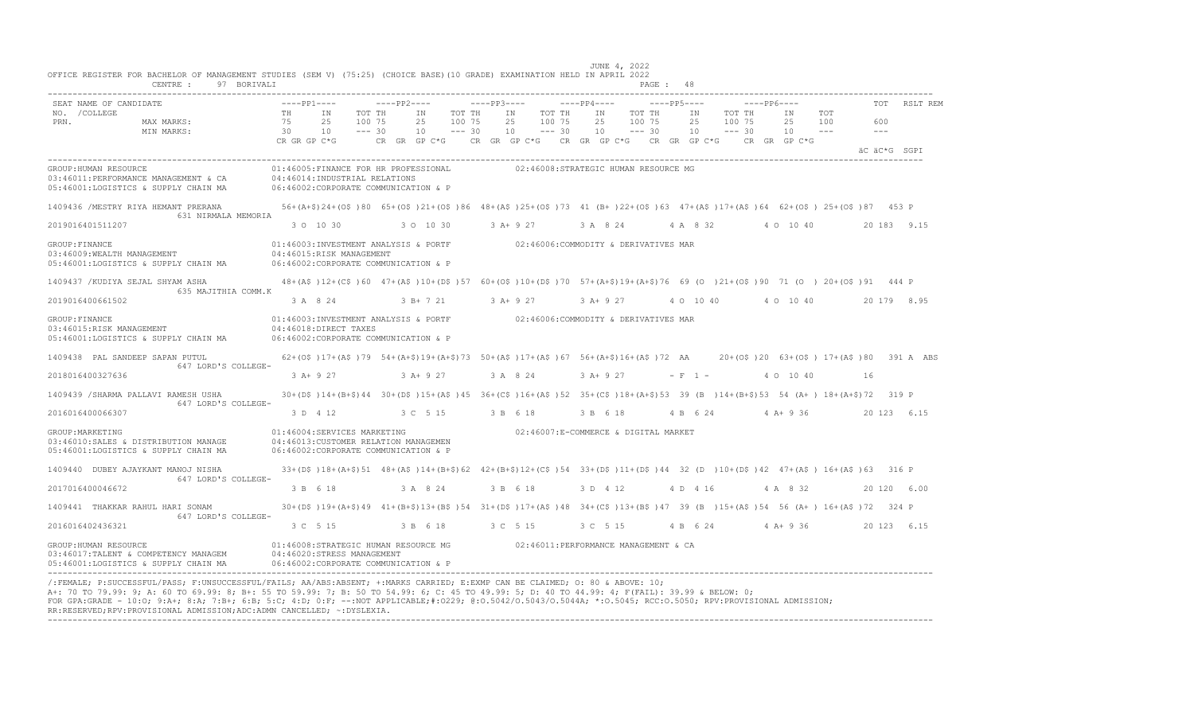JUNE 4, 2022

OFFICE REGISTER FOR BACHELOR OF MANAGEMENT STUDIES (SEM V) (75:25) (CHOICE BASE)(10 GRADE) EXAMINATION HELD IN APRIL 2022

CENTRE : 97 BORIVALI

```
SEAT NAME OF CANDIDATE                    ----PP1----        ----PP2----        ----PP3----        ----PP4----        ----PP5----        ----PP6----             TOT   RSLT REM
NO. /COLLEGE                              TH     IN    TOT TH     IN    TOT TH     IN    TOT TH     IN    TOT TH     IN    TOT TH     IN    TOT
PRN.              MAX MARKS:              75     25    100 75     25    100 75     25    100 75     25    100 75     25    100 75     25    100        600
                  MIN MARKS:              30     10    --- 30     10    --- 30     10    --- 30     10    --- 30     10    --- 30     10    ---        ---
                                          CR GR GP C*G       CR GR GP C*G       CR GR GP C*G       CR GR GP C*G       CR GR GP C*G       CR GR GP C*G
                                                                                                                                                   äC äC*G SGPI

GROUP:HUMAN RESOURCE                      01:46005:FINANCE FOR HR PROFESSIONAL          02:46008:STRATEGIC HUMAN RESOURCE MG
03:46011:PERFORMANCE MANAGEMENT & CA      04:46014:INDUSTRIAL RELATIONS
05:46001:LOGISTICS & SUPPLY CHAIN MA      06:46002:CORPORATE COMMUNICATION & P

1409436 /MESTRY RIYA HEMANT PRERANA       56+(A+$)24+(O$ )80  65+(O$ )21+(O$ )86  48+(A$ )25+(O$ )73  41 (B+ )22+(O$ )63  47+(A$ )17+(A$ )64  62+(O$ ) 25+(O$ )87   453 P
                  631 NIRMALA MEMORIA
2019016401511207                            3 O  10 30          3 O  10 30         3 A+ 9 27          3 A  8 24          4 A  8 32          4 O  10 40          20 183  9.15

GROUP:FINANCE                             01:46003:INVESTMENT ANALYSIS & PORTF          02:46006:COMMODITY & DERIVATIVES MAR
03:46009:WEALTH MANAGEMENT                04:46015:RISK MANAGEMENT
05:46001:LOGISTICS & SUPPLY CHAIN MA      06:46002:CORPORATE COMMUNICATION & P

1409437 /KUDIYA SEJAL SHYAM ASHA          48+(A$ )12+(C$ )60  47+(A$ )10+(D$ )57  60+(O$ )10+(D$ )70  57+(A+$)19+(A+$)76  69 (O  )21+(O$ )90  71 (O  ) 20+(O$ )91   444 P
                  635 MAJITHIA COMM.K
2019016400661502                            3 A  8 24           3 B+ 7 21          3 A+ 9 27          3 A+ 9 27          4 O  10 40         4 O  10 40          20 179  8.95

GROUP:FINANCE                             01:46003:INVESTMENT ANALYSIS & PORTF          02:46006:COMMODITY & DERIVATIVES MAR
03:46015:RISK MANAGEMENT                  04:46018:DIRECT TAXES
05:46001:LOGISTICS & SUPPLY CHAIN MA      06:46002:CORPORATE COMMUNICATION & P

1409438  PAL SANDEEP SAPAN PUTUL          62+(O$ )17+(A$ )79  54+(A+$)19+(A+$)73  50+(A$ )17+(A$ )67  56+(A+$)16+(A$ )72  AA        20+(O$ )20  63+(O$ ) 17+(A$ )80   391 A  ABS
                  647 LORD'S COLLEGE-
2018016400327636                            3 A+ 9 27           3 A+ 9 27          3 A  8 24          3 A+ 9 27          - F  1 -           4 O  10 40          16

1409439 /SHARMA PALLAVI RAMESH USHA       30+(D$ )14+(B+$)44  30+(D$ )15+(A$ )45  36+(C$ )16+(A$ )52  35+(C$ )18+(A+$)53  39 (B  )14+(B+$)53  54 (A+ ) 18+(A+$)72   319 P
                  647 LORD'S COLLEGE-
2016016400066307                            3 D  4 12           3 C  5 15          3 B  6 18          3 B  6 18          4 B  6 24          4 A+ 9 36           20 123  6.15

GROUP:MARKETING                           01:46004:SERVICES MARKETING                   02:46007:E-COMMERCE & DIGITAL MARKET
03:46010:SALES & DISTRIBUTION MANAGE      04:46013:CUSTOMER RELATION MANAGEMEN
05:46001:LOGISTICS & SUPPLY CHAIN MA      06:46002:CORPORATE COMMUNICATION & P

1409440  DUBEY AJAYKANT MANOJ NISHA       33+(D$ )18+(A+$)51  48+(A$ )14+(B+$)62  42+(B+$)12+(C$ )54  33+(D$ )11+(D$ )44  32 (D  )10+(D$ )42  47+(A$ ) 16+(A$ )63   316 P
                  647 LORD'S COLLEGE-
2017016400046672                            3 B  6 18           3 A  8 24          3 B  6 18          3 D  4 12          4 D  4 16          4 A  8 32           20 120  6.00

1409441  THAKKAR RAHUL HARI SONAM         30+(D$ )19+(A+$)49  41+(B+$)13+(B$ )54  31+(D$ )17+(A$ )48  34+(C$ )13+(B$ )47  39 (B  )15+(A$ )54  56 (A+ ) 16+(A$ )72   324 P
                  647 LORD'S COLLEGE-
2016016402436321                            3 C  5 15           3 B  6 18          3 C  5 15          3 C  5 15          4 B  6 24          4 A+ 9 36           20 123  6.15

GROUP:HUMAN RESOURCE                      01:46008:STRATEGIC HUMAN RESOURCE MG          02:46011:PERFORMANCE MANAGEMENT & CA
03:46017:TALENT & COMPETENCY MANAGEM      04:46020:STRESS MANAGEMENT
05:46001:LOGISTICS & SUPPLY CHAIN MA      06:46002:CORPORATE COMMUNICATION & P
```

/:FEMALE; P:SUCCESSFUL/PASS; F:UNSUCCESSFUL/FAILS; AA/ABS:ABSENT; +:MARKS CARRIED; E:EXMP CAN BE CLAIMED; O: 80 & ABOVE: 10;
A+: 70 TO 79.99: 9; A: 60 TO 69.99: 8; B+: 55 TO 59.99: 7; B: 50 TO 54.99: 6; C: 45 TO 49.99: 5; D: 40 TO 44.99: 4; F(FAIL): 39.99 & BELOW: 0;
FOR GPA:GRADE - 10:O; 9:A+; 8:A; 7:B+; 6:B; 5:C; 4:D; 0:F; --:NOT APPLICABLE;#:0229; @:O.5042/O.5043/O.5044A; *:O.5045; RCC:O.5050; RPV:PROVISIONAL ADMISSION;
RR:RESERVED;RPV:PROVISIONAL ADMISSION;ADC:ADMN CANCELLED; ~:DYSLEXIA.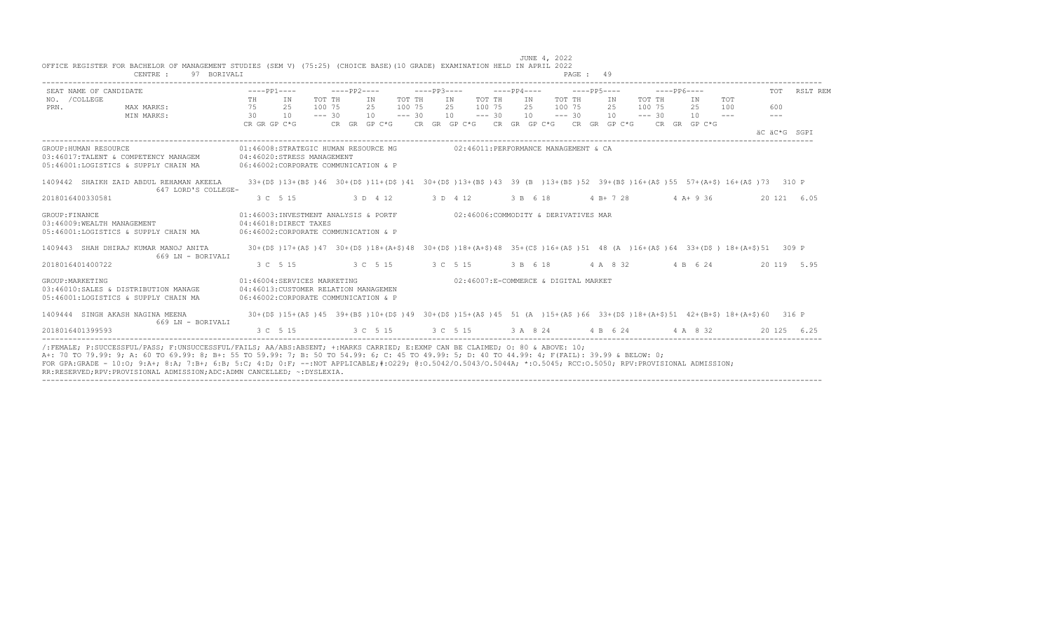JUNE 4, 2022

OFFICE REGISTER FOR BACHELOR OF MANAGEMENT STUDIES (SEM V) (75:25) (CHOICE BASE)(10 GRADE) EXAMINATION HELD IN APRIL 2022

CENTRE : 97 BORIVALI

```
SEAT NAME OF CANDIDATE                    ----PP1----       ----PP2----       ----PP3----       ----PP4----       ----PP5----       ----PP6----            TOT  RSLT REM
NO. /COLLEGE                              TH    IN    TOT TH    IN    TOT TH    IN    TOT TH    IN    TOT TH    IN    TOT TH    IN    TOT
PRN.            MAX MARKS:                75    25    100 75    25    100 75    25    100 75    25    100 75    25    100 75    25    100       600
                MIN MARKS:                30    10    --- 30    10    --- 30    10    --- 30    10    --- 30    10    --- 30    10    ---       ---
                                          CR GR GP C*G      CR  GR  GP C*G    CR  GR  GP C*G    CR  GR  GP C*G    CR  GR  GP C*G    CR  GR  GP C*G
                                                                                                                                                   äC äC*G  SGPI
```

GROUP:HUMAN RESOURCE — 01:46008:STRATEGIC HUMAN RESOURCE MG — 02:46011:PERFORMANCE MANAGEMENT & CA
03:46017:TALENT & COMPETENCY MANAGEM — 04:46020:STRESS MANAGEMENT
05:46001:LOGISTICS & SUPPLY CHAIN MA — 06:46002:CORPORATE COMMUNICATION & P

```
1409442  SHAIKH ZAID ABDUL REHAMAN AKEELA    33+(D$ )13+(B$ )46  30+(D$ )11+(D$ )41  30+(D$ )13+(B$ )43  39 (B  )13+(B$ )52  39+(B$ )16+(A$ )55  57+(A+$) 16+(A$ )73  310 P
                  647 LORD'S COLLEGE-
2018016400330581                              3 C  5 15          3 D  4 12         3 D  4 12         3 B  6 18         4 B+ 7 28         4 A+ 9 36         20 121  6.05
```

GROUP:FINANCE — 01:46003:INVESTMENT ANALYSIS & PORTF — 02:46006:COMMODITY & DERIVATIVES MAR
03:46009:WEALTH MANAGEMENT — 04:46018:DIRECT TAXES
05:46001:LOGISTICS & SUPPLY CHAIN MA — 06:46002:CORPORATE COMMUNICATION & P

```
1409443  SHAH DHIRAJ KUMAR MANOJ ANITA       30+(D$ )17+(A$ )47  30+(D$ )18+(A+$)48  30+(D$ )18+(A+$)48  35+(C$ )16+(A$ )51  48 (A  )16+(A$ )64  33+(D$ ) 18+(A+$)51  309 P
                  669 LN - BORIVALI
2018016401400722                              3 C  5 15          3 C  5 15         3 C  5 15         3 B  6 18         4 A  8 32         4 B  6 24         20 119  5.95
```

GROUP:MARKETING — 01:46004:SERVICES MARKETING — 02:46007:E-COMMERCE & DIGITAL MARKET
03:46010:SALES & DISTRIBUTION MANAGE — 04:46013:CUSTOMER RELATION MANAGEMEN
05:46001:LOGISTICS & SUPPLY CHAIN MA — 06:46002:CORPORATE COMMUNICATION & P

```
1409444  SINGH AKASH NAGINA MEENA            30+(D$ )15+(A$ )45  39+(B$ )10+(D$ )49  30+(D$ )15+(A$ )45  51 (A  )15+(A$ )66  33+(D$ )18+(A+$)51  42+(B+$) 18+(A+$)60  316 P
                  669 LN - BORIVALI
2018016401399593                              3 C  5 15          3 C  5 15         3 C  5 15         3 A  8 24         4 B  6 24         4 A  8 32         20 125  6.25
```

/:FEMALE; P:SUCCESSFUL/PASS; F:UNSUCCESSFUL/FAILS; AA/ABS:ABSENT; +:MARKS CARRIED; E:EXMP CAN BE CLAIMED; O: 80 & ABOVE: 10;
A+: 70 TO 79.99: 9; A: 60 TO 69.99: 8; B+: 55 TO 59.99: 7; B: 50 TO 54.99: 6; C: 45 TO 49.99: 5; D: 40 TO 44.99: 4; F(FAIL): 39.99 & BELOW: 0;
FOR GPA:GRADE - 10:O; 9:A+; 8:A; 7:B+; 6:B; 5:C; 4:D; 0:F; --:NOT APPLICABLE;#:O229; @:O.5042/O.5043/O.5044A; *:O.5045; RCC:O.5050; RPV:PROVISIONAL ADMISSION;
RR:RESERVED;RPV:PROVISIONAL ADMISSION;ADC:ADMN CANCELLED; ~:DYSLEXIA.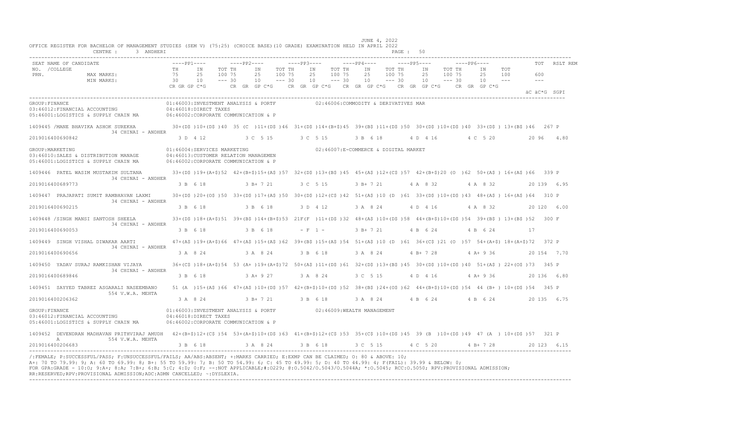JUNE 4, 2022

OFFICE REGISTER FOR BACHELOR OF MANAGEMENT STUDIES (SEM V) (75:25) (CHOICE BASE)(10 GRADE) EXAMINATION HELD IN APRIL 2022

CENTRE : 3 ANDHERI

| SEAT NO. / COLLEGE / PRN. | NAME OF CANDIDATE | PP1 TH / IN / TOT | PP2 TH / IN / TOT | PP3 TH / IN / TOT | PP4 TH / IN / TOT | PP5 TH / IN / TOT | PP6 TH / IN / TOT | TOT | RSLT |
|---|---|---|---|---|---|---|---|---|---|
| MAX MARKS: | | 75 25 100 | 75 25 100 | 75 25 100 | 75 25 100 | 75 25 100 | 75 25 100 | 600 | |
| MIN MARKS: | | 30 10 --- | 30 10 --- | 30 10 --- | 30 10 --- | 30 10 --- | 30 10 --- | --- | |
| | | CR GR GP C*G | CR GR GP C*G | CR GR GP C*G | CR GR GP C*G | CR GR GP C*G | CR GR GP C*G | äC äC*G SGPI | |

**GROUP:FINANCE**
01:46003:INVESTMENT ANALYSIS & PORTF; 02:46006:COMMODITY & DERIVATIVES MAR; 03:46012:FINANCIAL ACCOUNTING; 04:46018:DIRECT TAXES; 05:46001:LOGISTICS & SUPPLY CHAIN MA; 06:46002:CORPORATE COMMUNICATION & P

| SEAT NO. / PRN | NAME | PP1 | PP2 | PP3 | PP4 | PP5 | PP6 | TOT | RSLT |
|---|---|---|---|---|---|---|---|---|---|
| 1409445 / 2019016400690842 | /MANE BHAVIKA ASHOK SUREKHA (34 CHINAI - ANDHER) | 30+(D$ )10+(D$ )40 / 3 D 4 12 | 35 (C )11+(D$ )46 / 3 C 5 15 | 31+(D$ )14+(B+$)45 / 3 C 5 15 | 39+(B$ )11+(D$ )50 / 3 B 6 18 | 30+(D$ )10+(D$ )40 / 4 D 4 16 | 33+(D$ ) 13+(B$ )46 / 4 C 5 20 | 267 / 20 96 4.80 | P |

**GROUP:MARKETING**
01:46004:SERVICES MARKETING; 02:46007:E-COMMERCE & DIGITAL MARKET; 03:46010:SALES & DISTRIBUTION MANAGE; 04:46013:CUSTOMER RELATION MANAGEMEN; 05:46001:LOGISTICS & SUPPLY CHAIN MA; 06:46002:CORPORATE COMMUNICATION & P

| SEAT NO. / PRN | NAME | PP1 | PP2 | PP3 | PP4 | PP5 | PP6 | TOT | RSLT |
|---|---|---|---|---|---|---|---|---|---|
| 1409446 / 2019016400689773 | PATEL WASIM MUSTAKIM SULTANA (34 CHINAI - ANDHER) | 33+(D$ )19+(A+$)52 / 3 B 6 18 | 42+(B+$)15+(A$ )57 / 3 B+ 7 21 | 32+(D$ )13+(B$ )45 / 3 C 5 15 | 45+(A$ )12+(C$ )57 / 3 B+ 7 21 | 42+(B+$)20 (O )62 / 4 A 8 32 | 50+(A$ ) 16+(A$ )66 / 4 A 8 32 | 339 / 20 139 6.95 | P |
| 1409447 / 2019016400690215 | PRAJAPATI SUMIT RAMBHAVAN LAXMI (34 CHINAI - ANDHER) | 30+(D$ )20+(O$ )50 / 3 B 6 18 | 33+(D$ )17+(A$ )50 / 3 B 6 18 | 30+(D$ )12+(C$ )42 / 3 D 4 12 | 51+(A$ )10 (D )61 / 3 A 8 24 | 33+(D$ )10+(D$ )43 / 4 D 4 16 | 48+(A$ ) 16+(A$ )64 / 4 A 8 32 | 310 / 20 120 6.00 | P |
| 1409448 / 2019016400690053 | /SINGH MANSI SANTOSH SHEELA (34 CHINAI - ANDHER) | 33+(D$ )18+(A+$)51 / 3 B 6 18 | 39+(B$ )14+(B+$)53 / 3 B 6 18 | 21F(F )11+(D$ )32 / - F 1 - | 48+(A$ )10+(D$ )58 / 3 B+ 7 21 | 44+(B+$)10+(D$ )54 / 4 B 6 24 | 39+(B$ ) 13+(B$ )52 / 4 B 6 24 | 300 / 17 | F |
| 1409449 / 2019016400690656 | SINGH VISHAL DIWAKAR AARTI (34 CHINAI - ANDHER) | 47+(A$ )19+(A+$)66 / 3 A 8 24 | 47+(A$ )15+(A$ )62 / 3 A 8 24 | 39+(B$ )15+(A$ )54 / 3 B 6 18 | 51+(A$ )10 (D )61 / 3 A 8 24 | 36+(C$ )21 (O )57 / 4 B+ 7 28 | 54+(A+$) 18+(A+$)72 / 4 A+ 9 36 | 372 / 20 154 7.70 | P |
| 1409450 / 2019016400689846 | YADAV SURAJ RAMKISHAN VIJAYA (34 CHINAI - ANDHER) | 36+(C$ )18+(A+$)54 / 3 B 6 18 | 53 (A+ )19+(A+$)72 / 3 A+ 9 27 | 50+(A$ )11+(D$ )61 / 3 A 8 24 | 32+(D$ )13+(B$ )45 / 3 C 5 15 | 30+(D$ )10+(D$ )40 / 4 D 4 16 | 51+(A$ ) 22+(O$ )73 / 4 A+ 9 36 | 345 / 20 136 6.80 | P |
| 1409451 / 2019016400206362 | SAYYED TABREZ ASGARALI NASEEMBANO (554 V.W.A. MEHTA) | 51 (A )15+(A$ )66 / 3 A 8 24 | 47+(A$ )10+(D$ )57 / 3 B+ 7 21 | 42+(B+$)10+(D$ )52 / 3 B 6 18 | 38+(B$ )24+(O$ )62 / 3 A 8 24 | 44+(B+$)10+(D$ )54 / 4 B 6 24 | 44 (B+ ) 10+(D$ )54 / 4 B 6 24 | 345 / 20 135 6.75 | P |

**GROUP:FINANCE**
01:46003:INVESTMENT ANALYSIS & PORTF; 02:46009:WEALTH MANAGEMENT; 03:46012:FINANCIAL ACCOUNTING; 04:46018:DIRECT TAXES; 05:46001:LOGISTICS & SUPPLY CHAIN MA; 06:46002:CORPORATE COMMUNICATION & P

| SEAT NO. / PRN | NAME | PP1 | PP2 | PP3 | PP4 | PP5 | PP6 | TOT | RSLT |
|---|---|---|---|---|---|---|---|---|---|
| 1409452 / 2019016400206683 | DEVENDRAN MADHAVAN PRITHVIRAJ AMUDHA (554 V.W.A. MEHTA) | 42+(B+$)12+(C$ )54 / 3 B 6 18 | 53+(A+$)10+(D$ )63 / 3 A 8 24 | 41+(B+$)12+(C$ )53 / 3 B 6 18 | 35+(C$ )10+(D$ )45 / 3 C 5 15 | 39 (B )10+(D$ )49 / 4 C 5 20 | 47 (A ) 10+(D$ )57 / 4 B+ 7 28 | 321 / 20 123 6.15 | P |

/:FEMALE; P:SUCCESSFUL/PASS; F:UNSUCCESSFUL/FAILS; AA/ABS:ABSENT; +:MARKS CARRIED; E:EXMP CAN BE CLAIMED; O: 80 & ABOVE: 10;
A+: 70 TO 79.99: 9; A: 60 TO 69.99: 8; B+: 55 TO 59.99: 7; B: 50 TO 54.99: 6; C: 45 TO 49.99: 5; D: 40 TO 44.99: 4; F(FAIL): 39.99 & BELOW: 0;
FOR GPA:GRADE - 10:O; 9:A+; 8:A; 7:B+; 6:B; 5:C; 4:D; 0:F; --:NOT APPLICABLE;#:O229; @:O.5042/O.5043/O.5044A; *:O.5045; RCC:O.5050; RPV:PROVISIONAL ADMISSION;
RR:RESERVED;RPV:PROVISIONAL ADMISSION;ADC:ADMN CANCELLED; ~:DYSLEXIA.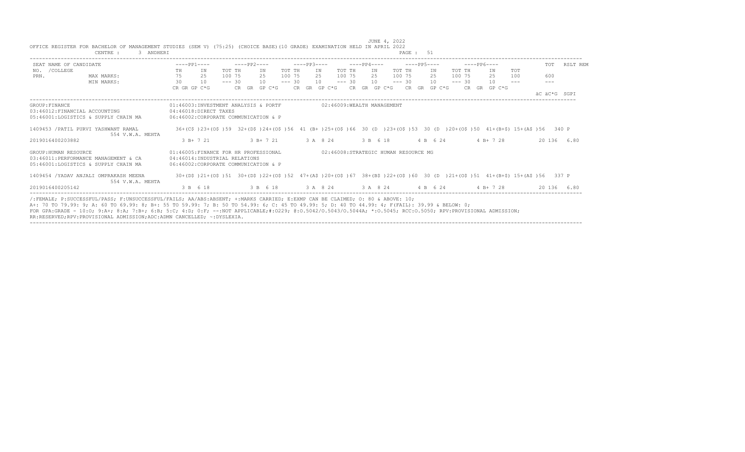JUNE 4, 2022

OFFICE REGISTER FOR BACHELOR OF MANAGEMENT STUDIES (SEM V) (75:25) (CHOICE BASE)(10 GRADE) EXAMINATION HELD IN APRIL 2022

CENTRE : 3 ANDHERI

PAGE : 51

```
SEAT NAME OF CANDIDATE                    ----PP1----       ----PP2----       ----PP3----       ----PP4----       ----PP5----       ----PP6----            TOT   RSLT REM
NO.  /COLLEGE                             TH     IN     TOT TH     IN     TOT TH     IN     TOT TH     IN     TOT TH     IN     TOT TH     IN     TOT
PRN.            MAX MARKS:                75     25     100 75     25     100 75     25     100 75     25     100 75     25     100 75     25     100        600
                MIN MARKS:                30     10     --- 30     10     --- 30     10     --- 30     10     --- 30     10     --- 30     10     ---        ---
                                          CR GR GP C*G      CR  GR  GP C*G    CR  GR  GP C*G    CR  GR  GP C*G    CR  GR  GP C*G    CR  GR  GP C*G
                                                                                                                                                        äC äC*G  SGPI
```

```
GROUP:FINANCE                             01:46003:INVESTMENT ANALYSIS & PORTF          02:46009:WEALTH MANAGEMENT
03:46012:FINANCIAL ACCOUNTING             04:46018:DIRECT TAXES
05:46001:LOGISTICS & SUPPLY CHAIN MA      06:46002:CORPORATE COMMUNICATION & P

1409453 /PATIL PURVI YASHWANT RAMAL       36+(C$ )23+(O$ )59  32+(D$ )24+(O$ )56  41 (B+ )25+(O$ )66  30 (D  )23+(O$ )53  30 (D  )20+(O$ )50  41+(B+$) 15+(A$ )56   340 P
                554 V.W.A. MEHTA
2019016400203882                           3 B+ 7 21           3 B+ 7 21         3 A  8 24         3 B  6 18         4 B  6 24         4 B+ 7 28           20 136  6.80

GROUP:HUMAN RESOURCE                      01:46005:FINANCE FOR HR PROFESSIONAL          02:46008:STRATEGIC HUMAN RESOURCE MG
03:46011:PERFORMANCE MANAGEMENT & CA      04:46014:INDUSTRIAL RELATIONS
05:46001:LOGISTICS & SUPPLY CHAIN MA      06:46002:CORPORATE COMMUNICATION & P

1409454 /YADAV ANJALI OMPRAKASH MEENA     30+(D$ )21+(O$ )51  30+(D$ )22+(O$ )52  47+(A$ )20+(O$ )67  38+(B$ )22+(O$ )60  30 (D  )21+(O$ )51  41+(B+$) 15+(A$ )56   337 P
                554 V.W.A. MEHTA
2019016400205142                           3 B  6 18           3 B  6 18         3 A  8 24         3 A  8 24         4 B  6 24         4 B+ 7 28           20 136  6.80
```

/:FEMALE; P:SUCCESSFUL/PASS; F:UNSUCCESSFUL/FAILS; AA/ABS:ABSENT; +:MARKS CARRIED; E:EXMP CAN BE CLAIMED; O: 80 & ABOVE: 10;
A+: 70 TO 79.99: 9; A: 60 TO 69.99: 8; B+: 55 TO 59.99: 7; B: 50 TO 54.99: 6; C: 45 TO 49.99: 5; D: 40 TO 44.99: 4; F(FAIL): 39.99 & BELOW: 0;
FOR GPA:GRADE - 10:O; 9:A+; 8:A; 7:B+; 6:B; 5:C; 4:D; 0:F; --:NOT APPLICABLE;#:O229; @:O.5042/O.5043/O.5044A; *:O.5045; RCC:O.5050; RPV:PROVISIONAL ADMISSION;
RR:RESERVED;RPV:PROVISIONAL ADMISSION;ADC:ADMN CANCELLED; ~:DYSLEXIA.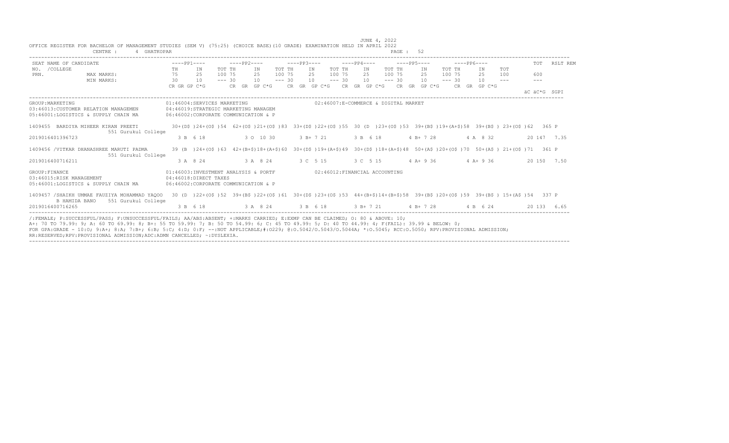JUNE 4, 2022

OFFICE REGISTER FOR BACHELOR OF MANAGEMENT STUDIES (SEM V) (75:25) (CHOICE BASE)(10 GRADE) EXAMINATION HELD IN APRIL 2022

CENTRE : 4 GHATKOPAR

| SEAT NO. / PRN. | NAME OF CANDIDATE / COLLEGE | PP1 TH | PP1 IN | PP1 TOT | PP2 TH | PP2 IN | PP2 TOT | PP3 TH | PP3 IN | PP3 TOT | PP4 TH | PP4 IN | PP4 TOT | PP5 TH | PP5 IN | PP5 TOT | PP6 TH | PP6 IN | PP6 TOT | TOT | RSLT REM |
|---|---|---|---|---|---|---|---|---|---|---|---|---|---|---|---|---|---|---|---|---|---|
| | MAX MARKS: | 75 | 25 | 100 | 75 | 25 | 100 | 75 | 25 | 100 | 75 | 25 | 100 | 75 | 25 | 100 | 75 | 25 | 100 | 600 | |
| | MIN MARKS: | 30 | 10 | --- | 30 | 10 | --- | 30 | 10 | --- | 30 | 10 | --- | 30 | 10 | --- | 30 | 10 | --- | --- | |
| | | CR GR GP C*G | | | CR GR GP C*G | | | CR GR GP C*G | | | CR GR GP C*G | | | CR GR GP C*G | | | CR GR GP C*G | | | äC äC*G | SGPI |

GROUP:MARKETING
01:46004:SERVICES MARKETING
02:46007:E-COMMERCE & DIGITAL MARKET
03:46013:CUSTOMER RELATION MANAGEMEN
04:46019:STRATEGIC MARKETING MANAGEM
05:46001:LOGISTICS & SUPPLY CHAIN MA
06:46002:CORPORATE COMMUNICATION & P

| SEAT NO. / PRN. | NAME OF CANDIDATE / COLLEGE | PP1 | PP2 | PP3 | PP4 | PP5 | PP6 | TOT | RSLT |
|---|---|---|---|---|---|---|---|---|---|
| 1409455 | BARDIYA MIHEER KIRAN PREETI / 551 Gurukul College | 30+(D$ )24+(O$ )54 | 62+(O$ )21+(O$ )83 | 33+(D$ )22+(O$ )55 | 30 (D )23+(O$ )53 | 39+(B$ )19+(A+$)58 | 39+(B$ ) 23+(O$ )62 | 365 | P |
| 2019016401396723 | | 3 B 6 18 | 3 O 10 30 | 3 B+ 7 21 | 3 B 6 18 | 4 B+ 7 28 | 4 A 8 32 | 20 147 | 7.35 |
| 1409456 | /VITKAR DHANASHREE MARUTI PADMA / 551 Gurukul College | 39 (B )24+(O$ )63 | 42+(B+$)18+(A+$)60 | 30+(D$ )19+(A+$)49 | 30+(D$ )18+(A+$)48 | 50+(A$ )20+(O$ )70 | 50+(A$ ) 21+(O$ )71 | 361 | P |
| 2019016400716211 | | 3 A 8 24 | 3 A 8 24 | 3 C 5 15 | 3 C 5 15 | 4 A+ 9 36 | 4 A+ 9 36 | 20 150 | 7.50 |

GROUP:FINANCE
01:46003:INVESTMENT ANALYSIS & PORTF
02:46012:FINANCIAL ACCOUNTING
03:46015:RISK MANAGEMENT
04:46018:DIRECT TAXES
05:46001:LOGISTICS & SUPPLY CHAIN MA
06:46002:CORPORATE COMMUNICATION & P

| SEAT NO. / PRN. | NAME OF CANDIDATE / COLLEGE | PP1 | PP2 | PP3 | PP4 | PP5 | PP6 | TOT | RSLT |
|---|---|---|---|---|---|---|---|---|---|
| 1409457 | /SHAIKH UMMAE FAUZIYA MOHAMMAD YAQOO B HAMIDA BANO / 551 Gurukul College | 30 (D )22+(O$ )52 | 39+(B$ )22+(O$ )61 | 30+(D$ )23+(O$ )53 | 44+(B+$)14+(B+$)58 | 39+(B$ )20+(O$ )59 | 39+(B$ ) 15+(A$ )54 | 337 | P |
| 2019016400716265 | | 3 B 6 18 | 3 A 8 24 | 3 B 6 18 | 3 B+ 7 21 | 4 B+ 7 28 | 4 B 6 24 | 20 133 | 6.65 |

/:FEMALE; P:SUCCESSFUL/PASS; F:UNSUCCESSFUL/FAILS; AA/ABS:ABSENT; +:MARKS CARRIED; E:EXMP CAN BE CLAIMED; O: 80 & ABOVE: 10; A+: 70 TO 79.99: 9; A: 60 TO 69.99: 8; B+: 55 TO 59.99: 7; B: 50 TO 54.99: 6; C: 45 TO 49.99: 5; D: 40 TO 44.99: 4; F(FAIL): 39.99 & BELOW: 0; FOR GPA:GRADE - 10:O; 9:A+; 8:A; 7:B+; 6:B; 5:C; 4:D; 0:F; --:NOT APPLICABLE;#:O229; @:O.5042/O.5043/O.5044A; *:O.5045; RCC:O.5050; RPV:PROVISIONAL ADMISSION; RR:RESERVED;RPV:PROVISIONAL ADMISSION;ADC:ADMN CANCELLED; ~:DYSLEXIA.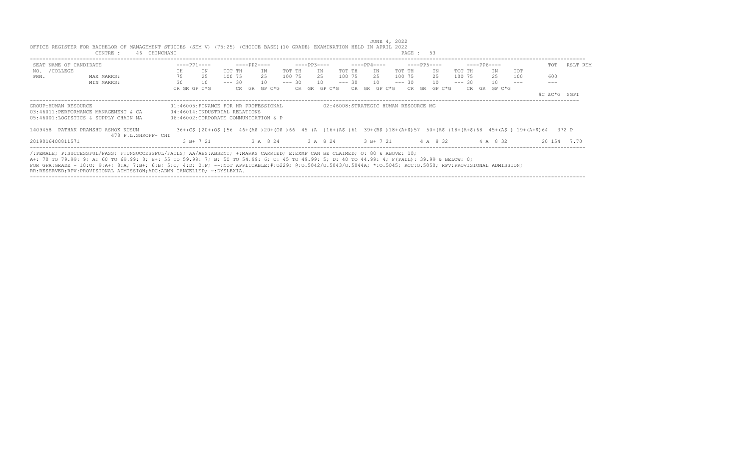JUNE 4, 2022

OFFICE REGISTER FOR BACHELOR OF MANAGEMENT STUDIES (SEM V) (75:25) (CHOICE BASE)(10 GRADE) EXAMINATION HELD IN APRIL 2022

CENTRE : 46 CHINCHANI

| SEAT NO. /COLLEGE PRN. | NAME OF CANDIDATE | ----PP1---- | | | ----PP2---- | | | ----PP3---- | | | ----PP4---- | | | ----PP5---- | | | ----PP6---- | | | TOT | RSLT | REM |
|---|---|---|---|---|---|---|---|---|---|---|---|---|---|---|---|---|---|---|---|---|---|---|---|
| | | TH | IN | TOT | TH | IN | TOT | TH | IN | TOT | TH | IN | TOT | TH | IN | TOT | TH | IN | TOT | | | |
| | MAX MARKS: | 75 | 25 | 100 | 75 | 25 | 100 | 75 | 25 | 100 | 75 | 25 | 100 | 75 | 25 | 100 | 75 | 25 | 100 | 600 | | |
| | MIN MARKS: | 30 | 10 | --- | 30 | 10 | --- | 30 | 10 | --- | 30 | 10 | --- | 30 | 10 | --- | 30 | 10 | --- | --- | | |
| | | CR GR GP C*G | | | CR GR GP C*G | | | CR GR GP C*G | | | CR GR GP C*G | | | CR GR GP C*G | | | CR GR GP C*G | | | äC äC*G | SGPI | |

GROUP:HUMAN RESOURCE

01:46005:FINANCE FOR HR PROFESSIONAL
02:46008:STRATEGIC HUMAN RESOURCE MG
03:46011:PERFORMANCE MANAGEMENT & CA
04:46014:INDUSTRIAL RELATIONS
05:46001:LOGISTICS & SUPPLY CHAIN MA
06:46002:CORPORATE COMMUNICATION & P

| SEAT NO. / PRN. | NAME OF CANDIDATE | PP1 TH | PP1 IN | PP1 TOT | PP2 TH | PP2 IN | PP2 TOT | PP3 TH | PP3 IN | PP3 TOT | PP4 TH | PP4 IN | PP4 TOT | PP5 TH | PP5 IN | PP5 TOT | PP6 TH | PP6 IN | PP6 TOT | TOT | RSLT |
|---|---|---|---|---|---|---|---|---|---|---|---|---|---|---|---|---|---|---|---|---|---|
| 1409458 | PATHAK PRANSHU ASHOK KUSUM 478 P.L.SHROFF- CHI | 36+(C$ ) | 20+(O$ ) | 56 | 46+(A$ ) | 20+(O$ ) | 66 | 45 (A ) | 16+(A$ ) | 61 | 39+(B$ ) | 18+(A+$) | 57 | 50+(A$ ) | 18+(A+$) | 68 | 45+(A$ ) | 19+(A+$) | 64 | 372 | P |
| 2019016400811571 | | 3 B+ 7 21 | | | 3 A 8 24 | | | 3 A 8 24 | | | 3 B+ 7 21 | | | 4 A 8 32 | | | 4 A 8 32 | | | 20 154 | 7.70 |

/:FEMALE; P:SUCCESSFUL/PASS; F:UNSUCCESSFUL/FAILS; AA/ABS:ABSENT; +:MARKS CARRIED; E:EXMP CAN BE CLAIMED; O: 80 & ABOVE: 10;
A+: 70 TO 79.99: 9; A: 60 TO 69.99: 8; B+: 55 TO 59.99: 7; B: 50 TO 54.99: 6; C: 45 TO 49.99: 5; D: 40 TO 44.99: 4; F(FAIL): 39.99 & BELOW: 0;
FOR GPA:GRADE - 10:O; 9:A+; 8:A; 7:B+; 6:B; 5:C; 4:D; 0:F; --:NOT APPLICABLE;#:O229; @:O.5042/O.5043/O.5044A; *:O.5045; RCC:O.5050; RPV:PROVISIONAL ADMISSION;
RR:RESERVED;RPV:PROVISIONAL ADMISSION;ADC:ADMN CANCELLED; ~:DYSLEXIA.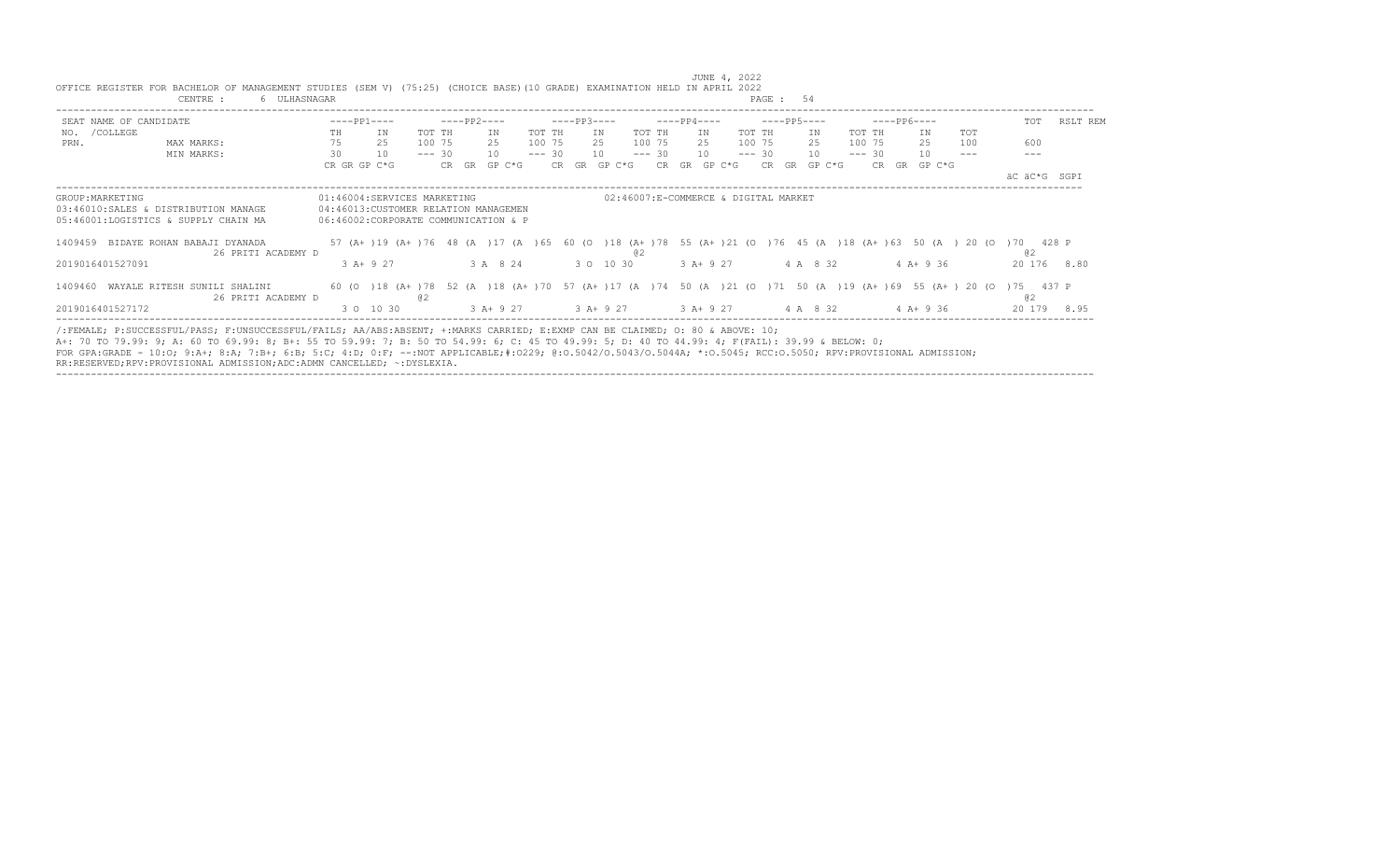JUNE 4, 2022

OFFICE REGISTER FOR BACHELOR OF MANAGEMENT STUDIES (SEM V) (75:25) (CHOICE BASE)(10 GRADE) EXAMINATION HELD IN APRIL 2022

CENTRE : 6 ULHASNAGAR

| SEAT NO. / PRN. | NAME OF CANDIDATE / COLLEGE | ----PP1---- | ----PP2---- | ----PP3---- | ----PP4---- | ----PP5---- | ----PP6---- | TOT | RSLT REM |
|---|---|---|---|---|---|---|---|---|---|
| | | TH IN TOT | TH IN TOT | TH IN TOT | TH IN TOT | TH IN TOT | TH IN TOT | | |
| | MAX MARKS: | 75 25 100 | 75 25 100 | 75 25 100 | 75 25 100 | 75 25 100 | 75 25 100 | 600 | |
| | MIN MARKS: | 30 10 --- | 30 10 --- | 30 10 --- | 30 10 --- | 30 10 --- | 30 10 --- | --- | |
| | | CR GR GP C*G | CR GR GP C*G | CR GR GP C*G | CR GR GP C*G | CR GR GP C*G | CR GR GP C*G | äC äC*G | SGPI |

GROUP:MARKETING

01:46004:SERVICES MARKETING
02:46007:E-COMMERCE & DIGITAL MARKET
03:46010:SALES & DISTRIBUTION MANAGE
04:46013:CUSTOMER RELATION MANAGEMEN
05:46001:LOGISTICS & SUPPLY CHAIN MA
06:46002:CORPORATE COMMUNICATION & P

| SEAT NO. / PRN. | NAME OF CANDIDATE / COLLEGE | PP1 | PP2 | PP3 | PP4 | PP5 | PP6 | TOT | RSLT REM |
|---|---|---|---|---|---|---|---|---|---|
| 1409459 | BIDAYE ROHAN BABAJI DYANADA | 57 (A+ )19 (A+ )76 | 48 (A )17 (A )65 | 60 (O )18 (A+ )78 @2 | 55 (A+ )21 (O )76 | 45 (A )18 (A+ )63 | 50 (A ) 20 (O )70 | 428 @2 | P |
| 2019016401527091 | 26 PRITI ACADEMY D | 3 A+ 9 27 | 3 A 8 24 | 3 O 10 30 | 3 A+ 9 27 | 4 A 8 32 | 4 A+ 9 36 | 20 176 | 8.80 |
| 1409460 | WAYALE RITESH SUNILI SHALINI | 60 (O )18 (A+ )78 @2 | 52 (A )18 (A+ )70 | 57 (A+ )17 (A )74 | 50 (A )21 (O )71 | 50 (A )19 (A+ )69 | 55 (A+ ) 20 (O )75 | 437 @2 | P |
| 2019016401527172 | 26 PRITI ACADEMY D | 3 O 10 30 | 3 A+ 9 27 | 3 A+ 9 27 | 3 A+ 9 27 | 4 A 8 32 | 4 A+ 9 36 | 20 179 | 8.95 |

/:FEMALE; P:SUCCESSFUL/PASS; F:UNSUCCESSFUL/FAILS; AA/ABS:ABSENT; +:MARKS CARRIED; E:EXMP CAN BE CLAIMED; O: 80 & ABOVE: 10;
A+: 70 TO 79.99: 9; A: 60 TO 69.99: 8; B+: 55 TO 59.99: 7; B: 50 TO 54.99: 6; C: 45 TO 49.99: 5; D: 40 TO 44.99: 4; F(FAIL): 39.99 & BELOW: 0;
FOR GPA:GRADE - 10:O; 9:A+; 8:A; 7:B+; 6:B; 5:C; 4:D; 0:F; --:NOT APPLICABLE;#:O229; @:O.5042/O.5043/O.5044A; *:O.5045; RCC:O.5050; RPV:PROVISIONAL ADMISSION;
RR:RESERVED;RPV:PROVISIONAL ADMISSION;ADC:ADMN CANCELLED; ~:DYSLEXIA.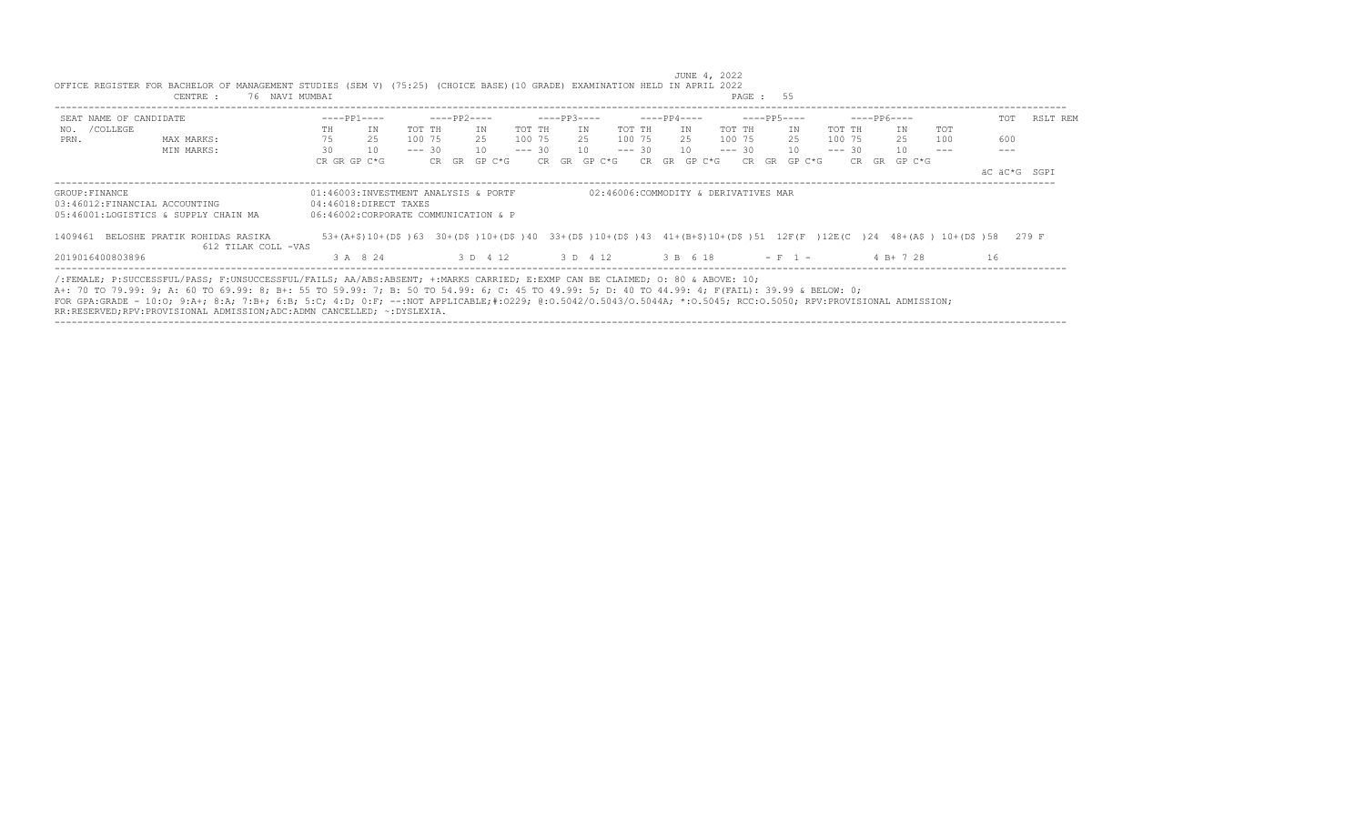JUNE 4, 2022

OFFICE REGISTER FOR BACHELOR OF MANAGEMENT STUDIES (SEM V) (75:25) (CHOICE BASE)(10 GRADE) EXAMINATION HELD IN APRIL 2022

CENTRE : 76 NAVI MUMBAI

| SEAT NO. /COLLEGE PRN. | NAME OF CANDIDATE | ----PP1---- | | | ----PP2---- | | | ----PP3---- | | | ----PP4---- | | | ----PP5---- | | | ----PP6---- | | | TOT | RSLT | REM |
|---|---|---|---|---|---|---|---|---|---|---|---|---|---|---|---|---|---|---|---|---|---|---|---|
| | | TH | IN | TOT | TH | IN | TOT | TH | IN | TOT | TH | IN | TOT | TH | IN | TOT | TH | IN | TOT | | | |
| | MAX MARKS: | 75 | 25 | 100 | 75 | 25 | 100 | 75 | 25 | 100 | 75 | 25 | 100 | 75 | 25 | 100 | 75 | 25 | 100 | 600 | | |
| | MIN MARKS: | 30 | 10 | --- | 30 | 10 | --- | 30 | 10 | --- | 30 | 10 | --- | 30 | 10 | --- | 30 | 10 | --- | --- | | |
| | | CR GR GP C*G | | | CR GR GP C*G | | | CR GR GP C*G | | | CR GR GP C*G | | | CR GR GP C*G | | | CR GR GP C*G | | | äC äC*G SGPI | | |

GROUP:FINANCE
01:46003:INVESTMENT ANALYSIS & PORTF
02:46006:COMMODITY & DERIVATIVES MAR
03:46012:FINANCIAL ACCOUNTING
04:46018:DIRECT TAXES
05:46001:LOGISTICS & SUPPLY CHAIN MA
06:46002:CORPORATE COMMUNICATION & P

```
1409461  BELOSHE PRATIK ROHIDAS RASIKA      53+(A+$)10+(D$ )63  30+(D$ )10+(D$ )40  33+(D$ )10+(D$ )43  41+(B+$)10+(D$ )51  12F(F )12E(C )24  48+(A$ ) 10+(D$ )58   279 F
         612 TILAK COLL -VAS
2019016400803896                              3 A  8 24           3 D  4 12           3 D  4 12           3 B  6 18          - F  1 -           4 B+ 7 28            16
```

/:FEMALE; P:SUCCESSFUL/PASS; F:UNSUCCESSFUL/FAILS; AA/ABS:ABSENT; +:MARKS CARRIED; E:EXMP CAN BE CLAIMED; O: 80 & ABOVE: 10;
A+: 70 TO 79.99: 9; A: 60 TO 69.99: 8; B+: 55 TO 59.99: 7; B: 50 TO 54.99: 6; C: 45 TO 49.99: 5; D: 40 TO 44.99: 4; F(FAIL): 39.99 & BELOW: 0;
FOR GPA:GRADE - 10:O; 9:A+; 8:A; 7:B+; 6:B; 5:C; 4:D; 0:F; --:NOT APPLICABLE;#:O229; @:O.5042/O.5043/O.5044A; *:O.5045; RCC:O.5050; RPV:PROVISIONAL ADMISSION;
RR:RESERVED;RPV:PROVISIONAL ADMISSION;ADC:ADMN CANCELLED; ~:DYSLEXIA.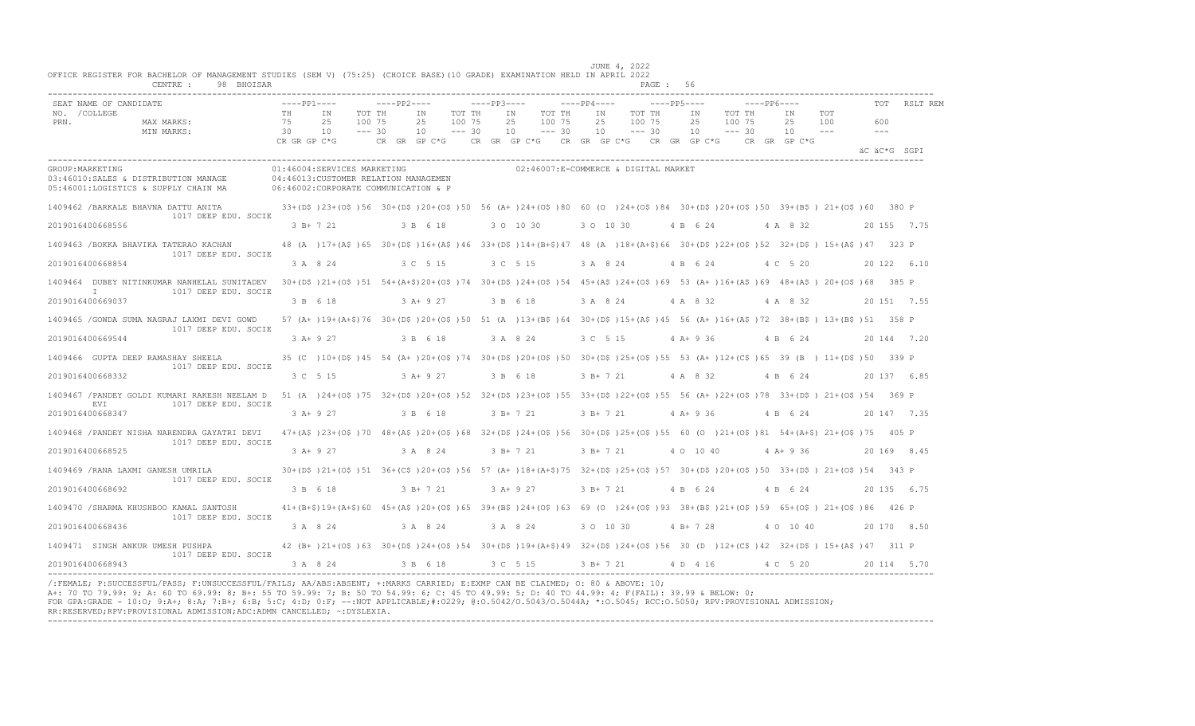JUNE 4, 2022

OFFICE REGISTER FOR BACHELOR OF MANAGEMENT STUDIES (SEM V) (75:25) (CHOICE BASE)(10 GRADE) EXAMINATION HELD IN APRIL 2022

CENTRE : 98 BHOISAR

| SEAT NO. /COLLEGE PRN. | NAME OF CANDIDATE | PP1 TH | PP1 IN | PP1 TOT | PP2 TH | PP2 IN | PP2 TOT | PP3 TH | PP3 IN | PP3 TOT | PP4 TH | PP4 IN | PP4 TOT | PP5 TH | PP5 IN | PP5 TOT | PP6 TH | PP6 IN | PP6 TOT | TOT | RSLT REM |
|---|---|---|---|---|---|---|---|---|---|---|---|---|---|---|---|---|---|---|---|---|---|
| MAX MARKS: | | 75 | 25 | 100 | 75 | 25 | 100 | 75 | 25 | 100 | 75 | 25 | 100 | 75 | 25 | 100 | 75 | 25 | 100 | 600 | |
| MIN MARKS: | | 30 | 10 | --- | 30 | 10 | --- | 30 | 10 | --- | 30 | 10 | --- | 30 | 10 | --- | 30 | 10 | --- | --- | |
| | | CR GR GP C*G | | | CR GR GP C*G | | | CR GR GP C*G | | | CR GR GP C*G | | | CR GR GP C*G | | | CR GR GP C*G | | | äC äC*G SGPI | |

GROUP:MARKETING
01:46004:SERVICES MARKETING
02:46007:E-COMMERCE & DIGITAL MARKET
03:46010:SALES & DISTRIBUTION MANAGE
04:46013:CUSTOMER RELATION MANAGEMEN
05:46001:LOGISTICS & SUPPLY CHAIN MA
06:46002:CORPORATE COMMUNICATION & P

| SEAT NO. / PRN | NAME / COLLEGE | PP1 | PP2 | PP3 | PP4 | PP5 | PP6 | TOT | RSLT |
|---|---|---|---|---|---|---|---|---|---|
| 1409462 | /BARKALE BHAVNA DATTU ANITA, 1017 DEEP EDU. SOCIE | 33+(D$ )23+(O$ )56 | 30+(D$ )20+(O$ )50 | 56 (A+ )24+(O$ )80 | 60 (O )24+(O$ )84 | 30+(D$ )20+(O$ )50 | 39+(B$ ) 21+(O$ )60 | 380 | P |
| 2019016400668556 | | 3 B+ 7 21 | 3 B 6 18 | 3 O 10 30 | 3 O 10 30 | 4 B 6 24 | 4 A 8 32 | 20 155 7.75 | |
| 1409463 | /BOKKA BHAVIKA TATERAO KACHAN, 1017 DEEP EDU. SOCIE | 48 (A )17+(A$ )65 | 30+(D$ )16+(A$ )46 | 33+(D$ )14+(B+$)47 | 48 (A )18+(A+$)66 | 30+(D$ )22+(O$ )52 | 32+(D$ ) 15+(A$ )47 | 323 | P |
| 2019016400668854 | | 3 A 8 24 | 3 C 5 15 | 3 C 5 15 | 3 A 8 24 | 4 B 6 24 | 4 C 5 20 | 20 122 6.10 | |
| 1409464 | DUBEY NITINKUMAR NANHELAL SUNITADEV I, 1017 DEEP EDU. SOCIE | 30+(D$ )21+(O$ )51 | 54+(A+$)20+(O$ )74 | 30+(D$ )24+(O$ )54 | 45+(A$ )24+(O$ )69 | 53 (A+ )16+(A$ )69 | 48+(A$ ) 20+(O$ )68 | 385 | P |
| 2019016400669037 | | 3 B 6 18 | 3 A+ 9 27 | 3 B 6 18 | 3 A 8 24 | 4 A 8 32 | 4 A 8 32 | 20 151 7.55 | |
| 1409465 | /GOWDA SUMA NAGRAJ LAXMI DEVI GOWD, 1017 DEEP EDU. SOCIE | 57 (A+ )19+(A+$)76 | 30+(D$ )20+(O$ )50 | 51 (A )13+(B$ )64 | 30+(D$ )15+(A$ )45 | 56 (A+ )16+(A$ )72 | 38+(B$ ) 13+(B$ )51 | 358 | P |
| 2019016400669544 | | 3 A+ 9 27 | 3 B 6 18 | 3 A 8 24 | 3 C 5 15 | 4 A+ 9 36 | 4 B 6 24 | 20 144 7.20 | |
| 1409466 | GUPTA DEEP RAMASHAY SHEELA, 1017 DEEP EDU. SOCIE | 35 (C )10+(D$ )45 | 54 (A+ )20+(O$ )74 | 30+(D$ )20+(O$ )50 | 30+(D$ )25+(O$ )55 | 53 (A+ )12+(C$ )65 | 39 (B ) 11+(D$ )50 | 339 | P |
| 2019016400668332 | | 3 C 5 15 | 3 A+ 9 27 | 3 B 6 18 | 3 B+ 7 21 | 4 A 8 32 | 4 B 6 24 | 20 137 6.85 | |
| 1409467 | /PANDEY GOLDI KUMARI RAKESH NEELAM D EVI, 1017 DEEP EDU. SOCIE | 51 (A )24+(O$ )75 | 32+(D$ )20+(O$ )52 | 32+(D$ )23+(O$ )55 | 33+(D$ )22+(O$ )55 | 56 (A+ )22+(O$ )78 | 33+(D$ ) 21+(O$ )54 | 369 | P |
| 2019016400668347 | | 3 A+ 9 27 | 3 B 6 18 | 3 B+ 7 21 | 3 B+ 7 21 | 4 A+ 9 36 | 4 B 6 24 | 20 147 7.35 | |
| 1409468 | /PANDEY NISHA NARENDRA GAYATRI DEVI, 1017 DEEP EDU. SOCIE | 47+(A$ )23+(O$ )70 | 48+(A$ )20+(O$ )68 | 32+(D$ )24+(O$ )56 | 30+(D$ )25+(O$ )55 | 60 (O )21+(O$ )81 | 54+(A+$) 21+(O$ )75 | 405 | P |
| 2019016400668525 | | 3 A+ 9 27 | 3 A 8 24 | 3 B+ 7 21 | 3 B+ 7 21 | 4 O 10 40 | 4 A+ 9 36 | 20 169 8.45 | |
| 1409469 | /RANA LAXMI GANESH UMRILA, 1017 DEEP EDU. SOCIE | 30+(D$ )21+(O$ )51 | 36+(C$ )20+(O$ )56 | 57 (A+ )18+(A+$)75 | 32+(D$ )25+(O$ )57 | 30+(D$ )20+(O$ )50 | 33+(D$ ) 21+(O$ )54 | 343 | P |
| 2019016400668692 | | 3 B 6 18 | 3 B+ 7 21 | 3 A+ 9 27 | 3 B+ 7 21 | 4 B 6 24 | 4 B 6 24 | 20 135 6.75 | |
| 1409470 | /SHARMA KHUSHBOO KAMAL SANTOSH, 1017 DEEP EDU. SOCIE | 41+(B+$)19+(A+$)60 | 45+(A$ )20+(O$ )65 | 39+(B$ )24+(O$ )63 | 69 (O )24+(O$ )93 | 38+(B$ )21+(O$ )59 | 65+(O$ ) 21+(O$ )86 | 426 | P |
| 2019016400668436 | | 3 A 8 24 | 3 A 8 24 | 3 A 8 24 | 3 O 10 30 | 4 B+ 7 28 | 4 O 10 40 | 20 170 8.50 | |
| 1409471 | SINGH ANKUR UMESH PUSHPA, 1017 DEEP EDU. SOCIE | 42 (B+ )21+(O$ )63 | 30+(D$ )24+(O$ )54 | 30+(D$ )19+(A+$)49 | 32+(D$ )24+(O$ )56 | 30 (D )12+(C$ )42 | 32+(D$ ) 15+(A$ )47 | 311 | P |
| 2019016400668943 | | 3 A 8 24 | 3 B 6 18 | 3 C 5 15 | 3 B+ 7 21 | 4 D 4 16 | 4 C 5 20 | 20 114 5.70 | |

/:FEMALE; P:SUCCESSFUL/PASS; F:UNSUCCESSFUL/FAILS; AA/ABS:ABSENT; +:MARKS CARRIED; E:EXMP CAN BE CLAIMED; O: 80 & ABOVE: 10;
A+: 70 TO 79.99: 9; A: 60 TO 69.99: 8; B+: 55 TO 59.99: 7; B: 50 TO 54.99: 6; C: 45 TO 49.99: 5; D: 40 TO 44.99: 4; F(FAIL): 39.99 & BELOW: 0;
FOR GPA:GRADE - 10:O; 9:A+; 8:A; 7:B+; 6:B; 5:C; 4:D; 0:F; --:NOT APPLICABLE;#:0229; @:O.5042/O.5043/O.5044A; *:O.5045; RCC:O.5050; RPV:PROVISIONAL ADMISSION;
RR:RESERVED;RPV:PROVISIONAL ADMISSION;ADC:ADMN CANCELLED; ~:DYSLEXIA.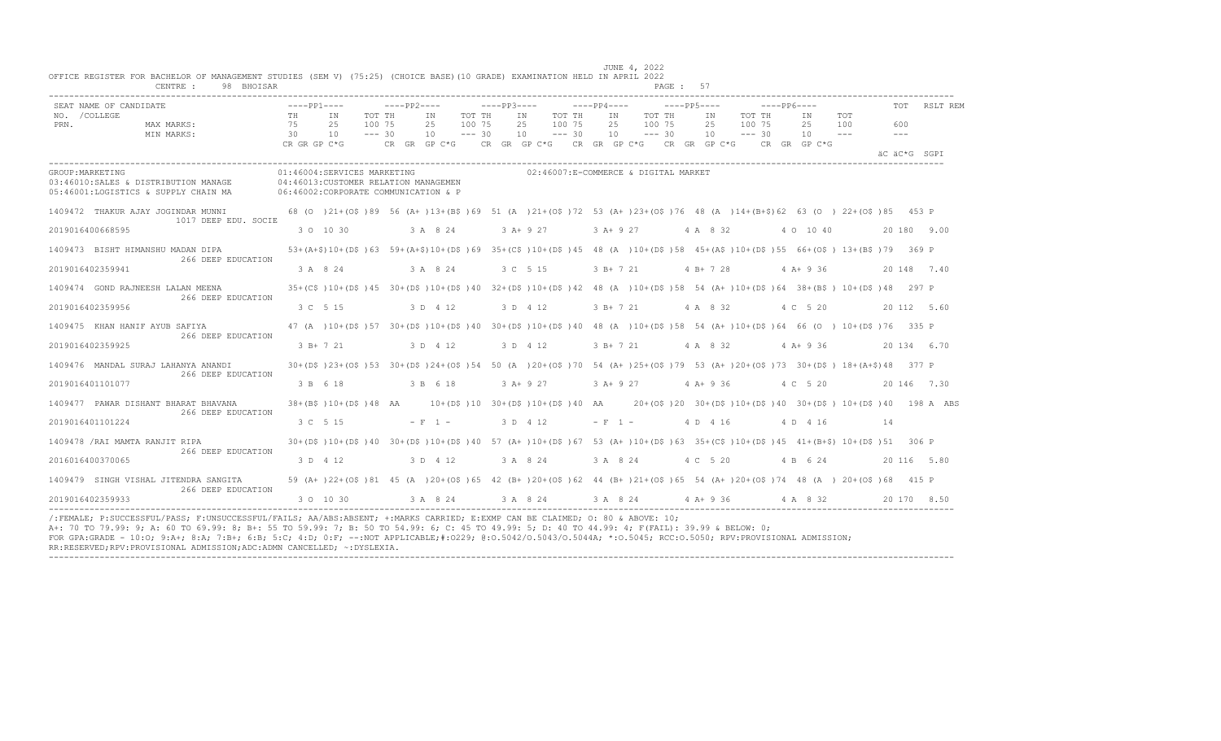JUNE 4, 2022

OFFICE REGISTER FOR BACHELOR OF MANAGEMENT STUDIES (SEM V) (75:25) (CHOICE BASE)(10 GRADE) EXAMINATION HELD IN APRIL 2022

CENTRE : 98 BHOISAR

| SEAT NO. /COLLEGE PRN. | NAME OF CANDIDATE | ----PP1---- TH IN TOT | ----PP2---- TH IN TOT | ----PP3---- TH IN TOT | ----PP4---- TH IN TOT | ----PP5---- TH IN TOT | ----PP6---- TH IN TOT | TOT | RSLT | REM |
|---|---|---|---|---|---|---|---|---|---|---|
| | MAX MARKS: | 75 25 100 | 75 25 100 | 75 25 100 | 75 25 100 | 75 25 100 | 75 25 100 | 600 | | |
| | MIN MARKS: | 30 10 --- | 30 10 --- | 30 10 --- | 30 10 --- | 30 10 --- | 30 10 --- | --- | | |
| | | CR GR GP C*G | CR GR GP C*G | CR GR GP C*G | CR GR GP C*G | CR GR GP C*G | CR GR GP C*G | äC äC*G SGPI | | |

GROUP:MARKETING
01:46004:SERVICES MARKETING
02:46007:E-COMMERCE & DIGITAL MARKET
03:46010:SALES & DISTRIBUTION MANAGE
04:46013:CUSTOMER RELATION MANAGEMEN
05:46001:LOGISTICS & SUPPLY CHAIN MA
06:46002:CORPORATE COMMUNICATION & P

| SEAT NO. / PRN | NAME / COLLEGE | PP1 | PP2 | PP3 | PP4 | PP5 | PP6 | TOT | RSLT | REM |
|---|---|---|---|---|---|---|---|---|---|---|
| 1409472 | THAKUR AJAY JOGINDAR MUNNI / 1017 DEEP EDU. SOCIE | 68 (O )21+(O$ )89 | 56 (A+ )13+(B$ )69 | 51 (A )21+(O$ )72 | 53 (A+ )23+(O$ )76 | 48 (A )14+(B+$)62 | 63 (O ) 22+(O$ )85 | 453 | P | |
| 2019016400668595 | | 3 O 10 30 | 3 A 8 24 | 3 A+ 9 27 | 3 A+ 9 27 | 4 A 8 32 | 4 O 10 40 | 20 180 9.00 | | |
| 1409473 | BISHT HIMANSHU MADAN DIPA / 266 DEEP EDUCATION | 53+(A+$)10+(D$ )63 | 59+(A+$)10+(D$ )69 | 35+(C$ )10+(D$ )45 | 48 (A )10+(D$ )58 | 45+(A$ )10+(D$ )55 | 66+(O$ ) 13+(B$ )79 | 369 | P | |
| 2019016402359941 | | 3 A 8 24 | 3 A 8 24 | 3 C 5 15 | 3 B+ 7 21 | 4 B+ 7 28 | 4 A+ 9 36 | 20 148 7.40 | | |
| 1409474 | GOND RAJNEESH LALAN MEENA / 266 DEEP EDUCATION | 35+(C$ )10+(D$ )45 | 30+(D$ )10+(D$ )40 | 32+(D$ )10+(D$ )42 | 48 (A )10+(D$ )58 | 54 (A+ )10+(D$ )64 | 38+(B$ ) 10+(D$ )48 | 297 | P | |
| 2019016402359956 | | 3 C 5 15 | 3 D 4 12 | 3 D 4 12 | 3 B+ 7 21 | 4 A 8 32 | 4 C 5 20 | 20 112 5.60 | | |
| 1409475 | KHAN HANIF AYUB SAFIYA / 266 DEEP EDUCATION | 47 (A )10+(D$ )57 | 30+(D$ )10+(D$ )40 | 30+(D$ )10+(D$ )40 | 48 (A )10+(D$ )58 | 54 (A+ )10+(D$ )64 | 66 (O ) 10+(D$ )76 | 335 | P | |
| 2019016402359925 | | 3 B+ 7 21 | 3 D 4 12 | 3 D 4 12 | 3 B+ 7 21 | 4 A 8 32 | 4 A+ 9 36 | 20 134 6.70 | | |
| 1409476 | MANDAL SURAJ LAHANYA ANANDI / 266 DEEP EDUCATION | 30+(D$ )23+(O$ )53 | 30+(D$ )24+(O$ )54 | 50 (A )20+(O$ )70 | 54 (A+ )25+(O$ )79 | 53 (A+ )20+(O$ )73 | 30+(D$ ) 18+(A+$)48 | 377 | P | |
| 2019016401101077 | | 3 B 6 18 | 3 B 6 18 | 3 A+ 9 27 | 3 A+ 9 27 | 4 A+ 9 36 | 4 C 5 20 | 20 146 7.30 | | |
| 1409477 | PAWAR DISHANT BHARAT BHAVANA / 266 DEEP EDUCATION | 38+(B$ )10+(D$ )48 | AA 10+(D$ )10 | 30+(D$ )10+(D$ )40 | AA 20+(O$ )20 | 30+(D$ )10+(D$ )40 | 30+(D$ ) 10+(D$ )40 | 198 | A | ABS |
| 2019016401101224 | | 3 C 5 15 | - F 1 - | 3 D 4 12 | - F 1 - | 4 D 4 16 | 4 D 4 16 | 14 | | |
| 1409478 | /RAI MAMTA RANJIT RIPA / 266 DEEP EDUCATION | 30+(D$ )10+(D$ )40 | 30+(D$ )10+(D$ )40 | 57 (A+ )10+(D$ )67 | 53 (A+ )10+(D$ )63 | 35+(C$ )10+(D$ )45 | 41+(B+$) 10+(D$ )51 | 306 | P | |
| 2016016400370065 | | 3 D 4 12 | 3 D 4 12 | 3 A 8 24 | 3 A 8 24 | 4 C 5 20 | 4 B 6 24 | 20 116 5.80 | | |
| 1409479 | SINGH VISHAL JITENDRA SANGITA / 266 DEEP EDUCATION | 59 (A+ )22+(O$ )81 | 45 (A )20+(O$ )65 | 42 (B+ )20+(O$ )62 | 44 (B+ )21+(O$ )65 | 54 (A+ )20+(O$ )74 | 48 (A ) 20+(O$ )68 | 415 | P | |
| 2019016402359933 | | 3 O 10 30 | 3 A 8 24 | 3 A 8 24 | 3 A 8 24 | 4 A+ 9 36 | 4 A 8 32 | 20 170 8.50 | | |

/:FEMALE; P:SUCCESSFUL/PASS; F:UNSUCCESSFUL/FAILS; AA/ABS:ABSENT; +:MARKS CARRIED; E:EXMP CAN BE CLAIMED; O: 80 & ABOVE: 10;
A+: 70 TO 79.99: 9; A: 60 TO 69.99: 8; B+: 55 TO 59.99: 7; B: 50 TO 54.99: 6; C: 45 TO 49.99: 5; D: 40 TO 44.99: 4; F(FAIL): 39.99 & BELOW: 0;
FOR GPA:GRADE - 10:O; 9:A+; 8:A; 7:B+; 6:B; 5:C; 4:D; 0:F; --:NOT APPLICABLE;#:O229; @:O.5042/O.5043/O.5044A; *:O.5045; RCC:O.5050; RPV:PROVISIONAL ADMISSION;
RR:RESERVED;RPV:PROVISIONAL ADMISSION;ADC:ADMN CANCELLED; ~:DYSLEXIA.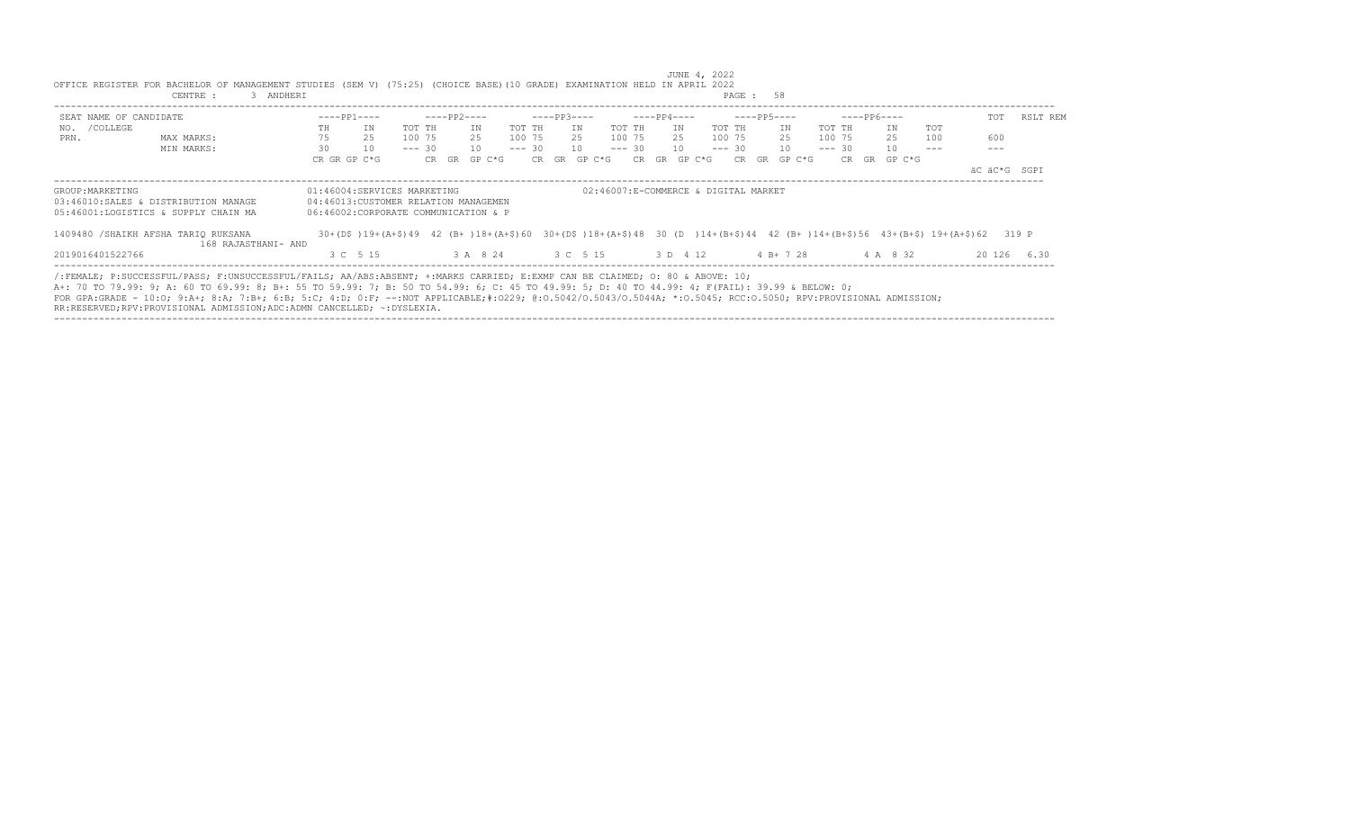JUNE 4, 2022

OFFICE REGISTER FOR BACHELOR OF MANAGEMENT STUDIES (SEM V) (75:25) (CHOICE BASE)(10 GRADE) EXAMINATION HELD IN APRIL 2022

CENTRE : 3 ANDHERI

| SEAT NO. /COLLEGE PRN. | NAME OF CANDIDATE | ----PP1---- | | | ----PP2---- | | | ----PP3---- | | | ----PP4---- | | | ----PP5---- | | | ----PP6---- | | | TOT | RSLT REM |
|---|---|---|---|---|---|---|---|---|---|---|---|---|---|---|---|---|---|---|---|---|---|---|
| | | TH | IN | TOT | TH | IN | TOT | TH | IN | TOT | TH | IN | TOT | TH | IN | TOT | TH | IN | TOT | | |
| | MAX MARKS: | 75 | 25 | 100 | 75 | 25 | 100 | 75 | 25 | 100 | 75 | 25 | 100 | 75 | 25 | 100 | 75 | 25 | 100 | 600 | |
| | MIN MARKS: | 30 | 10 | --- | 30 | 10 | --- | 30 | 10 | --- | 30 | 10 | --- | 30 | 10 | --- | 30 | 10 | --- | --- | |
| | | CR GR GP C*G | | | CR GR GP C*G | | | CR GR GP C*G | | | CR GR GP C*G | | | CR GR GP C*G | | | CR GR GP C*G | | | äC äC*G | SGPI |

GROUP:MARKETING
01:46004:SERVICES MARKETING
02:46007:E-COMMERCE & DIGITAL MARKET
03:46010:SALES & DISTRIBUTION MANAGE
04:46013:CUSTOMER RELATION MANAGEMEN
05:46001:LOGISTICS & SUPPLY CHAIN MA
06:46002:CORPORATE COMMUNICATION & P

| SEAT NO. / NAME | PP1 | PP2 | PP3 | PP4 | PP5 | PP6 | TOT | RSLT |
|---|---|---|---|---|---|---|---|---|
| 1409480 /SHAIKH AFSHA TARIQ RUKSANA 168 RAJASTHANI- AND | 30+(D$ )19+(A+$)49 | 42 (B+ )18+(A+$)60 | 30+(D$ )18+(A+$)48 | 30 (D )14+(B+$)44 | 42 (B+ )14+(B+$)56 | 43+(B+$) 19+(A+$)62 | 319 | P |
| 2019016401522766 | 3 C 5 15 | 3 A 8 24 | 3 C 5 15 | 3 D 4 12 | 4 B+ 7 28 | 4 A 8 32 | 20 126 | 6.30 |

/:FEMALE; P:SUCCESSFUL/PASS; F:UNSUCCESSFUL/FAILS; AA/ABS:ABSENT; +:MARKS CARRIED; E:EXMP CAN BE CLAIMED; O: 80 & ABOVE: 10;
A+: 70 TO 79.99: 9; A: 60 TO 69.99: 8; B+: 55 TO 59.99: 7; B: 50 TO 54.99: 6; C: 45 TO 49.99: 5; D: 40 TO 44.99: 4; F(FAIL): 39.99 & BELOW: 0;
FOR GPA:GRADE - 10:O; 9:A+; 8:A; 7:B+; 6:B; 5:C; 4:D; 0:F; --:NOT APPLICABLE;#:O229; @:O.5042/O.5043/O.5044A; *:O.5045; RCC:O.5050; RPV:PROVISIONAL ADMISSION;
RR:RESERVED;RPV:PROVISIONAL ADMISSION;ADC:ADMN CANCELLED; ~:DYSLEXIA.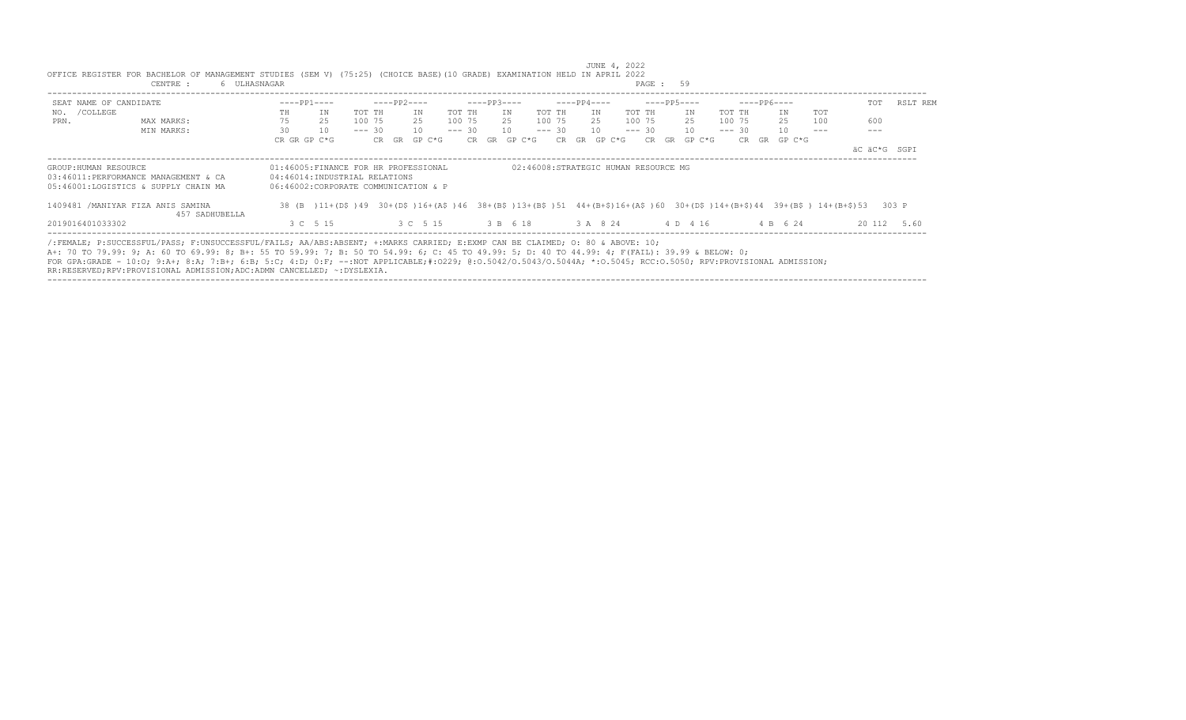JUNE 4, 2022

OFFICE REGISTER FOR BACHELOR OF MANAGEMENT STUDIES (SEM V) (75:25) (CHOICE BASE)(10 GRADE) EXAMINATION HELD IN APRIL 2022

CENTRE : 6 ULHASNAGAR

| SEAT NO. /COLLEGE PRN. | NAME OF CANDIDATE | ----PP1---- | | | ----PP2---- | | | ----PP3---- | | | ----PP4---- | | | ----PP5---- | | | ----PP6---- | | | TOT | RSLT REM |
|---|---|---|---|---|---|---|---|---|---|---|---|---|---|---|---|---|---|---|---|---|---|---|
| | | TH | IN | TOT | TH | IN | TOT | TH | IN | TOT | TH | IN | TOT | TH | IN | TOT | TH | IN | TOT | | |
| | MAX MARKS: | 75 | 25 | 100 | 75 | 25 | 100 | 75 | 25 | 100 | 75 | 25 | 100 | 75 | 25 | 100 | 75 | 25 | 100 | 600 | |
| | MIN MARKS: | 30 | 10 | --- | 30 | 10 | --- | 30 | 10 | --- | 30 | 10 | --- | 30 | 10 | --- | 30 | 10 | --- | --- | |
| | | CR GR GP C*G | | | CR GR GP C*G | | | CR GR GP C*G | | | CR GR GP C*G | | | CR GR GP C*G | | | CR GR GP C*G | | | äC äC*G | SGPI |

GROUP:HUMAN RESOURCE
01:46005:FINANCE FOR HR PROFESSIONAL
02:46008:STRATEGIC HUMAN RESOURCE MG
03:46011:PERFORMANCE MANAGEMENT & CA
04:46014:INDUSTRIAL RELATIONS
05:46001:LOGISTICS & SUPPLY CHAIN MA
06:46002:CORPORATE COMMUNICATION & P

| SEAT NO. / NAME | PP1 | PP2 | PP3 | PP4 | PP5 | PP6 | TOT | RSLT |
|---|---|---|---|---|---|---|---|---|
| 1409481 /MANIYAR FIZA ANIS SAMINA 457 SADHUBELLA | 38 (B )11+(D$ )49 | 30+(D$ )16+(A$ )46 | 38+(B$ )13+(B$ )51 | 44+(B+$)16+(A$ )60 | 30+(D$ )14+(B+$)44 | 39+(B$ ) 14+(B+$)53 | 303 | P |
| 2019016401033302 | 3 C 5 15 | 3 C 5 15 | 3 B 6 18 | 3 A 8 24 | 4 D 4 16 | 4 B 6 24 | 20 112 | 5.60 |

/:FEMALE; P:SUCCESSFUL/PASS; F:UNSUCCESSFUL/FAILS; AA/ABS:ABSENT; +:MARKS CARRIED; E:EXMP CAN BE CLAIMED; O: 80 & ABOVE: 10;
A+: 70 TO 79.99: 9; A: 60 TO 69.99: 8; B+: 55 TO 59.99: 7; B: 50 TO 54.99: 6; C: 45 TO 49.99: 5; D: 40 TO 44.99: 4; F(FAIL): 39.99 & BELOW: 0;
FOR GPA:GRADE - 10:O; 9:A+; 8:A; 7:B+; 6:B; 5:C; 4:D; 0:F; --:NOT APPLICABLE;#:O229; @:O.5042/O.5043/O.5044A; *:O.5045; RCC:O.5050; RPV:PROVISIONAL ADMISSION;
RR:RESERVED;RPV:PROVISIONAL ADMISSION;ADC:ADMN CANCELLED; ~:DYSLEXIA.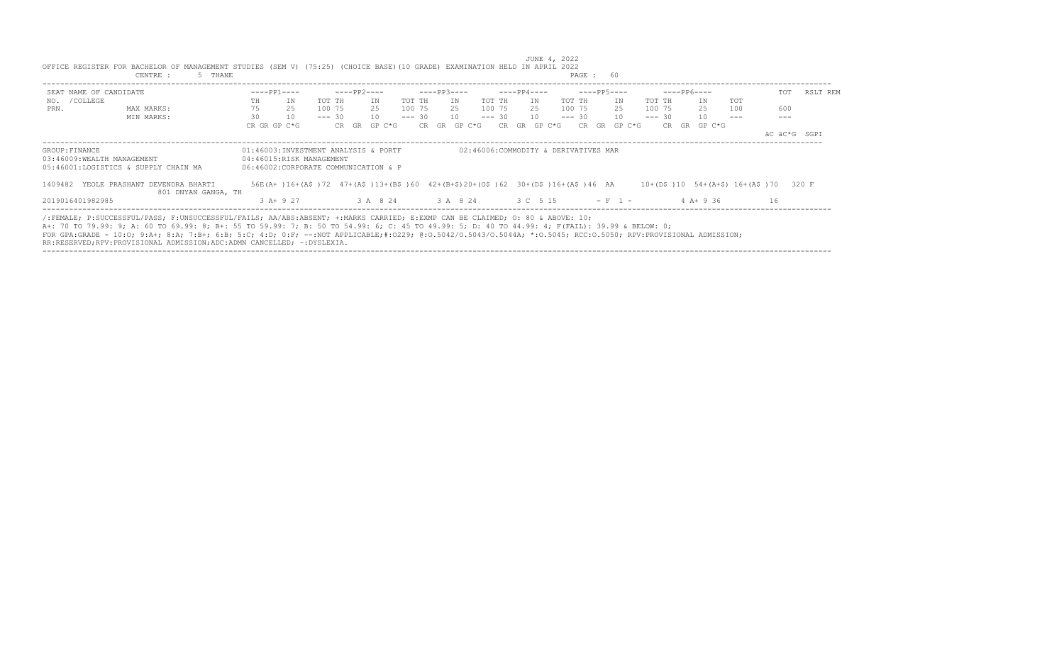JUNE 4, 2022

OFFICE REGISTER FOR BACHELOR OF MANAGEMENT STUDIES (SEM V) (75:25) (CHOICE BASE)(10 GRADE) EXAMINATION HELD IN APRIL 2022

CENTRE : 5 THANE

| SEAT NAME OF CANDIDATE NO. /COLLEGE PRN. | ----PP1---- | | ----PP2---- | | | ----PP3---- | | | ----PP4---- | | | ----PP5---- | | | ----PP6---- | | | TOT | RSLT REM |
|---|---|---|---|---|---|---|---|---|---|---|---|---|---|---|---|---|---|---|---|---|
| | TH | IN | TOT | TH | IN | TOT | TH | IN | TOT | TH | IN | TOT | TH | IN | TOT | TH | IN | TOT | | |
| MAX MARKS: | 75 | 25 | 100 | 75 | 25 | 100 | 75 | 25 | 100 | 75 | 25 | 100 | 75 | 25 | 100 | 75 | 25 | 100 | 600 | |
| MIN MARKS: | 30 | 10 | --- | 30 | 10 | --- | 30 | 10 | --- | 30 | 10 | --- | 30 | 10 | --- | 30 | 10 | --- | --- | |
| | CR GR GP C*G | | | CR GR GP C*G | | | CR GR GP C*G | | | CR GR GP C*G | | | CR GR GP C*G | | | CR GR GP C*G | | | äC äC*G | SGPI |

GROUP:FINANCE
01:46003:INVESTMENT ANALYSIS & PORTF
02:46006:COMMODITY & DERIVATIVES MAR
03:46009:WEALTH MANAGEMENT
04:46015:RISK MANAGEMENT
05:46001:LOGISTICS & SUPPLY CHAIN MA
06:46002:CORPORATE COMMUNICATION & P

| SEAT NO. | NAME | PP1 | PP2 | PP3 | PP4 | PP5 | PP6 | TOT | RSLT |
|---|---|---|---|---|---|---|---|---|---|
| 1409482 | YEOLE PRASHANT DEVENDRA BHARTI | 56E(A+ )16+(A$ )72 | 47+(A$ )13+(B$ )60 | 42+(B+$)20+(O$ )62 | 30+(D$ )16+(A$ )46 | AA | 10+(D$ )10 | 54+(A+$) 16+(A$ )70 | 320 F |
| | 801 DNYAN GANGA, TH | | | | | | | | |
| 2019016401982985 | | 3 A+ 9 27 | 3 A 8 24 | 3 A 8 24 | 3 C 5 15 | - F 1 - | 4 A+ 9 36 | 16 | |

/:FEMALE; P:SUCCESSFUL/PASS; F:UNSUCCESSFUL/FAILS; AA/ABS:ABSENT; +:MARKS CARRIED; E:EXMP CAN BE CLAIMED; O: 80 & ABOVE: 10;
A+: 70 TO 79.99: 9; A: 60 TO 69.99: 8; B+: 55 TO 59.99: 7; B: 50 TO 54.99: 6; C: 45 TO 49.99: 5; D: 40 TO 44.99: 4; F(FAIL): 39.99 & BELOW: 0;
FOR GPA:GRADE - 10:O; 9:A+; 8:A; 7:B+; 6:B; 5:C; 4:D; 0:F; --:NOT APPLICABLE;#:O229; @:O.5042/O.5043/O.5044A; *:O.5045; RCC:O.5050; RPV:PROVISIONAL ADMISSION;
RR:RESERVED;RPV:PROVISIONAL ADMISSION;ADC:ADMN CANCELLED; ~:DYSLEXIA.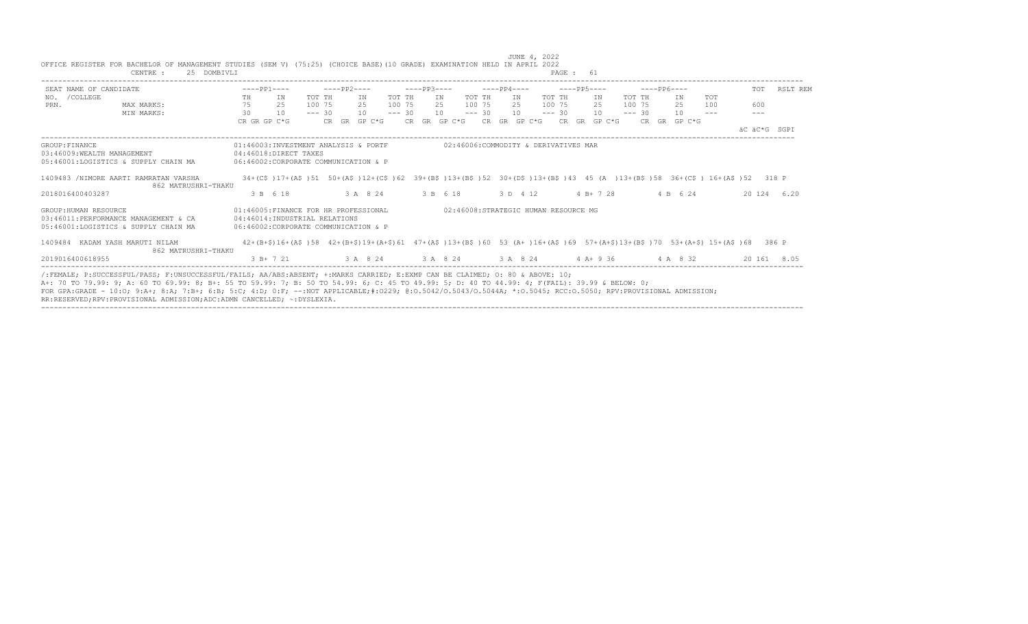JUNE 4, 2022

OFFICE REGISTER FOR BACHELOR OF MANAGEMENT STUDIES (SEM V) (75:25) (CHOICE BASE)(10 GRADE) EXAMINATION HELD IN APRIL 2022

CENTRE : 25 DOMBIVLI

| SEAT NO. / PRN. | NAME OF CANDIDATE / COLLEGE | | PP1 TH | PP1 IN | PP1 TOT | PP2 TH | PP2 IN | PP2 TOT | PP3 TH | PP3 IN | PP3 TOT | PP4 TH | PP4 IN | PP4 TOT | PP5 TH | PP5 IN | PP5 TOT | PP6 TH | PP6 IN | PP6 TOT | TOT | RSLT REM |
|---|---|---|---|---|---|---|---|---|---|---|---|---|---|---|---|---|---|---|---|---|---|---|
| | | MAX MARKS: | 75 | 25 | 100 | 75 | 25 | 100 | 75 | 25 | 100 | 75 | 25 | 100 | 75 | 25 | 100 | 75 | 25 | 100 | 600 | |
| | | MIN MARKS: | 30 | 10 | --- | 30 | 10 | --- | 30 | 10 | --- | 30 | 10 | --- | 30 | 10 | --- | 30 | 10 | --- | --- | |
| | | | CR GR GP C*G | | | CR GR GP C*G | | | CR GR GP C*G | | | CR GR GP C*G | | | CR GR GP C*G | | | CR GR GP C*G | | | äC äC*G | SGPI |

GROUP:FINANCE
01:46003:INVESTMENT ANALYSIS & PORTF
02:46006:COMMODITY & DERIVATIVES MAR
03:46009:WEALTH MANAGEMENT
04:46018:DIRECT TAXES
05:46001:LOGISTICS & SUPPLY CHAIN MA
06:46002:CORPORATE COMMUNICATION & P

| SEAT NO. / PRN. | NAME / COLLEGE | PP1 | PP2 | PP3 | PP4 | PP5 | PP6 | TOT | RSLT |
|---|---|---|---|---|---|---|---|---|---|
| 1409483 | /NIMORE AARTI RAMRATAN VARSHA<br>862 MATRUSHRI-THAKU | 34+(C$ )17+(A$ )51 | 50+(A$ )12+(C$ )62 | 39+(B$ )13+(B$ )52 | 30+(D$ )13+(B$ )43 | 45 (A )13+(B$ )58 | 36+(C$ ) 16+(A$ )52 | 318 | P |
| 2018016400403287 | | 3 B 6 18 | 3 A 8 24 | 3 B 6 18 | 3 D 4 12 | 4 B+ 7 28 | 4 B 6 24 | 20 124 | 6.20 |

GROUP:HUMAN RESOURCE
01:46005:FINANCE FOR HR PROFESSIONAL
02:46008:STRATEGIC HUMAN RESOURCE MG
03:46011:PERFORMANCE MANAGEMENT & CA
04:46014:INDUSTRIAL RELATIONS
05:46001:LOGISTICS & SUPPLY CHAIN MA
06:46002:CORPORATE COMMUNICATION & P

| SEAT NO. / PRN. | NAME / COLLEGE | PP1 | PP2 | PP3 | PP4 | PP5 | PP6 | TOT | RSLT |
|---|---|---|---|---|---|---|---|---|---|
| 1409484 | KADAM YASH MARUTI NILAM<br>862 MATRUSHRI-THAKU | 42+(B+$)16+(A$ )58 | 42+(B+$)19+(A+$)61 | 47+(A$ )13+(B$ )60 | 53 (A+ )16+(A$ )69 | 57+(A+$)13+(B$ )70 | 53+(A+$) 15+(A$ )68 | 386 | P |
| 2019016400618955 | | 3 B+ 7 21 | 3 A 8 24 | 3 A 8 24 | 3 A 8 24 | 4 A+ 9 36 | 4 A 8 32 | 20 161 | 8.05 |

/:FEMALE; P:SUCCESSFUL/PASS; F:UNSUCCESSFUL/FAILS; AA/ABS:ABSENT; +:MARKS CARRIED; E:EXMP CAN BE CLAIMED; O: 80 & ABOVE: 10;
A+: 70 TO 79.99: 9; A: 60 TO 69.99: 8; B+: 55 TO 59.99: 7; B: 50 TO 54.99: 6; C: 45 TO 49.99: 5; D: 40 TO 44.99: 4; F(FAIL): 39.99 & BELOW: 0;
FOR GPA:GRADE - 10:O; 9:A+; 8:A; 7:B+; 6:B; 5:C; 4:D; 0:F; --:NOT APPLICABLE;#:O229; @:O.5042/O.5043/O.5044A; *:O.5045; RCC:O.5050; RPV:PROVISIONAL ADMISSION;
RR:RESERVED;RPV:PROVISIONAL ADMISSION;ADC:ADMN CANCELLED; ~:DYSLEXIA.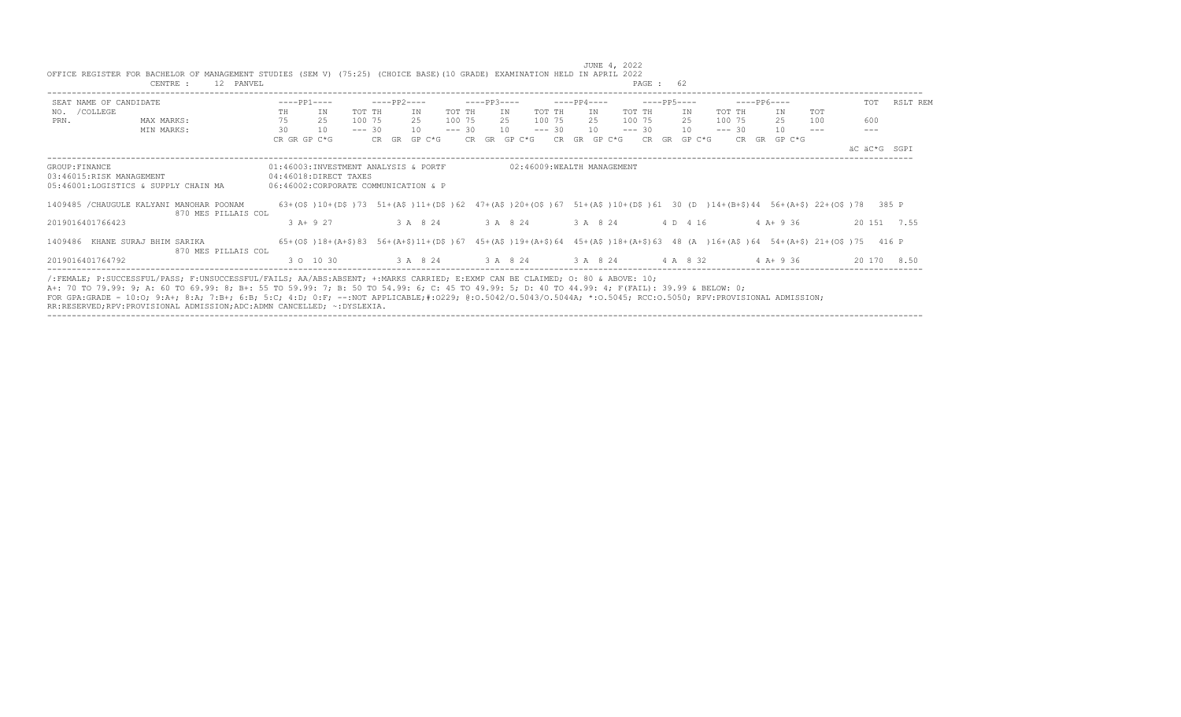JUNE 4, 2022

OFFICE REGISTER FOR BACHELOR OF MANAGEMENT STUDIES (SEM V) (75:25) (CHOICE BASE)(10 GRADE) EXAMINATION HELD IN APRIL 2022

CENTRE : 12 PANVEL

PAGE : 62

| SEAT NO. /COLLEGE PRN. | NAME OF CANDIDATE | ----PP1---- TH | IN | TOT | ----PP2---- TH | IN | TOT | ----PP3---- TH | IN | TOT | ----PP4---- TH | IN | TOT | ----PP5---- TH | IN | TOT | ----PP6---- TH | IN | TOT | TOT | RSLT REM |
|---|---|---|---|---|---|---|---|---|---|---|---|---|---|---|---|---|---|---|---|---|---|
| | MAX MARKS: | 75 | 25 | 100 | 75 | 25 | 100 | 75 | 25 | 100 | 75 | 25 | 100 | 75 | 25 | 100 | 75 | 25 | 100 | 600 | |
| | MIN MARKS: | 30 | 10 | --- | 30 | 10 | --- | 30 | 10 | --- | 30 | 10 | --- | 30 | 10 | --- | 30 | 10 | --- | --- | |
| | | CR GR GP C*G | | | CR GR GP C*G | | | CR GR GP C*G | | | CR GR GP C*G | | | CR GR GP C*G | | | CR GR GP C*G | | | äC äC*G | SGPI |

GROUP:FINANCE
01:46003:INVESTMENT ANALYSIS & PORTF
02:46009:WEALTH MANAGEMENT
03:46015:RISK MANAGEMENT
04:46018:DIRECT TAXES
05:46001:LOGISTICS & SUPPLY CHAIN MA
06:46002:CORPORATE COMMUNICATION & P

| SEAT NO. / PRN | NAME / COLLEGE | PP1 | PP2 | PP3 | PP4 | PP5 | PP6 | TOT | RSLT |
|---|---|---|---|---|---|---|---|---|---|
| 1409485 | /CHAUGULE KALYANI MANOHAR POONAM, 870 MES PILLAIS COL | 63+(O$ )10+(D$ )73 | 51+(A$ )11+(D$ )62 | 47+(A$ )20+(O$ )67 | 51+(A$ )10+(D$ )61 | 30 (D )14+(B+$)44 | 56+(A+$) 22+(O$ )78 | 385 | P |
| 2019016401766423 | | 3 A+ 9 27 | 3 A 8 24 | 3 A 8 24 | 3 A 8 24 | 4 D 4 16 | 4 A+ 9 36 | 20 151 | 7.55 |
| 1409486 | KHANE SURAJ BHIM SARIKA, 870 MES PILLAIS COL | 65+(O$ )18+(A+$)83 | 56+(A+$)11+(D$ )67 | 45+(A$ )19+(A+$)64 | 45+(A$ )18+(A+$)63 | 48 (A )16+(A$ )64 | 54+(A+$) 21+(O$ )75 | 416 | P |
| 2019016401764792 | | 3 O 10 30 | 3 A 8 24 | 3 A 8 24 | 3 A 8 24 | 4 A 8 32 | 4 A+ 9 36 | 20 170 | 8.50 |

/:FEMALE; P:SUCCESSFUL/PASS; F:UNSUCCESSFUL/FAILS; AA/ABS:ABSENT; +:MARKS CARRIED; E:EXMP CAN BE CLAIMED; O: 80 & ABOVE: 10;
A+: 70 TO 79.99: 9; A: 60 TO 69.99: 8; B+: 55 TO 59.99: 7; B: 50 TO 54.99: 6; C: 45 TO 49.99: 5; D: 40 TO 44.99: 4; F(FAIL): 39.99 & BELOW: 0;
FOR GPA:GRADE - 10:O; 9:A+; 8:A; 7:B+; 6:B; 5:C; 4:D; 0:F; --:NOT APPLICABLE;#:O229; @:O.5042/O.5043/O.5044A; *:O.5045; RCC:O.5050; RPV:PROVISIONAL ADMISSION;
RR:RESERVED;RPV:PROVISIONAL ADMISSION;ADC:ADMN CANCELLED; ~:DYSLEXIA.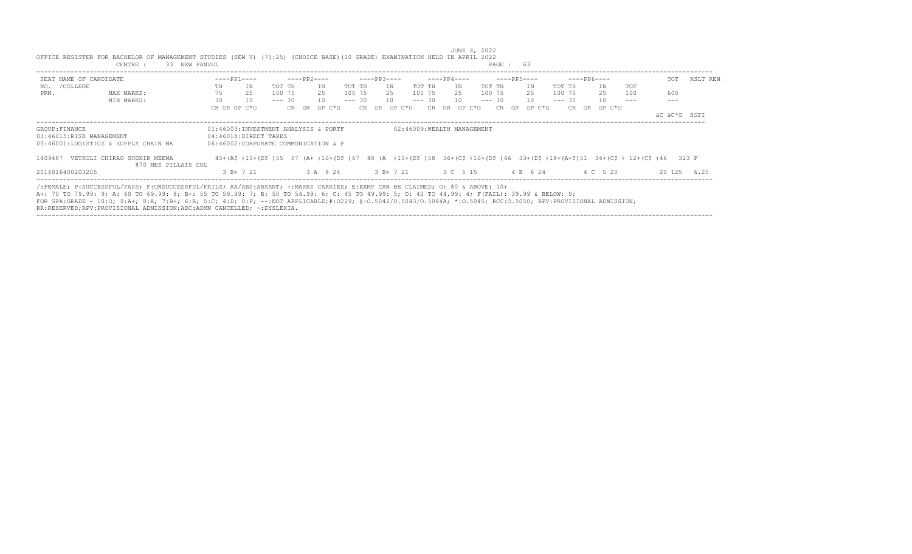JUNE 4, 2022

OFFICE REGISTER FOR BACHELOR OF MANAGEMENT STUDIES (SEM V) (75:25) (CHOICE BASE)(10 GRADE) EXAMINATION HELD IN APRIL 2022

CENTRE : 33 NEW PANVEL

| SEAT NO. /COLLEGE PRN. | NAME OF CANDIDATE | ----PP1---- | | | ----PP2---- | | | ----PP3---- | | | ----PP4---- | | | ----PP5---- | | | ----PP6---- | | | TOT | RSLT | REM |
|---|---|---|---|---|---|---|---|---|---|---|---|---|---|---|---|---|---|---|---|---|---|---|---|
| | | TH | IN | TOT | TH | IN | TOT | TH | IN | TOT | TH | IN | TOT | TH | IN | TOT | TH | IN | TOT | | | |
| | MAX MARKS: | 75 | 25 | 100 | 75 | 25 | 100 | 75 | 25 | 100 | 75 | 25 | 100 | 75 | 25 | 100 | 75 | 25 | 100 | 600 | | |
| | MIN MARKS: | 30 | 10 | --- | 30 | 10 | --- | 30 | 10 | --- | 30 | 10 | --- | 30 | 10 | --- | 30 | 10 | --- | --- | | |
| | | CR GR GP C*G | | | CR GR GP C*G | | | CR GR GP C*G | | | CR GR GP C*G | | | CR GR GP C*G | | | CR GR GP C*G | | | äC äC*G | SGPI | |

GROUP:FINANCE

01:46003:INVESTMENT ANALYSIS & PORTF
02:46009:WEALTH MANAGEMENT
03:46015:RISK MANAGEMENT
04:46018:DIRECT TAXES
05:46001:LOGISTICS & SUPPLY CHAIN MA
06:46002:CORPORATE COMMUNICATION & P

| SEAT NO. /COLLEGE PRN. | NAME OF CANDIDATE | PP1 TH | PP1 IN | PP1 TOT | PP2 TH | PP2 IN | PP2 TOT | PP3 TH | PP3 IN | PP3 TOT | PP4 TH | PP4 IN | PP4 TOT | PP5 TH | PP5 IN | PP5 TOT | PP6 TH | PP6 IN | PP6 TOT | TOT | RSLT |
|---|---|---|---|---|---|---|---|---|---|---|---|---|---|---|---|---|---|---|---|---|---|
| 1409487 | VETKOLI CHIRAG SUDHIR MEENA 870 MES PILLAIS COL | 45+(A$ ) | 10+(D$ ) | 55 | 57 (A+ ) | 10+(D$ ) | 67 | 48 (A ) | 10+(D$ ) | 58 | 36+(C$ ) | 10+(D$ ) | 46 | 33+(D$ ) | 18+(A+$) | 51 | 34+(C$ ) | 12+(C$ ) | 46 | 323 | P |
| 2016016400203205 | | 3 B+ 7 21 | | | 3 A 8 24 | | | 3 B+ 7 21 | | | 3 C 5 15 | | | 4 B 6 24 | | | 4 C 5 20 | | | 20 125 | 6.25 |

/:FEMALE; P:SUCCESSFUL/PASS; F:UNSUCCESSFUL/FAILS; AA/ABS:ABSENT; +:MARKS CARRIED; E:EXMP CAN BE CLAIMED; O: 80 & ABOVE: 10;
A+: 70 TO 79.99: 9; A: 60 TO 69.99: 8; B+: 55 TO 59.99: 7; B: 50 TO 54.99: 6; C: 45 TO 49.99: 5; D: 40 TO 44.99: 4; F(FAIL): 39.99 & BELOW: 0;
FOR GPA:GRADE - 10:O; 9:A+; 8:A; 7:B+; 6:B; 5:C; 4:D; 0:F; --:NOT APPLICABLE;#:O229; @:O.5042/O.5043/O.5044A; *:O.5045; RCC:O.5050; RPV:PROVISIONAL ADMISSION;
RR:RESERVED;RPV:PROVISIONAL ADMISSION;ADC:ADMN CANCELLED; ~:DYSLEXIA.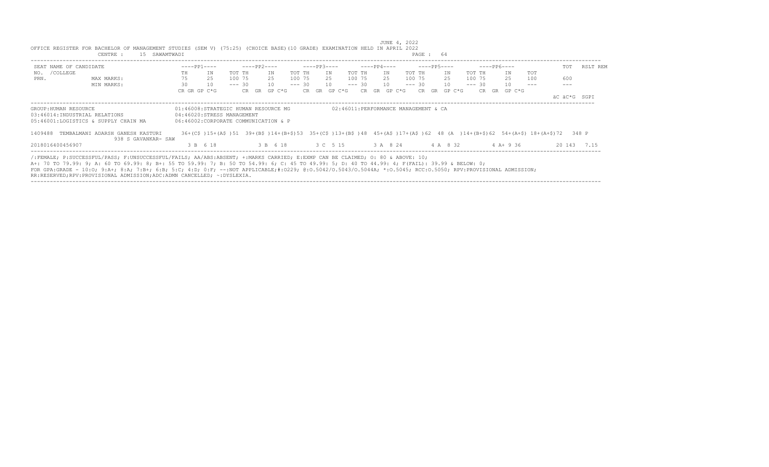JUNE 4, 2022

OFFICE REGISTER FOR BACHELOR OF MANAGEMENT STUDIES (SEM V) (75:25) (CHOICE BASE)(10 GRADE) EXAMINATION HELD IN APRIL 2022

CENTRE : 15 SAWAMTWADI

PAGE : 64

| SEAT NO. / PRN. | NAME OF CANDIDATE /COLLEGE | ----PP1---- TH | IN | TOT | ----PP2---- TH | IN | TOT | ----PP3---- TH | IN | TOT | ----PP4---- TH | IN | TOT | ----PP5---- TH | IN | TOT | ----PP6---- TH | IN | TOT | TOT | RSLT | REM |
|---|---|---|---|---|---|---|---|---|---|---|---|---|---|---|---|---|---|---|---|---|---|---|---|
| | MAX MARKS: | 75 | 25 | 100 | 75 | 25 | 100 | 75 | 25 | 100 | 75 | 25 | 100 | 75 | 25 | 100 | 75 | 25 | 100 | 600 | | |
| | MIN MARKS: | 30 | 10 | --- | 30 | 10 | --- | 30 | 10 | --- | 30 | 10 | --- | 30 | 10 | --- | 30 | 10 | --- | --- | | |
| | | CR GR GP C*G | | | CR GR GP C*G | | | CR GR GP C*G | | | CR GR GP C*G | | | CR GR GP C*G | | | CR GR GP C*G | | | äC äC*G SGPI | | |

GROUP:HUMAN RESOURCE
01:46008:STRATEGIC HUMAN RESOURCE MG
02:46011:PERFORMANCE MANAGEMENT & CA
03:46014:INDUSTRIAL RELATIONS
04:46020:STRESS MANAGEMENT
05:46001:LOGISTICS & SUPPLY CHAIN MA
06:46002:CORPORATE COMMUNICATION & P

| SEAT NO. / PRN. | NAME OF CANDIDATE /COLLEGE | PP1 TH | IN | TOT | PP2 TH | IN | TOT | PP3 TH | IN | TOT | PP4 TH | IN | TOT | PP5 TH | IN | TOT | PP6 TH | IN | TOT | TOT | RSLT | REM |
|---|---|---|---|---|---|---|---|---|---|---|---|---|---|---|---|---|---|---|---|---|---|---|
| 1409488 | TEMBALMANI ADARSH GANESH KASTURI 938 S GAVANKAR- SAW | 36+(C$ ) | 15+(A$ ) | 51 | 39+(B$ ) | 14+(B+$) | 53 | 35+(C$ ) | 13+(B$ ) | 48 | 45+(A$ ) | 17+(A$ ) | 62 | 48 (A ) | 14+(B+$) | 62 | 54+(A+$) | 18+(A+$) | 72 | 348 | P | |
| 2018016400456907 | | 3 B 6 18 | | | 3 B 6 18 | | | 3 C 5 15 | | | 3 A 8 24 | | | 4 A 8 32 | | | 4 A+ 9 36 | | | 20 143 7.15 | | |

/:FEMALE; P:SUCCESSFUL/PASS; F:UNSUCCESSFUL/FAILS; AA/ABS:ABSENT; +:MARKS CARRIED; E:EXMP CAN BE CLAIMED; O: 80 & ABOVE: 10;
A+: 70 TO 79.99: 9; A: 60 TO 69.99: 8; B+: 55 TO 59.99: 7; B: 50 TO 54.99: 6; C: 45 TO 49.99: 5; D: 40 TO 44.99: 4; F(FAIL): 39.99 & BELOW: 0;
FOR GPA:GRADE - 10:O; 9:A+; 8:A; 7:B+; 6:B; 5:C; 4:D; 0:F; --:NOT APPLICABLE;#:O229; @:O.5042/O.5043/O.5044A; *:O.5045; RCC:O.5050; RPV:PROVISIONAL ADMISSION;
RR:RESERVED;RPV:PROVISIONAL ADMISSION;ADC:ADMN CANCELLED; ~:DYSLEXIA.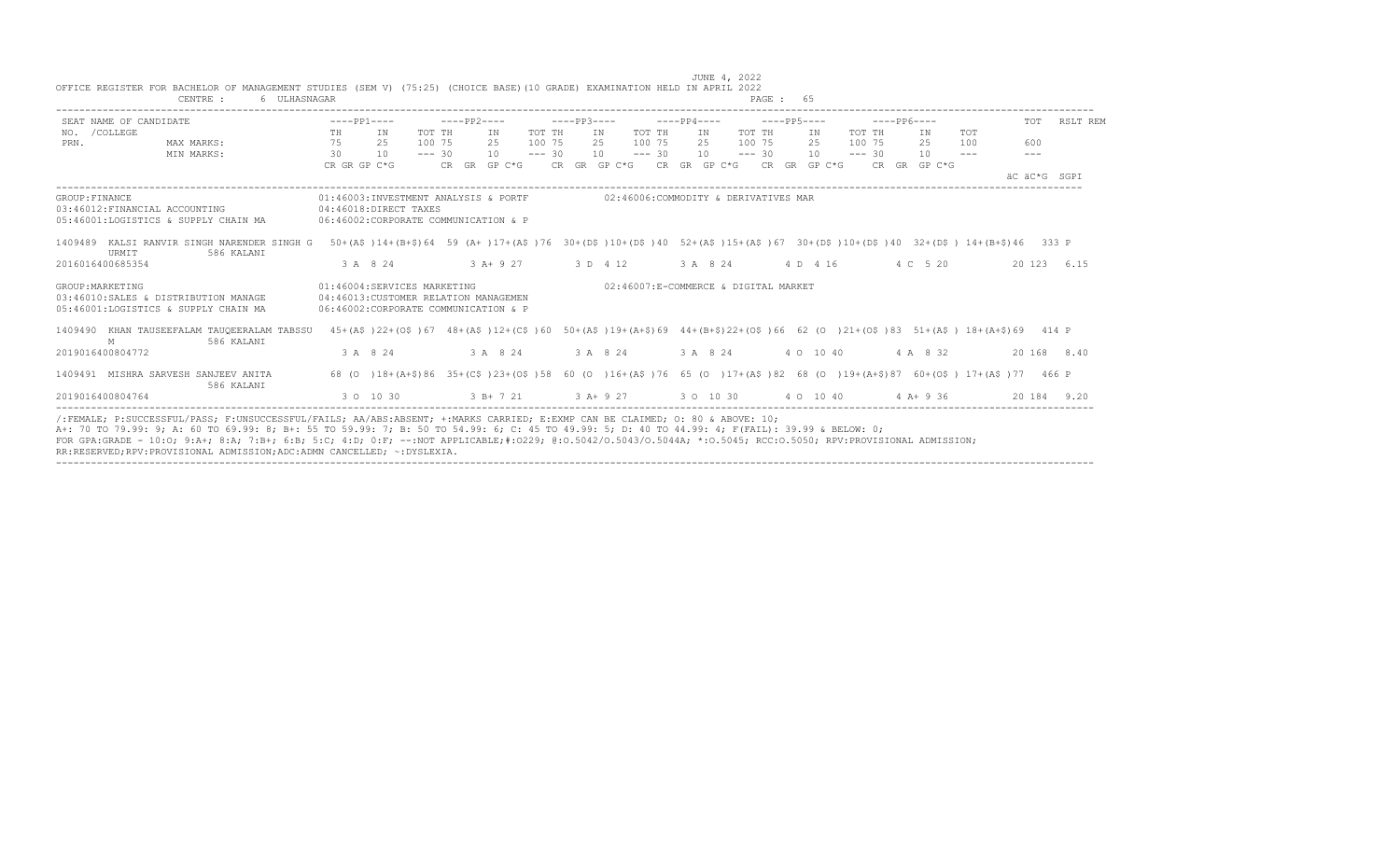OFFICE REGISTER FOR BACHELOR OF MANAGEMENT STUDIES (SEM V) (75:25) (CHOICE BASE)(10 GRADE) EXAMINATION HELD IN APRIL 2022

JUNE 4, 2022

CENTRE : 6 ULHASNAGAR

| SEAT NO. / PRN. | NAME OF CANDIDATE / COLLEGE | PP1 TH | PP1 IN | PP1 TOT | PP2 TH | PP2 IN | PP2 TOT | PP3 TH | PP3 IN | PP3 TOT | PP4 TH | PP4 IN | PP4 TOT | PP5 TH | PP5 IN | PP5 TOT | PP6 TH | PP6 IN | PP6 TOT | TOT | RSLT REM |
|---|---|---|---|---|---|---|---|---|---|---|---|---|---|---|---|---|---|---|---|---|---|
| | MAX MARKS: | 75 | 25 | 100 | 75 | 25 | 100 | 75 | 25 | 100 | 75 | 25 | 100 | 75 | 25 | 100 | 75 | 25 | 100 | 600 | |
| | MIN MARKS: | 30 | 10 | --- | 30 | 10 | --- | 30 | 10 | --- | 30 | 10 | --- | 30 | 10 | --- | 30 | 10 | --- | --- | |
| | | CR GR GP C*G | | | CR GR GP C*G | | | CR GR GP C*G | | | CR GR GP C*G | | | CR GR GP C*G | | | CR GR GP C*G | | | äC äC*G SGPI | |

GROUP:FINANCE
01:46003:INVESTMENT ANALYSIS & PORTF
02:46006:COMMODITY & DERIVATIVES MAR
03:46012:FINANCIAL ACCOUNTING
04:46018:DIRECT TAXES
05:46001:LOGISTICS & SUPPLY CHAIN MA
06:46002:CORPORATE COMMUNICATION & P

| SEAT NO. / PRN. | NAME OF CANDIDATE / COLLEGE | PP1 TH | PP1 IN | PP1 TOT | PP2 TH | PP2 IN | PP2 TOT | PP3 TH | PP3 IN | PP3 TOT | PP4 TH | PP4 IN | PP4 TOT | PP5 TH | PP5 IN | PP5 TOT | PP6 TH | PP6 IN | PP6 TOT | TOT | RSLT REM |
|---|---|---|---|---|---|---|---|---|---|---|---|---|---|---|---|---|---|---|---|---|---|
| 1409489 | KALSI RANVIR SINGH NARENDER SINGH G URMIT / 586 KALANI | 50+(A$ ) | 14+(B+$) | 64 | 59 (A+ ) | 17+(A$ ) | 76 | 30+(D$ ) | 10+(D$ ) | 40 | 52+(A$ ) | 15+(A$ ) | 67 | 30+(D$ ) | 10+(D$ ) | 40 | 32+(D$ ) | 14+(B+$) | 46 | 333 | P |
| 2016016400685354 | | 3 A 8 24 | | | 3 A+ 9 27 | | | 3 D 4 12 | | | 3 A 8 24 | | | 4 D 4 16 | | | 4 C 5 20 | | | 20 123 6.15 | |

GROUP:MARKETING
01:46004:SERVICES MARKETING
02:46007:E-COMMERCE & DIGITAL MARKET
03:46010:SALES & DISTRIBUTION MANAGE
04:46013:CUSTOMER RELATION MANAGEMEN
05:46001:LOGISTICS & SUPPLY CHAIN MA
06:46002:CORPORATE COMMUNICATION & P

| SEAT NO. / PRN. | NAME OF CANDIDATE / COLLEGE | PP1 TH | PP1 IN | PP1 TOT | PP2 TH | PP2 IN | PP2 TOT | PP3 TH | PP3 IN | PP3 TOT | PP4 TH | PP4 IN | PP4 TOT | PP5 TH | PP5 IN | PP5 TOT | PP6 TH | PP6 IN | PP6 TOT | TOT | RSLT REM |
|---|---|---|---|---|---|---|---|---|---|---|---|---|---|---|---|---|---|---|---|---|---|
| 1409490 | KHAN TAUSEEFALAM TAUQEERALAM TABSSU M / 586 KALANI | 45+(A$ ) | 22+(O$ ) | 67 | 48+(A$ ) | 12+(C$ ) | 60 | 50+(A$ ) | 19+(A+$) | 69 | 44+(B+$) | 22+(O$ ) | 66 | 62 (O ) | 21+(O$ ) | 83 | 51+(A$ ) | 18+(A+$) | 69 | 414 | P |
| 2019016400804772 | | 3 A 8 24 | | | 3 A 8 24 | | | 3 A 8 24 | | | 3 A 8 24 | | | 4 O 10 40 | | | 4 A 8 32 | | | 20 168 8.40 | |
| 1409491 | MISHRA SARVESH SANJEEV ANITA / 586 KALANI | 68 (O ) | 18+(A+$) | 86 | 35+(C$ ) | 23+(O$ ) | 58 | 60 (O ) | 16+(A$ ) | 76 | 65 (O ) | 17+(A$ ) | 82 | 68 (O ) | 19+(A+$) | 87 | 60+(O$ ) | 17+(A$ ) | 77 | 466 | P |
| 2019016400804764 | | 3 O 10 30 | | | 3 B+ 7 21 | | | 3 A+ 9 27 | | | 3 O 10 30 | | | 4 O 10 40 | | | 4 A+ 9 36 | | | 20 184 9.20 | |

/:FEMALE; P:SUCCESSFUL/PASS; F:UNSUCCESSFUL/FAILS; AA/ABS:ABSENT; +:MARKS CARRIED; E:EXMP CAN BE CLAIMED; O: 80 & ABOVE: 10;
A+: 70 TO 79.99: 9; A: 60 TO 69.99: 8; B+: 55 TO 59.99: 7; B: 50 TO 54.99: 6; C: 45 TO 49.99: 5; D: 40 TO 44.99: 4; F(FAIL): 39.99 & BELOW: 0;
FOR GPA:GRADE - 10:O; 9:A+; 8:A; 7:B+; 6:B; 5:C; 4:D; 0:F; --:NOT APPLICABLE;#:O229; @:O.5042/O.5043/O.5044A; *:O.5045; RCC:O.5050; RPV:PROVISIONAL ADMISSION;
RR:RESERVED;RPV:PROVISIONAL ADMISSION;ADC:ADMN CANCELLED; ~:DYSLEXIA.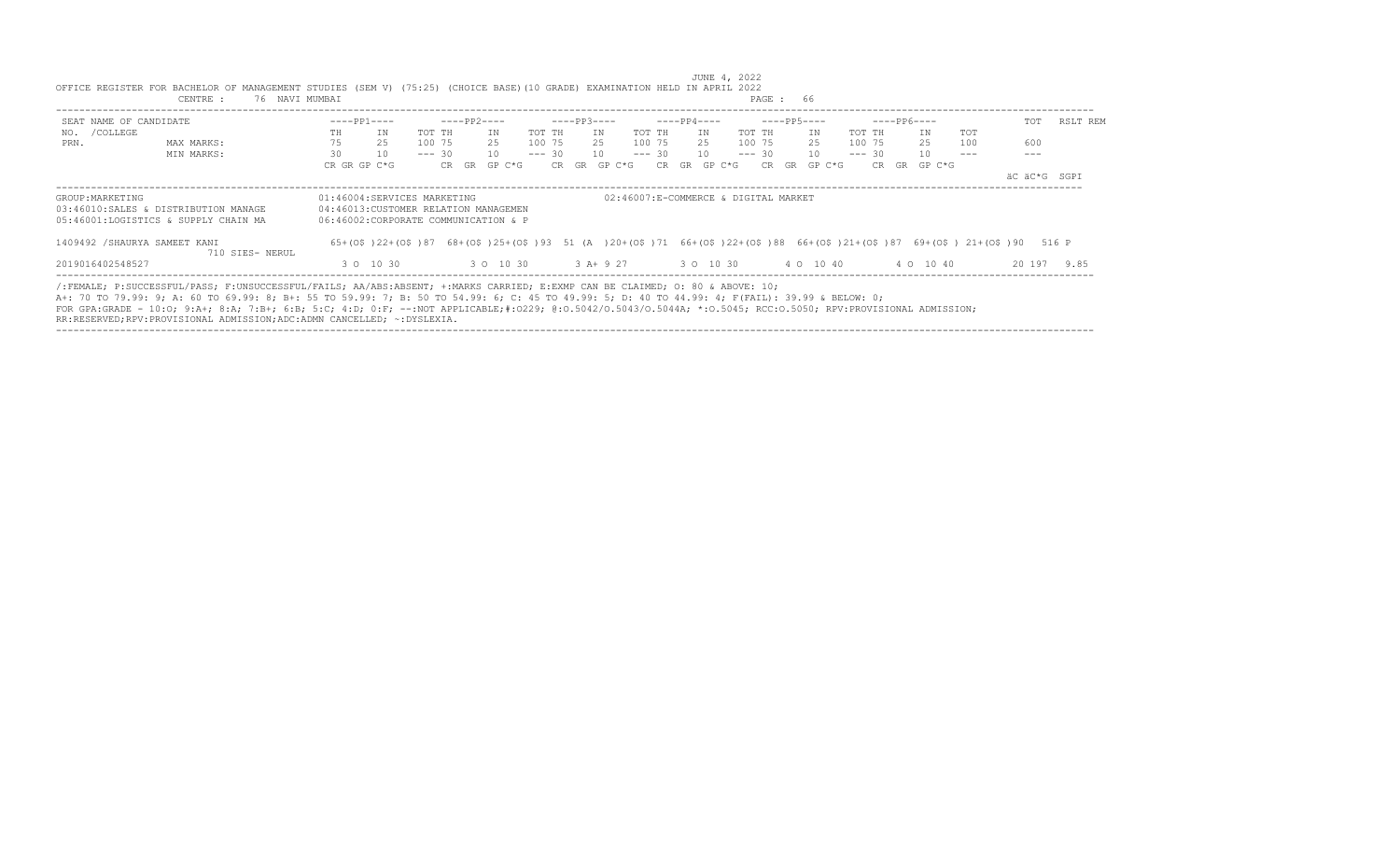JUNE 4, 2022

OFFICE REGISTER FOR BACHELOR OF MANAGEMENT STUDIES (SEM V) (75:25) (CHOICE BASE)(10 GRADE) EXAMINATION HELD IN APRIL 2022

CENTRE : 76 NAVI MUMBAI

| SEAT NO. /COLLEGE PRN. | NAME OF CANDIDATE | ----PP1---- | | | ----PP2---- | | | ----PP3---- | | | ----PP4---- | | | ----PP5---- | | | ----PP6---- | | | TOT | RSLT REM |
|---|---|---|---|---|---|---|---|---|---|---|---|---|---|---|---|---|---|---|---|---|---|---|
| | | TH | IN | TOT | TH | IN | TOT | TH | IN | TOT | TH | IN | TOT | TH | IN | TOT | TH | IN | TOT | | |
| | MAX MARKS: | 75 | 25 | 100 | 75 | 25 | 100 | 75 | 25 | 100 | 75 | 25 | 100 | 75 | 25 | 100 | 75 | 25 | 100 | 600 | |
| | MIN MARKS: | 30 | 10 | --- | 30 | 10 | --- | 30 | 10 | --- | 30 | 10 | --- | 30 | 10 | --- | 30 | 10 | --- | --- | |
| | | CR GR GP C*G | | | CR GR GP C*G | | | CR GR GP C*G | | | CR GR GP C*G | | | CR GR GP C*G | | | CR GR GP C*G | | | äC äC*G | SGPI |

GROUP:MARKETING

01:46004:SERVICES MARKETING
02:46007:E-COMMERCE & DIGITAL MARKET
03:46010:SALES & DISTRIBUTION MANAGE
04:46013:CUSTOMER RELATION MANAGEMEN
05:46001:LOGISTICS & SUPPLY CHAIN MA
06:46002:CORPORATE COMMUNICATION & P

| SEAT NO. /COLLEGE PRN. | NAME OF CANDIDATE | PP1 | PP2 | PP3 | PP4 | PP5 | PP6 | TOT | RSLT |
|---|---|---|---|---|---|---|---|---|---|
| 1409492 / 710 SIES- NERUL | SHAURYA SAMEET KANI | 65+(O$ )22+(O$ )87 | 68+(O$ )25+(O$ )93 | 51 (A )20+(O$ )71 | 66+(O$ )22+(O$ )88 | 66+(O$ )21+(O$ )87 | 69+(O$ ) 21+(O$ )90 | 516 | P |
| 2019016402548527 | | 3 O 10 30 | 3 O 10 30 | 3 A+ 9 27 | 3 O 10 30 | 4 O 10 40 | 4 O 10 40 | 20 197 | 9.85 |

/:FEMALE; P:SUCCESSFUL/PASS; F:UNSUCCESSFUL/FAILS; AA/ABS:ABSENT; +:MARKS CARRIED; E:EXMP CAN BE CLAIMED; O: 80 & ABOVE: 10;
A+: 70 TO 79.99: 9; A: 60 TO 69.99: 8; B+: 55 TO 59.99: 7; B: 50 TO 54.99: 6; C: 45 TO 49.99: 5; D: 40 TO 44.99: 4; F(FAIL): 39.99 & BELOW: 0;
FOR GPA:GRADE - 10:O; 9:A+; 8:A; 7:B+; 6:B; 5:C; 4:D; 0:F; --:NOT APPLICABLE;#:O229; @:O.5042/O.5043/O.5044A; *:O.5045; RCC:O.5050; RPV:PROVISIONAL ADMISSION;
RR:RESERVED;RPV:PROVISIONAL ADMISSION;ADC:ADMN CANCELLED; ~:DYSLEXIA.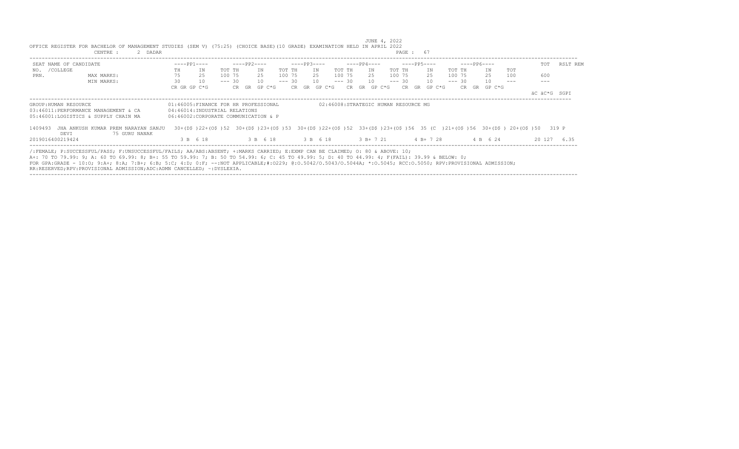JUNE 4, 2022

OFFICE REGISTER FOR BACHELOR OF MANAGEMENT STUDIES (SEM V) (75:25) (CHOICE BASE)(10 GRADE) EXAMINATION HELD IN APRIL 2022

CENTRE : 2 DADAR

PAGE : 67

| SEAT NO. / PRN. | NAME OF CANDIDATE / COLLEGE | PP1 TH | PP1 IN | PP1 TOT | PP2 TH | PP2 IN | PP2 TOT | PP3 TH | PP3 IN | PP3 TOT | PP4 TH | PP4 IN | PP4 TOT | PP5 TH | PP5 IN | PP5 TOT | PP6 TH | PP6 IN | PP6 TOT | TOT | RSLT | REM |
|---|---|---|---|---|---|---|---|---|---|---|---|---|---|---|---|---|---|---|---|---|---|---|
| | MAX MARKS: | 75 | 25 | 100 | 75 | 25 | 100 | 75 | 25 | 100 | 75 | 25 | 100 | 75 | 25 | 100 | 75 | 25 | 100 | 600 | | |
| | MIN MARKS: | 30 | 10 | --- | 30 | 10 | --- | 30 | 10 | --- | 30 | 10 | --- | 30 | 10 | --- | 30 | 10 | --- | --- | | |
| | | CR GR GP C*G | | | CR GR GP C*G | | | CR GR GP C*G | | | CR GR GP C*G | | | CR GR GP C*G | | | CR GR GP C*G | | | äC äC*G SGPI | | |

GROUP:HUMAN RESOURCE
01:46005:FINANCE FOR HR PROFESSIONAL
02:46008:STRATEGIC HUMAN RESOURCE MG
03:46011:PERFORMANCE MANAGEMENT & CA
04:46014:INDUSTRIAL RELATIONS
05:46001:LOGISTICS & SUPPLY CHAIN MA
06:46002:CORPORATE COMMUNICATION & P

| SEAT NO. / PRN. | NAME OF CANDIDATE / COLLEGE | PP1 TH | PP1 IN | PP1 TOT | PP2 TH | PP2 IN | PP2 TOT | PP3 TH | PP3 IN | PP3 TOT | PP4 TH | PP4 IN | PP4 TOT | PP5 TH | PP5 IN | PP5 TOT | PP6 TH | PP6 IN | PP6 TOT | TOT | RSLT | REM |
|---|---|---|---|---|---|---|---|---|---|---|---|---|---|---|---|---|---|---|---|---|---|---|
| 1409493 | JHA ANKUSH KUMAR PREM NARAYAN SANJU DEVI / 75 GURU NANAK | 30+(D$ ) | 22+(O$ ) | 52 | 30+(D$ ) | 23+(O$ ) | 53 | 30+(D$ ) | 22+(O$ ) | 52 | 33+(D$ ) | 23+(O$ ) | 56 | 35 (C ) | 21+(O$ ) | 56 | 30+(D$ ) | 20+(O$ ) | 50 | 319 | P | |
| 2019016400219424 | | 3 B 6 18 | | | 3 B 6 18 | | | 3 B 6 18 | | | 3 B+ 7 21 | | | 4 B+ 7 28 | | | 4 B 6 24 | | | 20 127 6.35 | | |

/:FEMALE; P:SUCCESSFUL/PASS; F:UNSUCCESSFUL/FAILS; AA/ABS:ABSENT; +:MARKS CARRIED; E:EXMP CAN BE CLAIMED; O: 80 & ABOVE: 10;
A+: 70 TO 79.99: 9; A: 60 TO 69.99: 8; B+: 55 TO 59.99: 7; B: 50 TO 54.99: 6; C: 45 TO 49.99: 5; D: 40 TO 44.99: 4; F(FAIL): 39.99 & BELOW: 0;
FOR GPA:GRADE - 10:O; 9:A+; 8:A; 7:B+; 6:B; 5:C; 4:D; 0:F; --:NOT APPLICABLE;#:O229; @:O.5042/O.5043/O.5044A; *:O.5045; RCC:O.5050; RPV:PROVISIONAL ADMISSION;
RR:RESERVED;RPV:PROVISIONAL ADMISSION;ADC:ADMN CANCELLED; ~:DYSLEXIA.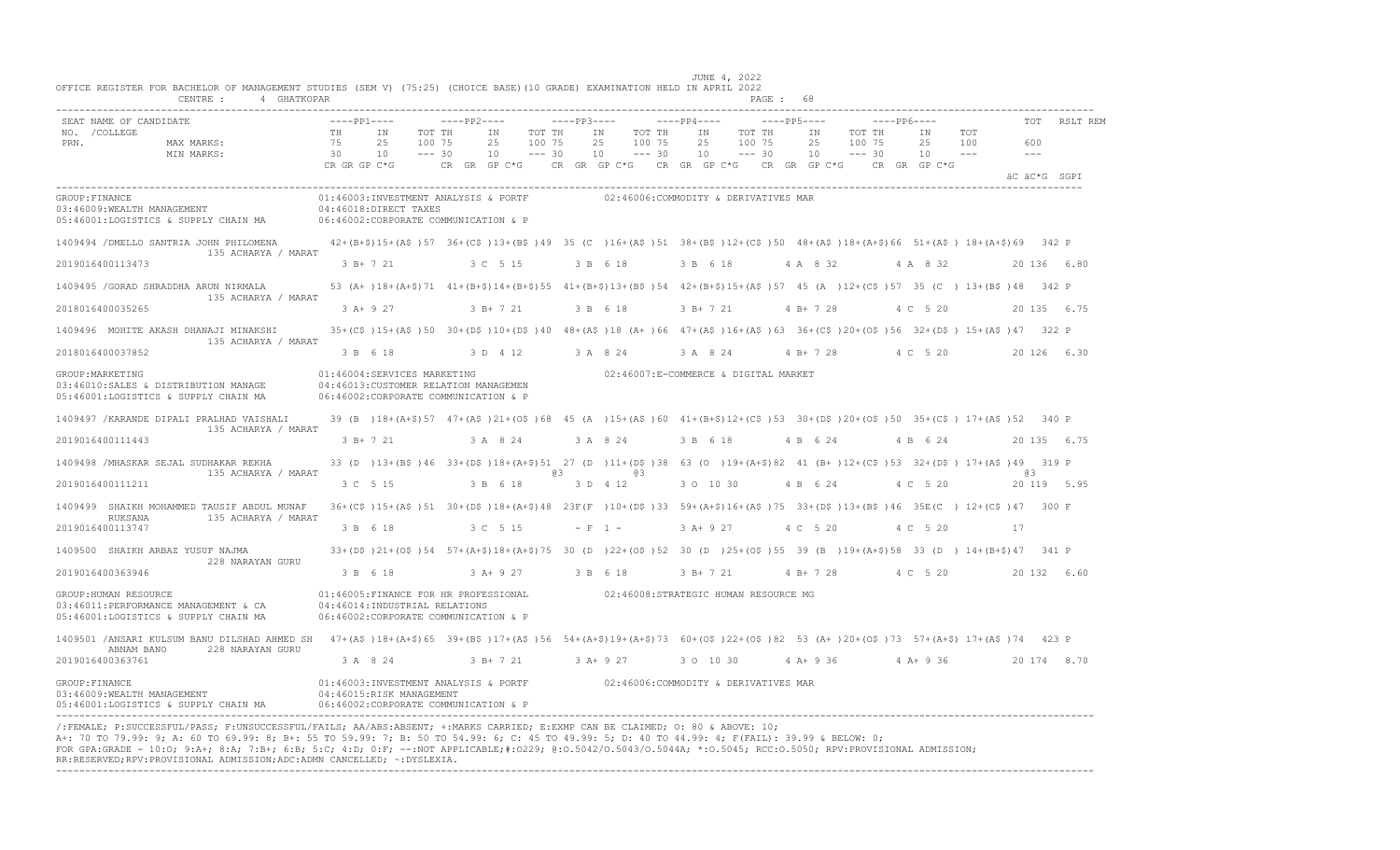JUNE 4, 2022

OFFICE REGISTER FOR BACHELOR OF MANAGEMENT STUDIES (SEM V) (75:25) (CHOICE BASE)(10 GRADE) EXAMINATION HELD IN APRIL 2022

CENTRE : 4 GHATKOPAR PAGE : 68

```
SEAT NAME OF CANDIDATE                    ----PP1----        ----PP2----        ----PP3----        ----PP4----        ----PP5----        ----PP6----              TOT   RSLT REM
NO. /COLLEGE                              TH     IN    TOT TH     IN    TOT TH     IN    TOT TH     IN    TOT TH     IN    TOT TH     IN    TOT
PRN.            MAX MARKS:                75     25    100 75     25    100 75     25    100 75     25    100 75     25    100 75     25    100        600
                MIN MARKS:                30     10    --- 30     10    --- 30     10    --- 30     10    --- 30     10    --- 30     10    ---        ---
                                          CR GR GP C*G       CR  GR  GP C*G    CR  GR  GP C*G    CR  GR  GP C*G    CR  GR  GP C*G    CR  GR  GP C*G
                                                                                                                                                 äC äC*G  SGPI

GROUP:FINANCE                             01:46003:INVESTMENT ANALYSIS & PORTF          02:46006:COMMODITY & DERIVATIVES MAR
03:46009:WEALTH MANAGEMENT                04:46018:DIRECT TAXES
05:46001:LOGISTICS & SUPPLY CHAIN MA      06:46002:CORPORATE COMMUNICATION & P

1409494 /DMELLO SANTRIA JOHN PHILOMENA    42+(B+$)15+(A$ )57  36+(C$ )13+(B$ )49  35 (C  )16+(A$ )51  38+(B$ )12+(C$ )50  48+(A$ )18+(A+$)66  51+(A$ ) 18+(A+$)69  342 P
             135 ACHARYA / MARAT
2019016400113473                          3 B+ 7 21          3 C  5 15          3 B  6 18          3 B  6 18          4 A  8 32          4 A  8 32          20 136  6.80

1409495 /GORAD SHRADDHA ARUN NIRMALA      53 (A+ )18+(A+$)71  41+(B+$)14+(B+$)55  41+(B+$)13+(B$ )54  42+(B+$)15+(A$ )57  45 (A  )12+(C$ )57  35 (C  ) 13+(B$ )48  342 P
             135 ACHARYA / MARAT
2018016400035265                          3 A+ 9 27          3 B+ 7 21          3 B  6 18          3 B+ 7 21          4 B+ 7 28          4 C  5 20          20 135  6.75

1409496  MOHITE AKASH DHANAJI MINAKSHI    35+(C$ )15+(A$ )50  30+(D$ )10+(D$ )40  48+(A$ )18 (A+ )66  47+(A$ )16+(A$ )63  36+(C$ )20+(O$ )56  32+(D$ ) 15+(A$ )47  322 P
             135 ACHARYA / MARAT
2018016400037852                          3 B  6 18          3 D  4 12          3 A  8 24          3 A  8 24          4 B+ 7 28          4 C  5 20          20 126  6.30

GROUP:MARKETING                           01:46004:SERVICES MARKETING                   02:46007:E-COMMERCE & DIGITAL MARKET
03:46010:SALES & DISTRIBUTION MANAGE      04:46013:CUSTOMER RELATION MANAGEMEN
05:46001:LOGISTICS & SUPPLY CHAIN MA      06:46002:CORPORATE COMMUNICATION & P

1409497 /KARANDE DIPALI PRALHAD VAISHALI  39 (B  )18+(A+$)57  47+(A$ )21+(O$ )68  45 (A  )15+(A$ )60  41+(B+$)12+(C$ )53  30+(D$ )20+(O$ )50  35+(C$ ) 17+(A$ )52  340 P
             135 ACHARYA / MARAT
2019016400111443                          3 B+ 7 21          3 A  8 24          3 A  8 24          3 B  6 18          4 B  6 24          4 B  6 24          20 135  6.75

1409498 /MHASKAR SEJAL SUDHAKAR REKHA     33 (D  )13+(B$ )46  33+(D$ )18+(A+$)51  27 (D  )11+(D$ )38  63 (O  )19+(A+$)82  41 (B+ )12+(C$ )53  32+(D$ ) 17+(A$ )49  319 P
             135 ACHARYA / MARAT                                    @3          @3                                                            @3
2019016400111211                          3 C  5 15          3 B  6 18          3 D  4 12          3 O  10 30         4 B  6 24          4 C  5 20          20 119  5.95

1409499  SHAIKH MOHAMMED TAUSIF ABDUL MUNAF  36+(C$ )15+(A$ )51  30+(D$ )18+(A+$)48  23F(F  )10+(D$ )33  59+(A+$)16+(A$ )75  33+(D$ )13+(B$ )46  35E(C  ) 12+(C$ )47  300 F
      RUKSANA        135 ACHARYA / MARAT
2019016400113747                          3 B  6 18          3 C  5 15          - F  1 -           3 A+ 9 27          4 C  5 20          4 C  5 20          17

1409500  SHAIKH ARBAZ YUSUF NAJMA         33+(D$ )21+(O$ )54  57+(A+$)18+(A+$)75  30 (D  )22+(O$ )52  30 (D  )25+(O$ )55  39 (B  )19+(A+$)58  33 (D  ) 14+(B+$)47  341 P
             228 NARAYAN GURU
2019016400363946                          3 B  6 18          3 A+ 9 27          3 B  6 18          3 B+ 7 21          4 B+ 7 28          4 C  5 20          20 132  6.60

GROUP:HUMAN RESOURCE                      01:46005:FINANCE FOR HR PROFESSIONAL          02:46008:STRATEGIC HUMAN RESOURCE MG
03:46011:PERFORMANCE MANAGEMENT & CA      04:46014:INDUSTRIAL RELATIONS
05:46001:LOGISTICS & SUPPLY CHAIN MA      06:46002:CORPORATE COMMUNICATION & P

1409501 /ANSARI KULSUM BANU DILSHAD AHMED SH  47+(A$ )18+(A+$)65  39+(B$ )17+(A$ )56  54+(A+$)19+(A+$)73  60+(O$ )22+(O$ )82  53 (A+ )20+(O$ )73  57+(A+$) 17+(A$ )74  423 P
      ABNAM BANO     228 NARAYAN GURU
2019016400363761                          3 A  8 24          3 B+ 7 21          3 A+ 9 27          3 O  10 30         4 A+ 9 36          4 A+ 9 36          20 174  8.70

GROUP:FINANCE                             01:46003:INVESTMENT ANALYSIS & PORTF          02:46006:COMMODITY & DERIVATIVES MAR
03:46009:WEALTH MANAGEMENT                04:46015:RISK MANAGEMENT
05:46001:LOGISTICS & SUPPLY CHAIN MA      06:46002:CORPORATE COMMUNICATION & P
```

/:FEMALE; P:SUCCESSFUL/PASS; F:UNSUCCESSFUL/FAILS; AA/ABS:ABSENT; +:MARKS CARRIED; E:EXMP CAN BE CLAIMED; O: 80 & ABOVE: 10;
A+: 70 TO 79.99: 9; A: 60 TO 69.99: 8; B+: 55 TO 59.99: 7; B: 50 TO 54.99: 6; C: 45 TO 49.99: 5; D: 40 TO 44.99: 4; F(FAIL): 39.99 & BELOW: 0;
FOR GPA:GRADE - 10:O; 9:A+; 8:A; 7:B+; 6:B; 5:C; 4:D; 0:F; --:NOT APPLICABLE;#:O229; @:O.5042/O.5043/O.5044A; *:O.5045; RCC:O.5050; RPV:PROVISIONAL ADMISSION;
RR:RESERVED;RPV:PROVISIONAL ADMISSION;ADC:ADMN CANCELLED; ~:DYSLEXIA.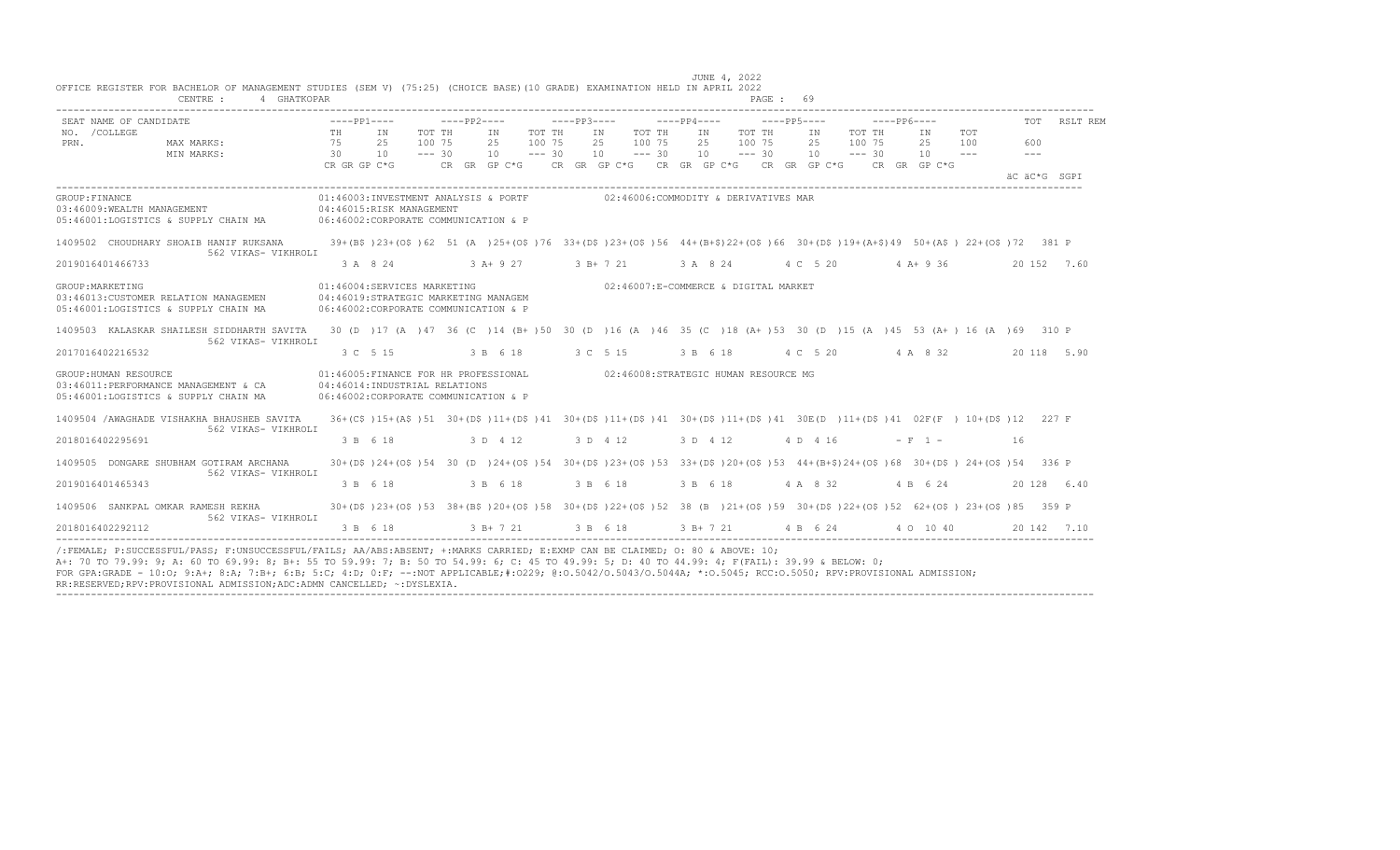JUNE 4, 2022

OFFICE REGISTER FOR BACHELOR OF MANAGEMENT STUDIES (SEM V) (75:25) (CHOICE BASE)(10 GRADE) EXAMINATION HELD IN APRIL 2022

CENTRE : 4 GHATKOPAR

```
SEAT NAME OF CANDIDATE              ----PP1----      ----PP2----      ----PP3----      ----PP4----      ----PP5----      ----PP6----           TOT   RSLT REM
NO. /COLLEGE                        TH    IN    TOT TH    IN    TOT TH    IN    TOT TH    IN    TOT TH    IN    TOT TH    IN    TOT
PRN.          MAX MARKS:            75    25    100 75    25    100 75    25    100 75    25    100 75    25    100 75    25    100      600
              MIN MARKS:            30    10    --- 30    10    --- 30    10    --- 30    10    --- 30    10    --- 30    10    ---      ---
                                    CR GR GP C*G     CR GR GP C*G     CR GR GP C*G     CR GR GP C*G     CR GR GP C*G     CR GR GP C*G
                                                                                                                                         äC äC*G  SGPI
```

GROUP:FINANCE — 01:46003:INVESTMENT ANALYSIS & PORTF; 02:46006:COMMODITY & DERIVATIVES MAR; 03:46009:WEALTH MANAGEMENT; 04:46015:RISK MANAGEMENT; 05:46001:LOGISTICS & SUPPLY CHAIN MA; 06:46002:CORPORATE COMMUNICATION & P

```
1409502  CHOUDHARY SHOAIB HANIF RUKSANA      39+(B$ )23+(O$ )62  51 (A  )25+(O$ )76  33+(D$ )23+(O$ )56  44+(B+$)22+(O$ )66  30+(D$ )19+(A+$)49  50+(A$ ) 22+(O$ )72   381 P
                562 VIKAS- VIKHROLI
2019016401466733                          3 A  8 24         3 A+ 9 27        3 B+ 7 21        3 A  8 24        4 C  5 20        4 A+ 9 36        20 152  7.60
```

GROUP:MARKETING — 01:46004:SERVICES MARKETING; 02:46007:E-COMMERCE & DIGITAL MARKET; 03:46013:CUSTOMER RELATION MANAGEMEN; 04:46019:STRATEGIC MARKETING MANAGEM; 05:46001:LOGISTICS & SUPPLY CHAIN MA; 06:46002:CORPORATE COMMUNICATION & P

```
1409503  KALASKAR SHAILESH SIDDHARTH SAVITA  30 (D  )17 (A  )47  36 (C  )14 (B+ )50  30 (D  )16 (A  )46  35 (C  )18 (A+ )53  30 (D  )15 (A  )45  53 (A+ ) 16 (A  )69   310 P
                562 VIKAS- VIKHROLI
2017016402216532                          3 C  5 15         3 B  6 18        3 C  5 15        3 B  6 18        4 C  5 20        4 A  8 32        20 118  5.90
```

GROUP:HUMAN RESOURCE — 01:46005:FINANCE FOR HR PROFESSIONAL; 02:46008:STRATEGIC HUMAN RESOURCE MG; 03:46011:PERFORMANCE MANAGEMENT & CA; 04:46014:INDUSTRIAL RELATIONS; 05:46001:LOGISTICS & SUPPLY CHAIN MA; 06:46002:CORPORATE COMMUNICATION & P

```
1409504 /AWAGHADE VISHAKHA BHAUSHEB SAVITA   36+(C$ )15+(A$ )51  30+(D$ )11+(D$ )41  30+(D$ )11+(D$ )41  30+(D$ )11+(D$ )41  30E(D  )11+(D$ )41  02F(F  ) 10+(D$ )12   227 F
                562 VIKAS- VIKHROLI
2018016402295691                          3 B  6 18         3 D  4 12        3 D  4 12        3 D  4 12        4 D  4 16        - F  1 -         16

1409505  DONGARE SHUBHAM GOTIRAM ARCHANA     30+(D$ )24+(O$ )54  30 (D  )24+(O$ )54  30+(D$ )23+(O$ )53  33+(D$ )20+(O$ )53  44+(B+$)24+(O$ )68  30+(D$ ) 24+(O$ )54   336 P
                562 VIKAS- VIKHROLI
2019016401465343                          3 B  6 18         3 B  6 18        3 B  6 18        3 B  6 18        4 A  8 32        4 B  6 24        20 128  6.40

1409506  SANKPAL OMKAR RAMESH REKHA          30+(D$ )23+(O$ )53  38+(B$ )20+(O$ )58  30+(D$ )22+(O$ )52  38 (B  )21+(O$ )59  30+(D$ )22+(O$ )52  62+(O$ ) 23+(O$ )85   359 P
                562 VIKAS- VIKHROLI
2018016402292112                          3 B  6 18         3 B+ 7 21        3 B  6 18        3 B+ 7 21        4 B  6 24        4 O  10 40       20 142  7.10
```

/:FEMALE; P:SUCCESSFUL/PASS; F:UNSUCCESSFUL/FAILS; AA/ABS:ABSENT; +:MARKS CARRIED; E:EXMP CAN BE CLAIMED; O: 80 & ABOVE: 10;
A+: 70 TO 79.99: 9; A: 60 TO 69.99: 8; B+: 55 TO 59.99: 7; B: 50 TO 54.99: 6; C: 45 TO 49.99: 5; D: 40 TO 44.99: 4; F(FAIL): 39.99 & BELOW: 0;
FOR GPA:GRADE - 10:O; 9:A+; 8:A; 7:B+; 6:B; 5:C; 4:D; 0:F; --:NOT APPLICABLE;#:O229; @:O.5042/O.5043/O.5044A; *:O.5045; RCC:O.5050; RPV:PROVISIONAL ADMISSION;
RR:RESERVED;RPV:PROVISIONAL ADMISSION;ADC:ADMN CANCELLED; ~:DYSLEXIA.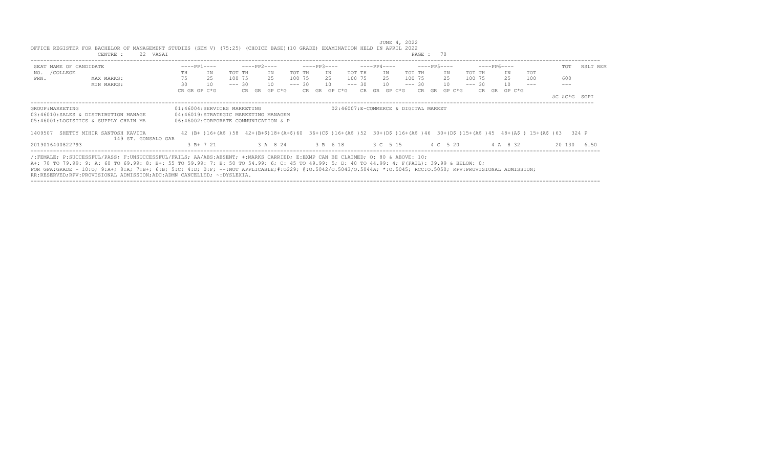JUNE 4, 2022

OFFICE REGISTER FOR BACHELOR OF MANAGEMENT STUDIES (SEM V) (75:25) (CHOICE BASE)(10 GRADE) EXAMINATION HELD IN APRIL 2022

CENTRE : 22 VASAI

| SEAT NO. /COLLEGE PRN. | NAME OF CANDIDATE | ----PP1---- | | | ----PP2---- | | | ----PP3---- | | | ----PP4---- | | | ----PP5---- | | | ----PP6---- | | | TOT | RSLT | REM |
|---|---|---|---|---|---|---|---|---|---|---|---|---|---|---|---|---|---|---|---|---|---|---|---|
| | | TH | IN | TOT | TH | IN | TOT | TH | IN | TOT | TH | IN | TOT | TH | IN | TOT | TH | IN | TOT | | | |
| | MAX MARKS: | 75 | 25 | 100 | 75 | 25 | 100 | 75 | 25 | 100 | 75 | 25 | 100 | 75 | 25 | 100 | 75 | 25 | 100 | 600 | | |
| | MIN MARKS: | 30 | 10 | --- | 30 | 10 | --- | 30 | 10 | --- | 30 | 10 | --- | 30 | 10 | --- | 30 | 10 | --- | --- | | |
| | | CR GR GP C*G | | | CR GR GP C*G | | | CR GR GP C*G | | | CR GR GP C*G | | | CR GR GP C*G | | | CR GR GP C*G | | | äC äC*G SGPI | | |

GROUP:MARKETING

01:46004:SERVICES MARKETING
02:46007:E-COMMERCE & DIGITAL MARKET
03:46010:SALES & DISTRIBUTION MANAGE
04:46019:STRATEGIC MARKETING MANAGEM
05:46001:LOGISTICS & SUPPLY CHAIN MA
06:46002:CORPORATE COMMUNICATION & P

| SEAT NO. / PRN | NAME OF CANDIDATE | PP1 | PP2 | PP3 | PP4 | PP5 | PP6 | TOT | RSLT |
|---|---|---|---|---|---|---|---|---|---|
| 1409507 | SHETTY MIHIR SANTOSH KAVITA 149 ST. GONSALO GAR | 42 (B+ )16+(A$ )58 | 42+(B+$)18+(A+$)60 | 36+(C$ )16+(A$ )52 | 30+(D$ )16+(A$ )46 | 30+(D$ )15+(A$ )45 | 48+(A$ ) 15+(A$ )63 | 324 | P |
| 2019016400822793 | | 3 B+ 7 21 | 3 A 8 24 | 3 B 6 18 | 3 C 5 15 | 4 C 5 20 | 4 A 8 32 | 20 130 6.50 | |

/:FEMALE; P:SUCCESSFUL/PASS; F:UNSUCCESSFUL/FAILS; AA/ABS:ABSENT; +:MARKS CARRIED; E:EXMP CAN BE CLAIMED; O: 80 & ABOVE: 10;
A+: 70 TO 79.99: 9; A: 60 TO 69.99: 8; B+: 55 TO 59.99: 7; B: 50 TO 54.99: 6; C: 45 TO 49.99: 5; D: 40 TO 44.99: 4; F(FAIL): 39.99 & BELOW: 0;
FOR GPA:GRADE - 10:O; 9:A+; 8:A; 7:B+; 6:B; 5:C; 4:D; 0:F; --:NOT APPLICABLE;#:O229; @:O.5042/O.5043/O.5044A; *:O.5045; RCC:O.5050; RPV:PROVISIONAL ADMISSION;
RR:RESERVED;RPV:PROVISIONAL ADMISSION;ADC:ADMN CANCELLED; ~:DYSLEXIA.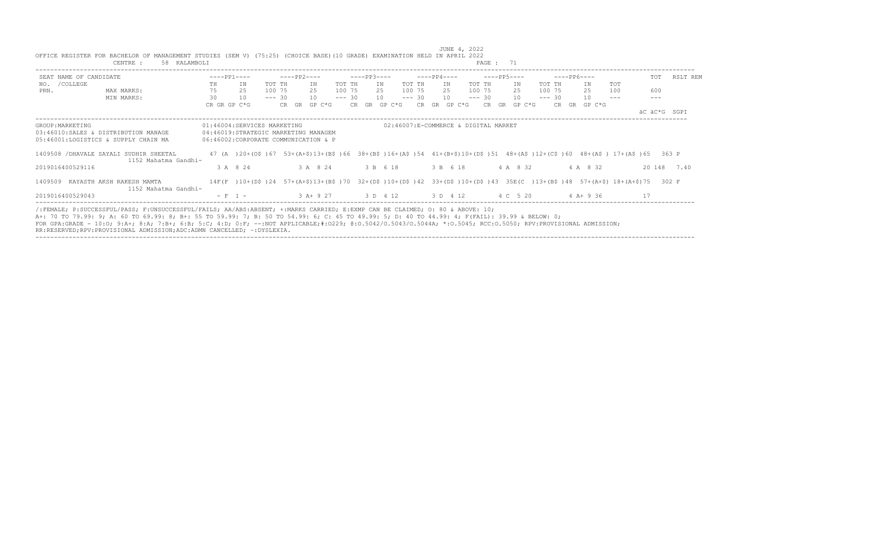OFFICE REGISTER FOR BACHELOR OF MANAGEMENT STUDIES (SEM V) (75:25) (CHOICE BASE)(10 GRADE) EXAMINATION HELD IN APRIL 2022

JUNE 4, 2022

CENTRE : 58 KALAMBOLI

| SEAT NO. /COLLEGE PRN. | NAME OF CANDIDATE | ----PP1---- | ----PP2---- | ----PP3---- | ----PP4---- | ----PP5---- | ----PP6---- | TOT | RSLT REM |
|---|---|---|---|---|---|---|---|---|---|
| | | TH IN TOT | TH IN TOT | TH IN TOT | TH IN TOT | TH IN TOT | TH IN TOT | | |
| | MAX MARKS: | 75 25 100 | 75 25 100 | 75 25 100 | 75 25 100 | 75 25 100 | 75 25 100 | 600 | |
| | MIN MARKS: | 30 10 --- | 30 10 --- | 30 10 --- | 30 10 --- | 30 10 --- | 30 10 --- | --- | |
| | | CR GR GP C*G | CR GR GP C*G | CR GR GP C*G | CR GR GP C*G | CR GR GP C*G | CR GR GP C*G | äC äC*G | SGPI |

GROUP:MARKETING
01:46004:SERVICES MARKETING
02:46007:E-COMMERCE & DIGITAL MARKET
03:46010:SALES & DISTRIBUTION MANAGE
04:46019:STRATEGIC MARKETING MANAGEM
05:46001:LOGISTICS & SUPPLY CHAIN MA
06:46002:CORPORATE COMMUNICATION & P

| SEAT NO. / PRN | NAME / COLLEGE | PP1 | PP2 | PP3 | PP4 | PP5 | PP6 | TOT | RSLT |
|---|---|---|---|---|---|---|---|---|---|
| 1409508 | /DHAVALE SAYALI SUDHIR SHEETAL 1152 Mahatma Gandhi- | 47 (A )20+(O$ )67 | 53+(A+$)13+(B$ )66 | 38+(B$ )16+(A$ )54 | 41+(B+$)10+(D$ )51 | 48+(A$ )12+(C$ )60 | 48+(A$ ) 17+(A$ )65 | 363 | P |
| 2019016400529116 | | 3 A 8 24 | 3 A 8 24 | 3 B 6 18 | 3 B 6 18 | 4 A 8 32 | 4 A 8 32 | 20 148 | 7.40 |
| 1409509 | KAYASTH AKSH RAKESH MAMTA 1152 Mahatma Gandhi- | 14F(F )10+(D$ )24 | 57+(A+$)13+(B$ )70 | 32+(D$ )10+(D$ )42 | 33+(D$ )10+(D$ )43 | 35E(C )13+(B$ )48 | 57+(A+$) 18+(A+$)75 | 302 | F |
| 2019016400529043 | | - F 1 - | 3 A+ 9 27 | 3 D 4 12 | 3 D 4 12 | 4 C 5 20 | 4 A+ 9 36 | 17 | |

/:FEMALE; P:SUCCESSFUL/PASS; F:UNSUCCESSFUL/FAILS; AA/ABS:ABSENT; +:MARKS CARRIED; E:EXMP CAN BE CLAIMED; O: 80 & ABOVE: 10;
A+: 70 TO 79.99: 9; A: 60 TO 69.99: 8; B+: 55 TO 59.99: 7; B: 50 TO 54.99: 6; C: 45 TO 49.99: 5; D: 40 TO 44.99: 4; F(FAIL): 39.99 & BELOW: 0;
FOR GPA:GRADE - 10:O; 9:A+; 8:A; 7:B+; 6:B; 5:C; 4:D; 0:F; --:NOT APPLICABLE;#:O229; @:O.5042/O.5043/O.5044A; *:O.5045; RCC:O.5050; RPV:PROVISIONAL ADMISSION;
RR:RESERVED;RPV:PROVISIONAL ADMISSION;ADC:ADMN CANCELLED; ~:DYSLEXIA.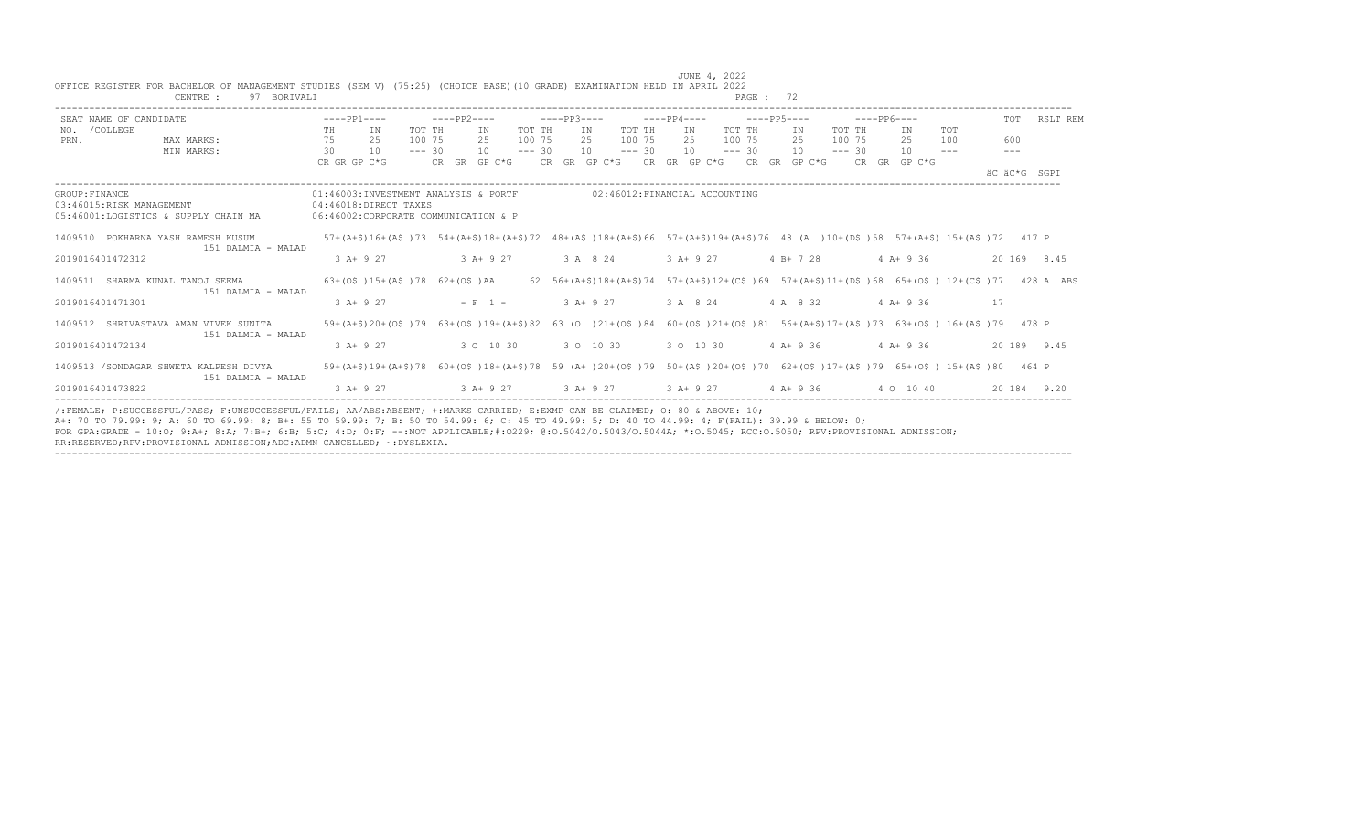JUNE 4, 2022

OFFICE REGISTER FOR BACHELOR OF MANAGEMENT STUDIES (SEM V) (75:25) (CHOICE BASE)(10 GRADE) EXAMINATION HELD IN APRIL 2022

CENTRE : 97 BORIVALI

| SEAT NO. / PRN. | NAME OF CANDIDATE / COLLEGE | PP1 TH | PP1 IN | PP1 TOT | PP2 TH | PP2 IN | PP2 TOT | PP3 TH | PP3 IN | PP3 TOT | PP4 TH | PP4 IN | PP4 TOT | PP5 TH | PP5 IN | PP5 TOT | PP6 TH | PP6 IN | PP6 TOT | TOT | RSLT | REM |
|---|---|---|---|---|---|---|---|---|---|---|---|---|---|---|---|---|---|---|---|---|---|---|
| | MAX MARKS: | 75 | 25 | 100 | 75 | 25 | 100 | 75 | 25 | 100 | 75 | 25 | 100 | 75 | 25 | 100 | 75 | 25 | 100 | 600 | | |
| | MIN MARKS: | 30 | 10 | --- | 30 | 10 | --- | 30 | 10 | --- | 30 | 10 | --- | 30 | 10 | --- | 30 | 10 | --- | --- | | |
| | | CR GR GP C*G | | | CR GR GP C*G | | | CR GR GP C*G | | | CR GR GP C*G | | | CR GR GP C*G | | | CR GR GP C*G | | | äC äC*G SGPI | | |

GROUP:FINANCE
01:46003:INVESTMENT ANALYSIS & PORTF
02:46012:FINANCIAL ACCOUNTING
03:46015:RISK MANAGEMENT
04:46018:DIRECT TAXES
05:46001:LOGISTICS & SUPPLY CHAIN MA
06:46002:CORPORATE COMMUNICATION & P

| SEAT NO. / PRN. | NAME OF CANDIDATE / COLLEGE | PP1 TH | PP1 IN | PP1 TOT | PP2 TH | PP2 IN | PP2 TOT | PP3 TH | PP3 IN | PP3 TOT | PP4 TH | PP4 IN | PP4 TOT | PP5 TH | PP5 IN | PP5 TOT | PP6 TH | PP6 IN | PP6 TOT | TOT | RSLT | REM |
|---|---|---|---|---|---|---|---|---|---|---|---|---|---|---|---|---|---|---|---|---|---|---|
| 1409510 | POKHARNA YASH RAMESH KUSUM / 151 DALMIA - MALAD | 57+(A+$) | 16+(A$ ) | 73 | 54+(A+$) | 18+(A+$) | 72 | 48+(A$ ) | 18+(A+$) | 66 | 57+(A+$) | 19+(A+$) | 76 | 48 (A ) | 10+(D$ ) | 58 | 57+(A+$) | 15+(A$ ) | 72 | 417 | P | |
| 2019016401472312 | | 3 A+ 9 27 | | | 3 A+ 9 27 | | | 3 A 8 24 | | | 3 A+ 9 27 | | | 4 B+ 7 28 | | | 4 A+ 9 36 | | | 20 169 8.45 | | |
| 1409511 | SHARMA KUNAL TANOJ SEEMA / 151 DALMIA - MALAD | 63+(O$ ) | 15+(A$ ) | 78 | 62+(O$ ) | AA | 62 | 56+(A+$) | 18+(A+$) | 74 | 57+(A+$) | 12+(C$ ) | 69 | 57+(A+$) | 11+(D$ ) | 68 | 65+(O$ ) | 12+(C$ ) | 77 | 428 | A | ABS |
| 2019016401471301 | | 3 A+ 9 27 | | | - F 1 - | | | 3 A+ 9 27 | | | 3 A 8 24 | | | 4 A 8 32 | | | 4 A+ 9 36 | | | 17 | | |
| 1409512 | SHRIVASTAVA AMAN VIVEK SUNITA / 151 DALMIA - MALAD | 59+(A+$) | 20+(O$ ) | 79 | 63+(O$ ) | 19+(A+$) | 82 | 63 (O ) | 21+(O$ ) | 84 | 60+(O$ ) | 21+(O$ ) | 81 | 56+(A+$) | 17+(A$ ) | 73 | 63+(O$ ) | 16+(A$ ) | 79 | 478 | P | |
| 2019016401472134 | | 3 A+ 9 27 | | | 3 O 10 30 | | | 3 O 10 30 | | | 3 O 10 30 | | | 4 A+ 9 36 | | | 4 A+ 9 36 | | | 20 189 9.45 | | |
| 1409513 | /SONDAGAR SHWETA KALPESH DIVYA / 151 DALMIA - MALAD | 59+(A+$) | 19+(A+$) | 78 | 60+(O$ ) | 18+(A+$) | 78 | 59 (A+ ) | 20+(O$ ) | 79 | 50+(A$ ) | 20+(O$ ) | 70 | 62+(O$ ) | 17+(A$ ) | 79 | 65+(O$ ) | 15+(A$ ) | 80 | 464 | P | |
| 2019016401473822 | | 3 A+ 9 27 | | | 3 A+ 9 27 | | | 3 A+ 9 27 | | | 3 A+ 9 27 | | | 4 A+ 9 36 | | | 4 O 10 40 | | | 20 184 9.20 | | |

/:FEMALE; P:SUCCESSFUL/PASS; F:UNSUCCESSFUL/FAILS; AA/ABS:ABSENT; +:MARKS CARRIED; E:EXMP CAN BE CLAIMED; O: 80 & ABOVE: 10;
A+: 70 TO 79.99: 9; A: 60 TO 69.99: 8; B+: 55 TO 59.99: 7; B: 50 TO 54.99: 6; C: 45 TO 49.99: 5; D: 40 TO 44.99: 4; F(FAIL): 39.99 & BELOW: 0;
FOR GPA:GRADE - 10:O; 9:A+; 8:A; 7:B+; 6:B; 5:C; 4:D; 0:F; --:NOT APPLICABLE;#:O229; @:O.5042/O.5043/O.5044A; *:O.5045; RCC:O.5050; RPV:PROVISIONAL ADMISSION;
RR:RESERVED;RPV:PROVISIONAL ADMISSION;ADC:ADMN CANCELLED; ~:DYSLEXIA.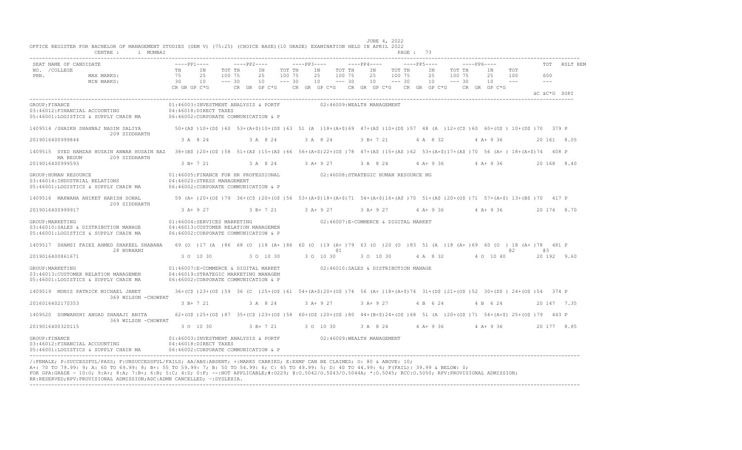JUNE 4, 2022

OFFICE REGISTER FOR BACHELOR OF MANAGEMENT STUDIES (SEM V) (75:25) (CHOICE BASE)(10 GRADE) EXAMINATION HELD IN APRIL 2022

CENTRE : 1 MUMBAI

| SEAT NO. /COLLEGE PRN. | NAME OF CANDIDATE | PP1 TH | PP1 IN | PP1 TOT | PP2 TH | PP2 IN | PP2 TOT | PP3 TH | PP3 IN | PP3 TOT | PP4 TH | PP4 IN | PP4 TOT | PP5 TH | PP5 IN | PP5 TOT | PP6 TH | PP6 IN | PP6 TOT | TOT | RSLT | REM |
|---|---|---|---|---|---|---|---|---|---|---|---|---|---|---|---|---|---|---|---|---|---|---|
| | MAX MARKS: | 75 | 25 | 100 | 75 | 25 | 100 | 75 | 25 | 100 | 75 | 25 | 100 | 75 | 25 | 100 | 75 | 25 | 100 | 600 | | |
| | MIN MARKS: | 30 | 10 | --- | 30 | 10 | --- | 30 | 10 | --- | 30 | 10 | --- | 30 | 10 | --- | 30 | 10 | --- | --- | | |
| | | CR GR GP C*G | | | CR GR GP C*G | | | CR GR GP C*G | | | CR GR GP C*G | | | CR GR GP C*G | | | CR GR GP C*G | | | äC äC*G SGPI | | |

GROUP:FINANCE
01:46003:INVESTMENT ANALYSIS & PORTF 02:46009:WEALTH MANAGEMENT
03:46012:FINANCIAL ACCOUNTING 04:46018:DIRECT TAXES
05:46001:LOGISTICS & SUPPLY CHAIN MA 06:46002:CORPORATE COMMUNICATION & P

| SEAT NO. / PRN | NAME / COLLEGE | PP1 | PP2 | PP3 | PP4 | PP5 | PP6 | TOT | RSLT |
|---|---|---|---|---|---|---|---|---|---|
| 1409514 | /SHAIKH SHAHNAJ NASIM SALIYA 209 SIDDHARTH | 50+(A$ )10+(D$ )60 | 53+(A+$)10+(D$ )63 | 51 (A )18+(A+$)69 | 47+(A$ )10+(D$ )57 | 48 (A )12+(C$ )60 | 60+(O$ ) 10+(D$ )70 | 379 | P |
| 2019016400999844 | | 3 A 8 24 | 3 A 8 24 | 3 A 8 24 | 3 B+ 7 21 | 4 A 8 32 | 4 A+ 9 36 | 20 161 8.05 | |
| 1409515 | SYED HAMZAH HUSAIN ANWAR HUSAIN NAZ MA BEGUM 209 SIDDHARTH | 38+(B$ )20+(O$ )58 | 51+(A$ )15+(A$ )66 | 56+(A+$)22+(O$ )78 | 47+(A$ )15+(A$ )62 | 53+(A+$)17+(A$ )70 | 56 (A+ ) 18+(A+$)74 | 408 | P |
| 2019016400999593 | | 3 B+ 7 21 | 3 A 8 24 | 3 A+ 9 27 | 3 A 8 24 | 4 A+ 9 36 | 4 A+ 9 36 | 20 168 8.40 | |

GROUP:HUMAN RESOURCE
01:46005:FINANCE FOR HR PROFESSIONAL 02:46008:STRATEGIC HUMAN RESOURCE MG
03:46014:INDUSTRIAL RELATIONS 04:46020:STRESS MANAGEMENT
05:46001:LOGISTICS & SUPPLY CHAIN MA 06:46002:CORPORATE COMMUNICATION & P

| SEAT NO. / PRN | NAME / COLLEGE | PP1 | PP2 | PP3 | PP4 | PP5 | PP6 | TOT | RSLT |
|---|---|---|---|---|---|---|---|---|---|
| 1409516 | MAKWANA ANIKET HARISH SONAL 209 SIDDHARTH | 59 (A+ )20+(O$ )79 | 36+(C$ )20+(O$ )56 | 53+(A+$)18+(A+$)71 | 54+(A+$)16+(A$ )70 | 51+(A$ )20+(O$ )71 | 57+(A+$) 13+(B$ )70 | 417 | P |
| 2019016400999917 | | 3 A+ 9 27 | 3 B+ 7 21 | 3 A+ 9 27 | 3 A+ 9 27 | 4 A+ 9 36 | 4 A+ 9 36 | 20 174 8.70 | |

GROUP:MARKETING
01:46004:SERVICES MARKETING 02:46007:E-COMMERCE & DIGITAL MARKET
03:46010:SALES & DISTRIBUTION MANAGE 04:46013:CUSTOMER RELATION MANAGEMEN
05:46001:LOGISTICS & SUPPLY CHAIN MA 06:46002:CORPORATE COMMUNICATION & P

| SEAT NO. / PRN | NAME / COLLEGE | PP1 | PP2 | PP3 | PP4 | PP5 | PP6 | TOT | RSLT |
|---|---|---|---|---|---|---|---|---|---|
| 1409517 | SHAMSI FAIEZ AHMED SHAKEEL SHABANA 28 BURHANI | 69 (O )17 (A )86 | 68 (O )18 (A+ )86 | 60 (O )19 (A+ )79 @1 | 63 (O )20 (O )83 | 51 (A )18 (A+ )69 | 60 (O ) 18 (A+ )78 @2 | 481 @3 | P |
| 2019016400861671 | | 3 O 10 30 | 3 O 10 30 | 3 O 10 30 | 3 O 10 30 | 4 A 8 32 | 4 O 10 40 | 20 192 9.60 | |

GROUP:MARKETING
01:46007:E-COMMERCE & DIGITAL MARKET 02:46010:SALES & DISTRIBUTION MANAGE
03:46013:CUSTOMER RELATION MANAGEMEN 04:46019:STRATEGIC MARKETING MANAGEM
05:46001:LOGISTICS & SUPPLY CHAIN MA 06:46002:CORPORATE COMMUNICATION & P

| SEAT NO. / PRN | NAME / COLLEGE | PP1 | PP2 | PP3 | PP4 | PP5 | PP6 | TOT | RSLT |
|---|---|---|---|---|---|---|---|---|---|
| 1409519 | MONIS PATRICK MICHAEL JANET 369 WILSON -CHOWPAT | 36+(C$ )23+(O$ )59 | 36 (C )25+(O$ )61 | 54+(A+$)20+(O$ )74 | 56 (A+ )18+(A+$)74 | 31+(D$ )21+(O$ )52 | 30+(D$ ) 24+(O$ )54 | 374 | P |
| 2016016402170353 | | 3 B+ 7 21 | 3 A 8 24 | 3 A+ 9 27 | 3 A+ 9 27 | 4 B 6 24 | 4 B 6 24 | 20 147 7.35 | |
| 1409520 | SOMWANSHI ANGAD SHAHAJI ANITA 369 WILSON -CHOWPAT | 62+(O$ )25+(O$ )87 | 35+(C$ )23+(O$ )58 | 60+(O$ )20+(O$ )80 | 44+(B+$)24+(O$ )68 | 51 (A )20+(O$ )71 | 54+(A+$) 25+(O$ )79 | 443 | P |
| 2019016400320115 | | 3 O 10 30 | 3 B+ 7 21 | 3 O 10 30 | 3 A 8 24 | 4 A+ 9 36 | 4 A+ 9 36 | 20 177 8.85 | |

GROUP:FINANCE
01:46003:INVESTMENT ANALYSIS & PORTF 02:46009:WEALTH MANAGEMENT
03:46012:FINANCIAL ACCOUNTING 04:46018:DIRECT TAXES
05:46001:LOGISTICS & SUPPLY CHAIN MA 06:46002:CORPORATE COMMUNICATION & P

/:FEMALE; P:SUCCESSFUL/PASS; F:UNSUCCESSFUL/FAILS; AA/ABS:ABSENT; +:MARKS CARRIED; E:EXMP CAN BE CLAIMED; O: 80 & ABOVE: 10;
A+: 70 TO 79.99: 9; A: 60 TO 69.99: 8; B+: 55 TO 59.99: 7; B: 50 TO 54.99: 6; C: 45 TO 49.99: 5; D: 40 TO 44.99: 4; F(FAIL): 39.99 & BELOW: 0;
FOR GPA:GRADE - 10:O; 9:A+; 8:A; 7:B+; 6:B; 5:C; 4:D; 0:F; --:NOT APPLICABLE;#:0229; @:O.5042/O.5043/O.5044A; *:O.5045; RCC:O.5050; RPV:PROVISIONAL ADMISSION;
RR:RESERVED;RPV:PROVISIONAL ADMISSION;ADC:ADMN CANCELLED; ~:DYSLEXIA.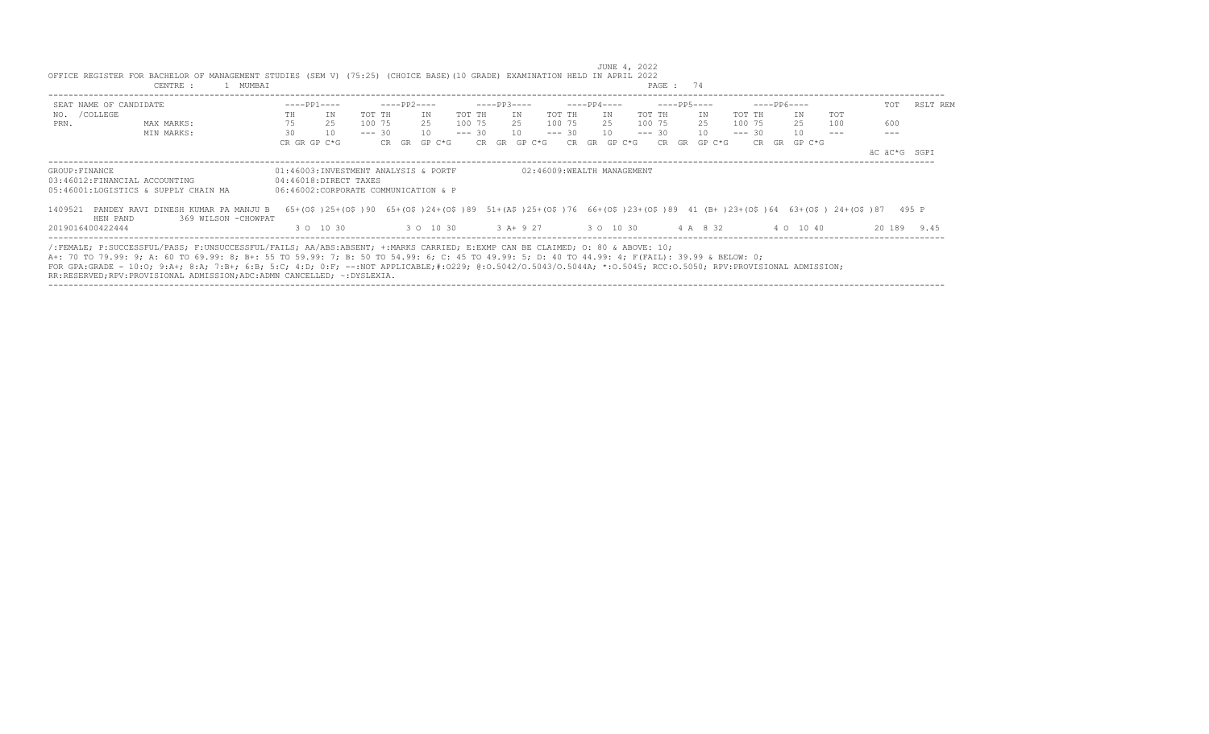JUNE 4, 2022

OFFICE REGISTER FOR BACHELOR OF MANAGEMENT STUDIES (SEM V) (75:25) (CHOICE BASE)(10 GRADE) EXAMINATION HELD IN APRIL 2022

CENTRE : 1 MUMBAI

| SEAT NO. /COLLEGE PRN. | NAME OF CANDIDATE | ----PP1---- | | | ----PP2---- | | | ----PP3---- | | | ----PP4---- | | | ----PP5---- | | | ----PP6---- | | | TOT | RSLT | REM |
|---|---|---|---|---|---|---|---|---|---|---|---|---|---|---|---|---|---|---|---|---|---|---|---|
| | | TH | IN | TOT | TH | IN | TOT | TH | IN | TOT | TH | IN | TOT | TH | IN | TOT | TH | IN | TOT | | | |
| | MAX MARKS: | 75 | 25 | 100 | 75 | 25 | 100 | 75 | 25 | 100 | 75 | 25 | 100 | 75 | 25 | 100 | 75 | 25 | 100 | 600 | | |
| | MIN MARKS: | 30 | 10 | --- | 30 | 10 | --- | 30 | 10 | --- | 30 | 10 | --- | 30 | 10 | --- | 30 | 10 | --- | --- | | |
| | | CR GR GP C*G | | | CR GR GP C*G | | | CR GR GP C*G | | | CR GR GP C*G | | | CR GR GP C*G | | | CR GR GP C*G | | | äC äC*G | SGPI | |

GROUP:FINANCE

01:46003:INVESTMENT ANALYSIS & PORTF
02:46009:WEALTH MANAGEMENT
03:46012:FINANCIAL ACCOUNTING
04:46018:DIRECT TAXES
05:46001:LOGISTICS & SUPPLY CHAIN MA
06:46002:CORPORATE COMMUNICATION & P

| SEAT NO. / PRN | NAME OF CANDIDATE | PP1 | PP2 | PP3 | PP4 | PP5 | PP6 | TOT | RSLT |
|---|---|---|---|---|---|---|---|---|---|
| 1409521 | PANDEY RAVI DINESH KUMAR PA MANJU B HEN PAND 369 WILSON -CHOWPAT | 65+(O$ )25+(O$ )90 | 65+(O$ )24+(O$ )89 | 51+(A$ )25+(O$ )76 | 66+(O$ )23+(O$ )89 | 41 (B+ )23+(O$ )64 | 63+(O$ ) 24+(O$ )87 | 495 | P |
| 2019016400422444 | | 3 O 10 30 | 3 O 10 30 | 3 A+ 9 27 | 3 O 10 30 | 4 A 8 32 | 4 O 10 40 | 20 189 | 9.45 |

/:FEMALE; P:SUCCESSFUL/PASS; F:UNSUCCESSFUL/FAILS; AA/ABS:ABSENT; +:MARKS CARRIED; E:EXMP CAN BE CLAIMED; O: 80 & ABOVE: 10;
A+: 70 TO 79.99: 9; A: 60 TO 69.99: 8; B+: 55 TO 59.99: 7; B: 50 TO 54.99: 6; C: 45 TO 49.99: 5; D: 40 TO 44.99: 4; F(FAIL): 39.99 & BELOW: 0;
FOR GPA:GRADE - 10:O; 9:A+; 8:A; 7:B+; 6:B; 5:C; 4:D; 0:F; --:NOT APPLICABLE;#:O229; @:O.5042/O.5043/O.5044A; *:O.5045; RCC:O.5050; RPV:PROVISIONAL ADMISSION;
RR:RESERVED;RPV:PROVISIONAL ADMISSION;ADC:ADMN CANCELLED; ~:DYSLEXIA.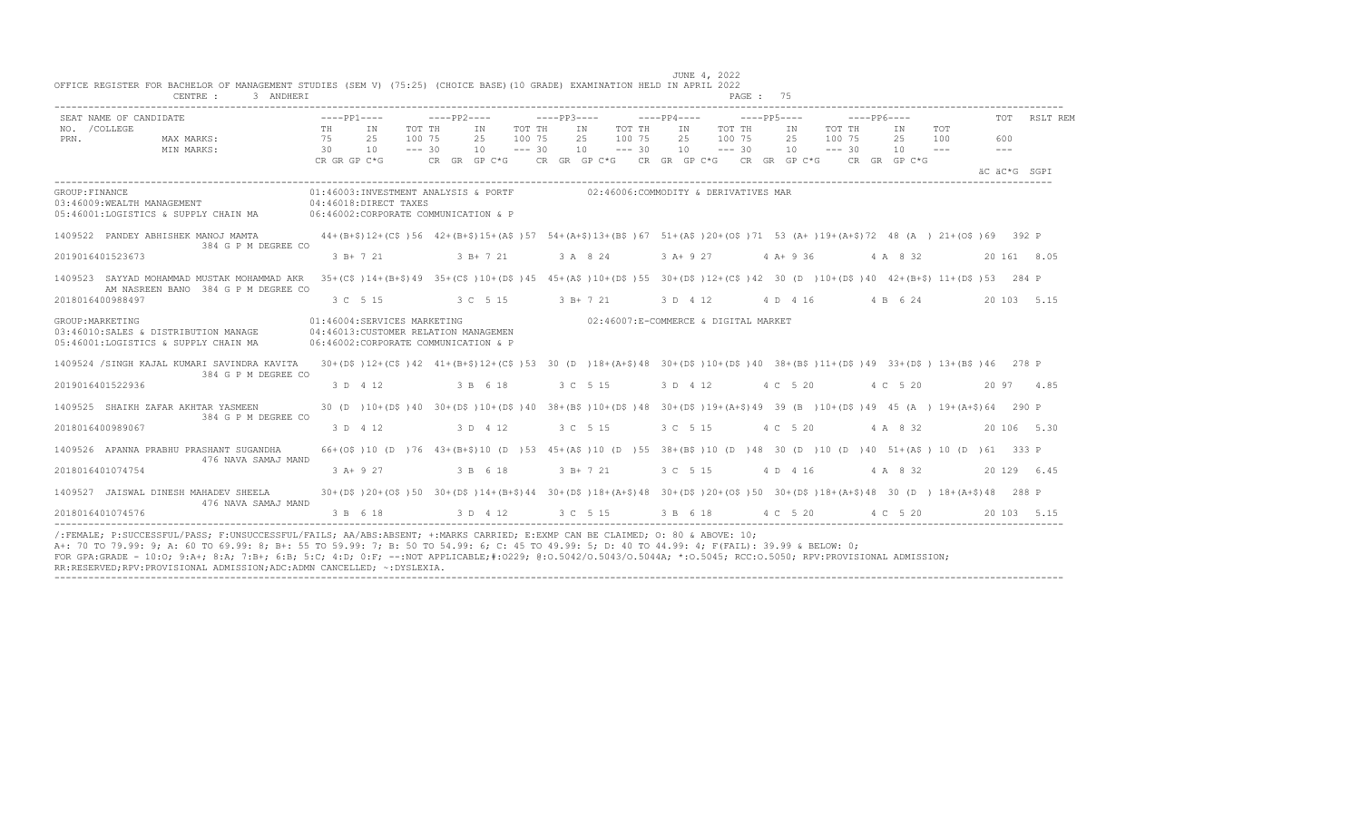JUNE 4, 2022

OFFICE REGISTER FOR BACHELOR OF MANAGEMENT STUDIES (SEM V) (75:25) (CHOICE BASE)(10 GRADE) EXAMINATION HELD IN APRIL 2022

CENTRE : 3 ANDHERI PAGE : 75

```
SEAT NAME OF CANDIDATE                  ----PP1----        ----PP2----        ----PP3----        ----PP4----        ----PP5----        ----PP6----              TOT   RSLT REM
NO. /COLLEGE                            TH     IN     TOT TH     IN     TOT TH     IN     TOT TH     IN     TOT TH     IN     TOT TH     IN     TOT
PRN.             MAX MARKS:             75     25     100 75     25     100 75     25     100 75     25     100 75     25     100 75     25     100      600
                 MIN MARKS:             30     10     --- 30     10     --- 30     10     --- 30     10     --- 30     10     --- 30     10     ---      ---
                                        CR GR GP C*G      CR  GR  GP C*G    CR  GR  GP C*G   CR  GR  GP C*G   CR  GR  GP C*G   CR  GR  GP C*G
                                                                                                                                                       äC äC*G  SGPI
```

GROUP:FINANCE
01:46003:INVESTMENT ANALYSIS & PORTF    02:46006:COMMODITY & DERIVATIVES MAR
03:46009:WEALTH MANAGEMENT    04:46018:DIRECT TAXES
05:46001:LOGISTICS & SUPPLY CHAIN MA    06:46002:CORPORATE COMMUNICATION & P

```
1409522  PANDEY ABHISHEK MANOJ MAMTA         44+(B+$)12+(C$ )56  42+(B+$)15+(A$ )57  54+(A+$)13+(B$ )67  51+(A$ )20+(O$ )71  53 (A+ )19+(A+$)72  48 (A  ) 21+(O$ )69   392 P
                   384 G P M DEGREE CO
2019016401523673                              3 B+ 7 21           3 B+ 7 21          3 A  8 24          3 A+ 9 27          4 A+ 9 36          4 A  8 32           20 161  8.05

1409523  SAYYAD MOHAMMAD MUSTAK MOHAMMAD AKR  35+(C$ )14+(B+$)49  35+(C$ )10+(D$ )45  45+(A$ )10+(D$ )55  30+(D$ )12+(C$ )42  30 (D  )10+(D$ )40  42+(B+$) 11+(D$ )53   284 P
         AM NASREEN BANO  384 G P M DEGREE CO
2018016400988497                              3 C  5 15           3 C  5 15          3 B+ 7 21          3 D  4 12          4 D  4 16          4 B  6 24           20 103  5.15
```

GROUP:MARKETING
01:46004:SERVICES MARKETING    02:46007:E-COMMERCE & DIGITAL MARKET
03:46010:SALES & DISTRIBUTION MANAGE    04:46013:CUSTOMER RELATION MANAGEMEN
05:46001:LOGISTICS & SUPPLY CHAIN MA    06:46002:CORPORATE COMMUNICATION & P

```
1409524 /SINGH KAJAL KUMARI SAVINDRA KAVITA   30+(D$ )12+(C$ )42  41+(B+$)12+(C$ )53  30 (D  )18+(A+$)48  30+(D$ )10+(D$ )40  38+(B$ )11+(D$ )49  33+(D$ ) 13+(B$ )46   278 P
                   384 G P M DEGREE CO
2019016401522936                              3 D  4 12           3 B  6 18          3 C  5 15          3 D  4 12          4 C  5 20          4 C  5 20           20 97   4.85

1409525  SHAIKH ZAFAR AKHTAR YASMEEN          30 (D  )10+(D$ )40  30+(D$ )10+(D$ )40  38+(B$ )10+(D$ )48  30+(D$ )19+(A+$)49  39 (B  )10+(D$ )49  45 (A  ) 19+(A+$)64   290 P
                   384 G P M DEGREE CO
2018016400989067                              3 D  4 12           3 D  4 12          3 C  5 15          3 C  5 15          4 C  5 20          4 A  8 32           20 106  5.30

1409526  APANNA PRABHU PRASHANT SUGANDHA      66+(O$ )10 (D  )76  43+(B+$)10 (D  )53  45+(A$ )10 (D  )55  38+(B$ )10 (D  )48  30 (D  )10 (D  )40  51+(A$ ) 10 (D  )61   333 P
                   476 NAVA SAMAJ MAND
2018016401074754                              3 A+ 9 27           3 B  6 18          3 B+ 7 21          3 C  5 15          4 D  4 16          4 A  8 32           20 129  6.45

1409527  JAISWAL DINESH MAHADEV SHEELA        30+(D$ )20+(O$ )50  30+(D$ )14+(B+$)44  30+(D$ )18+(A+$)48  30+(D$ )20+(O$ )50  30+(D$ )18+(A+$)48  30 (D  ) 18+(A+$)48   288 P
                   476 NAVA SAMAJ MAND
2018016401074576                              3 B  6 18           3 D  4 12          3 C  5 15          3 B  6 18          4 C  5 20          4 C  5 20           20 103  5.15
```

/:FEMALE; P:SUCCESSFUL/PASS; F:UNSUCCESSFUL/FAILS; AA/ABS:ABSENT; +:MARKS CARRIED; E:EXMP CAN BE CLAIMED; O: 80 & ABOVE: 10;
A+: 70 TO 79.99: 9; A: 60 TO 69.99: 8; B+: 55 TO 59.99: 7; B: 50 TO 54.99: 6; C: 45 TO 49.99: 5; D: 40 TO 44.99: 4; F(FAIL): 39.99 & BELOW: 0;
FOR GPA:GRADE - 10:O; 9:A+; 8:A; 7:B+; 6:B; 5:C; 4:D; 0:F; --:NOT APPLICABLE;#:O229; @:O.5042/O.5043/O.5044A; *:O.5045; RCC:O.5050; RPV:PROVISIONAL ADMISSION;
RR:RESERVED;RPV:PROVISIONAL ADMISSION;ADC:ADMN CANCELLED; ~:DYSLEXIA.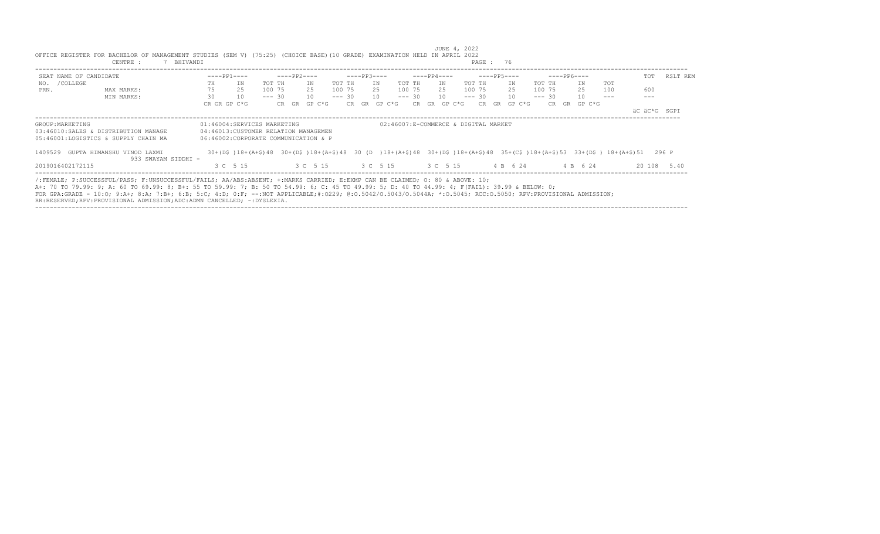JUNE 4, 2022

OFFICE REGISTER FOR BACHELOR OF MANAGEMENT STUDIES (SEM V) (75:25) (CHOICE BASE)(10 GRADE) EXAMINATION HELD IN APRIL 2022

CENTRE : 7 BHIVANDI

| SEAT NO. /COLLEGE PRN. | NAME OF CANDIDATE | ----PP1---- | | | ----PP2---- | | | ----PP3---- | | | ----PP4---- | | | ----PP5---- | | | ----PP6---- | | | TOT | RSLT REM |
|---|---|---|---|---|---|---|---|---|---|---|---|---|---|---|---|---|---|---|---|---|---|---|
| | | TH | IN | TOT | TH | IN | TOT | TH | IN | TOT | TH | IN | TOT | TH | IN | TOT | TH | IN | TOT | | |
| | MAX MARKS: | 75 | 25 | 100 | 75 | 25 | 100 | 75 | 25 | 100 | 75 | 25 | 100 | 75 | 25 | 100 | 75 | 25 | 100 | 600 | |
| | MIN MARKS: | 30 | 10 | --- | 30 | 10 | --- | 30 | 10 | --- | 30 | 10 | --- | 30 | 10 | --- | 30 | 10 | --- | --- | |
| | | CR GR GP C*G | | | CR GR GP C*G | | | CR GR GP C*G | | | CR GR GP C*G | | | CR GR GP C*G | | | CR GR GP C*G | | | äC äC*G | SGPI |

GROUP:MARKETING
01:46004:SERVICES MARKETING
02:46007:E-COMMERCE & DIGITAL MARKET
03:46010:SALES & DISTRIBUTION MANAGE
04:46013:CUSTOMER RELATION MANAGEMEN
05:46001:LOGISTICS & SUPPLY CHAIN MA
06:46002:CORPORATE COMMUNICATION & P

| SEAT NO. | NAME | PP1 | PP2 | PP3 | PP4 | PP5 | PP6 | TOT | RSLT |
|---|---|---|---|---|---|---|---|---|---|
| 1409529 | GUPTA HIMANSHU VINOD LAXMI 933 SWAYAM SIDDHI - | 30+(D$ )18+(A+$)48 | 30+(D$ )18+(A+$)48 | 30 (D )18+(A+$)48 | 30+(D$ )18+(A+$)48 | 35+(C$ )18+(A+$)53 | 33+(D$ ) 18+(A+$)51 | 296 | P |
| 2019016402172115 | | 3 C 5 15 | 3 C 5 15 | 3 C 5 15 | 3 C 5 15 | 4 B 6 24 | 4 B 6 24 | 20 108 | 5.40 |

/:FEMALE; P:SUCCESSFUL/PASS; F:UNSUCCESSFUL/FAILS; AA/ABS:ABSENT; +:MARKS CARRIED; E:EXMP CAN BE CLAIMED; O: 80 & ABOVE: 10;
A+: 70 TO 79.99: 9; A: 60 TO 69.99: 8; B+: 55 TO 59.99: 7; B: 50 TO 54.99: 6; C: 45 TO 49.99: 5; D: 40 TO 44.99: 4; F(FAIL): 39.99 & BELOW: 0;
FOR GPA:GRADE - 10:O; 9:A+; 8:A; 7:B+; 6:B; 5:C; 4:D; 0:F; --:NOT APPLICABLE;#:O229; @:O.5042/O.5043/O.5044A; *:O.5045; RCC:O.5050; RPV:PROVISIONAL ADMISSION;
RR:RESERVED;RPV:PROVISIONAL ADMISSION;ADC:ADMN CANCELLED; ~:DYSLEXIA.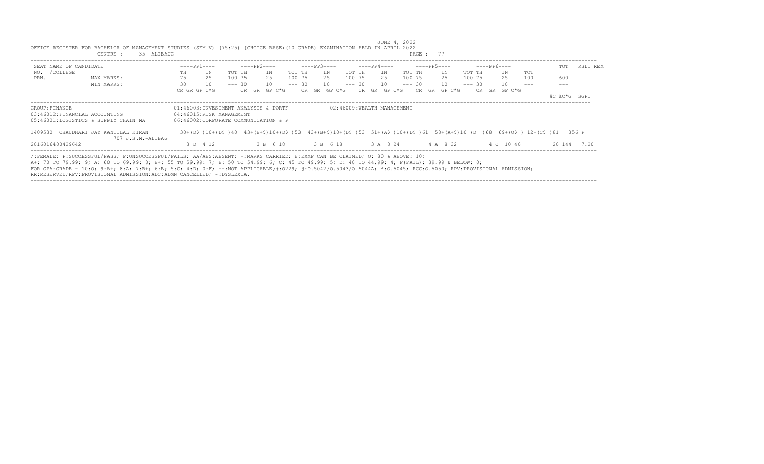JUNE 4, 2022

OFFICE REGISTER FOR BACHELOR OF MANAGEMENT STUDIES (SEM V) (75:25) (CHOICE BASE)(10 GRADE) EXAMINATION HELD IN APRIL 2022

CENTRE : 35 ALIBAUG

| SEAT NO. / PRN. | NAME OF CANDIDATE /COLLEGE | ----PP1---- | | | ----PP2---- | | | ----PP3---- | | | ----PP4---- | | | ----PP5---- | | | ----PP6---- | | | TOT | RSLT | REM |
|---|---|---|---|---|---|---|---|---|---|---|---|---|---|---|---|---|---|---|---|---|---|---|---|
| | | TH | IN | TOT | TH | IN | TOT | TH | IN | TOT | TH | IN | TOT | TH | IN | TOT | TH | IN | TOT | | | |
| | MAX MARKS: | 75 | 25 | 100 | 75 | 25 | 100 | 75 | 25 | 100 | 75 | 25 | 100 | 75 | 25 | 100 | 75 | 25 | 100 | 600 | | |
| | MIN MARKS: | 30 | 10 | --- | 30 | 10 | --- | 30 | 10 | --- | 30 | 10 | --- | 30 | 10 | --- | 30 | 10 | --- | --- | | |
| | | CR GR GP C*G | | | CR GR GP C*G | | | CR GR GP C*G | | | CR GR GP C*G | | | CR GR GP C*G | | | CR GR GP C*G | | | äC äC*G | SGPI | |

GROUP:FINANCE

01:46003:INVESTMENT ANALYSIS & PORTF
02:46009:WEALTH MANAGEMENT
03:46012:FINANCIAL ACCOUNTING
04:46015:RISK MANAGEMENT
05:46001:LOGISTICS & SUPPLY CHAIN MA
06:46002:CORPORATE COMMUNICATION & P

| SEAT NO. / PRN. | NAME OF CANDIDATE /COLLEGE | PP1 | PP2 | PP3 | PP4 | PP5 | PP6 | TOT | RSLT |
|---|---|---|---|---|---|---|---|---|---|
| 1409530 | CHAUDHARI JAY KANTILAL KIRAN 707 J.S.M.-ALIBAG | 30+(D$ )10+(D$ )40 | 43+(B+$)10+(D$ )53 | 43+(B+$)10+(D$ )53 | 51+(A$ )10+(D$ )61 | 58+(A+$)10 (D )68 | 69+(O$ ) 12+(C$ )81 | 356 | P |
| 2016016400429642 | | 3 D 4 12 | 3 B 6 18 | 3 B 6 18 | 3 A 8 24 | 4 A 8 32 | 4 O 10 40 | 20 144 | 7.20 |

/:FEMALE; P:SUCCESSFUL/PASS; F:UNSUCCESSFUL/FAILS; AA/ABS:ABSENT; +:MARKS CARRIED; E:EXMP CAN BE CLAIMED; O: 80 & ABOVE: 10;
A+: 70 TO 79.99: 9; A: 60 TO 69.99: 8; B+: 55 TO 59.99: 7; B: 50 TO 54.99: 6; C: 45 TO 49.99: 5; D: 40 TO 44.99: 4; F(FAIL): 39.99 & BELOW: 0;
FOR GPA:GRADE - 10:O; 9:A+; 8:A; 7:B+; 6:B; 5:C; 4:D; 0:F; --:NOT APPLICABLE;#:O229; @:O.5042/O.5043/O.5044A; *:O.5045; RCC:O.5050; RPV:PROVISIONAL ADMISSION;
RR:RESERVED;RPV:PROVISIONAL ADMISSION;ADC:ADMN CANCELLED; ~:DYSLEXIA.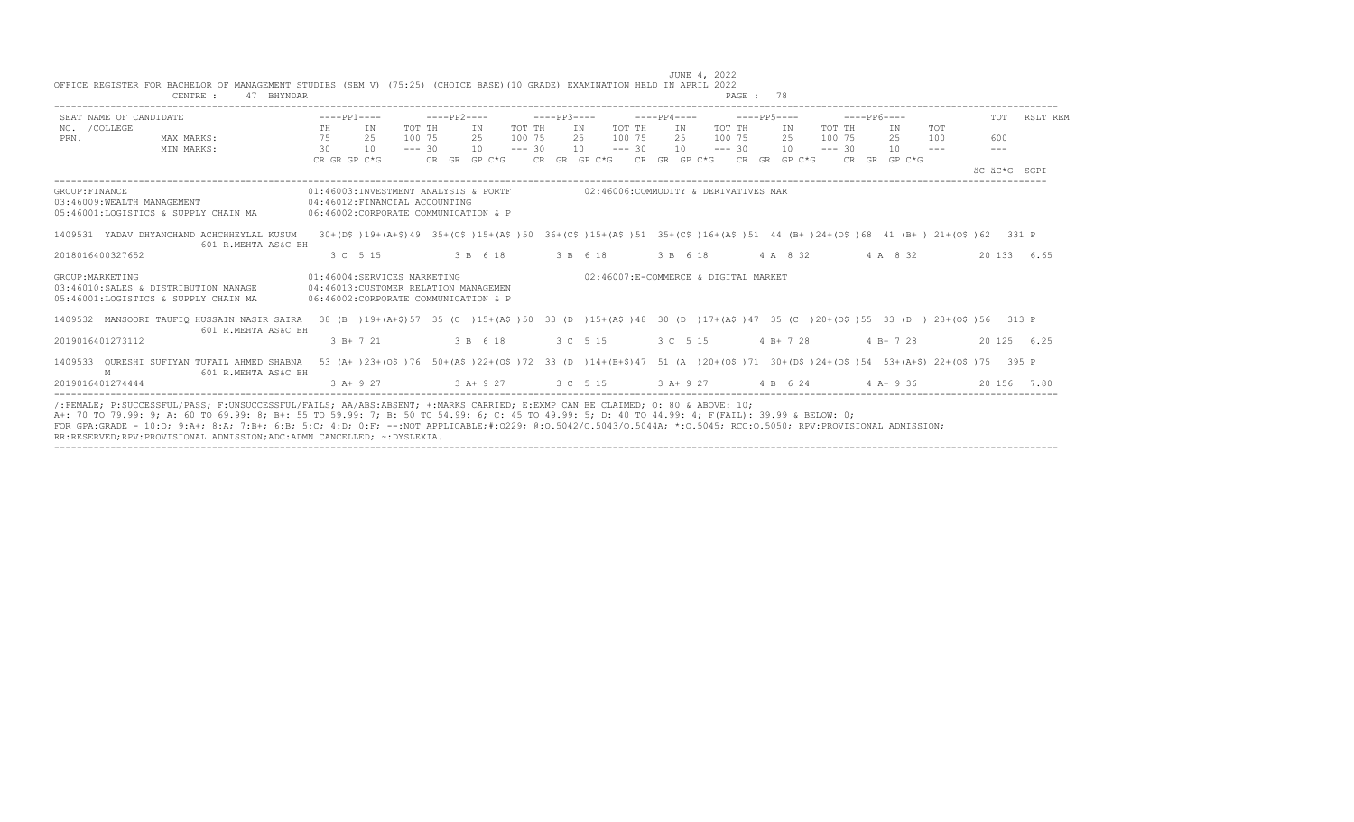JUNE 4, 2022

OFFICE REGISTER FOR BACHELOR OF MANAGEMENT STUDIES (SEM V) (75:25) (CHOICE BASE)(10 GRADE) EXAMINATION HELD IN APRIL 2022

CENTRE : 47 BHYNDAR

```
SEAT NAME OF CANDIDATE                   ----PP1----       ----PP2----       ----PP3----       ----PP4----       ----PP5----       ----PP6----            TOT   RSLT REM
NO. /COLLEGE                             TH     IN      TOT TH     IN      TOT TH     IN      TOT TH     IN      TOT TH     IN      TOT TH     IN     TOT
PRN.           MAX MARKS:                75     25      100 75     25      100 75     25      100 75     25      100 75     25      100 75     25     100    600
               MIN MARKS:                30     10      --- 30     10      --- 30     10      --- 30     10      --- 30     10      --- 30     10     ---    ---
                                         CR GR GP C*G      CR  GR  GP C*G    CR  GR  GP C*G   CR  GR  GP C*G   CR  GR  GP C*G   CR  GR  GP C*G
                                                                                                                                                  äC äC*G  SGPI
```

```
GROUP:FINANCE                            01:46003:INVESTMENT ANALYSIS & PORTF           02:46006:COMMODITY & DERIVATIVES MAR
03:46009:WEALTH MANAGEMENT               04:46012:FINANCIAL ACCOUNTING
05:46001:LOGISTICS & SUPPLY CHAIN MA     06:46002:CORPORATE COMMUNICATION & P

1409531  YADAV DHYANCHAND ACHCHHEYLAL KUSUM   30+(D$ )19+(A+$)49  35+(C$ )15+(A$ )50  36+(C$ )15+(A$ )51  35+(C$ )16+(A$ )51  44 (B+ )24+(O$ )68  41 (B+ ) 21+(O$ )62   331 P
              601 R.MEHTA AS&C BH
2018016400327652                              3 C  5 15          3 B  6 18          3 B  6 18          3 B  6 18          4 A  8 32          4 A  8 32           20 133   6.65

GROUP:MARKETING                          01:46004:SERVICES MARKETING                    02:46007:E-COMMERCE & DIGITAL MARKET
03:46010:SALES & DISTRIBUTION MANAGE     04:46013:CUSTOMER RELATION MANAGEMEN
05:46001:LOGISTICS & SUPPLY CHAIN MA     06:46002:CORPORATE COMMUNICATION & P

1409532  MANSOORI TAUFIQ HUSSAIN NASIR SAIRA   38 (B  )19+(A+$)57  35 (C  )15+(A$ )50  33 (D  )15+(A$ )48  30 (D  )17+(A$ )47  35 (C  )20+(O$ )55  33 (D  ) 23+(O$ )56   313 P
              601 R.MEHTA AS&C BH
2019016401273112                              3 B+ 7 21          3 B  6 18          3 C  5 15          3 C  5 15          4 B+ 7 28          4 B+ 7 28           20 125   6.25

1409533  QURESHI SUFIYAN TUFAIL AHMED SHABNA   53 (A+ )23+(O$ )76  50+(A$ )22+(O$ )72  33 (D  )14+(B+$)47  51 (A  )20+(O$ )71  30+(D$ )24+(O$ )54  53+(A+$) 22+(O$ )75   395 P
         M    601 R.MEHTA AS&C BH
2019016401274444                              3 A+ 9 27          3 A+ 9 27          3 C  5 15          3 A+ 9 27          4 B  6 24          4 A+ 9 36           20 156   7.80
```

/:FEMALE; P:SUCCESSFUL/PASS; F:UNSUCCESSFUL/FAILS; AA/ABS:ABSENT; +:MARKS CARRIED; E:EXMP CAN BE CLAIMED; O: 80 & ABOVE: 10;
A+: 70 TO 79.99: 9; A: 60 TO 69.99: 8; B+: 55 TO 59.99: 7; B: 50 TO 54.99: 6; C: 45 TO 49.99: 5; D: 40 TO 44.99: 4; F(FAIL): 39.99 & BELOW: 0;
FOR GPA:GRADE - 10:O; 9:A+; 8:A; 7:B+; 6:B; 5:C; 4:D; 0:F; --:NOT APPLICABLE;#:O229; @:O.5042/O.5043/O.5044A; *:O.5045; RCC:O.5050; RPV:PROVISIONAL ADMISSION;
RR:RESERVED;RPV:PROVISIONAL ADMISSION;ADC:ADMN CANCELLED; ~:DYSLEXIA.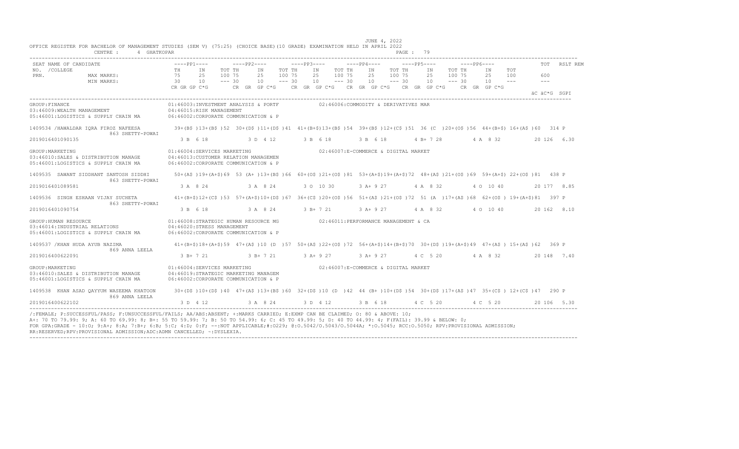JUNE 4, 2022

OFFICE REGISTER FOR BACHELOR OF MANAGEMENT STUDIES (SEM V) (75:25) (CHOICE BASE)(10 GRADE) EXAMINATION HELD IN APRIL 2022

CENTRE : 4 GHATKOPAR

```
SEAT NAME OF CANDIDATE              ----PP1----       ----PP2----       ----PP3----       ----PP4----       ----PP5----       ----PP6----           TOT   RSLT REM
NO. /COLLEGE                        TH    IN    TOT TH    IN    TOT TH    IN    TOT TH    IN    TOT TH    IN    TOT TH    IN    TOT
PRN.          MAX MARKS:            75    25    100 75    25    100 75    25    100 75    25    100 75    25    100 75    25    100         600
              MIN MARKS:            30    10    --- 30    10    --- 30    10    --- 30    10    --- 30    10    --- 30    10    ---         ---
                                    CR GR GP C*G      CR GR GP C*G      CR GR GP C*G      CR GR GP C*G      CR GR GP C*G      CR GR GP C*G
                                                                                                                                            äC äC*G SGPI
```

```
GROUP:FINANCE                              01:46003:INVESTMENT ANALYSIS & PORTF        02:46006:COMMODITY & DERIVATIVES MAR
03:46009:WEALTH MANAGEMENT                  04:46015:RISK MANAGEMENT
05:46001:LOGISTICS & SUPPLY CHAIN MA       06:46002:CORPORATE COMMUNICATION & P

1409534 /HAWALDAR IQRA FIROZ NAFEESA       39+(B$ )13+(B$ )52  30+(D$ )11+(D$ )41  41+(B+$)13+(B$ )54  39+(B$ )12+(C$ )51  36 (C  )20+(O$ )56  44+(B+$) 16+(A$ )60   314 P
              863 SHETTY-POWAI
2019016401090135                             3 B  6 18           3 D  4 12          3 B  6 18          3 B  6 18          4 B+ 7 28          4 A  8 32           20 126  6.30

GROUP:MARKETING                            01:46004:SERVICES MARKETING                 02:46007:E-COMMERCE & DIGITAL MARKET
03:46010:SALES & DISTRIBUTION MANAGE       04:46013:CUSTOMER RELATION MANAGEMEN
05:46001:LOGISTICS & SUPPLY CHAIN MA       06:46002:CORPORATE COMMUNICATION & P

1409535  SAWANT SIDDHANT SANTOSH SIDDHI    50+(A$ )19+(A+$)69  53 (A+ )13+(B$ )66  60+(O$ )21+(O$ )81  53+(A+$)19+(A+$)72  48+(A$ )21+(O$ )69  59+(A+$) 22+(O$ )81   438 P
              863 SHETTY-POWAI
2019016401089581                             3 A  8 24           3 A  8 24          3 O 10 30          3 A+ 9 27          4 A  8 32          4 O 10 40           20 177  8.85

1409536  SINGH ESHAAN VIJAY SUCHETA        41+(B+$)12+(C$ )53  57+(A+$)10+(D$ )67  36+(C$ )20+(O$ )56  51+(A$ )21+(O$ )72  51 (A  )17+(A$ )68  62+(O$ ) 19+(A+$)81   397 P
              863 SHETTY-POWAI
2019016401090754                             3 B  6 18           3 A  8 24          3 B+ 7 21          3 A+ 9 27          4 A  8 32          4 O 10 40           20 162  8.10

GROUP:HUMAN RESOURCE                       01:46008:STRATEGIC HUMAN RESOURCE MG        02:46011:PERFORMANCE MANAGEMENT & CA
03:46014:INDUSTRIAL RELATIONS              04:46020:STRESS MANAGEMENT
05:46001:LOGISTICS & SUPPLY CHAIN MA       06:46002:CORPORATE COMMUNICATION & P

1409537 /KHAN HUDA AYUB NAZIMA             41+(B+$)18+(A+$)59  47+(A$ )10 (D  )57  50+(A$ )22+(O$ )72  56+(A+$)14+(B+$)70  30+(D$ )19+(A+$)49  47+(A$ ) 15+(A$ )62   369 P
              869 ANNA LEELA
2019016400622091                             3 B+ 7 21           3 B+ 7 21          3 A+ 9 27          3 A+ 9 27          4 C  5 20          4 A  8 32           20 148  7.40

GROUP:MARKETING                            01:46004:SERVICES MARKETING                 02:46007:E-COMMERCE & DIGITAL MARKET
03:46010:SALES & DISTRIBUTION MANAGE       04:46019:STRATEGIC MARKETING MANAGEM
05:46001:LOGISTICS & SUPPLY CHAIN MA       06:46002:CORPORATE COMMUNICATION & P

1409538  KHAN ASAD QAYYUM WASEEMA KHATOON  30+(D$ )10+(D$ )40  47+(A$ )13+(B$ )60  32+(D$ )10 (D  )42  44 (B+ )10+(D$ )54  30+(D$ )17+(A$ )47  35+(C$ ) 12+(C$ )47   290 P
              869 ANNA LEELA
2019016400622102                             3 D  4 12           3 A  8 24          3 D  4 12          3 B  6 18          4 C  5 20          4 C  5 20           20 106  5.30
```

/:FEMALE; P:SUCCESSFUL/PASS; F:UNSUCCESSFUL/FAILS; AA/ABS:ABSENT; +:MARKS CARRIED; E:EXMP CAN BE CLAIMED; O: 80 & ABOVE: 10;
A+: 70 TO 79.99: 9; A: 60 TO 69.99: 8; B+: 55 TO 59.99: 7; B: 50 TO 54.99: 6; C: 45 TO 49.99: 5; D: 40 TO 44.99: 4; F(FAIL): 39.99 & BELOW: 0;
FOR GPA:GRADE - 10:O; 9:A+; 8:A; 7:B+; 6:B; 5:C; 4:D; 0:F; --:NOT APPLICABLE;#:O229; @:O.5042/O.5043/O.5044A; *:O.5045; RCC:O.5050; RPV:PROVISIONAL ADMISSION;
RR:RESERVED;RPV:PROVISIONAL ADMISSION;ADC:ADMN CANCELLED; ~:DYSLEXIA.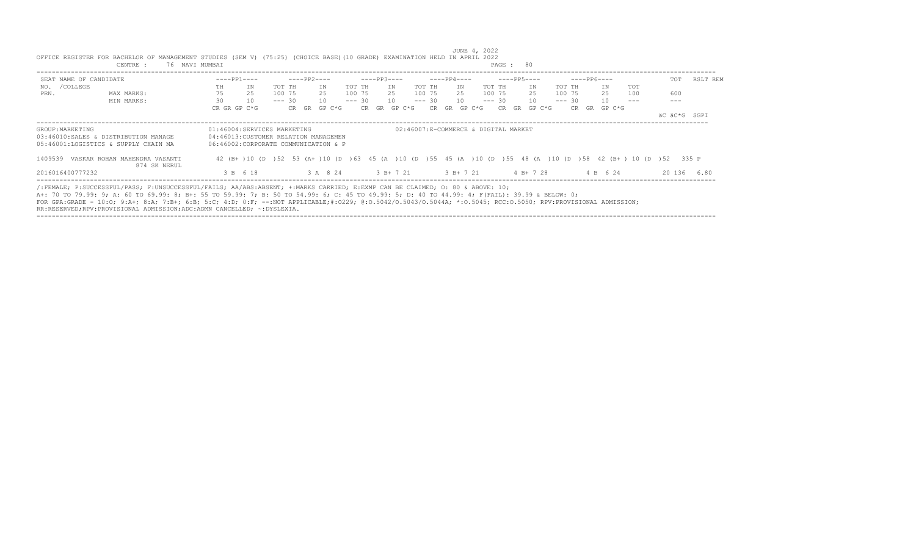JUNE 4, 2022

OFFICE REGISTER FOR BACHELOR OF MANAGEMENT STUDIES (SEM V) (75:25) (CHOICE BASE)(10 GRADE) EXAMINATION HELD IN APRIL 2022

CENTRE : 76 NAVI MUMBAI

| SEAT NO. /COLLEGE PRN. | NAME OF CANDIDATE | ----PP1---- | | | ----PP2---- | | | ----PP3---- | | | ----PP4---- | | | ----PP5---- | | | ----PP6---- | | | TOT | RSLT | REM |
|---|---|---|---|---|---|---|---|---|---|---|---|---|---|---|---|---|---|---|---|---|---|---|---|
| | | TH | IN | TOT | TH | IN | TOT | TH | IN | TOT | TH | IN | TOT | TH | IN | TOT | TH | IN | TOT | | | |
| | MAX MARKS: | 75 | 25 | 100 | 75 | 25 | 100 | 75 | 25 | 100 | 75 | 25 | 100 | 75 | 25 | 100 | 75 | 25 | 100 | 600 | | |
| | MIN MARKS: | 30 | 10 | --- | 30 | 10 | --- | 30 | 10 | --- | 30 | 10 | --- | 30 | 10 | --- | 30 | 10 | --- | --- | | |
| | | CR GR GP C*G | | | CR GR GP C*G | | | CR GR GP C*G | | | CR GR GP C*G | | | CR GR GP C*G | | | CR GR GP C*G | | | äC äC*G | SGPI | |

GROUP:MARKETING
01:46004:SERVICES MARKETING
02:46007:E-COMMERCE & DIGITAL MARKET
03:46010:SALES & DISTRIBUTION MANAGE
04:46013:CUSTOMER RELATION MANAGEMEN
05:46001:LOGISTICS & SUPPLY CHAIN MA
06:46002:CORPORATE COMMUNICATION & P

| SEAT NO. / PRN | NAME / COLLEGE | PP1 | PP2 | PP3 | PP4 | PP5 | PP6 | TOT | RSLT |
|---|---|---|---|---|---|---|---|---|---|
| 1409539 | VASKAR ROHAN MAHENDRA VASANTI | 42 (B+ )10 (D )52 | 53 (A+ )10 (D )63 | 45 (A )10 (D )55 | 45 (A )10 (D )55 | 48 (A )10 (D )58 | 42 (B+ ) 10 (D )52 | 335 | P |
| 2016016400777232 | 874 SK NERUL | 3 B 6 18 | 3 A 8 24 | 3 B+ 7 21 | 3 B+ 7 21 | 4 B+ 7 28 | 4 B 6 24 | 20 136 | 6.80 |

/:FEMALE; P:SUCCESSFUL/PASS; F:UNSUCCESSFUL/FAILS; AA/ABS:ABSENT; +:MARKS CARRIED; E:EXMP CAN BE CLAIMED; O: 80 & ABOVE: 10;
A+: 70 TO 79.99: 9; A: 60 TO 69.99: 8; B+: 55 TO 59.99: 7; B: 50 TO 54.99: 6; C: 45 TO 49.99: 5; D: 40 TO 44.99: 4; F(FAIL): 39.99 & BELOW: 0;
FOR GPA:GRADE - 10:O; 9:A+; 8:A; 7:B+; 6:B; 5:C; 4:D; 0:F; --:NOT APPLICABLE;#:O229; @:O.5042/O.5043/O.5044A; *:O.5045; RCC:O.5050; RPV:PROVISIONAL ADMISSION;
RR:RESERVED;RPV:PROVISIONAL ADMISSION;ADC:ADMN CANCELLED; ~:DYSLEXIA.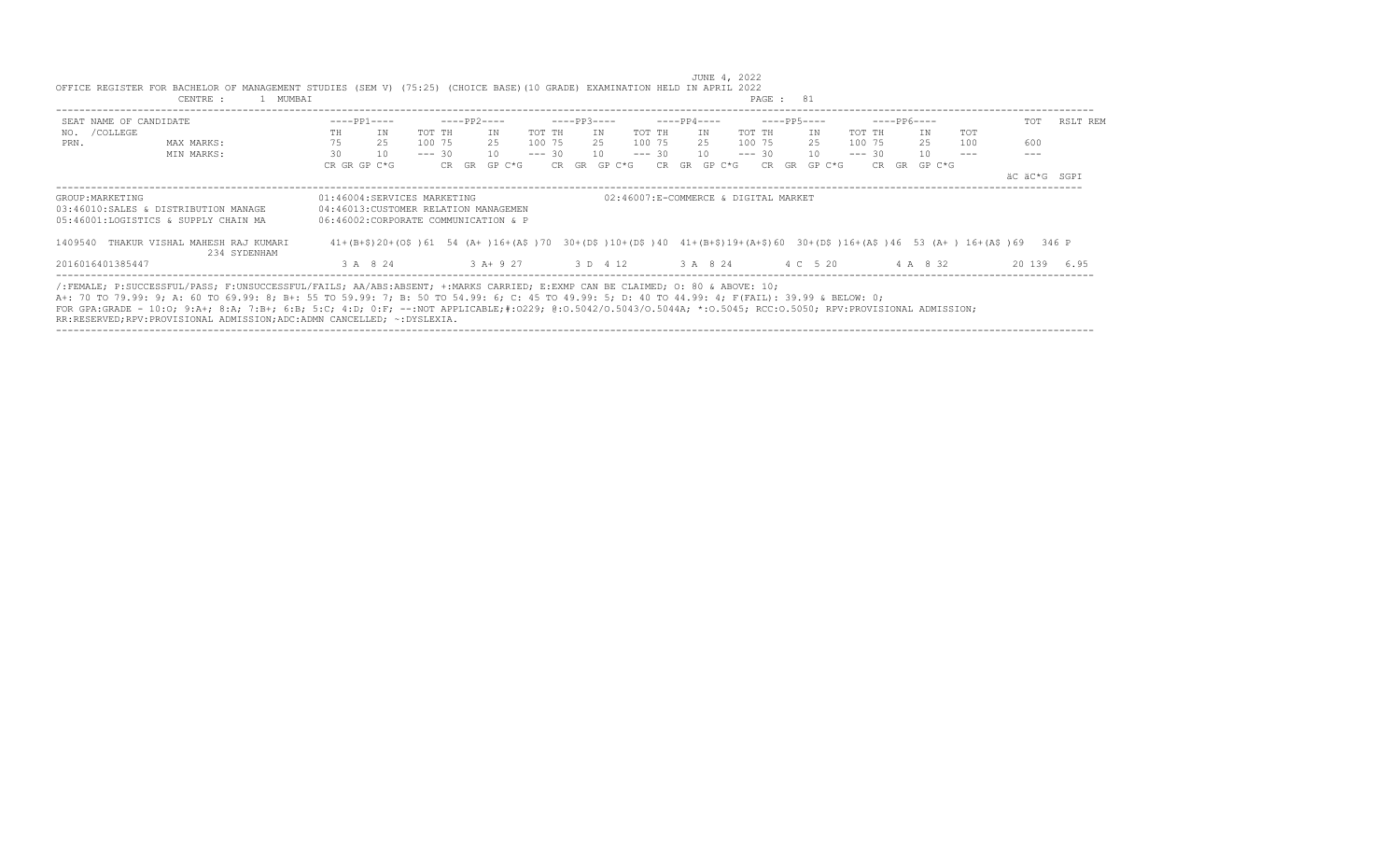JUNE 4, 2022

OFFICE REGISTER FOR BACHELOR OF MANAGEMENT STUDIES (SEM V) (75:25) (CHOICE BASE)(10 GRADE) EXAMINATION HELD IN APRIL 2022

CENTRE : 1 MUMBAI

| SEAT NO. / PRN. | NAME OF CANDIDATE /COLLEGE | | ----PP1---- | | | ----PP2---- | | | ----PP3---- | | | ----PP4---- | | | ----PP5---- | | | ----PP6---- | | | TOT | RSLT | REM |
|---|---|---|---|---|---|---|---|---|---|---|---|---|---|---|---|---|---|---|---|---|---|---|---|
| | | | TH | IN | TOT | TH | IN | TOT | TH | IN | TOT | TH | IN | TOT | TH | IN | TOT | TH | IN | TOT | | | |
| | MAX MARKS: | | 75 | 25 | 100 | 75 | 25 | 100 | 75 | 25 | 100 | 75 | 25 | 100 | 75 | 25 | 100 | 75 | 25 | 100 | 600 | | |
| | MIN MARKS: | | 30 | 10 | --- | 30 | 10 | --- | 30 | 10 | --- | 30 | 10 | --- | 30 | 10 | --- | 30 | 10 | --- | --- | | |
| | | | CR GR GP C*G | | | CR GR GP C*G | | | CR GR GP C*G | | | CR GR GP C*G | | | CR GR GP C*G | | | CR GR GP C*G | | | äC äC*G | SGPI | |

GROUP:MARKETING
01:46004:SERVICES MARKETING
02:46007:E-COMMERCE & DIGITAL MARKET
03:46010:SALES & DISTRIBUTION MANAGE
04:46013:CUSTOMER RELATION MANAGEMEN
05:46001:LOGISTICS & SUPPLY CHAIN MA
06:46002:CORPORATE COMMUNICATION & P

| SEAT NO. / PRN. | NAME OF CANDIDATE /COLLEGE | PP1 TH | PP1 IN | PP1 TOT | PP2 TH | PP2 IN | PP2 TOT | PP3 TH | PP3 IN | PP3 TOT | PP4 TH | PP4 IN | PP4 TOT | PP5 TH | PP5 IN | PP5 TOT | PP6 TH | PP6 IN | PP6 TOT | TOT | RSLT |
|---|---|---|---|---|---|---|---|---|---|---|---|---|---|---|---|---|---|---|---|---|---|
| 1409540 | THAKUR VISHAL MAHESH RAJ KUMARI 234 SYDENHAM | 41+(B+$) | 20+(O$ ) | 61 | 54 (A+ ) | 16+(A$ ) | 70 | 30+(D$ ) | 10+(D$ ) | 40 | 41+(B+$) | 19+(A+$) | 60 | 30+(D$ ) | 16+(A$ ) | 46 | 53 (A+ ) | 16+(A$ ) | 69 | 346 | P |
| 2016016401385447 | | 3 A 8 24 | | | 3 A+ 9 27 | | | 3 D 4 12 | | | 3 A 8 24 | | | 4 C 5 20 | | | 4 A 8 32 | | | 20 139 | 6.95 |

/:FEMALE; P:SUCCESSFUL/PASS; F:UNSUCCESSFUL/FAILS; AA/ABS:ABSENT; +:MARKS CARRIED; E:EXMP CAN BE CLAIMED; O: 80 & ABOVE: 10;
A+: 70 TO 79.99: 9; A: 60 TO 69.99: 8; B+: 55 TO 59.99: 7; B: 50 TO 54.99: 6; C: 45 TO 49.99: 5; D: 40 TO 44.99: 4; F(FAIL): 39.99 & BELOW: 0;
FOR GPA:GRADE - 10:O; 9:A+; 8:A; 7:B+; 6:B; 5:C; 4:D; 0:F; --:NOT APPLICABLE;#:O229; @:O.5042/O.5043/O.5044A; *:O.5045; RCC:O.5050; RPV:PROVISIONAL ADMISSION;
RR:RESERVED;RPV:PROVISIONAL ADMISSION;ADC:ADMN CANCELLED; ~:DYSLEXIA.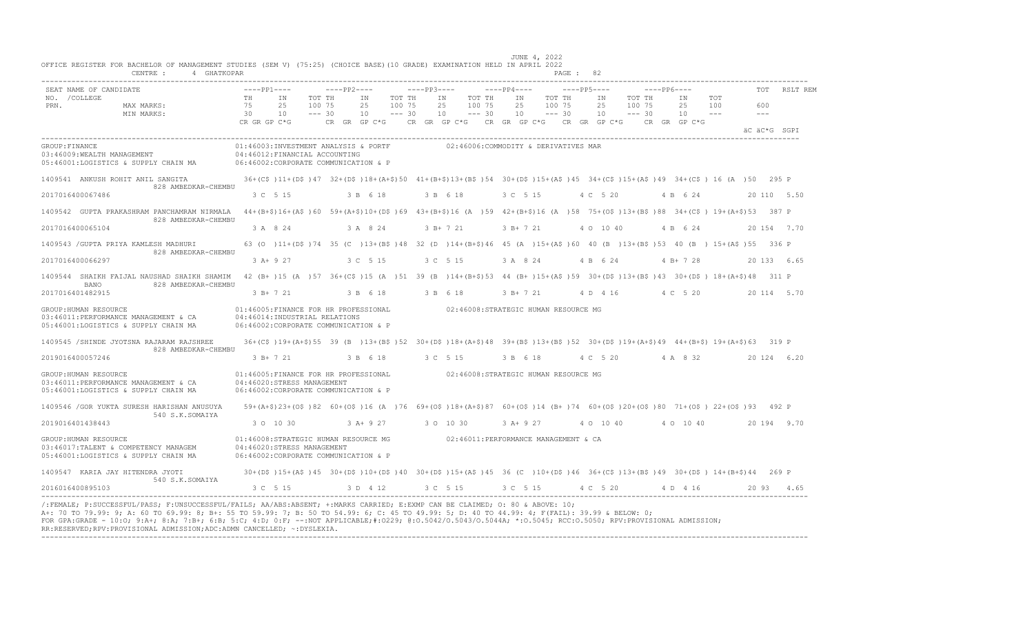JUNE 4, 2022

OFFICE REGISTER FOR BACHELOR OF MANAGEMENT STUDIES (SEM V) (75:25) (CHOICE BASE)(10 GRADE) EXAMINATION HELD IN APRIL 2022

CENTRE : 4 GHATKOPAR

PAGE : 82

```
SEAT NAME OF CANDIDATE                    ----PP1----       ----PP2----       ----PP3----       ----PP4----       ----PP5----       ----PP6----             TOT   RSLT REM
NO. /COLLEGE                              TH    IN    TOT TH    IN    TOT TH    IN    TOT TH    IN    TOT TH    IN    TOT TH    IN    TOT
PRN.             MAX MARKS:               75    25    100 75    25    100 75    25    100 75    25    100 75    25    100 75    25    100       600
                 MIN MARKS:               30    10    --- 30    10    --- 30    10    --- 30    10    --- 30    10    --- 30    10    ---       ---
                                          CR GR GP C*G      CR GR GP C*G      CR GR GP C*G      CR GR GP C*G      CR GR GP C*G      CR GR GP C*G
                                                                                                                                       äC äC*G SGPI
```

```
GROUP:FINANCE                             01:46003:INVESTMENT ANALYSIS & PORTF          02:46006:COMMODITY & DERIVATIVES MAR
03:46009:WEALTH MANAGEMENT                04:46012:FINANCIAL ACCOUNTING
05:46001:LOGISTICS & SUPPLY CHAIN MA      06:46002:CORPORATE COMMUNICATION & P

1409541  ANKUSH ROHIT ANIL SANGITA        36+(C$ )11+(D$ )47  32+(D$ )18+(A+$)50  41+(B+$)13+(B$ )54  30+(D$ )15+(A$ )45  34+(C$ )15+(A$ )49  34+(C$ ) 16 (A )50   295 P
                 828 AMBEDKAR-CHEMBU
2017016400067486                           3 C  5 15          3 B  6 18          3 B  6 18          3 C  5 15          4 C  5 20          4 B  6 24          20 110  5.50

1409542  GUPTA PRAKASHRAM PANCHAMRAM NIRMALA   44+(B+$)16+(A$ )60  59+(A+$)10+(D$ )69  43+(B+$)16 (A )59  42+(B+$)16 (A )58  75+(O$ )13+(B$ )88  34+(C$ ) 19+(A+$)53   387 P
                 828 AMBEDKAR-CHEMBU
2017016400065104                           3 A  8 24          3 A  8 24          3 B+ 7 21          3 B+ 7 21          4 O  10 40         4 B  6 24          20 154  7.70

1409543 /GUPTA PRIYA KAMLESH MADHURI      63 (O )11+(D$ )74  35 (C )13+(B$ )48  32 (D )14+(B+$)46  45 (A )15+(A$ )60  40 (B )13+(B$ )53  40 (B ) 15+(A$ )55   336 P
                 828 AMBEDKAR-CHEMBU
2017016400066297                           3 A+ 9 27          3 C  5 15          3 C  5 15          3 A  8 24          4 B  6 24          4 B+ 7 28          20 133  6.65

1409544  SHAIKH FAIJAL NAUSHAD SHAIKH SHAMIM   42 (B+ )15 (A )57  36+(C$ )15 (A )51  39 (B )14+(B+$)53  44 (B+ )15+(A$ )59  30+(D$ )13+(B$ )43  30+(D$ ) 18+(A+$)48   311 P
         BANO    828 AMBEDKAR-CHEMBU
2017016401482915                           3 B+ 7 21          3 B  6 18          3 B  6 18          3 B+ 7 21          4 D  4 16          4 C  5 20          20 114  5.70

GROUP:HUMAN RESOURCE                      01:46005:FINANCE FOR HR PROFESSIONAL          02:46008:STRATEGIC HUMAN RESOURCE MG
03:46011:PERFORMANCE MANAGEMENT & CA      04:46014:INDUSTRIAL RELATIONS
05:46001:LOGISTICS & SUPPLY CHAIN MA      06:46002:CORPORATE COMMUNICATION & P

1409545 /SHINDE JYOTSNA RAJARAM RAJSHREE  36+(C$ )19+(A+$)55  39 (B )13+(B$ )52  30+(D$ )18+(A+$)48  39+(B$ )13+(B$ )52  30+(D$ )19+(A+$)49  44+(B+$) 19+(A+$)63   319 P
                 828 AMBEDKAR-CHEMBU
2019016400057246                           3 B+ 7 21          3 B  6 18          3 C  5 15          3 B  6 18          4 C  5 20          4 A  8 32          20 124  6.20

GROUP:HUMAN RESOURCE                      01:46005:FINANCE FOR HR PROFESSIONAL          02:46008:STRATEGIC HUMAN RESOURCE MG
03:46011:PERFORMANCE MANAGEMENT & CA      04:46020:STRESS MANAGEMENT
05:46001:LOGISTICS & SUPPLY CHAIN MA      06:46002:CORPORATE COMMUNICATION & P

1409546 /GOR YUKTA SURESH HARISHAN ANUSUYA   59+(A+$)23+(O$ )82  60+(O$ )16 (A )76  69+(O$ )18+(A+$)87  60+(O$ )14 (B+ )74  60+(O$ )20+(O$ )80  71+(O$ ) 22+(O$ )93   492 P
                 540 S.K.SOMAIYA
2019016401438443                           3 O  10 30         3 A+ 9 27          3 O  10 30         3 A+ 9 27          4 O  10 40         4 O  10 40         20 194  9.70

GROUP:HUMAN RESOURCE                      01:46008:STRATEGIC HUMAN RESOURCE MG          02:46011:PERFORMANCE MANAGEMENT & CA
03:46017:TALENT & COMPETENCY MANAGEM      04:46020:STRESS MANAGEMENT
05:46001:LOGISTICS & SUPPLY CHAIN MA      06:46002:CORPORATE COMMUNICATION & P

1409547  KARIA JAY HITENDRA JYOTI         30+(D$ )15+(A$ )45  30+(D$ )10+(D$ )40  30+(D$ )15+(A$ )45  36 (C )10+(D$ )46  36+(C$ )13+(B$ )49  30+(D$ ) 14+(B+$)44   269 P
                 540 S.K.SOMAIYA
2016016400895103                           3 C  5 15          3 D  4 12          3 C  5 15          3 C  5 15          4 C  5 20          4 D  4 16          20 93   4.65
```

/:FEMALE; P:SUCCESSFUL/PASS; F:UNSUCCESSFUL/FAILS; AA/ABS:ABSENT; +:MARKS CARRIED; E:EXMP CAN BE CLAIMED; O: 80 & ABOVE: 10;
A+: 70 TO 79.99: 9; A: 60 TO 69.99: 8; B+: 55 TO 59.99: 7; B: 50 TO 54.99: 6; C: 45 TO 49.99: 5; D: 40 TO 44.99: 4; F(FAIL): 39.99 & BELOW: 0;
FOR GPA:GRADE - 10:O; 9:A+; 8:A; 7:B+; 6:B; 5:C; 4:D; 0:F; --:NOT APPLICABLE;#:0229; @:O.5042/O.5043/O.5044A; *:O.5045; RCC:O.5050; RPV:PROVISIONAL ADMISSION;
RR:RESERVED;RPV:PROVISIONAL ADMISSION;ADC:ADMN CANCELLED; ~:DYSLEXIA.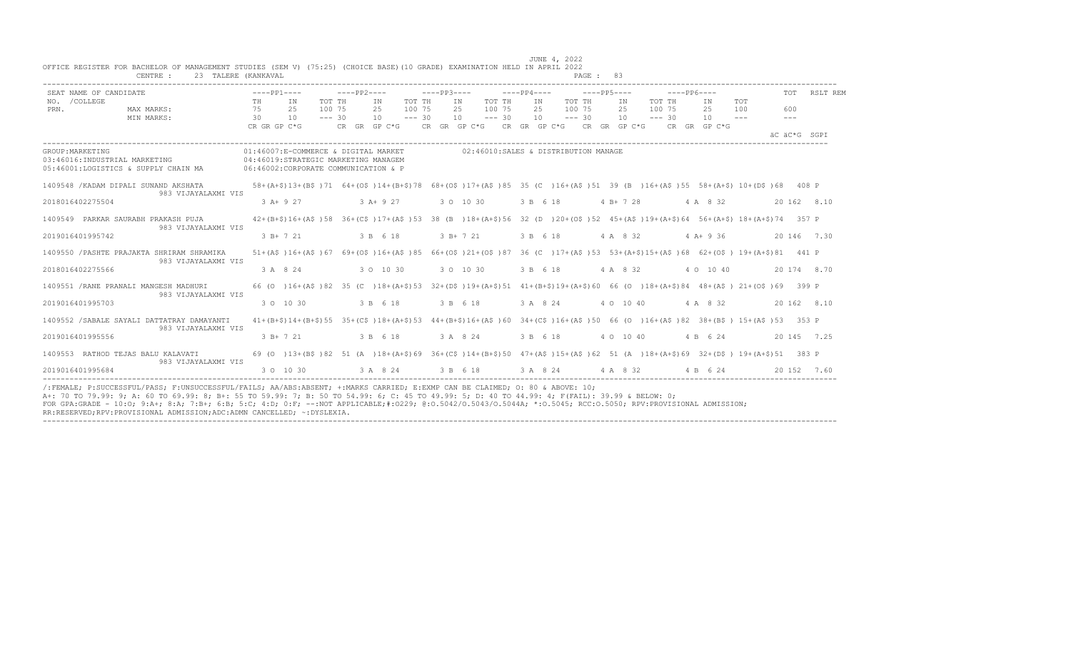JUNE 4, 2022

OFFICE REGISTER FOR BACHELOR OF MANAGEMENT STUDIES (SEM V) (75:25) (CHOICE BASE)(10 GRADE) EXAMINATION HELD IN APRIL 2022

CENTRE : 23 TALERE (KANKAVAL

PAGE : 83

```
SEAT NAME OF CANDIDATE                    ----PP1----        ----PP2----        ----PP3----        ----PP4----        ----PP5----        ----PP6----             TOT   RSLT REM
NO. /COLLEGE                              TH     IN     TOT TH     IN     TOT TH     IN     TOT TH     IN     TOT TH     IN     TOT TH     IN     TOT
PRN.              MAX MARKS:              75     25     100 75     25     100 75     25     100 75     25     100 75     25     100 75     25     100       600
                  MIN MARKS:              30     10     --- 30     10     --- 30     10     --- 30     10     --- 30     10     --- 30     10     ---       ---
                                          CR GR GP C*G       CR  GR  GP C*G     CR  GR  GP C*G     CR  GR  GP C*G     CR  GR  GP C*G     CR  GR  GP C*G
                                                                                                                                                         äC äC*G  SGPI
```

GROUP:MARKETING
01:46007:E-COMMERCE & DIGITAL MARKET
02:46010:SALES & DISTRIBUTION MANAGE
03:46016:INDUSTRIAL MARKETING
04:46019:STRATEGIC MARKETING MANAGEM
05:46001:LOGISTICS & SUPPLY CHAIN MA
06:46002:CORPORATE COMMUNICATION & P

```
1409548 /KADAM DIPALI SUNAND AKSHATA      58+(A+$)13+(B$ )71  64+(O$ )14+(B+$)78  68+(O$ )17+(A$ )85  35 (C  )16+(A$ )51  39 (B  )16+(A$ )55  58+(A+$) 10+(D$ )68   408 P
                  983 VIJAYALAXMI VIS
2018016402275504                            3 A+ 9 27           3 A+ 9 27          3 O  10 30          3 B  6 18          4 B+ 7 28          4 A  8 32          20 162  8.10

1409549  PARKAR SAURABH PRAKASH PUJA      42+(B+$)16+(A$ )58  36+(C$ )17+(A$ )53  38 (B  )18+(A+$)56  32 (D  )20+(O$ )52  45+(A$ )19+(A+$)64  56+(A+$) 18+(A+$)74   357 P
                  983 VIJAYALAXMI VIS
2019016401995742                            3 B+ 7 21           3 B  6 18          3 B+ 7 21           3 B  6 18          4 A  8 32          4 A+ 9 36          20 146  7.30

1409550 /PASHTE PRAJAKTA SHRIRAM SHRAMIKA 51+(A$ )16+(A$ )67  69+(O$ )16+(A$ )85  66+(O$ )21+(O$ )87  36 (C  )17+(A$ )53  53+(A+$)15+(A$ )68  62+(O$ ) 19+(A+$)81   441 P
                  983 VIJAYALAXMI VIS
2018016402275566                            3 A  8 24           3 O  10 30         3 O  10 30          3 B  6 18          4 A  8 32          4 O  10 40         20 174  8.70

1409551 /RANE PRANALI MANGESH MADHURI     66 (O  )16+(A$ )82  35 (C  )18+(A+$)53  32+(D$ )19+(A+$)51  41+(B+$)19+(A+$)60  66 (O  )18+(A+$)84  48+(A$ ) 21+(O$ )69   399 P
                  983 VIJAYALAXMI VIS
2019016401995703                            3 O  10 30          3 B  6 18          3 B  6 18           3 A  8 24          4 O  10 40         4 A  8 32          20 162  8.10

1409552 /SABALE SAYALI DATTATRAY DAMAYANTI 41+(B+$)14+(B+$)55  35+(C$ )18+(A+$)53  44+(B+$)16+(A$ )60  34+(C$ )16+(A$ )50  66 (O  )16+(A$ )82  38+(B$ ) 15+(A$ )53   353 P
                  983 VIJAYALAXMI VIS
2019016401995556                            3 B+ 7 21           3 B  6 18          3 A  8 24           3 B  6 18          4 O  10 40         4 B  6 24          20 145  7.25

1409553  RATHOD TEJAS BALU KALAVATI       69 (O  )13+(B$ )82  51 (A  )18+(A+$)69  36+(C$ )14+(B+$)50  47+(A$ )15+(A$ )62  51 (A  )18+(A+$)69  32+(D$ ) 19+(A+$)51   383 P
                  983 VIJAYALAXMI VIS
2019016401995684                            3 O  10 30          3 A  8 24          3 B  6 18           3 A  8 24          4 A  8 32          4 B  6 24          20 152  7.60
```

/:FEMALE; P:SUCCESSFUL/PASS; F:UNSUCCESSFUL/FAILS; AA/ABS:ABSENT; +:MARKS CARRIED; E:EXMP CAN BE CLAIMED; O: 80 & ABOVE: 10;
A+: 70 TO 79.99: 9; A: 60 TO 69.99: 8; B+: 55 TO 59.99: 7; B: 50 TO 54.99: 6; C: 45 TO 49.99: 5; D: 40 TO 44.99: 4; F(FAIL): 39.99 & BELOW: 0;
FOR GPA:GRADE - 10:O; 9:A+; 8:A; 7:B+; 6:B; 5:C; 4:D; 0:F; --:NOT APPLICABLE;#:O229; @:O.5042/O.5043/O.5044A; *:O.5045; RCC:O.5050; RPV:PROVISIONAL ADMISSION;
RR:RESERVED;RPV:PROVISIONAL ADMISSION;ADC:ADMN CANCELLED; ~:DYSLEXIA.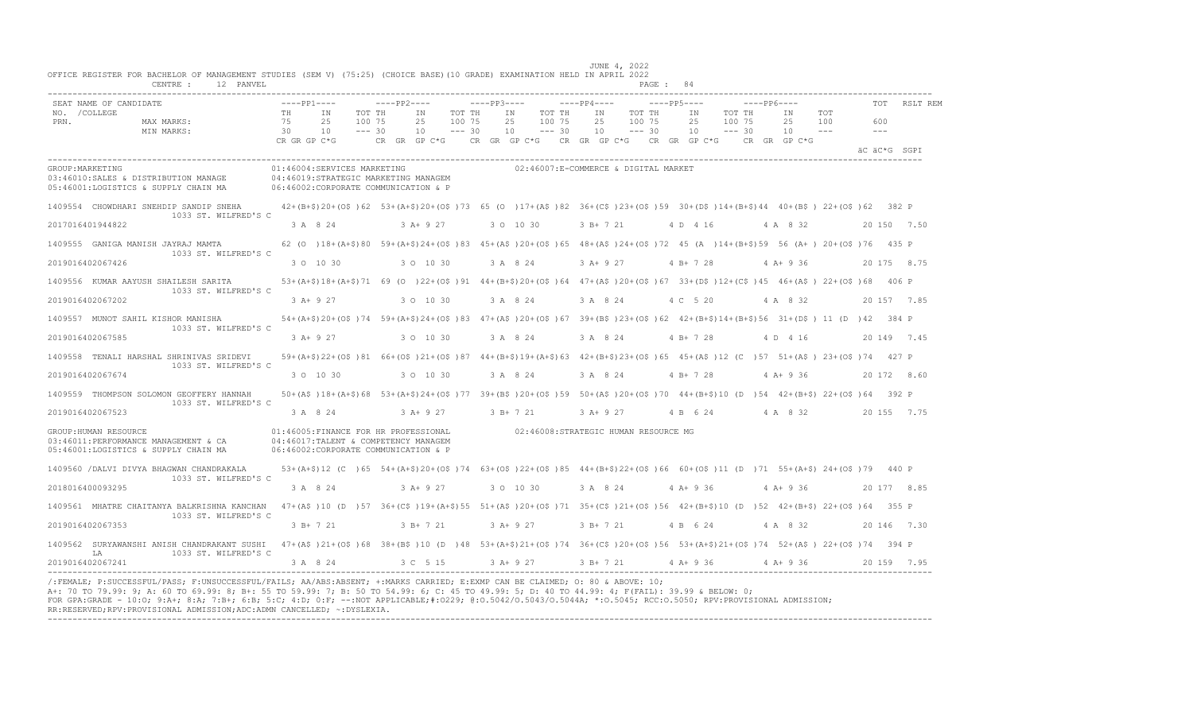JUNE 4, 2022

OFFICE REGISTER FOR BACHELOR OF MANAGEMENT STUDIES (SEM V) (75:25) (CHOICE BASE)(10 GRADE) EXAMINATION HELD IN APRIL 2022

CENTRE : 12 PANVEL

| SEAT NO. / COLLEGE / PRN. | NAME OF CANDIDATE | PP1 (TH 75/30, IN 25/10, TOT 100) | PP2 (TH 75/30, IN 25/10, TOT 100) | PP3 (TH 75/30, IN 25/10, TOT 100) | PP4 (TH 75/30, IN 25/10, TOT 100) | PP5 (TH 75/30, IN 25/10, TOT 100) | PP6 (TH 75/30, IN 25/10, TOT 100) | TOT (600) | RSLT |
|---|---|---|---|---|---|---|---|---|---|
| | | CR GR GP C*G | CR GR GP C*G | CR GR GP C*G | CR GR GP C*G | CR GR GP C*G | CR GR GP C*G | äC äC*G SGPI | REM |

GROUP:MARKETING
01:46004:SERVICES MARKETING; 02:46007:E-COMMERCE & DIGITAL MARKET; 03:46010:SALES & DISTRIBUTION MANAGE; 04:46019:STRATEGIC MARKETING MANAGEM; 05:46001:LOGISTICS & SUPPLY CHAIN MA; 06:46002:CORPORATE COMMUNICATION & P

| SEAT NO. / COLLEGE / PRN. | NAME OF CANDIDATE | PP1 | PP2 | PP3 | PP4 | PP5 | PP6 | TOT | RSLT |
|---|---|---|---|---|---|---|---|---|---|
| 1409554 / 1033 ST. WILFRED'S C / 2017016401944822 | CHOWDHARI SNEHDIP SANDIP SNEHA | 42+(B+$)20+(O$ )62 / 3 A 8 24 | 53+(A+$)20+(O$ )73 / 3 A+ 9 27 | 65 (O )17+(A$ )82 / 3 O 10 30 | 36+(C$ )23+(O$ )59 / 3 B+ 7 21 | 30+(D$ )14+(B+$)44 / 4 D 4 16 | 40+(B$ ) 22+(O$ )62 / 4 A 8 32 | 382 / 20 150 7.50 | P |
| 1409555 / 1033 ST. WILFRED'S C / 2019016402067426 | GANIGA MANISH JAYRAJ MAMTA | 62 (O )18+(A+$)80 / 3 O 10 30 | 59+(A+$)24+(O$ )83 / 3 O 10 30 | 45+(A$ )20+(O$ )65 / 3 A 8 24 | 48+(A$ )24+(O$ )72 / 3 A+ 9 27 | 45 (A )14+(B+$)59 / 4 B+ 7 28 | 56 (A+ ) 20+(O$ )76 / 4 A+ 9 36 | 435 / 20 175 8.75 | P |
| 1409556 / 1033 ST. WILFRED'S C / 2019016402067202 | KUMAR AAYUSH SHAILESH SARITA | 53+(A+$)18+(A+$)71 / 3 A+ 9 27 | 69 (O )22+(O$ )91 / 3 O 10 30 | 44+(B+$)20+(O$ )64 / 3 A 8 24 | 47+(A$ )20+(O$ )67 / 3 A 8 24 | 33+(D$ )12+(C$ )45 / 4 C 5 20 | 46+(A$ ) 22+(O$ )68 / 4 A 8 32 | 406 / 20 157 7.85 | P |
| 1409557 / 1033 ST. WILFRED'S C / 2019016402067585 | MUNOT SAHIL KISHOR MANISHA | 54+(A+$)20+(O$ )74 / 3 A+ 9 27 | 59+(A+$)24+(O$ )83 / 3 O 10 30 | 47+(A$ )20+(O$ )67 / 3 A 8 24 | 39+(B$ )23+(O$ )62 / 3 A 8 24 | 42+(B+$)14+(B+$)56 / 4 B+ 7 28 | 31+(D$ ) 11 (D )42 / 4 D 4 16 | 384 / 20 149 7.45 | P |
| 1409558 / 1033 ST. WILFRED'S C / 2019016402067674 | TENALI HARSHAL SHRINIVAS SRIDEVI | 59+(A+$)22+(O$ )81 / 3 O 10 30 | 66+(O$ )21+(O$ )87 / 3 O 10 30 | 44+(B+$)19+(A+$)63 / 3 A 8 24 | 42+(B+$)23+(O$ )65 / 3 A 8 24 | 45+(A$ )12 (C )57 / 4 B+ 7 28 | 51+(A$ ) 23+(O$ )74 / 4 A+ 9 36 | 427 / 20 172 8.60 | P |
| 1409559 / 1033 ST. WILFRED'S C / 2019016402067523 | THOMPSON SOLOMON GEOFFERY HANNAH | 50+(A$ )18+(A+$)68 / 3 A 8 24 | 53+(A+$)24+(O$ )77 / 3 A+ 9 27 | 39+(B$ )20+(O$ )59 / 3 B+ 7 21 | 50+(A$ )20+(O$ )70 / 3 A+ 9 27 | 44+(B+$)10 (D )54 / 4 B 6 24 | 42+(B+$) 22+(O$ )64 / 4 A 8 32 | 392 / 20 155 7.75 | P |

GROUP:HUMAN RESOURCE
01:46005:FINANCE FOR HR PROFESSIONAL; 02:46008:STRATEGIC HUMAN RESOURCE MG; 03:46011:PERFORMANCE MANAGEMENT & CA; 04:46017:TALENT & COMPETENCY MANAGEM; 05:46001:LOGISTICS & SUPPLY CHAIN MA; 06:46002:CORPORATE COMMUNICATION & P

| SEAT NO. / COLLEGE / PRN. | NAME OF CANDIDATE | PP1 | PP2 | PP3 | PP4 | PP5 | PP6 | TOT | RSLT |
|---|---|---|---|---|---|---|---|---|---|
| 1409560 / 1033 ST. WILFRED'S C / 2018016400093295 | /DALVI DIVYA BHAGWAN CHANDRAKALA | 53+(A+$)12 (C )65 / 3 A 8 24 | 54+(A+$)20+(O$ )74 / 3 A+ 9 27 | 63+(O$ )22+(O$ )85 / 3 O 10 30 | 44+(B+$)22+(O$ )66 / 3 A 8 24 | 60+(O$ )11 (D )71 / 4 A+ 9 36 | 55+(A+$) 24+(O$ )79 / 4 A+ 9 36 | 440 / 20 177 8.85 | P |
| 1409561 / 1033 ST. WILFRED'S C / 2019016402067353 | MHATRE CHAITANYA BALKRISHNA KANCHAN | 47+(A$ )10 (D )57 / 3 B+ 7 21 | 36+(C$ )19+(A+$)55 / 3 B+ 7 21 | 51+(A$ )20+(O$ )71 / 3 A+ 9 27 | 35+(C$ )21+(O$ )56 / 3 B+ 7 21 | 42+(B+$)10 (D )52 / 4 B 6 24 | 42+(B+$) 22+(O$ )64 / 4 A 8 32 | 355 / 20 146 7.30 | P |
| 1409562 / 1033 ST. WILFRED'S C / 2019016402067241 | SURYAWANSHI ANISH CHANDRAKANT SUSHILA | 47+(A$ )21+(O$ )68 / 3 A 8 24 | 38+(B$ )10 (D )48 / 3 C 5 15 | 53+(A+$)21+(O$ )74 / 3 A+ 9 27 | 36+(C$ )20+(O$ )56 / 3 B+ 7 21 | 53+(A+$)21+(O$ )74 / 4 A+ 9 36 | 52+(A$ ) 22+(O$ )74 / 4 A+ 9 36 | 394 / 20 159 7.95 | P |

/:FEMALE; P:SUCCESSFUL/PASS; F:UNSUCCESSFUL/FAILS; AA/ABS:ABSENT; +:MARKS CARRIED; E:EXMP CAN BE CLAIMED; O: 80 & ABOVE: 10;
A+: 70 TO 79.99: 9; A: 60 TO 69.99: 8; B+: 55 TO 59.99: 7; B: 50 TO 54.99: 6; C: 45 TO 49.99: 5; D: 40 TO 44.99: 4; F(FAIL): 39.99 & BELOW: 0;
FOR GPA:GRADE - 10:O; 9:A+; 8:A; 7:B+; 6:B; 5:C; 4:D; 0:F; --:NOT APPLICABLE;#:0229; @:O.5042/O.5043/O.5044A; *:O.5045; RCC:O.5050; RPV:PROVISIONAL ADMISSION;
RR:RESERVED;RPV:PROVISIONAL ADMISSION;ADC:ADMN CANCELLED; ~:DYSLEXIA.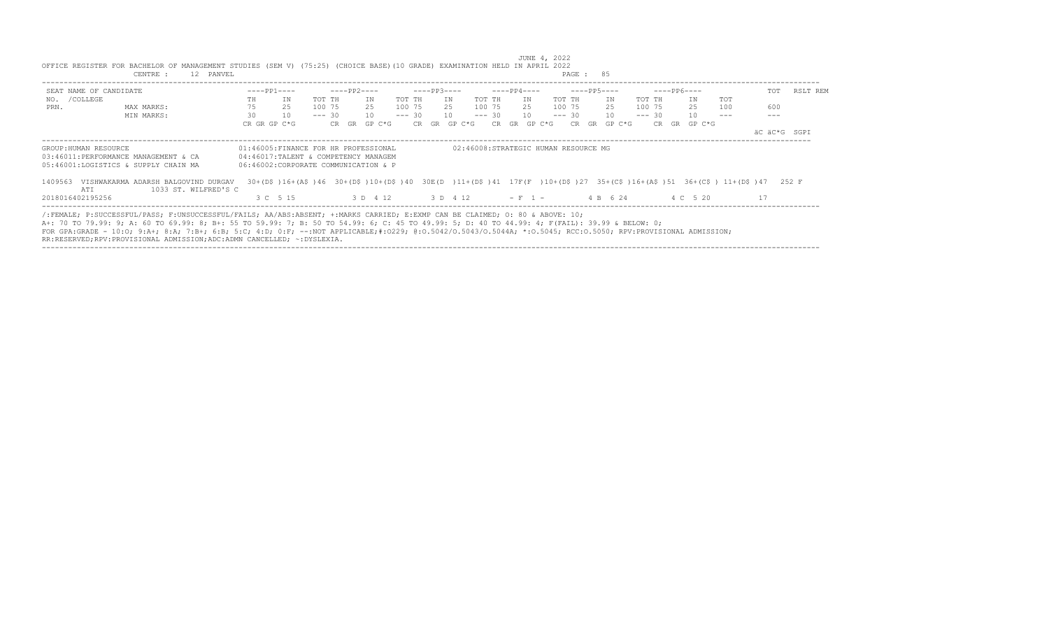JUNE 4, 2022

OFFICE REGISTER FOR BACHELOR OF MANAGEMENT STUDIES (SEM V) (75:25) (CHOICE BASE)(10 GRADE) EXAMINATION HELD IN APRIL 2022

CENTRE : 12 PANVEL

PAGE : 85

| SEAT NAME OF CANDIDATE NO. /COLLEGE PRN. | | ----PP1---- | | | ----PP2---- | | | ----PP3---- | | | ----PP4---- | | | ----PP5---- | | | ----PP6---- | | | TOT | RSLT REM |
|---|---|---|---|---|---|---|---|---|---|---|---|---|---|---|---|---|---|---|---|---|---|
| | | TH | IN | TOT | TH | IN | TOT | TH | IN | TOT | TH | IN | TOT | TH | IN | TOT | TH | IN | TOT | | |
| | MAX MARKS: | 75 | 25 | 100 | 75 | 25 | 100 | 75 | 25 | 100 | 75 | 25 | 100 | 75 | 25 | 100 | 75 | 25 | 100 | 600 | |
| | MIN MARKS: | 30 | 10 | --- | 30 | 10 | --- | 30 | 10 | --- | 30 | 10 | --- | 30 | 10 | --- | 30 | 10 | --- | --- | |
| | | CR GR GP C*G | | | CR GR GP C*G | | | CR GR GP C*G | | | CR GR GP C*G | | | CR GR GP C*G | | | CR GR GP C*G | | | äC äC*G | SGPI |

GROUP:HUMAN RESOURCE
01:46005:FINANCE FOR HR PROFESSIONAL
02:46008:STRATEGIC HUMAN RESOURCE MG
03:46011:PERFORMANCE MANAGEMENT & CA
04:46017:TALENT & COMPETENCY MANAGEM
05:46001:LOGISTICS & SUPPLY CHAIN MA
06:46002:CORPORATE COMMUNICATION & P

| SEAT NO. | NAME / COLLEGE / PRN | PP1 | PP2 | PP3 | PP4 | PP5 | PP6 | TOT | RSLT |
|---|---|---|---|---|---|---|---|---|---|
| 1409563 | VISHWAKARMA ADARSH BALGOVIND DURGAVATI / 1033 ST. WILFRED'S C | 30+(D$ )16+(A$ )46 | 30+(D$ )10+(D$ )40 | 30E(D )11+(D$ )41 | 17F(F )10+(D$ )27 | 35+(C$ )16+(A$ )51 | 36+(C$ ) 11+(D$ )47 | 252 | F |
| 2018016402195256 | | 3 C 5 15 | 3 D 4 12 | 3 D 4 12 | - F 1 - | 4 B 6 24 | 4 C 5 20 | 17 | |

/:FEMALE; P:SUCCESSFUL/PASS; F:UNSUCCESSFUL/FAILS; AA/ABS:ABSENT; +:MARKS CARRIED; E:EXMP CAN BE CLAIMED; O: 80 & ABOVE: 10;
A+: 70 TO 79.99: 9; A: 60 TO 69.99: 8; B+: 55 TO 59.99: 7; B: 50 TO 54.99: 6; C: 45 TO 49.99: 5; D: 40 TO 44.99: 4; F(FAIL): 39.99 & BELOW: 0;
FOR GPA:GRADE - 10:O; 9:A+; 8:A; 7:B+; 6:B; 5:C; 4:D; 0:F; --:NOT APPLICABLE;#:O229; @:O.5042/O.5043/O.5044A; *:O.5045; RCC:O.5050; RPV:PROVISIONAL ADMISSION;
RR:RESERVED;RPV:PROVISIONAL ADMISSION;ADC:ADMN CANCELLED; ~:DYSLEXIA.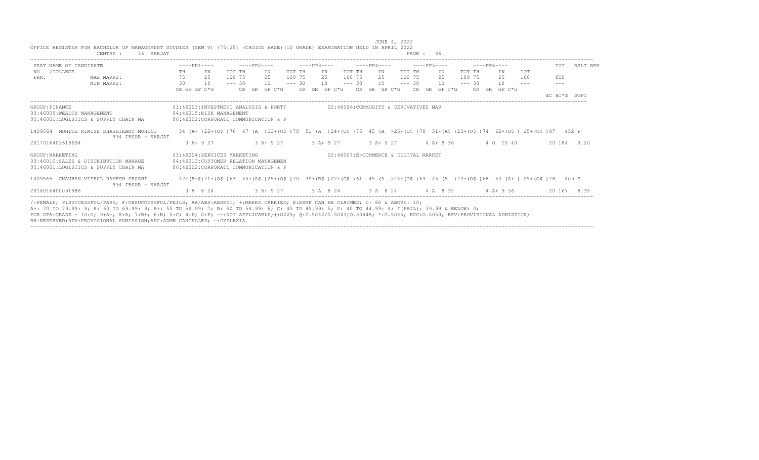JUNE 4, 2022

OFFICE REGISTER FOR BACHELOR OF MANAGEMENT STUDIES (SEM V) (75:25) (CHOICE BASE)(10 GRADE) EXAMINATION HELD IN APRIL 2022

CENTRE : 36 KARJAT

```
SEAT NAME OF CANDIDATE                  ----PP1----      ----PP2----      ----PP3----      ----PP4----      ----PP5----      ----PP6----           TOT   RSLT REM
NO.  /COLLEGE                           TH     IN     TOT TH     IN     TOT TH     IN     TOT TH     IN     TOT TH     IN     TOT TH     IN     TOT
PRN.              MAX MARKS:            75     25     100 75     25     100 75     25     100 75     25     100 75     25     100 75     25     100      600
                  MIN MARKS:            30     10     --- 30     10     --- 30     10     --- 30     10     --- 30     10     --- 30     10     ---      ---
                                        CR GR GP C*G      CR  GR  GP C*G    CR  GR  GP C*G    CR  GR  GP C*G    CR  GR  GP C*G    CR  GR  GP C*G
                                                                                                                                                    äC äC*G  SGPI
---------------------------------------------------------------------------------------------------------------------------------------------------------------
GROUP:FINANCE                           01:46003:INVESTMENT ANALYSIS & PORTF            02:46006:COMMODITY & DERIVATIVES MAR
03:46009:WEALTH MANAGEMENT              04:46015:RISK MANAGEMENT
05:46001:LOGISTICS & SUPPLY CHAIN MA    06:46002:CORPORATE COMMUNICATION & P

1409564  MOHITE NIMISH SHASHIKANT MOHINI     54 (A+ )22+(O$ )76  47 (A  )23+(O$ )70  51 (A  )24+(O$ )75  45 (A  )25+(O$ )70  51+(A$ )23+(O$ )74  62+(O$ ) 25+(O$ )87   452 P
                  934 IBSAR - KARJAT
2017016402618694                             3 A+ 9 27          3 A+ 9 27        3 A+ 9 27        3 A+ 9 27        4 A+ 9 36          4 O  10 40         20 184  9.20

GROUP:MARKETING                         01:46004:SERVICES MARKETING                     02:46007:E-COMMERCE & DIGITAL MARKET
03:46010:SALES & DISTRIBUTION MANAGE    04:46013:CUSTOMER RELATION MANAGEMEN
05:46001:LOGISTICS & SUPPLY CHAIN MA    06:46002:CORPORATE COMMUNICATION & P

1409565  CHAUHAN VISHAL RAMESH SHASHI        42+(B+$)21+(O$ )63  45+(A$ )25+(O$ )70  39+(B$ )22+(O$ )61  45 (A  )24+(O$ )69  45 (A  )23+(O$ )68  53 (A+ ) 25+(O$ )78   409 P
                  934 IBSAR - KARJAT
2016016400091986                             3 A  8 24          3 A+ 9 27        3 A  8 24        3 A  8 24        4 A  8 32          4 A+ 9 36          20 167  8.35
---------------------------------------------------------------------------------------------------------------------------------------------------------------
```

/:FEMALE; P:SUCCESSFUL/PASS; F:UNSUCCESSFUL/FAILS; AA/ABS:ABSENT; +:MARKS CARRIED; E:EXMP CAN BE CLAIMED; O: 80 & ABOVE: 10;
A+: 70 TO 79.99: 9; A: 60 TO 69.99: 8; B+: 55 TO 59.99: 7; B: 50 TO 54.99: 6; C: 45 TO 49.99: 5; D: 40 TO 44.99: 4; F(FAIL): 39.99 & BELOW: 0;
FOR GPA:GRADE - 10:O; 9:A+; 8:A; 7:B+; 6:B; 5:C; 4:D; 0:F; --:NOT APPLICABLE;#:O229; @:O.5042/O.5043/O.5044A; *:O.5045; RCC:O.5050; RPV:PROVISIONAL ADMISSION;
RR:RESERVED;RPV:PROVISIONAL ADMISSION;ADC:ADMN CANCELLED; ~:DYSLEXIA.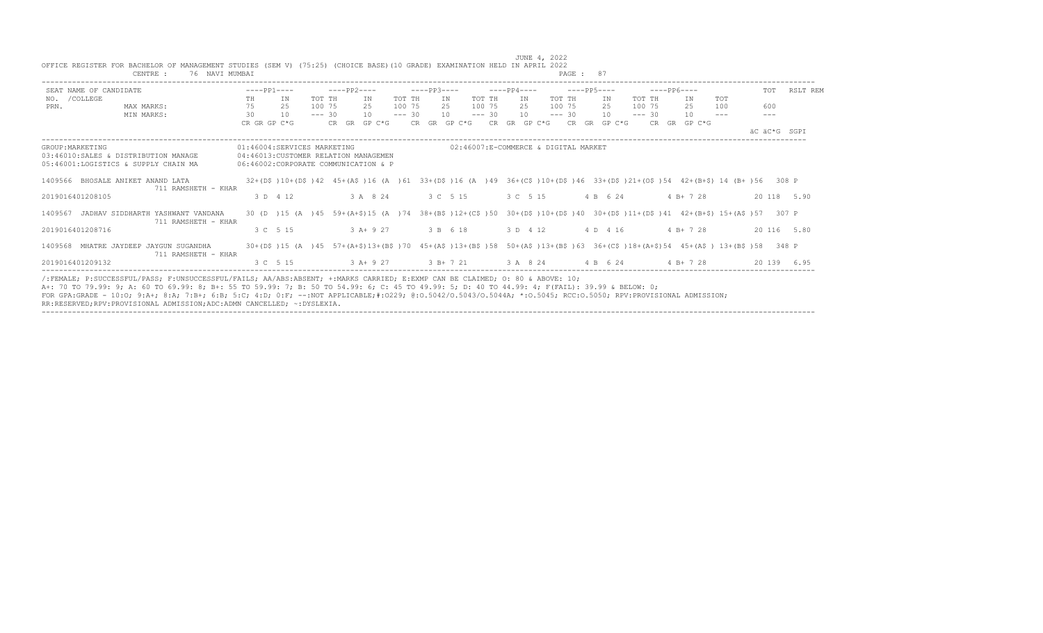JUNE 4, 2022

OFFICE REGISTER FOR BACHELOR OF MANAGEMENT STUDIES (SEM V) (75:25) (CHOICE BASE)(10 GRADE) EXAMINATION HELD IN APRIL 2022

CENTRE : 76 NAVI MUMBAI PAGE : 87

| SEAT NO. / COLLEGE / PRN. | NAME OF CANDIDATE | ----PP1---- TH | IN | TOT | ----PP2---- TH | IN | TOT | ----PP3---- TH | IN | TOT | ----PP4---- TH | IN | TOT | ----PP5---- TH | IN | TOT | ----PP6---- TH | IN | TOT | TOT | RSLT REM |
|---|---|---|---|---|---|---|---|---|---|---|---|---|---|---|---|---|---|---|---|---|---|---|
| | MAX MARKS: | 75 | 25 | 100 | 75 | 25 | 100 | 75 | 25 | 100 | 75 | 25 | 100 | 75 | 25 | 100 | 75 | 25 | 100 | 600 | |
| | MIN MARKS: | 30 | 10 | --- | 30 | 10 | --- | 30 | 10 | --- | 30 | 10 | --- | 30 | 10 | --- | 30 | 10 | --- | --- | |
| | | CR GR GP C*G | | | CR GR GP C*G | | | CR GR GP C*G | | | CR GR GP C*G | | | CR GR GP C*G | | | CR GR GP C*G | | | äC äC*G | SGPI |

GROUP:MARKETING

01:46004:SERVICES MARKETING
02:46007:E-COMMERCE & DIGITAL MARKET
03:46010:SALES & DISTRIBUTION MANAGE
04:46013:CUSTOMER RELATION MANAGEMEN
05:46001:LOGISTICS & SUPPLY CHAIN MA
06:46002:CORPORATE COMMUNICATION & P

| SEAT NO. / COLLEGE / PRN. | NAME OF CANDIDATE | PP1 TH | IN | TOT | PP2 TH | IN | TOT | PP3 TH | IN | TOT | PP4 TH | IN | TOT | PP5 TH | IN | TOT | PP6 TH | IN | TOT | TOT | RSLT REM |
|---|---|---|---|---|---|---|---|---|---|---|---|---|---|---|---|---|---|---|---|---|---|
| 1409566 | BHOSALE ANIKET ANAND LATA | 32+(D$ ) | 10+(D$ ) | 42 | 45+(A$ ) | 16 (A ) | 61 | 33+(D$ ) | 16 (A ) | 49 | 36+(C$ ) | 10+(D$ ) | 46 | 33+(D$ ) | 21+(O$ ) | 54 | 42+(B+$) | 14 (B+ ) | 56 | 308 | P |
| 711 RAMSHETH - KHAR | | | | | | | | | | | | | | | | | | | | | |
| 2019016401208105 | | 3 D 4 12 | | | 3 A 8 24 | | | 3 C 5 15 | | | 3 C 5 15 | | | 4 B 6 24 | | | 4 B+ 7 28 | | | 20 118 | 5.90 |
| 1409567 | JADHAV SIDDHARTH YASHWANT VANDANA | 30 (D ) | 15 (A ) | 45 | 59+(A+$) | 15 (A ) | 74 | 38+(B$ ) | 12+(C$ ) | 50 | 30+(D$ ) | 10+(D$ ) | 40 | 30+(D$ ) | 11+(D$ ) | 41 | 42+(B+$) | 15+(A$ ) | 57 | 307 | P |
| 711 RAMSHETH - KHAR | | | | | | | | | | | | | | | | | | | | | |
| 2019016401208716 | | 3 C 5 15 | | | 3 A+ 9 27 | | | 3 B 6 18 | | | 3 D 4 12 | | | 4 D 4 16 | | | 4 B+ 7 28 | | | 20 116 | 5.80 |
| 1409568 | MHATRE JAYDEEP JAYGUN SUGANDHA | 30+(D$ ) | 15 (A ) | 45 | 57+(A+$) | 13+(B$ ) | 70 | 45+(A$ ) | 13+(B$ ) | 58 | 50+(A$ ) | 13+(B$ ) | 63 | 36+(C$ ) | 18+(A+$) | 54 | 45+(A$ ) | 13+(B$ ) | 58 | 348 | P |
| 711 RAMSHETH - KHAR | | | | | | | | | | | | | | | | | | | | | |
| 2019016401209132 | | 3 C 5 15 | | | 3 A+ 9 27 | | | 3 B+ 7 21 | | | 3 A 8 24 | | | 4 B 6 24 | | | 4 B+ 7 28 | | | 20 139 | 6.95 |

/:FEMALE; P:SUCCESSFUL/PASS; F:UNSUCCESSFUL/FAILS; AA/ABS:ABSENT; +:MARKS CARRIED; E:EXMP CAN BE CLAIMED; O: 80 & ABOVE: 10;
A+: 70 TO 79.99: 9; A: 60 TO 69.99: 8; B+: 55 TO 59.99: 7; B: 50 TO 54.99: 6; C: 45 TO 49.99: 5; D: 40 TO 44.99: 4; F(FAIL): 39.99 & BELOW: 0;
FOR GPA:GRADE - 10:O; 9:A+; 8:A; 7:B+; 6:B; 5:C; 4:D; 0:F; --:NOT APPLICABLE;#:O229; @:O.5042/O.5043/O.5044A; *:O.5045; RCC:O.5050; RPV:PROVISIONAL ADMISSION;
RR:RESERVED;RPV:PROVISIONAL ADMISSION;ADC:ADMN CANCELLED; ~:DYSLEXIA.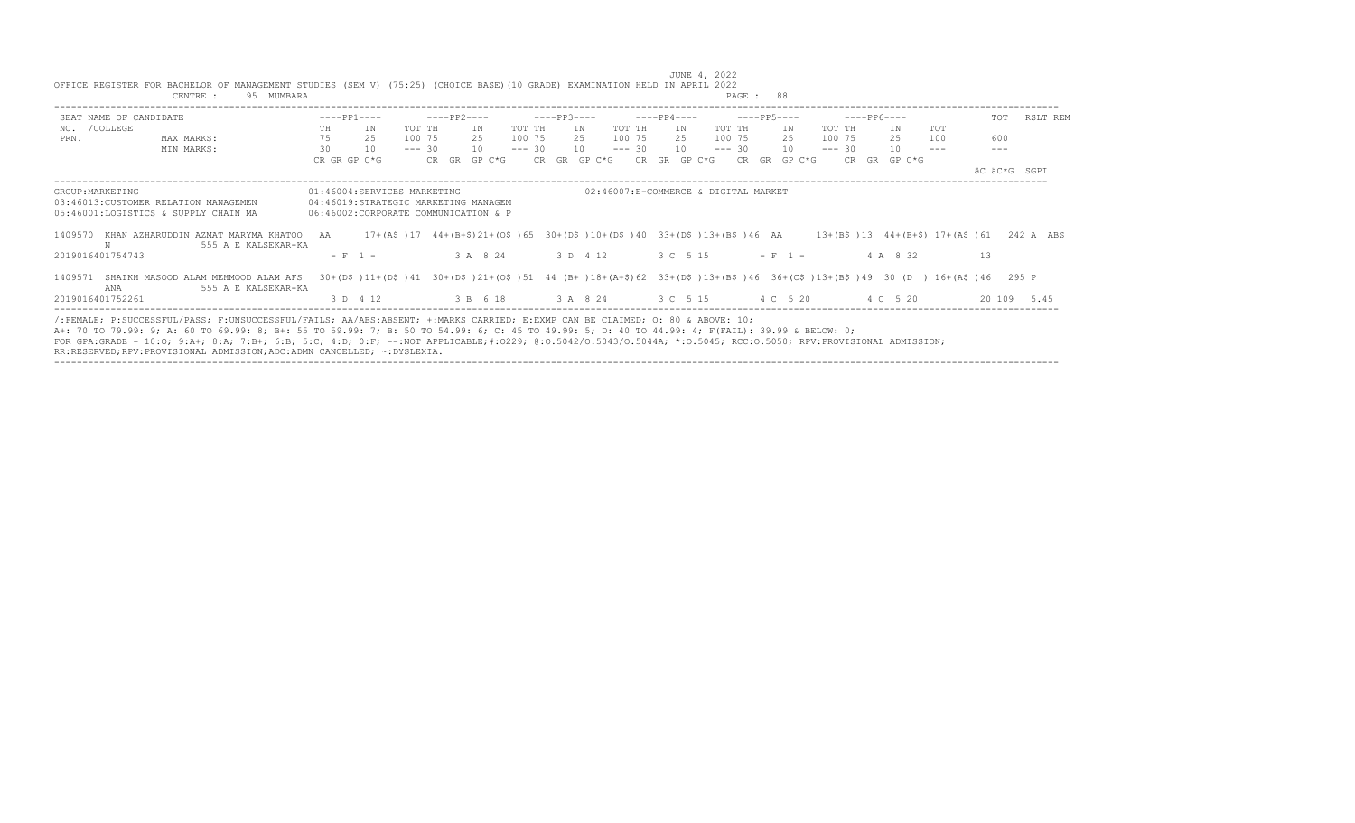JUNE 4, 2022

OFFICE REGISTER FOR BACHELOR OF MANAGEMENT STUDIES (SEM V) (75:25) (CHOICE BASE)(10 GRADE) EXAMINATION HELD IN APRIL 2022

CENTRE : 95 MUMBARA

```
 SEAT NAME OF CANDIDATE                   ----PP1----        ----PP2----        ----PP3----        ----PP4----        ----PP5----        ----PP6----              TOT   RSLT REM
 NO. /COLLEGE                             TH     IN     TOT TH     IN     TOT TH     IN     TOT TH     IN     TOT TH     IN     TOT TH     IN     TOT
 PRN.            MAX MARKS:               75     25     100 75     25     100 75     25     100 75     25     100 75     25     100 75     25     100        600
                 MIN MARKS:               30     10     --- 30     10     --- 30     10     --- 30     10     --- 30     10     --- 30     10     ---        ---
                                          CR GR GP C*G      CR  GR  GP C*G    CR  GR  GP C*G   CR  GR  GP C*G    CR  GR  GP C*G    CR  GR  GP C*G
                                                                                                                                                          äC äC*G  SGPI
```

GROUP:MARKETING  
01:46004:SERVICES MARKETING  
02:46007:E-COMMERCE & DIGITAL MARKET  
03:46013:CUSTOMER RELATION MANAGEMEN  
04:46019:STRATEGIC MARKETING MANAGEM  
05:46001:LOGISTICS & SUPPLY CHAIN MA  
06:46002:CORPORATE COMMUNICATION & P

```
1409570  KHAN AZHARUDDIN AZMAT MARYMA KHATOO   AA      17+(A$ )17  44+(B+$)21+(O$ )65  30+(D$ )10+(D$ )40  33+(D$ )13+(B$ )46  AA      13+(B$ )13  44+(B+$) 17+(A$ )61   242 A  ABS
         N              555 A E KALSEKAR-KA
2019016401754743                              - F  1 -             3 A  8 24         3 D  4 12         3 C  5 15         - F  1 -           4 A  8 32           13

1409571  SHAIKH MASOOD ALAM MEHMOOD ALAM AFS  30+(D$ )11+(D$ )41  30+(D$ )21+(O$ )51  44 (B+ )18+(A+$)62  33+(D$ )13+(B$ )46  36+(C$ )13+(B$ )49  30 (D  ) 16+(A$ )46   295 P
         ANA            555 A E KALSEKAR-KA
2019016401752261                              3 D  4 12          3 B  6 18         3 A  8 24         3 C  5 15         4 C  5 20          4 C  5 20           20 109  5.45
```

/:FEMALE; P:SUCCESSFUL/PASS; F:UNSUCCESSFUL/FAILS; AA/ABS:ABSENT; +:MARKS CARRIED; E:EXMP CAN BE CLAIMED; O: 80 & ABOVE: 10;  
A+: 70 TO 79.99: 9; A: 60 TO 69.99: 8; B+: 55 TO 59.99: 7; B: 50 TO 54.99: 6; C: 45 TO 49.99: 5; D: 40 TO 44.99: 4; F(FAIL): 39.99 & BELOW: 0;  
FOR GPA:GRADE - 10:O; 9:A+; 8:A; 7:B+; 6:B; 5:C; 4:D; 0:F; --:NOT APPLICABLE;#:O229; @:O.5042/O.5043/O.5044A; *:O.5045; RCC:O.5050; RPV:PROVISIONAL ADMISSION;  
RR:RESERVED;RPV:PROVISIONAL ADMISSION;ADC:ADMN CANCELLED; ~:DYSLEXIA.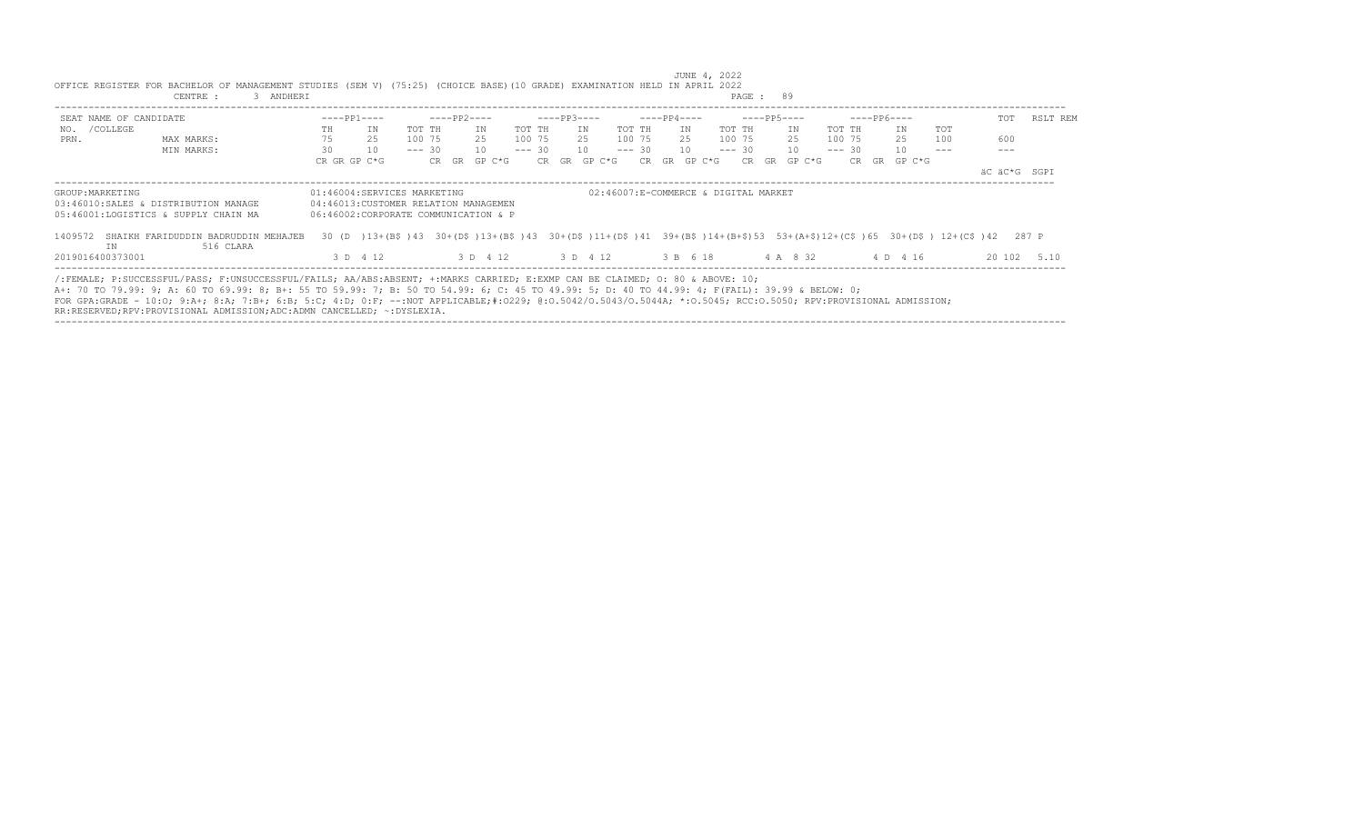JUNE 4, 2022

OFFICE REGISTER FOR BACHELOR OF MANAGEMENT STUDIES (SEM V) (75:25) (CHOICE BASE)(10 GRADE) EXAMINATION HELD IN APRIL 2022

CENTRE : 3 ANDHERI

| SEAT NO. / PRN. | NAME OF CANDIDATE /COLLEGE | ----PP1---- | | | ----PP2---- | | | ----PP3---- | | | ----PP4---- | | | ----PP5---- | | | ----PP6---- | | | TOT | RSLT | REM |
|---|---|---|---|---|---|---|---|---|---|---|---|---|---|---|---|---|---|---|---|---|---|---|---|
| | | TH | IN | TOT | TH | IN | TOT | TH | IN | TOT | TH | IN | TOT | TH | IN | TOT | TH | IN | TOT | | | |
| | MAX MARKS: | 75 | 25 | 100 | 75 | 25 | 100 | 75 | 25 | 100 | 75 | 25 | 100 | 75 | 25 | 100 | 75 | 25 | 100 | 600 | | |
| | MIN MARKS: | 30 | 10 | --- | 30 | 10 | --- | 30 | 10 | --- | 30 | 10 | --- | 30 | 10 | --- | 30 | 10 | --- | --- | | |
| | | CR GR GP C*G | | | CR GR GP C*G | | | CR GR GP C*G | | | CR GR GP C*G | | | CR GR GP C*G | | | CR GR GP C*G | | | äC äC*G SGPI | | |

GROUP:MARKETING
01:46004:SERVICES MARKETING
02:46007:E-COMMERCE & DIGITAL MARKET
03:46010:SALES & DISTRIBUTION MANAGE
04:46013:CUSTOMER RELATION MANAGEMEN
05:46001:LOGISTICS & SUPPLY CHAIN MA
06:46002:CORPORATE COMMUNICATION & P

| SEAT NO. / PRN. | NAME OF CANDIDATE /COLLEGE | PP1 | PP2 | PP3 | PP4 | PP5 | PP6 | TOT | RSLT |
|---|---|---|---|---|---|---|---|---|---|
| 1409572 | SHAIKH FARIDUDDIN BADRUDDIN MEHAJEB IN / 516 CLARA | 30 (D )13+(B$ )43 | 30+(D$ )13+(B$ )43 | 30+(D$ )11+(D$ )41 | 39+(B$ )14+(B+$)53 | 53+(A+$)12+(C$ )65 | 30+(D$ ) 12+(C$ )42 | 287 | P |
| 2019016400373001 | | 3 D 4 12 | 3 D 4 12 | 3 D 4 12 | 3 B 6 18 | 4 A 8 32 | 4 D 4 16 | 20 102 5.10 | |

/:FEMALE; P:SUCCESSFUL/PASS; F:UNSUCCESSFUL/FAILS; AA/ABS:ABSENT; +:MARKS CARRIED; E:EXMP CAN BE CLAIMED; O: 80 & ABOVE: 10;
A+: 70 TO 79.99: 9; A: 60 TO 69.99: 8; B+: 55 TO 59.99: 7; B: 50 TO 54.99: 6; C: 45 TO 49.99: 5; D: 40 TO 44.99: 4; F(FAIL): 39.99 & BELOW: 0;
FOR GPA:GRADE - 10:O; 9:A+; 8:A; 7:B+; 6:B; 5:C; 4:D; 0:F; --:NOT APPLICABLE;#:O229; @:O.5042/O.5043/O.5044A; *:O.5045; RCC:O.5050; RPV:PROVISIONAL ADMISSION;
RR:RESERVED;RPV:PROVISIONAL ADMISSION;ADC:ADMN CANCELLED; ~:DYSLEXIA.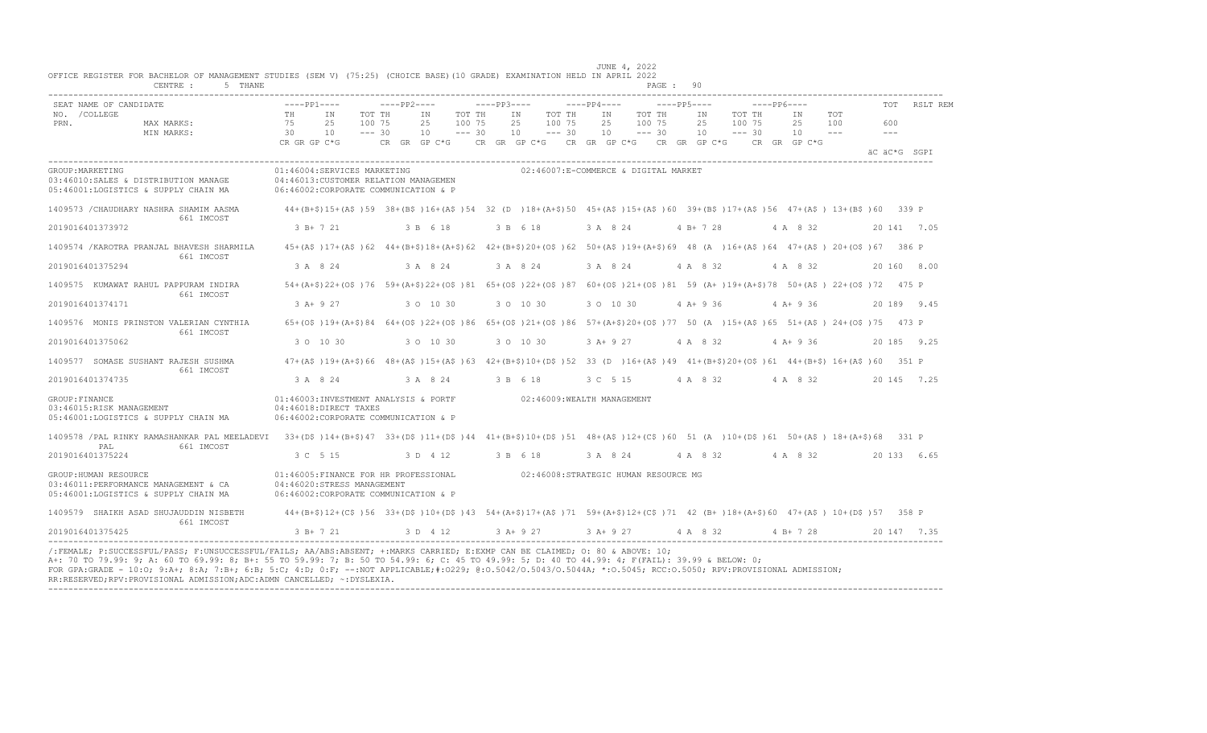JUNE 4, 2022

OFFICE REGISTER FOR BACHELOR OF MANAGEMENT STUDIES (SEM V) (75:25) (CHOICE BASE)(10 GRADE) EXAMINATION HELD IN APRIL 2022

CENTRE : 5 THANE

```
SEAT NAME OF CANDIDATE              ----PP1----       ----PP2----       ----PP3----       ----PP4----       ----PP5----       ----PP6----            TOT   RSLT REM
NO. /COLLEGE                        TH    IN   TOT TH    IN   TOT TH    IN   TOT TH    IN   TOT TH    IN   TOT TH    IN   TOT
PRN.            MAX MARKS:          75    25   100 75    25   100 75    25   100 75    25   100 75    25   100 75    25   100          600
                MIN MARKS:          30    10   --- 30    10   --- 30    10   --- 30    10   --- 30    10   --- 30    10   ---          ---
                                    CR GR GP C*G      CR GR GP C*G      CR GR GP C*G      CR GR GP C*G      CR GR GP C*G      CR GR GP C*G
                                                                                                                                     äC äC*G SGPI

GROUP:MARKETING                          01:46004:SERVICES MARKETING                    02:46007:E-COMMERCE & DIGITAL MARKET
03:46010:SALES & DISTRIBUTION MANAGE     04:46013:CUSTOMER RELATION MANAGEMEN
05:46001:LOGISTICS & SUPPLY CHAIN MA     06:46002:CORPORATE COMMUNICATION & P

1409573 /CHAUDHARY NASHRA SHAMIM AASMA   44+(B+$)15+(A$ )59  38+(B$ )16+(A$ )54  32 (D  )18+(A+$)50  45+(A$ )15+(A$ )60  39+(B$ )17+(A$ )56  47+(A$ ) 13+(B$ )60   339 P
                   661 IMCOST
2019016401373972                           3 B+ 7 21         3 B  6 18         3 B  6 18         3 A  8 24         4 B+ 7 28         4 A  8 32          20 141  7.05

1409574 /KAROTRA PRANJAL BHAVESH SHARMILA  45+(A$ )17+(A$ )62  44+(B+$)18+(A+$)62  42+(B+$)20+(O$ )62  50+(A$ )19+(A+$)69  48 (A  )16+(A$ )64  47+(A$ ) 20+(O$ )67   386 P
                   661 IMCOST
2019016401375294                           3 A  8 24         3 A  8 24         3 A  8 24         3 A  8 24         4 A  8 32         4 A  8 32          20 160  8.00

1409575  KUMAWAT RAHUL PAPPURAM INDIRA   54+(A+$)22+(O$ )76  59+(A+$)22+(O$ )81  65+(O$ )22+(O$ )87  60+(O$ )21+(O$ )81  59 (A+ )19+(A+$)78  50+(A$ ) 22+(O$ )72   475 P
                   661 IMCOST
2019016401374171                           3 A+ 9 27         3 O  10 30        3 O  10 30        3 O  10 30        4 A+ 9 36         4 A+ 9 36          20 189  9.45

1409576  MONIS PRINSTON VALERIAN CYNTHIA  65+(O$ )19+(A+$)84  64+(O$ )22+(O$ )86  65+(O$ )21+(O$ )86  57+(A+$)20+(O$ )77  50 (A  )15+(A$ )65  51+(A$ ) 24+(O$ )75   473 P
                   661 IMCOST
2019016401375062                           3 O  10 30        3 O  10 30        3 O  10 30        3 A+ 9 27         4 A  8 32         4 A+ 9 36          20 185  9.25

1409577  SOMASE SUSHANT RAJESH SUSHMA    47+(A$ )19+(A+$)66  48+(A$ )15+(A$ )63  42+(B+$)10+(D$ )52  33 (D  )16+(A$ )49  41+(B+$)20+(O$ )61  44+(B+$) 16+(A$ )60   351 P
                   661 IMCOST
2019016401374735                           3 A  8 24         3 A  8 24         3 B  6 18         3 C  5 15         4 A  8 32         4 A  8 32          20 145  7.25

GROUP:FINANCE                            01:46003:INVESTMENT ANALYSIS & PORTF          02:46009:WEALTH MANAGEMENT
03:46015:RISK MANAGEMENT                 04:46018:DIRECT TAXES
05:46001:LOGISTICS & SUPPLY CHAIN MA     06:46002:CORPORATE COMMUNICATION & P

1409578 /PAL RINKY RAMASHANKAR PAL MEELADEVI  33+(D$ )14+(B+$)47  33+(D$ )11+(D$ )44  41+(B+$)10+(D$ )51  48+(A$ )12+(C$ )60  51 (A  )10+(D$ )61  50+(A$ ) 18+(A+$)68   331 P
        PAL        661 IMCOST
2019016401375224                           3 C  5 15         3 D  4 12         3 B  6 18         3 A  8 24         4 A  8 32         4 A  8 32          20 133  6.65

GROUP:HUMAN RESOURCE                     01:46005:FINANCE FOR HR PROFESSIONAL          02:46008:STRATEGIC HUMAN RESOURCE MG
03:46011:PERFORMANCE MANAGEMENT & CA     04:46020:STRESS MANAGEMENT
05:46001:LOGISTICS & SUPPLY CHAIN MA     06:46002:CORPORATE COMMUNICATION & P

1409579  SHAIKH ASAD SHUJAUDDIN NISBETH   44+(B+$)12+(C$ )56  33+(D$ )10+(D$ )43  54+(A+$)17+(A$ )71  59+(A+$)12+(C$ )71  42 (B+ )18+(A+$)60  47+(A$ ) 10+(D$ )57   358 P
                   661 IMCOST
2019016401375425                           3 B+ 7 21         3 D  4 12         3 A+ 9 27         3 A+ 9 27         4 A  8 32         4 B+ 7 28          20 147  7.35
```

/:FEMALE; P:SUCCESSFUL/PASS; F:UNSUCCESSFUL/FAILS; AA/ABS:ABSENT; +:MARKS CARRIED; E:EXMP CAN BE CLAIMED; O: 80 & ABOVE: 10;
A+: 70 TO 79.99: 9; A: 60 TO 69.99: 8; B+: 55 TO 59.99: 7; B: 50 TO 54.99: 6; C: 45 TO 49.99: 5; D: 40 TO 44.99: 4; F(FAIL): 39.99 & BELOW: 0;
FOR GPA:GRADE - 10:O; 9:A+; 8:A; 7:B+; 6:B; 5:C; 4:D; 0:F; --:NOT APPLICABLE;#:O229; @:O.5042/O.5043/O.5044A; *:O.5045; RCC:O.5050; RPV:PROVISIONAL ADMISSION;
RR:RESERVED;RPV:PROVISIONAL ADMISSION;ADC:ADMN CANCELLED; ~:DYSLEXIA.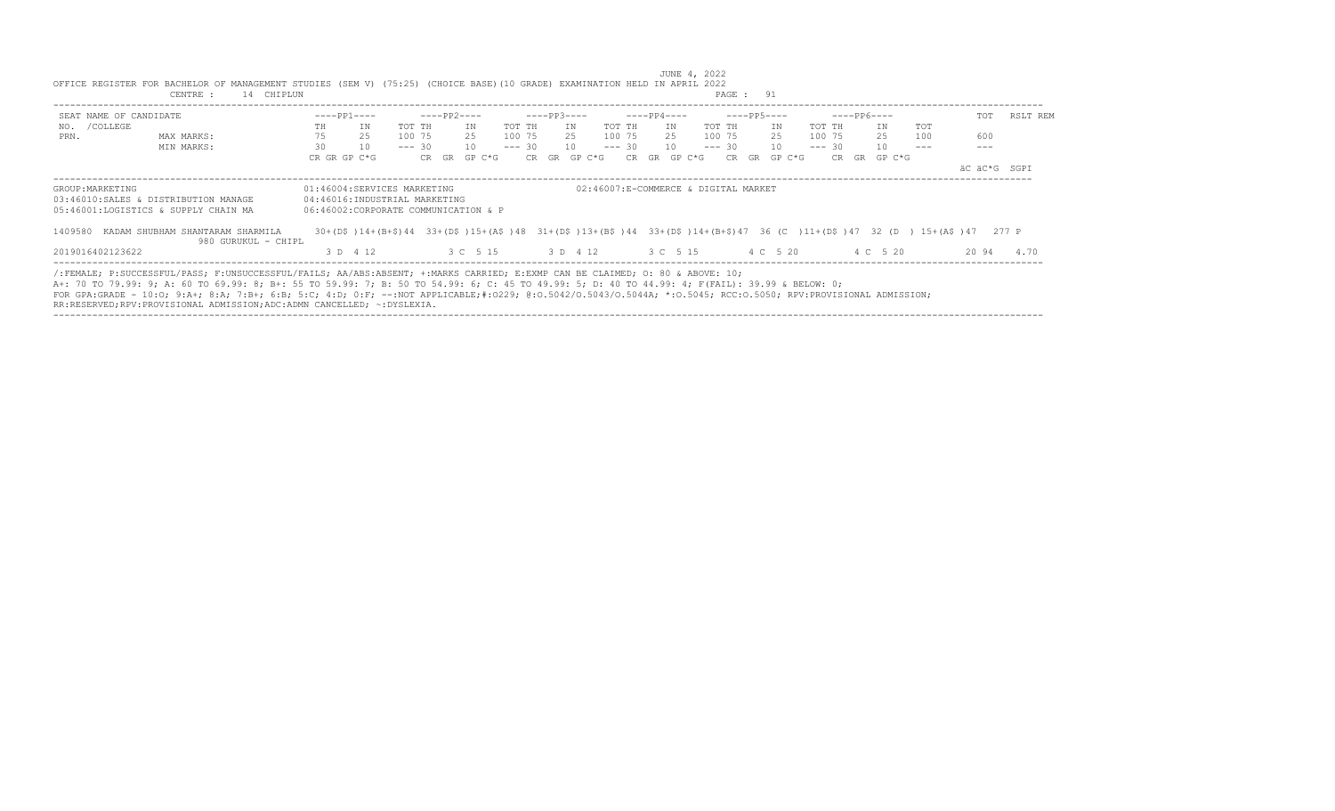JUNE 4, 2022

OFFICE REGISTER FOR BACHELOR OF MANAGEMENT STUDIES (SEM V) (75:25) (CHOICE BASE)(10 GRADE) EXAMINATION HELD IN APRIL 2022

CENTRE : 14 CHIPLUN

| SEAT NO. /COLLEGE PRN. | NAME OF CANDIDATE | ----PP1---- | | | ----PP2---- | | | ----PP3---- | | | ----PP4---- | | | ----PP5---- | | | ----PP6---- | | | TOT | RSLT REM |
|---|---|---|---|---|---|---|---|---|---|---|---|---|---|---|---|---|---|---|---|---|---|---|
| | | TH | IN | TOT | TH | IN | TOT | TH | IN | TOT | TH | IN | TOT | TH | IN | TOT | TH | IN | TOT | | |
| | MAX MARKS: | 75 | 25 | 100 | 75 | 25 | 100 | 75 | 25 | 100 | 75 | 25 | 100 | 75 | 25 | 100 | 75 | 25 | 100 | 600 | |
| | MIN MARKS: | 30 | 10 | --- | 30 | 10 | --- | 30 | 10 | --- | 30 | 10 | --- | 30 | 10 | --- | 30 | 10 | --- | --- | |
| | | CR GR GP C*G | | | CR GR GP C*G | | | CR GR GP C*G | | | CR GR GP C*G | | | CR GR GP C*G | | | CR GR GP C*G | | | äC äC*G | SGPI |

GROUP:MARKETING

01:46004:SERVICES MARKETING
02:46007:E-COMMERCE & DIGITAL MARKET
03:46010:SALES & DISTRIBUTION MANAGE
04:46016:INDUSTRIAL MARKETING
05:46001:LOGISTICS & SUPPLY CHAIN MA
06:46002:CORPORATE COMMUNICATION & P

| SEAT NO. | NAME | PP1 | PP2 | PP3 | PP4 | PP5 | PP6 | TOT | RSLT |
|---|---|---|---|---|---|---|---|---|---|
| 1409580 | KADAM SHUBHAM SHANTARAM SHARMILA 980 GURUKUL - CHIPL | 30+(D$ )14+(B+$)44 | 33+(D$ )15+(A$ )48 | 31+(D$ )13+(B$ )44 | 33+(D$ )14+(B+$)47 | 36 (C )11+(D$ )47 | 32 (D ) 15+(A$ )47 | 277 | P |
| 2019016402123622 | | 3 D 4 12 | 3 C 5 15 | 3 D 4 12 | 3 C 5 15 | 4 C 5 20 | 4 C 5 20 | 20 94 | 4.70 |

/:FEMALE; P:SUCCESSFUL/PASS; F:UNSUCCESSFUL/FAILS; AA/ABS:ABSENT; +:MARKS CARRIED; E:EXMP CAN BE CLAIMED; O: 80 & ABOVE: 10;
A+: 70 TO 79.99: 9; A: 60 TO 69.99: 8; B+: 55 TO 59.99: 7; B: 50 TO 54.99: 6; C: 45 TO 49.99: 5; D: 40 TO 44.99: 4; F(FAIL): 39.99 & BELOW: 0;
FOR GPA:GRADE - 10:O; 9:A+; 8:A; 7:B+; 6:B; 5:C; 4:D; 0:F; --:NOT APPLICABLE;#:O229; @:O.5042/O.5043/O.5044A; *:O.5045; RCC:O.5050; RPV:PROVISIONAL ADMISSION;
RR:RESERVED;RPV:PROVISIONAL ADMISSION;ADC:ADMN CANCELLED; ~:DYSLEXIA.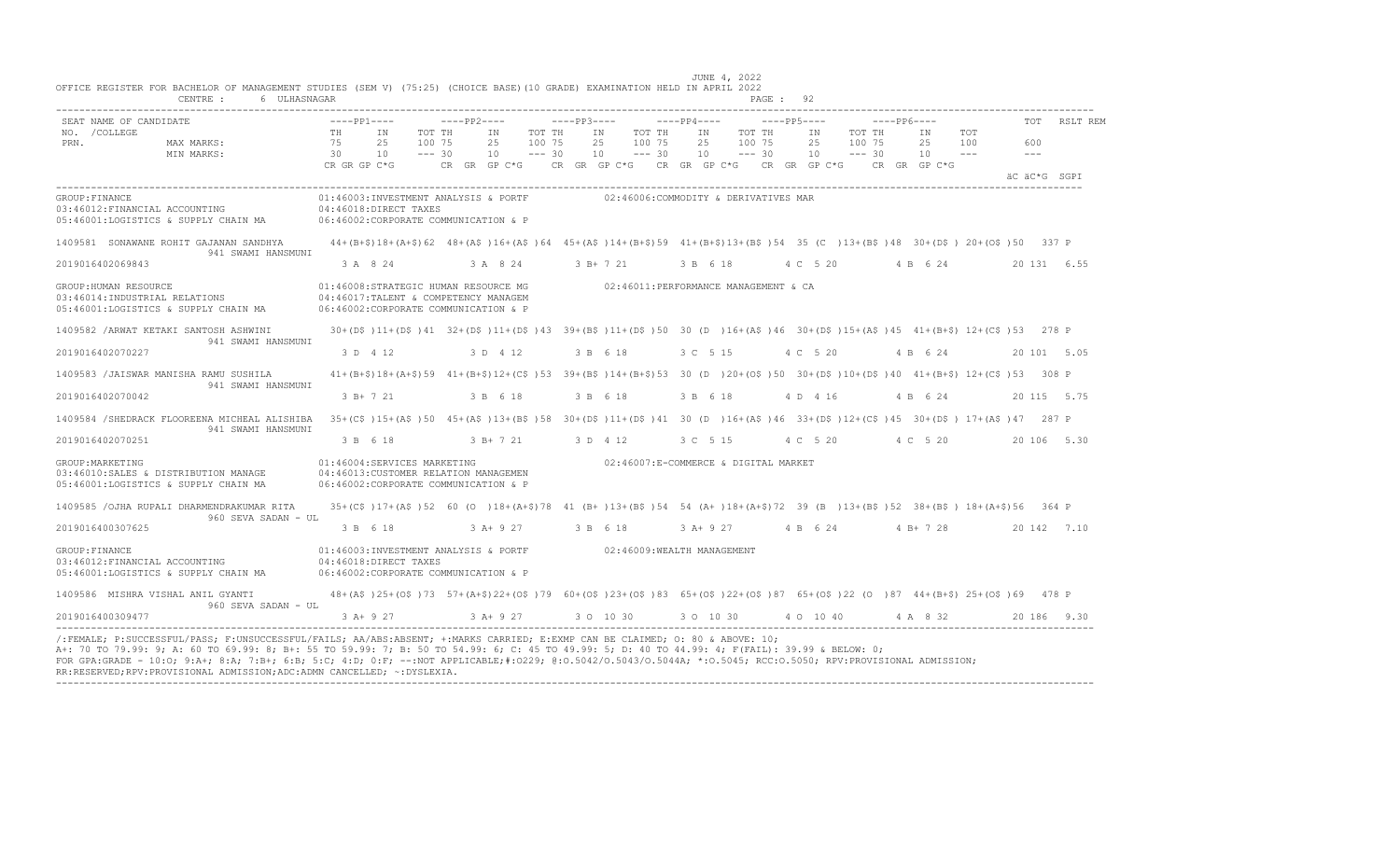JUNE 4, 2022

OFFICE REGISTER FOR BACHELOR OF MANAGEMENT STUDIES (SEM V) (75:25) (CHOICE BASE)(10 GRADE) EXAMINATION HELD IN APRIL 2022

CENTRE : 6 ULHASNAGAR

PAGE : 92

```
SEAT NAME OF CANDIDATE                 ----PP1----        ----PP2----        ----PP3----        ----PP4----        ----PP5----        ----PP6----              TOT   RSLT REM
NO. /COLLEGE                           TH     IN    TOT TH     IN    TOT TH     IN    TOT TH     IN    TOT TH     IN    TOT TH     IN    TOT
PRN.              MAX MARKS:           75     25    100 75     25    100 75     25    100 75     25    100 75     25    100 75     25    100          600
                  MIN MARKS:           30     10    --- 30     10    --- 30     10    --- 30     10    --- 30     10    --- 30     10    ---          ---
                                       CR GR GP C*G       CR  GR  GP C*G     CR  GR  GP C*G    CR  GR  GP C*G    CR  GR  GP C*G    CR  GR  GP C*G
                                                                                                                                              äC äC*G  SGPI
```

GROUP:FINANCE
01:46003:INVESTMENT ANALYSIS & PORTF
02:46006:COMMODITY & DERIVATIVES MAR
03:46012:FINANCIAL ACCOUNTING
04:46018:DIRECT TAXES
05:46001:LOGISTICS & SUPPLY CHAIN MA
06:46002:CORPORATE COMMUNICATION & P

```
1409581  SONAWANE ROHIT GAJANAN SANDHYA      44+(B+$)18+(A+$)62  48+(A$ )16+(A$ )64  45+(A$ )14+(B+$)59  41+(B+$)13+(B$ )54  35 (C  )13+(B$ )48  30+(D$ ) 20+(O$ )50   337 P
                  941 SWAMI HANSMUNI
2019016402069843                         3 A  8 24           3 A  8 24         3 B+ 7 21         3 B  6 18         4 C  5 20          4 B  6 24          20 131  6.55
```

GROUP:HUMAN RESOURCE
01:46008:STRATEGIC HUMAN RESOURCE MG
02:46011:PERFORMANCE MANAGEMENT & CA
03:46014:INDUSTRIAL RELATIONS
04:46017:TALENT & COMPETENCY MANAGEM
05:46001:LOGISTICS & SUPPLY CHAIN MA
06:46002:CORPORATE COMMUNICATION & P

```
1409582 /ARWAT KETAKI SANTOSH ASHWINI        30+(D$ )11+(D$ )41  32+(D$ )11+(D$ )43  39+(B$ )11+(D$ )50  30 (D  )16+(A$ )46  30+(D$ )15+(A$ )45  41+(B+$) 12+(C$ )53   278 P
                  941 SWAMI HANSMUNI
2019016402070227                         3 D  4 12           3 D  4 12         3 B  6 18         3 C  5 15         4 C  5 20          4 B  6 24          20 101  5.05

1409583 /JAISWAR MANISHA RAMU SUSHILA        41+(B+$)18+(A+$)59  41+(B+$)12+(C$ )53  39+(B$ )14+(B+$)53  30 (D  )20+(O$ )50  30+(D$ )10+(D$ )40  41+(B+$) 12+(C$ )53   308 P
                  941 SWAMI HANSMUNI
2019016402070042                         3 B+ 7 21           3 B  6 18         3 B  6 18         3 B  6 18         4 D  4 16          4 B  6 24          20 115  5.75

1409584 /SHEDRACK FLOOREENA MICHEAL ALISHIBA 35+(C$ )15+(A$ )50  45+(A$ )13+(B$ )58  30+(D$ )11+(D$ )41  30 (D  )16+(A$ )46  33+(D$ )12+(C$ )45  30+(D$ ) 17+(A$ )47   287 P
                  941 SWAMI HANSMUNI
2019016402070251                         3 B  6 18           3 B+ 7 21         3 D  4 12         3 C  5 15         4 C  5 20          4 C  5 20          20 106  5.30
```

GROUP:MARKETING
01:46004:SERVICES MARKETING
02:46007:E-COMMERCE & DIGITAL MARKET
03:46010:SALES & DISTRIBUTION MANAGE
04:46013:CUSTOMER RELATION MANAGEMEN
05:46001:LOGISTICS & SUPPLY CHAIN MA
06:46002:CORPORATE COMMUNICATION & P

```
1409585 /OJHA RUPALI DHARMENDRAKUMAR RITA    35+(C$ )17+(A$ )52  60 (O  )18+(A+$)78  41 (B+ )13+(B$ )54  54 (A+ )18+(A+$)72  39 (B  )13+(B$ )52  38+(B$ ) 18+(A+$)56   364 P
                  960 SEVA SADAN - UL
2019016400307625                         3 B  6 18           3 A+ 9 27         3 B  6 18         3 A+ 9 27         4 B  6 24          4 B+ 7 28          20 142  7.10
```

GROUP:FINANCE
01:46003:INVESTMENT ANALYSIS & PORTF
02:46009:WEALTH MANAGEMENT
03:46012:FINANCIAL ACCOUNTING
04:46018:DIRECT TAXES
05:46001:LOGISTICS & SUPPLY CHAIN MA
06:46002:CORPORATE COMMUNICATION & P

```
1409586  MISHRA VISHAL ANIL GYANTI           48+(A$ )25+(O$ )73  57+(A+$)22+(O$ )79  60+(O$ )23+(O$ )83  65+(O$ )22+(O$ )87  65+(O$ )22 (O  )87  44+(B+$) 25+(O$ )69   478 P
                  960 SEVA SADAN - UL
2019016400309477                         3 A+ 9 27           3 A+ 9 27         3 O  10 30        3 O  10 30        4 O  10 40         4 A  8 32          20 186  9.30
```

/:FEMALE; P:SUCCESSFUL/PASS; F:UNSUCCESSFUL/FAILS; AA/ABS:ABSENT; +:MARKS CARRIED; E:EXMP CAN BE CLAIMED; O: 80 & ABOVE: 10;
A+: 70 TO 79.99: 9; A: 60 TO 69.99: 8; B+: 55 TO 59.99: 7; B: 50 TO 54.99: 6; C: 45 TO 49.99: 5; D: 40 TO 44.99: 4; F(FAIL): 39.99 & BELOW: 0;
FOR GPA:GRADE - 10:O; 9:A+; 8:A; 7:B+; 6:B; 5:C; 4:D; 0:F; --:NOT APPLICABLE;#:O229; @:O.5042/O.5043/O.5044A; *:O.5045; RCC:O.5050; RPV:PROVISIONAL ADMISSION;
RR:RESERVED;RPV:PROVISIONAL ADMISSION;ADC:ADMN CANCELLED; ~:DYSLEXIA.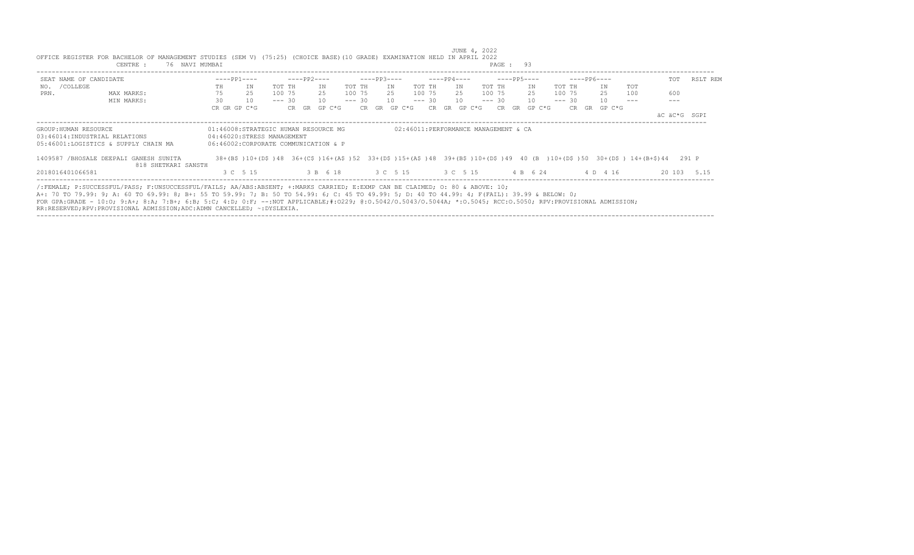JUNE 4, 2022

OFFICE REGISTER FOR BACHELOR OF MANAGEMENT STUDIES (SEM V) (75:25) (CHOICE BASE)(10 GRADE) EXAMINATION HELD IN APRIL 2022

CENTRE : 76 NAVI MUMBAI

| SEAT NAME OF CANDIDATE NO. /COLLEGE PRN. | | ----PP1---- | | | ----PP2---- | | | ----PP3---- | | | ----PP4---- | | | ----PP5---- | | | ----PP6---- | | | TOT | RSLT | REM |
|---|---|---|---|---|---|---|---|---|---|---|---|---|---|---|---|---|---|---|---|---|---|---|
| | | TH | IN | TOT | TH | IN | TOT | TH | IN | TOT | TH | IN | TOT | TH | IN | TOT | TH | IN | TOT | | | |
| | MAX MARKS: | 75 | 25 | 100 | 75 | 25 | 100 | 75 | 25 | 100 | 75 | 25 | 100 | 75 | 25 | 100 | 75 | 25 | 100 | 600 | | |
| | MIN MARKS: | 30 | 10 | --- | 30 | 10 | --- | 30 | 10 | --- | 30 | 10 | --- | 30 | 10 | --- | 30 | 10 | --- | --- | | |
| | | CR GR GP C*G | | | CR GR GP C*G | | | CR GR GP C*G | | | CR GR GP C*G | | | CR GR GP C*G | | | CR GR GP C*G | | | äC äC*G SGPI | | |

GROUP:HUMAN RESOURCE
01:46008:STRATEGIC HUMAN RESOURCE MG
02:46011:PERFORMANCE MANAGEMENT & CA
03:46014:INDUSTRIAL RELATIONS
04:46020:STRESS MANAGEMENT
05:46001:LOGISTICS & SUPPLY CHAIN MA
06:46002:CORPORATE COMMUNICATION & P

| Seat / Name | PP1 | PP2 | PP3 | PP4 | PP5 | PP6 | TOT | RSLT |
|---|---|---|---|---|---|---|---|---|
| 1409587 /BHOSALE DEEPALI GANESH SUNITA 818 SHETKARI SANSTH | 38+(B$ )10+(D$ )48 | 36+(C$ )16+(A$ )52 | 33+(D$ )15+(A$ )48 | 39+(B$ )10+(D$ )49 | 40 (B )10+(D$ )50 | 30+(D$ ) 14+(B+$)44 | 291 | P |
| 2018016401066581 | 3 C 5 15 | 3 B 6 18 | 3 C 5 15 | 3 C 5 15 | 4 B 6 24 | 4 D 4 16 | 20 103 5.15 | |

/:FEMALE; P:SUCCESSFUL/PASS; F:UNSUCCESSFUL/FAILS; AA/ABS:ABSENT; +:MARKS CARRIED; E:EXMP CAN BE CLAIMED; O: 80 & ABOVE: 10;
A+: 70 TO 79.99: 9; A: 60 TO 69.99: 8; B+: 55 TO 59.99: 7; B: 50 TO 54.99: 6; C: 45 TO 49.99: 5; D: 40 TO 44.99: 4; F(FAIL): 39.99 & BELOW: 0;
FOR GPA:GRADE - 10:O; 9:A+; 8:A; 7:B+; 6:B; 5:C; 4:D; 0:F; --:NOT APPLICABLE;#:O229; @:O.5042/O.5043/O.5044A; *:O.5045; RCC:O.5050; RPV:PROVISIONAL ADMISSION;
RR:RESERVED;RPV:PROVISIONAL ADMISSION;ADC:ADMN CANCELLED; ~:DYSLEXIA.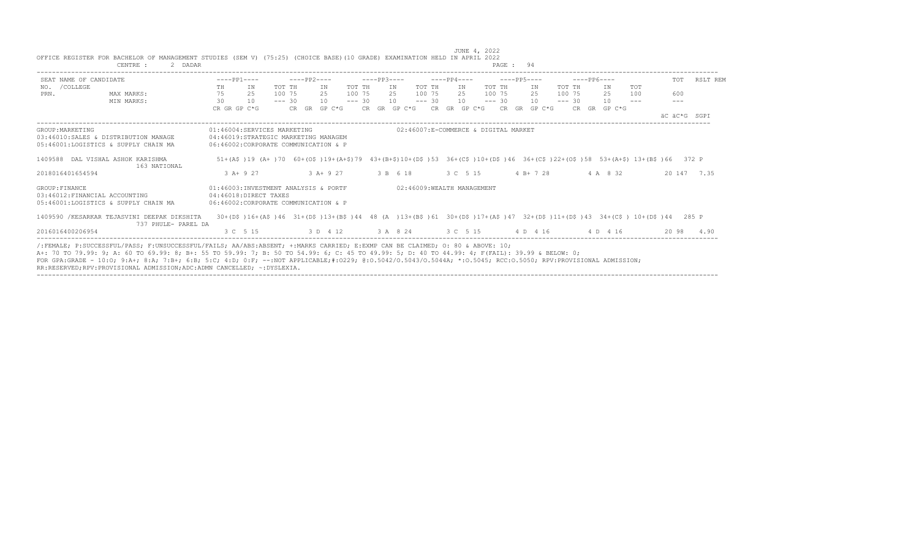JUNE 4, 2022

OFFICE REGISTER FOR BACHELOR OF MANAGEMENT STUDIES (SEM V) (75:25) (CHOICE BASE)(10 GRADE) EXAMINATION HELD IN APRIL 2022

CENTRE : 2 DADAR

| SEAT NO. / PRN. | NAME OF CANDIDATE / COLLEGE | ----PP1---- | ----PP2---- | ----PP3---- | ----PP4---- | ----PP5---- | ----PP6---- | TOT | RSLT REM |
|---|---|---|---|---|---|---|---|---|---|
| | | TH IN TOT | TH IN TOT | TH IN TOT | TH IN TOT | TH IN TOT | TH IN TOT | | |
| | MAX MARKS: | 75 25 100 | 75 25 100 | 75 25 100 | 75 25 100 | 75 25 100 | 75 25 100 | 600 | |
| | MIN MARKS: | 30 10 --- | 30 10 --- | 30 10 --- | 30 10 --- | 30 10 --- | 30 10 --- | --- | |
| | | CR GR GP C*G | CR GR GP C*G | CR GR GP C*G | CR GR GP C*G | CR GR GP C*G | CR GR GP C*G | äC äC*G | SGPI |

GROUP:MARKETING
01:46004:SERVICES MARKETING
02:46007:E-COMMERCE & DIGITAL MARKET
03:46010:SALES & DISTRIBUTION MANAGE
04:46019:STRATEGIC MARKETING MANAGEM
05:46001:LOGISTICS & SUPPLY CHAIN MA
06:46002:CORPORATE COMMUNICATION & P

| SEAT NO. / PRN. | NAME OF CANDIDATE / COLLEGE | PP1 | PP2 | PP3 | PP4 | PP5 | PP6 | TOT | RSLT |
|---|---|---|---|---|---|---|---|---|---|
| 1409588 | DAL VISHAL ASHOK KARISHMA / 163 NATIONAL | 51+(A$ )19 (A+ )70 | 60+(O$ )19+(A+$)79 | 43+(B+$)10+(D$ )53 | 36+(C$ )10+(D$ )46 | 36+(C$ )22+(O$ )58 | 53+(A+$) 13+(B$ )66 | 372 | P |
| 2018016401654594 | | 3 A+ 9 27 | 3 A+ 9 27 | 3 B 6 18 | 3 C 5 15 | 4 B+ 7 28 | 4 A 8 32 | 20 147 | 7.35 |

GROUP:FINANCE
01:46003:INVESTMENT ANALYSIS & PORTF
02:46009:WEALTH MANAGEMENT
03:46012:FINANCIAL ACCOUNTING
04:46018:DIRECT TAXES
05:46001:LOGISTICS & SUPPLY CHAIN MA
06:46002:CORPORATE COMMUNICATION & P

| SEAT NO. / PRN. | NAME OF CANDIDATE / COLLEGE | PP1 | PP2 | PP3 | PP4 | PP5 | PP6 | TOT | RSLT |
|---|---|---|---|---|---|---|---|---|---|
| 1409590 | /KESARKAR TEJASVINI DEEPAK DIKSHITA / 737 PHULE- PAREL DA | 30+(D$ )16+(A$ )46 | 31+(D$ )13+(B$ )44 | 48 (A )13+(B$ )61 | 30+(D$ )17+(A$ )47 | 32+(D$ )11+(D$ )43 | 34+(C$ ) 10+(D$ )44 | 285 | P |
| 2016016400206954 | | 3 C 5 15 | 3 D 4 12 | 3 A 8 24 | 3 C 5 15 | 4 D 4 16 | 4 D 4 16 | 20 98 | 4.90 |

/:FEMALE; P:SUCCESSFUL/PASS; F:UNSUCCESSFUL/FAILS; AA/ABS:ABSENT; +:MARKS CARRIED; E:EXMP CAN BE CLAIMED; O: 80 & ABOVE: 10;
A+: 70 TO 79.99: 9; A: 60 TO 69.99: 8; B+: 55 TO 59.99: 7; B: 50 TO 54.99: 6; C: 45 TO 49.99: 5; D: 40 TO 44.99: 4; F(FAIL): 39.99 & BELOW: 0;
FOR GPA:GRADE - 10:O; 9:A+; 8:A; 7:B+; 6:B; 5:C; 4:D; 0:F; --:NOT APPLICABLE;#:O229; @:O.5042/O.5043/O.5044A; *:O.5045; RCC:O.5050; RPV:PROVISIONAL ADMISSION;
RR:RESERVED;RPV:PROVISIONAL ADMISSION;ADC:ADMN CANCELLED; ~:DYSLEXIA.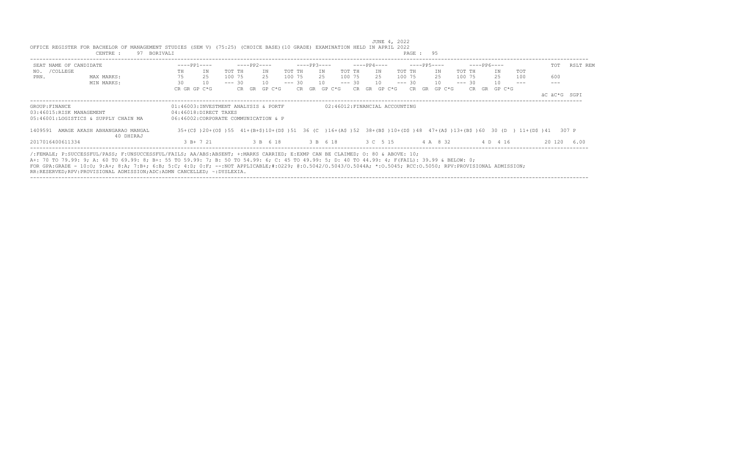JUNE 4, 2022

OFFICE REGISTER FOR BACHELOR OF MANAGEMENT STUDIES (SEM V) (75:25) (CHOICE BASE)(10 GRADE) EXAMINATION HELD IN APRIL 2022

CENTRE : 97 BORIVALI

| SEAT NO. /COLLEGE PRN. | NAME OF CANDIDATE | ----PP1---- | | | ----PP2---- | | | ----PP3---- | | | ----PP4---- | | | ----PP5---- | | | ----PP6---- | | | TOT | RSLT REM |
|---|---|---|---|---|---|---|---|---|---|---|---|---|---|---|---|---|---|---|---|---|---|---|
| | | TH | IN | TOT | TH | IN | TOT | TH | IN | TOT | TH | IN | TOT | TH | IN | TOT | TH | IN | TOT | | |
| | MAX MARKS: | 75 | 25 | 100 | 75 | 25 | 100 | 75 | 25 | 100 | 75 | 25 | 100 | 75 | 25 | 100 | 75 | 25 | 100 | 600 | |
| | MIN MARKS: | 30 | 10 | --- | 30 | 10 | --- | 30 | 10 | --- | 30 | 10 | --- | 30 | 10 | --- | 30 | 10 | --- | --- | |
| | | CR GR GP C*G | | | CR GR GP C*G | | | CR GR GP C*G | | | CR GR GP C*G | | | CR GR GP C*G | | | CR GR GP C*G | | | äC äC*G | SGPI |

GROUP:FINANCE

01:46003:INVESTMENT ANALYSIS & PORTF

02:46012:FINANCIAL ACCOUNTING

03:46015:RISK MANAGEMENT

04:46018:DIRECT TAXES

05:46001:LOGISTICS & SUPPLY CHAIN MA

06:46002:CORPORATE COMMUNICATION & P

| SEAT NO. / PRN | NAME | PP1 | PP2 | PP3 | PP4 | PP5 | PP6 | TOT | RSLT |
|---|---|---|---|---|---|---|---|---|---|
| 1409591 | AMAGE AKASH ABHANGARAO MANGAL 40 DHIRAJ | 35+(C$ )20+(O$ )55 | 41+(B+$)10+(D$ )51 | 36 (C ) 16+(A$ )52 | 38+(B$ )10+(D$ )48 | 47+(A$ )13+(B$ )60 | 30 (D ) 11+(D$ )41 | 307 | P |
| 2017016400611334 | | 3 B+ 7 21 | 3 B 6 18 | 3 B 6 18 | 3 C 5 15 | 4 A 8 32 | 4 D 4 16 | 20 120 | 6.00 |

/:FEMALE; P:SUCCESSFUL/PASS; F:UNSUCCESSFUL/FAILS; AA/ABS:ABSENT; +:MARKS CARRIED; E:EXMP CAN BE CLAIMED; O: 80 & ABOVE: 10;
A+: 70 TO 79.99: 9; A: 60 TO 69.99: 8; B+: 55 TO 59.99: 7; B: 50 TO 54.99: 6; C: 45 TO 49.99: 5; D: 40 TO 44.99: 4; F(FAIL): 39.99 & BELOW: 0;
FOR GPA:GRADE - 10:O; 9:A+; 8:A; 7:B+; 6:B; 5:C; 4:D; 0:F; --:NOT APPLICABLE;#:O229; @:O.5042/O.5043/O.5044A; *:O.5045; RCC:O.5050; RPV:PROVISIONAL ADMISSION;
RR:RESERVED;RPV:PROVISIONAL ADMISSION;ADC:ADMN CANCELLED; ~:DYSLEXIA.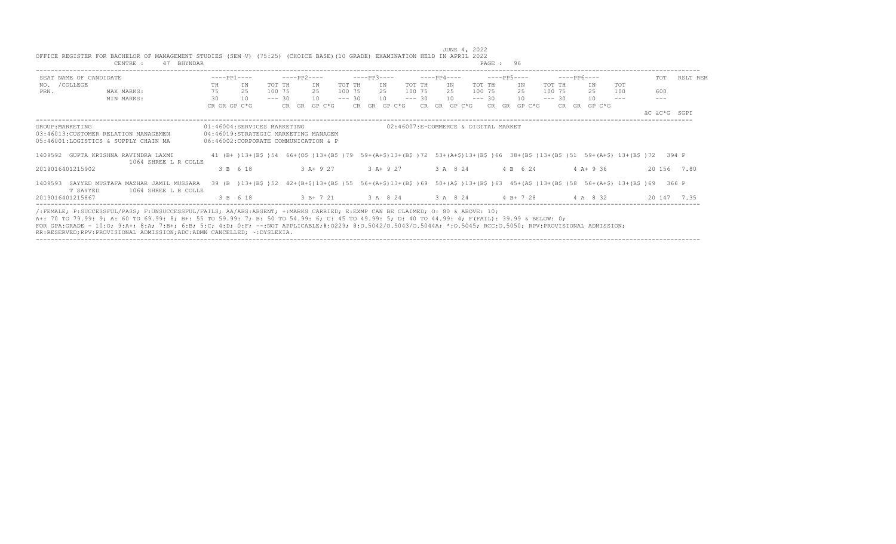JUNE 4, 2022

OFFICE REGISTER FOR BACHELOR OF MANAGEMENT STUDIES (SEM V) (75:25) (CHOICE BASE)(10 GRADE) EXAMINATION HELD IN APRIL 2022

CENTRE : 47 BHYNDAR

| SEAT NO. / COLLEGE / PRN. | NAME OF CANDIDATE | ----PP1---- TH | IN | TOT | ----PP2---- TH | IN | TOT | ----PP3---- TH | IN | TOT | ----PP4---- TH | IN | TOT | ----PP5---- TH | IN | TOT | ----PP6---- TH | IN | TOT | TOT | RSLT REM |
|---|---|---|---|---|---|---|---|---|---|---|---|---|---|---|---|---|---|---|---|---|---|---|
| | MAX MARKS: | 75 | 25 | 100 | 75 | 25 | 100 | 75 | 25 | 100 | 75 | 25 | 100 | 75 | 25 | 100 | 75 | 25 | 100 | 600 | |
| | MIN MARKS: | 30 | 10 | --- | 30 | 10 | --- | 30 | 10 | --- | 30 | 10 | --- | 30 | 10 | --- | 30 | 10 | --- | --- | |
| | | CR GR GP C*G | | | CR GR GP C*G | | | CR GR GP C*G | | | CR GR GP C*G | | | CR GR GP C*G | | | CR GR GP C*G | | | äC äC*G | SGPI |

GROUP:MARKETING

01:46004:SERVICES MARKETING
02:46007:E-COMMERCE & DIGITAL MARKET
03:46013:CUSTOMER RELATION MANAGEMEN
04:46019:STRATEGIC MARKETING MANAGEM
05:46001:LOGISTICS & SUPPLY CHAIN MA
06:46002:CORPORATE COMMUNICATION & P

| SEAT NO. | NAME / COLLEGE | PP1 | PP2 | PP3 | PP4 | PP5 | PP6 | TOT | RSLT |
|---|---|---|---|---|---|---|---|---|---|
| 1409592 | GUPTA KRISHNA RAVINDRA LAXMI / 1064 SHREE L R COLLE | 41 (B+ )13+(B$ )54 | 66+(O$ )13+(B$ )79 | 59+(A+$)13+(B$ )72 | 53+(A+$)13+(B$ )66 | 38+(B$ )13+(B$ )51 | 59+(A+$) 13+(B$ )72 | 394 | P |
| 2019016401215902 | | 3 B 6 18 | 3 A+ 9 27 | 3 A+ 9 27 | 3 A 8 24 | 4 B 6 24 | 4 A+ 9 36 | 20 156 | 7.80 |
| 1409593 | SAYYED MUSTAFA MAZHAR JAMIL MUSSARA T SAYYED / 1064 SHREE L R COLLE | 39 (B )13+(B$ )52 | 42+(B+$)13+(B$ )55 | 56+(A+$)13+(B$ )69 | 50+(A$ )13+(B$ )63 | 45+(A$ )13+(B$ )58 | 56+(A+$) 13+(B$ )69 | 366 | P |
| 2019016401215867 | | 3 B 6 18 | 3 B+ 7 21 | 3 A 8 24 | 3 A 8 24 | 4 B+ 7 28 | 4 A 8 32 | 20 147 | 7.35 |

/:FEMALE; P:SUCCESSFUL/PASS; F:UNSUCCESSFUL/FAILS; AA/ABS:ABSENT; +:MARKS CARRIED; E:EXMP CAN BE CLAIMED; O: 80 & ABOVE: 10;
A+: 70 TO 79.99: 9; A: 60 TO 69.99: 8; B+: 55 TO 59.99: 7; B: 50 TO 54.99: 6; C: 45 TO 49.99: 5; D: 40 TO 44.99: 4; F(FAIL): 39.99 & BELOW: 0;
FOR GPA:GRADE - 10:O; 9:A+; 8:A; 7:B+; 6:B; 5:C; 4:D; 0:F; --:NOT APPLICABLE;#:O229; @:O.5042/O.5043/O.5044A; *:O.5045; RCC:O.5050; RPV:PROVISIONAL ADMISSION;
RR:RESERVED;RPV:PROVISIONAL ADMISSION;ADC:ADMN CANCELLED; ~:DYSLEXIA.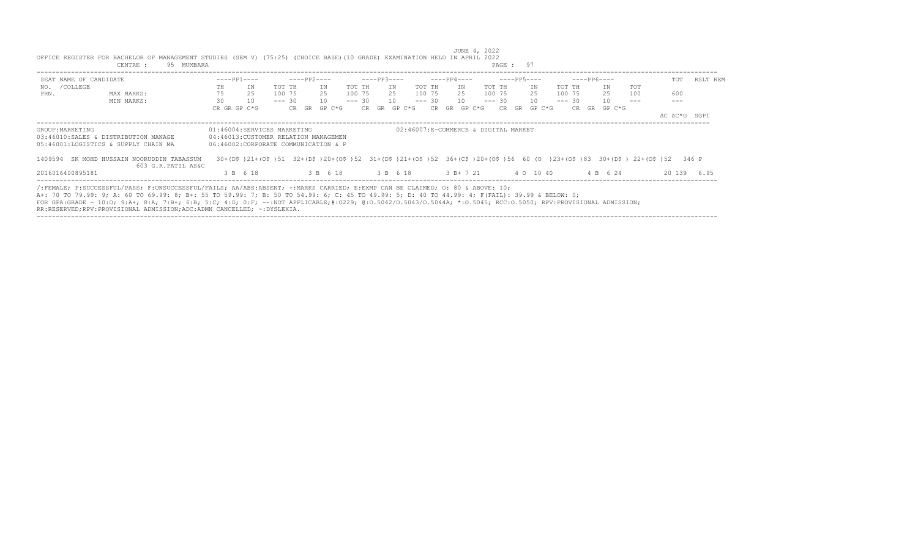JUNE 4, 2022

OFFICE REGISTER FOR BACHELOR OF MANAGEMENT STUDIES (SEM V) (75:25) (CHOICE BASE)(10 GRADE) EXAMINATION HELD IN APRIL 2022

CENTRE : 95 MUMBARA

| SEAT NAME OF CANDIDATE | ----PP1---- | | | ----PP2---- | | | ----PP3---- | | | ----PP4---- | | | ----PP5---- | | | ----PP6---- | | | TOT | RSLT REM |
|---|---|---|---|---|---|---|---|---|---|---|---|---|---|---|---|---|---|---|---|---|
| NO. /COLLEGE | TH | IN | TOT | TH | IN | TOT | TH | IN | TOT | TH | IN | TOT | TH | IN | TOT | TH | IN | TOT | | |
| PRN. MAX MARKS: | 75 | 25 | 100 | 75 | 25 | 100 | 75 | 25 | 100 | 75 | 25 | 100 | 75 | 25 | 100 | 75 | 25 | 100 | 600 | |
| MIN MARKS: | 30 | 10 | --- | 30 | 10 | --- | 30 | 10 | --- | 30 | 10 | --- | 30 | 10 | --- | 30 | 10 | --- | --- | |
| | CR GR GP C*G | | | CR GR GP C*G | | | CR GR GP C*G | | | CR GR GP C*G | | | CR GR GP C*G | | | CR GR GP C*G | | | äC äC*G | SGPI |

GROUP:MARKETING

01:46004:SERVICES MARKETING
02:46007:E-COMMERCE & DIGITAL MARKET
03:46010:SALES & DISTRIBUTION MANAGE
04:46013:CUSTOMER RELATION MANAGEMEN
05:46001:LOGISTICS & SUPPLY CHAIN MA
06:46002:CORPORATE COMMUNICATION & P

| SEAT NO. | NAME / COLLEGE | PP1 | PP2 | PP3 | PP4 | PP5 | PP6 | TOT | RSLT |
|---|---|---|---|---|---|---|---|---|---|
| 1409594 | SK MOHD HUSSAIN NOORUDDIN TABASSUM / 603 G.R.PATIL AS&C | 30+(D$ )21+(O$ )51 | 32+(D$ )20+(O$ )52 | 31+(D$ )21+(O$ )52 | 36+(C$ )20+(O$ )56 | 60 (O )23+(O$ )83 | 30+(D$ ) 22+(O$ )52 | 346 | P |
| 2016016400895181 | | 3 B 6 18 | 3 B 6 18 | 3 B 6 18 | 3 B+ 7 21 | 4 O 10 40 | 4 B 6 24 | 20 139 | 6.95 |

/:FEMALE; P:SUCCESSFUL/PASS; F:UNSUCCESSFUL/FAILS; AA/ABS:ABSENT; +:MARKS CARRIED; E:EXMP CAN BE CLAIMED; O: 80 & ABOVE: 10;
A+: 70 TO 79.99: 9; A: 60 TO 69.99: 8; B+: 55 TO 59.99: 7; B: 50 TO 54.99: 6; C: 45 TO 49.99: 5; D: 40 TO 44.99: 4; F(FAIL): 39.99 & BELOW: 0;
FOR GPA:GRADE - 10:O; 9:A+; 8:A; 7:B+; 6:B; 5:C; 4:D; 0:F; --:NOT APPLICABLE;#:O229; @:O.5042/O.5043/O.5044A; *:O.5045; RCC:O.5050; RPV:PROVISIONAL ADMISSION;
RR:RESERVED;RPV:PROVISIONAL ADMISSION;ADC:ADMN CANCELLED; ~:DYSLEXIA.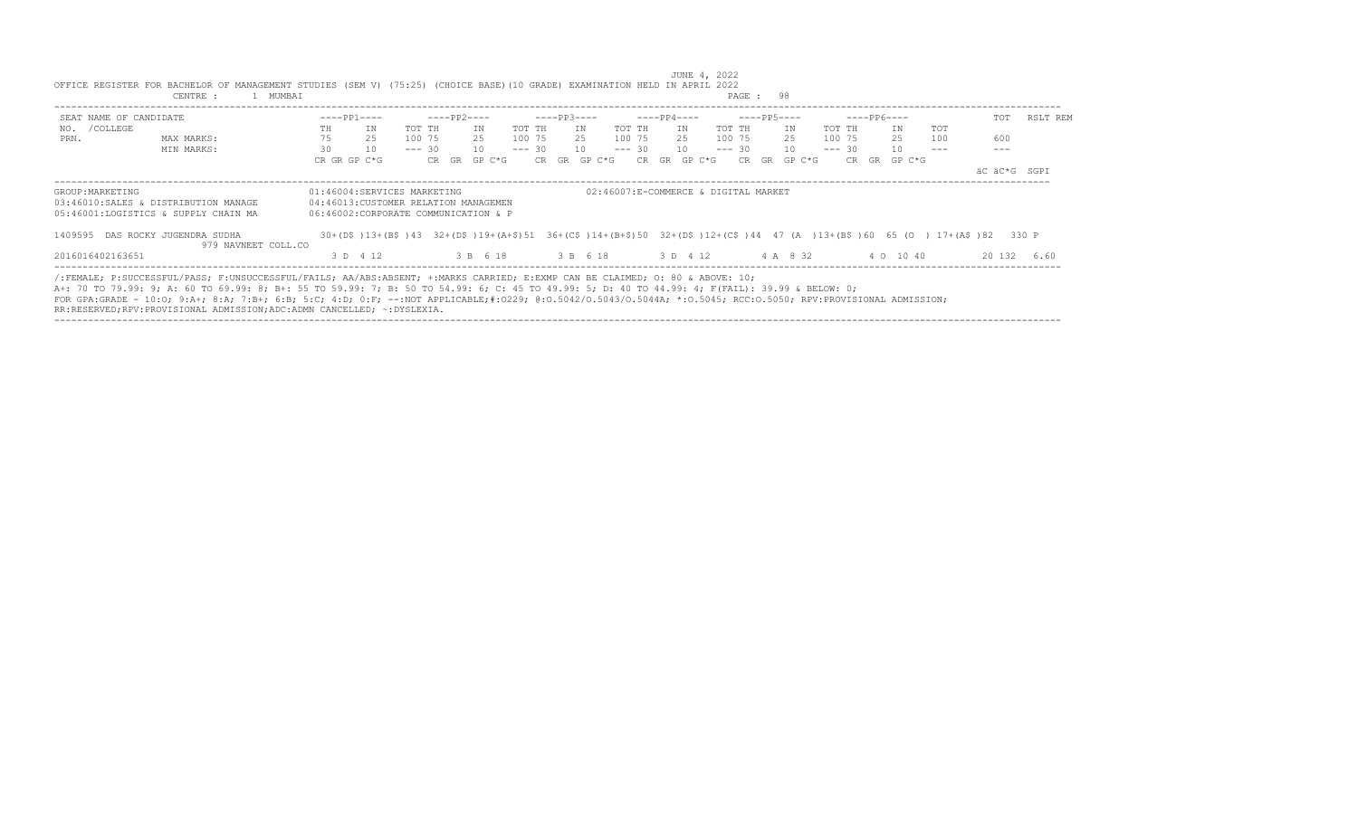JUNE 4, 2022

OFFICE REGISTER FOR BACHELOR OF MANAGEMENT STUDIES (SEM V) (75:25) (CHOICE BASE)(10 GRADE) EXAMINATION HELD IN APRIL 2022

CENTRE : 1 MUMBAI

| SEAT NO. / PRN. | NAME OF CANDIDATE /COLLEGE | | ----PP1---- | | | ----PP2---- | | | ----PP3---- | | | ----PP4---- | | | ----PP5---- | | | ----PP6---- | | | TOT | RSLT | REM |
|---|---|---|---|---|---|---|---|---|---|---|---|---|---|---|---|---|---|---|---|---|---|---|---|---|
| | | | TH | IN | TOT | TH | IN | TOT | TH | IN | TOT | TH | IN | TOT | TH | IN | TOT | TH | IN | TOT | | | |
| | MAX MARKS: | | 75 | 25 | 100 | 75 | 25 | 100 | 75 | 25 | 100 | 75 | 25 | 100 | 75 | 25 | 100 | 75 | 25 | 100 | 600 | | |
| | MIN MARKS: | | 30 | 10 | --- | 30 | 10 | --- | 30 | 10 | --- | 30 | 10 | --- | 30 | 10 | --- | 30 | 10 | --- | --- | | |
| | | | CR GR GP C*G | | | CR GR GP C*G | | | CR GR GP C*G | | | CR GR GP C*G | | | CR GR GP C*G | | | CR GR GP C*G | | | äC äC*G | SGPI | |

GROUP:MARKETING

01:46004:SERVICES MARKETING
02:46007:E-COMMERCE & DIGITAL MARKET
03:46010:SALES & DISTRIBUTION MANAGE
04:46013:CUSTOMER RELATION MANAGEMEN
05:46001:LOGISTICS & SUPPLY CHAIN MA
06:46002:CORPORATE COMMUNICATION & P

| SEAT NO. | NAME / COLLEGE | PP1 | PP2 | PP3 | PP4 | PP5 | PP6 | TOT | RSLT |
|---|---|---|---|---|---|---|---|---|---|
| 1409595 | DAS ROCKY JUGENDRA SUDHA<br>979 NAVNEET COLL.CO | 30+(D$ )13+(B$ )43 | 32+(D$ )19+(A+$)51 | 36+(C$ )14+(B+$)50 | 32+(D$ )12+(C$ )44 | 47 (A )13+(B$ )60 | 65 (O ) 17+(A$ )82 | 330 | P |
| 2016016402163651 | | 3 D 4 12 | 3 B 6 18 | 3 B 6 18 | 3 D 4 12 | 4 A 8 32 | 4 O 10 40 | 20 132 | 6.60 |

/:FEMALE; P:SUCCESSFUL/PASS; F:UNSUCCESSFUL/FAILS; AA/ABS:ABSENT; +:MARKS CARRIED; E:EXMP CAN BE CLAIMED; O: 80 & ABOVE: 10;
A+: 70 TO 79.99: 9; A: 60 TO 69.99: 8; B+: 55 TO 59.99: 7; B: 50 TO 54.99: 6; C: 45 TO 49.99: 5; D: 40 TO 44.99: 4; F(FAIL): 39.99 & BELOW: 0;
FOR GPA:GRADE - 10:O; 9:A+; 8:A; 7:B+; 6:B; 5:C; 4:D; 0:F; --:NOT APPLICABLE;#:O229; @:O.5042/O.5043/O.5044A; *:O.5045; RCC:O.5050; RPV:PROVISIONAL ADMISSION;
RR:RESERVED;RPV:PROVISIONAL ADMISSION;ADC:ADMN CANCELLED; ~:DYSLEXIA.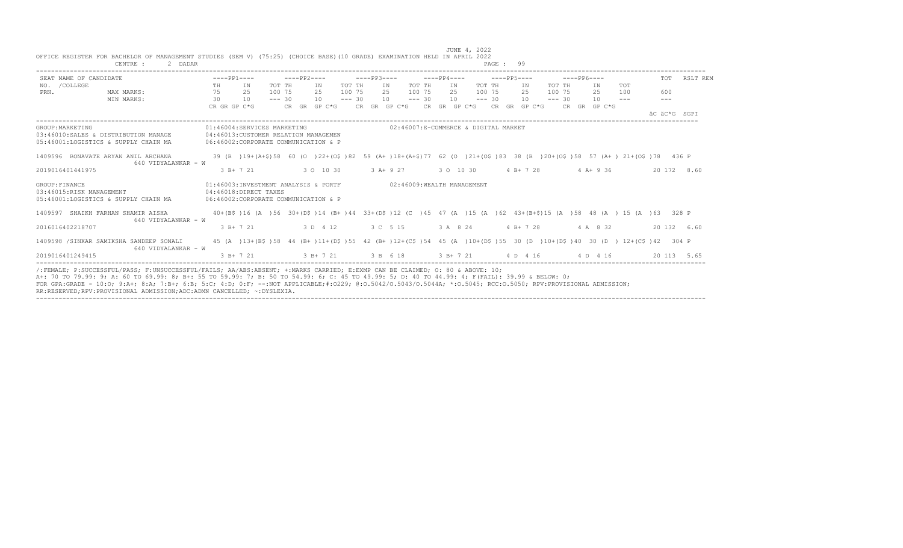JUNE 4, 2022

OFFICE REGISTER FOR BACHELOR OF MANAGEMENT STUDIES (SEM V) (75:25) (CHOICE BASE)(10 GRADE) EXAMINATION HELD IN APRIL 2022

CENTRE : 2 DADAR

| SEAT NO. / COLLEGE PRN. | NAME OF CANDIDATE | ----PP1---- | | | ----PP2---- | | | ----PP3---- | | | ----PP4---- | | | ----PP5---- | | | ----PP6---- | | | TOT | RSLT | REM |
|---|---|---|---|---|---|---|---|---|---|---|---|---|---|---|---|---|---|---|---|---|---|---|---|
| | | TH | IN | TOT | TH | IN | TOT | TH | IN | TOT | TH | IN | TOT | TH | IN | TOT | TH | IN | TOT | | | |
| | MAX MARKS: | 75 | 25 | 100 | 75 | 25 | 100 | 75 | 25 | 100 | 75 | 25 | 100 | 75 | 25 | 100 | 75 | 25 | 100 | 600 | | |
| | MIN MARKS: | 30 | 10 | --- | 30 | 10 | --- | 30 | 10 | --- | 30 | 10 | --- | 30 | 10 | --- | 30 | 10 | --- | --- | | |
| | | CR GR GP C*G | | | CR GR GP C*G | | | CR GR GP C*G | | | CR GR GP C*G | | | CR GR GP C*G | | | CR GR GP C*G | | | äC äC*G SGPI | | |

GROUP:MARKETING
01:46004:SERVICES MARKETING
02:46007:E-COMMERCE & DIGITAL MARKET
03:46010:SALES & DISTRIBUTION MANAGE
04:46013:CUSTOMER RELATION MANAGEMEN
05:46001:LOGISTICS & SUPPLY CHAIN MA
06:46002:CORPORATE COMMUNICATION & P

| SEAT NO. / PRN | NAME / COLLEGE | PP1 | PP2 | PP3 | PP4 | PP5 | PP6 | TOT | RSLT |
|---|---|---|---|---|---|---|---|---|---|
| 1409596 | BONAVATE ARYAN ANIL ARCHANA | 39 (B )19+(A+$)58 | 60 (O )22+(O$ )82 | 59 (A+ )18+(A+$)77 | 62 (O )21+(O$ )83 | 38 (B )20+(O$ )58 | 57 (A+ ) 21+(O$ )78 | 436 | P |
| 2019016401441975 | 640 VIDYALANKAR - W | 3 B+ 7 21 | 3 O 10 30 | 3 A+ 9 27 | 3 O 10 30 | 4 B+ 7 28 | 4 A+ 9 36 | 20 172 8.60 | |

GROUP:FINANCE
01:46003:INVESTMENT ANALYSIS & PORTF
02:46009:WEALTH MANAGEMENT
03:46015:RISK MANAGEMENT
04:46018:DIRECT TAXES
05:46001:LOGISTICS & SUPPLY CHAIN MA
06:46002:CORPORATE COMMUNICATION & P

| SEAT NO. / PRN | NAME / COLLEGE | PP1 | PP2 | PP3 | PP4 | PP5 | PP6 | TOT | RSLT |
|---|---|---|---|---|---|---|---|---|---|
| 1409597 | SHAIKH FARHAN SHAMIR AISHA | 40+(B$ )16 (A )56 | 30+(D$ )14 (B+ )44 | 33+(D$ )12 (C )45 | 47 (A )15 (A )62 | 43+(B+$)15 (A )58 | 48 (A ) 15 (A )63 | 328 | P |
| 2016016402218707 | 640 VIDYALANKAR - W | 3 B+ 7 21 | 3 D 4 12 | 3 C 5 15 | 3 A 8 24 | 4 B+ 7 28 | 4 A 8 32 | 20 132 6.60 | |
| 1409598 | /SINKAR SAMIKSHA SANDEEP SONALI | 45 (A )13+(B$ )58 | 44 (B+ )11+(D$ )55 | 42 (B+ )12+(C$ )54 | 45 (A )10+(D$ )55 | 30 (D )10+(D$ )40 | 30 (D ) 12+(C$ )42 | 304 | P |
| 2019016401249415 | 640 VIDYALANKAR - W | 3 B+ 7 21 | 3 B+ 7 21 | 3 B 6 18 | 3 B+ 7 21 | 4 D 4 16 | 4 D 4 16 | 20 113 5.65 | |

/:FEMALE; P:SUCCESSFUL/PASS; F:UNSUCCESSFUL/FAILS; AA/ABS:ABSENT; +:MARKS CARRIED; E:EXMP CAN BE CLAIMED; O: 80 & ABOVE: 10;
A+: 70 TO 79.99: 9; A: 60 TO 69.99: 8; B+: 55 TO 59.99: 7; B: 50 TO 54.99: 6; C: 45 TO 49.99: 5; D: 40 TO 44.99: 4; F(FAIL): 39.99 & BELOW: 0;
FOR GPA:GRADE - 10:O; 9:A+; 8:A; 7:B+; 6:B; 5:C; 4:D; 0:F; --:NOT APPLICABLE;#:O229; @:O.5042/O.5043/O.5044A; *:O.5045; RCC:O.5050; RPV:PROVISIONAL ADMISSION;
RR:RESERVED;RPV:PROVISIONAL ADMISSION;ADC:ADMN CANCELLED; ~:DYSLEXIA.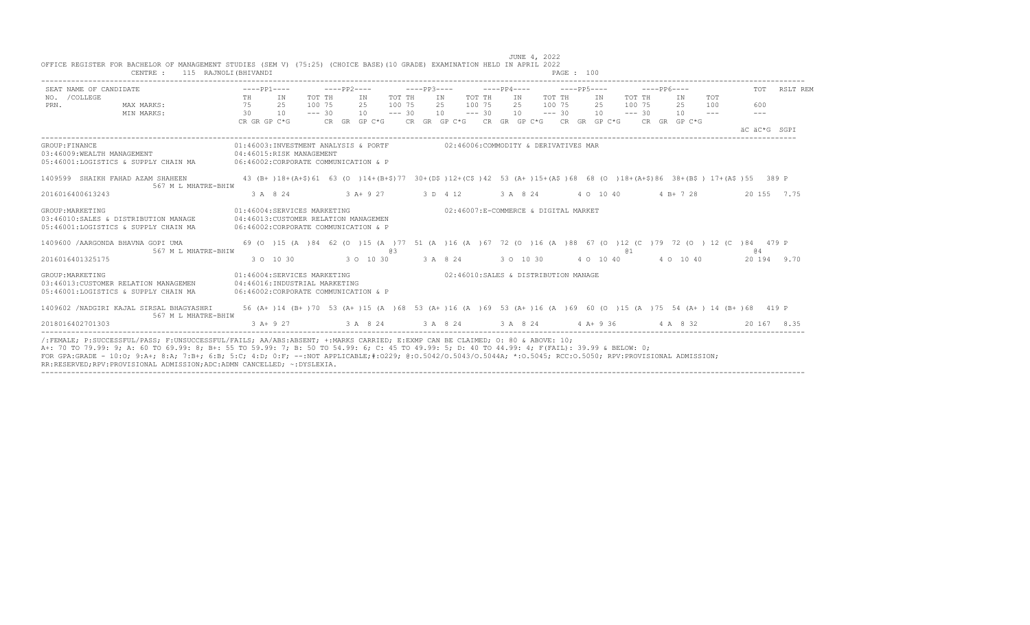JUNE 4, 2022

OFFICE REGISTER FOR BACHELOR OF MANAGEMENT STUDIES (SEM V) (75:25) (CHOICE BASE)(10 GRADE) EXAMINATION HELD IN APRIL 2022

CENTRE : 115 RAJNOLI(BHIVANDI)

PAGE : 100

| SEAT NO. /COLLEGE PRN. | NAME OF CANDIDATE | ----PP1---- TH | IN | TOT | ----PP2---- TH | IN | TOT | ----PP3---- TH | IN | TOT | ----PP4---- TH | IN | TOT | ----PP5---- TH | IN | TOT | ----PP6---- TH | IN | TOT | TOT | RSLT REM |
|---|---|---|---|---|---|---|---|---|---|---|---|---|---|---|---|---|---|---|---|---|---|
| | MAX MARKS: | 75 | 25 | 100 | 75 | 25 | 100 | 75 | 25 | 100 | 75 | 25 | 100 | 75 | 25 | 100 | 75 | 25 | 100 | 600 | |
| | MIN MARKS: | 30 | 10 | --- | 30 | 10 | --- | 30 | 10 | --- | 30 | 10 | --- | 30 | 10 | --- | 30 | 10 | --- | --- | |
| | | CR GR GP C*G | | | CR GR GP C*G | | | CR GR GP C*G | | | CR GR GP C*G | | | CR GR GP C*G | | | CR GR GP C*G | | | äC äC*G | SGPI |

GROUP:FINANCE
01:46003:INVESTMENT ANALYSIS & PORTF
02:46006:COMMODITY & DERIVATIVES MAR
03:46009:WEALTH MANAGEMENT
04:46015:RISK MANAGEMENT
05:46001:LOGISTICS & SUPPLY CHAIN MA
06:46002:CORPORATE COMMUNICATION & P

| SEAT NO. | NAME | PP1 TH | IN | TOT | PP2 TH | IN | TOT | PP3 TH | IN | TOT | PP4 TH | IN | TOT | PP5 TH | IN | TOT | PP6 TH | IN | TOT | TOT | RSLT |
|---|---|---|---|---|---|---|---|---|---|---|---|---|---|---|---|---|---|---|---|---|---|
| 1409599 | SHAIKH FAHAD AZAM SHAHEEN 567 M L MHATRE-BHIW | 43 (B+ ) | 18+(A+$) | 61 | 63 (O ) | 14+(B+$) | 77 | 30+(D$ ) | 12+(C$ ) | 42 | 53 (A+ ) | 15+(A$ ) | 68 | 68 (O ) | 18+(A+$) | 86 | 38+(B$ ) | 17+(A$ ) | 55 | 389 | P |
| 2016016400613243 | | 3 A 8 24 | | | 3 A+ 9 27 | | | 3 D 4 12 | | | 3 A 8 24 | | | 4 O 10 40 | | | 4 B+ 7 28 | | | 20 155 | 7.75 |

GROUP:MARKETING
01:46004:SERVICES MARKETING
02:46007:E-COMMERCE & DIGITAL MARKET
03:46010:SALES & DISTRIBUTION MANAGE
04:46013:CUSTOMER RELATION MANAGEMEN
05:46001:LOGISTICS & SUPPLY CHAIN MA
06:46002:CORPORATE COMMUNICATION & P

| SEAT NO. | NAME | PP1 TH | IN | TOT | PP2 TH | IN | TOT | PP3 TH | IN | TOT | PP4 TH | IN | TOT | PP5 TH | IN | TOT | PP6 TH | IN | TOT | TOT | RSLT |
|---|---|---|---|---|---|---|---|---|---|---|---|---|---|---|---|---|---|---|---|---|---|
| 1409600 | /AARGONDA BHAVNA GOPI UMA 567 M L MHATRE-BHIW | 69 (O ) | 15 (A ) | 84 | 62 (O ) | 15 (A ) | 77 @3 | 51 (A ) | 16 (A ) | 67 | 72 (O ) | 16 (A ) | 88 | 67 (O ) | 12 (C ) @1 | 79 | 72 (O ) | 12 (C ) | 84 | 479 @4 | P |
| 2016016401325175 | | 3 O 10 30 | | | 3 O 10 30 | | | 3 A 8 24 | | | 3 O 10 30 | | | 4 O 10 40 | | | 4 O 10 40 | | | 20 194 | 9.70 |

GROUP:MARKETING
01:46004:SERVICES MARKETING
02:46010:SALES & DISTRIBUTION MANAGE
03:46013:CUSTOMER RELATION MANAGEMEN
04:46016:INDUSTRIAL MARKETING
05:46001:LOGISTICS & SUPPLY CHAIN MA
06:46002:CORPORATE COMMUNICATION & P

| SEAT NO. | NAME | PP1 TH | IN | TOT | PP2 TH | IN | TOT | PP3 TH | IN | TOT | PP4 TH | IN | TOT | PP5 TH | IN | TOT | PP6 TH | IN | TOT | TOT | RSLT |
|---|---|---|---|---|---|---|---|---|---|---|---|---|---|---|---|---|---|---|---|---|---|
| 1409602 | /NADGIRI KAJAL SIRSAL BHAGYASHRI 567 M L MHATRE-BHIW | 56 (A+ ) | 14 (B+ ) | 70 | 53 (A+ ) | 15 (A ) | 68 | 53 (A+ ) | 16 (A ) | 69 | 53 (A+ ) | 16 (A ) | 69 | 60 (O ) | 15 (A ) | 75 | 54 (A+ ) | 14 (B+ ) | 68 | 419 | P |
| 2018016402701303 | | 3 A+ 9 27 | | | 3 A 8 24 | | | 3 A 8 24 | | | 3 A 8 24 | | | 4 A+ 9 36 | | | 4 A 8 32 | | | 20 167 | 8.35 |

/:FEMALE; P:SUCCESSFUL/PASS; F:UNSUCCESSFUL/FAILS; AA/ABS:ABSENT; +:MARKS CARRIED; E:EXMP CAN BE CLAIMED; O: 80 & ABOVE: 10;
A+: 70 TO 79.99: 9; A: 60 TO 69.99: 8; B+: 55 TO 59.99: 7; B: 50 TO 54.99: 6; C: 45 TO 49.99: 5; D: 40 TO 44.99: 4; F(FAIL): 39.99 & BELOW: 0;
FOR GPA:GRADE - 10:O; 9:A+; 8:A; 7:B+; 6:B; 5:C; 4:D; 0:F; --:NOT APPLICABLE;#:O229; @:O.5042/O.5043/O.5044A; *:O.5045; RCC:O.5050; RPV:PROVISIONAL ADMISSION;
RR:RESERVED;RPV:PROVISIONAL ADMISSION;ADC:ADMN CANCELLED; ~:DYSLEXIA.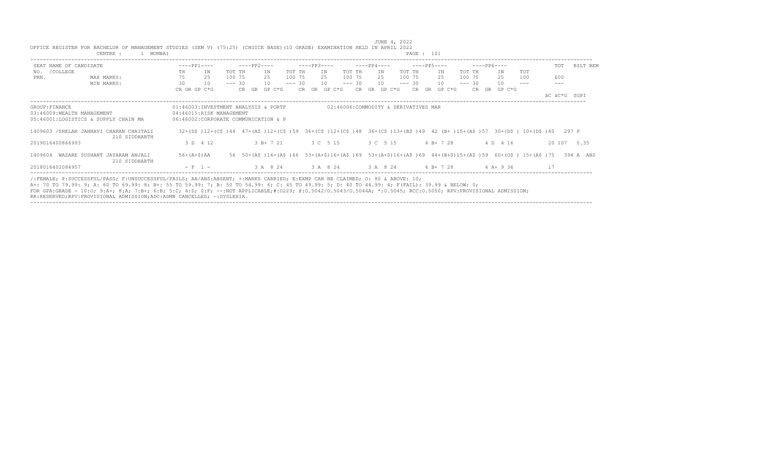JUNE 4, 2022

OFFICE REGISTER FOR BACHELOR OF MANAGEMENT STUDIES (SEM V) (75:25) (CHOICE BASE)(10 GRADE) EXAMINATION HELD IN APRIL 2022

CENTRE : 1 MUMBAI

PAGE : 101

| SEAT NO. / PRN. | NAME OF CANDIDATE / COLLEGE | ----PP1---- | | | ----PP2---- | | | ----PP3---- | | | ----PP4---- | | | ----PP5---- | | | ----PP6---- | | | TOT | RSLT | REM |
|---|---|---|---|---|---|---|---|---|---|---|---|---|---|---|---|---|---|---|---|---|---|---|---|
| | | TH | IN | TOT | TH | IN | TOT | TH | IN | TOT | TH | IN | TOT | TH | IN | TOT | TH | IN | TOT | | | |
| | MAX MARKS: | 75 | 25 | 100 | 75 | 25 | 100 | 75 | 25 | 100 | 75 | 25 | 100 | 75 | 25 | 100 | 75 | 25 | 100 | 600 | | |
| | MIN MARKS: | 30 | 10 | --- | 30 | 10 | --- | 30 | 10 | --- | 30 | 10 | --- | 30 | 10 | --- | 30 | 10 | --- | --- | | |
| | | CR GR GP C*G | | | CR GR GP C*G | | | CR GR GP C*G | | | CR GR GP C*G | | | CR GR GP C*G | | | CR GR GP C*G | | | äC äC*G | SGPI | |

GROUP:FINANCE
01:46003:INVESTMENT ANALYSIS & PORTF
02:46006:COMMODITY & DERIVATIVES MAR
03:46009:WEALTH MANAGEMENT
04:46015:RISK MANAGEMENT
05:46001:LOGISTICS & SUPPLY CHAIN MA
06:46002:CORPORATE COMMUNICATION & P

| SEAT NO. / PRN. | NAME OF CANDIDATE / COLLEGE | PP1 | PP2 | PP3 | PP4 | PP5 | PP6 | TOT | RSLT | REM |
|---|---|---|---|---|---|---|---|---|---|---|
| 1409603 | /SHELAR JANHAVI CHARAN CHAITALI<br>210 SIDDHARTH | 32+(D$ )12+(C$ )44 | 47+(A$ )12+(C$ )59 | 36+(C$ )12+(C$ )48 | 36+(C$ )13+(B$ )49 | 42 (B+ )15+(A$ )57 | 30+(D$ ) 10+(D$ )40 | 297 | P | |
| 2019016400866993 | | 3 D 4 12 | 3 B+ 7 21 | 3 C 5 15 | 3 C 5 15 | 4 B+ 7 28 | 4 D 4 16 | 20 107 | 5.35 | |
| 1409604 | WAZARE SUSHANT JAYARAM ANJALI<br>210 SIDDHARTH | 56+(A+$)AA | 56 50+(A$ )16+(A$ )66 | 53+(A+$)16+(A$ )69 | 53+(A+$)16+(A$ )69 | 44+(B+$)15+(A$ )59 | 60+(O$ ) 15+(A$ )75 | 394 | A | ABS |
| 2018016402084957 | | - F 1 - | 3 A 8 24 | 3 A 8 24 | 3 A 8 24 | 4 B+ 7 28 | 4 A+ 9 36 | 17 | | |

/:FEMALE; P:SUCCESSFUL/PASS; F:UNSUCCESSFUL/FAILS; AA/ABS:ABSENT; +:MARKS CARRIED; E:EXMP CAN BE CLAIMED; O: 80 & ABOVE: 10;
A+: 70 TO 79.99: 9; A: 60 TO 69.99: 8; B+: 55 TO 59.99: 7; B: 50 TO 54.99: 6; C: 45 TO 49.99: 5; D: 40 TO 44.99: 4; F(FAIL): 39.99 & BELOW: 0;
FOR GPA:GRADE - 10:O; 9:A+; 8:A; 7:B+; 6:B; 5:C; 4:D; 0:F; --:NOT APPLICABLE;#:O229; @:O.5042/O.5043/O.5044A; *:O.5045; RCC:O.5050; RPV:PROVISIONAL ADMISSION;
RR:RESERVED;RPV:PROVISIONAL ADMISSION;ADC:ADMN CANCELLED; ~:DYSLEXIA.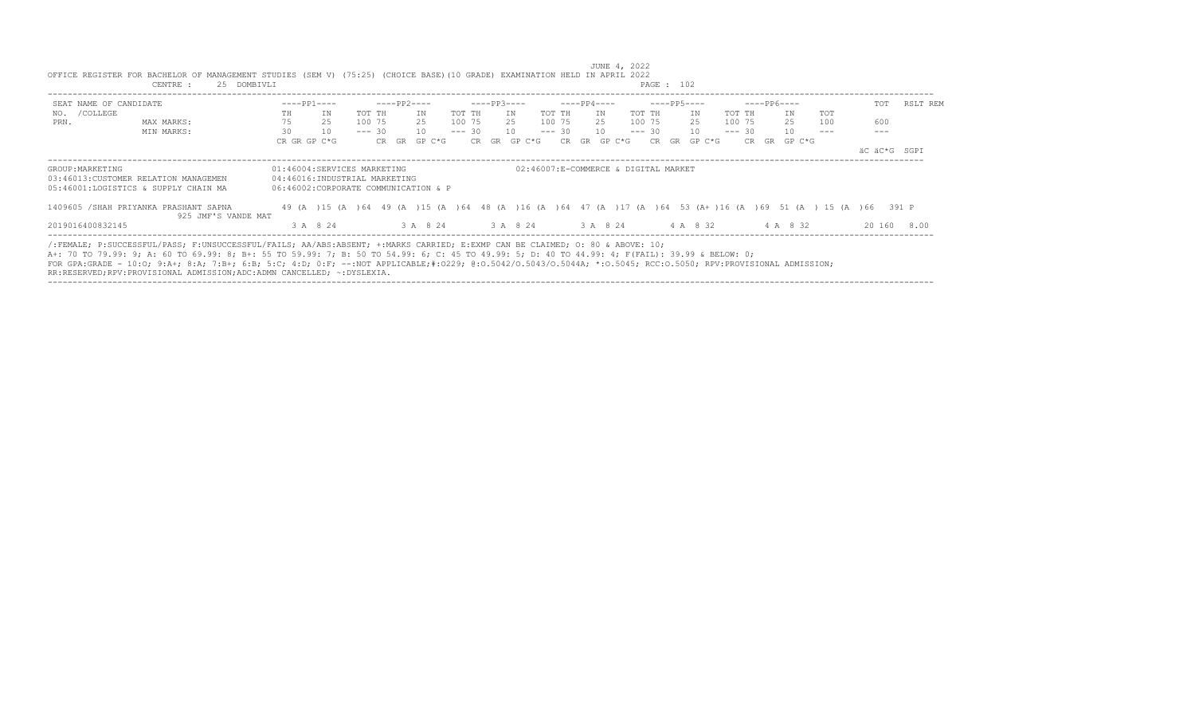JUNE 4, 2022

OFFICE REGISTER FOR BACHELOR OF MANAGEMENT STUDIES (SEM V) (75:25) (CHOICE BASE)(10 GRADE) EXAMINATION HELD IN APRIL 2022

CENTRE : 25 DOMBIVLI

| SEAT NO. /COLLEGE PRN. | NAME OF CANDIDATE | ----PP1---- | | | ----PP2---- | | | ----PP3---- | | | ----PP4---- | | | ----PP5---- | | | ----PP6---- | | | TOT | RSLT | REM |
|---|---|---|---|---|---|---|---|---|---|---|---|---|---|---|---|---|---|---|---|---|---|---|---|
| | | TH | IN | TOT | TH | IN | TOT | TH | IN | TOT | TH | IN | TOT | TH | IN | TOT | TH | IN | TOT | | | |
| | MAX MARKS: | 75 | 25 | 100 | 75 | 25 | 100 | 75 | 25 | 100 | 75 | 25 | 100 | 75 | 25 | 100 | 75 | 25 | 100 | 600 | | |
| | MIN MARKS: | 30 | 10 | --- | 30 | 10 | --- | 30 | 10 | --- | 30 | 10 | --- | 30 | 10 | --- | 30 | 10 | --- | --- | | |
| | | CR GR GP C*G | | | CR GR GP C*G | | | CR GR GP C*G | | | CR GR GP C*G | | | CR GR GP C*G | | | CR GR GP C*G | | | äC äC*G | SGPI | |

GROUP:MARKETING
01:46004:SERVICES MARKETING
02:46007:E-COMMERCE & DIGITAL MARKET
03:46013:CUSTOMER RELATION MANAGEMEN
04:46016:INDUSTRIAL MARKETING
05:46001:LOGISTICS & SUPPLY CHAIN MA
06:46002:CORPORATE COMMUNICATION & P

| SEAT NO. / PRN | NAME / COLLEGE | PP1 | PP2 | PP3 | PP4 | PP5 | PP6 | TOT | RSLT |
|---|---|---|---|---|---|---|---|---|---|
| 1409605 | /SHAH PRIYANKA PRASHANT SAPNA | 49 (A )15 (A )64 | 49 (A )15 (A )64 | 48 (A )16 (A )64 | 47 (A )17 (A )64 | 53 (A+)16 (A )69 | 51 (A )15 (A )66 | 391 | P |
| 2019016400832145 | 925 JMF'S VANDE MAT | 3 A 8 24 | 3 A 8 24 | 3 A 8 24 | 3 A 8 24 | 4 A 8 32 | 4 A 8 32 | 20 160 | 8.00 |

/:FEMALE; P:SUCCESSFUL/PASS; F:UNSUCCESSFUL/FAILS; AA/ABS:ABSENT; +:MARKS CARRIED; E:EXMP CAN BE CLAIMED; O: 80 & ABOVE: 10;
A+: 70 TO 79.99: 9; A: 60 TO 69.99: 8; B+: 55 TO 59.99: 7; B: 50 TO 54.99: 6; C: 45 TO 49.99: 5; D: 40 TO 44.99: 4; F(FAIL): 39.99 & BELOW: 0;
FOR GPA:GRADE - 10:O; 9:A+; 8:A; 7:B+; 6:B; 5:C; 4:D; 0:F; --:NOT APPLICABLE;#:O229; @:O.5042/O.5043/O.5044A; *:O.5045; RCC:O.5050; RPV:PROVISIONAL ADMISSION;
RR:RESERVED;RPV:PROVISIONAL ADMISSION;ADC:ADMN CANCELLED; ~:DYSLEXIA.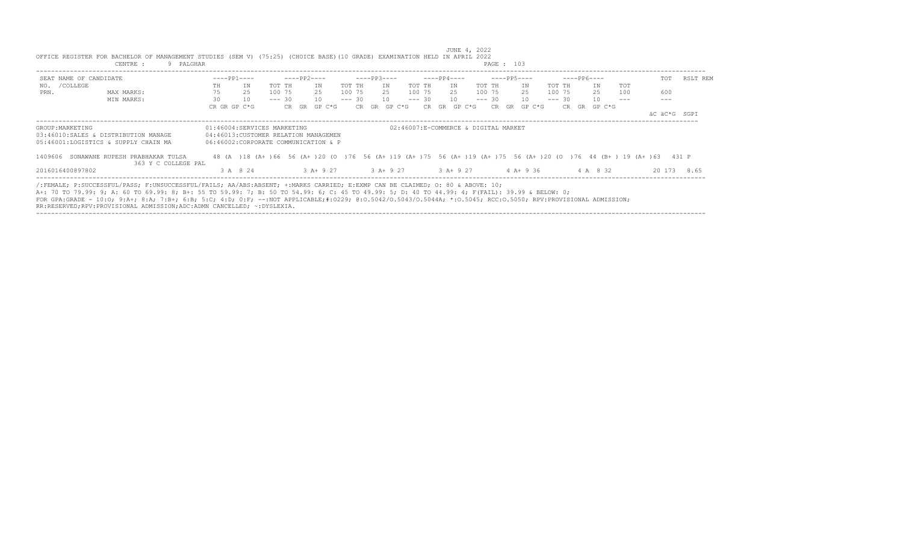JUNE 4, 2022

OFFICE REGISTER FOR BACHELOR OF MANAGEMENT STUDIES (SEM V) (75:25) (CHOICE BASE)(10 GRADE) EXAMINATION HELD IN APRIL 2022

CENTRE : 9 PALGHAR

PAGE : 103

```
SEAT NAME OF CANDIDATE              ----PP1----      ----PP2----      ----PP3----      ----PP4----      ----PP5----      ----PP6----           TOT   RSLT REM
NO.  /COLLEGE                       TH    IN    TOT TH    IN    TOT TH    IN    TOT TH    IN    TOT TH    IN    TOT TH    IN    TOT
PRN.           MAX MARKS:           75    25    100 75    25    100 75    25    100 75    25    100 75    25    100 75    25    100     600
               MIN MARKS:           30    10    --- 30    10    --- 30    10    --- 30    10    --- 30    10    --- 30    10    ---     ---
                                    CR GR GP C*G      CR GR GP C*G     CR GR GP C*G     CR GR GP C*G     CR GR GP C*G     CR GR GP C*G
                                                                                                                                    äC äC*G  SGPI
```

GROUP:MARKETING
01:46004:SERVICES MARKETING
02:46007:E-COMMERCE & DIGITAL MARKET
03:46010:SALES & DISTRIBUTION MANAGE
04:46013:CUSTOMER RELATION MANAGEMEN
05:46001:LOGISTICS & SUPPLY CHAIN MA
06:46002:CORPORATE COMMUNICATION & P

```
1409606  SONAWANE RUPESH PRABHAKAR TULSA     48 (A )18 (A+ )66  56 (A+ )20 (O )76  56 (A+ )19 (A+ )75  56 (A+ )19 (A+ )75  56 (A+ )20 (O )76  44 (B+ ) 19 (A+ )63   431 P
                  363 Y C COLLEGE PAL
2016016400897802                          3 A  8 24         3 A+ 9 27        3 A+ 9 27        3 A+ 9 27        4 A+ 9 36        4 A  8 32         20 173  8.65
```

/:FEMALE; P:SUCCESSFUL/PASS; F:UNSUCCESSFUL/FAILS; AA/ABS:ABSENT; +:MARKS CARRIED; E:EXMP CAN BE CLAIMED; O: 80 & ABOVE: 10;
A+: 70 TO 79.99: 9; A: 60 TO 69.99: 8; B+: 55 TO 59.99: 7; B: 50 TO 54.99: 6; C: 45 TO 49.99: 5; D: 40 TO 44.99: 4; F(FAIL): 39.99 & BELOW: 0;
FOR GPA:GRADE - 10:O; 9:A+; 8:A; 7:B+; 6:B; 5:C; 4:D; 0:F; --:NOT APPLICABLE;#:O229; @:O.5042/O.5043/O.5044A; *:O.5045; RCC:O.5050; RPV:PROVISIONAL ADMISSION;
RR:RESERVED;RPV:PROVISIONAL ADMISSION;ADC:ADMN CANCELLED; ~:DYSLEXIA.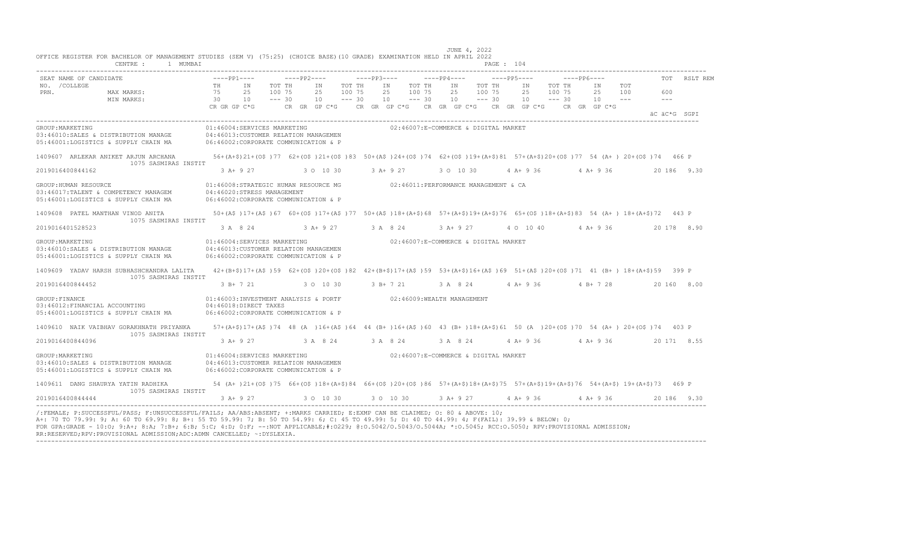JUNE 4, 2022

OFFICE REGISTER FOR BACHELOR OF MANAGEMENT STUDIES (SEM V) (75:25) (CHOICE BASE)(10 GRADE) EXAMINATION HELD IN APRIL 2022

CENTRE : 1 MUMBAI

```
SEAT NAME OF CANDIDATE                   ----PP1----        ----PP2----        ----PP3----        ----PP4----        ----PP5----        ----PP6----            TOT   RSLT REM
NO. /COLLEGE                             TH     IN     TOT TH     IN     TOT TH     IN     TOT TH     IN     TOT TH     IN     TOT TH     IN     TOT
PRN.             MAX MARKS:              75     25     100 75     25     100 75     25     100 75     25     100 75     25     100 75     25     100      600
                 MIN MARKS:              30     10     --- 30     10     --- 30     10     --- 30     10     --- 30     10     --- 30     10     ---      ---
                                         CR GR GP C*G       CR  GR  GP C*G    CR  GR  GP C*G    CR  GR  GP C*G    CR  GR  GP C*G    CR  GR  GP C*G
                                                                                                                                                  äC äC*G  SGPI
```

```
GROUP:MARKETING                              01:46004:SERVICES MARKETING                       02:46007:E-COMMERCE & DIGITAL MARKET
03:46010:SALES & DISTRIBUTION MANAGE         04:46013:CUSTOMER RELATION MANAGEMEN
05:46001:LOGISTICS & SUPPLY CHAIN MA         06:46002:CORPORATE COMMUNICATION & P

1409607  ARLEKAR ANIKET ARJUN ARCHANA        56+(A+$)21+(O$ )77  62+(O$ )21+(O$ )83  50+(A$ )24+(O$ )74  62+(O$ )19+(A+$)81  57+(A+$)20+(O$ )77  54 (A+ ) 20+(O$ )74   466 P
                   1075 SASMIRAS INSTIT
2019016400844162                               3 A+ 9 27          3 O  10 30        3 A+ 9 27          3 O  10 30        4 A+ 9 36          4 A+ 9 36          20 186  9.30

GROUP:HUMAN RESOURCE                         01:46008:STRATEGIC HUMAN RESOURCE MG              02:46011:PERFORMANCE MANAGEMENT & CA
03:46017:TALENT & COMPETENCY MANAGEM         04:46020:STRESS MANAGEMENT
05:46001:LOGISTICS & SUPPLY CHAIN MA         06:46002:CORPORATE COMMUNICATION & P

1409608  PATEL MANTHAN VINOD ANITA           50+(A$ )17+(A$ )67  60+(O$ )17+(A$ )77  50+(A$ )18+(A+$)68  57+(A+$)19+(A+$)76  65+(O$ )18+(A+$)83  54 (A+ ) 18+(A+$)72   443 P
                   1075 SASMIRAS INSTIT
2019016401528523                               3 A  8 24          3 A+ 9 27         3 A  8 24          3 A+ 9 27         4 O  10 40         4 A+ 9 36          20 178  8.90

GROUP:MARKETING                              01:46004:SERVICES MARKETING                       02:46007:E-COMMERCE & DIGITAL MARKET
03:46010:SALES & DISTRIBUTION MANAGE         04:46013:CUSTOMER RELATION MANAGEMEN
05:46001:LOGISTICS & SUPPLY CHAIN MA         06:46002:CORPORATE COMMUNICATION & P

1409609  YADAV HARSH SUBHASHCHANDRA LALITA   42+(B+$)17+(A$ )59  62+(O$ )20+(O$ )82  42+(B+$)17+(A$ )59  53+(A+$)16+(A$ )69  51+(A$ )20+(O$ )71  41 (B+ ) 18+(A+$)59   399 P
                   1075 SASMIRAS INSTIT
2019016400844452                               3 B+ 7 21          3 O  10 30        3 B+ 7 21          3 A  8 24         4 A+ 9 36          4 B+ 7 28          20 160  8.00

GROUP:FINANCE                                01:46003:INVESTMENT ANALYSIS & PORTF              02:46009:WEALTH MANAGEMENT
03:46012:FINANCIAL ACCOUNTING                04:46018:DIRECT TAXES
05:46001:LOGISTICS & SUPPLY CHAIN MA         06:46002:CORPORATE COMMUNICATION & P

1409610  NAIK VAIBHAV GORAKHNATH PRIYANKA    57+(A+$)17+(A$ )74  48 (A  )16+(A$ )64  44 (B+ )16+(A$ )60  43 (B+ )18+(A+$)61  50 (A  )20+(O$ )70  54 (A+ ) 20+(O$ )74   403 P
                   1075 SASMIRAS INSTIT
2019016400844096                               3 A+ 9 27          3 A  8 24         3 A  8 24          3 A  8 24         4 A+ 9 36          4 A+ 9 36          20 171  8.55

GROUP:MARKETING                              01:46004:SERVICES MARKETING                       02:46007:E-COMMERCE & DIGITAL MARKET
03:46010:SALES & DISTRIBUTION MANAGE         04:46013:CUSTOMER RELATION MANAGEMEN
05:46001:LOGISTICS & SUPPLY CHAIN MA         06:46002:CORPORATE COMMUNICATION & P

1409611  DANG SHAURYA YATIN RADHIKA          54 (A+ )21+(O$ )75  66+(O$ )18+(A+$)84  66+(O$ )20+(O$ )86  57+(A+$)18+(A+$)75  57+(A+$)19+(A+$)76  54+(A+$) 19+(A+$)73   469 P
                   1075 SASMIRAS INSTIT
2019016400844444                               3 A+ 9 27          3 O  10 30        3 O  10 30         3 A+ 9 27         4 A+ 9 36          4 A+ 9 36          20 186  9.30
```

/:FEMALE; P:SUCCESSFUL/PASS; F:UNSUCCESSFUL/FAILS; AA/ABS:ABSENT; +:MARKS CARRIED; E:EXMP CAN BE CLAIMED; O: 80 & ABOVE: 10;
A+: 70 TO 79.99: 9; A: 60 TO 69.99: 8; B+: 55 TO 59.99: 7; B: 50 TO 54.99: 6; C: 45 TO 49.99: 5; D: 40 TO 44.99: 4; F(FAIL): 39.99 & BELOW: 0;
FOR GPA:GRADE - 10:O; 9:A+; 8:A; 7:B+; 6:B; 5:C; 4:D; 0:F; --:NOT APPLICABLE;#:O229; @:O.5042/O.5043/O.5044A; *:O.5045; RCC:O.5050; RPV:PROVISIONAL ADMISSION;
RR:RESERVED;RPV:PROVISIONAL ADMISSION;ADC:ADMN CANCELLED; ~:DYSLEXIA.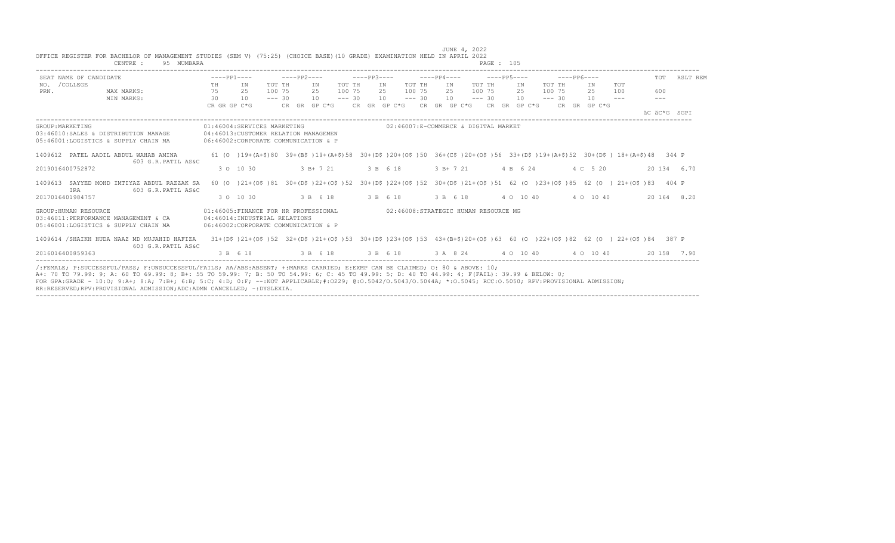JUNE 4, 2022

OFFICE REGISTER FOR BACHELOR OF MANAGEMENT STUDIES (SEM V) (75:25) (CHOICE BASE)(10 GRADE) EXAMINATION HELD IN APRIL 2022

CENTRE : 95 MUMBARA

PAGE : 105

```
SEAT NAME OF CANDIDATE                      ----PP1----        ----PP2----        ----PP3----        ----PP4----        ----PP5----        ----PP6----              TOT   RSLT REM
NO. /COLLEGE                                TH      IN     TOT TH      IN     TOT TH      IN     TOT TH      IN     TOT TH      IN     TOT TH      IN     TOT
PRN.            MAX MARKS:                  75      25     100 75      25     100 75      25     100 75      25     100 75      25     100 75      25     100       600
                MIN MARKS:                  30      10     --- 30      10     --- 30      10     --- 30      10     --- 30      10     --- 30      10     ---       ---
                                            CR GR GP C*G       CR  GR  GP C*G     CR  GR  GP C*G     CR  GR  GP C*G     CR  GR  GP C*G     CR  GR  GP C*G
                                                                                                                                                          äC äC*G  SGPI

GROUP:MARKETING                             01:46004:SERVICES MARKETING                    02:46007:E-COMMERCE & DIGITAL MARKET
03:46010:SALES & DISTRIBUTION MANAGE        04:46013:CUSTOMER RELATION MANAGEMEN
05:46001:LOGISTICS & SUPPLY CHAIN MA        06:46002:CORPORATE COMMUNICATION & P

1409612  PATEL AADIL ABDUL WAHAB AMINA      61 (O  )19+(A+$)80  39+(B$ )19+(A+$)58  30+(D$ )20+(O$ )50  36+(C$ )20+(O$ )56  33+(D$ )19+(A+$)52  30+(D$ ) 18+(A+$)48   344 P
                 603 G.R.PATIL AS&C
2019016400752872                             3 O  10 30          3 B+ 7 21          3 B  6 18          3 B+ 7 21          4 B  6 24          4 C  5 20          20 134  6.70

1409613  SAYYED MOHD IMTIYAZ ABDUL RAZZAK SA  60 (O  )21+(O$ )81  30+(D$ )22+(O$ )52  30+(D$ )22+(O$ )52  30+(D$ )21+(O$ )51  62 (O  )23+(O$ )85  62 (O  ) 21+(O$ )83   404 P
         IRA     603 G.R.PATIL AS&C
2017016401984757                             3 O  10 30          3 B  6 18          3 B  6 18          3 B  6 18          4 O  10 40         4 O  10 40          20 164  8.20

GROUP:HUMAN RESOURCE                        01:46005:FINANCE FOR HR PROFESSIONAL           02:46008:STRATEGIC HUMAN RESOURCE MG
03:46011:PERFORMANCE MANAGEMENT & CA        04:46014:INDUSTRIAL RELATIONS
05:46001:LOGISTICS & SUPPLY CHAIN MA        06:46002:CORPORATE COMMUNICATION & P

1409614 /SHAIKH HUDA NAAZ MD MUJAHID HAFIZA  31+(D$ )21+(O$ )52  32+(D$ )21+(O$ )53  30+(D$ )23+(O$ )53  43+(B+$)20+(O$ )63  60 (O  )22+(O$ )82  62 (O  ) 22+(O$ )84   387 P
                 603 G.R.PATIL AS&C
2016016400859363                             3 B  6 18           3 B  6 18          3 B  6 18          3 A  8 24          4 O  10 40         4 O  10 40          20 158  7.90
```

/:FEMALE; P:SUCCESSFUL/PASS; F:UNSUCCESSFUL/FAILS; AA/ABS:ABSENT; +:MARKS CARRIED; E:EXMP CAN BE CLAIMED; O: 80 & ABOVE: 10;
A+: 70 TO 79.99: 9; A: 60 TO 69.99: 8; B+: 55 TO 59.99: 7; B: 50 TO 54.99: 6; C: 45 TO 49.99: 5; D: 40 TO 44.99: 4; F(FAIL): 39.99 & BELOW: 0;
FOR GPA:GRADE - 10:O; 9:A+; 8:A; 7:B+; 6:B; 5:C; 4:D; 0:F; --:NOT APPLICABLE;#:O229; @:O.5042/O.5043/O.5044A; *:O.5045; RCC:O.5050; RPV:PROVISIONAL ADMISSION;
RR:RESERVED;RPV:PROVISIONAL ADMISSION;ADC:ADMN CANCELLED; ~:DYSLEXIA.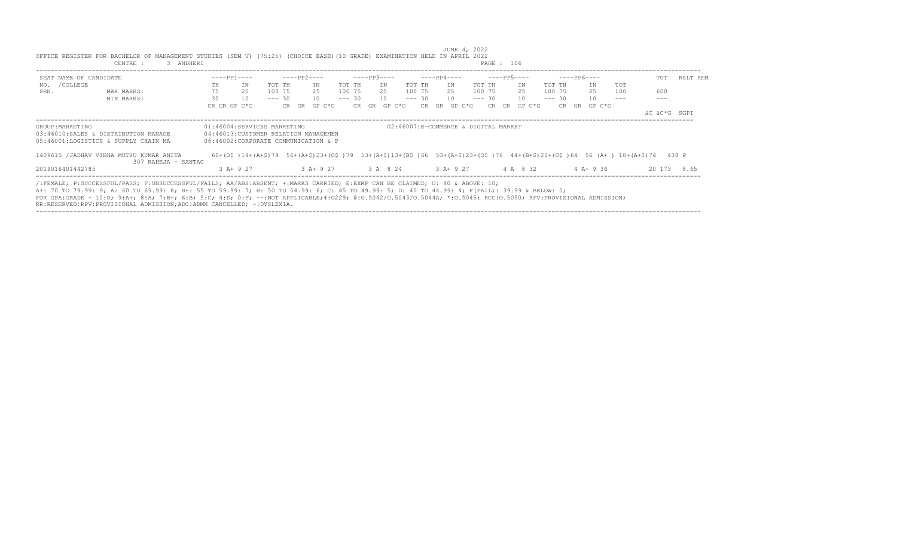JUNE 4, 2022

OFFICE REGISTER FOR BACHELOR OF MANAGEMENT STUDIES (SEM V) (75:25) (CHOICE BASE)(10 GRADE) EXAMINATION HELD IN APRIL 2022

CENTRE : 3 ANDHERI

| SEAT NO. /COLLEGE PRN. | NAME OF CANDIDATE | ----PP1---- TH | IN | TOT | ----PP2---- TH | IN | TOT | ----PP3---- TH | IN | TOT | ----PP4---- TH | IN | TOT | ----PP5---- TH | IN | TOT | ----PP6---- TH | IN | TOT | TOT | RSLT REM |
|---|---|---|---|---|---|---|---|---|---|---|---|---|---|---|---|---|---|---|---|---|---|
| | MAX MARKS: | 75 | 25 | 100 | 75 | 25 | 100 | 75 | 25 | 100 | 75 | 25 | 100 | 75 | 25 | 100 | 75 | 25 | 100 | 600 | |
| | MIN MARKS: | 30 | 10 | --- | 30 | 10 | --- | 30 | 10 | --- | 30 | 10 | --- | 30 | 10 | --- | 30 | 10 | --- | --- | |
| | | CR GR GP C*G | | | CR GR GP C*G | | | CR GR GP C*G | | | CR GR GP C*G | | | CR GR GP C*G | | | CR GR GP C*G | | | äC äC*G | SGPI |

GROUP:MARKETING

01:46004:SERVICES MARKETING

02:46007:E-COMMERCE & DIGITAL MARKET

03:46010:SALES & DISTRIBUTION MANAGE

04:46013:CUSTOMER RELATION MANAGEMEN

05:46001:LOGISTICS & SUPPLY CHAIN MA

06:46002:CORPORATE COMMUNICATION & P

| SEAT NO. / NAME | PP1 | PP2 | PP3 | PP4 | PP5 | PP6 | TOT | RSLT |
|---|---|---|---|---|---|---|---|---|
| 1409615 /JADHAV VIBHA MUTHU KUMAR ANITA, 307 RAHEJA - SANTAC | 60+(O$ )19+(A+$)79 | 56+(A+$)23+(O$ )79 | 53+(A+$)13+(B$ )66 | 53+(A+$)23+(O$ )76 | 44+(B+$)20+(O$ )64 | 56 (A+ ) 18+(A+$)74 | 438 | P |
| 2019016401442785 | 3 A+ 9 27 | 3 A+ 9 27 | 3 A 8 24 | 3 A+ 9 27 | 4 A 8 32 | 4 A+ 9 36 | 20 173 | 8.65 |

/:FEMALE; P:SUCCESSFUL/PASS; F:UNSUCCESSFUL/FAILS; AA/ABS:ABSENT; +:MARKS CARRIED; E:EXMP CAN BE CLAIMED; O: 80 & ABOVE: 10;
A+: 70 TO 79.99: 9; A: 60 TO 69.99: 8; B+: 55 TO 59.99: 7; B: 50 TO 54.99: 6; C: 45 TO 49.99: 5; D: 40 TO 44.99: 4; F(FAIL): 39.99 & BELOW: 0;
FOR GPA:GRADE - 10:O; 9:A+; 8:A; 7:B+; 6:B; 5:C; 4:D; 0:F; --:NOT APPLICABLE;#:O229; @:O.5042/O.5043/O.5044A; *:O.5045; RCC:O.5050; RPV:PROVISIONAL ADMISSION;
RR:RESERVED;RPV:PROVISIONAL ADMISSION;ADC:ADMN CANCELLED; ~:DYSLEXIA.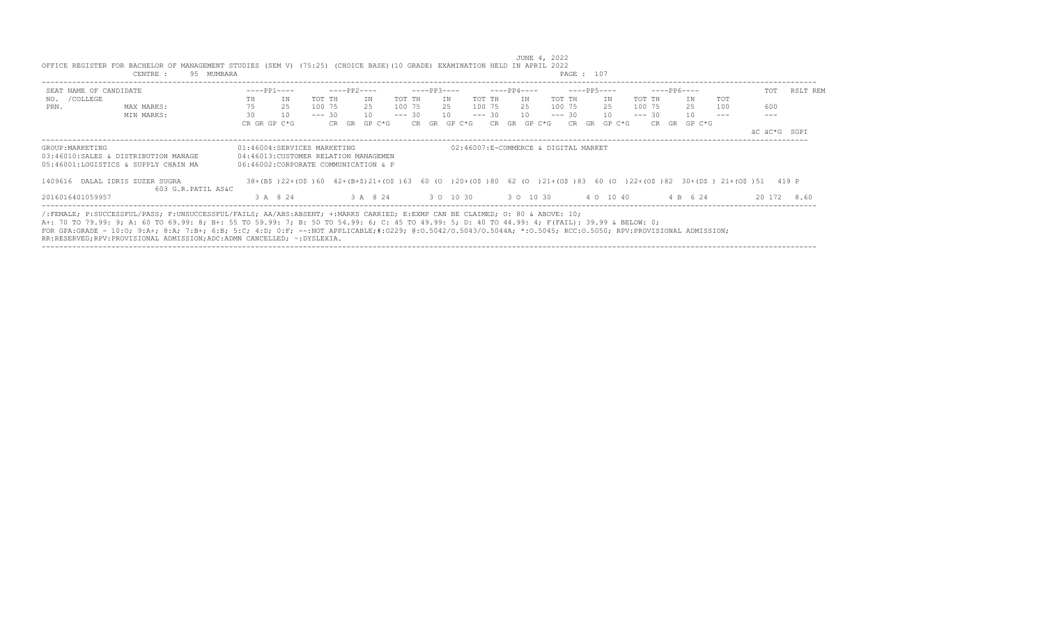JUNE 4, 2022

OFFICE REGISTER FOR BACHELOR OF MANAGEMENT STUDIES (SEM V) (75:25) (CHOICE BASE)(10 GRADE) EXAMINATION HELD IN APRIL 2022

CENTRE : 95 MUMBARA

| SEAT NO. /COLLEGE PRN. | NAME OF CANDIDATE | ----PP1---- | | | ----PP2---- | | | ----PP3---- | | | ----PP4---- | | | ----PP5---- | | | ----PP6---- | | | TOT | RSLT REM |
|---|---|---|---|---|---|---|---|---|---|---|---|---|---|---|---|---|---|---|---|---|---|
| | | TH | IN | TOT | TH | IN | TOT | TH | IN | TOT | TH | IN | TOT | TH | IN | TOT | TH | IN | TOT | | |
| | MAX MARKS: | 75 | 25 | 100 | 75 | 25 | 100 | 75 | 25 | 100 | 75 | 25 | 100 | 75 | 25 | 100 | 75 | 25 | 100 | 600 | |
| | MIN MARKS: | 30 | 10 | --- | 30 | 10 | --- | 30 | 10 | --- | 30 | 10 | --- | 30 | 10 | --- | 30 | 10 | --- | --- | |
| | | CR GR GP C*G | | | CR GR GP C*G | | | CR GR GP C*G | | | CR GR GP C*G | | | CR GR GP C*G | | | CR GR GP C*G | | | äC äC*G | SGPI |

GROUP:MARKETING

01:46004:SERVICES MARKETING
02:46007:E-COMMERCE & DIGITAL MARKET
03:46010:SALES & DISTRIBUTION MANAGE
04:46013:CUSTOMER RELATION MANAGEMEN
05:46001:LOGISTICS & SUPPLY CHAIN MA
06:46002:CORPORATE COMMUNICATION & P

| SEAT NO. / PRN | NAME / COLLEGE | PP1 TH | PP1 IN | PP1 TOT | PP2 TH | PP2 IN | PP2 TOT | PP3 TH | PP3 IN | PP3 TOT | PP4 TH | PP4 IN | PP4 TOT | PP5 TH | PP5 IN | PP5 TOT | PP6 TH | PP6 IN | PP6 TOT | TOT | RSLT |
|---|---|---|---|---|---|---|---|---|---|---|---|---|---|---|---|---|---|---|---|---|---|
| 1409616 | DALAL IDRIS ZUZER SUGRA 603 G.R.PATIL AS&C | 38+(B$ ) | 22+(O$ ) | 60 | 42+(B+$) | 21+(O$ ) | 63 | 60 (O ) | 20+(O$ ) | 80 | 62 (O ) | 21+(O$ ) | 83 | 60 (O ) | 22+(O$ ) | 82 | 30+(D$ ) | 21+(O$ ) | 51 | 419 | P |
| 2016016401059957 | | 3 A 8 24 | | | 3 A 8 24 | | | 3 O 10 30 | | | 3 O 10 30 | | | 4 O 10 40 | | | 4 B 6 24 | | | 20 172 | 8.60 |

/:FEMALE; P:SUCCESSFUL/PASS; F:UNSUCCESSFUL/FAILS; AA/ABS:ABSENT; +:MARKS CARRIED; E:EXMP CAN BE CLAIMED; O: 80 & ABOVE: 10;
A+: 70 TO 79.99: 9; A: 60 TO 69.99: 8; B+: 55 TO 59.99: 7; B: 50 TO 54.99: 6; C: 45 TO 49.99: 5; D: 40 TO 44.99: 4; F(FAIL): 39.99 & BELOW: 0;
FOR GPA:GRADE - 10:O; 9:A+; 8:A; 7:B+; 6:B; 5:C; 4:D; 0:F; --:NOT APPLICABLE;#:O229; @:O.5042/O.5043/O.5044A; *:O.5045; RCC:O.5050; RPV:PROVISIONAL ADMISSION;
RR:RESERVED;RPV:PROVISIONAL ADMISSION;ADC:ADMN CANCELLED; ~:DYSLEXIA.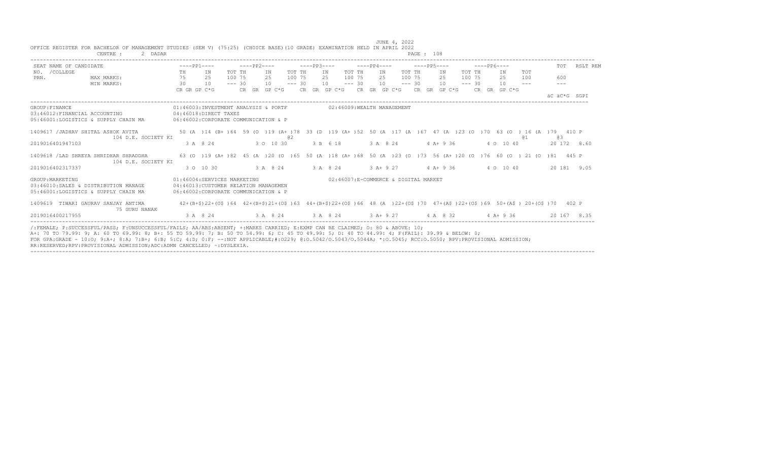JUNE 4, 2022

OFFICE REGISTER FOR BACHELOR OF MANAGEMENT STUDIES (SEM V) (75:25) (CHOICE BASE)(10 GRADE) EXAMINATION HELD IN APRIL 2022

CENTRE : 2 DADAR

```
SEAT NAME OF CANDIDATE              ----PP1----      ----PP2----      ----PP3----      ----PP4----      ----PP5----      ----PP6----           TOT   RSLT REM
NO.  /COLLEGE                       TH    IN    TOT TH    IN    TOT TH    IN    TOT TH    IN    TOT TH    IN    TOT TH    IN    TOT
PRN.            MAX MARKS:          75    25    100 75    25    100 75    25    100 75    25    100 75    25    100 75    25    100    600
                MIN MARKS:          30    10    --- 30    10    --- 30    10    --- 30    10    --- 30    10    --- 30    10    ---    ---
                                    CR GR GP C*G     CR GR GP C*G     CR GR GP C*G     CR GR GP C*G     CR GR GP C*G     CR GR GP C*G
                                                                                                                                   äC äC*G  SGPI
```

```
GROUP:FINANCE                           01:46003:INVESTMENT ANALYSIS & PORTF          02:46009:WEALTH MANAGEMENT
03:46012:FINANCIAL ACCOUNTING           04:46018:DIRECT TAXES
05:46001:LOGISTICS & SUPPLY CHAIN MA    06:46002:CORPORATE COMMUNICATION & P

1409617 /JADHAV SHITAL ASHOK AVITA      50 (A )14 (B+ )64  59 (O )19 (A+ )78  33 (D )19 (A+ )52  50 (A )17 (A )67  47 (A )23 (O )70  63 (O ) 16 (A )79  410 P
                 104 D.E. SOCIETY KI                                 @2                                                                  @1        @3
2019016401947103                        3 A  8 24         3 O  10 30        3 B  6 18         3 A  8 24         4 A+ 9 36         4 O  10 40        20 172  8.60

1409618 /LAD SHREYA SHRIDHAR SHRADDHA   63 (O )19 (A+ )82  45 (A )20 (O )65  50 (A )18 (A+ )68  50 (A )23 (O )73  56 (A+ )20 (O )76  60 (O ) 21 (O )81  445 P
                 104 D.E. SOCIETY KI
2019016402317337                        3 O  10 30        3 A  8 24         3 A  8 24         3 A+ 9 27         4 A+ 9 36         4 O  10 40        20 181  9.05

GROUP:MARKETING                         01:46004:SERVICES MARKETING                   02:46007:E-COMMERCE & DIGITAL MARKET
03:46010:SALES & DISTRIBUTION MANAGE    04:46013:CUSTOMER RELATION MANAGEMEN
05:46001:LOGISTICS & SUPPLY CHAIN MA    06:46002:CORPORATE COMMUNICATION & P

1409619  TIWARI GAURAV SANJAY ANTIMA    42+(B+$)22+(O$ )64  42+(B+$)21+(O$ )63  44+(B+$)22+(O$ )66  48 (A )22+(O$ )70  47+(A$ )22+(O$ )69  50+(A$ ) 20+(O$ )70  402 P
                 75 GURU NANAK
2019016400217955                        3 A  8 24         3 A  8 24         3 A  8 24         3 A+ 9 27         4 A  8 32         4 A+ 9 36         20 167  8.35
```

/:FEMALE; P:SUCCESSFUL/PASS; F:UNSUCCESSFUL/FAILS; AA/ABS:ABSENT; +:MARKS CARRIED; E:EXMP CAN BE CLAIMED; O: 80 & ABOVE: 10;
A+: 70 TO 79.99: 9; A: 60 TO 69.99: 8; B+: 55 TO 59.99: 7; B: 50 TO 54.99: 6; C: 45 TO 49.99: 5; D: 40 TO 44.99: 4; F(FAIL): 39.99 & BELOW: 0;
FOR GPA:GRADE - 10:O; 9:A+; 8:A; 7:B+; 6:B; 5:C; 4:D; 0:F; --:NOT APPLICABLE;#:O229; @:O.5042/O.5043/O.5044A; *:O.5045; RCC:O.5050; RPV:PROVISIONAL ADMISSION;
RR:RESERVED;RPV:PROVISIONAL ADMISSION;ADC:ADMN CANCELLED; ~:DYSLEXIA.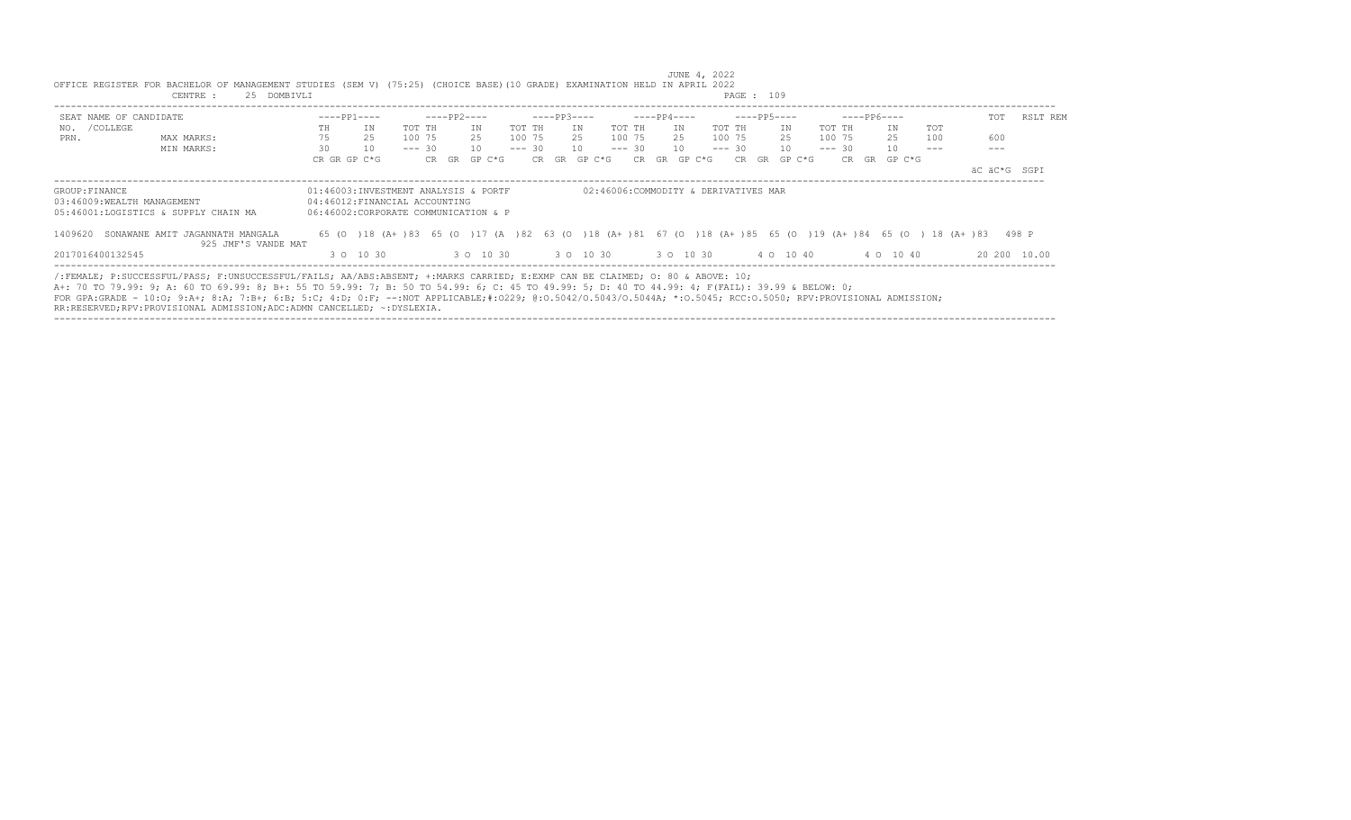JUNE 4, 2022

OFFICE REGISTER FOR BACHELOR OF MANAGEMENT STUDIES (SEM V) (75:25) (CHOICE BASE)(10 GRADE) EXAMINATION HELD IN APRIL 2022

CENTRE : 25 DOMBIVLI

| SEAT NO. /COLLEGE PRN. | NAME OF CANDIDATE | ----PP1---- | | | ----PP2---- | | | ----PP3---- | | | ----PP4---- | | | ----PP5---- | | | ----PP6---- | | | TOT | RSLT | REM |
|---|---|---|---|---|---|---|---|---|---|---|---|---|---|---|---|---|---|---|---|---|---|---|---|
| | | TH | IN | TOT | TH | IN | TOT | TH | IN | TOT | TH | IN | TOT | TH | IN | TOT | TH | IN | TOT | | | |
| | MAX MARKS: | 75 | 25 | 100 | 75 | 25 | 100 | 75 | 25 | 100 | 75 | 25 | 100 | 75 | 25 | 100 | 75 | 25 | 100 | 600 | | |
| | MIN MARKS: | 30 | 10 | --- | 30 | 10 | --- | 30 | 10 | --- | 30 | 10 | --- | 30 | 10 | --- | 30 | 10 | --- | --- | | |
| | | CR GR GP C*G | | | CR GR GP C*G | | | CR GR GP C*G | | | CR GR GP C*G | | | CR GR GP C*G | | | CR GR GP C*G | | | äC äC*G SGPI | | |

GROUP:FINANCE

01:46003:INVESTMENT ANALYSIS & PORTF
02:46006:COMMODITY & DERIVATIVES MAR
03:46009:WEALTH MANAGEMENT
04:46012:FINANCIAL ACCOUNTING
05:46001:LOGISTICS & SUPPLY CHAIN MA
06:46002:CORPORATE COMMUNICATION & P

| SEAT NO. | NAME / COLLEGE | PP1 | PP2 | PP3 | PP4 | PP5 | PP6 | TOT | RSLT |
|---|---|---|---|---|---|---|---|---|---|
| 1409620 | SONAWANE AMIT JAGANNATH MANGALA 925 JMF'S VANDE MAT | 65 (O )18 (A+ )83 | 65 (O )17 (A )82 | 63 (O )18 (A+ )81 | 67 (O )18 (A+ )85 | 65 (O )19 (A+ )84 | 65 (O ) 18 (A+ )83 | 498 | P |
| 2017016400132545 | | 3 O 10 30 | 3 O 10 30 | 3 O 10 30 | 3 O 10 30 | 4 O 10 40 | 4 O 10 40 | 20 200 10.00 | |

/:FEMALE; P:SUCCESSFUL/PASS; F:UNSUCCESSFUL/FAILS; AA/ABS:ABSENT; +:MARKS CARRIED; E:EXMP CAN BE CLAIMED; O: 80 & ABOVE: 10;
A+: 70 TO 79.99: 9; A: 60 TO 69.99: 8; B+: 55 TO 59.99: 7; B: 50 TO 54.99: 6; C: 45 TO 49.99: 5; D: 40 TO 44.99: 4; F(FAIL): 39.99 & BELOW: 0;
FOR GPA:GRADE - 10:O; 9:A+; 8:A; 7:B+; 6:B; 5:C; 4:D; 0:F; --:NOT APPLICABLE;#:O229; @:O.5042/O.5043/O.5044A; *:O.5045; RCC:O.5050; RPV:PROVISIONAL ADMISSION;
RR:RESERVED;RPV:PROVISIONAL ADMISSION;ADC:ADMN CANCELLED; ~:DYSLEXIA.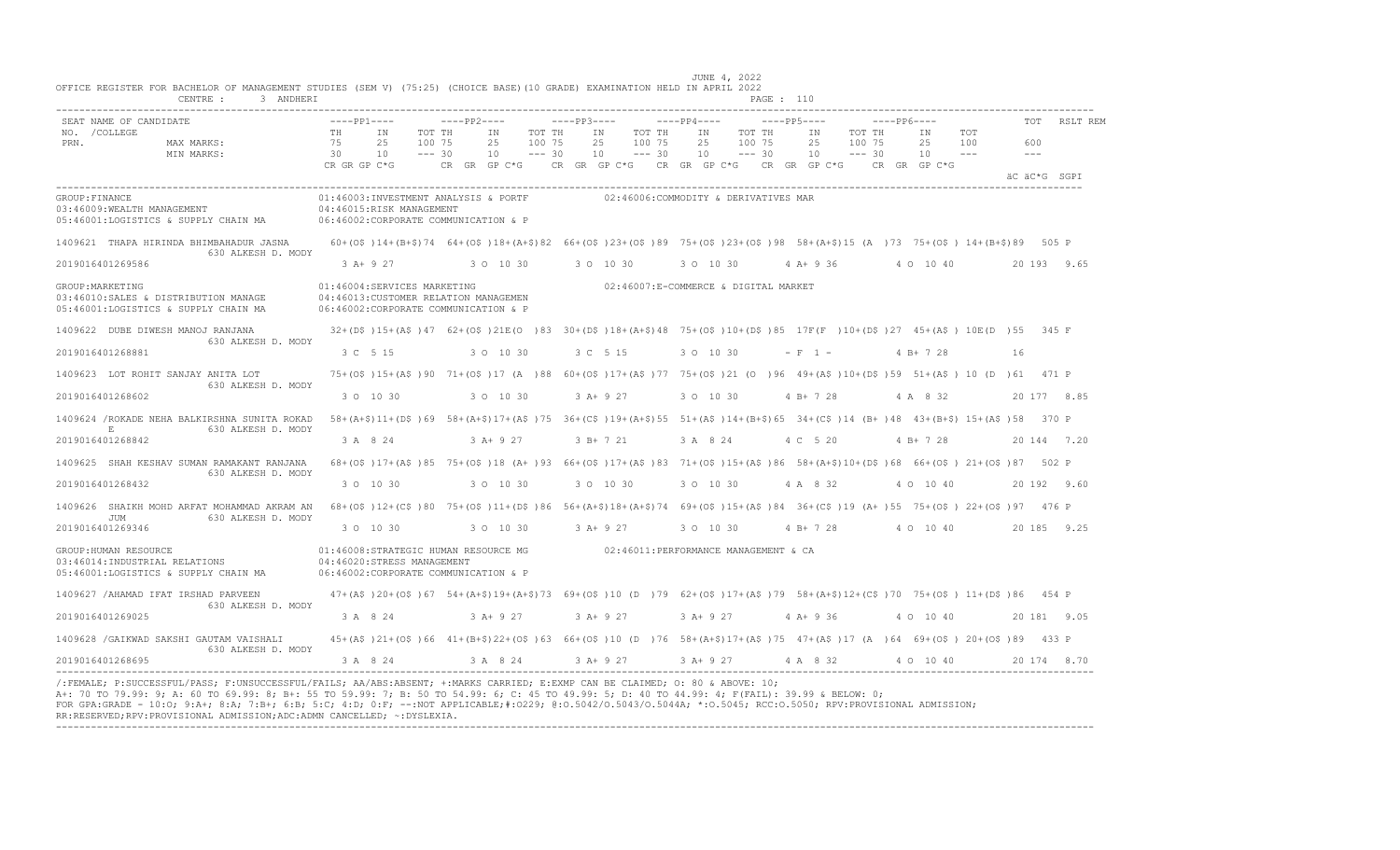JUNE 4, 2022

OFFICE REGISTER FOR BACHELOR OF MANAGEMENT STUDIES (SEM V) (75:25) (CHOICE BASE)(10 GRADE) EXAMINATION HELD IN APRIL 2022

CENTRE : 3 ANDHERI

| SEAT NO. / PRN. | NAME OF CANDIDATE / COLLEGE | PP1 (TH 75/30, IN 25/10, TOT 100) | PP2 | PP3 | PP4 | PP5 | PP6 | TOT (600) | RSLT | REM |
|---|---|---|---|---|---|---|---|---|---|---|
| | | CR GR GP C*G | CR GR GP C*G | CR GR GP C*G | CR GR GP C*G | CR GR GP C*G | CR GR GP C*G | äC äC*G | SGPI | |

**GROUP: FINANCE**
01:46003:INVESTMENT ANALYSIS & PORTF; 02:46006:COMMODITY & DERIVATIVES MAR; 03:46009:WEALTH MANAGEMENT; 04:46015:RISK MANAGEMENT; 05:46001:LOGISTICS & SUPPLY CHAIN MA; 06:46002:CORPORATE COMMUNICATION & P

| SEAT NO. / PRN. | NAME / COLLEGE | PP1 | PP2 | PP3 | PP4 | PP5 | PP6 | TOT | RSLT | SGPI |
|---|---|---|---|---|---|---|---|---|---|---|
| 1409621 | THAPA HIRINDA BHIMBAHADUR JASNA, 630 ALKESH D. MODY | 60+(O$ )14+(B+$)74 | 64+(O$ )18+(A+$)82 | 66+(O$ )23+(O$ )89 | 75+(O$ )23+(O$ )98 | 58+(A+$)15 (A )73 | 75+(O$ ) 14+(B+$)89 | 505 | P | |
| 2019016401269586 | | 3 A+ 9 27 | 3 O 10 30 | 3 O 10 30 | 3 O 10 30 | 4 A+ 9 36 | 4 O 10 40 | 20 193 | | 9.65 |

**GROUP: MARKETING**
01:46004:SERVICES MARKETING; 02:46007:E-COMMERCE & DIGITAL MARKET; 03:46010:SALES & DISTRIBUTION MANAGE; 04:46013:CUSTOMER RELATION MANAGEMEN; 05:46001:LOGISTICS & SUPPLY CHAIN MA; 06:46002:CORPORATE COMMUNICATION & P

| SEAT NO. / PRN. | NAME / COLLEGE | PP1 | PP2 | PP3 | PP4 | PP5 | PP6 | TOT | RSLT | SGPI |
|---|---|---|---|---|---|---|---|---|---|---|
| 1409622 | DUBE DIWESH MANOJ RANJANA, 630 ALKESH D. MODY | 32+(D$ )15+(A$ )47 | 62+(O$ )21E(O )83 | 30+(D$ )18+(A+$)48 | 75+(O$ )10+(D$ )85 | 17F(F )10+(D$ )27 | 45+(A$ ) 10E(D )55 | 345 | F | |
| 2019016401268881 | | 3 C 5 15 | 3 O 10 30 | 3 C 5 15 | 3 O 10 30 | - F 1 - | 4 B+ 7 28 | 16 | | |
| 1409623 | LOT ROHIT SANJAY ANITA LOT, 630 ALKESH D. MODY | 75+(O$ )15+(A$ )90 | 71+(O$ )17 (A )88 | 60+(O$ )17+(A$ )77 | 75+(O$ )21 (O )96 | 49+(A$ )10+(D$ )59 | 51+(A$ ) 10 (D )61 | 471 | P | |
| 2019016401268602 | | 3 O 10 30 | 3 O 10 30 | 3 A+ 9 27 | 3 O 10 30 | 4 B+ 7 28 | 4 A 8 32 | 20 177 | | 8.85 |
| 1409624 | /ROKADE NEHA BALKIRSHNA SUNITA ROKADE, 630 ALKESH D. MODY | 58+(A+$)11+(D$ )69 | 58+(A+$)17+(A$ )75 | 36+(C$ )19+(A+$)55 | 51+(A$ )14+(B+$)65 | 34+(C$ )14 (B+ )48 | 43+(B+$) 15+(A$ )58 | 370 | P | |
| 2019016401268842 | | 3 A 8 24 | 3 A+ 9 27 | 3 B+ 7 21 | 3 A 8 24 | 4 C 5 20 | 4 B+ 7 28 | 20 144 | | 7.20 |
| 1409625 | SHAH KESHAV SUMAN RAMAKANT RANJANA, 630 ALKESH D. MODY | 68+(O$ )17+(A$ )85 | 75+(O$ )18 (A+ )93 | 66+(O$ )17+(A$ )83 | 71+(O$ )15+(A$ )86 | 58+(A+$)10+(D$ )68 | 66+(O$ ) 21+(O$ )87 | 502 | P | |
| 2019016401268432 | | 3 O 10 30 | 3 O 10 30 | 3 O 10 30 | 3 O 10 30 | 4 A 8 32 | 4 O 10 40 | 20 192 | | 9.60 |
| 1409626 | SHAIKH MOHD ARFAT MOHAMMAD AKRAM ANJUM, 630 ALKESH D. MODY | 68+(O$ )12+(C$ )80 | 75+(O$ )11+(D$ )86 | 56+(A+$)18+(A+$)74 | 69+(O$ )15+(A$ )84 | 36+(C$ )19 (A+ )55 | 75+(O$ ) 22+(O$ )97 | 476 | P | |
| 2019016401269346 | | 3 O 10 30 | 3 O 10 30 | 3 A+ 9 27 | 3 O 10 30 | 4 B+ 7 28 | 4 O 10 40 | 20 185 | | 9.25 |

**GROUP: HUMAN RESOURCE**
01:46008:STRATEGIC HUMAN RESOURCE MG; 02:46011:PERFORMANCE MANAGEMENT & CA; 03:46014:INDUSTRIAL RELATIONS; 04:46020:STRESS MANAGEMENT; 05:46001:LOGISTICS & SUPPLY CHAIN MA; 06:46002:CORPORATE COMMUNICATION & P

| SEAT NO. / PRN. | NAME / COLLEGE | PP1 | PP2 | PP3 | PP4 | PP5 | PP6 | TOT | RSLT | SGPI |
|---|---|---|---|---|---|---|---|---|---|---|
| 1409627 | /AHAMAD IFAT IRSHAD PARVEEN, 630 ALKESH D. MODY | 47+(A$ )20+(O$ )67 | 54+(A+$)19+(A+$)73 | 69+(O$ )10 (D )79 | 62+(O$ )17+(A$ )79 | 58+(A+$)12+(C$ )70 | 75+(O$ ) 11+(D$ )86 | 454 | P | |
| 2019016401269025 | | 3 A 8 24 | 3 A+ 9 27 | 3 A+ 9 27 | 3 A+ 9 27 | 4 A+ 9 36 | 4 O 10 40 | 20 181 | | 9.05 |
| 1409628 | /GAIKWAD SAKSHI GAUTAM VAISHALI, 630 ALKESH D. MODY | 45+(A$ )21+(O$ )66 | 41+(B+$)22+(O$ )63 | 66+(O$ )10 (D )76 | 58+(A+$)17+(A$ )75 | 47+(A$ )17 (A )64 | 69+(O$ ) 20+(O$ )89 | 433 | P | |
| 2019016401268695 | | 3 A 8 24 | 3 A 8 24 | 3 A+ 9 27 | 3 A+ 9 27 | 4 A 8 32 | 4 O 10 40 | 20 174 | | 8.70 |

/:FEMALE; P:SUCCESSFUL/PASS; F:UNSUCCESSFUL/FAILS; AA/ABS:ABSENT; +:MARKS CARRIED; E:EXMP CAN BE CLAIMED; O: 80 & ABOVE: 10;
A+: 70 TO 79.99: 9; A: 60 TO 69.99: 8; B+: 55 TO 59.99: 7; B: 50 TO 54.99: 6; C: 45 TO 49.99: 5; D: 40 TO 44.99: 4; F(FAIL): 39.99 & BELOW: 0;
FOR GPA:GRADE - 10:O; 9:A+; 8:A; 7:B+; 6:B; 5:C; 4:D; 0:F; --:NOT APPLICABLE;#:O229; @:O.5042/O.5043/O.5044A; *:O.5045; RCC:O.5050; RPV:PROVISIONAL ADMISSION;
RR:RESERVED;RPV:PROVISIONAL ADMISSION;ADC:ADMN CANCELLED; ~:DYSLEXIA.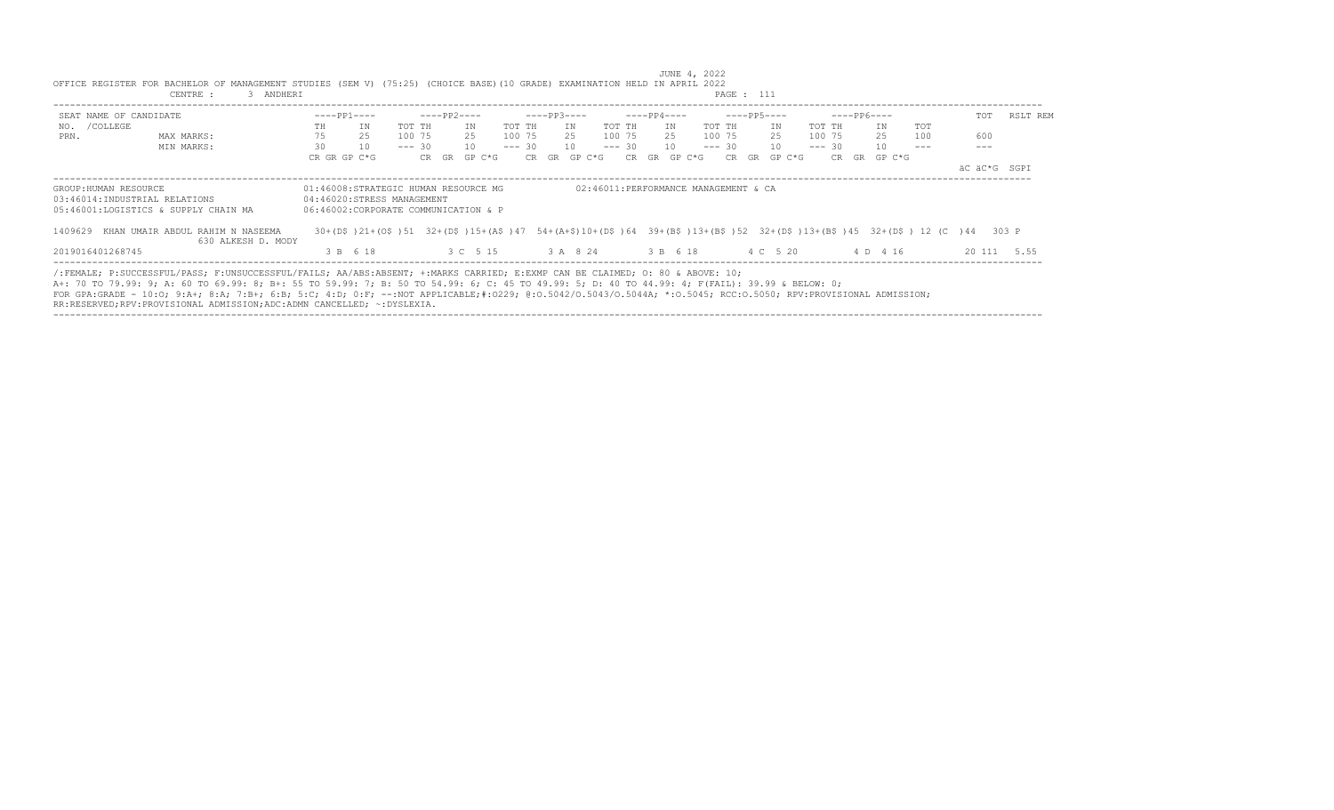JUNE 4, 2022

OFFICE REGISTER FOR BACHELOR OF MANAGEMENT STUDIES (SEM V) (75:25) (CHOICE BASE)(10 GRADE) EXAMINATION HELD IN APRIL 2022

CENTRE : 3 ANDHERI

| SEAT NO. /COLLEGE PRN. | NAME OF CANDIDATE | ----PP1---- | | | ----PP2---- | | | ----PP3---- | | | ----PP4---- | | | ----PP5---- | | | ----PP6---- | | | TOT | RSLT REM |
|---|---|---|---|---|---|---|---|---|---|---|---|---|---|---|---|---|---|---|---|---|---|---|
| | | TH | IN | TOT | TH | IN | TOT | TH | IN | TOT | TH | IN | TOT | TH | IN | TOT | TH | IN | TOT | | | |
| | MAX MARKS: | 75 | 25 | 100 | 75 | 25 | 100 | 75 | 25 | 100 | 75 | 25 | 100 | 75 | 25 | 100 | 75 | 25 | 100 | 600 | |
| | MIN MARKS: | 30 | 10 | --- | 30 | 10 | --- | 30 | 10 | --- | 30 | 10 | --- | 30 | 10 | --- | 30 | 10 | --- | --- | |
| | | CR GR GP C*G | | | CR GR GP C*G | | | CR GR GP C*G | | | CR GR GP C*G | | | CR GR GP C*G | | | CR GR GP C*G | | | äC äC*G | SGPI |

GROUP:HUMAN RESOURCE

01:46008:STRATEGIC HUMAN RESOURCE MG

02:46011:PERFORMANCE MANAGEMENT & CA

03:46014:INDUSTRIAL RELATIONS

04:46020:STRESS MANAGEMENT

05:46001:LOGISTICS & SUPPLY CHAIN MA

06:46002:CORPORATE COMMUNICATION & P

| SEAT NO. | NAME OF CANDIDATE | PP1 | PP2 | PP3 | PP4 | PP5 | PP6 | TOT | RSLT |
|---|---|---|---|---|---|---|---|---|---|
| 1409629 | KHAN UMAIR ABDUL RAHIM N NASEEMA | 30+(D$ )21+(O$ )51 | 32+(D$ )15+(A$ )47 | 54+(A+$)10+(D$ )64 | 39+(B$ )13+(B$ )52 | 32+(D$ )13+(B$ )45 | 32+(D$ ) 12 (C )44 | 303 | P |
| | 630 ALKESH D. MODY | | | | | | | | |
| 2019016401268745 | | 3 B 6 18 | 3 C 5 15 | 3 A 8 24 | 3 B 6 18 | 4 C 5 20 | 4 D 4 16 | 20 111 | 5.55 |

/:FEMALE; P:SUCCESSFUL/PASS; F:UNSUCCESSFUL/FAILS; AA/ABS:ABSENT; +:MARKS CARRIED; E:EXMP CAN BE CLAIMED; O: 80 & ABOVE: 10; A+: 70 TO 79.99: 9; A: 60 TO 69.99: 8; B+: 55 TO 59.99: 7; B: 50 TO 54.99: 6; C: 45 TO 49.99: 5; D: 40 TO 44.99: 4; F(FAIL): 39.99 & BELOW: 0; FOR GPA:GRADE - 10:O; 9:A+; 8:A; 7:B+; 6:B; 5:C; 4:D; 0:F; --:NOT APPLICABLE;#:O229; @:O.5042/O.5043/O.5044A; *:O.5045; RCC:O.5050; RPV:PROVISIONAL ADMISSION; RR:RESERVED;RPV:PROVISIONAL ADMISSION;ADC:ADMN CANCELLED; ~:DYSLEXIA.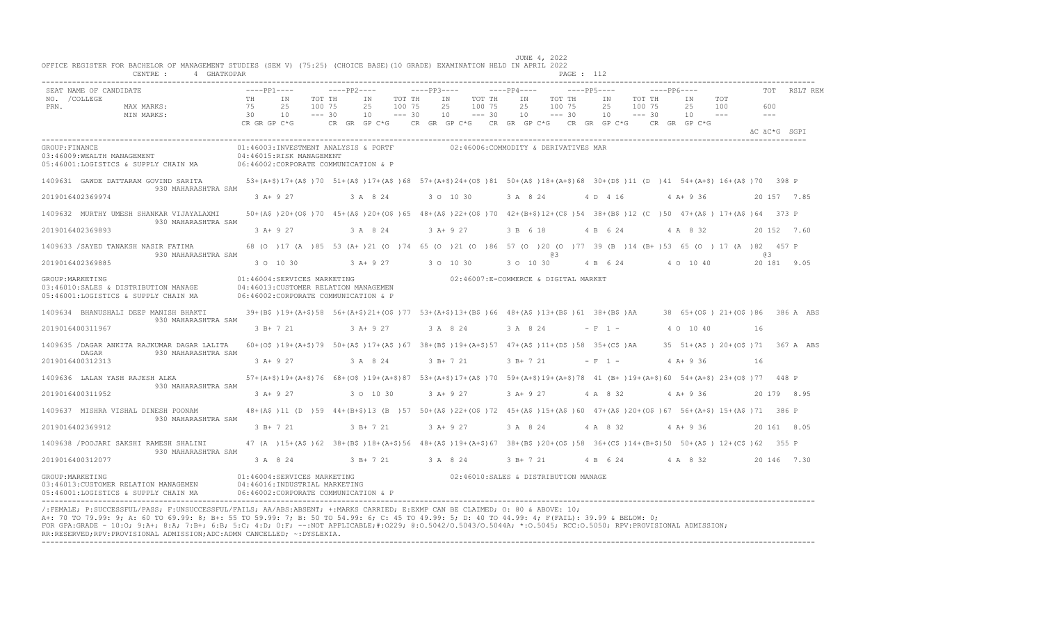JUNE 4, 2022

OFFICE REGISTER FOR BACHELOR OF MANAGEMENT STUDIES (SEM V) (75:25) (CHOICE BASE)(10 GRADE) EXAMINATION HELD IN APRIL 2022

CENTRE : 4 GHATKOPAR

| SEAT NO. /COLLEGE PRN. | NAME OF CANDIDATE | ----PP1---- TH IN TOT | ----PP2---- TH IN TOT | ----PP3---- TH IN TOT | ----PP4---- TH IN TOT | ----PP5---- TH IN TOT | ----PP6---- TH IN TOT | TOT | RSLT REM |
|---|---|---|---|---|---|---|---|---|---|
| | MAX MARKS: | 75 25 100 | 75 25 100 | 75 25 100 | 75 25 100 | 75 25 100 | 75 25 100 | 600 | |
| | MIN MARKS: | 30 10 --- | 30 10 --- | 30 10 --- | 30 10 --- | 30 10 --- | 30 10 --- | --- | |
| | | CR GR GP C*G | CR GR GP C*G | CR GR GP C*G | CR GR GP C*G | CR GR GP C*G | CR GR GP C*G | äC äC*G | SGPI |

GROUP:FINANCE
01:46003:INVESTMENT ANALYSIS & PORTF
02:46006:COMMODITY & DERIVATIVES MAR
03:46009:WEALTH MANAGEMENT
04:46015:RISK MANAGEMENT
05:46001:LOGISTICS & SUPPLY CHAIN MA
06:46002:CORPORATE COMMUNICATION & P

| SEAT NO. / PRN | NAME | PP1 | PP2 | PP3 | PP4 | PP5 | PP6 | TOT | RSLT |
|---|---|---|---|---|---|---|---|---|---|
| 1409631 | GAWDE DATTARAM GOVIND SARITA 930 MAHARASHTRA SAM | 53+(A+$)17+(A$ )70 | 51+(A$ )17+(A$ )68 | 57+(A+$)24+(O$ )81 | 50+(A$ )18+(A+$)68 | 30+(D$ )11 (D )41 | 54+(A+$) 16+(A$ )70 | 398 | P |
| 2019016402369974 | | 3 A+ 9 27 | 3 A 8 24 | 3 O 10 30 | 3 A 8 24 | 4 D 4 16 | 4 A+ 9 36 | 20 157 | 7.85 |
| 1409632 | MURTHY UMESH SHANKAR VIJAYALAXMI 930 MAHARASHTRA SAM | 50+(A$ )20+(O$ )70 | 45+(A$ )20+(O$ )65 | 48+(A$ )22+(O$ )70 | 42+(B+$)12+(C$ )54 | 38+(B$ )12 (C )50 | 47+(A$ ) 17+(A$ )64 | 373 | P |
| 2019016402369893 | | 3 A+ 9 27 | 3 A 8 24 | 3 A+ 9 27 | 3 B 6 18 | 4 B 6 24 | 4 A 8 32 | 20 152 | 7.60 |
| 1409633 | /SAYED TANAKSH NASIR FATIMA 930 MAHARASHTRA SAM | 68 (O )17 (A )85 | 53 (A+ )21 (O )74 | 65 (O )21 (O )86 | 57 (O )20 (O )77 @3 | 39 (B )14 (B+ )53 | 65 (O ) 17 (A )82 @3 | 457 | P |
| 2019016402369885 | | 3 O 10 30 | 3 A+ 9 27 | 3 O 10 30 | 3 O 10 30 | 4 B 6 24 | 4 O 10 40 | 20 181 | 9.05 |

GROUP:MARKETING
01:46004:SERVICES MARKETING
02:46007:E-COMMERCE & DIGITAL MARKET
03:46010:SALES & DISTRIBUTION MANAGE
04:46013:CUSTOMER RELATION MANAGEMEN
05:46001:LOGISTICS & SUPPLY CHAIN MA
06:46002:CORPORATE COMMUNICATION & P

| SEAT NO. / PRN | NAME | PP1 | PP2 | PP3 | PP4 | PP5 | PP6 | TOT | RSLT |
|---|---|---|---|---|---|---|---|---|---|
| 1409634 | BHANUSHALI DEEP MANISH BHAKTI 930 MAHARASHTRA SAM | 39+(B$ )19+(A+$)58 | 56+(A+$)21+(O$ )77 | 53+(A+$)13+(B$ )66 | 48+(A$ )13+(B$ )61 | 38+(B$ )AA 38 | 65+(O$ ) 21+(O$ )86 | 386 | A ABS |
| 2019016400311967 | | 3 B+ 7 21 | 3 A+ 9 27 | 3 A 8 24 | 3 A 8 24 | - F 1 - | 4 O 10 40 | 16 | |
| 1409635 | /DAGAR ANKITA RAJKUMAR DAGAR LALITA DAGAR 930 MAHARASHTRA SAM | 60+(O$ )19+(A+$)79 | 50+(A$ )17+(A$ )67 | 38+(B$ )19+(A+$)57 | 47+(A$ )11+(D$ )58 | 35+(C$ )AA 35 | 51+(A$ ) 20+(O$ )71 | 367 | A ABS |
| 2019016400312313 | | 3 A+ 9 27 | 3 A 8 24 | 3 B+ 7 21 | 3 B+ 7 21 | - F 1 - | 4 A+ 9 36 | 16 | |
| 1409636 | LALAN YASH RAJESH ALKA 930 MAHARASHTRA SAM | 57+(A+$)19+(A+$)76 | 68+(O$ )19+(A+$)87 | 53+(A+$)17+(A$ )70 | 59+(A+$)19+(A+$)78 | 41 (B+ )19+(A+$)60 | 54+(A+$) 23+(O$ )77 | 448 | P |
| 2019016400311952 | | 3 A+ 9 27 | 3 O 10 30 | 3 A+ 9 27 | 3 A+ 9 27 | 4 A 8 32 | 4 A+ 9 36 | 20 179 | 8.95 |
| 1409637 | MISHRA VISHAL DINESH POONAM 930 MAHARASHTRA SAM | 48+(A$ )11 (D )59 | 44+(B+$)13 (B )57 | 50+(A$ )22+(O$ )72 | 45+(A$ )15+(A$ )60 | 47+(A$ )20+(O$ )67 | 56+(A+$) 15+(A$ )71 | 386 | P |
| 2019016402369912 | | 3 B+ 7 21 | 3 B+ 7 21 | 3 A+ 9 27 | 3 A 8 24 | 4 A 8 32 | 4 A+ 9 36 | 20 161 | 8.05 |
| 1409638 | /POOJARI SAKSHI RAMESH SHALINI 930 MAHARASHTRA SAM | 47 (A )15+(A$ )62 | 38+(B$ )18+(A+$)56 | 48+(A$ )19+(A+$)67 | 38+(B$ )20+(O$ )58 | 36+(C$ )14+(B+$)50 | 50+(A$ ) 12+(C$ )62 | 355 | P |
| 2019016400312077 | | 3 A 8 24 | 3 B+ 7 21 | 3 A 8 24 | 3 B+ 7 21 | 4 B 6 24 | 4 A 8 32 | 20 146 | 7.30 |

GROUP:MARKETING
01:46004:SERVICES MARKETING
02:46010:SALES & DISTRIBUTION MANAGE
03:46013:CUSTOMER RELATION MANAGEMEN
04:46016:INDUSTRIAL MARKETING
05:46001:LOGISTICS & SUPPLY CHAIN MA
06:46002:CORPORATE COMMUNICATION & P

/:FEMALE; P:SUCCESSFUL/PASS; F:UNSUCCESSFUL/FAILS; AA/ABS:ABSENT; +:MARKS CARRIED; E:EXMP CAN BE CLAIMED; O: 80 & ABOVE: 10;
A+: 70 TO 79.99: 9; A: 60 TO 69.99: 8; B+: 55 TO 59.99: 7; B: 50 TO 54.99: 6; C: 45 TO 49.99: 5; D: 40 TO 44.99: 4; F(FAIL): 39.99 & BELOW: 0;
FOR GPA:GRADE - 10:O; 9:A+; 8:A; 7:B+; 6:B; 5:C; 4:D; 0:F; --:NOT APPLICABLE;#:O229; @:O.5042/O.5043/O.5044A; *:O.5045; RCC:O.5050; RPV:PROVISIONAL ADMISSION;
RR:RESERVED;RPV:PROVISIONAL ADMISSION;ADC:ADMN CANCELLED; ~:DYSLEXIA.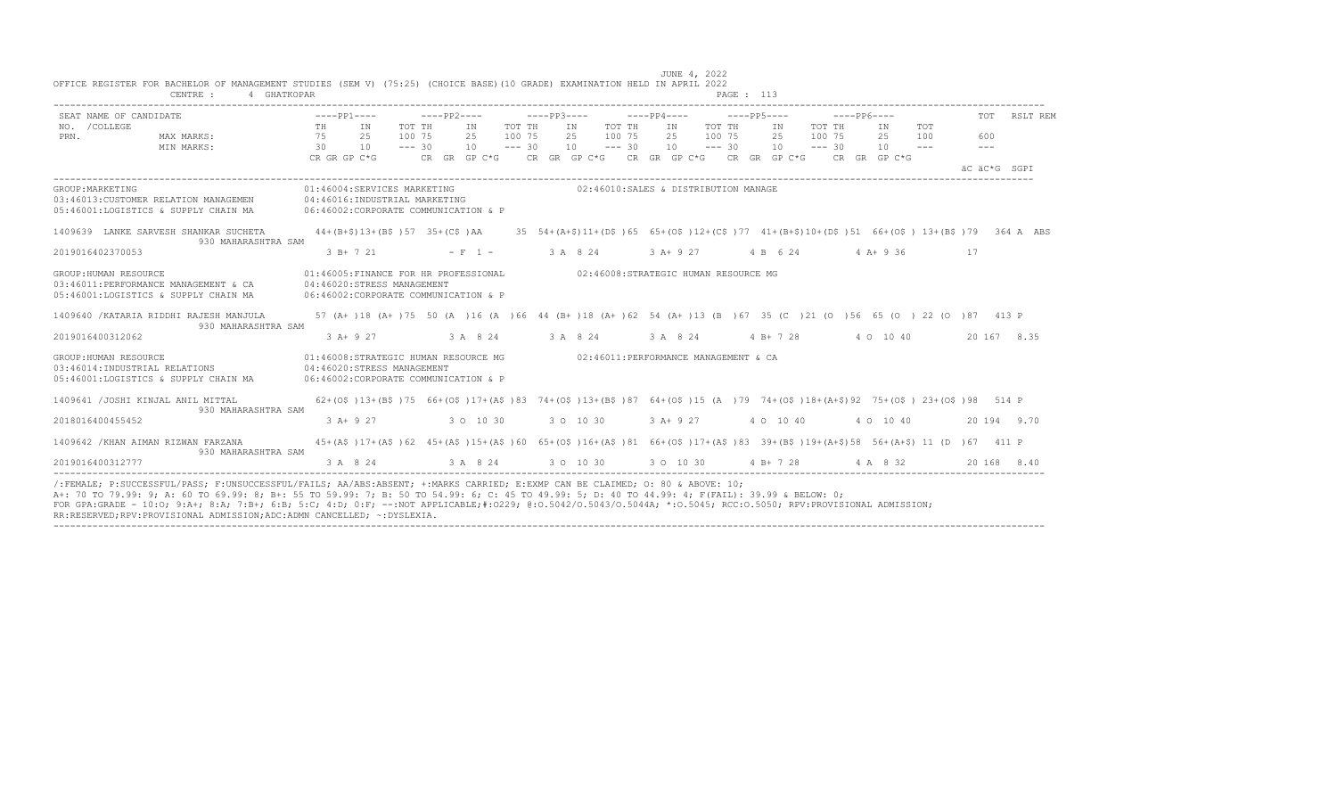JUNE 4, 2022

OFFICE REGISTER FOR BACHELOR OF MANAGEMENT STUDIES (SEM V) (75:25) (CHOICE BASE)(10 GRADE) EXAMINATION HELD IN APRIL 2022

CENTRE : 4 GHATKOPAR

```
SEAT NAME OF CANDIDATE                 ----PP1----      ----PP2----      ----PP3----      ----PP4----      ----PP5----      ----PP6----           TOT  RSLT REM
NO. /COLLEGE                           TH     IN     TOT TH     IN     TOT TH     IN     TOT TH     IN     TOT TH     IN     TOT TH     IN     TOT
PRN.            MAX MARKS:             75     25     100 75     25     100 75     25     100 75     25     100 75     25     100 75     25     100      600
                MIN MARKS:             30     10     --- 30     10     --- 30     10     --- 30     10     --- 30     10     --- 30     10     ---      ---
                                       CR GR GP C*G      CR  GR  GP C*G   CR  GR  GP C*G   CR  GR  GP C*G   CR  GR  GP C*G   CR  GR  GP C*G
                                                                                                                                           äC äC*G  SGPI

GROUP:MARKETING                        01:46004:SERVICES MARKETING                02:46010:SALES & DISTRIBUTION MANAGE
03:46013:CUSTOMER RELATION MANAGEMEN   04:46016:INDUSTRIAL MARKETING
05:46001:LOGISTICS & SUPPLY CHAIN MA   06:46002:CORPORATE COMMUNICATION & P

1409639  LANKE SARVESH SHANKAR SUCHETA    44+(B+$)13+(B$ )57  35+(C$ )AA    35  54+(A+$)11+(D$ )65  65+(O$ )12+(C$ )77  41+(B+$)10+(D$ )51  66+(O$ ) 13+(B$ )79   364 A  ABS
                 930 MAHARASHTRA SAM
2019016402370053                       3 B+ 7 21          - F  1 -         3 A  8 24        3 A+ 9 27        4 B  6 24        4 A+ 9 36          17

GROUP:HUMAN RESOURCE                   01:46005:FINANCE FOR HR PROFESSIONAL       02:46008:STRATEGIC HUMAN RESOURCE MG
03:46011:PERFORMANCE MANAGEMENT & CA   04:46020:STRESS MANAGEMENT
05:46001:LOGISTICS & SUPPLY CHAIN MA   06:46002:CORPORATE COMMUNICATION & P

1409640 /KATARIA RIDDHI RAJESH MANJULA    57 (A+ )18 (A+ )75  50 (A  )16 (A  )66  44 (B+ )18 (A+ )62  54 (A+ )13 (B  )67  35 (C  )21 (O  )56  65 (O  ) 22 (O  )87   413 P
                 930 MAHARASHTRA SAM
2019016400312062                       3 A+ 9 27          3 A  8 24        3 A  8 24        3 A  8 24        4 B+ 7 28        4 O  10 40        20 167  8.35

GROUP:HUMAN RESOURCE                   01:46008:STRATEGIC HUMAN RESOURCE MG       02:46011:PERFORMANCE MANAGEMENT & CA
03:46014:INDUSTRIAL RELATIONS          04:46020:STRESS MANAGEMENT
05:46001:LOGISTICS & SUPPLY CHAIN MA   06:46002:CORPORATE COMMUNICATION & P

1409641 /JOSHI KINJAL ANIL MITTAL         62+(O$ )13+(B$ )75  66+(O$ )17+(A$ )83  74+(O$ )13+(B$ )87  64+(O$ )15 (A  )79  74+(O$ )18+(A+$)92  75+(O$ ) 23+(O$ )98   514 P
                 930 MAHARASHTRA SAM
2018016400455452                       3 A+ 9 27          3 O  10 30       3 O  10 30       3 A+ 9 27        4 O  10 40       4 O  10 40        20 194  9.70

1409642 /KHAN AIMAN RIZWAN FARZANA        45+(A$ )17+(A$ )62  45+(A$ )15+(A$ )60  65+(O$ )16+(A$ )81  66+(O$ )17+(A$ )83  39+(B$ )19+(A+$)58  56+(A+$) 11 (D  )67   411 P
                 930 MAHARASHTRA SAM
2019016400312777                       3 A  8 24          3 A  8 24        3 O  10 30       3 O  10 30       4 B+ 7 28        4 A  8 32         20 168  8.40
```

/:FEMALE; P:SUCCESSFUL/PASS; F:UNSUCCESSFUL/FAILS; AA/ABS:ABSENT; +:MARKS CARRIED; E:EXMP CAN BE CLAIMED; O: 80 & ABOVE: 10;
A+: 70 TO 79.99: 9; A: 60 TO 69.99: 8; B+: 55 TO 59.99: 7; B: 50 TO 54.99: 6; C: 45 TO 49.99: 5; D: 40 TO 44.99: 4; F(FAIL): 39.99 & BELOW: 0;
FOR GPA:GRADE - 10:O; 9:A+; 8:A; 7:B+; 6:B; 5:C; 4:D; 0:F; --:NOT APPLICABLE;#:O229; @:O.5042/O.5043/O.5044A; *:O.5045; RCC:O.5050; RPV:PROVISIONAL ADMISSION;
RR:RESERVED;RPV:PROVISIONAL ADMISSION;ADC:ADMN CANCELLED; ~:DYSLEXIA.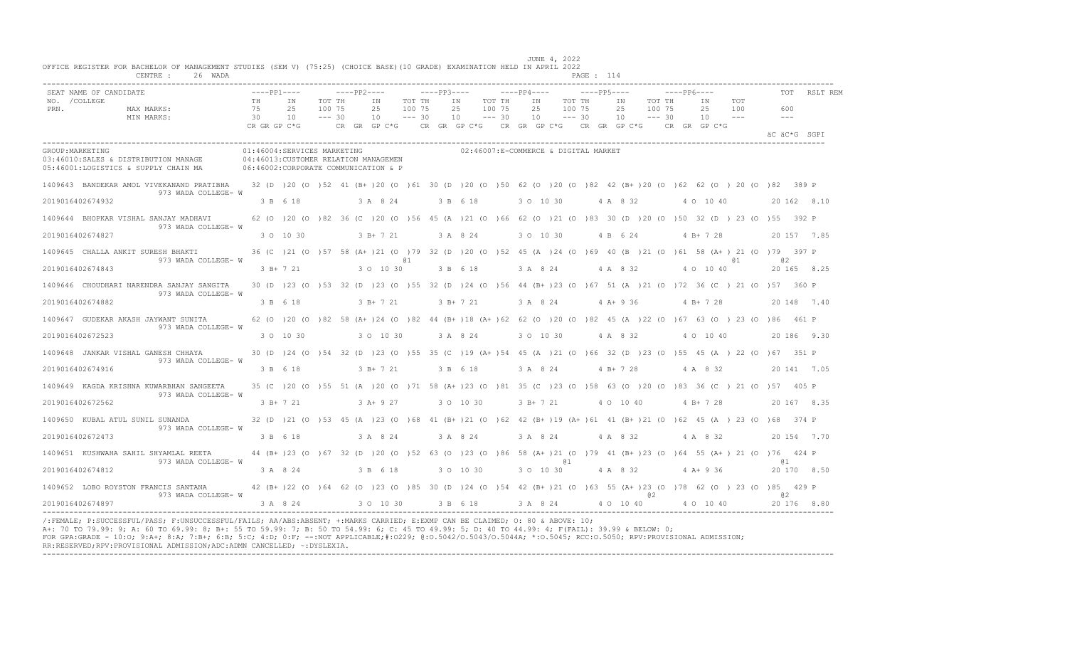JUNE 4, 2022

OFFICE REGISTER FOR BACHELOR OF MANAGEMENT STUDIES (SEM V) (75:25) (CHOICE BASE)(10 GRADE) EXAMINATION HELD IN APRIL 2022

CENTRE : 26 WADA

```
SEAT NAME OF CANDIDATE                   ----PP1----      ----PP2----      ----PP3----      ----PP4----      ----PP5----      ----PP6----            TOT   RSLT REM
NO. /COLLEGE                             TH    IN    TOT TH    IN    TOT TH    IN    TOT TH    IN    TOT TH    IN    TOT TH    IN    TOT
PRN.            MAX MARKS:               75    25    100 75    25    100 75    25    100 75    25    100 75    25    100 75    25    100        600
                MIN MARKS:               30    10    --- 30    10    --- 30    10    --- 30    10    --- 30    10    --- 30    10    ---        ---
                                         CR GR GP C*G     CR GR GP C*G     CR GR GP C*G     CR GR GP C*G     CR GR GP C*G     CR GR GP C*G
                                                                                                                                             äC äC*G SGPI

GROUP:MARKETING                          01:46004:SERVICES MARKETING                   02:46007:E-COMMERCE & DIGITAL MARKET
03:46010:SALES & DISTRIBUTION MANAGE     04:46013:CUSTOMER RELATION MANAGEMEN
05:46001:LOGISTICS & SUPPLY CHAIN MA     06:46002:CORPORATE COMMUNICATION & P

1409643 BANDEKAR AMOL VIVEKANAND PRATIBHA   32 (D )20 (O )52 41 (B+ )20 (O )61 30 (D )20 (O )50 62 (O )20 (O )82 42 (B+ )20 (O )62 62 (O ) 20 (O )82  389 P
        973 WADA COLLEGE- W
2019016402674932                            3 B  6 18        3 A  8 24        3 B  6 18        3 O  10 30       4 A  8 32        4 O  10 40        20 162  8.10

1409644 BHOPKAR VISHAL SANJAY MADHAVI       62 (O )20 (O )82 36 (C )20 (O )56 45 (A )21 (O )66 62 (O )21 (O )83 30 (D )20 (O )50 32 (D ) 23 (O )55  392 P
        973 WADA COLLEGE- W
2019016402674827                            3 O  10 30       3 B+ 7 21        3 A  8 24        3 O  10 30       4 B  6 24        4 B+ 7 28         20 157  7.85

1409645 CHALLA ANKIT SURESH BHAKTI          36 (C )21 (O )57 58 (A+ )21 (O )79 32 (D )20 (O )52 45 (A )24 (O )69 40 (B )21 (O )61 58 (A+ ) 21 (O )79  397 P
        973 WADA COLLEGE- W                                          @1                                                                    @1         @2
2019016402674843                            3 B+ 7 21        3 O  10 30       3 B  6 18        3 A  8 24        4 A  8 32        4 O  10 40        20 165  8.25

1409646 CHOUDHARI NARENDRA SANJAY SANGITA   30 (D )23 (O )53 32 (D )23 (O )55 32 (D )24 (O )56 44 (B+ )23 (O )67 51 (A )21 (O )72 36 (C ) 21 (O )57  360 P
        973 WADA COLLEGE- W
2019016402674882                            3 B  6 18        3 B+ 7 21        3 B+ 7 21        3 A  8 24        4 A+ 9 36        4 B+ 7 28         20 148  7.40

1409647 GUDEKAR AKASH JAYWANT SUNITA        62 (O )20 (O )82 58 (A+ )24 (O )82 44 (B+ )18 (A+ )62 62 (O )20 (O )82 45 (A )22 (O )67 63 (O ) 23 (O )86  461 P
        973 WADA COLLEGE- W
2019016402672523                            3 O  10 30       3 O  10 30       3 A  8 24        3 O  10 30       4 A  8 32        4 O  10 40        20 186  9.30

1409648 JANKAR VISHAL GANESH CHHAYA         30 (D )24 (O )54 32 (D )23 (O )55 35 (C )19 (A+ )54 45 (A )21 (O )66 32 (D )23 (O )55 45 (A ) 22 (O )67  351 P
        973 WADA COLLEGE- W
2019016402674916                            3 B  6 18        3 B+ 7 21        3 B  6 18        3 A  8 24        4 B+ 7 28        4 A  8 32         20 141  7.05

1409649 KAGDA KRISHNA KUWARBHAN SANGEETA    35 (C )20 (O )55 51 (A )20 (O )71 58 (A+ )23 (O )81 35 (C )23 (O )58 63 (O )20 (O )83 36 (C ) 21 (O )57  405 P
        973 WADA COLLEGE- W
2019016402672562                            3 B+ 7 21        3 A+ 9 27        3 O  10 30       3 B+ 7 21        4 O  10 40       4 B+ 7 28         20 167  8.35

1409650 KUBAL ATUL SUNIL SUNANDA            32 (D )21 (O )53 45 (A )23 (O )68 41 (B+ )21 (O )62 42 (B+ )19 (A+ )61 41 (B+ )21 (O )62 45 (A ) 23 (O )68  374 P
        973 WADA COLLEGE- W
2019016402672473                            3 B  6 18        3 A  8 24        3 A  8 24        3 A  8 24        4 A  8 32        4 A  8 32         20 154  7.70

1409651 KUSHWAHA SAHIL SHYAMLAL REETA       44 (B+ )23 (O )67 32 (D )20 (O )52 63 (O )23 (O )86 58 (A+ )21 (O )79 41 (B+ )23 (O )64 55 (A+ ) 21 (O )76  424 P
        973 WADA COLLEGE- W                                                                             @1                                                @1
2019016402674812                            3 A  8 24        3 B  6 18        3 O  10 30       3 O  10 30       4 A  8 32        4 A+ 9 36         20 170  8.50

1409652 LOBO ROYSTON FRANCIS SANTANA        42 (B+ )22 (O )64 62 (O )23 (O )85 30 (D )24 (O )54 42 (B+ )21 (O )63 55 (A+ )23 (O )78 62 (O ) 23 (O )85  429 P
        973 WADA COLLEGE- W                                                                                              @2                               @2
2019016402674897                            3 A  8 24        3 O  10 30       3 B  6 18        3 A  8 24        4 O  10 40       4 O  10 40        20 176  8.80
```

/:FEMALE; P:SUCCESSFUL/PASS; F:UNSUCCESSFUL/FAILS; AA/ABS:ABSENT; +:MARKS CARRIED; E:EXMP CAN BE CLAIMED; O: 80 & ABOVE: 10;
A+: 70 TO 79.99: 9; A: 60 TO 69.99: 8; B+: 55 TO 59.99: 7; B: 50 TO 54.99: 6; C: 45 TO 49.99: 5; D: 40 TO 44.99: 4; F(FAIL): 39.99 & BELOW: 0;
FOR GPA:GRADE - 10:O; 9:A+; 8:A; 7:B+; 6:B; 5:C; 4:D; 0:F; --:NOT APPLICABLE;#:0229; @:O.5042/O.5043/O.5044A; *:O.5045; RCC:O.5050; RPV:PROVISIONAL ADMISSION;
RR:RESERVED;RPV:PROVISIONAL ADMISSION;ADC:ADMN CANCELLED; ~:DYSLEXIA.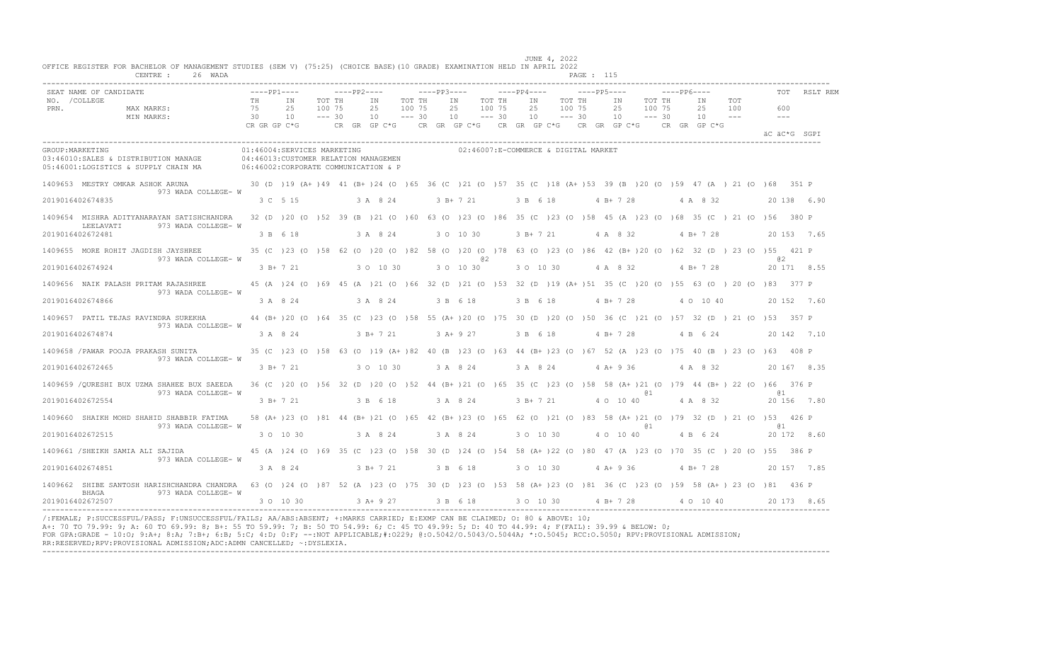JUNE 4, 2022

OFFICE REGISTER FOR BACHELOR OF MANAGEMENT STUDIES (SEM V) (75:25) (CHOICE BASE)(10 GRADE) EXAMINATION HELD IN APRIL 2022

CENTRE : 26 WADA

PAGE : 115

```
SEAT NAME OF CANDIDATE                    ----PP1----        ----PP2----        ----PP3----        ----PP4----        ----PP5----        ----PP6----              TOT   RSLT REM
NO. /COLLEGE                              TH     IN     TOT TH     IN     TOT TH     IN     TOT TH     IN     TOT TH     IN     TOT TH     IN     TOT
PRN.           MAX MARKS:                 75     25     100 75     25     100 75     25     100 75     25     100 75     25     100 75     25     100        600
               MIN MARKS:                 30     10     --- 30     10     --- 30     10     --- 30     10     --- 30     10     --- 30     10     ---        ---
                                          CR GR GP C*G       CR  GR  GP C*G     CR  GR  GP C*G     CR  GR  GP C*G     CR  GR  GP C*G     CR  GR  GP C*G
                                                                                                                                                        äC äC*G  SGPI
```

GROUP:MARKETING
01:46004:SERVICES MARKETING
02:46007:E-COMMERCE & DIGITAL MARKET
03:46010:SALES & DISTRIBUTION MANAGE
04:46013:CUSTOMER RELATION MANAGEMEN
05:46001:LOGISTICS & SUPPLY CHAIN MA
06:46002:CORPORATE COMMUNICATION & P

```
1409653  MESTRY OMKAR ASHOK ARUNA            30 (D )19 (A+ )49  41 (B+ )24 (O )65  36 (C )21 (O )57  35 (C )18 (A+ )53  39 (B )20 (O )59  47 (A ) 21 (O )68   351 P
                     973 WADA COLLEGE- W
2019016402674835                              3 C  5 15          3 A  8 24          3 B+ 7 21          3 B  6 18          4 B+ 7 28          4 A  8 32          20 138  6.90

1409654  MISHRA ADITYANARAYAN SATISHCHANDRA  32 (D )20 (O )52  39 (B )21 (O )60  63 (O )23 (O )86  35 (C )23 (O )58  45 (A )23 (O )68  35 (C ) 21 (O )56   380 P
         LEELAVATI       973 WADA COLLEGE- W
2019016402672481                              3 B  6 18          3 A  8 24          3 O  10 30         3 B+ 7 21          4 A  8 32          4 B+ 7 28          20 153  7.65

1409655  MORE ROHIT JAGDISH JAYSHREE         35 (C )23 (O )58  62 (O )20 (O )82  58 (O )20 (O )78  63 (O )23 (O )86  42 (B+ )20 (O )62  32 (D ) 23 (O )55   421 P
                     973 WADA COLLEGE- W                                                   @2                                                               @2
2019016402674924                              3 B+ 7 21          3 O  10 30         3 O  10 30         3 O  10 30         4 A  8 32          4 B+ 7 28          20 171  8.55

1409656  NAIK PALASH PRITAM RAJASHREE        45 (A )24 (O )69  45 (A )21 (O )66  32 (D )21 (O )53  32 (D )19 (A+ )51  35 (C )20 (O )55  63 (O ) 20 (O )83   377 P
                     973 WADA COLLEGE- W
2019016402674866                              3 A  8 24          3 A  8 24          3 B  6 18          3 B  6 18          4 B+ 7 28          4 O  10 40         20 152  7.60

1409657  PATIL TEJAS RAVINDRA SUREKHA        44 (B+ )20 (O )64  35 (C )23 (O )58  55 (A+ )20 (O )75  30 (D )20 (O )50  36 (C )21 (O )57  32 (D ) 21 (O )53   357 P
                     973 WADA COLLEGE- W
2019016402674874                              3 A  8 24          3 B+ 7 21          3 A+ 9 27          3 B  6 18          4 B+ 7 28          4 B  6 24          20 142  7.10

1409658 /PAWAR POOJA PRAKASH SUNITA          35 (C )23 (O )58  63 (O )19 (A+ )82  40 (B )23 (O )63  44 (B+ )23 (O )67  52 (A )23 (O )75  40 (B ) 23 (O )63   408 P
                     973 WADA COLLEGE- W
2019016402672465                              3 B+ 7 21          3 O  10 30         3 A  8 24          3 A  8 24          4 A+ 9 36          4 A  8 32          20 167  8.35

1409659 /QURESHI BUX UZMA SHAHEE BUX SAEEDA  36 (C )20 (O )56  32 (D )20 (O )52  44 (B+ )21 (O )65  35 (C )23 (O )58  58 (A+ )21 (O )79  44 (B+ ) 22 (O )66   376 P
                     973 WADA COLLEGE- W                                                                                          @1                        @1
2019016402672554                              3 B+ 7 21          3 B  6 18          3 A  8 24          3 B+ 7 21          4 O  10 40         4 A  8 32          20 156  7.80

1409660  SHAIKH MOHD SHAHID SHABBIR FATIMA   58 (A+ )23 (O )81  44 (B+ )21 (O )65  42 (B+ )23 (O )65  62 (O )21 (O )83  58 (A+ )21 (O )79  32 (D ) 21 (O )53   426 P
                     973 WADA COLLEGE- W                                                                                          @1                        @1
2019016402672515                              3 O  10 30         3 A  8 24          3 A  8 24          3 O  10 30         4 O  10 40         4 B  6 24          20 172  8.60

1409661 /SHEIKH SAMIA ALI SAJIDA             45 (A )24 (O )69  35 (C )23 (O )58  30 (D )24 (O )54  58 (A+ )22 (O )80  47 (A )23 (O )70  35 (C ) 20 (O )55   386 P
                     973 WADA COLLEGE- W
2019016402674851                              3 A  8 24          3 B+ 7 21          3 B  6 18          3 O  10 30         4 A+ 9 36          4 B+ 7 28          20 157  7.85

1409662  SHIBE SANTOSH HARISHCHANDRA CHANDRA 63 (O )24 (O )87  52 (A )23 (O )75  30 (D )23 (O )53  58 (A+ )23 (O )81  36 (C )23 (O )59  58 (A+ ) 23 (O )81   436 P
         BHAGA           973 WADA COLLEGE- W
2019016402672507                              3 O  10 30         3 A+ 9 27          3 B  6 18          3 O  10 30         4 B+ 7 28          4 O  10 40         20 173  8.65
```

/:FEMALE; P:SUCCESSFUL/PASS; F:UNSUCCESSFUL/FAILS; AA/ABS:ABSENT; +:MARKS CARRIED; E:EXMP CAN BE CLAIMED; O: 80 & ABOVE: 10;
A+: 70 TO 79.99: 9; A: 60 TO 69.99: 8; B+: 55 TO 59.99: 7; B: 50 TO 54.99: 6; C: 45 TO 49.99: 5; D: 40 TO 44.99: 4; F(FAIL): 39.99 & BELOW: 0;
FOR GPA:GRADE - 10:O; 9:A+; 8:A; 7:B+; 6:B; 5:C; 4:D; 0:F; --:NOT APPLICABLE;#:0229; @:O.5042/O.5043/O.5044A; *:O.5045; RCC:O.5050; RPV:PROVISIONAL ADMISSION;
RR:RESERVED;RPV:PROVISIONAL ADMISSION;ADC:ADMN CANCELLED; ~:DYSLEXIA.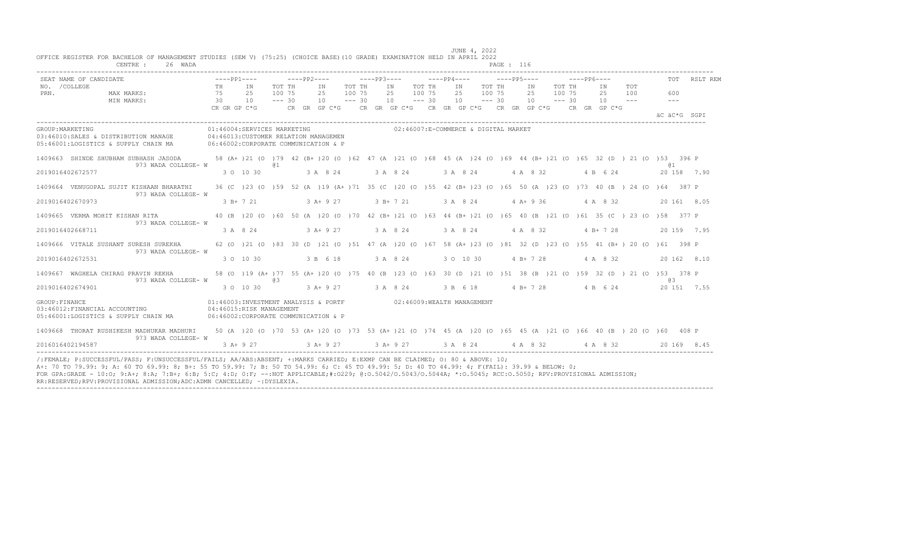JUNE 4, 2022

OFFICE REGISTER FOR BACHELOR OF MANAGEMENT STUDIES (SEM V) (75:25) (CHOICE BASE)(10 GRADE) EXAMINATION HELD IN APRIL 2022

CENTRE : 26 WADA

```
SEAT NAME OF CANDIDATE                  ----PP1----        ----PP2----        ----PP3----        ----PP4----        ----PP5----        ----PP6----               TOT   RSLT REM
NO. /COLLEGE                            TH     IN     TOT TH     IN     TOT TH     IN     TOT TH     IN     TOT TH     IN     TOT TH     IN     TOT
PRN.            MAX MARKS:              75     25     100 75     25     100 75     25     100 75     25     100 75     25     100 75     25     100        600
                MIN MARKS:              30     10     --- 30     10     --- 30     10     --- 30     10     --- 30     10     --- 30     10     ---        ---
                                        CR GR GP C*G      CR  GR  GP C*G    CR  GR  GP C*G    CR  GR  GP C*G    CR  GR  GP C*G    CR  GR  GP C*G
                                                                                                                                                      äC äC*G  SGPI
```

```
GROUP:MARKETING                         01:46004:SERVICES MARKETING                    02:46007:E-COMMERCE & DIGITAL MARKET
03:46010:SALES & DISTRIBUTION MANAGE    04:46013:CUSTOMER RELATION MANAGEMEN
05:46001:LOGISTICS & SUPPLY CHAIN MA    06:46002:CORPORATE COMMUNICATION & P

1409663  SHINDE SHUBHAM SUBHASH JASODA       58 (A+ )21 (O  )79  42 (B+ )20 (O  )62  47 (A  )21 (O  )68  45 (A  )24 (O  )69  44 (B+ )21 (O  )65  32 (D  ) 21 (O  )53   396 P
                 973 WADA COLLEGE- W                          @1                                                                                                 @1
2019016402672577                              3 O  10 30          3 A  8 24          3 A  8 24          3 A  8 24          4 A  8 32          4 B  6 24          20 158   7.90

1409664  VENUGOPAL SUJIT KISHAAN BHARATHI    36 (C  )23 (O  )59  52 (A  )19 (A+ )71  35 (C  )20 (O  )55  42 (B+ )23 (O  )65  50 (A  )23 (O  )73  40 (B  ) 24 (O  )64   387 P
                 973 WADA COLLEGE- W
2019016402670973                              3 B+ 7 21           3 A+ 9 27          3 B+ 7 21          3 A  8 24          4 A+ 9 36          4 A  8 32          20 161   8.05

1409665  VERMA MOHIT KISHAN RITA             40 (B  )20 (O  )60  50 (A  )20 (O  )70  42 (B+ )21 (O  )63  44 (B+ )21 (O  )65  40 (B  )21 (O  )61  35 (C  ) 23 (O  )58   377 P
                 973 WADA COLLEGE- W
2019016402668711                              3 A  8 24           3 A+ 9 27          3 A  8 24          3 A  8 24          4 A  8 32          4 B+ 7 28          20 159   7.95

1409666  VITALE SUSHANT SURESH SUREKHA       62 (O  )21 (O  )83  30 (D  )21 (O  )51  47 (A  )20 (O  )67  58 (A+ )23 (O  )81  32 (D  )23 (O  )55  41 (B+ ) 20 (O  )61   398 P
                 973 WADA COLLEGE- W
2019016402672531                              3 O  10 30          3 B  6 18          3 A  8 24          3 O  10 30         4 B+ 7 28          4 A  8 32          20 162   8.10

1409667  WAGHELA CHIRAG PRAVIN REKHA         58 (O  )19 (A+ )77  55 (A+ )20 (O  )75  40 (B  )23 (O  )63  30 (D  )21 (O  )51  38 (B  )21 (O  )59  32 (D  ) 21 (O  )53   378 P
                 973 WADA COLLEGE- W                          @3                                                                                                 @3
2019016402674901                              3 O  10 30          3 A+ 9 27          3 A  8 24          3 B  6 18          4 B+ 7 28          4 B  6 24          20 151   7.55

GROUP:FINANCE                           01:46003:INVESTMENT ANALYSIS & PORTF           02:46009:WEALTH MANAGEMENT
03:46012:FINANCIAL ACCOUNTING           04:46015:RISK MANAGEMENT
05:46001:LOGISTICS & SUPPLY CHAIN MA    06:46002:CORPORATE COMMUNICATION & P

1409668  THORAT RUSHIKESH MADHUKAR MADHURI   50 (A  )20 (O  )70  53 (A+ )20 (O  )73  53 (A+ )21 (O  )74  45 (A  )20 (O  )65  45 (A  )21 (O  )66  40 (B  ) 20 (O  )60   408 P
                 973 WADA COLLEGE- W
2016016402194587                              3 A+ 9 27           3 A+ 9 27          3 A+ 9 27          3 A  8 24          4 A  8 32          4 A  8 32          20 169   8.45
```

/:FEMALE; P:SUCCESSFUL/PASS; F:UNSUCCESSFUL/FAILS; AA/ABS:ABSENT; +:MARKS CARRIED; E:EXMP CAN BE CLAIMED; O: 80 & ABOVE: 10;
A+: 70 TO 79.99: 9; A: 60 TO 69.99: 8; B+: 55 TO 59.99: 7; B: 50 TO 54.99: 6; C: 45 TO 49.99: 5; D: 40 TO 44.99: 4; F(FAIL): 39.99 & BELOW: 0;
FOR GPA:GRADE - 10:O; 9:A+; 8:A; 7:B+; 6:B; 5:C; 4:D; 0:F; --:NOT APPLICABLE;#:O229; @:O.5042/O.5043/O.5044A; *:O.5045; RCC:O.5050; RPV:PROVISIONAL ADMISSION;
RR:RESERVED;RPV:PROVISIONAL ADMISSION;ADC:ADMN CANCELLED; ~:DYSLEXIA.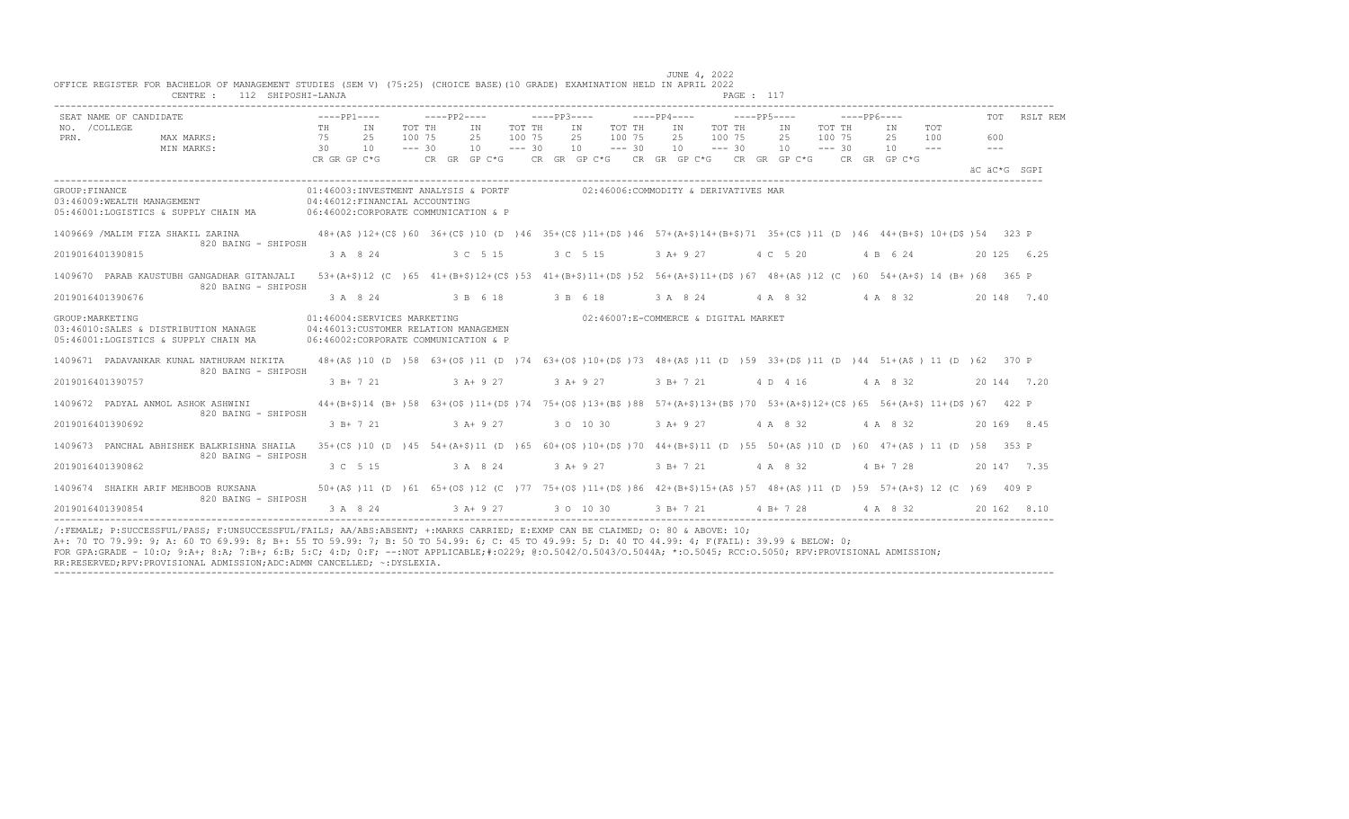JUNE 4, 2022

OFFICE REGISTER FOR BACHELOR OF MANAGEMENT STUDIES (SEM V) (75:25) (CHOICE BASE)(10 GRADE) EXAMINATION HELD IN APRIL 2022

CENTRE : 112 SHIPOSHI-LANJA

| SEAT NO. / NAME OF CANDIDATE / COLLEGE / PRN. | PP1 TH | PP1 IN | PP1 TOT | PP2 TH | PP2 IN | PP2 TOT | PP3 TH | PP3 IN | PP3 TOT | PP4 TH | PP4 IN | PP4 TOT | PP5 TH | PP5 IN | PP5 TOT | PP6 TH | PP6 IN | PP6 TOT | TOT | RSLT | REM |
|---|---|---|---|---|---|---|---|---|---|---|---|---|---|---|---|---|---|---|---|---|---|
| MAX MARKS: | 75 | 25 | 100 | 75 | 25 | 100 | 75 | 25 | 100 | 75 | 25 | 100 | 75 | 25 | 100 | 75 | 25 | 100 | 600 | | |
| MIN MARKS: | 30 | 10 | --- | 30 | 10 | --- | 30 | 10 | --- | 30 | 10 | --- | 30 | 10 | --- | 30 | 10 | --- | --- | | |
| | CR GR GP C*G | | | CR GR GP C*G | | | CR GR GP C*G | | | CR GR GP C*G | | | CR GR GP C*G | | | CR GR GP C*G | | | äC äC*G SGPI | | |

GROUP:FINANCE
01:46003:INVESTMENT ANALYSIS & PORTF
02:46006:COMMODITY & DERIVATIVES MAR
03:46009:WEALTH MANAGEMENT
04:46012:FINANCIAL ACCOUNTING
05:46001:LOGISTICS & SUPPLY CHAIN MA
06:46002:CORPORATE COMMUNICATION & P

| SEAT NO. / NAME / COLLEGE / PRN | PP1 | PP2 | PP3 | PP4 | PP5 | PP6 | TOT | RSLT |
|---|---|---|---|---|---|---|---|---|
| 1409669 /MALIM FIZA SHAKIL ZARINA 820 BAING - SHIPOSH | 48+(A$ )12+(C$ )60 | 36+(C$ )10 (D )46 | 35+(C$ )11+(D$ )46 | 57+(A+$)14+(B+$)71 | 35+(C$ )11 (D )46 | 44+(B+$) 10+(D$ )54 | 323 | P |
| 2019016401390815 | 3 A 8 24 | 3 C 5 15 | 3 C 5 15 | 3 A+ 9 27 | 4 C 5 20 | 4 B 6 24 | 20 125 6.25 | |
| 1409670 PARAB KAUSTUBH GANGADHAR GITANJALI 820 BAING - SHIPOSH | 53+(A+$)12 (C )65 | 41+(B+$)12+(C$ )53 | 41+(B+$)11+(D$ )52 | 56+(A+$)11+(D$ )67 | 48+(A$ )12 (C )60 | 54+(A+$) 14 (B+ )68 | 365 | P |
| 2019016401390676 | 3 A 8 24 | 3 B 6 18 | 3 B 6 18 | 3 A 8 24 | 4 A 8 32 | 4 A 8 32 | 20 148 7.40 | |

GROUP:MARKETING
01:46004:SERVICES MARKETING
02:46007:E-COMMERCE & DIGITAL MARKET
03:46010:SALES & DISTRIBUTION MANAGE
04:46013:CUSTOMER RELATION MANAGEMEN
05:46001:LOGISTICS & SUPPLY CHAIN MA
06:46002:CORPORATE COMMUNICATION & P

| SEAT NO. / NAME / COLLEGE / PRN | PP1 | PP2 | PP3 | PP4 | PP5 | PP6 | TOT | RSLT |
|---|---|---|---|---|---|---|---|---|
| 1409671 PADAVANKAR KUNAL NATHURAM NIKITA 820 BAING - SHIPOSH | 48+(A$ )10 (D )58 | 63+(O$ )11 (D )74 | 63+(O$ )10+(D$ )73 | 48+(A$ )11 (D )59 | 33+(D$ )11 (D )44 | 51+(A$ ) 11 (D )62 | 370 | P |
| 2019016401390757 | 3 B+ 7 21 | 3 A+ 9 27 | 3 A+ 9 27 | 3 B+ 7 21 | 4 D 4 16 | 4 A 8 32 | 20 144 7.20 | |
| 1409672 PADYAL ANMOL ASHOK ASHWINI 820 BAING - SHIPOSH | 44+(B+$)14 (B+ )58 | 63+(O$ )11+(D$ )74 | 75+(O$ )13+(B$ )88 | 57+(A+$)13+(B$ )70 | 53+(A+$)12+(C$ )65 | 56+(A+$) 11+(D$ )67 | 422 | P |
| 2019016401390692 | 3 B+ 7 21 | 3 A+ 9 27 | 3 O 10 30 | 3 A+ 9 27 | 4 A 8 32 | 4 A 8 32 | 20 169 8.45 | |
| 1409673 PANCHAL ABHISHEK BALKRISHNA SHAILA 820 BAING - SHIPOSH | 35+(C$ )10 (D )45 | 54+(A+$)11 (D )65 | 60+(O$ )10+(D$ )70 | 44+(B+$)11 (D )55 | 50+(A$ )10 (D )60 | 47+(A$ ) 11 (D )58 | 353 | P |
| 2019016401390862 | 3 C 5 15 | 3 A 8 24 | 3 A+ 9 27 | 3 B+ 7 21 | 4 A 8 32 | 4 B+ 7 28 | 20 147 7.35 | |
| 1409674 SHAIKH ARIF MEHBOOB RUKSANA 820 BAING - SHIPOSH | 50+(A$ )11 (D )61 | 65+(O$ )12 (C )77 | 75+(O$ )11+(D$ )86 | 42+(B+$)15+(A$ )57 | 48+(A$ )11 (D )59 | 57+(A+$) 12 (C )69 | 409 | P |
| 2019016401390854 | 3 A 8 24 | 3 A+ 9 27 | 3 O 10 30 | 3 B+ 7 21 | 4 B+ 7 28 | 4 A 8 32 | 20 162 8.10 | |

/:FEMALE; P:SUCCESSFUL/PASS; F:UNSUCCESSFUL/FAILS; AA/ABS:ABSENT; +:MARKS CARRIED; E:EXMP CAN BE CLAIMED; O: 80 & ABOVE: 10;
A+: 70 TO 79.99: 9; A: 60 TO 69.99: 8; B+: 55 TO 59.99: 7; B: 50 TO 54.99: 6; C: 45 TO 49.99: 5; D: 40 TO 44.99: 4; F(FAIL): 39.99 & BELOW: 0;
FOR GPA:GRADE - 10:O; 9:A+; 8:A; 7:B+; 6:B; 5:C; 4:D; 0:F; --:NOT APPLICABLE;#:O229; @:O.5042/O.5043/O.5044A; *:O.5045; RCC:O.5050; RPV:PROVISIONAL ADMISSION;
RR:RESERVED;RPV:PROVISIONAL ADMISSION;ADC:ADMN CANCELLED; ~:DYSLEXIA.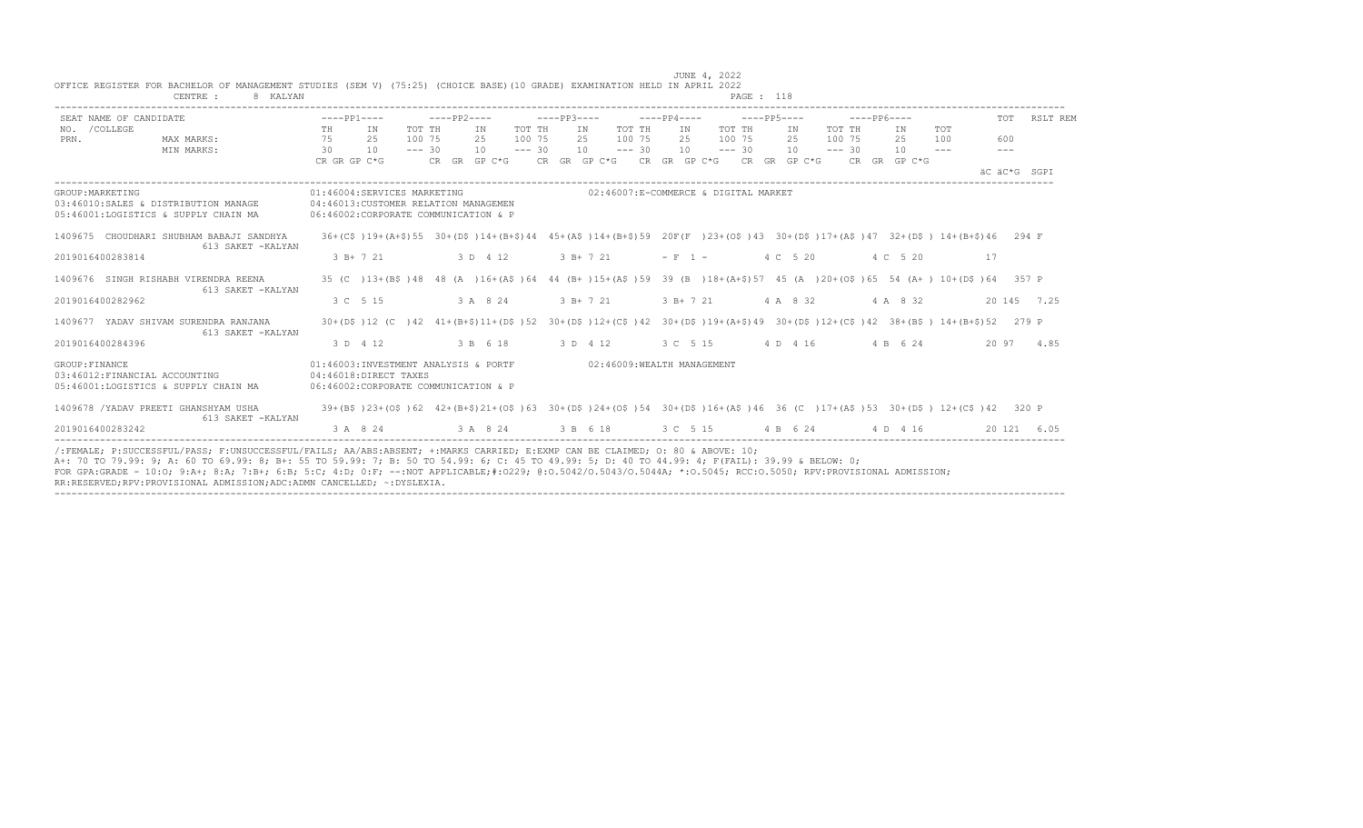JUNE 4, 2022

OFFICE REGISTER FOR BACHELOR OF MANAGEMENT STUDIES (SEM V) (75:25) (CHOICE BASE)(10 GRADE) EXAMINATION HELD IN APRIL 2022

CENTRE : 8 KALYAN

```
SEAT NAME OF CANDIDATE            ----PP1----      ----PP2----      ----PP3----      ----PP4----      ----PP5----      ----PP6----          TOT   RSLT REM
NO. /COLLEGE                      TH    IN   TOT TH    IN   TOT TH    IN   TOT TH    IN   TOT TH    IN   TOT TH    IN   TOT
PRN.          MAX MARKS:          75    25   100 75    25   100 75    25   100 75    25   100 75    25   100 75    25   100       600
              MIN MARKS:          30    10   --- 30    10   --- 30    10   --- 30    10   --- 30    10   --- 30    10   ---       ---
                                  CR GR GP C*G     CR GR GP C*G     CR GR GP C*G     CR GR GP C*G     CR GR GP C*G     CR GR GP C*G
                                                                                                                                   äC äC*G SGPI
```

GROUP:MARKETING
01:46004:SERVICES MARKETING
02:46007:E-COMMERCE & DIGITAL MARKET
03:46010:SALES & DISTRIBUTION MANAGE
04:46013:CUSTOMER RELATION MANAGEMEN
05:46001:LOGISTICS & SUPPLY CHAIN MA
06:46002:CORPORATE COMMUNICATION & P

```
1409675  CHOUDHARI SHUBHAM BABAJI SANDHYA    36+(C$ )19+(A+$)55  30+(D$ )14+(B+$)44  45+(A$ )14+(B+$)59  20F(F  )23+(O$ )43  30+(D$ )17+(A$ )47  32+(D$ ) 14+(B+$)46   294 F
         613 SAKET -KALYAN
2019016400283814                      3 B+ 7 21         3 D  4 12         3 B+ 7 21         - F  1 -          4 C  5 20         4 C  5 20          17

1409676  SINGH RISHABH VIRENDRA REENA        35 (C  )13+(B$ )48  48 (A  )16+(A$ )64  44 (B+ )15+(A$ )59  39 (B  )18+(A+$)57  45 (A  )20+(O$ )65  54 (A+ ) 10+(D$ )64   357 P
         613 SAKET -KALYAN
2019016400282962                      3 C  5 15         3 A  8 24         3 B+ 7 21         3 B+ 7 21         4 A  8 32         4 A  8 32          20 145  7.25

1409677  YADAV SHIVAM SURENDRA RANJANA       30+(D$ )12 (C  )42  41+(B+$)11+(D$ )52  30+(D$ )12+(C$ )42  30+(D$ )19+(A+$)49  30+(D$ )12+(C$ )42  38+(B$ ) 14+(B+$)52   279 P
         613 SAKET -KALYAN
2019016400284396                      3 D  4 12         3 B  6 18         3 D  4 12         3 C  5 15         4 D  4 16         4 B  6 24          20 97   4.85
```

GROUP:FINANCE
01:46003:INVESTMENT ANALYSIS & PORTF
02:46009:WEALTH MANAGEMENT
03:46012:FINANCIAL ACCOUNTING
04:46018:DIRECT TAXES
05:46001:LOGISTICS & SUPPLY CHAIN MA
06:46002:CORPORATE COMMUNICATION & P

```
1409678 /YADAV PREETI GHANSHYAM USHA         39+(B$ )23+(O$ )62  42+(B+$)21+(O$ )63  30+(D$ )24+(O$ )54  30+(D$ )16+(A$ )46  36 (C  )17+(A$ )53  30+(D$ ) 12+(C$ )42   320 P
         613 SAKET -KALYAN
2019016400283242                      3 A  8 24         3 A  8 24         3 B  6 18         3 C  5 15         4 B  6 24         4 D  4 16          20 121  6.05
```

/:FEMALE; P:SUCCESSFUL/PASS; F:UNSUCCESSFUL/FAILS; AA/ABS:ABSENT; +:MARKS CARRIED; E:EXMP CAN BE CLAIMED; O: 80 & ABOVE: 10;
A+: 70 TO 79.99: 9; A: 60 TO 69.99: 8; B+: 55 TO 59.99: 7; B: 50 TO 54.99: 6; C: 45 TO 49.99: 5; D: 40 TO 44.99: 4; F(FAIL): 39.99 & BELOW: 0;
FOR GPA:GRADE - 10:O; 9:A+; 8:A; 7:B+; 6:B; 5:C; 4:D; 0:F; --:NOT APPLICABLE;#:O229; @:O.5042/O.5043/O.5044A; *:O.5045; RCC:O.5050; RPV:PROVISIONAL ADMISSION;
RR:RESERVED;RPV:PROVISIONAL ADMISSION;ADC:ADMN CANCELLED; ~:DYSLEXIA.